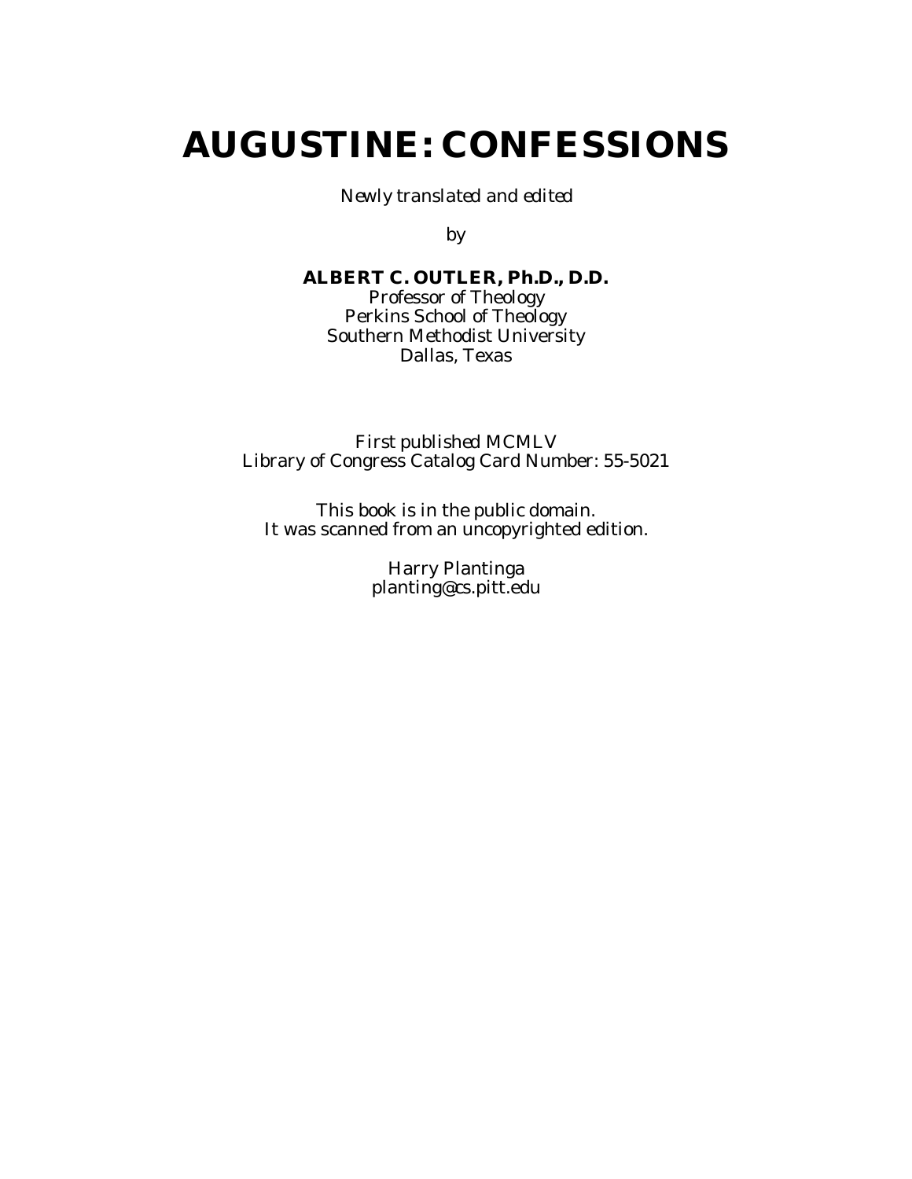# AUGUSTINE: CONFESSIONS

*Newly translated and edited*

*by*

**ALBERT C. OUTLER, Ph.D., D.D.**
Professor of Theology
Perkins School of Theology
Southern Methodist University
Dallas, Texas

First published MCMLV
Library of Congress Catalog Card Number: 55-5021

This book is in the public domain.
It was scanned from an uncopyrighted edition.

Harry Plantinga
planting@cs.pitt.edu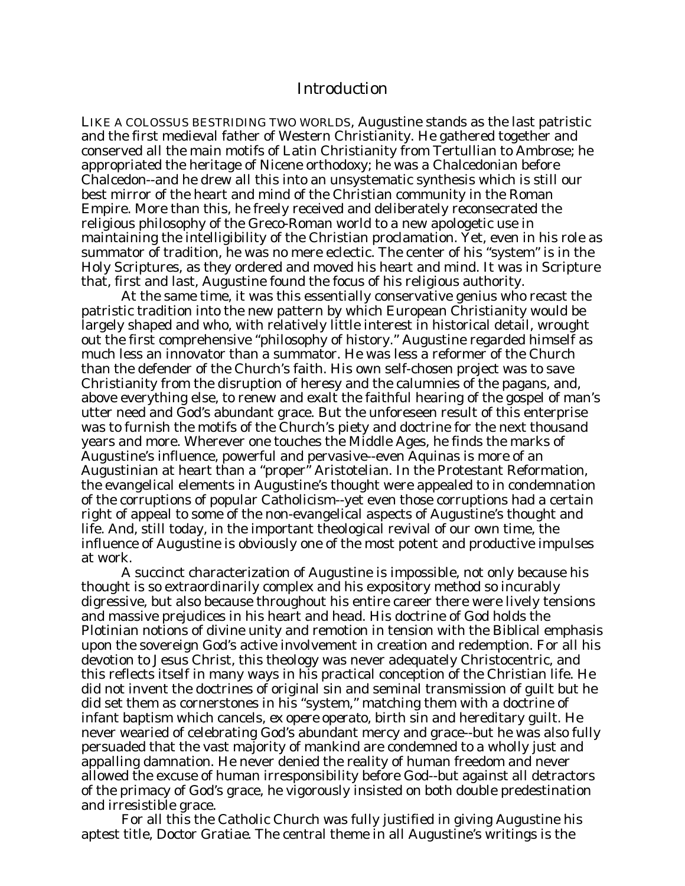# Introduction

LIKE A COLOSSUS BESTRIDING TWO WORLDS, Augustine stands as the last patristic and the first medieval father of Western Christianity. He gathered together and conserved all the main motifs of Latin Christianity from Tertullian to Ambrose; he appropriated the heritage of Nicene orthodoxy; he was a Chalcedonian before Chalcedon--and he drew all this into an unsystematic synthesis which is still our best mirror of the heart and mind of the Christian community in the Roman Empire. More than this, he freely received and deliberately reconsecrated the religious philosophy of the Greco-Roman world to a new apologetic use in maintaining the intelligibility of the Christian proclamation. Yet, even in his role as summator of tradition, he was no mere eclectic. The center of his "system" is in the Holy Scriptures, as they ordered and moved his heart and mind. It was in Scripture that, first and last, Augustine found the focus of his religious authority.

At the same time, it was this essentially conservative genius who recast the patristic tradition into the new pattern by which European Christianity would be largely shaped and who, with relatively little interest in historical detail, wrought out the first comprehensive "philosophy of history." Augustine regarded himself as much less an innovator than a summator. He was less a reformer of the Church than the defender of the Church's faith. His own self-chosen project was to save Christianity from the disruption of heresy and the calumnies of the pagans, and, above everything else, to renew and exalt the faithful hearing of the gospel of man's utter need and God's abundant grace. But the unforeseen result of this enterprise was to furnish the motifs of the Church's piety and doctrine for the next thousand years and more. Wherever one touches the Middle Ages, he finds the marks of Augustine's influence, powerful and pervasive--even Aquinas is more of an Augustinian at heart than a "proper" Aristotelian. In the Protestant Reformation, the evangelical elements in Augustine's thought were appealed to in condemnation of the corruptions of popular Catholicism--yet even those corruptions had a certain right of appeal to some of the non-evangelical aspects of Augustine's thought and life. And, still today, in the important theological revival of our own time, the influence of Augustine is obviously one of the most potent and productive impulses at work.

A succinct characterization of Augustine is impossible, not only because his thought is so extraordinarily complex and his expository method so incurably digressive, but also because throughout his entire career there were lively tensions and massive prejudices in his heart and head. His doctrine of God holds the Plotinian notions of divine unity and remotion in tension with the Biblical emphasis upon the sovereign God's active involvement in creation and redemption. For all his devotion to Jesus Christ, this theology was never adequately Christocentric, and this reflects itself in many ways in his practical conception of the Christian life. He did not invent the doctrines of original sin and seminal transmission of guilt but he did set them as cornerstones in his "system," matching them with a doctrine of infant baptism which cancels, *ex opere operato*, birth sin and hereditary guilt. He never wearied of celebrating God's abundant mercy and grace--but he was also fully persuaded that the vast majority of mankind are condemned to a wholly just and appalling damnation. He never denied the reality of human freedom and never allowed the excuse of human irresponsibility before God--but against all detractors of the primacy of God's grace, he vigorously insisted on both double predestination and irresistible grace.

For all this the Catholic Church was fully justified in giving Augustine his aptest title, Doctor Gratiae. The central theme in all Augustine's writings is the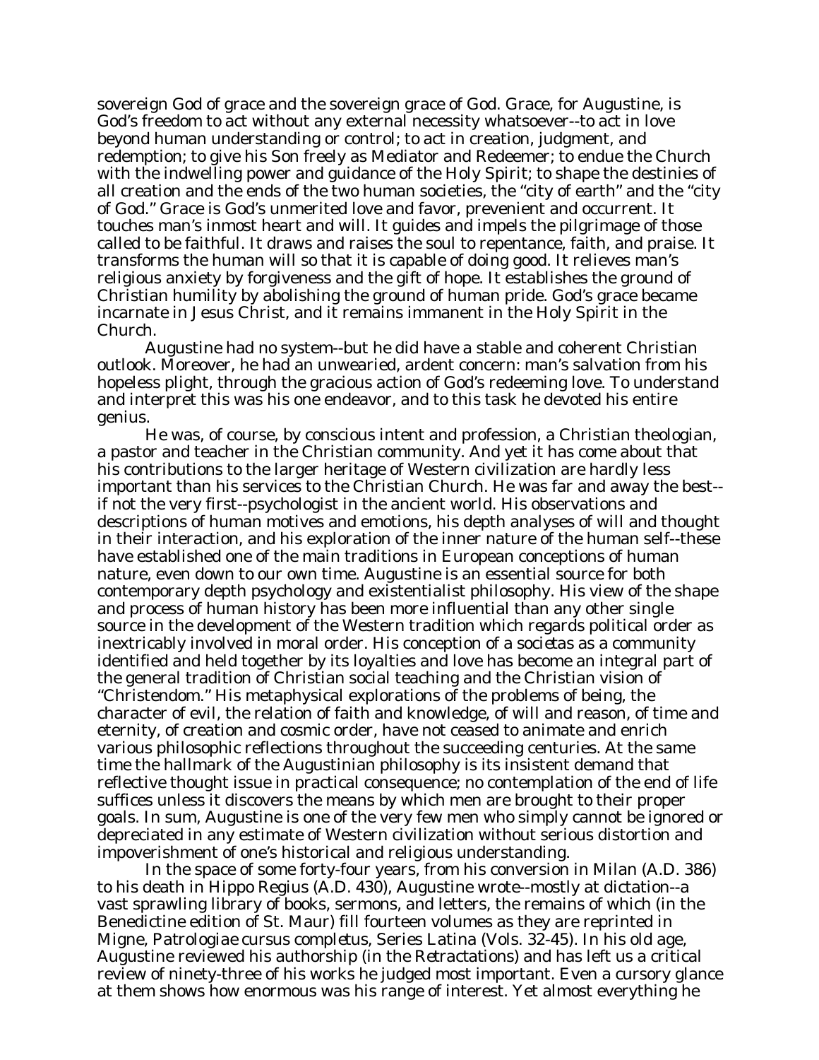sovereign God of grace and the sovereign grace of God. Grace, for Augustine, is God's freedom to act without any external necessity whatsoever--to act in love beyond human understanding or control; to act in creation, judgment, and redemption; to give his Son freely as Mediator and Redeemer; to endue the Church with the indwelling power and guidance of the Holy Spirit; to shape the destinies of all creation and the ends of the two human societies, the "city of earth" and the "city of God." Grace is God's unmerited love and favor, prevenient and occurrent. It touches man's inmost heart and will. It guides and impels the pilgrimage of those called to be faithful. It draws and raises the soul to repentance, faith, and praise. It transforms the human will so that it is capable of doing good. It relieves man's religious anxiety by forgiveness and the gift of hope. It establishes the ground of Christian humility by abolishing the ground of human pride. God's grace became incarnate in Jesus Christ, and it remains immanent in the Holy Spirit in the Church.

Augustine had no system--but he did have a stable and coherent Christian outlook. Moreover, he had an unwearied, ardent concern: man's salvation from his hopeless plight, through the gracious action of God's redeeming love. To understand and interpret this was his one endeavor, and to this task he devoted his entire genius.

He was, of course, by conscious intent and profession, a Christian theologian, a pastor and teacher in the Christian community. And yet it has come about that his contributions to the larger heritage of Western civilization are hardly less important than his services to the Christian Church. He was far and away the best--if not the very first--psychologist in the ancient world. His observations and descriptions of human motives and emotions, his depth analyses of will and thought in their interaction, and his exploration of the inner nature of the human self--these have established one of the main traditions in European conceptions of human nature, even down to our own time. Augustine is an essential source for both contemporary depth psychology and existentialist philosophy. His view of the shape and process of human history has been more influential than any other single source in the development of the Western tradition which regards political order as inextricably involved in moral order. His conception of a *societas* as a community identified and held together by its loyalties and love has become an integral part of the general tradition of Christian social teaching and the Christian vision of "Christendom." His metaphysical explorations of the problems of being, the character of evil, the relation of faith and knowledge, of will and reason, of time and eternity, of creation and cosmic order, have not ceased to animate and enrich various philosophic reflections throughout the succeeding centuries. At the same time the hallmark of the Augustinian philosophy is its insistent demand that reflective thought issue in practical consequence; no contemplation of the end of life suffices unless it discovers the means by which men are brought to their proper goals. In sum, Augustine is one of the very few men who simply cannot be ignored or depreciated in any estimate of Western civilization without serious distortion and impoverishment of one's historical and religious understanding.

In the space of some forty-four years, from his conversion in Milan (A.D. 386) to his death in Hippo Regius (A.D. 430), Augustine wrote--mostly at dictation--a vast sprawling library of books, sermons, and letters, the remains of which (in the Benedictine edition of St. Maur) fill fourteen volumes as they are reprinted in Migne, *Patrologiae cursus completus, Series Latina* (Vols. 32-45). In his old age, Augustine reviewed his authorship (in the *Retractations*) and has left us a critical review of ninety-three of his works he judged most important. Even a cursory glance at them shows how enormous was his range of interest. Yet almost everything he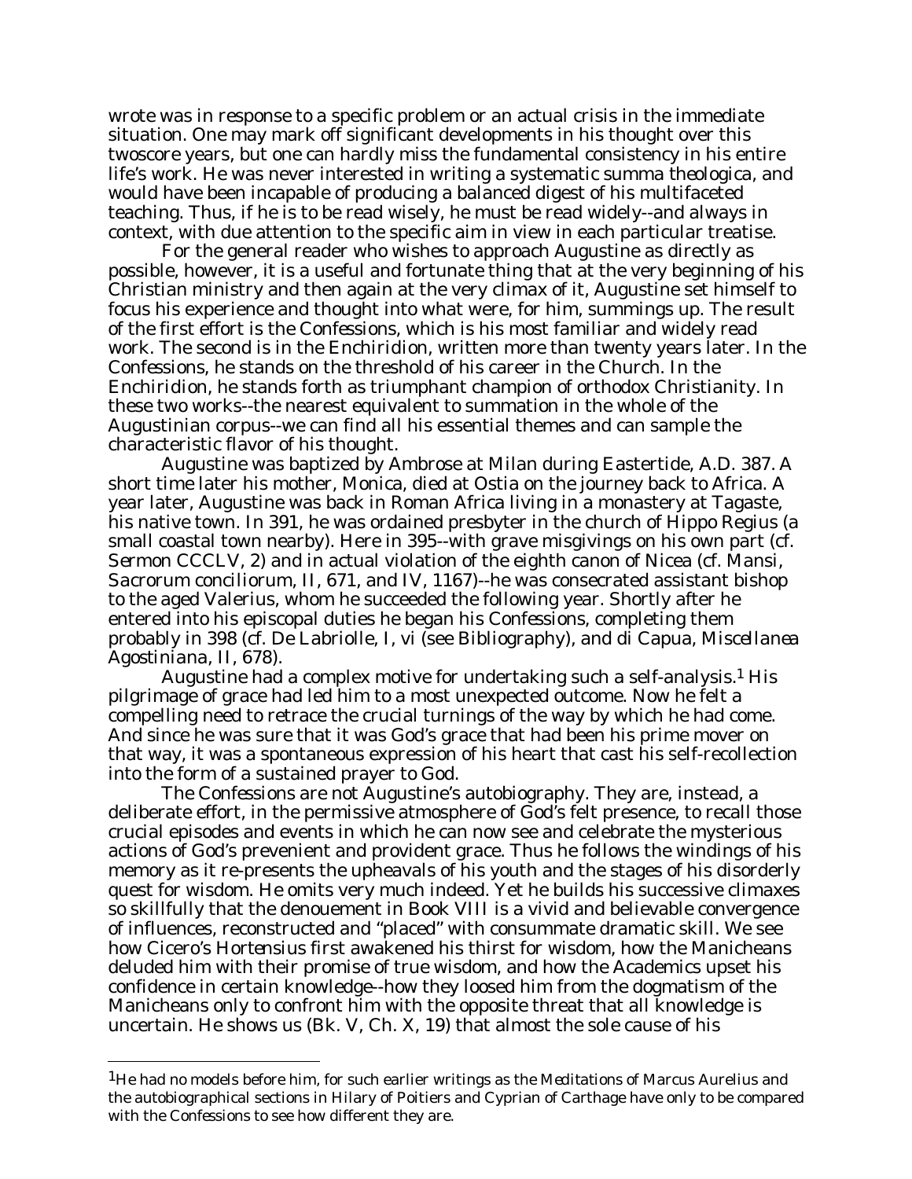wrote was in response to a specific problem or an actual crisis in the immediate situation. One may mark off significant developments in his thought over this twoscore years, but one can hardly miss the fundamental consistency in his entire life's work. He was never interested in writing a systematic *summa theologica*, and would have been incapable of producing a balanced digest of his multifaceted teaching. Thus, if he is to be read wisely, he must be read widely--and always in context, with due attention to the specific aim in view in each particular treatise.

For the general reader who wishes to approach Augustine as directly as possible, however, it is a useful and fortunate thing that at the very beginning of his Christian ministry and then again at the very climax of it, Augustine set himself to focus his experience and thought into what were, for him, summings up. The result of the first effort is the *Confessions*, which is his most familiar and widely read work. The second is in the *Enchiridion*, written more than twenty years later. In the *Confessions*, he stands on the threshold of his career in the Church. In the *Enchiridion*, he stands forth as triumphant champion of orthodox Christianity. In these two works--the nearest equivalent to summation in the whole of the Augustinian corpus--we can find all his essential themes and can sample the characteristic flavor of his thought.

Augustine was baptized by Ambrose at Milan during Eastertide, A.D. 387. A short time later his mother, Monica, died at Ostia on the journey back to Africa. A year later, Augustine was back in Roman Africa living in a monastery at Tagaste, his native town. In 391, he was ordained presbyter in the church of Hippo Regius (a small coastal town nearby). Here in 395--with grave misgivings on his own part (cf. *Sermon CCCLV*, 2) and in actual violation of the eighth canon of Nicea (cf. Mansi, *Sacrorum conciliorum*, II, 671, and IV, 1167)--he was consecrated assistant bishop to the aged Valerius, whom he succeeded the following year. Shortly after he entered into his episcopal duties he began his *Confessions*, completing them probably in 398 (cf. De Labriolle, I, vi (see Bibliography), and di Capua, *Miscellanea Agostiniana*, II, 678).

Augustine had a complex motive for undertaking such a self-analysis.[1] His pilgrimage of grace had led him to a most unexpected outcome. Now he felt a compelling need to retrace the crucial turnings of the way by which he had come. And since he was sure that it was God's grace that had been his prime mover on that way, it was a spontaneous expression of his heart that cast his self-recollection into the form of a sustained prayer to God.

The *Confessions* are not Augustine's autobiography. They are, instead, a deliberate effort, in the permissive atmosphere of God's felt presence, to recall those crucial episodes and events in which he can now see and celebrate the mysterious actions of God's prevenient and provident grace. Thus he follows the windings of his memory as it re-presents the upheavals of his youth and the stages of his disorderly quest for wisdom. He omits very much indeed. Yet he builds his successive climaxes so skillfully that the denouement in Book VIII is a vivid and believable convergence of influences, reconstructed and "placed" with consummate dramatic skill. We see how Cicero's *Hortensius* first awakened his thirst for wisdom, how the Manicheans deluded him with their promise of true wisdom, and how the Academics upset his confidence in certain knowledge--how they loosed him from the dogmatism of the Manicheans only to confront him with the opposite threat that all knowledge is uncertain. He shows us (Bk. V, Ch. X, 19) that almost the sole cause of his

[1]He had no models before him, for such earlier writings as the *Meditations* of Marcus Aurelius and the autobiographical sections in Hilary of Poitiers and Cyprian of Carthage have only to be compared with the *Confessions* to see how different they are.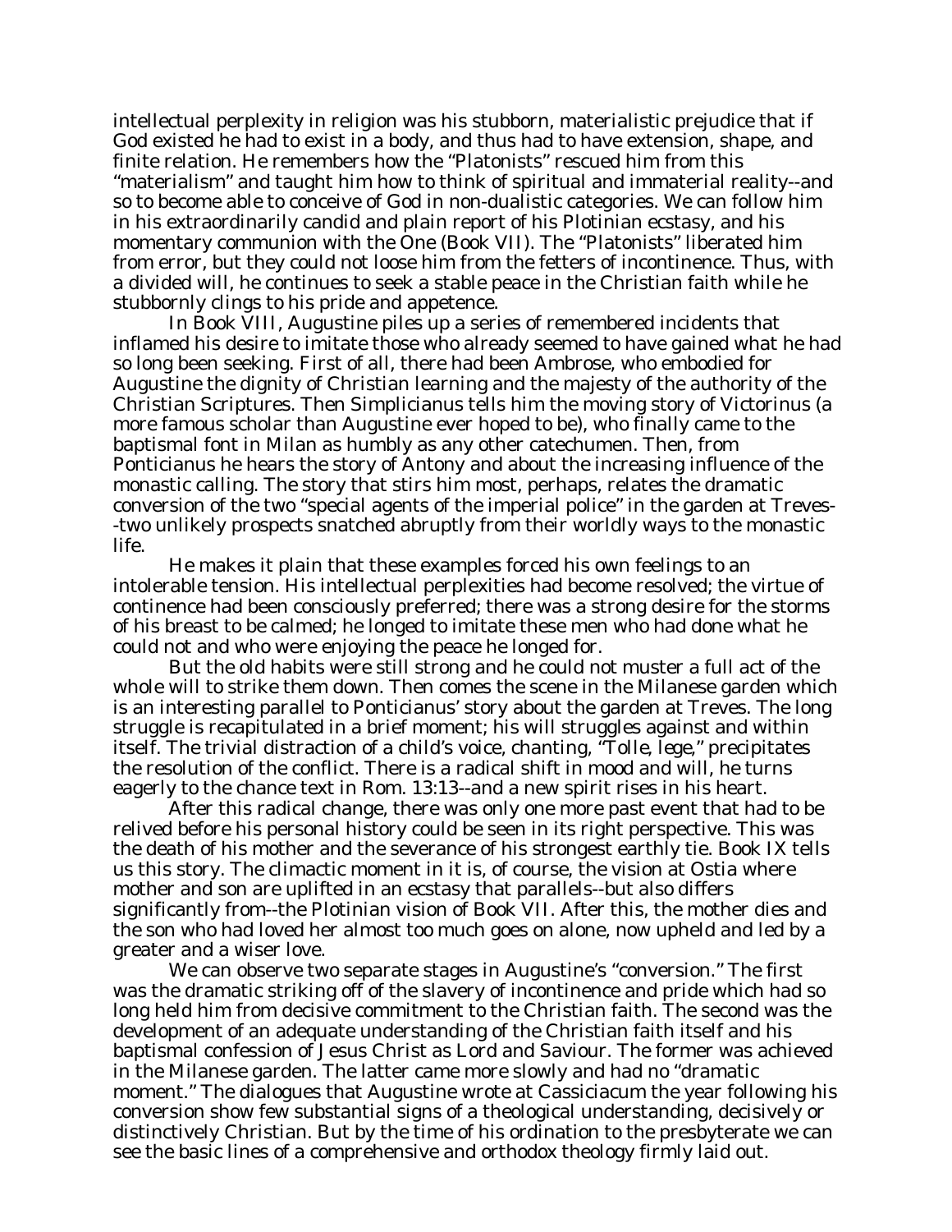intellectual perplexity in religion was his stubborn, materialistic prejudice that if God existed he had to exist in a body, and thus had to have extension, shape, and finite relation. He remembers how the "Platonists" rescued him from this "materialism" and taught him how to think of spiritual and immaterial reality--and so to become able to conceive of God in non-dualistic categories. We can follow him in his extraordinarily candid and plain report of his Plotinian ecstasy, and his momentary communion with the One (Book VII). The "Platonists" liberated him from error, but they could not loose him from the fetters of incontinence. Thus, with a divided will, he continues to seek a stable peace in the Christian faith while he stubbornly clings to his pride and appetence.

In Book VIII, Augustine piles up a series of remembered incidents that inflamed his desire to imitate those who already seemed to have gained what he had so long been seeking. First of all, there had been Ambrose, who embodied for Augustine the dignity of Christian learning and the majesty of the authority of the Christian Scriptures. Then Simplicianus tells him the moving story of Victorinus (a more famous scholar than Augustine ever hoped to be), who finally came to the baptismal font in Milan as humbly as any other catechumen. Then, from Ponticianus he hears the story of Antony and about the increasing influence of the monastic calling. The story that stirs him most, perhaps, relates the dramatic conversion of the two "special agents of the imperial police" in the garden at Treves--two unlikely prospects snatched abruptly from their worldly ways to the monastic life.

He makes it plain that these examples forced his own feelings to an intolerable tension. His intellectual perplexities had become resolved; the virtue of continence had been consciously preferred; there was a strong desire for the storms of his breast to be calmed; he longed to imitate these men who had done what he could not and who were enjoying the peace he longed for.

But the old habits were still strong and he could not muster a full act of the whole will to strike them down. Then comes the scene in the Milanese garden which is an interesting parallel to Ponticianus' story about the garden at Treves. The long struggle is recapitulated in a brief moment; his will struggles against and within itself. The trivial distraction of a child's voice, chanting, "*Tolle, lege,*" precipitates the resolution of the conflict. There is a radical shift in mood and will, he turns eagerly to the chance text in Rom. 13:13--and a new spirit rises in his heart.

After this radical change, there was only one more past event that had to be relived before his personal history could be seen in its right perspective. This was the death of his mother and the severance of his strongest earthly tie. Book IX tells us this story. The climactic moment in it is, of course, the vision at Ostia where mother and son are uplifted in an ecstasy that parallels--but also differs significantly from--the Plotinian vision of Book VII. After this, the mother dies and the son who had loved her almost too much goes on alone, now upheld and led by a greater and a wiser love.

We can observe two separate stages in Augustine's "conversion." The first was the dramatic striking off of the slavery of incontinence and pride which had so long held him from decisive commitment to the Christian faith. The second was the development of an adequate understanding of the Christian faith itself and his baptismal confession of Jesus Christ as Lord and Saviour. The former was achieved in the Milanese garden. The latter came more slowly and had no "dramatic moment." The dialogues that Augustine wrote at Cassiciacum the year following his conversion show few substantial signs of a theological understanding, decisively or distinctively Christian. But by the time of his ordination to the presbyterate we can see the basic lines of a comprehensive and orthodox theology firmly laid out.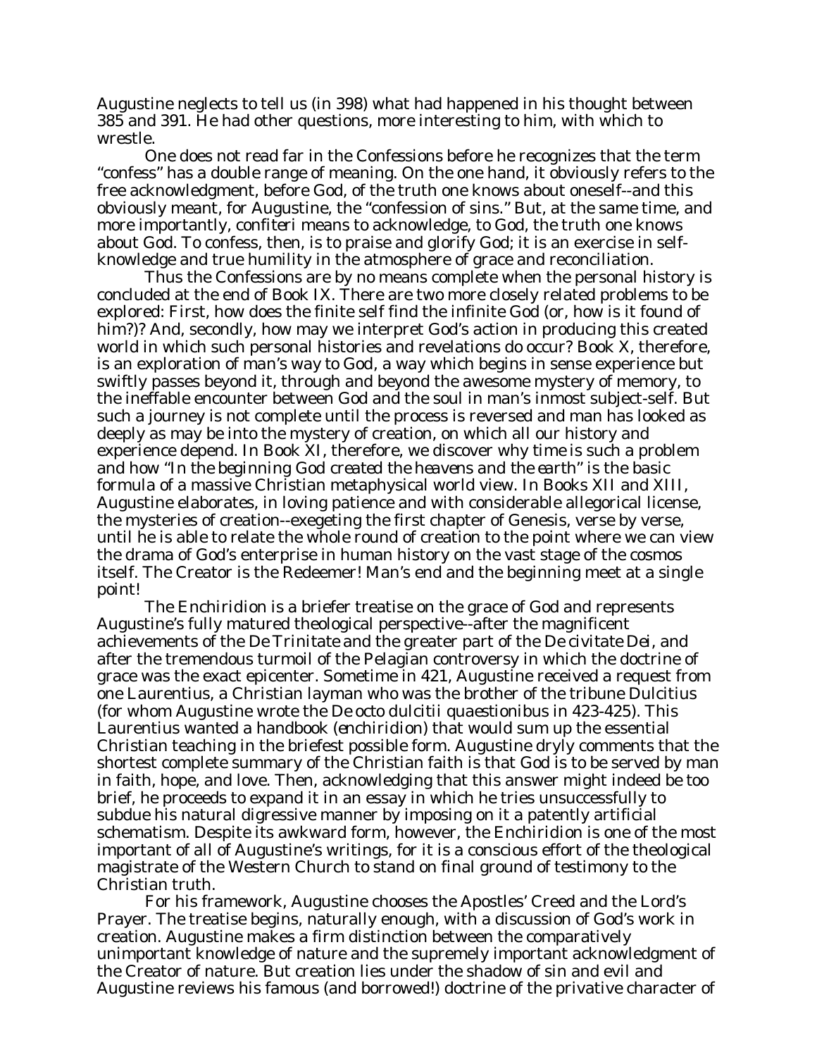Augustine neglects to tell us (in 398) what had happened in his thought between 385 and 391. He had other questions, more interesting to him, with which to wrestle.

One does not read far in the *Confessions* before he recognizes that the term "confess" has a double range of meaning. On the one hand, it obviously refers to the free acknowledgment, before God, of the truth one knows about oneself--and this obviously meant, for Augustine, the "confession of sins." But, at the same time, and more importantly, *confiteri* means to acknowledge, to God, the truth one knows about God. To confess, then, is to praise and glorify God; it is an exercise in self-knowledge and true humility in the atmosphere of grace and reconciliation.

Thus the *Confessions* are by no means complete when the personal history is concluded at the end of Book IX. There are two more closely related problems to be explored: First, how does the finite self find the infinite God (or, how is it found of him?)? And, secondly, how may we interpret God's action in producing this created world in which such personal histories and revelations do occur? Book X, therefore, is an exploration of man's way to God, a way which begins in sense experience but swiftly passes beyond it, through and beyond the awesome mystery of memory, to the ineffable encounter between God and the soul in man's inmost subject-self. But such a journey is not complete until the process is reversed and man has looked as deeply as may be into the mystery of creation, on which all our history and experience depend. In Book XI, therefore, we discover why time is such a problem and how "*In the beginning God created the heavens and the earth*" is the basic formula of a massive Christian metaphysical world view. In Books XII and XIII, Augustine elaborates, in loving patience and with considerable allegorical license, the mysteries of creation--exegeting the first chapter of Genesis, verse by verse, until he is able to relate the whole round of creation to the point where we can view the drama of God's enterprise in human history on the vast stage of the cosmos itself. The Creator is the Redeemer! Man's end and the beginning meet at a single point!

The *Enchiridion* is a briefer treatise on the grace of God and represents Augustine's fully matured theological perspective--after the magnificent achievements of the *De Trinitate* and the greater part of the *De civitate Dei*, and after the tremendous turmoil of the Pelagian controversy in which the doctrine of grace was the exact epicenter. Sometime in 421, Augustine received a request from one Laurentius, a Christian layman who was the brother of the tribune Dulcitius (for whom Augustine wrote the *De octo dulcitii quaestionibus* in 423-425). This Laurentius wanted a handbook (*enchiridion*) that would sum up the essential Christian teaching in the briefest possible form. Augustine dryly comments that the shortest complete summary of the Christian faith is that God is to be served by man in faith, hope, and love. Then, acknowledging that this answer might indeed be too brief, he proceeds to expand it in an essay in which he tries unsuccessfully to subdue his natural digressive manner by imposing on it a patently artificial schematism. Despite its awkward form, however, the *Enchiridion* is one of the most important of all of Augustine's writings, for it is a conscious effort of the theological magistrate of the Western Church to stand on final ground of testimony to the Christian truth.

For his framework, Augustine chooses the Apostles' Creed and the Lord's Prayer. The treatise begins, naturally enough, with a discussion of God's work in creation. Augustine makes a firm distinction between the comparatively unimportant knowledge of nature and the supremely important acknowledgment of the Creator of nature. But creation lies under the shadow of sin and evil and Augustine reviews his famous (and borrowed!) doctrine of the privative character of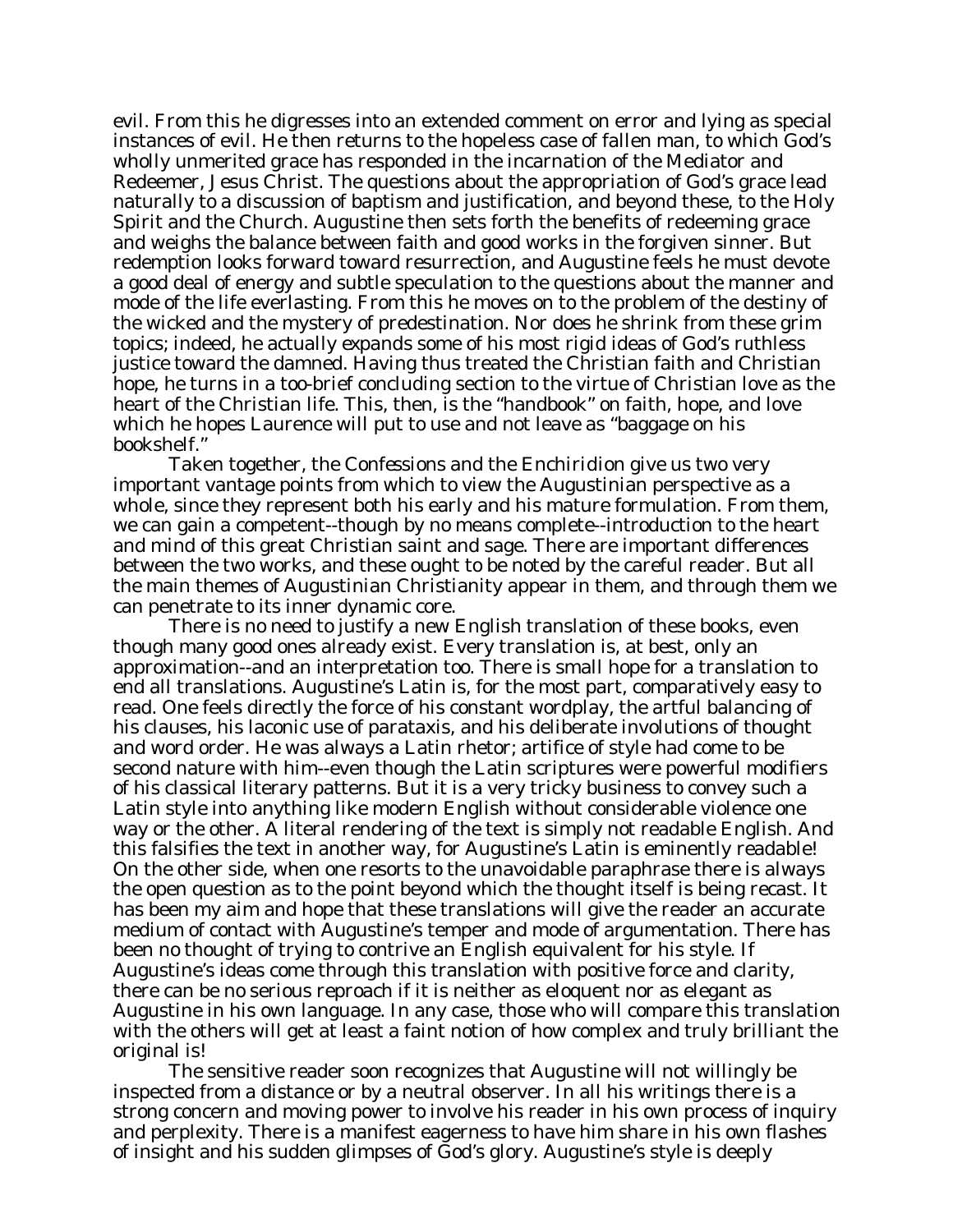evil. From this he digresses into an extended comment on error and lying as special instances of evil. He then returns to the hopeless case of fallen man, to which God's wholly unmerited grace has responded in the incarnation of the Mediator and Redeemer, Jesus Christ. The questions about the appropriation of God's grace lead naturally to a discussion of baptism and justification, and beyond these, to the Holy Spirit and the Church. Augustine then sets forth the benefits of redeeming grace and weighs the balance between faith and good works in the forgiven sinner. But redemption looks forward toward resurrection, and Augustine feels he must devote a good deal of energy and subtle speculation to the questions about the manner and mode of the life everlasting. From this he moves on to the problem of the destiny of the wicked and the mystery of predestination. Nor does he shrink from these grim topics; indeed, he actually expands some of his most rigid ideas of God's ruthless justice toward the damned. Having thus treated the Christian faith and Christian hope, he turns in a too-brief concluding section to the virtue of Christian love as the heart of the Christian life. This, then, is the "handbook" on faith, hope, and love which he hopes Laurence will put to use and not leave as "baggage on his bookshelf."

Taken together, the *Confessions* and the *Enchiridion* give us two very important vantage points from which to view the Augustinian perspective as a whole, since they represent both his early and his mature formulation. From them, we can gain a competent--though by no means complete--introduction to the heart and mind of this great Christian saint and sage. There are important differences between the two works, and these ought to be noted by the careful reader. But all the main themes of Augustinian Christianity appear in them, and through them we can penetrate to its inner dynamic core.

There is no need to justify a new English translation of these books, even though many good ones already exist. Every translation is, at best, only an approximation--and an interpretation too. There is small hope for a translation to end all translations. Augustine's Latin is, for the most part, comparatively easy to read. One feels directly the force of his constant wordplay, the artful balancing of his clauses, his laconic use of parataxis, and his deliberate involutions of thought and word order. He was always a Latin rhetor; artifice of style had come to be second nature with him--even though the Latin scriptures were powerful modifiers of his classical literary patterns. But it is a very tricky business to convey such a Latin style into anything like modern English without considerable violence one way or the other. A literal rendering of the text is simply not readable English. And this falsifies the text in another way, for Augustine's Latin is eminently readable! On the other side, when one resorts to the unavoidable paraphrase there is always the open question as to the point beyond which the thought itself is being recast. It has been my aim and hope that these translations will give the reader an accurate medium of contact with Augustine's temper and mode of argumentation. There has been no thought of trying to contrive an English equivalent for his style. If Augustine's ideas come through this translation with positive force and clarity, there can be no serious reproach if it is neither as eloquent nor as elegant as Augustine in his own language. In any case, those who will compare this translation with the others will get at least a faint notion of how complex and truly brilliant the original is!

The sensitive reader soon recognizes that Augustine will not willingly be inspected from a distance or by a neutral observer. In all his writings there is a strong concern and moving power to involve his reader in his own process of inquiry and perplexity. There is a manifest eagerness to have him share in his own flashes of insight and his sudden glimpses of God's glory. Augustine's style is deeply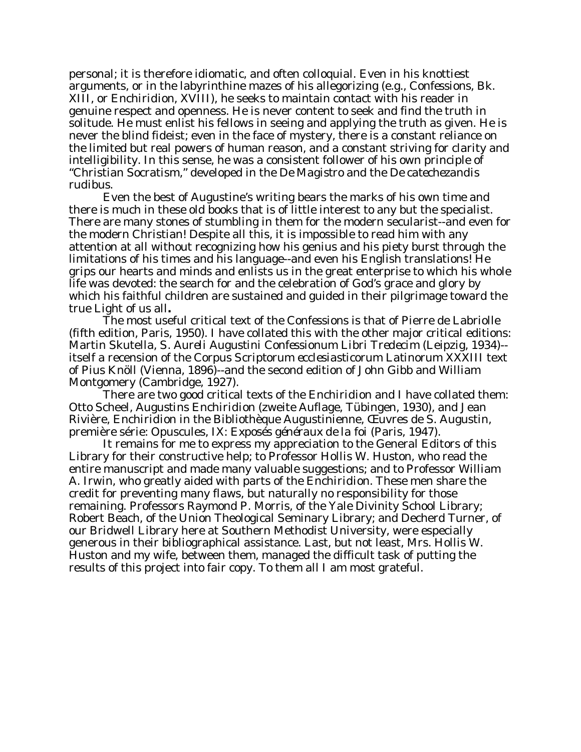personal; it is therefore idiomatic, and often colloquial. Even in his knottiest arguments, or in the labyrinthine mazes of his allegorizing (e.g., *Confessions*, Bk. XIII, or *Enchiridion*, XVIII), he seeks to maintain contact with his reader in genuine respect and openness. He is never content to seek and find the truth in solitude. He must enlist his fellows in seeing and applying the truth as given. He is never the blind fideist; even in the face of mystery, there is a constant reliance on the limited but real powers of human reason, and a constant striving for clarity and intelligibility. In this sense, he was a consistent follower of his own principle of "Christian Socratism," developed in the *De Magistro* and the *De catechezandis rudibus*.

Even the best of Augustine's writing bears the marks of his own time and there is much in these old books that is of little interest to any but the specialist. There are many stones of stumbling in them for the modern secularist--and even for the modern Christian! Despite all this, it is impossible to read him with any attention at all without recognizing how his genius and his piety burst through the limitations of his times and his language--and even his English translations! He grips our hearts and minds and enlists us in the great enterprise to which his whole life was devoted: the search for and the celebration of God's grace and glory by which his faithful children are sustained and guided in their pilgrimage toward the true Light of us all**.**

The most useful critical text of the *Confessions* is that of Pierre de Labriolle (fifth edition, Paris, 1950). I have collated this with the other major critical editions: Martin Skutella, *S. Aureli Augustini Confessionum Libri Tredecim* (Leipzig, 1934)--itself a recension of the *Corpus Scriptorum ecclesiasticorum Latinorum* XXXIII text of Pius Knöll (Vienna, 1896)--and the second edition of John Gibb and William Montgomery (Cambridge, 1927).

There are two good critical texts of the *Enchiridion* and I have collated them: Otto Scheel, *Augustins Enchiridion* (zweite Auflage, Tübingen, 1930), and Jean Rivière, *Enchiridion* in the Bibliothèque Augustinienne, *Œuvres de S. Augustin*, première série: *Opuscules, IX: Exposés généraux de la foi* (Paris, 1947).

It remains for me to express my appreciation to the General Editors of this Library for their constructive help; to Professor Hollis W. Huston, who read the entire manuscript and made many valuable suggestions; and to Professor William A. Irwin, who greatly aided with parts of the *Enchiridion*. These men share the credit for preventing many flaws, but naturally no responsibility for those remaining. Professors Raymond P. Morris, of the Yale Divinity School Library; Robert Beach, of the Union Theological Seminary Library; and Decherd Turner, of our Bridwell Library here at Southern Methodist University, were especially generous in their bibliographical assistance. Last, but not least, Mrs. Hollis W. Huston and my wife, between them, managed the difficult task of putting the results of this project into fair copy. To them all I am most grateful.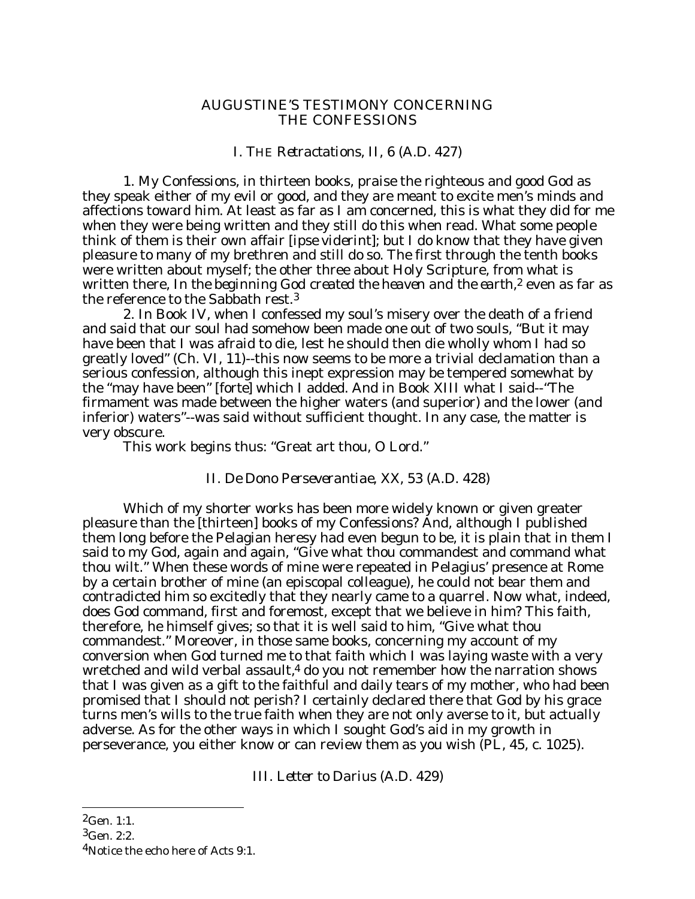## AUGUSTINE'S TESTIMONY CONCERNING THE CONFESSIONS

### I. The *Retractations*, II, 6 (A.D. 427)

1. My *Confessions*, in thirteen books, praise the righteous and good God as they speak either of my evil or good, and they are meant to excite men's minds and affections toward him. At least as far as I am concerned, this is what they did for me when they were being written and they still do this when read. What some people think of them is their own affair [*ipse viderint*]; but I do know that they have given pleasure to many of my brethren and still do so. The first through the tenth books were written about myself; the other three about Holy Scripture, from what is written there, *In the beginning God created the heaven and the earth*,[2] even as far as the reference to the Sabbath rest.[3]

2. In Book IV, when I confessed my soul's misery over the death of a friend and said that our soul had somehow been made one out of two souls, "But it may have been that I was afraid to die, lest he should then die wholly whom I had so greatly loved" (Ch. VI, 11)--this now seems to be more a trivial declamation than a serious confession, although this inept expression may be tempered somewhat by the "may have been" [*forte*] which I added. And in Book XIII what I said--"The firmament was made between the higher waters (and superior) and the lower (and inferior) waters"--was said without sufficient thought. In any case, the matter is very obscure.

This work begins thus: "Great art thou, O Lord."

### II. *De Dono Perseverantiae*, XX, 53 (A.D. 428)

Which of my shorter works has been more widely known or given greater pleasure than the [thirteen] books of my *Confessions*? And, although I published them long before the Pelagian heresy had even begun to be, it is plain that in them I said to my God, again and again, "Give what thou commandest and command what thou wilt." When these words of mine were repeated in Pelagius' presence at Rome by a certain brother of mine (an episcopal colleague), he could not bear them and contradicted him so excitedly that they nearly came to a quarrel. Now what, indeed, does God command, first and foremost, except that we believe in him? This faith, therefore, he himself gives; so that it is well said to him, "Give what thou commandest." Moreover, in those same books, concerning my account of my conversion when God turned me to that faith which I was laying waste with a very wretched and wild verbal assault,[4] do you not remember how the narration shows that I was given as a gift to the faithful and daily tears of my mother, who had been promised that I should not perish? I certainly declared there that God by his grace turns men's wills to the true faith when they are not only averse to it, but actually adverse. As for the other ways in which I sought God's aid in my growth in perseverance, you either know or can review them as you wish (*PL*, 45, c. 1025).

### III. *Letter to Darius* (A.D. 429)

---

[2]Gen. 1:1.

[3]Gen. 2:2.

[4]Notice the echo here of Acts 9:1.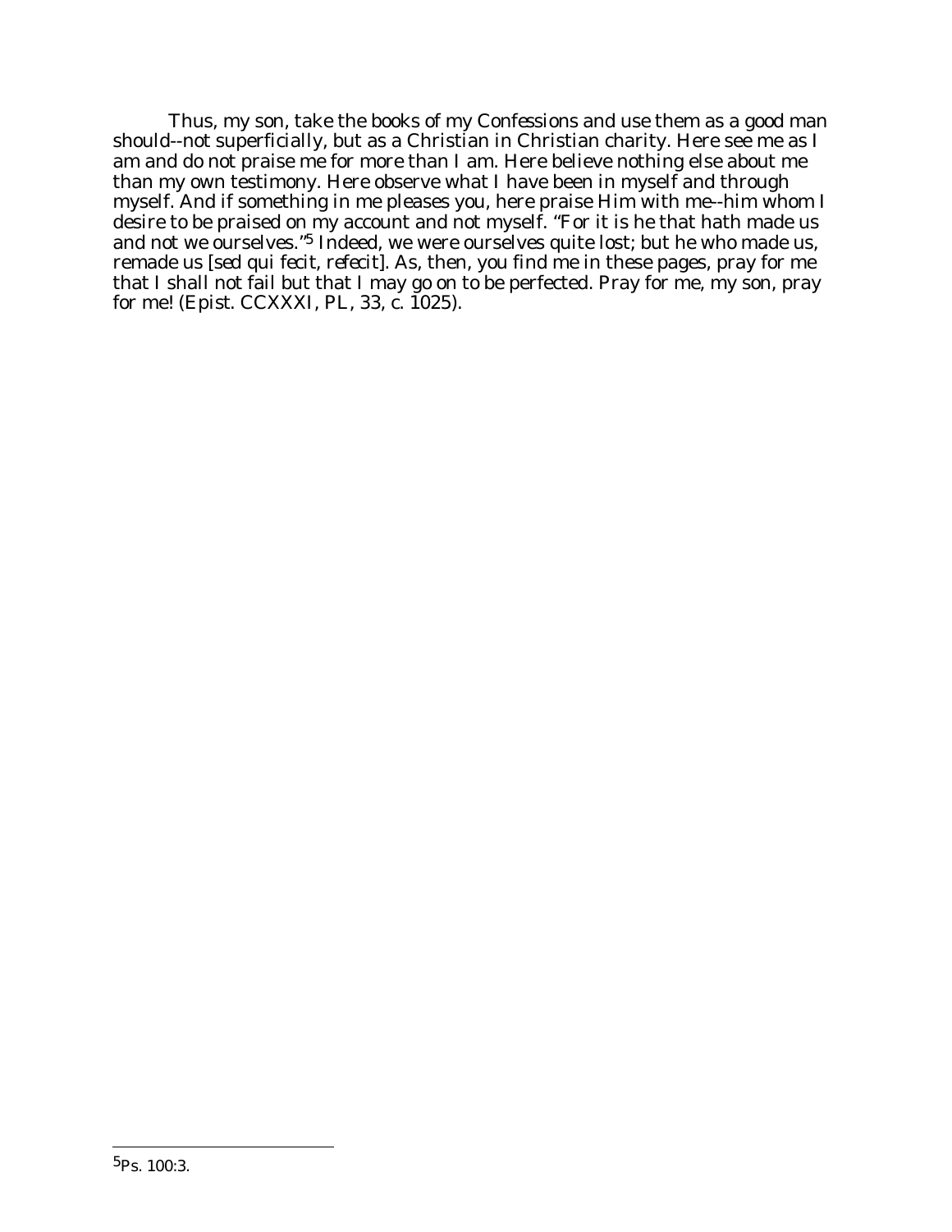Thus, my son, take the books of my *Confessions* and use them as a good man should--not superficially, but as a Christian in Christian charity. Here see me as I am and do not praise me for more than I am. Here believe nothing else about me than my own testimony. Here observe what I have been in myself and through myself. And if something in me pleases you, here praise Him with me--him whom I desire to be praised on my account and not myself. "For it is he that hath made us and not we ourselves."[5] Indeed, we were ourselves quite lost; but he who made us, remade us [*sed qui fecit, refecit*]. As, then, you find me in these pages, pray for me that I shall not fail but that I may go on to be perfected. Pray for me, my son, pray for me! (*Epist.* CCXXXI, *PL*, 33, c. 1025).

---

[5] Ps. 100:3.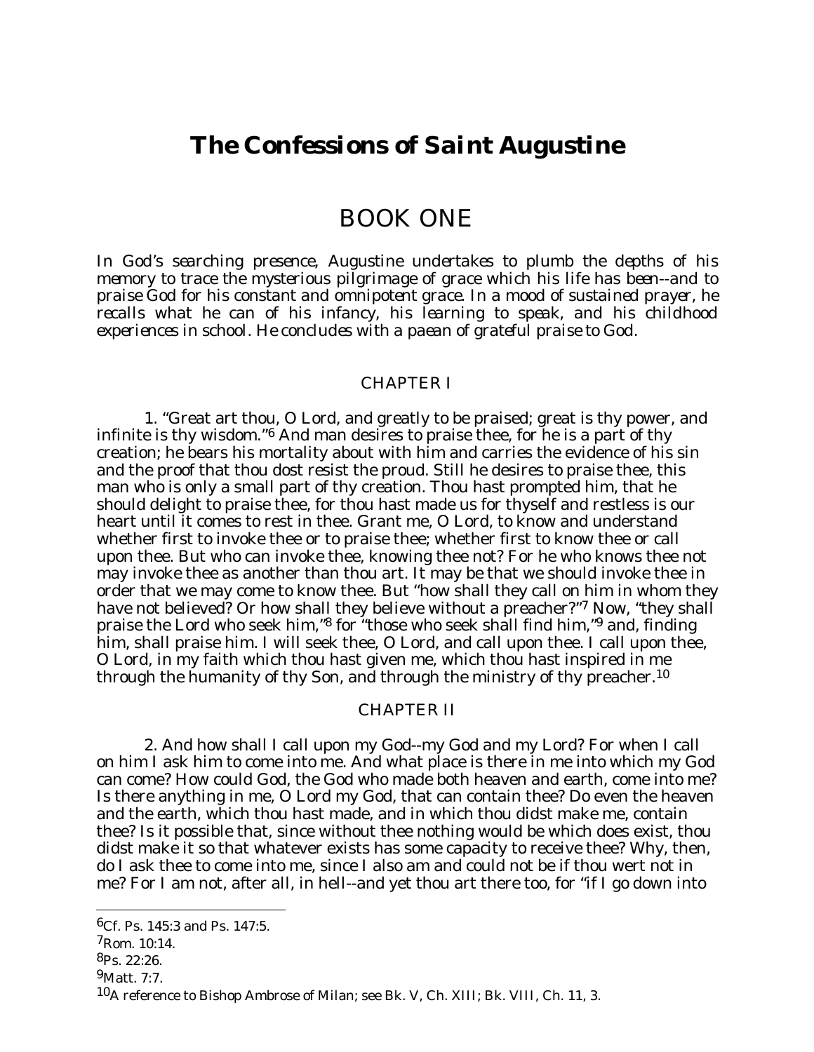# The Confessions of Saint Augustine

## BOOK ONE

*In God's searching presence, Augustine undertakes to plumb the depths of his memory to trace the mysterious pilgrimage of grace which his life has been--and to praise God for his constant and omnipotent grace. In a mood of sustained prayer, he recalls what he can of his infancy, his learning to speak, and his childhood experiences in school. He concludes with a paean of grateful praise to God.*

### CHAPTER I

1. "Great art thou, O Lord, and greatly to be praised; great is thy power, and infinite is thy wisdom."[6] And man desires to praise thee, for he is a part of thy creation; he bears his mortality about with him and carries the evidence of his sin and the proof that thou dost resist the proud. Still he desires to praise thee, this man who is only a small part of thy creation. Thou hast prompted him, that he should delight to praise thee, for thou hast made us for thyself and restless is our heart until it comes to rest in thee. Grant me, O Lord, to know and understand whether first to invoke thee or to praise thee; whether first to know thee or call upon thee. But who can invoke thee, knowing thee not? For he who knows thee not may invoke thee as another than thou art. It may be that we should invoke thee in order that we may come to know thee. But "how shall they call on him in whom they have not believed? Or how shall they believe without a preacher?"[7] Now, "they shall praise the Lord who seek him,"[8] for "those who seek shall find him,"[9] and, finding him, shall praise him. I will seek thee, O Lord, and call upon thee. I call upon thee, O Lord, in my faith which thou hast given me, which thou hast inspired in me through the humanity of thy Son, and through the ministry of thy preacher.[10]

### CHAPTER II

2. And how shall I call upon my God--my God and my Lord? For when I call on him I ask him to come into me. And what place is there in me into which my God can come? How could God, the God who made both heaven and earth, come into me? Is there anything in me, O Lord my God, that can contain thee? Do even the heaven and the earth, which thou hast made, and in which thou didst make me, contain thee? Is it possible that, since without thee nothing would be which does exist, thou didst make it so that whatever exists has some capacity to receive thee? Why, then, do I ask thee to come into me, since I also am and could not be if thou wert not in me? For I am not, after all, in hell--and yet thou art there too, for "if I go down into

---

[6] Cf. Ps. 145:3 and Ps. 147:5.

[7] Rom. 10:14.

[8] Ps. 22:26.

[9] Matt. 7:7.

[10] A reference to Bishop Ambrose of Milan; see Bk. V, Ch. XIII; Bk. VIII, Ch. 11, 3.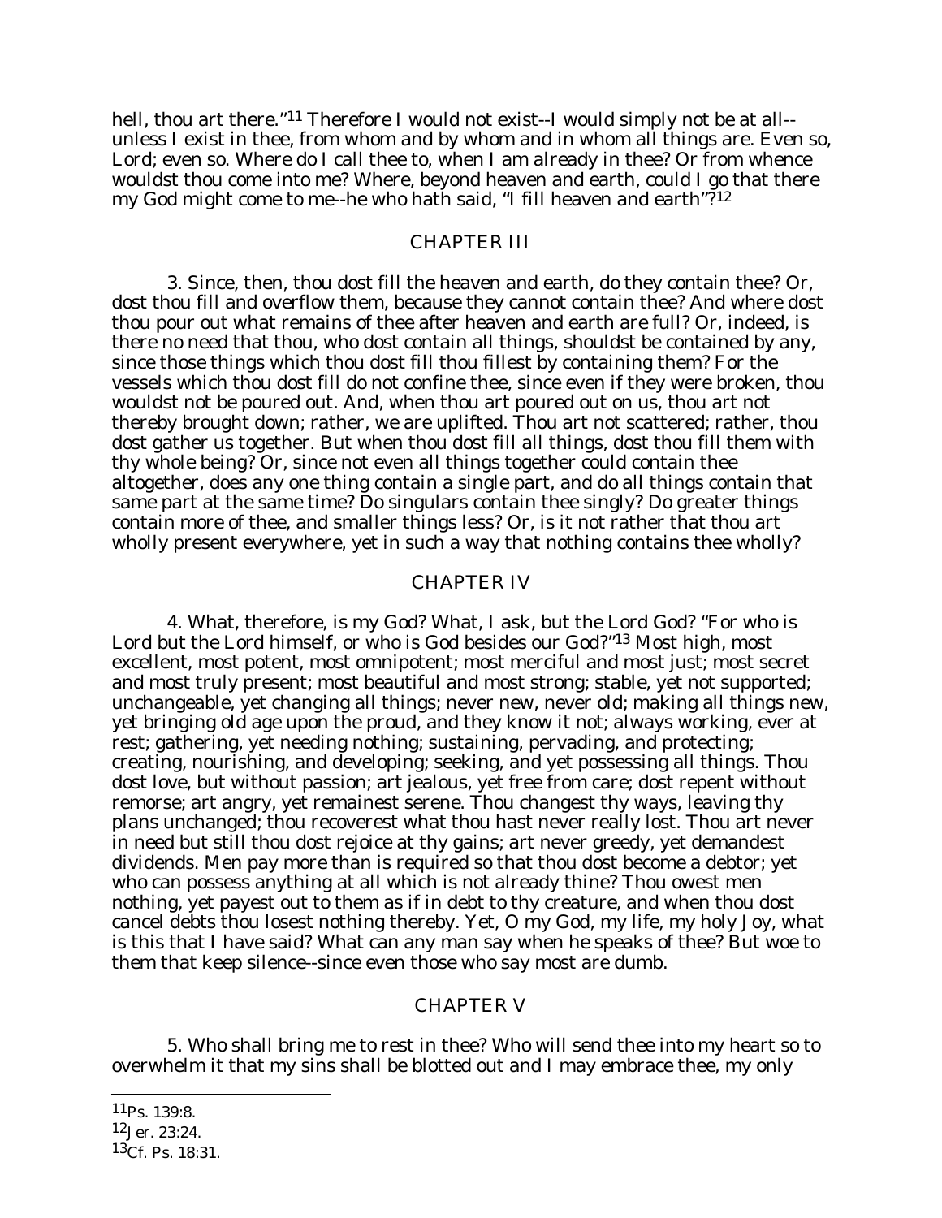hell, thou art there."[11] Therefore I would not exist--I would simply not be at all--unless I exist in thee, from whom and by whom and in whom all things are. Even so, Lord; even so. Where do I call thee to, when I am already in thee? Or from whence wouldst thou come into me? Where, beyond heaven and earth, could I go that there my God might come to me--he who hath said, "I fill heaven and earth"?[12]

## CHAPTER III

3. Since, then, thou dost fill the heaven and earth, do they contain thee? Or, dost thou fill and overflow them, because they cannot contain thee? And where dost thou pour out what remains of thee after heaven and earth are full? Or, indeed, is there no need that thou, who dost contain all things, shouldst be contained by any, since those things which thou dost fill thou fillest by containing them? For the vessels which thou dost fill do not confine thee, since even if they were broken, thou wouldst not be poured out. And, when thou art poured out on us, thou art not thereby brought down; rather, we are uplifted. Thou art not scattered; rather, thou dost gather us together. But when thou dost fill all things, dost thou fill them with thy whole being? Or, since not even all things together could contain thee altogether, does any one thing contain a single part, and do all things contain that same part at the same time? Do singulars contain thee singly? Do greater things contain more of thee, and smaller things less? Or, is it not rather that thou art wholly present everywhere, yet in such a way that nothing contains thee wholly?

## CHAPTER IV

4. What, therefore, is my God? What, I ask, but the Lord God? "For who is Lord but the Lord himself, or who is God besides our God?"[13] Most high, most excellent, most potent, most omnipotent; most merciful and most just; most secret and most truly present; most beautiful and most strong; stable, yet not supported; unchangeable, yet changing all things; never new, never old; making all things new, yet bringing old age upon the proud, and they know it not; always working, ever at rest; gathering, yet needing nothing; sustaining, pervading, and protecting; creating, nourishing, and developing; seeking, and yet possessing all things. Thou dost love, but without passion; art jealous, yet free from care; dost repent without remorse; art angry, yet remainest serene. Thou changest thy ways, leaving thy plans unchanged; thou recoverest what thou hast never really lost. Thou art never in need but still thou dost rejoice at thy gains; art never greedy, yet demandest dividends. Men pay more than is required so that thou dost become a debtor; yet who can possess anything at all which is not already thine? Thou owest men nothing, yet payest out to them as if in debt to thy creature, and when thou dost cancel debts thou losest nothing thereby. Yet, O my God, my life, my holy Joy, what is this that I have said? What can any man say when he speaks of thee? But woe to them that keep silence--since even those who say most are dumb.

## CHAPTER V

5. Who shall bring me to rest in thee? Who will send thee into my heart so to overwhelm it that my sins shall be blotted out and I may embrace thee, my only

---

[11] Ps. 139:8.

[12] Jer. 23:24.

[13] Cf. Ps. 18:31.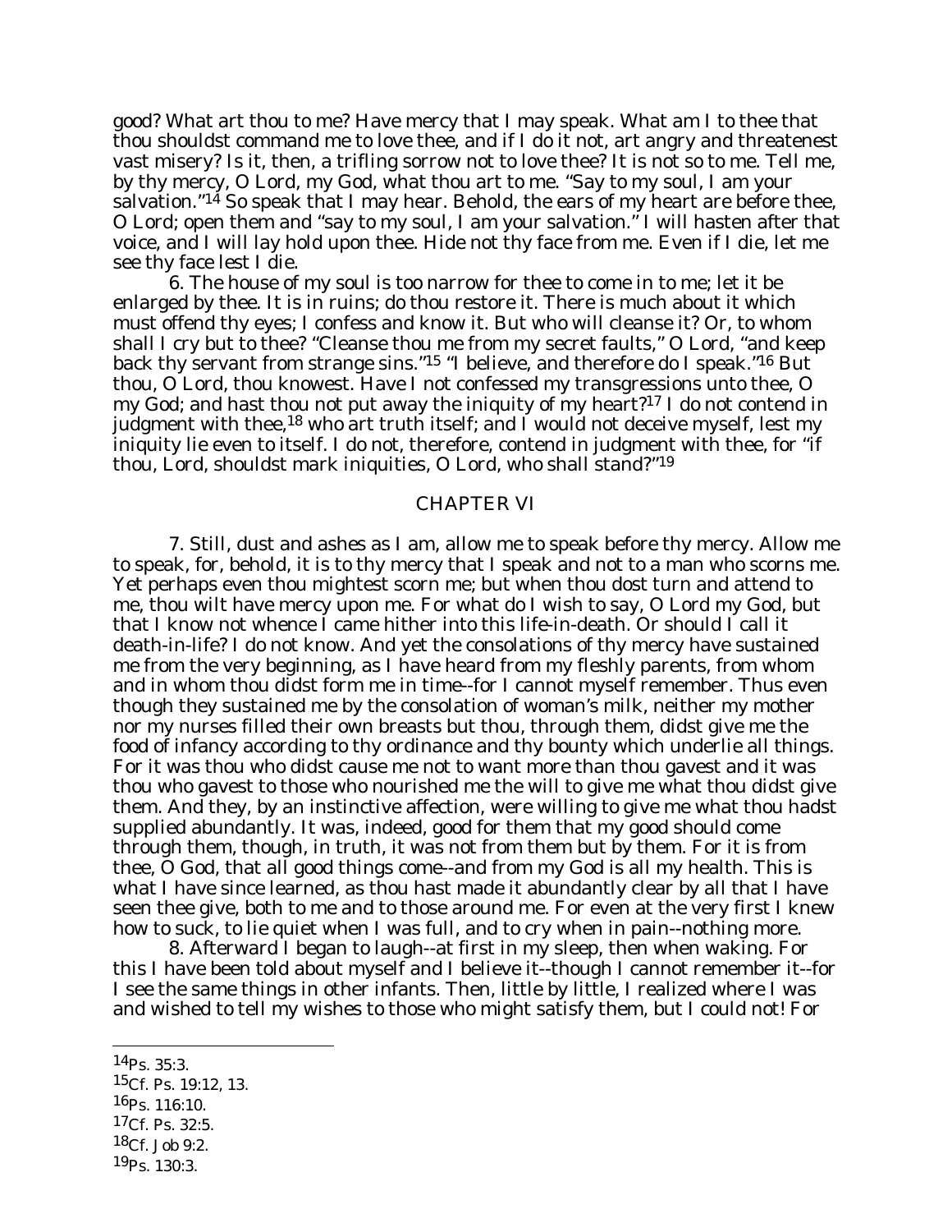good? What art thou to me? Have mercy that I may speak. What am I to thee that thou shouldst command me to love thee, and if I do it not, art angry and threatenest vast misery? Is it, then, a trifling sorrow not to love thee? It is not so to me. Tell me, by thy mercy, O Lord, my God, what thou art to me. "Say to my soul, I am your salvation."[14] So speak that I may hear. Behold, the ears of my heart are before thee, O Lord; open them and "say to my soul, I am your salvation." I will hasten after that voice, and I will lay hold upon thee. Hide not thy face from me. Even if I die, let me see thy face lest I die.

6. The house of my soul is too narrow for thee to come in to me; let it be enlarged by thee. It is in ruins; do thou restore it. There is much about it which must offend thy eyes; I confess and know it. But who will cleanse it? Or, to whom shall I cry but to thee? "Cleanse thou me from my secret faults," O Lord, "and keep back thy servant from strange sins."[15] "I believe, and therefore do I speak."[16] But thou, O Lord, thou knowest. Have I not confessed my transgressions unto thee, O my God; and hast thou not put away the iniquity of my heart?[17] I do not contend in judgment with thee,[18] who art truth itself; and I would not deceive myself, lest my iniquity lie even to itself. I do not, therefore, contend in judgment with thee, for "if thou, Lord, shouldst mark iniquities, O Lord, who shall stand?"[19]

## CHAPTER VI

7. Still, dust and ashes as I am, allow me to speak before thy mercy. Allow me to speak, for, behold, it is to thy mercy that I speak and not to a man who scorns me. Yet perhaps even thou mightest scorn me; but when thou dost turn and attend to me, thou wilt have mercy upon me. For what do I wish to say, O Lord my God, but that I know not whence I came hither into this life-in-death. Or should I call it death-in-life? I do not know. And yet the consolations of thy mercy have sustained me from the very beginning, as I have heard from my fleshly parents, from whom and in whom thou didst form me in time--for I cannot myself remember. Thus even though they sustained me by the consolation of woman's milk, neither my mother nor my nurses filled their own breasts but thou, through them, didst give me the food of infancy according to thy ordinance and thy bounty which underlie all things. For it was thou who didst cause me not to want more than thou gavest and it was thou who gavest to those who nourished me the will to give me what thou didst give them. And they, by an instinctive affection, were willing to give me what thou hadst supplied abundantly. It was, indeed, good for them that my good should come through them, though, in truth, it was not from them but by them. For it is from thee, O God, that all good things come--and from my God is all my health. This is what I have since learned, as thou hast made it abundantly clear by all that I have seen thee give, both to me and to those around me. For even at the very first I knew how to suck, to lie quiet when I was full, and to cry when in pain--nothing more.

8. Afterward I began to laugh--at first in my sleep, then when waking. For this I have been told about myself and I believe it--though I cannot remember it--for I see the same things in other infants. Then, little by little, I realized where I was and wished to tell my wishes to those who might satisfy them, but I could not! For

---

[14] Ps. 35:3.
[15] Cf. Ps. 19:12, 13.
[16] Ps. 116:10.
[17] Cf. Ps. 32:5.
[18] Cf. Job 9:2.
[19] Ps. 130:3.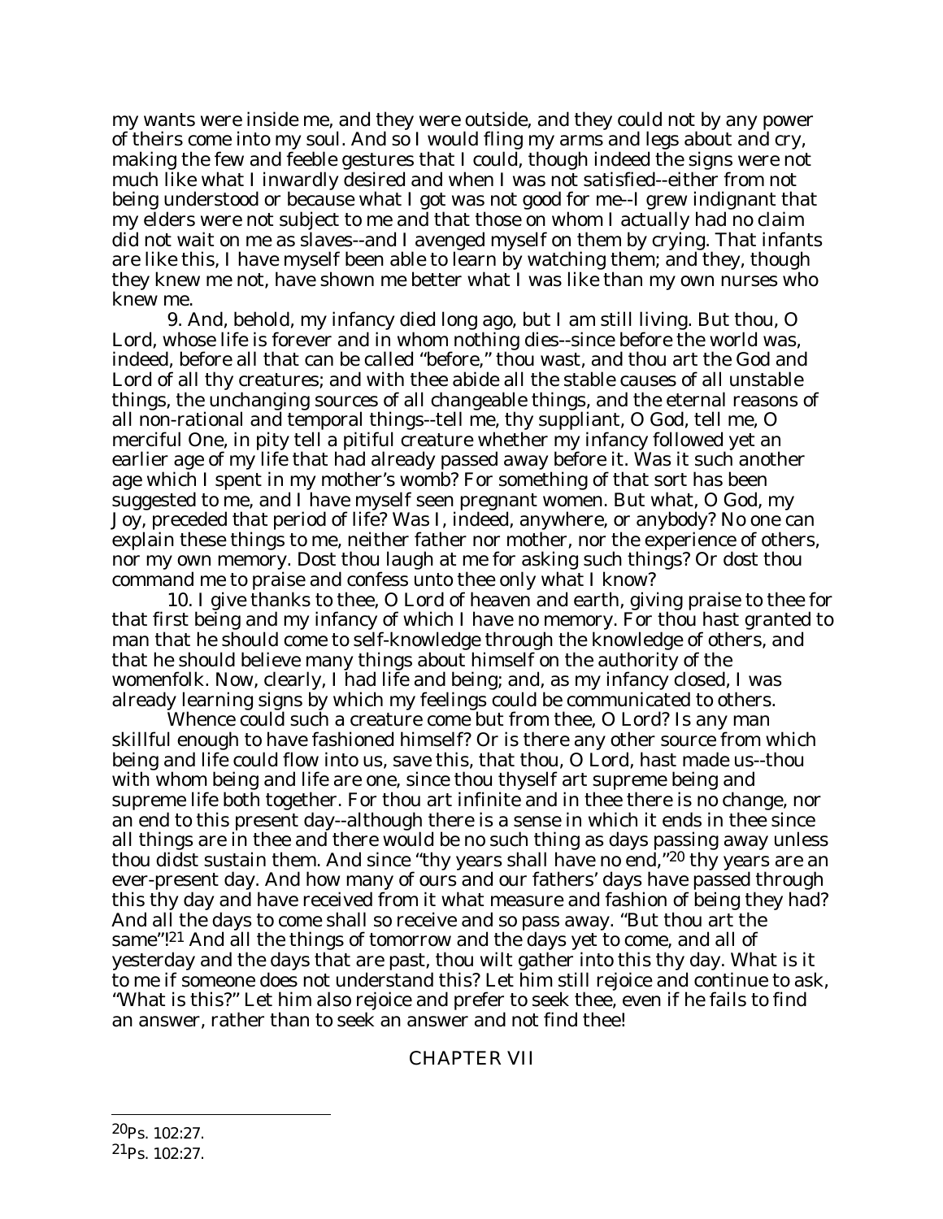my wants were inside me, and they were outside, and they could not by any power of theirs come into my soul. And so I would fling my arms and legs about and cry, making the few and feeble gestures that I could, though indeed the signs were not much like what I inwardly desired and when I was not satisfied--either from not being understood or because what I got was not good for me--I grew indignant that my elders were not subject to me and that those on whom I actually had no claim did not wait on me as slaves--and I avenged myself on them by crying. That infants are like this, I have myself been able to learn by watching them; and they, though they knew me not, have shown me better what I was like than my own nurses who knew me.

9. And, behold, my infancy died long ago, but I am still living. But thou, O Lord, whose life is forever and in whom nothing dies--since before the world was, indeed, before all that can be called "before," thou wast, and thou art the God and Lord of all thy creatures; and with thee abide all the stable causes of all unstable things, the unchanging sources of all changeable things, and the eternal reasons of all non-rational and temporal things--tell me, thy suppliant, O God, tell me, O merciful One, in pity tell a pitiful creature whether my infancy followed yet an earlier age of my life that had already passed away before it. Was it such another age which I spent in my mother's womb? For something of that sort has been suggested to me, and I have myself seen pregnant women. But what, O God, my Joy, preceded that period of life? Was I, indeed, anywhere, or anybody? No one can explain these things to me, neither father nor mother, nor the experience of others, nor my own memory. Dost thou laugh at me for asking such things? Or dost thou command me to praise and confess unto thee only what I know?

10. I give thanks to thee, O Lord of heaven and earth, giving praise to thee for that first being and my infancy of which I have no memory. For thou hast granted to man that he should come to self-knowledge through the knowledge of others, and that he should believe many things about himself on the authority of the womenfolk. Now, clearly, I had life and being; and, as my infancy closed, I was already learning signs by which my feelings could be communicated to others.

Whence could such a creature come but from thee, O Lord? Is any man skillful enough to have fashioned himself? Or is there any other source from which being and life could flow into us, save this, that thou, O Lord, hast made us--thou with whom being and life are one, since thou thyself art supreme being and supreme life both together. For thou art infinite and in thee there is no change, nor an end to this present day--although there is a sense in which it ends in thee since all things are in thee and there would be no such thing as days passing away unless thou didst sustain them. And since "thy years shall have no end,"[20] thy years are an ever-present day. And how many of ours and our fathers' days have passed through this thy day and have received from it what measure and fashion of being they had? And all the days to come shall so receive and so pass away. "But thou art the same"![21] And all the things of tomorrow and the days yet to come, and all of yesterday and the days that are past, thou wilt gather into this thy day. What is it to me if someone does not understand this? Let him still rejoice and continue to ask, "What is this?" Let him also rejoice and prefer to seek thee, even if he fails to find an answer, rather than to seek an answer and not find thee!

## CHAPTER VII

[20] Ps. 102:27.

[21] Ps. 102:27.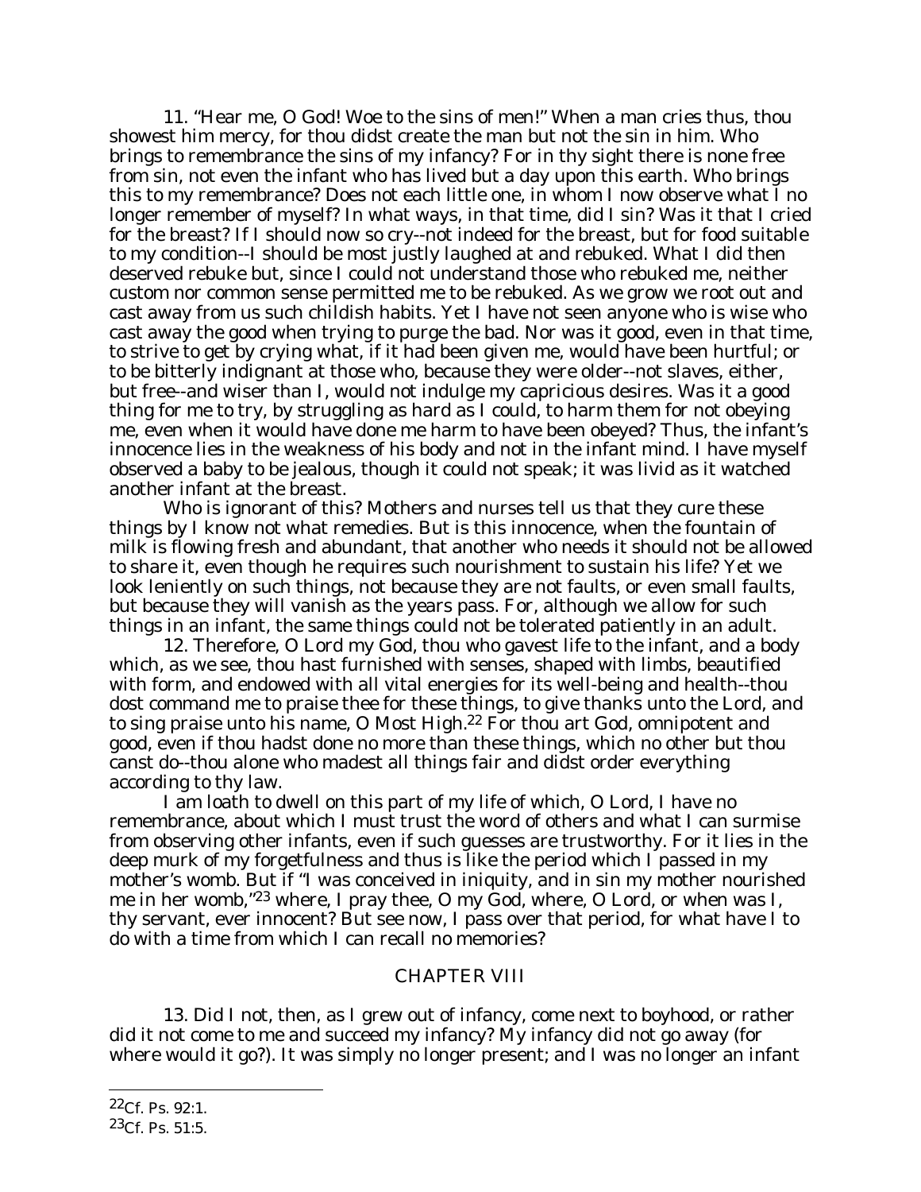11. "Hear me, O God! Woe to the sins of men!" When a man cries thus, thou showest him mercy, for thou didst create the man but not the sin in him. Who brings to remembrance the sins of my infancy? For in thy sight there is none free from sin, not even the infant who has lived but a day upon this earth. Who brings this to my remembrance? Does not each little one, in whom I now observe what I no longer remember of myself? In what ways, in that time, did I sin? Was it that I cried for the breast? If I should now so cry--not indeed for the breast, but for food suitable to my condition--I should be most justly laughed at and rebuked. What I did then deserved rebuke but, since I could not understand those who rebuked me, neither custom nor common sense permitted me to be rebuked. As we grow we root out and cast away from us such childish habits. Yet I have not seen anyone who is wise who cast away the good when trying to purge the bad. Nor was it good, even in that time, to strive to get by crying what, if it had been given me, would have been hurtful; or to be bitterly indignant at those who, because they were older--not slaves, either, but free--and wiser than I, would not indulge my capricious desires. Was it a good thing for me to try, by struggling as hard as I could, to harm them for not obeying me, even when it would have done me harm to have been obeyed? Thus, the infant's innocence lies in the weakness of his body and not in the infant mind. I have myself observed a baby to be jealous, though it could not speak; it was livid as it watched another infant at the breast.

Who is ignorant of this? Mothers and nurses tell us that they cure these things by I know not what remedies. But is this innocence, when the fountain of milk is flowing fresh and abundant, that another who needs it should not be allowed to share it, even though he requires such nourishment to sustain his life? Yet we look leniently on such things, not because they are not faults, or even small faults, but because they will vanish as the years pass. For, although we allow for such things in an infant, the same things could not be tolerated patiently in an adult.

12. Therefore, O Lord my God, thou who gavest life to the infant, and a body which, as we see, thou hast furnished with senses, shaped with limbs, beautified with form, and endowed with all vital energies for its well-being and health--thou dost command me to praise thee for these things, to give thanks unto the Lord, and to sing praise unto his name, O Most High.[22] For thou art God, omnipotent and good, even if thou hadst done no more than these things, which no other but thou canst do--thou alone who madest all things fair and didst order everything according to thy law.

I am loath to dwell on this part of my life of which, O Lord, I have no remembrance, about which I must trust the word of others and what I can surmise from observing other infants, even if such guesses are trustworthy. For it lies in the deep murk of my forgetfulness and thus is like the period which I passed in my mother's womb. But if "I was conceived in iniquity, and in sin my mother nourished me in her womb,"[23] where, I pray thee, O my God, where, O Lord, or when was I, thy servant, ever innocent? But see now, I pass over that period, for what have I to do with a time from which I can recall no memories?

## CHAPTER VIII

13. Did I not, then, as I grew out of infancy, come next to boyhood, or rather did it not come to me and succeed my infancy? My infancy did not go away (for where would it go?). It was simply no longer present; and I was no longer an infant

---

[22] Cf. Ps. 92:1.

[23] Cf. Ps. 51:5.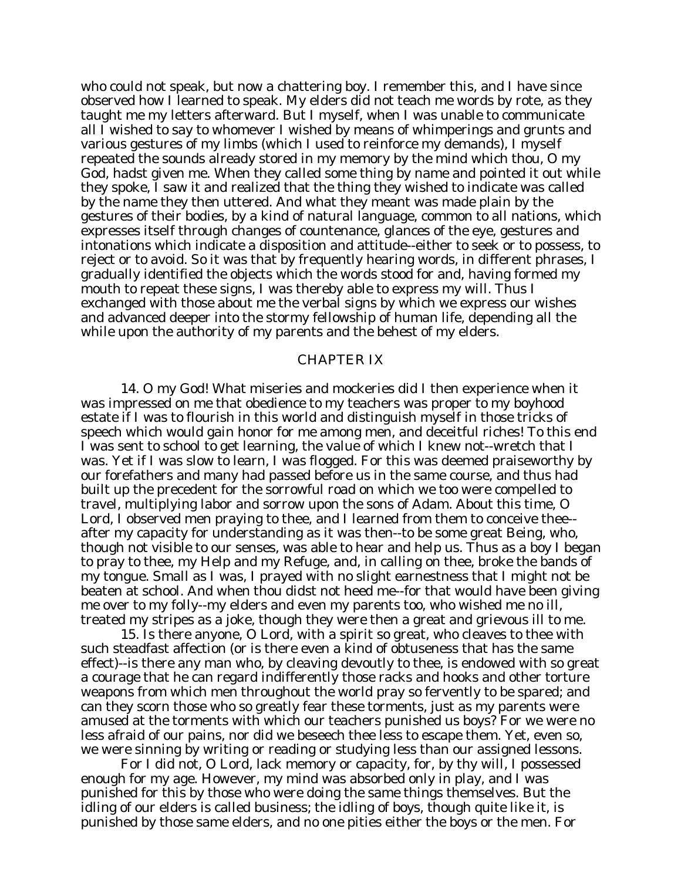who could not speak, but now a chattering boy. I remember this, and I have since observed how I learned to speak. My elders did not teach me words by rote, as they taught me my letters afterward. But I myself, when I was unable to communicate all I wished to say to whomever I wished by means of whimperings and grunts and various gestures of my limbs (which I used to reinforce my demands), I myself repeated the sounds already stored in my memory by the mind which thou, O my God, hadst given me. When they called some thing by name and pointed it out while they spoke, I saw it and realized that the thing they wished to indicate was called by the name they then uttered. And what they meant was made plain by the gestures of their bodies, by a kind of natural language, common to all nations, which expresses itself through changes of countenance, glances of the eye, gestures and intonations which indicate a disposition and attitude--either to seek or to possess, to reject or to avoid. So it was that by frequently hearing words, in different phrases, I gradually identified the objects which the words stood for and, having formed my mouth to repeat these signs, I was thereby able to express my will. Thus I exchanged with those about me the verbal signs by which we express our wishes and advanced deeper into the stormy fellowship of human life, depending all the while upon the authority of my parents and the behest of my elders.

## CHAPTER IX

14. O my God! What miseries and mockeries did I then experience when it was impressed on me that obedience to my teachers was proper to my boyhood estate if I was to flourish in this world and distinguish myself in those tricks of speech which would gain honor for me among men, and deceitful riches! To this end I was sent to school to get learning, the value of which I knew not--wretch that I was. Yet if I was slow to learn, I was flogged. For this was deemed praiseworthy by our forefathers and many had passed before us in the same course, and thus had built up the precedent for the sorrowful road on which we too were compelled to travel, multiplying labor and sorrow upon the sons of Adam. About this time, O Lord, I observed men praying to thee, and I learned from them to conceive thee--after my capacity for understanding as it was then--to be some great Being, who, though not visible to our senses, was able to hear and help us. Thus as a boy I began to pray to thee, my Help and my Refuge, and, in calling on thee, broke the bands of my tongue. Small as I was, I prayed with no slight earnestness that I might not be beaten at school. And when thou didst not heed me--for that would have been giving me over to my folly--my elders and even my parents too, who wished me no ill, treated my stripes as a joke, though they were then a great and grievous ill to me.

15. Is there anyone, O Lord, with a spirit so great, who cleaves to thee with such steadfast affection (or is there even a kind of obtuseness that has the same effect)--is there any man who, by cleaving devoutly to thee, is endowed with so great a courage that he can regard indifferently those racks and hooks and other torture weapons from which men throughout the world pray so fervently to be spared; and can they scorn those who so greatly fear these torments, just as my parents were amused at the torments with which our teachers punished us boys? For we were no less afraid of our pains, nor did we beseech thee less to escape them. Yet, even so, we were sinning by writing or reading or studying less than our assigned lessons.

For I did not, O Lord, lack memory or capacity, for, by thy will, I possessed enough for my age. However, my mind was absorbed only in play, and I was punished for this by those who were doing the same things themselves. But the idling of our elders is called business; the idling of boys, though quite like it, is punished by those same elders, and no one pities either the boys or the men. For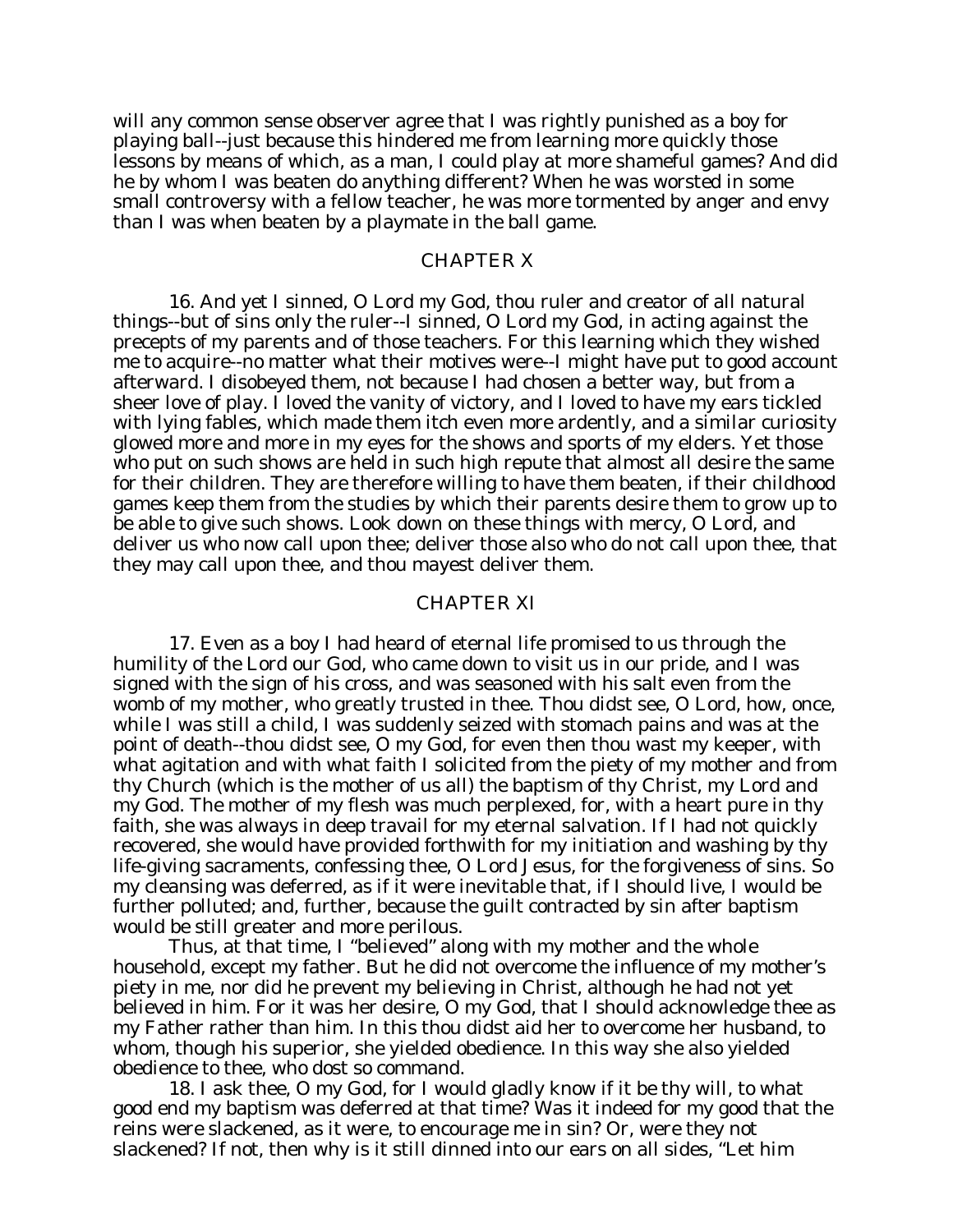will any common sense observer agree that I was rightly punished as a boy for playing ball--just because this hindered me from learning more quickly those lessons by means of which, as a man, I could play at more shameful games? And did he by whom I was beaten do anything different? When he was worsted in some small controversy with a fellow teacher, he was more tormented by anger and envy than I was when beaten by a playmate in the ball game.

## CHAPTER X

16. And yet I sinned, O Lord my God, thou ruler and creator of all natural things--but of sins only the ruler--I sinned, O Lord my God, in acting against the precepts of my parents and of those teachers. For this learning which they wished me to acquire--no matter what their motives were--I might have put to good account afterward. I disobeyed them, not because I had chosen a better way, but from a sheer love of play. I loved the vanity of victory, and I loved to have my ears tickled with lying fables, which made them itch even more ardently, and a similar curiosity glowed more and more in my eyes for the shows and sports of my elders. Yet those who put on such shows are held in such high repute that almost all desire the same for their children. They are therefore willing to have them beaten, if their childhood games keep them from the studies by which their parents desire them to grow up to be able to give such shows. Look down on these things with mercy, O Lord, and deliver us who now call upon thee; deliver those also who do not call upon thee, that they may call upon thee, and thou mayest deliver them.

## CHAPTER XI

17. Even as a boy I had heard of eternal life promised to us through the humility of the Lord our God, who came down to visit us in our pride, and I was signed with the sign of his cross, and was seasoned with his salt even from the womb of my mother, who greatly trusted in thee. Thou didst see, O Lord, how, once, while I was still a child, I was suddenly seized with stomach pains and was at the point of death--thou didst see, O my God, for even then thou wast my keeper, with what agitation and with what faith I solicited from the piety of my mother and from thy Church (which is the mother of us all) the baptism of thy Christ, my Lord and my God. The mother of my flesh was much perplexed, for, with a heart pure in thy faith, she was always in deep travail for my eternal salvation. If I had not quickly recovered, she would have provided forthwith for my initiation and washing by thy life-giving sacraments, confessing thee, O Lord Jesus, for the forgiveness of sins. So my cleansing was deferred, as if it were inevitable that, if I should live, I would be further polluted; and, further, because the guilt contracted by sin after baptism would be still greater and more perilous.

Thus, at that time, I "believed" along with my mother and the whole household, except my father. But he did not overcome the influence of my mother's piety in me, nor did he prevent my believing in Christ, although he had not yet believed in him. For it was her desire, O my God, that I should acknowledge thee as my Father rather than him. In this thou didst aid her to overcome her husband, to whom, though his superior, she yielded obedience. In this way she also yielded obedience to thee, who dost so command.

18. I ask thee, O my God, for I would gladly know if it be thy will, to what good end my baptism was deferred at that time? Was it indeed for my good that the reins were slackened, as it were, to encourage me in sin? Or, were they not slackened? If not, then why is it still dinned into our ears on all sides, "Let him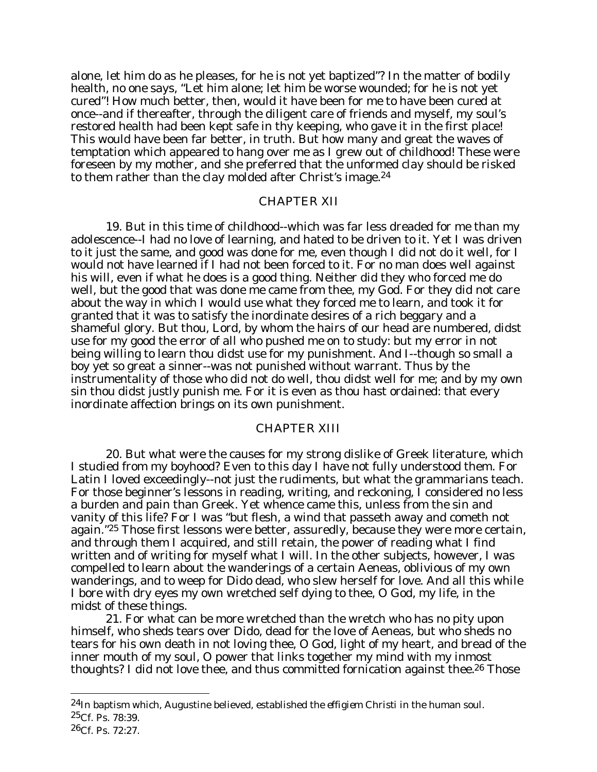alone, let him do as he pleases, for he is not yet baptized"? In the matter of bodily health, no one says, "Let him alone; let him be worse wounded; for he is not yet cured"! How much better, then, would it have been for me to have been cured at once--and if thereafter, through the diligent care of friends and myself, my soul's restored health had been kept safe in thy keeping, who gave it in the first place! This would have been far better, in truth. But how many and great the waves of temptation which appeared to hang over me as I grew out of childhood! These were foreseen by my mother, and she preferred that the unformed clay should be risked to them rather than the clay molded after Christ's image.[24]

## CHAPTER XII

19. But in this time of childhood--which was far less dreaded for me than my adolescence--I had no love of learning, and hated to be driven to it. Yet I was driven to it just the same, and good was done for me, even though I did not do it well, for I would not have learned if I had not been forced to it. For no man does well against his will, even if what he does is a good thing. Neither did they who forced me do well, but the good that was done me came from thee, my God. For they did not care about the way in which I would use what they forced me to learn, and took it for granted that it was to satisfy the inordinate desires of a rich beggary and a shameful glory. But thou, Lord, by whom the hairs of our head are numbered, didst use for my good the error of all who pushed me on to study: but my error in not being willing to learn thou didst use for my punishment. And I--though so small a boy yet so great a sinner--was not punished without warrant. Thus by the instrumentality of those who did not do well, thou didst well for me; and by my own sin thou didst justly punish me. For it is even as thou hast ordained: that every inordinate affection brings on its own punishment.

## CHAPTER XIII

20. But what were the causes for my strong dislike of Greek literature, which I studied from my boyhood? Even to this day I have not fully understood them. For Latin I loved exceedingly--not just the rudiments, but what the grammarians teach. For those beginner's lessons in reading, writing, and reckoning, I considered no less a burden and pain than Greek. Yet whence came this, unless from the sin and vanity of this life? For I was "but flesh, a wind that passeth away and cometh not again."[25] Those first lessons were better, assuredly, because they were more certain, and through them I acquired, and still retain, the power of reading what I find written and of writing for myself what I will. In the other subjects, however, I was compelled to learn about the wanderings of a certain Aeneas, oblivious of my own wanderings, and to weep for Dido dead, who slew herself for love. And all this while I bore with dry eyes my own wretched self dying to thee, O God, my life, in the midst of these things.

21. For what can be more wretched than the wretch who has no pity upon himself, who sheds tears over Dido, dead for the love of Aeneas, but who sheds no tears for his own death in not loving thee, O God, light of my heart, and bread of the inner mouth of my soul, O power that links together my mind with my inmost thoughts? I did not love thee, and thus committed fornication against thee.[26] Those

---

[24] In baptism which, Augustine believed, established the *effigiem Christi* in the human soul.

[25] Cf. Ps. 78:39.

[26] Cf. Ps. 72:27.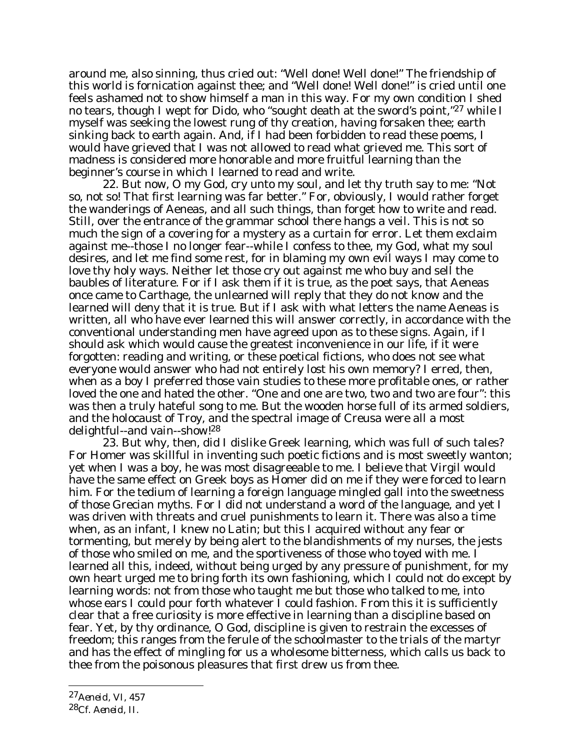around me, also sinning, thus cried out: "Well done! Well done!" The friendship of this world is fornication against thee; and "Well done! Well done!" is cried until one feels ashamed not to show himself a man in this way. For my own condition I shed no tears, though I wept for Dido, who "sought death at the sword's point,"[27] while I myself was seeking the lowest rung of thy creation, having forsaken thee; earth sinking back to earth again. And, if I had been forbidden to read these poems, I would have grieved that I was not allowed to read what grieved me. This sort of madness is considered more honorable and more fruitful learning than the beginner's course in which I learned to read and write.

22. But now, O my God, cry unto my soul, and let thy truth say to me: "Not so, not so! That first learning was far better." For, obviously, I would rather forget the wanderings of Aeneas, and all such things, than forget how to write and read. Still, over the entrance of the grammar school there hangs a veil. This is not so much the sign of a covering for a mystery as a curtain for error. Let them exclaim against me--those I no longer fear--while I confess to thee, my God, what my soul desires, and let me find some rest, for in blaming my own evil ways I may come to love thy holy ways. Neither let those cry out against me who buy and sell the baubles of literature. For if I ask them if it is true, as the poet says, that Aeneas once came to Carthage, the unlearned will reply that they do not know and the learned will deny that it is true. But if I ask with what letters the name Aeneas is written, all who have ever learned this will answer correctly, in accordance with the conventional understanding men have agreed upon as to these signs. Again, if I should ask which would cause the greatest inconvenience in our life, if it were forgotten: reading and writing, or these poetical fictions, who does not see what everyone would answer who had not entirely lost his own memory? I erred, then, when as a boy I preferred those vain studies to these more profitable ones, or rather loved the one and hated the other. "One and one are two, two and two are four": this was then a truly hateful song to me. But the wooden horse full of its armed soldiers, and the holocaust of Troy, and the spectral image of Creusa were all a most delightful--and vain--show![28]

23. But why, then, did I dislike Greek learning, which was full of such tales? For Homer was skillful in inventing such poetic fictions and is most sweetly wanton; yet when I was a boy, he was most disagreeable to me. I believe that Virgil would have the same effect on Greek boys as Homer did on me if they were forced to learn him. For the tedium of learning a foreign language mingled gall into the sweetness of those Grecian myths. For I did not understand a word of the language, and yet I was driven with threats and cruel punishments to learn it. There was also a time when, as an infant, I knew no Latin; but this I acquired without any fear or tormenting, but merely by being alert to the blandishments of my nurses, the jests of those who smiled on me, and the sportiveness of those who toyed with me. I learned all this, indeed, without being urged by any pressure of punishment, for my own heart urged me to bring forth its own fashioning, which I could not do except by learning words: not from those who taught me but those who talked to me, into whose ears I could pour forth whatever I could fashion. From this it is sufficiently clear that a free curiosity is more effective in learning than a discipline based on fear. Yet, by thy ordinance, O God, discipline is given to restrain the excesses of freedom; this ranges from the ferule of the schoolmaster to the trials of the martyr and has the effect of mingling for us a wholesome bitterness, which calls us back to thee from the poisonous pleasures that first drew us from thee.

---

[27] *Aeneid*, VI, 457

[28] Cf. *Aeneid*, II.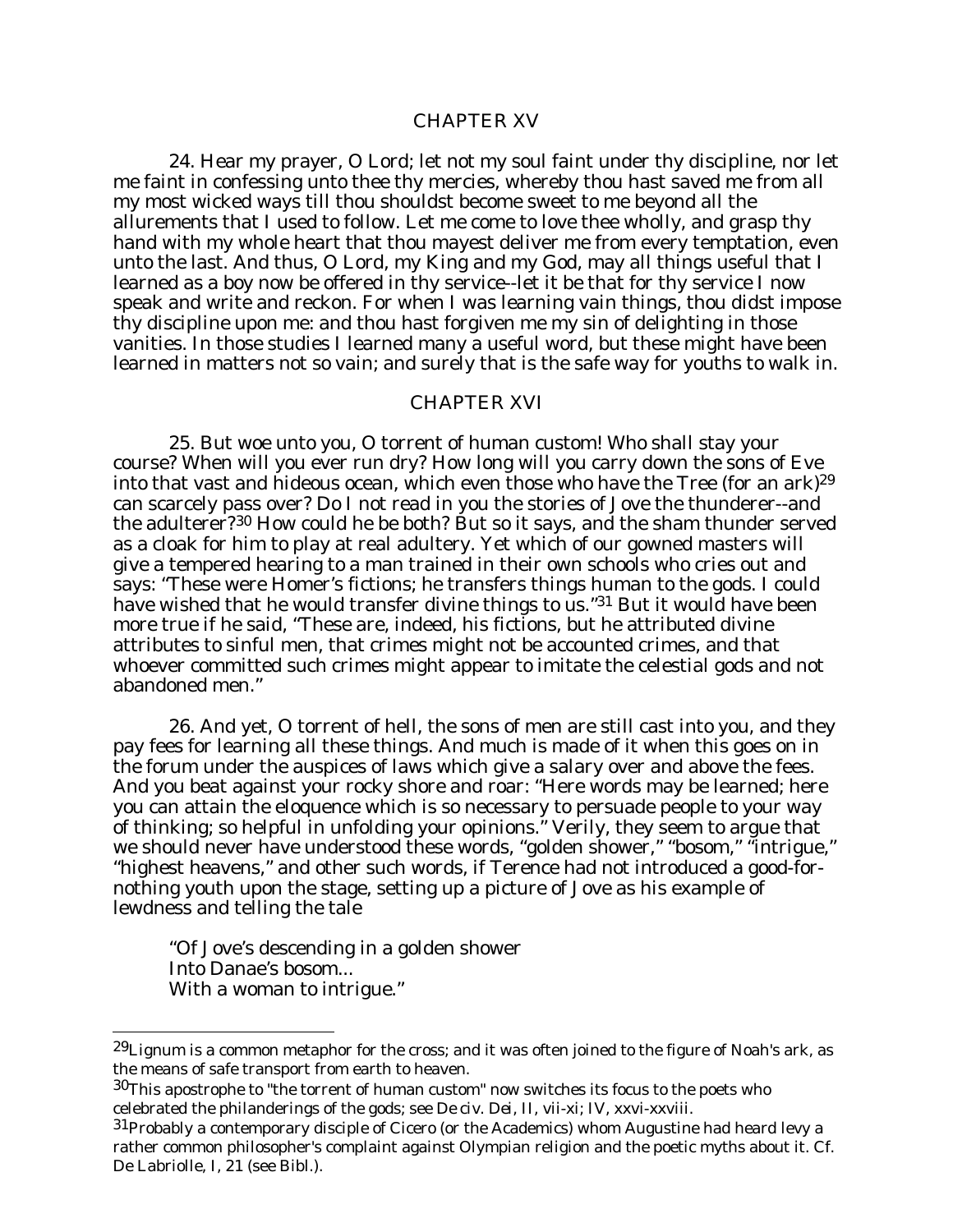## CHAPTER XV

24. Hear my prayer, O Lord; let not my soul faint under thy discipline, nor let me faint in confessing unto thee thy mercies, whereby thou hast saved me from all my most wicked ways till thou shouldst become sweet to me beyond all the allurements that I used to follow. Let me come to love thee wholly, and grasp thy hand with my whole heart that thou mayest deliver me from every temptation, even unto the last. And thus, O Lord, my King and my God, may all things useful that I learned as a boy now be offered in thy service--let it be that for thy service I now speak and write and reckon. For when I was learning vain things, thou didst impose thy discipline upon me: and thou hast forgiven me my sin of delighting in those vanities. In those studies I learned many a useful word, but these might have been learned in matters not so vain; and surely that is the safe way for youths to walk in.

## CHAPTER XVI

25. But woe unto you, O torrent of human custom! Who shall stay your course? When will you ever run dry? How long will you carry down the sons of Eve into that vast and hideous ocean, which even those who have the Tree (for an ark)[29] can scarcely pass over? Do I not read in you the stories of Jove the thunderer--and the adulterer?[30] How could he be both? But so it says, and the sham thunder served as a cloak for him to play at real adultery. Yet which of our gowned masters will give a tempered hearing to a man trained in their own schools who cries out and says: "These were Homer's fictions; he transfers things human to the gods. I could have wished that he would transfer divine things to us."[31] But it would have been more true if he said, "These are, indeed, his fictions, but he attributed divine attributes to sinful men, that crimes might not be accounted crimes, and that whoever committed such crimes might appear to imitate the celestial gods and not abandoned men."

26. And yet, O torrent of hell, the sons of men are still cast into you, and they pay fees for learning all these things. And much is made of it when this goes on in the forum under the auspices of laws which give a salary over and above the fees. And you beat against your rocky shore and roar: "Here words may be learned; here you can attain the eloquence which is so necessary to persuade people to your way of thinking; so helpful in unfolding your opinions." Verily, they seem to argue that we should never have understood these words, "golden shower," "bosom," "intrigue," "highest heavens," and other such words, if Terence had not introduced a good-for-nothing youth upon the stage, setting up a picture of Jove as his example of lewdness and telling the tale

> "Of Jove's descending in a golden shower
> Into Danae's bosom...
> With a woman to intrigue."

---

[29] Lignum is a common metaphor for the cross; and it was often joined to the figure of Noah's ark, as the means of safe transport from earth to heaven.

[30] This apostrophe to "the torrent of human custom" now switches its focus to the poets who celebrated the philanderings of the gods; see *De civ. Dei*, II, vii-xi; IV, xxvi-xxviii.

[31] Probably a contemporary disciple of Cicero (or the Academics) whom Augustine had heard levy a rather common philosopher's complaint against Olympian religion and the poetic myths about it. Cf. De Labriolle, I, 21 (see Bibl.).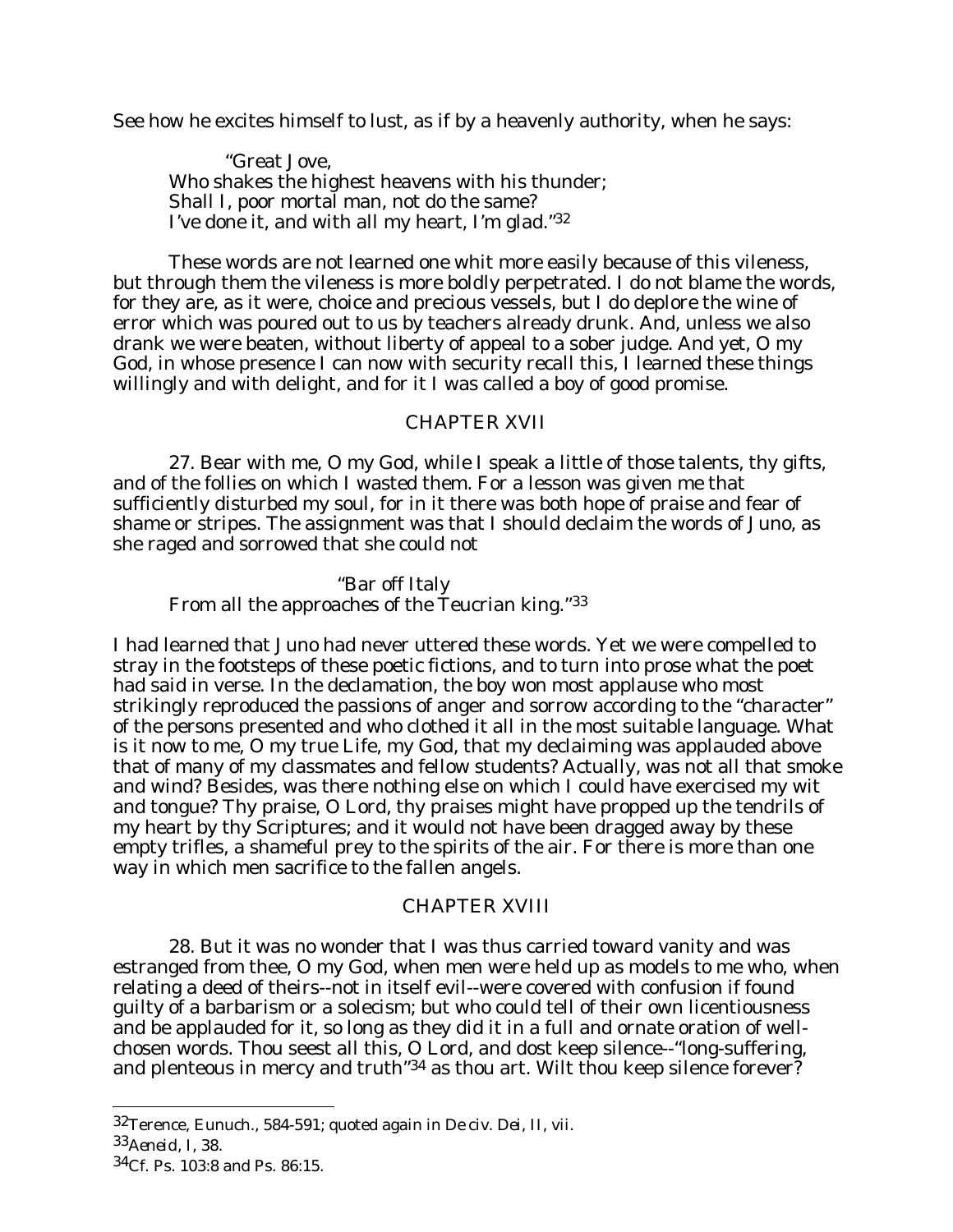See how he excites himself to lust, as if by a heavenly authority, when he says:

> "Great Jove,
> Who shakes the highest heavens with his thunder;
> Shall I, poor mortal man, not do the same?
> I've done it, and with all my heart, I'm glad."[32]

These words are not learned one whit more easily because of this vileness, but through them the vileness is more boldly perpetrated. I do not blame the words, for they are, as it were, choice and precious vessels, but I do deplore the wine of error which was poured out to us by teachers already drunk. And, unless we also drank we were beaten, without liberty of appeal to a sober judge. And yet, O my God, in whose presence I can now with security recall this, I learned these things willingly and with delight, and for it I was called a boy of good promise.

## CHAPTER XVII

27. Bear with me, O my God, while I speak a little of those talents, thy gifts, and of the follies on which I wasted them. For a lesson was given me that sufficiently disturbed my soul, for in it there was both hope of praise and fear of shame or stripes. The assignment was that I should declaim the words of Juno, as she raged and sorrowed that she could not

> "Bar off Italy
> From all the approaches of the Teucrian king."[33]

I had learned that Juno had never uttered these words. Yet we were compelled to stray in the footsteps of these poetic fictions, and to turn into prose what the poet had said in verse. In the declamation, the boy won most applause who most strikingly reproduced the passions of anger and sorrow according to the "character" of the persons presented and who clothed it all in the most suitable language. What is it now to me, O my true Life, my God, that my declaiming was applauded above that of many of my classmates and fellow students? Actually, was not all that smoke and wind? Besides, was there nothing else on which I could have exercised my wit and tongue? Thy praise, O Lord, thy praises might have propped up the tendrils of my heart by thy Scriptures; and it would not have been dragged away by these empty trifles, a shameful prey to the spirits of the air. For there is more than one way in which men sacrifice to the fallen angels.

## CHAPTER XVIII

28. But it was no wonder that I was thus carried toward vanity and was estranged from thee, O my God, when men were held up as models to me who, when relating a deed of theirs--not in itself evil--were covered with confusion if found guilty of a barbarism or a solecism; but who could tell of their own licentiousness and be applauded for it, so long as they did it in a full and ornate oration of well-chosen words. Thou seest all this, O Lord, and dost keep silence--"long-suffering, and plenteous in mercy and truth"[34] as thou art. Wilt thou keep silence forever?

---

[32] Terence, *Eunuch.*, 584-591; quoted again in *De civ. Dei*, II, vii.

[33] *Aeneid*, I, 38.

[34] Cf. Ps. 103:8 and Ps. 86:15.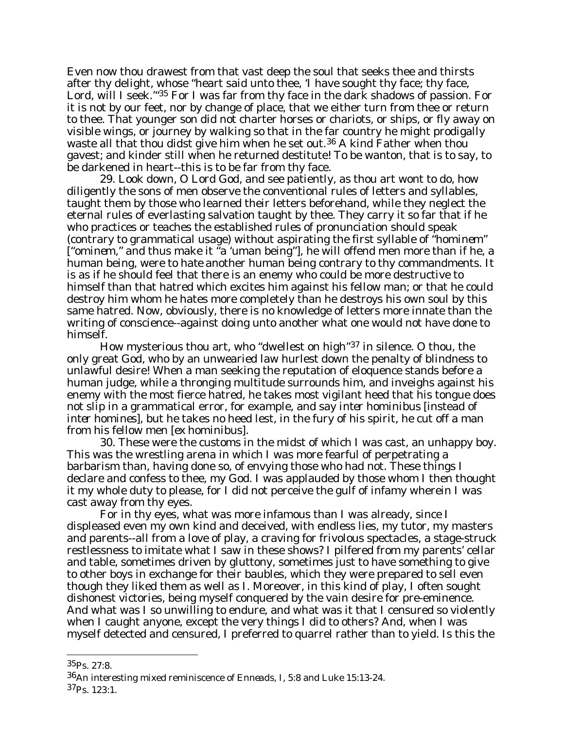Even now thou drawest from that vast deep the soul that seeks thee and thirsts after thy delight, whose "heart said unto thee, 'I have sought thy face; thy face, Lord, will I seek.'"[35] For I was far from thy face in the dark shadows of passion. For it is not by our feet, nor by change of place, that we either turn from thee or return to thee. That younger son did not charter horses or chariots, or ships, or fly away on visible wings, or journey by walking so that in the far country he might prodigally waste all that thou didst give him when he set out.[36] A kind Father when thou gavest; and kinder still when he returned destitute! To be wanton, that is to say, to be darkened in heart--this is to be far from thy face.

29. Look down, O Lord God, and see patiently, as thou art wont to do, how diligently the sons of men observe the conventional rules of letters and syllables, taught them by those who learned their letters beforehand, while they neglect the eternal rules of everlasting salvation taught by thee. They carry it so far that if he who practices or teaches the established rules of pronunciation should speak (contrary to grammatical usage) without aspirating the first syllable of "hominem" ["ominem," and thus make it "a 'uman being"], he will offend men more than if he, a human being, were to hate another human being contrary to thy commandments. It is as if he should feel that there is an enemy who could be more destructive to himself than that hatred which excites him against his fellow man; or that he could destroy him whom he hates more completely than he destroys his own soul by this same hatred. Now, obviously, there is no knowledge of letters more innate than the writing of conscience--against doing unto another what one would not have done to himself.

How mysterious thou art, who "dwellest on high"[37] in silence. O thou, the only great God, who by an unwearied law hurlest down the penalty of blindness to unlawful desire! When a man seeking the reputation of eloquence stands before a human judge, while a thronging multitude surrounds him, and inveighs against his enemy with the most fierce hatred, he takes most vigilant heed that his tongue does not slip in a grammatical error, for example, and say *inter hominibus* [instead of *inter homines*], but he takes no heed lest, in the fury of his spirit, he cut off a man from his fellow men [*ex hominibus*].

30. These were the customs in the midst of which I was cast, an unhappy boy. This was the wrestling arena in which I was more fearful of perpetrating a barbarism than, having done so, of envying those who had not. These things I declare and confess to thee, my God. I was applauded by those whom I then thought it my whole duty to please, for I did not perceive the gulf of infamy wherein I was cast away from thy eyes.

For in thy eyes, what was more infamous than I was already, since I displeased even my own kind and deceived, with endless lies, my tutor, my masters and parents--all from a love of play, a craving for frivolous spectacles, a stage-struck restlessness to imitate what I saw in these shows? I pilfered from my parents' cellar and table, sometimes driven by gluttony, sometimes just to have something to give to other boys in exchange for their baubles, which they were prepared to sell even though they liked them as well as I. Moreover, in this kind of play, I often sought dishonest victories, being myself conquered by the vain desire for pre-eminence. And what was I so unwilling to endure, and what was it that I censured so violently when I caught anyone, except the very things I did to others? And, when I was myself detected and censured, I preferred to quarrel rather than to yield. Is this the

---

[35] Ps. 27:8.

[36] An interesting mixed reminiscence of *Enneads*, I, 5:8 and Luke 15:13-24.

[37] Ps. 123:1.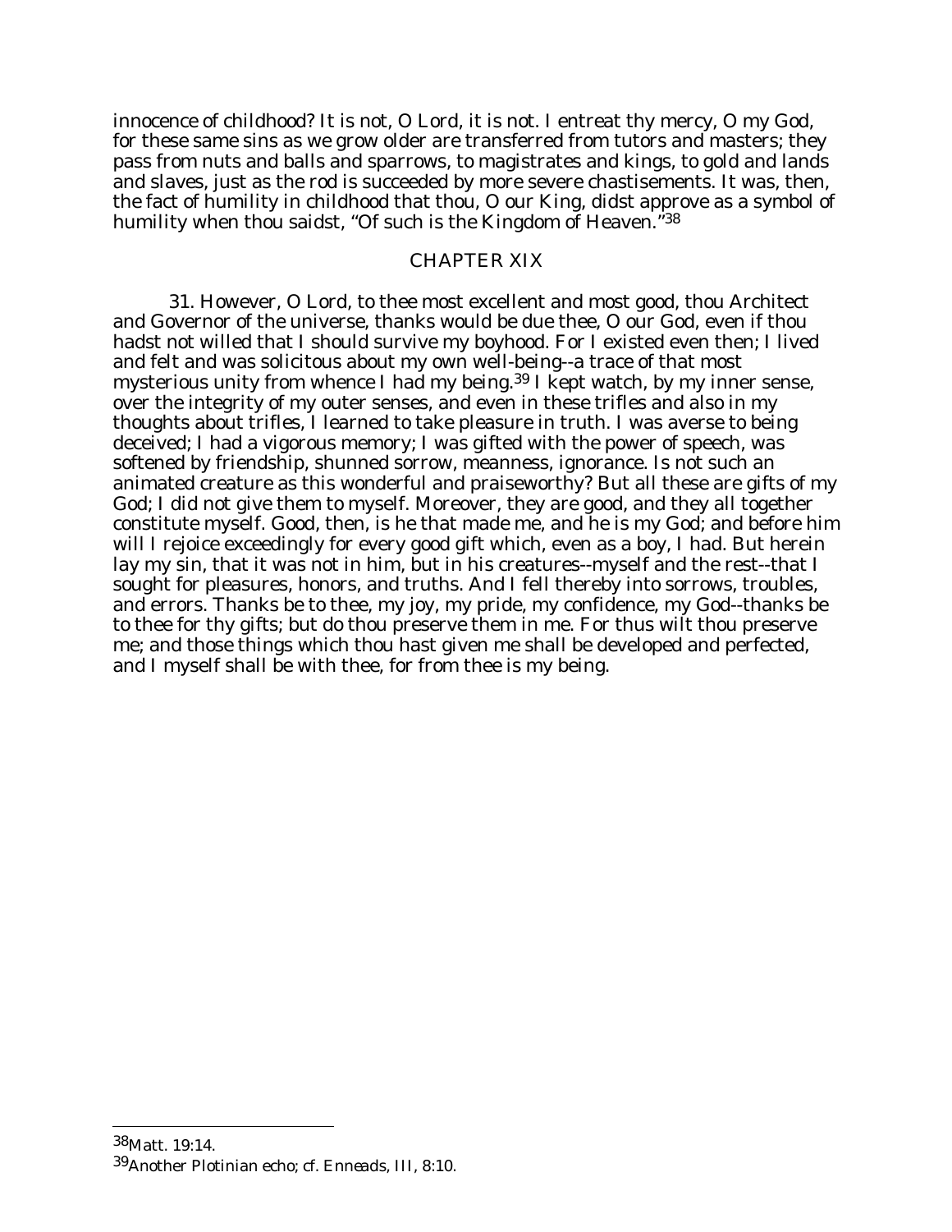innocence of childhood? It is not, O Lord, it is not. I entreat thy mercy, O my God, for these same sins as we grow older are transferred from tutors and masters; they pass from nuts and balls and sparrows, to magistrates and kings, to gold and lands and slaves, just as the rod is succeeded by more severe chastisements. It was, then, the fact of humility in childhood that thou, O our King, didst approve as a symbol of humility when thou saidst, "Of such is the Kingdom of Heaven."[38]

## CHAPTER XIX

31. However, O Lord, to thee most excellent and most good, thou Architect and Governor of the universe, thanks would be due thee, O our God, even if thou hadst not willed that I should survive my boyhood. For I existed even then; I lived and felt and was solicitous about my own well-being--a trace of that most mysterious unity from whence I had my being.[39] I kept watch, by my inner sense, over the integrity of my outer senses, and even in these trifles and also in my thoughts about trifles, I learned to take pleasure in truth. I was averse to being deceived; I had a vigorous memory; I was gifted with the power of speech, was softened by friendship, shunned sorrow, meanness, ignorance. Is not such an animated creature as this wonderful and praiseworthy? But all these are gifts of my God; I did not give them to myself. Moreover, they are good, and they all together constitute myself. Good, then, is he that made me, and he is my God; and before him will I rejoice exceedingly for every good gift which, even as a boy, I had. But herein lay my sin, that it was not in him, but in his creatures--myself and the rest--that I sought for pleasures, honors, and truths. And I fell thereby into sorrows, troubles, and errors. Thanks be to thee, my joy, my pride, my confidence, my God--thanks be to thee for thy gifts; but do thou preserve them in me. For thus wilt thou preserve me; and those things which thou hast given me shall be developed and perfected, and I myself shall be with thee, for from thee is my being.

---

[38] Matt. 19:14.

[39] Another Plotinian echo; cf. *Enneads*, III, 8:10.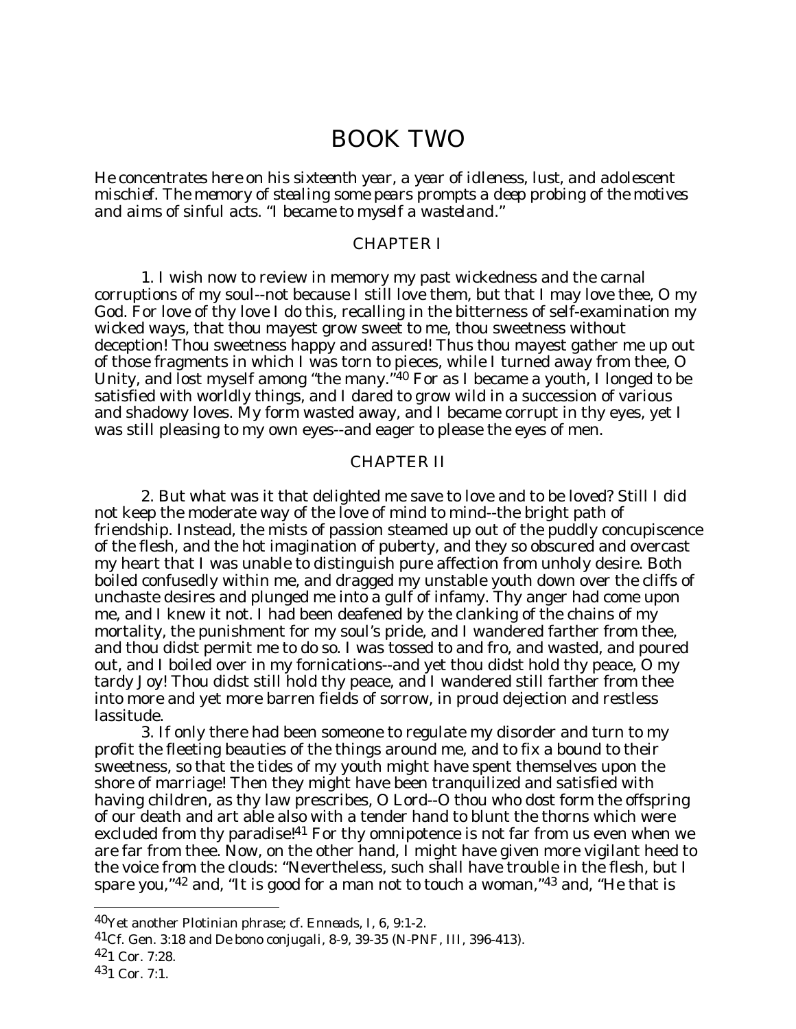# BOOK TWO

*He concentrates here on his sixteenth year, a year of idleness, lust, and adolescent mischief. The memory of stealing some pears prompts a deep probing of the motives and aims of sinful acts. "I became to myself a wasteland."*

## CHAPTER I

1. I wish now to review in memory my past wickedness and the carnal corruptions of my soul--not because I still love them, but that I may love thee, O my God. For love of thy love I do this, recalling in the bitterness of self-examination my wicked ways, that thou mayest grow sweet to me, thou sweetness without deception! Thou sweetness happy and assured! Thus thou mayest gather me up out of those fragments in which I was torn to pieces, while I turned away from thee, O Unity, and lost myself among "the many."[40] For as I became a youth, I longed to be satisfied with worldly things, and I dared to grow wild in a succession of various and shadowy loves. My form wasted away, and I became corrupt in thy eyes, yet I was still pleasing to my own eyes--and eager to please the eyes of men.

## CHAPTER II

2. But what was it that delighted me save to love and to be loved? Still I did not keep the moderate way of the love of mind to mind--the bright path of friendship. Instead, the mists of passion steamed up out of the puddly concupiscence of the flesh, and the hot imagination of puberty, and they so obscured and overcast my heart that I was unable to distinguish pure affection from unholy desire. Both boiled confusedly within me, and dragged my unstable youth down over the cliffs of unchaste desires and plunged me into a gulf of infamy. Thy anger had come upon me, and I knew it not. I had been deafened by the clanking of the chains of my mortality, the punishment for my soul's pride, and I wandered farther from thee, and thou didst permit me to do so. I was tossed to and fro, and wasted, and poured out, and I boiled over in my fornications--and yet thou didst hold thy peace, O my tardy Joy! Thou didst still hold thy peace, and I wandered still farther from thee into more and yet more barren fields of sorrow, in proud dejection and restless lassitude.

3. If only there had been someone to regulate my disorder and turn to my profit the fleeting beauties of the things around me, and to fix a bound to their sweetness, so that the tides of my youth might have spent themselves upon the shore of marriage! Then they might have been tranquilized and satisfied with having children, as thy law prescribes, O Lord--O thou who dost form the offspring of our death and art able also with a tender hand to blunt the thorns which were excluded from thy paradise![41] For thy omnipotence is not far from us even when we are far from thee. Now, on the other hand, I might have given more vigilant heed to the voice from the clouds: "Nevertheless, such shall have trouble in the flesh, but I spare you,"[42] and, "It is good for a man not to touch a woman,"[43] and, "He that is

---

[40] Yet another Plotinian phrase; cf. *Enneads*, I, 6, 9:1-2.

[41] Cf. Gen. 3:18 and *De bono conjugali*, 8-9, 39-35 (N-PNF, III, 396-413).

[42] 1 Cor. 7:28.

[43] 1 Cor. 7:1.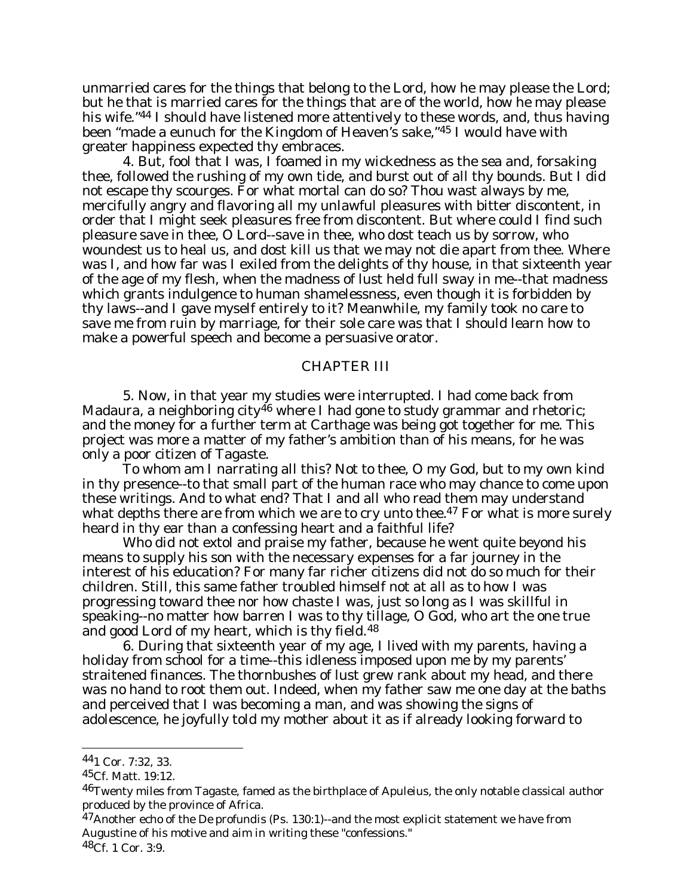unmarried cares for the things that belong to the Lord, how he may please the Lord; but he that is married cares for the things that are of the world, how he may please his wife."[44] I should have listened more attentively to these words, and, thus having been "made a eunuch for the Kingdom of Heaven's sake,"[45] I would have with greater happiness expected thy embraces.

4. But, fool that I was, I foamed in my wickedness as the sea and, forsaking thee, followed the rushing of my own tide, and burst out of all thy bounds. But I did not escape thy scourges. For what mortal can do so? Thou wast always by me, mercifully angry and flavoring all my unlawful pleasures with bitter discontent, in order that I might seek pleasures free from discontent. But where could I find such pleasure save in thee, O Lord--save in thee, who dost teach us by sorrow, who woundest us to heal us, and dost kill us that we may not die apart from thee. Where was I, and how far was I exiled from the delights of thy house, in that sixteenth year of the age of my flesh, when the madness of lust held full sway in me--that madness which grants indulgence to human shamelessness, even though it is forbidden by thy laws--and I gave myself entirely to it? Meanwhile, my family took no care to save me from ruin by marriage, for their sole care was that I should learn how to make a powerful speech and become a persuasive orator.

## CHAPTER III

5. Now, in that year my studies were interrupted. I had come back from Madaura, a neighboring city[46] where I had gone to study grammar and rhetoric; and the money for a further term at Carthage was being got together for me. This project was more a matter of my father's ambition than of his means, for he was only a poor citizen of Tagaste.

To whom am I narrating all this? Not to thee, O my God, but to my own kind in thy presence--to that small part of the human race who may chance to come upon these writings. And to what end? That I and all who read them may understand what depths there are from which we are to cry unto thee.[47] For what is more surely heard in thy ear than a confessing heart and a faithful life?

Who did not extol and praise my father, because he went quite beyond his means to supply his son with the necessary expenses for a far journey in the interest of his education? For many far richer citizens did not do so much for their children. Still, this same father troubled himself not at all as to how I was progressing toward thee nor how chaste I was, just so long as I was skillful in speaking--no matter how barren I was to thy tillage, O God, who art the one true and good Lord of my heart, which is thy field.[48]

6. During that sixteenth year of my age, I lived with my parents, having a holiday from school for a time--this idleness imposed upon me by my parents' straitened finances. The thornbushes of lust grew rank about my head, and there was no hand to root them out. Indeed, when my father saw me one day at the baths and perceived that I was becoming a man, and was showing the signs of adolescence, he joyfully told my mother about it as if already looking forward to

---

[44] 1 Cor. 7:32, 33.

[45] Cf. Matt. 19:12.

[46] Twenty miles from Tagaste, famed as the birthplace of Apuleius, the only notable classical author produced by the province of Africa.

[47] Another echo of the *De profundis* (Ps. 130:1)--and the most explicit statement we have from Augustine of his motive and aim in writing these "confessions."

[48] Cf. 1 Cor. 3:9.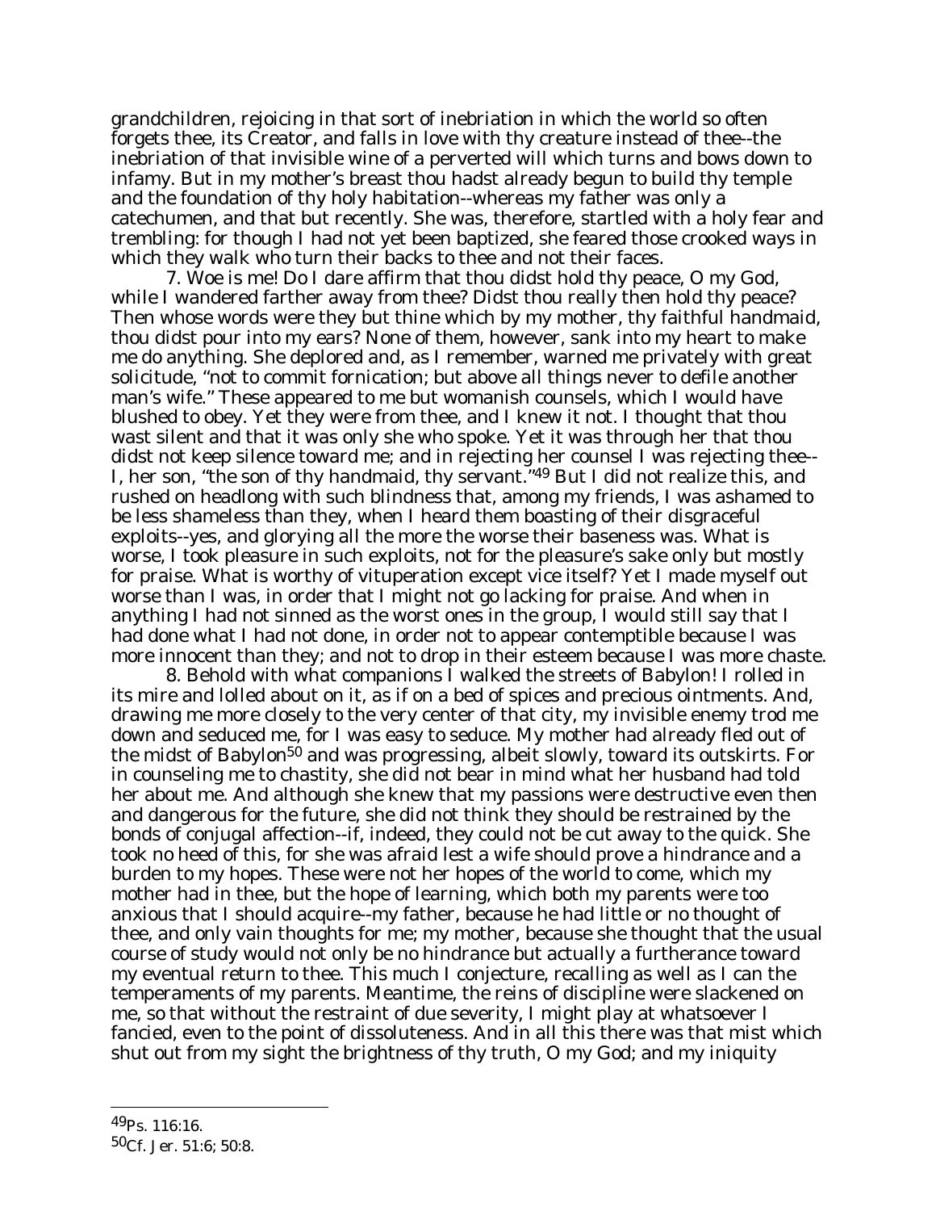grandchildren, rejoicing in that sort of inebriation in which the world so often forgets thee, its Creator, and falls in love with thy creature instead of thee--the inebriation of that invisible wine of a perverted will which turns and bows down to infamy. But in my mother's breast thou hadst already begun to build thy temple and the foundation of thy holy habitation--whereas my father was only a catechumen, and that but recently. She was, therefore, startled with a holy fear and trembling: for though I had not yet been baptized, she feared those crooked ways in which they walk who turn their backs to thee and not their faces.

7. Woe is me! Do I dare affirm that thou didst hold thy peace, O my God, while I wandered farther away from thee? Didst thou really then hold thy peace? Then whose words were they but thine which by my mother, thy faithful handmaid, thou didst pour into my ears? None of them, however, sank into my heart to make me do anything. She deplored and, as I remember, warned me privately with great solicitude, "not to commit fornication; but above all things never to defile another man's wife." These appeared to me but womanish counsels, which I would have blushed to obey. Yet they were from thee, and I knew it not. I thought that thou wast silent and that it was only she who spoke. Yet it was through her that thou didst not keep silence toward me; and in rejecting her counsel I was rejecting thee--I, her son, "the son of thy handmaid, thy servant."[49] But I did not realize this, and rushed on headlong with such blindness that, among my friends, I was ashamed to be less shameless than they, when I heard them boasting of their disgraceful exploits--yes, and glorying all the more the worse their baseness was. What is worse, I took pleasure in such exploits, not for the pleasure's sake only but mostly for praise. What is worthy of vituperation except vice itself? Yet I made myself out worse than I was, in order that I might not go lacking for praise. And when in anything I had not sinned as the worst ones in the group, I would still say that I had done what I had not done, in order not to appear contemptible because I was more innocent than they; and not to drop in their esteem because I was more chaste.

8. Behold with what companions I walked the streets of Babylon! I rolled in its mire and lolled about on it, as if on a bed of spices and precious ointments. And, drawing me more closely to the very center of that city, my invisible enemy trod me down and seduced me, for I was easy to seduce. My mother had already fled out of the midst of Babylon[50] and was progressing, albeit slowly, toward its outskirts. For in counseling me to chastity, she did not bear in mind what her husband had told her about me. And although she knew that my passions were destructive even then and dangerous for the future, she did not think they should be restrained by the bonds of conjugal affection--if, indeed, they could not be cut away to the quick. She took no heed of this, for she was afraid lest a wife should prove a hindrance and a burden to my hopes. These were not her hopes of the world to come, which my mother had in thee, but the hope of learning, which both my parents were too anxious that I should acquire--my father, because he had little or no thought of thee, and only vain thoughts for me; my mother, because she thought that the usual course of study would not only be no hindrance but actually a furtherance toward my eventual return to thee. This much I conjecture, recalling as well as I can the temperaments of my parents. Meantime, the reins of discipline were slackened on me, so that without the restraint of due severity, I might play at whatsoever I fancied, even to the point of dissoluteness. And in all this there was that mist which shut out from my sight the brightness of thy truth, O my God; and my iniquity

---

[49] Ps. 116:16.

[50] Cf. Jer. 51:6; 50:8.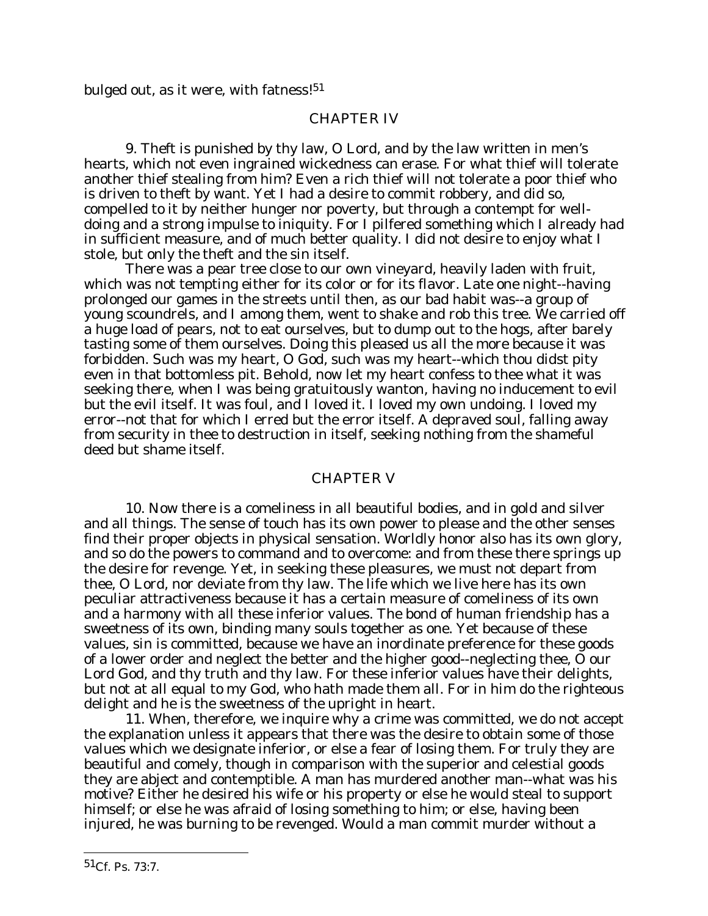bulged out, as it were, with fatness![51]

## CHAPTER IV

9. Theft is punished by thy law, O Lord, and by the law written in men's hearts, which not even ingrained wickedness can erase. For what thief will tolerate another thief stealing from him? Even a rich thief will not tolerate a poor thief who is driven to theft by want. Yet I had a desire to commit robbery, and did so, compelled to it by neither hunger nor poverty, but through a contempt for well-doing and a strong impulse to iniquity. For I pilfered something which I already had in sufficient measure, and of much better quality. I did not desire to enjoy what I stole, but only the theft and the sin itself.

There was a pear tree close to our own vineyard, heavily laden with fruit, which was not tempting either for its color or for its flavor. Late one night--having prolonged our games in the streets until then, as our bad habit was--a group of young scoundrels, and I among them, went to shake and rob this tree. We carried off a huge load of pears, not to eat ourselves, but to dump out to the hogs, after barely tasting some of them ourselves. Doing this pleased us all the more because it was forbidden. Such was my heart, O God, such was my heart--which thou didst pity even in that bottomless pit. Behold, now let my heart confess to thee what it was seeking there, when I was being gratuitously wanton, having no inducement to evil but the evil itself. It was foul, and I loved it. I loved my own undoing. I loved my error--not that for which I erred but the error itself. A depraved soul, falling away from security in thee to destruction in itself, seeking nothing from the shameful deed but shame itself.

## CHAPTER V

10. Now there is a comeliness in all beautiful bodies, and in gold and silver and all things. The sense of touch has its own power to please and the other senses find their proper objects in physical sensation. Worldly honor also has its own glory, and so do the powers to command and to overcome: and from these there springs up the desire for revenge. Yet, in seeking these pleasures, we must not depart from thee, O Lord, nor deviate from thy law. The life which we live here has its own peculiar attractiveness because it has a certain measure of comeliness of its own and a harmony with all these inferior values. The bond of human friendship has a sweetness of its own, binding many souls together as one. Yet because of these values, sin is committed, because we have an inordinate preference for these goods of a lower order and neglect the better and the higher good--neglecting thee, O our Lord God, and thy truth and thy law. For these inferior values have their delights, but not at all equal to my God, who hath made them all. For in him do the righteous delight and he is the sweetness of the upright in heart.

11. When, therefore, we inquire why a crime was committed, we do not accept the explanation unless it appears that there was the desire to obtain some of those values which we designate inferior, or else a fear of losing them. For truly they are beautiful and comely, though in comparison with the superior and celestial goods they are abject and contemptible. A man has murdered another man--what was his motive? Either he desired his wife or his property or else he would steal to support himself; or else he was afraid of losing something to him; or else, having been injured, he was burning to be revenged. Would a man commit murder without a

[51] Cf. Ps. 73:7.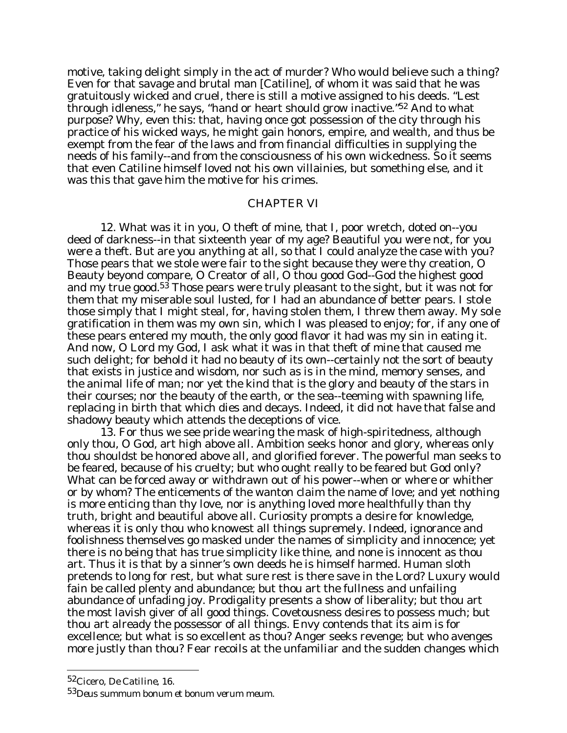motive, taking delight simply in the act of murder? Who would believe such a thing? Even for that savage and brutal man [Catiline], of whom it was said that he was gratuitously wicked and cruel, there is still a motive assigned to his deeds. "Lest through idleness," he says, "hand or heart should grow inactive."[52] And to what purpose? Why, even this: that, having once got possession of the city through his practice of his wicked ways, he might gain honors, empire, and wealth, and thus be exempt from the fear of the laws and from financial difficulties in supplying the needs of his family--and from the consciousness of his own wickedness. So it seems that even Catiline himself loved not his own villainies, but something else, and it was this that gave him the motive for his crimes.

## CHAPTER VI

12. What was it in you, O theft of mine, that I, poor wretch, doted on--you deed of darkness--in that sixteenth year of my age? Beautiful you were not, for you were a theft. But are you anything at all, so that I could analyze the case with you? Those pears that we stole were fair to the sight because they were thy creation, O Beauty beyond compare, O Creator of all, O thou good God--God the highest good and my true good.[53] Those pears were truly pleasant to the sight, but it was not for them that my miserable soul lusted, for I had an abundance of better pears. I stole those simply that I might steal, for, having stolen them, I threw them away. My sole gratification in them was my own sin, which I was pleased to enjoy; for, if any one of these pears entered my mouth, the only good flavor it had was my sin in eating it. And now, O Lord my God, I ask what it was in that theft of mine that caused me such delight; for behold it had no beauty of its own--certainly not the sort of beauty that exists in justice and wisdom, nor such as is in the mind, memory senses, and the animal life of man; nor yet the kind that is the glory and beauty of the stars in their courses; nor the beauty of the earth, or the sea--teeming with spawning life, replacing in birth that which dies and decays. Indeed, it did not have that false and shadowy beauty which attends the deceptions of vice.

13. For thus we see pride wearing the mask of high-spiritedness, although only thou, O God, art high above all. Ambition seeks honor and glory, whereas only thou shouldst be honored above all, and glorified forever. The powerful man seeks to be feared, because of his cruelty; but who ought really to be feared but God only? What can be forced away or withdrawn out of his power--when or where or whither or by whom? The enticements of the wanton claim the name of love; and yet nothing is more enticing than thy love, nor is anything loved more healthfully than thy truth, bright and beautiful above all. Curiosity prompts a desire for knowledge, whereas it is only thou who knowest all things supremely. Indeed, ignorance and foolishness themselves go masked under the names of simplicity and innocence; yet there is no being that has true simplicity like thine, and none is innocent as thou art. Thus it is that by a sinner's own deeds he is himself harmed. Human sloth pretends to long for rest, but what sure rest is there save in the Lord? Luxury would fain be called plenty and abundance; but thou art the fullness and unfailing abundance of unfading joy. Prodigality presents a show of liberality; but thou art the most lavish giver of all good things. Covetousness desires to possess much; but thou art already the possessor of all things. Envy contends that its aim is for excellence; but what is so excellent as thou? Anger seeks revenge; but who avenges more justly than thou? Fear recoils at the unfamiliar and the sudden changes which

---

[52] Cicero, *De Catiline*, 16.

[53] *Deus summum bonum et bonum verum meum.*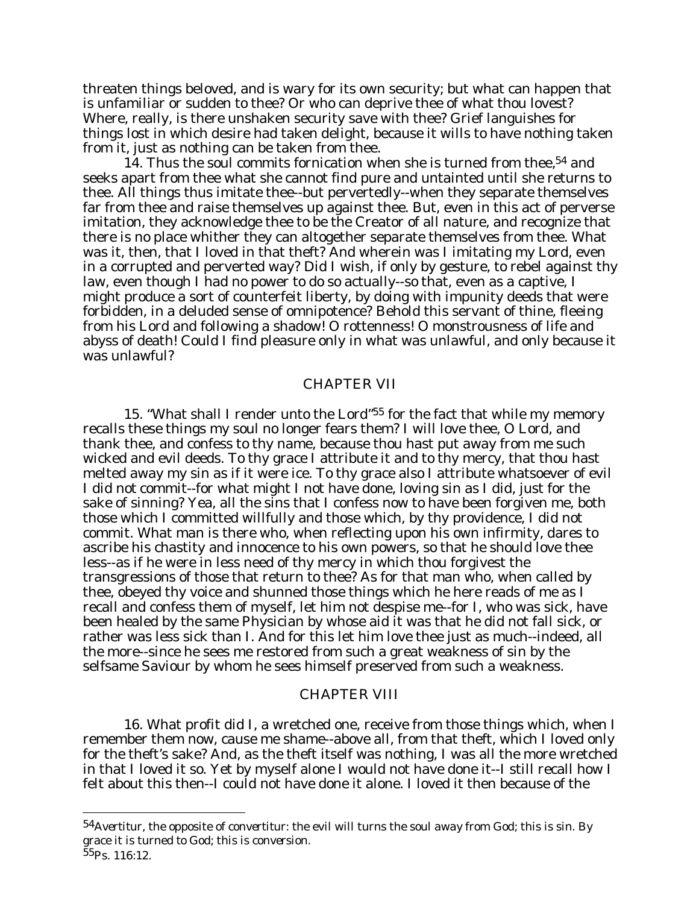threaten things beloved, and is wary for its own security; but what can happen that is unfamiliar or sudden to thee? Or who can deprive thee of what thou lovest? Where, really, is there unshaken security save with thee? Grief languishes for things lost in which desire had taken delight, because it wills to have nothing taken from it, just as nothing can be taken from thee.

14. Thus the soul commits fornication when she is turned from thee,[54] and seeks apart from thee what she cannot find pure and untainted until she returns to thee. All things thus imitate thee--but pervertedly--when they separate themselves far from thee and raise themselves up against thee. But, even in this act of perverse imitation, they acknowledge thee to be the Creator of all nature, and recognize that there is no place whither they can altogether separate themselves from thee. What was it, then, that I loved in that theft? And wherein was I imitating my Lord, even in a corrupted and perverted way? Did I wish, if only by gesture, to rebel against thy law, even though I had no power to do so actually--so that, even as a captive, I might produce a sort of counterfeit liberty, by doing with impunity deeds that were forbidden, in a deluded sense of omnipotence? Behold this servant of thine, fleeing from his Lord and following a shadow! O rottenness! O monstrousness of life and abyss of death! Could I find pleasure only in what was unlawful, and only because it was unlawful?

## CHAPTER VII

15. "What shall I render unto the Lord"[55] for the fact that while my memory recalls these things my soul no longer fears them? I will love thee, O Lord, and thank thee, and confess to thy name, because thou hast put away from me such wicked and evil deeds. To thy grace I attribute it and to thy mercy, that thou hast melted away my sin as if it were ice. To thy grace also I attribute whatsoever of evil I did not commit--for what might I not have done, loving sin as I did, just for the sake of sinning? Yea, all the sins that I confess now to have been forgiven me, both those which I committed willfully and those which, by thy providence, I did not commit. What man is there who, when reflecting upon his own infirmity, dares to ascribe his chastity and innocence to his own powers, so that he should love thee less--as if he were in less need of thy mercy in which thou forgivest the transgressions of those that return to thee? As for that man who, when called by thee, obeyed thy voice and shunned those things which he here reads of me as I recall and confess them of myself, let him not despise me--for I, who was sick, have been healed by the same Physician by whose aid it was that he did not fall sick, or rather was less sick than I. And for this let him love thee just as much--indeed, all the more--since he sees me restored from such a great weakness of sin by the selfsame Saviour by whom he sees himself preserved from such a weakness.

## CHAPTER VIII

16. What profit did I, a wretched one, receive from those things which, when I remember them now, cause me shame--above all, from that theft, which I loved only for the theft's sake? And, as the theft itself was nothing, I was all the more wretched in that I loved it so. Yet by myself alone I would not have done it--I still recall how I felt about this then--I could not have done it alone. I loved it then because of the

---

[54] *Avertitur*, the opposite of *convertitur*: the evil will turns the soul away from God; this is sin. By grace it is turned to God; this is conversion.

[55] Ps. 116:12.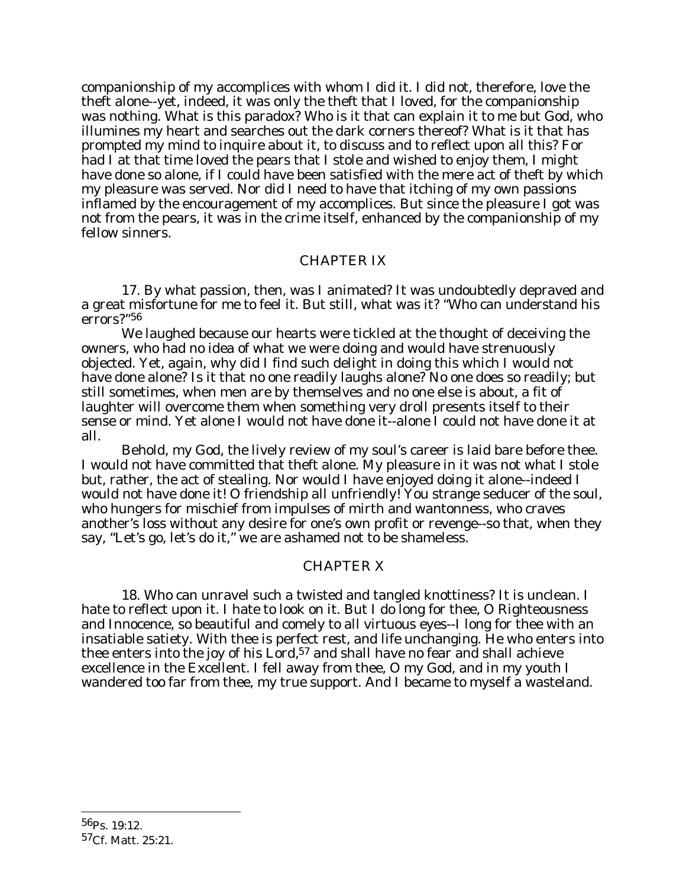companionship of my accomplices with whom I did it. I did not, therefore, love the theft alone--yet, indeed, it was only the theft that I loved, for the companionship was nothing. What is this paradox? Who is it that can explain it to me but God, who illumines my heart and searches out the dark corners thereof? What is it that has prompted my mind to inquire about it, to discuss and to reflect upon all this? For had I at that time loved the pears that I stole and wished to enjoy them, I might have done so alone, if I could have been satisfied with the mere act of theft by which my pleasure was served. Nor did I need to have that itching of my own passions inflamed by the encouragement of my accomplices. But since the pleasure I got was not from the pears, it was in the crime itself, enhanced by the companionship of my fellow sinners.

## CHAPTER IX

17. By what passion, then, was I animated? It was undoubtedly depraved and a great misfortune for me to feel it. But still, what was it? "Who can understand his errors?"[56]

We laughed because our hearts were tickled at the thought of deceiving the owners, who had no idea of what we were doing and would have strenuously objected. Yet, again, why did I find such delight in doing this which I would not have done alone? Is it that no one readily laughs alone? No one does so readily; but still sometimes, when men are by themselves and no one else is about, a fit of laughter will overcome them when something very droll presents itself to their sense or mind. Yet alone I would not have done it--alone I could not have done it at all.

Behold, my God, the lively review of my soul's career is laid bare before thee. I would not have committed that theft alone. My pleasure in it was not what I stole but, rather, the act of stealing. Nor would I have enjoyed doing it alone--indeed I would not have done it! O friendship all unfriendly! You strange seducer of the soul, who hungers for mischief from impulses of mirth and wantonness, who craves another's loss without any desire for one's own profit or revenge--so that, when they say, "Let's go, let's do it," we are ashamed not to be shameless.

## CHAPTER X

18. Who can unravel such a twisted and tangled knottiness? It is unclean. I hate to reflect upon it. I hate to look on it. But I do long for thee, O Righteousness and Innocence, so beautiful and comely to all virtuous eyes--I long for thee with an insatiable satiety. With thee is perfect rest, and life unchanging. He who enters into thee enters into the joy of his Lord,[57] and shall have no fear and shall achieve excellence in the Excellent. I fell away from thee, O my God, and in my youth I wandered too far from thee, my true support. And I became to myself a wasteland.

---

[56] Ps. 19:12.

[57] Cf. Matt. 25:21.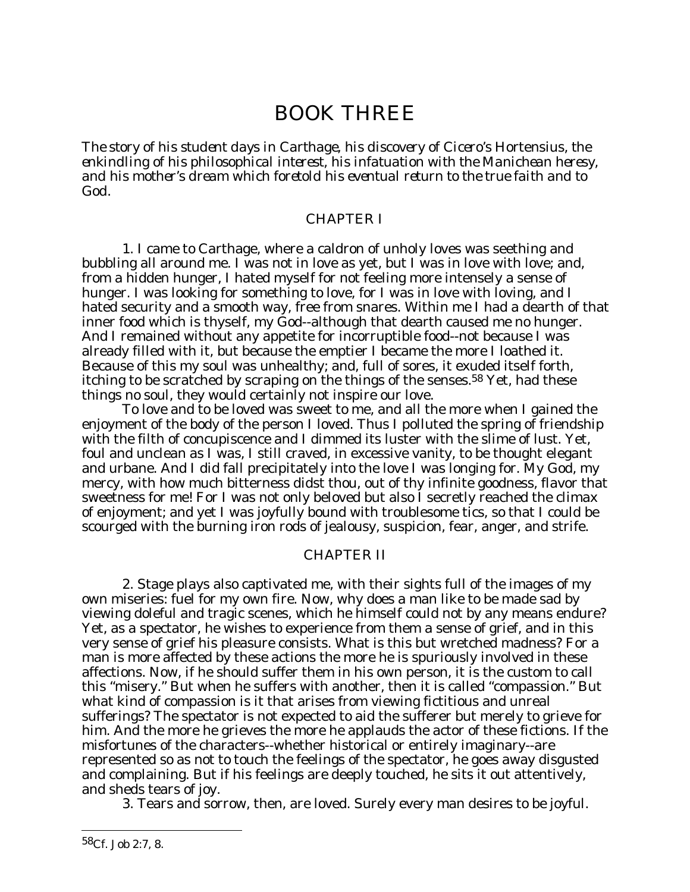# BOOK THREE

*The story of his student days in Carthage, his discovery of Cicero's Hortensius, the enkindling of his philosophical interest, his infatuation with the Manichean heresy, and his mother's dream which foretold his eventual return to the true faith and to God.*

## CHAPTER I

1. I came to Carthage, where a caldron of unholy loves was seething and bubbling all around me. I was not in love as yet, but I was in love with love; and, from a hidden hunger, I hated myself for not feeling more intensely a sense of hunger. I was looking for something to love, for I was in love with loving, and I hated security and a smooth way, free from snares. Within me I had a dearth of that inner food which is thyself, my God--although that dearth caused me no hunger. And I remained without any appetite for incorruptible food--not because I was already filled with it, but because the emptier I became the more I loathed it. Because of this my soul was unhealthy; and, full of sores, it exuded itself forth, itching to be scratched by scraping on the things of the senses.[58] Yet, had these things no soul, they would certainly not inspire our love.

To love and to be loved was sweet to me, and all the more when I gained the enjoyment of the body of the person I loved. Thus I polluted the spring of friendship with the filth of concupiscence and I dimmed its luster with the slime of lust. Yet, foul and unclean as I was, I still craved, in excessive vanity, to be thought elegant and urbane. And I did fall precipitately into the love I was longing for. My God, my mercy, with how much bitterness didst thou, out of thy infinite goodness, flavor that sweetness for me! For I was not only beloved but also I secretly reached the climax of enjoyment; and yet I was joyfully bound with troublesome tics, so that I could be scourged with the burning iron rods of jealousy, suspicion, fear, anger, and strife.

## CHAPTER II

2. Stage plays also captivated me, with their sights full of the images of my own miseries: fuel for my own fire. Now, why does a man like to be made sad by viewing doleful and tragic scenes, which he himself could not by any means endure? Yet, as a spectator, he wishes to experience from them a sense of grief, and in this very sense of grief his pleasure consists. What is this but wretched madness? For a man is more affected by these actions the more he is spuriously involved in these affections. Now, if he should suffer them in his own person, it is the custom to call this "misery." But when he suffers with another, then it is called "compassion." But what kind of compassion is it that arises from viewing fictitious and unreal sufferings? The spectator is not expected to aid the sufferer but merely to grieve for him. And the more he grieves the more he applauds the actor of these fictions. If the misfortunes of the characters--whether historical or entirely imaginary--are represented so as not to touch the feelings of the spectator, he goes away disgusted and complaining. But if his feelings are deeply touched, he sits it out attentively, and sheds tears of joy.

3. Tears and sorrow, then, are loved. Surely every man desires to be joyful.

---

[58] Cf. Job 2:7, 8.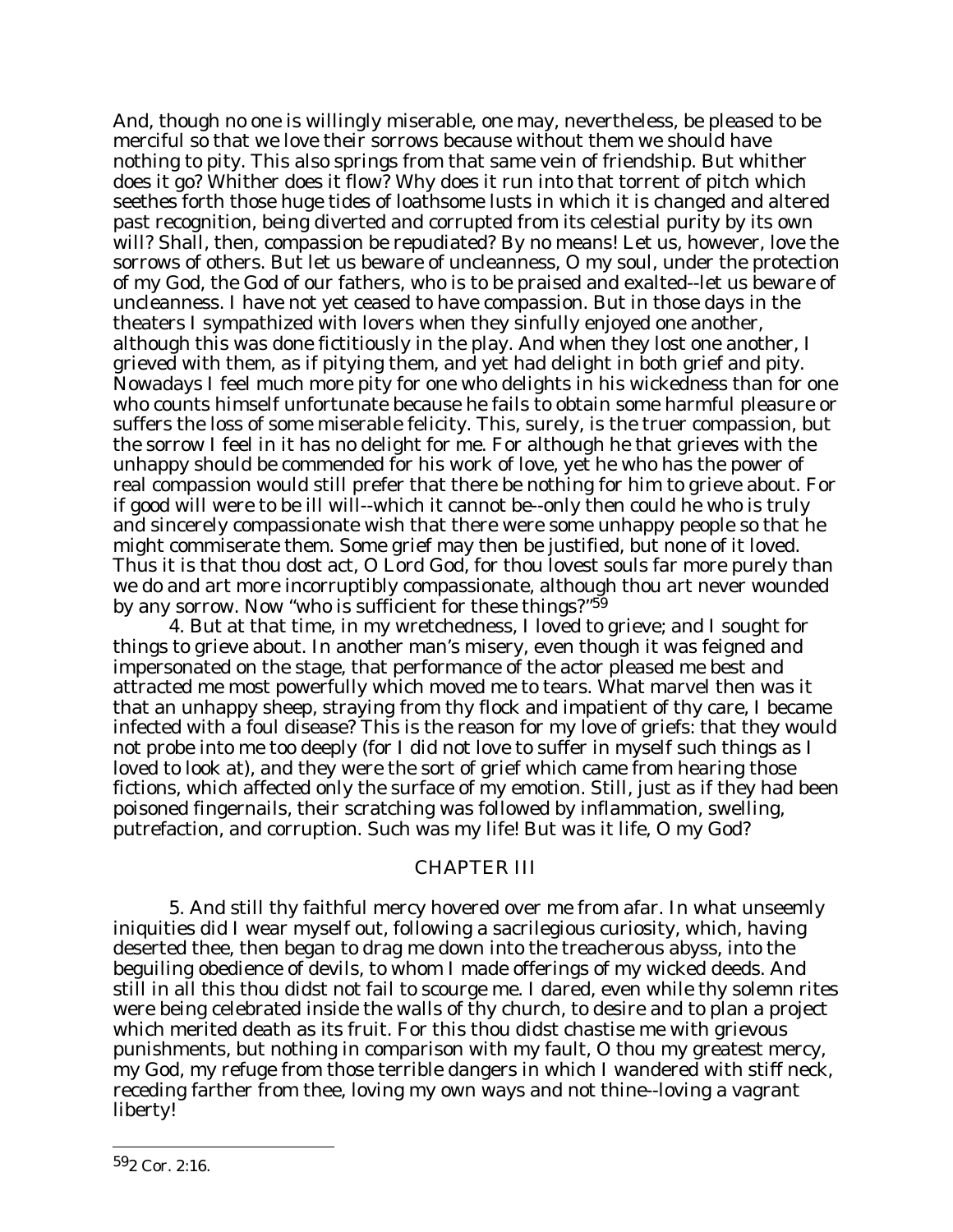And, though no one is willingly miserable, one may, nevertheless, be pleased to be merciful so that we love their sorrows because without them we should have nothing to pity. This also springs from that same vein of friendship. But whither does it go? Whither does it flow? Why does it run into that torrent of pitch which seethes forth those huge tides of loathsome lusts in which it is changed and altered past recognition, being diverted and corrupted from its celestial purity by its own will? Shall, then, compassion be repudiated? By no means! Let us, however, love the sorrows of others. But let us beware of uncleanness, O my soul, under the protection of my God, the God of our fathers, who is to be praised and exalted--let us beware of uncleanness. I have not yet ceased to have compassion. But in those days in the theaters I sympathized with lovers when they sinfully enjoyed one another, although this was done fictitiously in the play. And when they lost one another, I grieved with them, as if pitying them, and yet had delight in both grief and pity. Nowadays I feel much more pity for one who delights in his wickedness than for one who counts himself unfortunate because he fails to obtain some harmful pleasure or suffers the loss of some miserable felicity. This, surely, is the truer compassion, but the sorrow I feel in it has no delight for me. For although he that grieves with the unhappy should be commended for his work of love, yet he who has the power of real compassion would still prefer that there be nothing for him to grieve about. For if good will were to be ill will--which it cannot be--only then could he who is truly and sincerely compassionate wish that there were some unhappy people so that he might commiserate them. Some grief may then be justified, but none of it loved. Thus it is that thou dost act, O Lord God, for thou lovest souls far more purely than we do and art more incorruptibly compassionate, although thou art never wounded by any sorrow. Now "who is sufficient for these things?"[59]

4. But at that time, in my wretchedness, I loved to grieve; and I sought for things to grieve about. In another man's misery, even though it was feigned and impersonated on the stage, that performance of the actor pleased me best and attracted me most powerfully which moved me to tears. What marvel then was it that an unhappy sheep, straying from thy flock and impatient of thy care, I became infected with a foul disease? This is the reason for my love of griefs: that they would not probe into me too deeply (for I did not love to suffer in myself such things as I loved to look at), and they were the sort of grief which came from hearing those fictions, which affected only the surface of my emotion. Still, just as if they had been poisoned fingernails, their scratching was followed by inflammation, swelling, putrefaction, and corruption. Such was my life! But was it life, O my God?

## CHAPTER III

5. And still thy faithful mercy hovered over me from afar. In what unseemly iniquities did I wear myself out, following a sacrilegious curiosity, which, having deserted thee, then began to drag me down into the treacherous abyss, into the beguiling obedience of devils, to whom I made offerings of my wicked deeds. And still in all this thou didst not fail to scourge me. I dared, even while thy solemn rites were being celebrated inside the walls of thy church, to desire and to plan a project which merited death as its fruit. For this thou didst chastise me with grievous punishments, but nothing in comparison with my fault, O thou my greatest mercy, my God, my refuge from those terrible dangers in which I wandered with stiff neck, receding farther from thee, loving my own ways and not thine--loving a vagrant liberty!

---

[59] 2 Cor. 2:16.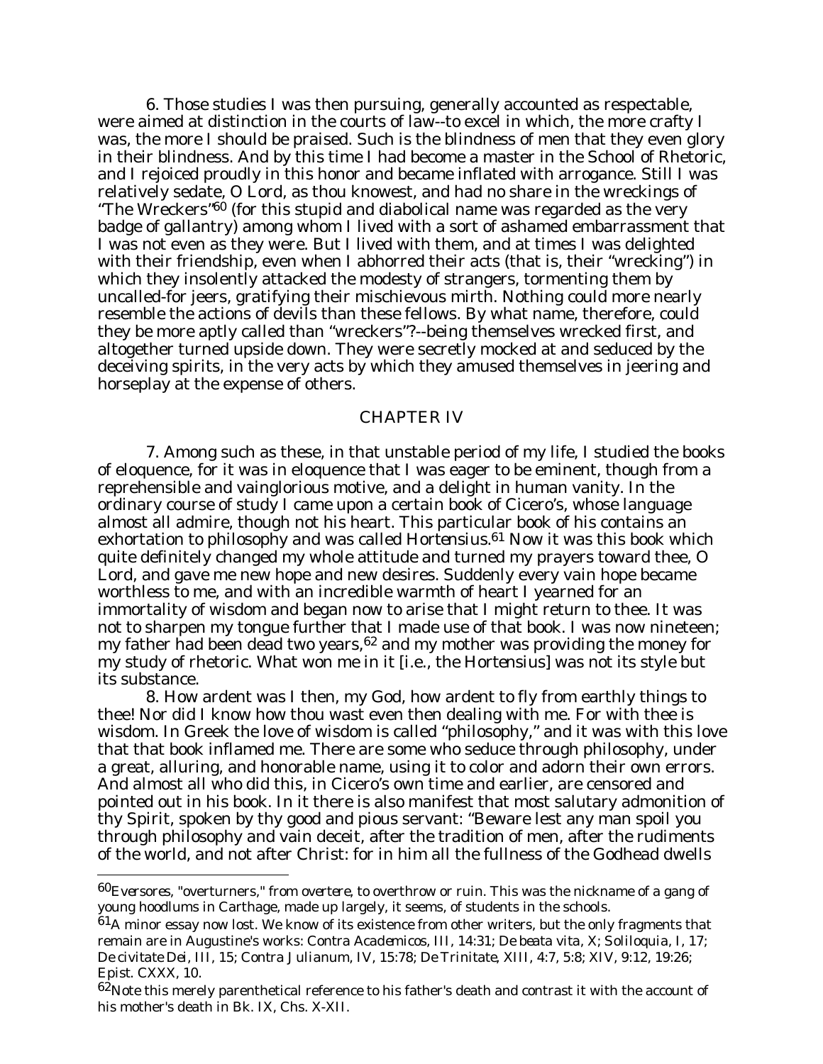6. Those studies I was then pursuing, generally accounted as respectable, were aimed at distinction in the courts of law--to excel in which, the more crafty I was, the more I should be praised. Such is the blindness of men that they even glory in their blindness. And by this time I had become a master in the School of Rhetoric, and I rejoiced proudly in this honor and became inflated with arrogance. Still I was relatively sedate, O Lord, as thou knowest, and had no share in the wreckings of "The Wreckers"[60] (for this stupid and diabolical name was regarded as the very badge of gallantry) among whom I lived with a sort of ashamed embarrassment that I was not even as they were. But I lived with them, and at times I was delighted with their friendship, even when I abhorred their acts (that is, their "wrecking") in which they insolently attacked the modesty of strangers, tormenting them by uncalled-for jeers, gratifying their mischievous mirth. Nothing could more nearly resemble the actions of devils than these fellows. By what name, therefore, could they be more aptly called than "wreckers"?--being themselves wrecked first, and altogether turned upside down. They were secretly mocked at and seduced by the deceiving spirits, in the very acts by which they amused themselves in jeering and horseplay at the expense of others.

## CHAPTER IV

7. Among such as these, in that unstable period of my life, I studied the books of eloquence, for it was in eloquence that I was eager to be eminent, though from a reprehensible and vainglorious motive, and a delight in human vanity. In the ordinary course of study I came upon a certain book of Cicero's, whose language almost all admire, though not his heart. This particular book of his contains an exhortation to philosophy and was called *Hortensius*.[61] Now it was this book which quite definitely changed my whole attitude and turned my prayers toward thee, O Lord, and gave me new hope and new desires. Suddenly every vain hope became worthless to me, and with an incredible warmth of heart I yearned for an immortality of wisdom and began now to arise that I might return to thee. It was not to sharpen my tongue further that I made use of that book. I was now nineteen; my father had been dead two years,[62] and my mother was providing the money for my study of rhetoric. What won me in it [i.e., the *Hortensius*] was not its style but its substance.

8. How ardent was I then, my God, how ardent to fly from earthly things to thee! Nor did I know how thou wast even then dealing with me. For with thee is wisdom. In Greek the love of wisdom is called "philosophy," and it was with this love that that book inflamed me. There are some who seduce through philosophy, under a great, alluring, and honorable name, using it to color and adorn their own errors. And almost all who did this, in Cicero's own time and earlier, are censored and pointed out in his book. In it there is also manifest that most salutary admonition of thy Spirit, spoken by thy good and pious servant: "Beware lest any man spoil you through philosophy and vain deceit, after the tradition of men, after the rudiments of the world, and not after Christ: for in him all the fullness of the Godhead dwells

---

[60] *Eversores*, "overturners," from *overtere*, to overthrow or ruin. This was the nickname of a gang of young hoodlums in Carthage, made up largely, it seems, of students in the schools.

[61] A minor essay now lost. We know of its existence from other writers, but the only fragments that remain are in Augustine's works: *Contra Academicos*, III, 14:31; *De beata vita*, X; *Soliloquia*, I, 17; *De civitate Dei*, III, 15; *Contra Julianum*, IV, 15:78; *De Trinitate*, XIII, 4:7, 5:8; XIV, 9:12, 19:26; *Epist.* CXXX, 10.

[62] Note this merely parenthetical reference to his father's death and contrast it with the account of his mother's death in Bk. IX, Chs. X-XII.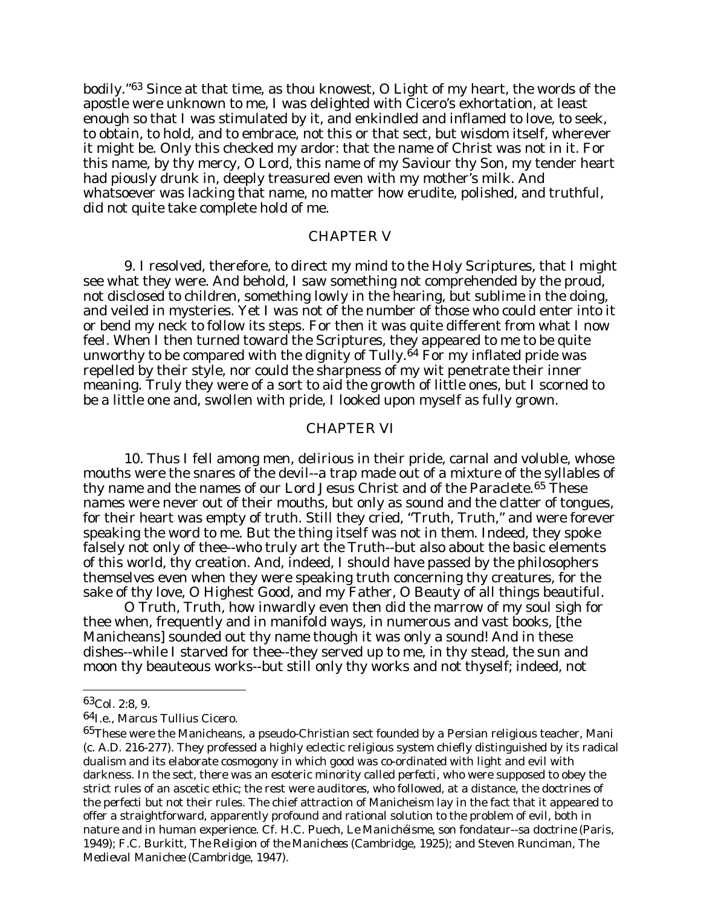bodily."[63] Since at that time, as thou knowest, O Light of my heart, the words of the apostle were unknown to me, I was delighted with Cicero's exhortation, at least enough so that I was stimulated by it, and enkindled and inflamed to love, to seek, to obtain, to hold, and to embrace, not this or that sect, but wisdom itself, wherever it might be. Only this checked my ardor: that the name of Christ was not in it. For this name, by thy mercy, O Lord, this name of my Saviour thy Son, my tender heart had piously drunk in, deeply treasured even with my mother's milk. And whatsoever was lacking that name, no matter how erudite, polished, and truthful, did not quite take complete hold of me.

## CHAPTER V

9. I resolved, therefore, to direct my mind to the Holy Scriptures, that I might see what they were. And behold, I saw something not comprehended by the proud, not disclosed to children, something lowly in the hearing, but sublime in the doing, and veiled in mysteries. Yet I was not of the number of those who could enter into it or bend my neck to follow its steps. For then it was quite different from what I now feel. When I then turned toward the Scriptures, they appeared to me to be quite unworthy to be compared with the dignity of Tully.[64] For my inflated pride was repelled by their style, nor could the sharpness of my wit penetrate their inner meaning. Truly they were of a sort to aid the growth of little ones, but I scorned to be a little one and, swollen with pride, I looked upon myself as fully grown.

## CHAPTER VI

10. Thus I fell among men, delirious in their pride, carnal and voluble, whose mouths were the snares of the devil--a trap made out of a mixture of the syllables of thy name and the names of our Lord Jesus Christ and of the Paraclete.[65] These names were never out of their mouths, but only as sound and the clatter of tongues, for their heart was empty of truth. Still they cried, "Truth, Truth," and were forever speaking the word to me. But the thing itself was not in them. Indeed, they spoke falsely not only of thee--who truly art the Truth--but also about the basic elements of this world, thy creation. And, indeed, I should have passed by the philosophers themselves even when they were speaking truth concerning thy creatures, for the sake of thy love, O Highest Good, and my Father, O Beauty of all things beautiful.

O Truth, Truth, how inwardly even then did the marrow of my soul sigh for thee when, frequently and in manifold ways, in numerous and vast books, [the Manicheans] sounded out thy name though it was only a sound! And in these dishes--while I starved for thee--they served up to me, in thy stead, the sun and moon thy beauteous works--but still only thy works and not thyself; indeed, not

---

[63] Col. 2:8, 9.

[64] I.e., Marcus Tullius Cicero.

[65] These were the Manicheans, a pseudo-Christian sect founded by a Persian religious teacher, Mani (c. A.D. 216-277). They professed a highly eclectic religious system chiefly distinguished by its radical dualism and its elaborate cosmogony in which good was co-ordinated with light and evil with darkness. In the sect, there was an esoteric minority called *perfecti*, who were supposed to obey the strict rules of an ascetic ethic; the rest were *auditores*, who followed, at a distance, the doctrines of the *perfecti* but not their rules. The chief attraction of Manicheism lay in the fact that it appeared to offer a straightforward, apparently profound and rational solution to the problem of evil, both in nature and in human experience. Cf. H.C. Puech, *Le Manichéisme, son fondateur--sa doctrine* (Paris, 1949); F.C. Burkitt, *The Religion of the Manichees* (Cambridge, 1925); and Steven Runciman, *The Medieval Manichee* (Cambridge, 1947).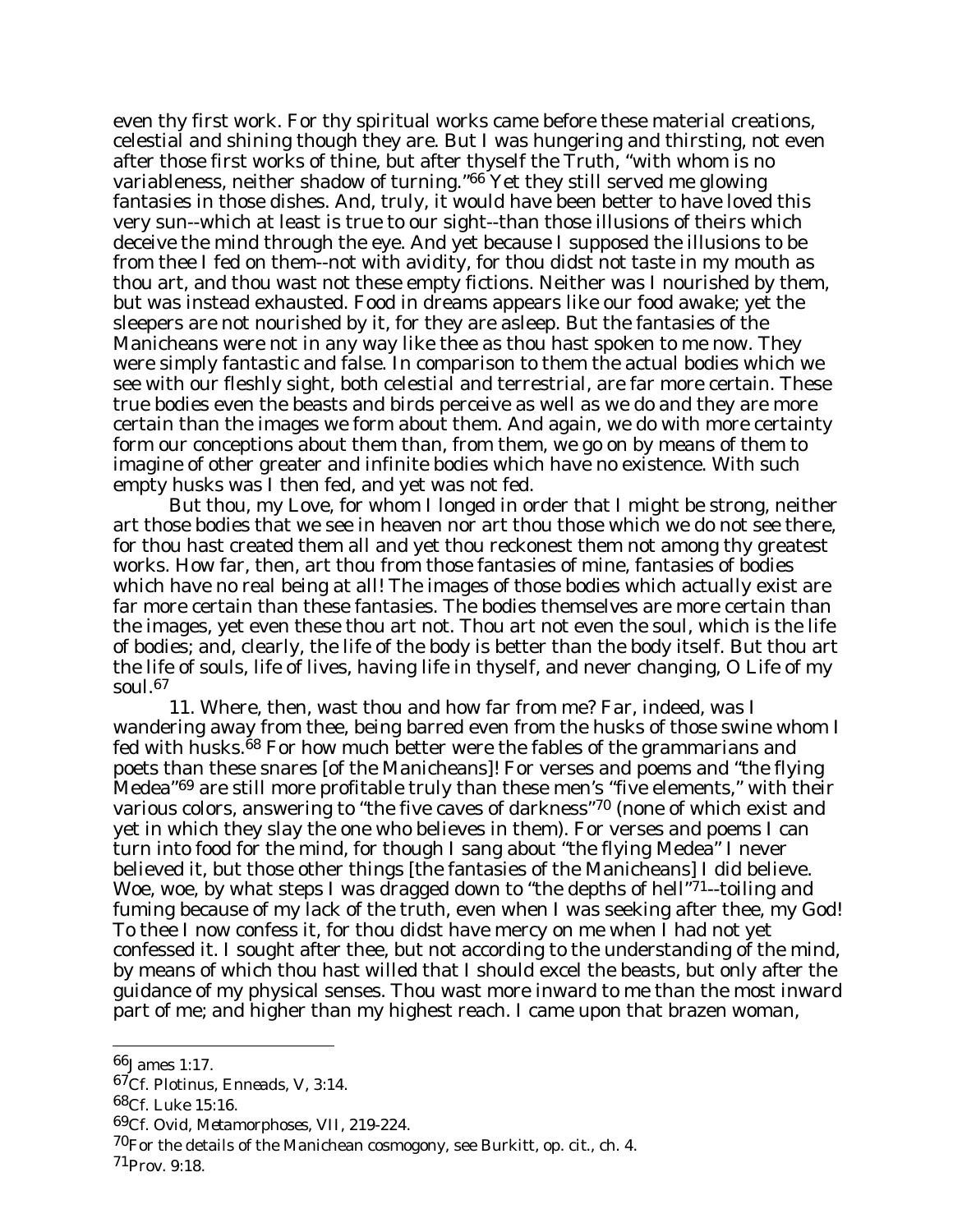even thy first work. For thy spiritual works came before these material creations, celestial and shining though they are. But I was hungering and thirsting, not even after those first works of thine, but after thyself the Truth, "with whom is no variableness, neither shadow of turning."[66] Yet they still served me glowing fantasies in those dishes. And, truly, it would have been better to have loved this very sun--which at least is true to our sight--than those illusions of theirs which deceive the mind through the eye. And yet because I supposed the illusions to be from thee I fed on them--not with avidity, for thou didst not taste in my mouth as thou art, and thou wast not these empty fictions. Neither was I nourished by them, but was instead exhausted. Food in dreams appears like our food awake; yet the sleepers are not nourished by it, for they are asleep. But the fantasies of the Manicheans were not in any way like thee as thou hast spoken to me now. They were simply fantastic and false. In comparison to them the actual bodies which we see with our fleshly sight, both celestial and terrestrial, are far more certain. These true bodies even the beasts and birds perceive as well as we do and they are more certain than the images we form about them. And again, we do with more certainty form our conceptions about them than, from them, we go on by means of them to imagine of other greater and infinite bodies which have no existence. With such empty husks was I then fed, and yet was not fed.

But thou, my Love, for whom I longed in order that I might be strong, neither art those bodies that we see in heaven nor art thou those which we do not see there, for thou hast created them all and yet thou reckonest them not among thy greatest works. How far, then, art thou from those fantasies of mine, fantasies of bodies which have no real being at all! The images of those bodies which actually exist are far more certain than these fantasies. The bodies themselves are more certain than the images, yet even these thou art not. Thou art not even the soul, which is the life of bodies; and, clearly, the life of the body is better than the body itself. But thou art the life of souls, life of lives, having life in thyself, and never changing, O Life of my soul.[67]

11. Where, then, wast thou and how far from me? Far, indeed, was I wandering away from thee, being barred even from the husks of those swine whom I fed with husks.[68] For how much better were the fables of the grammarians and poets than these snares [of the Manicheans]! For verses and poems and "the flying Medea"[69] are still more profitable truly than these men's "five elements," with their various colors, answering to "the five caves of darkness"[70] (none of which exist and yet in which they slay the one who believes in them). For verses and poems I can turn into food for the mind, for though I sang about "the flying Medea" I never believed it, but those other things [the fantasies of the Manicheans] I did believe. Woe, woe, by what steps I was dragged down to "the depths of hell"[71]--toiling and fuming because of my lack of the truth, even when I was seeking after thee, my God! To thee I now confess it, for thou didst have mercy on me when I had not yet confessed it. I sought after thee, but not according to the understanding of the mind, by means of which thou hast willed that I should excel the beasts, but only after the guidance of my physical senses. Thou wast more inward to me than the most inward part of me; and higher than my highest reach. I came upon that brazen woman,

---

[66] James 1:17.

[67] Cf. Plotinus, *Enneads*, V, 3:14.

[68] Cf. Luke 15:16.

[69] Cf. Ovid, *Metamorphoses*, VII, 219-224.

[70] For the details of the Manichean cosmogony, see Burkitt, *op. cit.*, ch. 4.

[71] Prov. 9:18.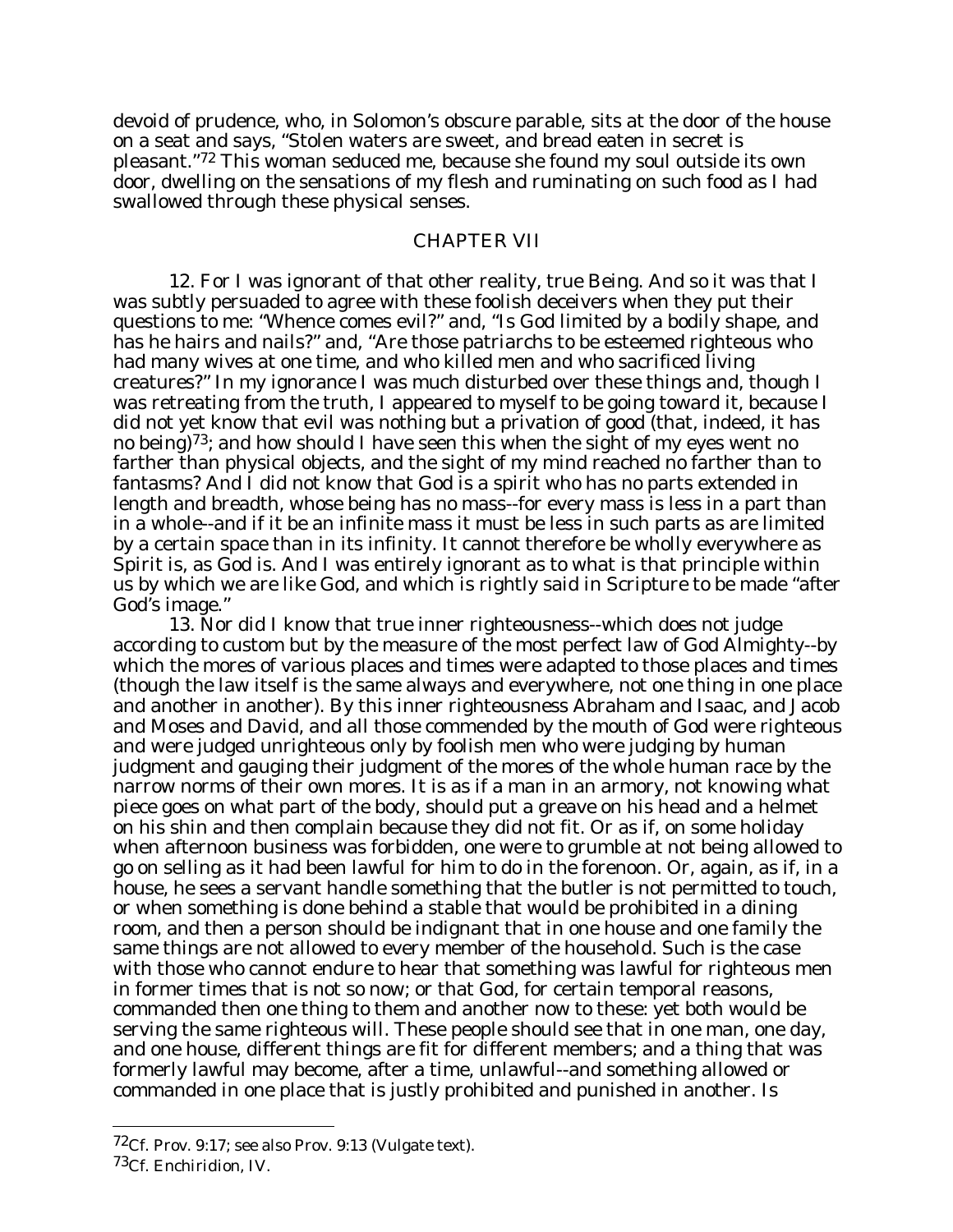devoid of prudence, who, in Solomon's obscure parable, sits at the door of the house on a seat and says, "Stolen waters are sweet, and bread eaten in secret is pleasant."[72] This woman seduced me, because she found my soul outside its own door, dwelling on the sensations of my flesh and ruminating on such food as I had swallowed through these physical senses.

## CHAPTER VII

12. For I was ignorant of that other reality, true Being. And so it was that I was subtly persuaded to agree with these foolish deceivers when they put their questions to me: "Whence comes evil?" and, "Is God limited by a bodily shape, and has he hairs and nails?" and, "Are those patriarchs to be esteemed righteous who had many wives at one time, and who killed men and who sacrificed living creatures?" In my ignorance I was much disturbed over these things and, though I was retreating from the truth, I appeared to myself to be going toward it, because I did not yet know that evil was nothing but a privation of good (that, indeed, it has no being)[73]; and how should I have seen this when the sight of my eyes went no farther than physical objects, and the sight of my mind reached no farther than to fantasms? And I did not know that God is a spirit who has no parts extended in length and breadth, whose being has no mass--for every mass is less in a part than in a whole--and if it be an infinite mass it must be less in such parts as are limited by a certain space than in its infinity. It cannot therefore be wholly everywhere as Spirit is, as God is. And I was entirely ignorant as to what is that principle within us by which we are like God, and which is rightly said in Scripture to be made "after God's image."

13. Nor did I know that true inner righteousness--which does not judge according to custom but by the measure of the most perfect law of God Almighty--by which the mores of various places and times were adapted to those places and times (though the law itself is the same always and everywhere, not one thing in one place and another in another). By this inner righteousness Abraham and Isaac, and Jacob and Moses and David, and all those commended by the mouth of God were righteous and were judged unrighteous only by foolish men who were judging by human judgment and gauging their judgment of the mores of the whole human race by the narrow norms of their own mores. It is as if a man in an armory, not knowing what piece goes on what part of the body, should put a greave on his head and a helmet on his shin and then complain because they did not fit. Or as if, on some holiday when afternoon business was forbidden, one were to grumble at not being allowed to go on selling as it had been lawful for him to do in the forenoon. Or, again, as if, in a house, he sees a servant handle something that the butler is not permitted to touch, or when something is done behind a stable that would be prohibited in a dining room, and then a person should be indignant that in one house and one family the same things are not allowed to every member of the household. Such is the case with those who cannot endure to hear that something was lawful for righteous men in former times that is not so now; or that God, for certain temporal reasons, commanded then one thing to them and another now to these: yet both would be serving the same righteous will. These people should see that in one man, one day, and one house, different things are fit for different members; and a thing that was formerly lawful may become, after a time, unlawful--and something allowed or commanded in one place that is justly prohibited and punished in another. Is

---

[72] Cf. Prov. 9:17; see also Prov. 9:13 (Vulgate text).

[73] Cf. *Enchiridion*, IV.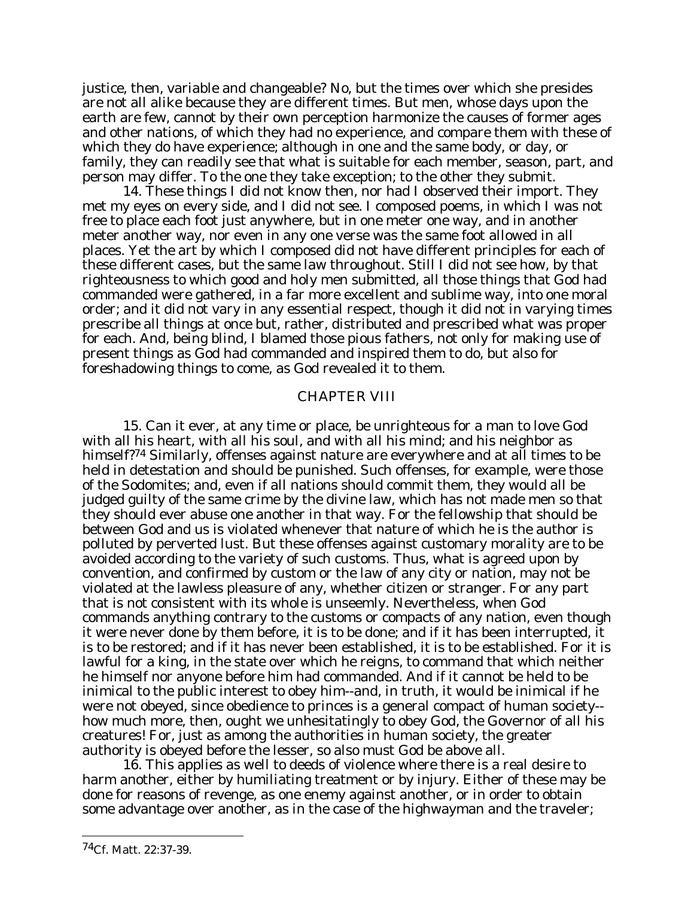justice, then, variable and changeable? No, but the times over which she presides are not all alike because they are different times. But men, whose days upon the earth are few, cannot by their own perception harmonize the causes of former ages and other nations, of which they had no experience, and compare them with these of which they do have experience; although in one and the same body, or day, or family, they can readily see that what is suitable for each member, season, part, and person may differ. To the one they take exception; to the other they submit.

14. These things I did not know then, nor had I observed their import. They met my eyes on every side, and I did not see. I composed poems, in which I was not free to place each foot just anywhere, but in one meter one way, and in another meter another way, nor even in any one verse was the same foot allowed in all places. Yet the art by which I composed did not have different principles for each of these different cases, but the same law throughout. Still I did not see how, by that righteousness to which good and holy men submitted, all those things that God had commanded were gathered, in a far more excellent and sublime way, into one moral order; and it did not vary in any essential respect, though it did not in varying times prescribe all things at once but, rather, distributed and prescribed what was proper for each. And, being blind, I blamed those pious fathers, not only for making use of present things as God had commanded and inspired them to do, but also for foreshadowing things to come, as God revealed it to them.

## CHAPTER VIII

15. Can it ever, at any time or place, be unrighteous for a man to love God with all his heart, with all his soul, and with all his mind; and his neighbor as himself?[74] Similarly, offenses against nature are everywhere and at all times to be held in detestation and should be punished. Such offenses, for example, were those of the Sodomites; and, even if all nations should commit them, they would all be judged guilty of the same crime by the divine law, which has not made men so that they should ever abuse one another in that way. For the fellowship that should be between God and us is violated whenever that nature of which he is the author is polluted by perverted lust. But these offenses against customary morality are to be avoided according to the variety of such customs. Thus, what is agreed upon by convention, and confirmed by custom or the law of any city or nation, may not be violated at the lawless pleasure of any, whether citizen or stranger. For any part that is not consistent with its whole is unseemly. Nevertheless, when God commands anything contrary to the customs or compacts of any nation, even though it were never done by them before, it is to be done; and if it has been interrupted, it is to be restored; and if it has never been established, it is to be established. For it is lawful for a king, in the state over which he reigns, to command that which neither he himself nor anyone before him had commanded. And if it cannot be held to be inimical to the public interest to obey him--and, in truth, it would be inimical if he were not obeyed, since obedience to princes is a general compact of human society--how much more, then, ought we unhesitatingly to obey God, the Governor of all his creatures! For, just as among the authorities in human society, the greater authority is obeyed before the lesser, so also must God be above all.

16. This applies as well to deeds of violence where there is a real desire to harm another, either by humiliating treatment or by injury. Either of these may be done for reasons of revenge, as one enemy against another, or in order to obtain some advantage over another, as in the case of the highwayman and the traveler;

---

[74] Cf. Matt. 22:37-39.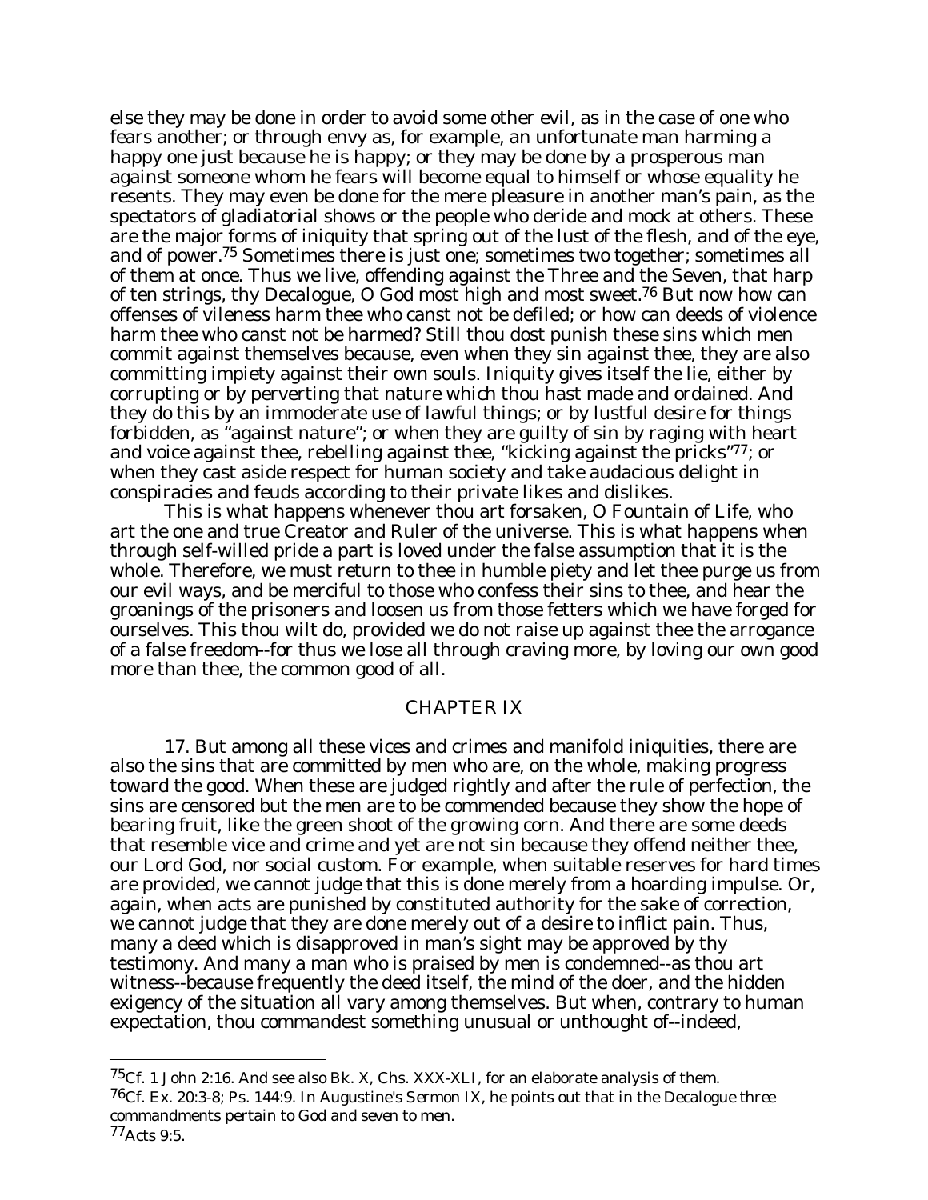else they may be done in order to avoid some other evil, as in the case of one who fears another; or through envy as, for example, an unfortunate man harming a happy one just because he is happy; or they may be done by a prosperous man against someone whom he fears will become equal to himself or whose equality he resents. They may even be done for the mere pleasure in another man's pain, as the spectators of gladiatorial shows or the people who deride and mock at others. These are the major forms of iniquity that spring out of the lust of the flesh, and of the eye, and of power.[75] Sometimes there is just one; sometimes two together; sometimes all of them at once. Thus we live, offending against the Three and the Seven, that harp of ten strings, thy Decalogue, O God most high and most sweet.[76] But now how can offenses of vileness harm thee who canst not be defiled; or how can deeds of violence harm thee who canst not be harmed? Still thou dost punish these sins which men commit against themselves because, even when they sin against thee, they are also committing impiety against their own souls. Iniquity gives itself the lie, either by corrupting or by perverting that nature which thou hast made and ordained. And they do this by an immoderate use of lawful things; or by lustful desire for things forbidden, as "against nature"; or when they are guilty of sin by raging with heart and voice against thee, rebelling against thee, "kicking against the pricks"[77]; or when they cast aside respect for human society and take audacious delight in conspiracies and feuds according to their private likes and dislikes.

This is what happens whenever thou art forsaken, O Fountain of Life, who art the one and true Creator and Ruler of the universe. This is what happens when through self-willed pride a part is loved under the false assumption that it is the whole. Therefore, we must return to thee in humble piety and let thee purge us from our evil ways, and be merciful to those who confess their sins to thee, and hear the groanings of the prisoners and loosen us from those fetters which we have forged for ourselves. This thou wilt do, provided we do not raise up against thee the arrogance of a false freedom--for thus we lose all through craving more, by loving our own good more than thee, the common good of all.

## CHAPTER IX

17. But among all these vices and crimes and manifold iniquities, there are also the sins that are committed by men who are, on the whole, making progress toward the good. When these are judged rightly and after the rule of perfection, the sins are censored but the men are to be commended because they show the hope of bearing fruit, like the green shoot of the growing corn. And there are some deeds that resemble vice and crime and yet are not sin because they offend neither thee, our Lord God, nor social custom. For example, when suitable reserves for hard times are provided, we cannot judge that this is done merely from a hoarding impulse. Or, again, when acts are punished by constituted authority for the sake of correction, we cannot judge that they are done merely out of a desire to inflict pain. Thus, many a deed which is disapproved in man's sight may be approved by thy testimony. And many a man who is praised by men is condemned--as thou art witness--because frequently the deed itself, the mind of the doer, and the hidden exigency of the situation all vary among themselves. But when, contrary to human expectation, thou commandest something unusual or unthought of--indeed,

---

[75] Cf. 1 John 2:16. And see also Bk. X, Chs. XXX-XLI, for an elaborate analysis of them.

[76] Cf. Ex. 20:3-8; Ps. 144:9. In Augustine's *Sermon IX*, he points out that in the Decalogue three commandments pertain to God and seven to men.

[77] Acts 9:5.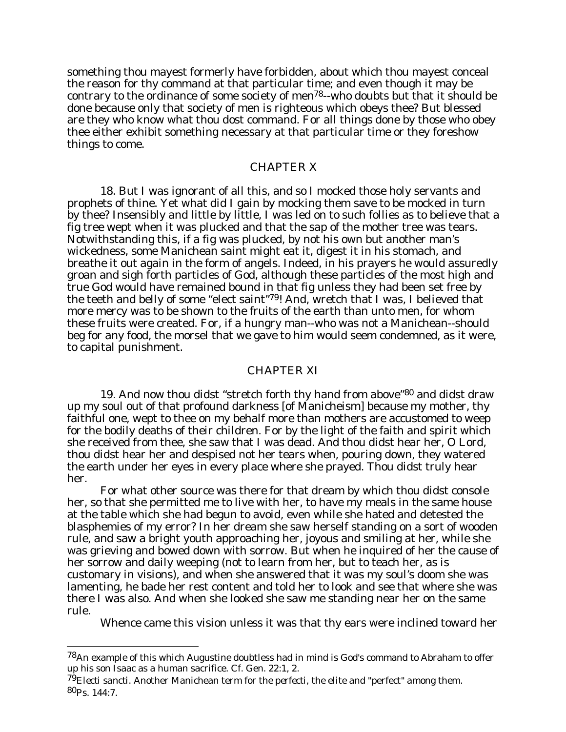something thou mayest formerly have forbidden, about which thou mayest conceal the reason for thy command at that particular time; and even though it may be contrary to the ordinance of some society of men[78]--who doubts but that it should be done because only that society of men is righteous which obeys thee? But blessed are they who know what thou dost command. For all things done by those who obey thee either exhibit something necessary at that particular time or they foreshow things to come.

## CHAPTER X

18. But I was ignorant of all this, and so I mocked those holy servants and prophets of thine. Yet what did I gain by mocking them save to be mocked in turn by thee? Insensibly and little by little, I was led on to such follies as to believe that a fig tree wept when it was plucked and that the sap of the mother tree was tears. Notwithstanding this, if a fig was plucked, by not his own but another man's wickedness, some Manichean saint might eat it, digest it in his stomach, and breathe it out again in the form of angels. Indeed, in his prayers he would assuredly groan and sigh forth particles of God, although these particles of the most high and true God would have remained bound in that fig unless they had been set free by the teeth and belly of some "elect saint"[79]! And, wretch that I was, I believed that more mercy was to be shown to the fruits of the earth than unto men, for whom these fruits were created. For, if a hungry man--who was not a Manichean--should beg for any food, the morsel that we gave to him would seem condemned, as it were, to capital punishment.

## CHAPTER XI

19. And now thou didst "stretch forth thy hand from above"[80] and didst draw up my soul out of that profound darkness [of Manicheism] because my mother, thy faithful one, wept to thee on my behalf more than mothers are accustomed to weep for the bodily deaths of their children. For by the light of the faith and spirit which she received from thee, she saw that I was dead. And thou didst hear her, O Lord, thou didst hear her and despised not her tears when, pouring down, they watered the earth under her eyes in every place where she prayed. Thou didst truly hear her.

For what other source was there for that dream by which thou didst console her, so that she permitted me to live with her, to have my meals in the same house at the table which she had begun to avoid, even while she hated and detested the blasphemies of my error? In her dream she saw herself standing on a sort of wooden rule, and saw a bright youth approaching her, joyous and smiling at her, while she was grieving and bowed down with sorrow. But when he inquired of her the cause of her sorrow and daily weeping (not to learn from her, but to teach her, as is customary in visions), and when she answered that it was my soul's doom she was lamenting, he bade her rest content and told her to look and see that where she was there I was also. And when she looked she saw me standing near her on the same rule.

Whence came this vision unless it was that thy ears were inclined toward her

---

[78] An example of this which Augustine doubtless had in mind is God's command to Abraham to offer up his son Isaac as a human sacrifice. Cf. Gen. 22:1, 2.

[79] *Electi sancti*. Another Manichean term for the *perfecti*, the elite and "perfect" among them.

[80] Ps. 144:7.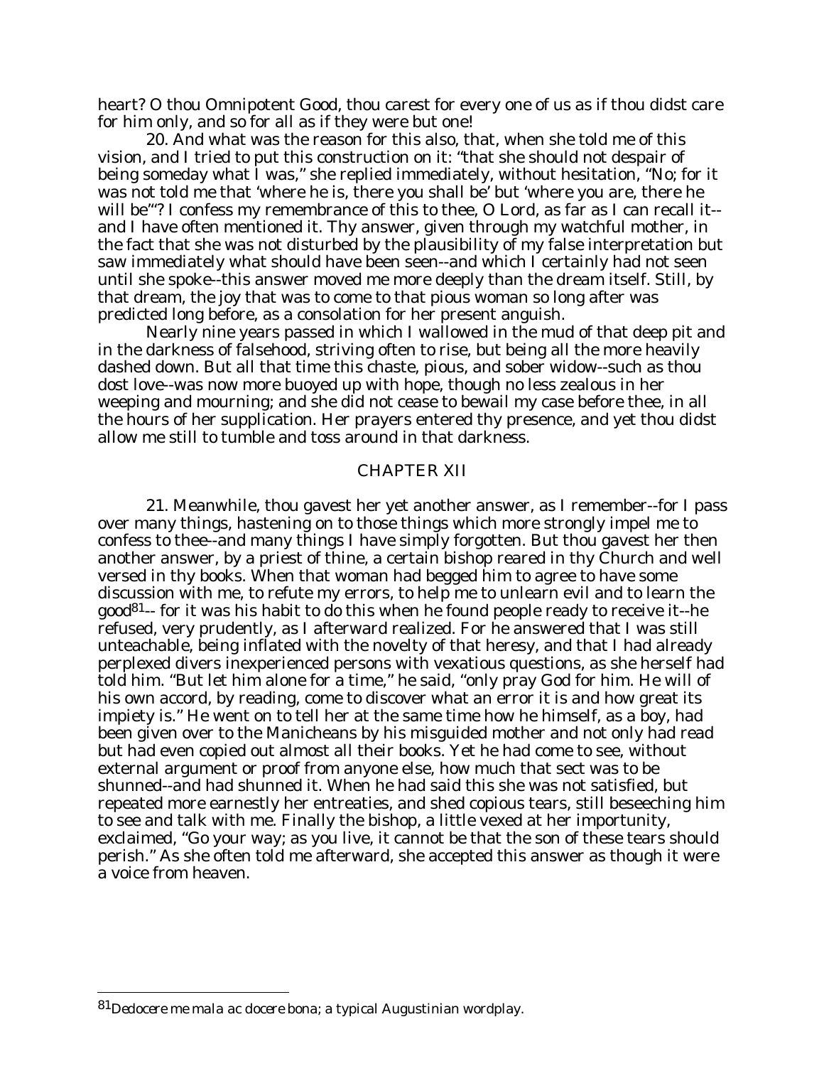heart? O thou Omnipotent Good, thou carest for every one of us as if thou didst care for him only, and so for all as if they were but one!

20. And what was the reason for this also, that, when she told me of this vision, and I tried to put this construction on it: "that she should not despair of being someday what I was," she replied immediately, without hesitation, "No; for it was not told me that 'where he is, there you shall be' but 'where you are, there he will be'"? I confess my remembrance of this to thee, O Lord, as far as I can recall it--and I have often mentioned it. Thy answer, given through my watchful mother, in the fact that she was not disturbed by the plausibility of my false interpretation but saw immediately what should have been seen--and which I certainly had not seen until she spoke--this answer moved me more deeply than the dream itself. Still, by that dream, the joy that was to come to that pious woman so long after was predicted long before, as a consolation for her present anguish.

Nearly nine years passed in which I wallowed in the mud of that deep pit and in the darkness of falsehood, striving often to rise, but being all the more heavily dashed down. But all that time this chaste, pious, and sober widow--such as thou dost love--was now more buoyed up with hope, though no less zealous in her weeping and mourning; and she did not cease to bewail my case before thee, in all the hours of her supplication. Her prayers entered thy presence, and yet thou didst allow me still to tumble and toss around in that darkness.

## CHAPTER XII

21. Meanwhile, thou gavest her yet another answer, as I remember--for I pass over many things, hastening on to those things which more strongly impel me to confess to thee--and many things I have simply forgotten. But thou gavest her then another answer, by a priest of thine, a certain bishop reared in thy Church and well versed in thy books. When that woman had begged him to agree to have some discussion with me, to refute my errors, to help me to unlearn evil and to learn the good[81]-- for it was his habit to do this when he found people ready to receive it--he refused, very prudently, as I afterward realized. For he answered that I was still unteachable, being inflated with the novelty of that heresy, and that I had already perplexed divers inexperienced persons with vexatious questions, as she herself had told him. "But let him alone for a time," he said, "only pray God for him. He will of his own accord, by reading, come to discover what an error it is and how great its impiety is." He went on to tell her at the same time how he himself, as a boy, had been given over to the Manicheans by his misguided mother and not only had read but had even copied out almost all their books. Yet he had come to see, without external argument or proof from anyone else, how much that sect was to be shunned--and had shunned it. When he had said this she was not satisfied, but repeated more earnestly her entreaties, and shed copious tears, still beseeching him to see and talk with me. Finally the bishop, a little vexed at her importunity, exclaimed, "Go your way; as you live, it cannot be that the son of these tears should perish." As she often told me afterward, she accepted this answer as though it were a voice from heaven.

---

[81] *Dedocere me mala ac docere bona*; a typical Augustinian wordplay.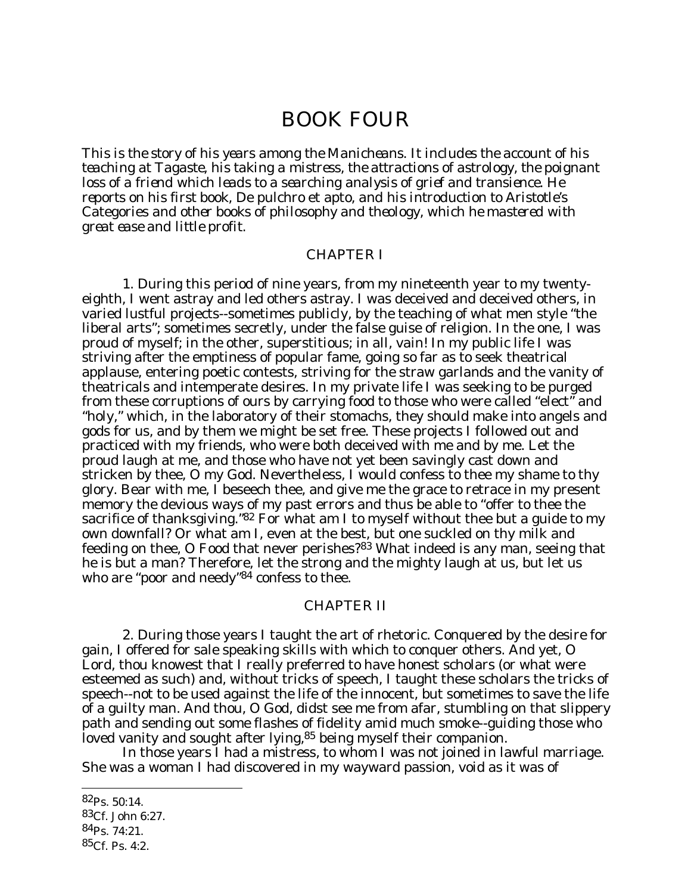# BOOK FOUR

*This is the story of his years among the Manicheans. It includes the account of his teaching at Tagaste, his taking a mistress, the attractions of astrology, the poignant loss of a friend which leads to a searching analysis of grief and transience. He reports on his first book, De pulchro et apto, and his introduction to Aristotle's Categories and other books of philosophy and theology, which he mastered with great ease and little profit.*

## CHAPTER I

1. During this period of nine years, from my nineteenth year to my twenty-eighth, I went astray and led others astray. I was deceived and deceived others, in varied lustful projects--sometimes publicly, by the teaching of what men style "the liberal arts"; sometimes secretly, under the false guise of religion. In the one, I was proud of myself; in the other, superstitious; in all, vain! In my public life I was striving after the emptiness of popular fame, going so far as to seek theatrical applause, entering poetic contests, striving for the straw garlands and the vanity of theatricals and intemperate desires. In my private life I was seeking to be purged from these corruptions of ours by carrying food to those who were called "elect" and "holy," which, in the laboratory of their stomachs, they should make into angels and gods for us, and by them we might be set free. These projects I followed out and practiced with my friends, who were both deceived with me and by me. Let the proud laugh at me, and those who have not yet been savingly cast down and stricken by thee, O my God. Nevertheless, I would confess to thee my shame to thy glory. Bear with me, I beseech thee, and give me the grace to retrace in my present memory the devious ways of my past errors and thus be able to "offer to thee the sacrifice of thanksgiving."[82] For what am I to myself without thee but a guide to my own downfall? Or what am I, even at the best, but one suckled on thy milk and feeding on thee, O Food that never perishes?[83] What indeed is any man, seeing that he is but a man? Therefore, let the strong and the mighty laugh at us, but let us who are "poor and needy"[84] confess to thee.

## CHAPTER II

2. During those years I taught the art of rhetoric. Conquered by the desire for gain, I offered for sale speaking skills with which to conquer others. And yet, O Lord, thou knowest that I really preferred to have honest scholars (or what were esteemed as such) and, without tricks of speech, I taught these scholars the tricks of speech--not to be used against the life of the innocent, but sometimes to save the life of a guilty man. And thou, O God, didst see me from afar, stumbling on that slippery path and sending out some flashes of fidelity amid much smoke--guiding those who loved vanity and sought after lying,[85] being myself their companion.

In those years I had a mistress, to whom I was not joined in lawful marriage. She was a woman I had discovered in my wayward passion, void as it was of

---

[82] Ps. 50:14.
[83] Cf. John 6:27.
[84] Ps. 74:21.
[85] Cf. Ps. 4:2.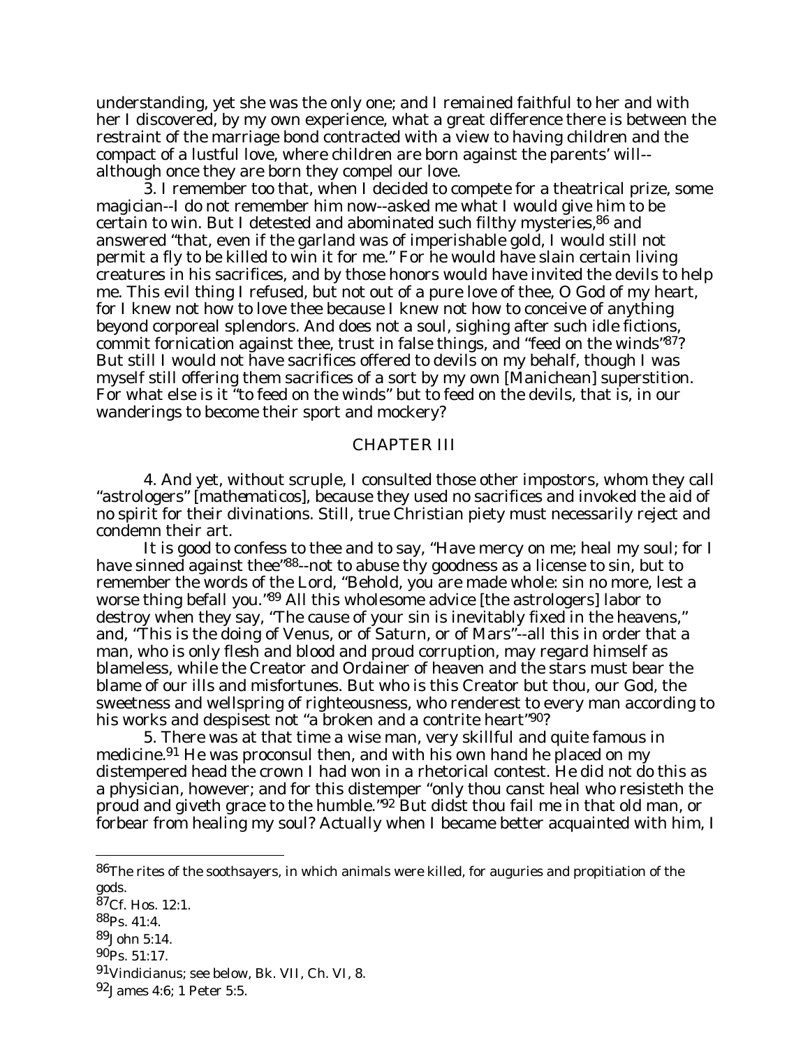understanding, yet she was the only one; and I remained faithful to her and with her I discovered, by my own experience, what a great difference there is between the restraint of the marriage bond contracted with a view to having children and the compact of a lustful love, where children are born against the parents' will--although once they are born they compel our love.

3. I remember too that, when I decided to compete for a theatrical prize, some magician--I do not remember him now--asked me what I would give him to be certain to win. But I detested and abominated such filthy mysteries,[86] and answered "that, even if the garland was of imperishable gold, I would still not permit a fly to be killed to win it for me." For he would have slain certain living creatures in his sacrifices, and by those honors would have invited the devils to help me. This evil thing I refused, but not out of a pure love of thee, O God of my heart, for I knew not how to love thee because I knew not how to conceive of anything beyond corporeal splendors. And does not a soul, sighing after such idle fictions, commit fornication against thee, trust in false things, and "feed on the winds"[87]? But still I would not have sacrifices offered to devils on my behalf, though I was myself still offering them sacrifices of a sort by my own [Manichean] superstition. For what else is it "to feed on the winds" but to feed on the devils, that is, in our wanderings to become their sport and mockery?

## CHAPTER III

4. And yet, without scruple, I consulted those other impostors, whom they call "astrologers" [*mathematicos*], because they used no sacrifices and invoked the aid of no spirit for their divinations. Still, true Christian piety must necessarily reject and condemn their art.

It is good to confess to thee and to say, "Have mercy on me; heal my soul; for I have sinned against thee"[88]--not to abuse thy goodness as a license to sin, but to remember the words of the Lord, "Behold, you are made whole: sin no more, lest a worse thing befall you."[89] All this wholesome advice [the astrologers] labor to destroy when they say, "The cause of your sin is inevitably fixed in the heavens," and, "This is the doing of Venus, or of Saturn, or of Mars"--all this in order that a man, who is only flesh and blood and proud corruption, may regard himself as blameless, while the Creator and Ordainer of heaven and the stars must bear the blame of our ills and misfortunes. But who is this Creator but thou, our God, the sweetness and wellspring of righteousness, who renderest to every man according to his works and despisest not "a broken and a contrite heart"[90]?

5. There was at that time a wise man, very skillful and quite famous in medicine.[91] He was proconsul then, and with his own hand he placed on my distempered head the crown I had won in a rhetorical contest. He did not do this as a physician, however; and for this distemper "only thou canst heal who resisteth the proud and giveth grace to the humble."[92] But didst thou fail me in that old man, or forbear from healing my soul? Actually when I became better acquainted with him, I

---

[86] The rites of the soothsayers, in which animals were killed, for auguries and propitiation of the gods.

[87] Cf. Hos. 12:1.

[88] Ps. 41:4.

[89] John 5:14.

[90] Ps. 51:17.

[91] Vindicianus; see below, Bk. VII, Ch. VI, 8.

[92] James 4:6; 1 Peter 5:5.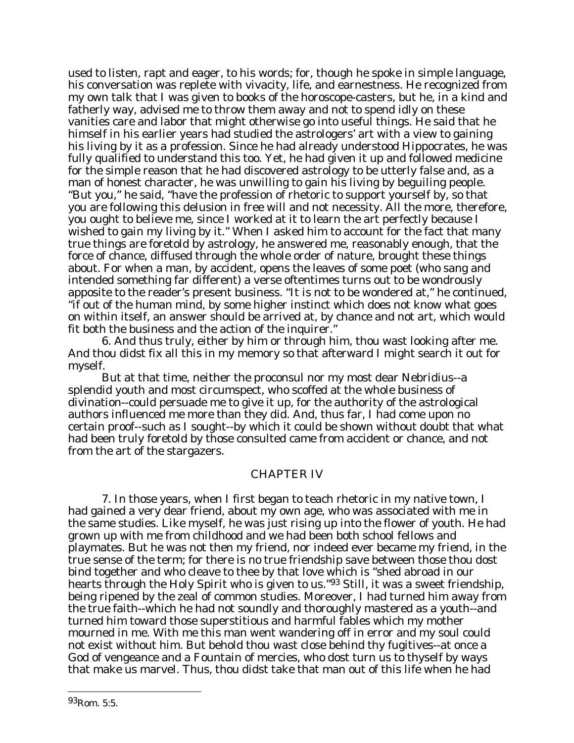used to listen, rapt and eager, to his words; for, though he spoke in simple language, his conversation was replete with vivacity, life, and earnestness. He recognized from my own talk that I was given to books of the horoscope-casters, but he, in a kind and fatherly way, advised me to throw them away and not to spend idly on these vanities care and labor that might otherwise go into useful things. He said that he himself in his earlier years had studied the astrologers' art with a view to gaining his living by it as a profession. Since he had already understood Hippocrates, he was fully qualified to understand this too. Yet, he had given it up and followed medicine for the simple reason that he had discovered astrology to be utterly false and, as a man of honest character, he was unwilling to gain his living by beguiling people. "But you," he said, "have the profession of rhetoric to support yourself by, so that you are following this delusion in free will and not necessity. All the more, therefore, you ought to believe me, since I worked at it to learn the art perfectly because I wished to gain my living by it." When I asked him to account for the fact that many true things are foretold by astrology, he answered me, reasonably enough, that the force of chance, diffused through the whole order of nature, brought these things about. For when a man, by accident, opens the leaves of some poet (who sang and intended something far different) a verse oftentimes turns out to be wondrously apposite to the reader's present business. "It is not to be wondered at," he continued, "if out of the human mind, by some higher instinct which does not know what goes on within itself, an answer should be arrived at, by chance and not art, which would fit both the business and the action of the inquirer."

6. And thus truly, either by him or through him, thou wast looking after me. And thou didst fix all this in my memory so that afterward I might search it out for myself.

But at that time, neither the proconsul nor my most dear Nebridius--a splendid youth and most circumspect, who scoffed at the whole business of divination--could persuade me to give it up, for the authority of the astrological authors influenced me more than they did. And, thus far, I had come upon no certain proof--such as I sought--by which it could be shown without doubt that what had been truly foretold by those consulted came from accident or chance, and not from the art of the stargazers.

## CHAPTER IV

7. In those years, when I first began to teach rhetoric in my native town, I had gained a very dear friend, about my own age, who was associated with me in the same studies. Like myself, he was just rising up into the flower of youth. He had grown up with me from childhood and we had been both school fellows and playmates. But he was not then my friend, nor indeed ever became my friend, in the true sense of the term; for there is no true friendship save between those thou dost bind together and who cleave to thee by that love which is "shed abroad in our hearts through the Holy Spirit who is given to us."[93] Still, it was a sweet friendship, being ripened by the zeal of common studies. Moreover, I had turned him away from the true faith--which he had not soundly and thoroughly mastered as a youth--and turned him toward those superstitious and harmful fables which my mother mourned in me. With me this man went wandering off in error and my soul could not exist without him. But behold thou wast close behind thy fugitives--at once a God of vengeance and a Fountain of mercies, who dost turn us to thyself by ways that make us marvel. Thus, thou didst take that man out of this life when he had

---

[93] Rom. 5:5.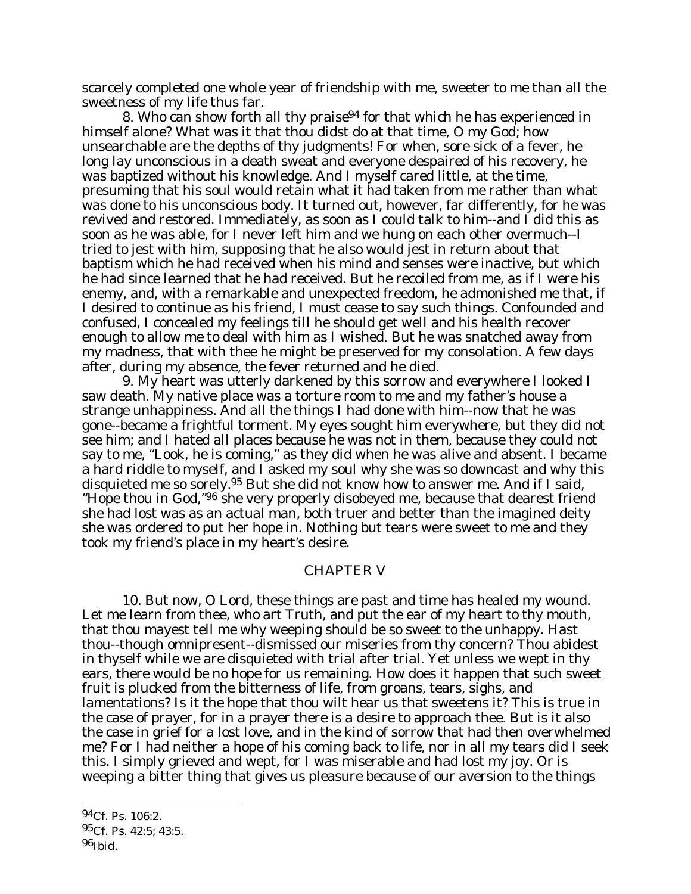scarcely completed one whole year of friendship with me, sweeter to me than all the sweetness of my life thus far.

8. Who can show forth all thy praise[94] for that which he has experienced in himself alone? What was it that thou didst do at that time, O my God; how unsearchable are the depths of thy judgments! For when, sore sick of a fever, he long lay unconscious in a death sweat and everyone despaired of his recovery, he was baptized without his knowledge. And I myself cared little, at the time, presuming that his soul would retain what it had taken from me rather than what was done to his unconscious body. It turned out, however, far differently, for he was revived and restored. Immediately, as soon as I could talk to him--and I did this as soon as he was able, for I never left him and we hung on each other overmuch--I tried to jest with him, supposing that he also would jest in return about that baptism which he had received when his mind and senses were inactive, but which he had since learned that he had received. But he recoiled from me, as if I were his enemy, and, with a remarkable and unexpected freedom, he admonished me that, if I desired to continue as his friend, I must cease to say such things. Confounded and confused, I concealed my feelings till he should get well and his health recover enough to allow me to deal with him as I wished. But he was snatched away from my madness, that with thee he might be preserved for my consolation. A few days after, during my absence, the fever returned and he died.

9. My heart was utterly darkened by this sorrow and everywhere I looked I saw death. My native place was a torture room to me and my father's house a strange unhappiness. And all the things I had done with him--now that he was gone--became a frightful torment. My eyes sought him everywhere, but they did not see him; and I hated all places because he was not in them, because they could not say to me, "Look, he is coming," as they did when he was alive and absent. I became a hard riddle to myself, and I asked my soul why she was so downcast and why this disquieted me so sorely.[95] But she did not know how to answer me. And if I said, "Hope thou in God,"[96] she very properly disobeyed me, because that dearest friend she had lost was as an actual man, both truer and better than the imagined deity she was ordered to put her hope in. Nothing but tears were sweet to me and they took my friend's place in my heart's desire.

## CHAPTER V

10. But now, O Lord, these things are past and time has healed my wound. Let me learn from thee, who art Truth, and put the ear of my heart to thy mouth, that thou mayest tell me why weeping should be so sweet to the unhappy. Hast thou--though omnipresent--dismissed our miseries from thy concern? Thou abidest in thyself while we are disquieted with trial after trial. Yet unless we wept in thy ears, there would be no hope for us remaining. How does it happen that such sweet fruit is plucked from the bitterness of life, from groans, tears, sighs, and lamentations? Is it the hope that thou wilt hear us that sweetens it? This is true in the case of prayer, for in a prayer there is a desire to approach thee. But is it also the case in grief for a lost love, and in the kind of sorrow that had then overwhelmed me? For I had neither a hope of his coming back to life, nor in all my tears did I seek this. I simply grieved and wept, for I was miserable and had lost my joy. Or is weeping a bitter thing that gives us pleasure because of our aversion to the things

---

[94] Cf. Ps. 106:2.

[95] Cf. Ps. 42:5; 43:5.

[96] Ibid.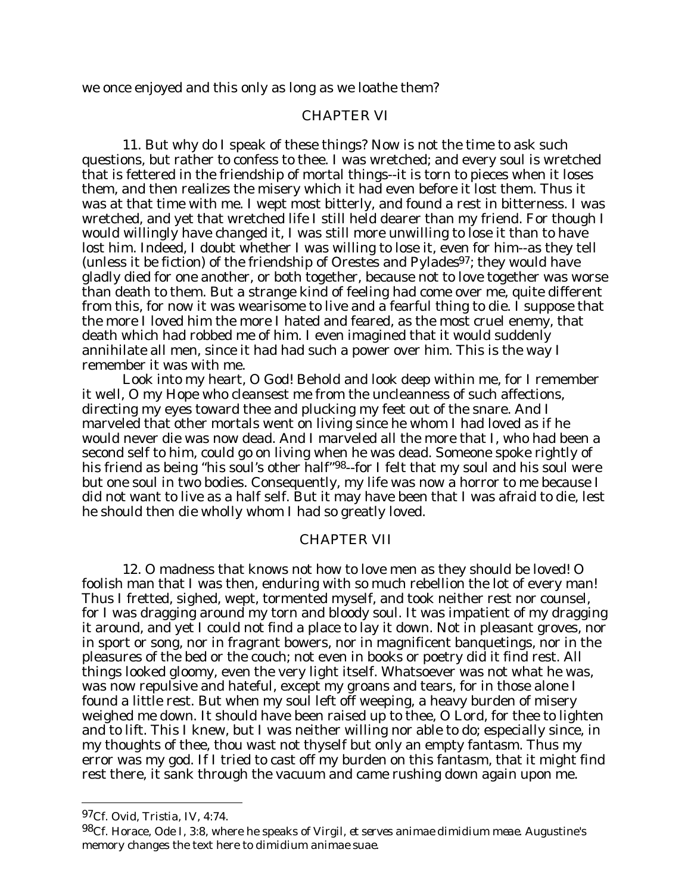we once enjoyed and this only as long as we loathe them?

## CHAPTER VI

11. But why do I speak of these things? Now is not the time to ask such questions, but rather to confess to thee. I was wretched; and every soul is wretched that is fettered in the friendship of mortal things--it is torn to pieces when it loses them, and then realizes the misery which it had even before it lost them. Thus it was at that time with me. I wept most bitterly, and found a rest in bitterness. I was wretched, and yet that wretched life I still held dearer than my friend. For though I would willingly have changed it, I was still more unwilling to lose it than to have lost him. Indeed, I doubt whether I was willing to lose it, even for him--as they tell (unless it be fiction) of the friendship of Orestes and Pylades[97]; they would have gladly died for one another, or both together, because not to love together was worse than death to them. But a strange kind of feeling had come over me, quite different from this, for now it was wearisome to live and a fearful thing to die. I suppose that the more I loved him the more I hated and feared, as the most cruel enemy, that death which had robbed me of him. I even imagined that it would suddenly annihilate all men, since it had had such a power over him. This is the way I remember it was with me.

Look into my heart, O God! Behold and look deep within me, for I remember it well, O my Hope who cleansest me from the uncleanness of such affections, directing my eyes toward thee and plucking my feet out of the snare. And I marveled that other mortals went on living since he whom I had loved as if he would never die was now dead. And I marveled all the more that I, who had been a second self to him, could go on living when he was dead. Someone spoke rightly of his friend as being "his soul's other half"[98]--for I felt that my soul and his soul were but one soul in two bodies. Consequently, my life was now a horror to me because I did not want to live as a half self. But it may have been that I was afraid to die, lest he should then die wholly whom I had so greatly loved.

## CHAPTER VII

12. O madness that knows not how to love men as they should be loved! O foolish man that I was then, enduring with so much rebellion the lot of every man! Thus I fretted, sighed, wept, tormented myself, and took neither rest nor counsel, for I was dragging around my torn and bloody soul. It was impatient of my dragging it around, and yet I could not find a place to lay it down. Not in pleasant groves, nor in sport or song, nor in fragrant bowers, nor in magnificent banquetings, nor in the pleasures of the bed or the couch; not even in books or poetry did it find rest. All things looked gloomy, even the very light itself. Whatsoever was not what he was, was now repulsive and hateful, except my groans and tears, for in those alone I found a little rest. But when my soul left off weeping, a heavy burden of misery weighed me down. It should have been raised up to thee, O Lord, for thee to lighten and to lift. This I knew, but I was neither willing nor able to do; especially since, in my thoughts of thee, thou wast not thyself but only an empty fantasm. Thus my error was my god. If I tried to cast off my burden on this fantasm, that it might find rest there, it sank through the vacuum and came rushing down again upon me.

---

[97] Cf. Ovid, *Tristia*, IV, 4:74.

[98] Cf. Horace, *Ode* I, 3:8, where he speaks of Virgil, *et serves animae dimidium meae*. Augustine's memory changes the text here to *dimidium animae suae*.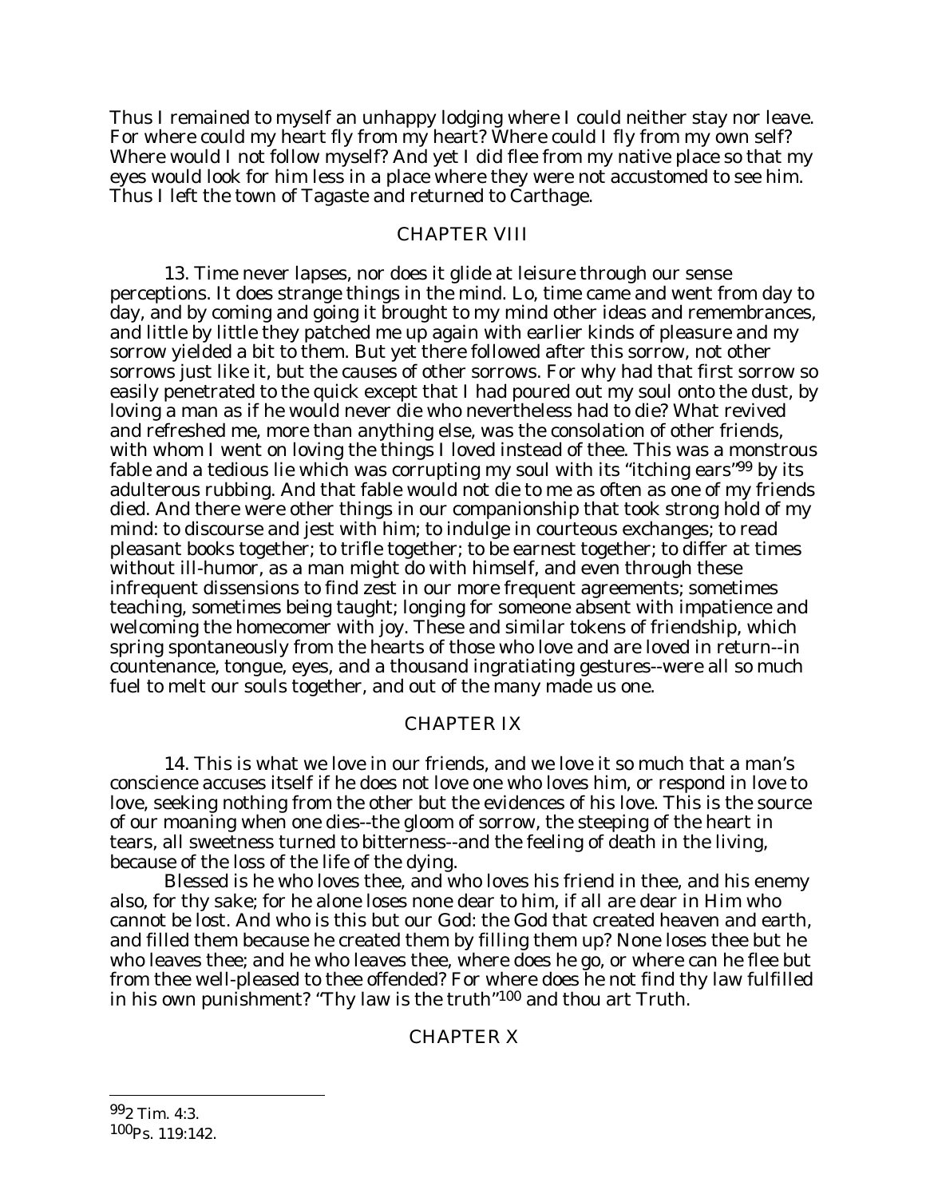Thus I remained to myself an unhappy lodging where I could neither stay nor leave. For where could my heart fly from my heart? Where could I fly from my own self? Where would I not follow myself? And yet I did flee from my native place so that my eyes would look for him less in a place where they were not accustomed to see him. Thus I left the town of Tagaste and returned to Carthage.

## CHAPTER VIII

13. Time never lapses, nor does it glide at leisure through our sense perceptions. It does strange things in the mind. Lo, time came and went from day to day, and by coming and going it brought to my mind other ideas and remembrances, and little by little they patched me up again with earlier kinds of pleasure and my sorrow yielded a bit to them. But yet there followed after this sorrow, not other sorrows just like it, but the causes of other sorrows. For why had that first sorrow so easily penetrated to the quick except that I had poured out my soul onto the dust, by loving a man as if he would never die who nevertheless had to die? What revived and refreshed me, more than anything else, was the consolation of other friends, with whom I went on loving the things I loved instead of thee. This was a monstrous fable and a tedious lie which was corrupting my soul with its "itching ears"[99] by its adulterous rubbing. And that fable would not die to me as often as one of my friends died. And there were other things in our companionship that took strong hold of my mind: to discourse and jest with him; to indulge in courteous exchanges; to read pleasant books together; to trifle together; to be earnest together; to differ at times without ill-humor, as a man might do with himself, and even through these infrequent dissensions to find zest in our more frequent agreements; sometimes teaching, sometimes being taught; longing for someone absent with impatience and welcoming the homecomer with joy. These and similar tokens of friendship, which spring spontaneously from the hearts of those who love and are loved in return--in countenance, tongue, eyes, and a thousand ingratiating gestures--were all so much fuel to melt our souls together, and out of the many made us one.

## CHAPTER IX

14. This is what we love in our friends, and we love it so much that a man's conscience accuses itself if he does not love one who loves him, or respond in love to love, seeking nothing from the other but the evidences of his love. This is the source of our moaning when one dies--the gloom of sorrow, the steeping of the heart in tears, all sweetness turned to bitterness--and the feeling of death in the living, because of the loss of the life of the dying.

Blessed is he who loves thee, and who loves his friend in thee, and his enemy also, for thy sake; for he alone loses none dear to him, if all are dear in Him who cannot be lost. And who is this but our God: the God that created heaven and earth, and filled them because he created them by filling them up? None loses thee but he who leaves thee; and he who leaves thee, where does he go, or where can he flee but from thee well-pleased to thee offended? For where does he not find thy law fulfilled in his own punishment? "Thy law is the truth"[100] and thou art Truth.

## CHAPTER X

---

[99] 2 Tim. 4:3.
[100] Ps. 119:142.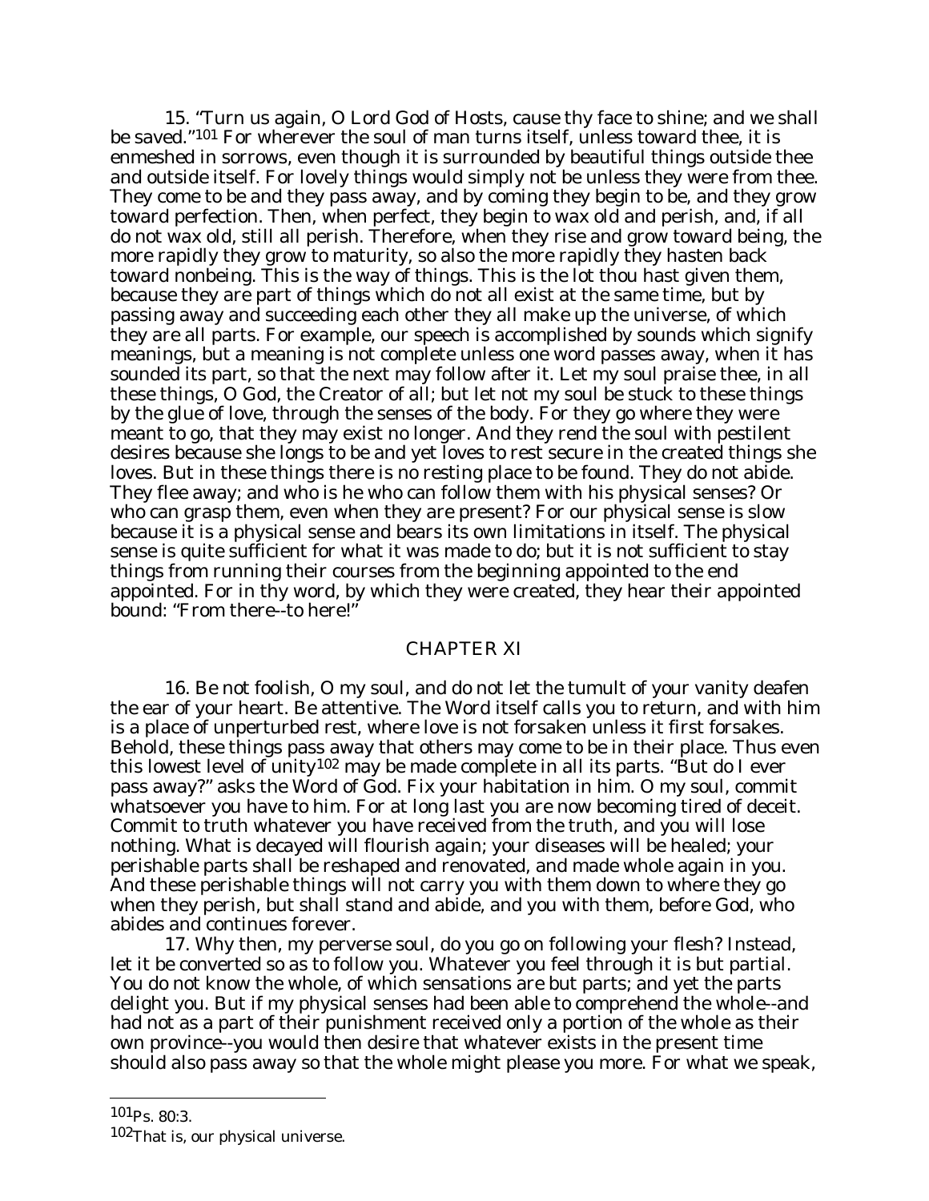15. "Turn us again, O Lord God of Hosts, cause thy face to shine; and we shall be saved."[101] For wherever the soul of man turns itself, unless toward thee, it is enmeshed in sorrows, even though it is surrounded by beautiful things outside thee and outside itself. For lovely things would simply not be unless they were from thee. They come to be and they pass away, and by coming they begin to be, and they grow toward perfection. Then, when perfect, they begin to wax old and perish, and, if all do not wax old, still all perish. Therefore, when they rise and grow toward being, the more rapidly they grow to maturity, so also the more rapidly they hasten back toward nonbeing. This is the way of things. This is the lot thou hast given them, because they are part of things which do not all exist at the same time, but by passing away and succeeding each other they all make up the universe, of which they are all parts. For example, our speech is accomplished by sounds which signify meanings, but a meaning is not complete unless one word passes away, when it has sounded its part, so that the next may follow after it. Let my soul praise thee, in all these things, O God, the Creator of all; but let not my soul be stuck to these things by the glue of love, through the senses of the body. For they go where they were meant to go, that they may exist no longer. And they rend the soul with pestilent desires because she longs to be and yet loves to rest secure in the created things she loves. But in these things there is no resting place to be found. They do not abide. They flee away; and who is he who can follow them with his physical senses? Or who can grasp them, even when they are present? For our physical sense is slow because it is a physical sense and bears its own limitations in itself. The physical sense is quite sufficient for what it was made to do; but it is not sufficient to stay things from running their courses from the beginning appointed to the end appointed. For in thy word, by which they were created, they hear their appointed bound: "From there--to here!"

## CHAPTER XI

16. Be not foolish, O my soul, and do not let the tumult of your vanity deafen the ear of your heart. Be attentive. The Word itself calls you to return, and with him is a place of unperturbed rest, where love is not forsaken unless it first forsakes. Behold, these things pass away that others may come to be in their place. Thus even this lowest level of unity[102] may be made complete in all its parts. "But do I ever pass away?" asks the Word of God. Fix your habitation in him. O my soul, commit whatsoever you have to him. For at long last you are now becoming tired of deceit. Commit to truth whatever you have received from the truth, and you will lose nothing. What is decayed will flourish again; your diseases will be healed; your perishable parts shall be reshaped and renovated, and made whole again in you. And these perishable things will not carry you with them down to where they go when they perish, but shall stand and abide, and you with them, before God, who abides and continues forever.

17. Why then, my perverse soul, do you go on following your flesh? Instead, let it be converted so as to follow you. Whatever you feel through it is but partial. You do not know the whole, of which sensations are but parts; and yet the parts delight you. But if my physical senses had been able to comprehend the whole--and had not as a part of their punishment received only a portion of the whole as their own province--you would then desire that whatever exists in the present time should also pass away so that the whole might please you more. For what we speak,

---

[101] Ps. 80:3.

[102] That is, our physical universe.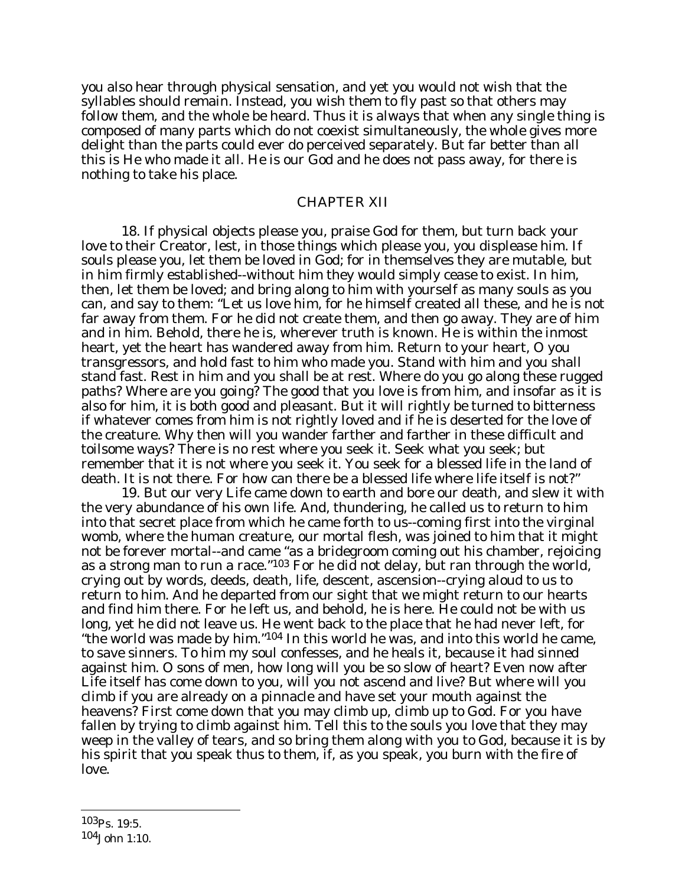you also hear through physical sensation, and yet you would not wish that the syllables should remain. Instead, you wish them to fly past so that others may follow them, and the whole be heard. Thus it is always that when any single thing is composed of many parts which do not coexist simultaneously, the whole gives more delight than the parts could ever do perceived separately. But far better than all this is He who made it all. He is our God and he does not pass away, for there is nothing to take his place.

## CHAPTER XII

18. If physical objects please you, praise God for them, but turn back your love to their Creator, lest, in those things which please you, you displease him. If souls please you, let them be loved in God; for in themselves they are mutable, but in him firmly established--without him they would simply cease to exist. In him, then, let them be loved; and bring along to him with yourself as many souls as you can, and say to them: "Let us love him, for he himself created all these, and he is not far away from them. For he did not create them, and then go away. They are of him and in him. Behold, there he is, wherever truth is known. He is within the inmost heart, yet the heart has wandered away from him. Return to your heart, O you transgressors, and hold fast to him who made you. Stand with him and you shall stand fast. Rest in him and you shall be at rest. Where do you go along these rugged paths? Where are you going? The good that you love is from him, and insofar as it is also for him, it is both good and pleasant. But it will rightly be turned to bitterness if whatever comes from him is not rightly loved and if he is deserted for the love of the creature. Why then will you wander farther and farther in these difficult and toilsome ways? There is no rest where you seek it. Seek what you seek; but remember that it is not where you seek it. You seek for a blessed life in the land of death. It is not there. For how can there be a blessed life where life itself is not?"

19. But our very Life came down to earth and bore our death, and slew it with the very abundance of his own life. And, thundering, he called us to return to him into that secret place from which he came forth to us--coming first into the virginal womb, where the human creature, our mortal flesh, was joined to him that it might not be forever mortal--and came "as a bridegroom coming out his chamber, rejoicing as a strong man to run a race."[103] For he did not delay, but ran through the world, crying out by words, deeds, death, life, descent, ascension--crying aloud to us to return to him. And he departed from our sight that we might return to our hearts and find him there. For he left us, and behold, he is here. He could not be with us long, yet he did not leave us. He went back to the place that he had never left, for "the world was made by him."[104] In this world he was, and into this world he came, to save sinners. To him my soul confesses, and he heals it, because it had sinned against him. O sons of men, how long will you be so slow of heart? Even now after Life itself has come down to you, will you not ascend and live? But where will you climb if you are already on a pinnacle and have set your mouth against the heavens? First come down that you may climb up, climb up to God. For you have fallen by trying to climb against him. Tell this to the souls you love that they may weep in the valley of tears, and so bring them along with you to God, because it is by his spirit that you speak thus to them, if, as you speak, you burn with the fire of love.

---

[103] Ps. 19:5.

[104] John 1:10.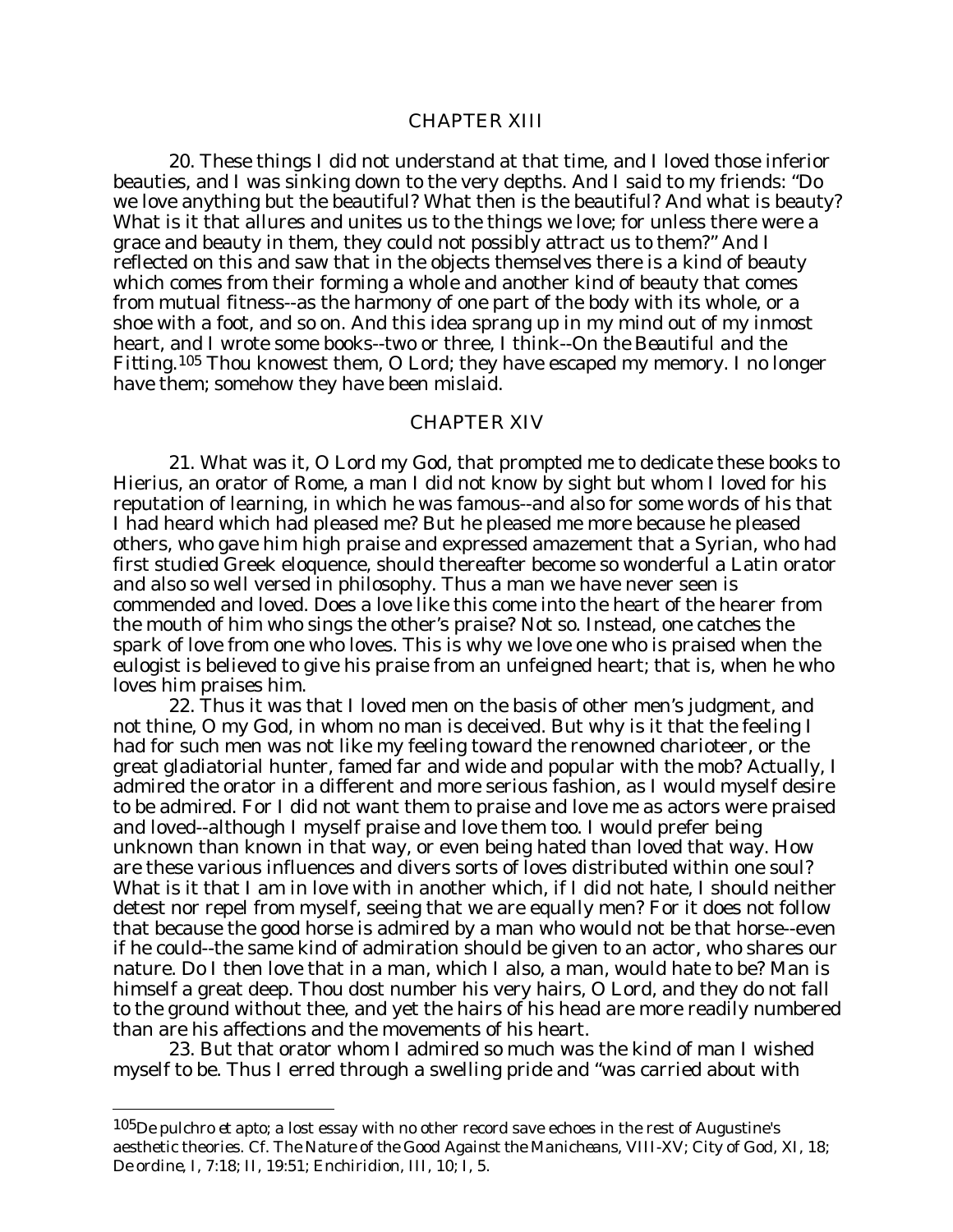## CHAPTER XIII

20. These things I did not understand at that time, and I loved those inferior beauties, and I was sinking down to the very depths. And I said to my friends: "Do we love anything but the beautiful? What then is the beautiful? And what is beauty? What is it that allures and unites us to the things we love; for unless there were a grace and beauty in them, they could not possibly attract us to them?" And I reflected on this and saw that in the objects themselves there is a kind of beauty which comes from their forming a whole and another kind of beauty that comes from mutual fitness--as the harmony of one part of the body with its whole, or a shoe with a foot, and so on. And this idea sprang up in my mind out of my inmost heart, and I wrote some books--two or three, I think--*On the Beautiful and the Fitting*.[105] Thou knowest them, O Lord; they have escaped my memory. I no longer have them; somehow they have been mislaid.

## CHAPTER XIV

21. What was it, O Lord my God, that prompted me to dedicate these books to Hierius, an orator of Rome, a man I did not know by sight but whom I loved for his reputation of learning, in which he was famous--and also for some words of his that I had heard which had pleased me? But he pleased me more because he pleased others, who gave him high praise and expressed amazement that a Syrian, who had first studied Greek eloquence, should thereafter become so wonderful a Latin orator and also so well versed in philosophy. Thus a man we have never seen is commended and loved. Does a love like this come into the heart of the hearer from the mouth of him who sings the other's praise? Not so. Instead, one catches the spark of love from one who loves. This is why we love one who is praised when the eulogist is believed to give his praise from an unfeigned heart; that is, when he who loves him praises him.

22. Thus it was that I loved men on the basis of other men's judgment, and not thine, O my God, in whom no man is deceived. But why is it that the feeling I had for such men was not like my feeling toward the renowned charioteer, or the great gladiatorial hunter, famed far and wide and popular with the mob? Actually, I admired the orator in a different and more serious fashion, as I would myself desire to be admired. For I did not want them to praise and love me as actors were praised and loved--although I myself praise and love them too. I would prefer being unknown than known in that way, or even being hated than loved that way. How are these various influences and divers sorts of loves distributed within one soul? What is it that I am in love with in another which, if I did not hate, I should neither detest nor repel from myself, seeing that we are equally men? For it does not follow that because the good horse is admired by a man who would not be that horse--even if he could--the same kind of admiration should be given to an actor, who shares our nature. Do I then love that in a man, which I also, a man, would hate to be? Man is himself a great deep. Thou dost number his very hairs, O Lord, and they do not fall to the ground without thee, and yet the hairs of his head are more readily numbered than are his affections and the movements of his heart.

23. But that orator whom I admired so much was the kind of man I wished myself to be. Thus I erred through a swelling pride and "was carried about with

---

[105] *De pulchro et apto*; a lost essay with no other record save echoes in the rest of Augustine's aesthetic theories. Cf. *The Nature of the Good Against the Manicheans*, VIII-XV; *City of God*, XI, 18; *De ordine*, I, 7:18; II, 19:51; *Enchiridion*, III, 10; I, 5.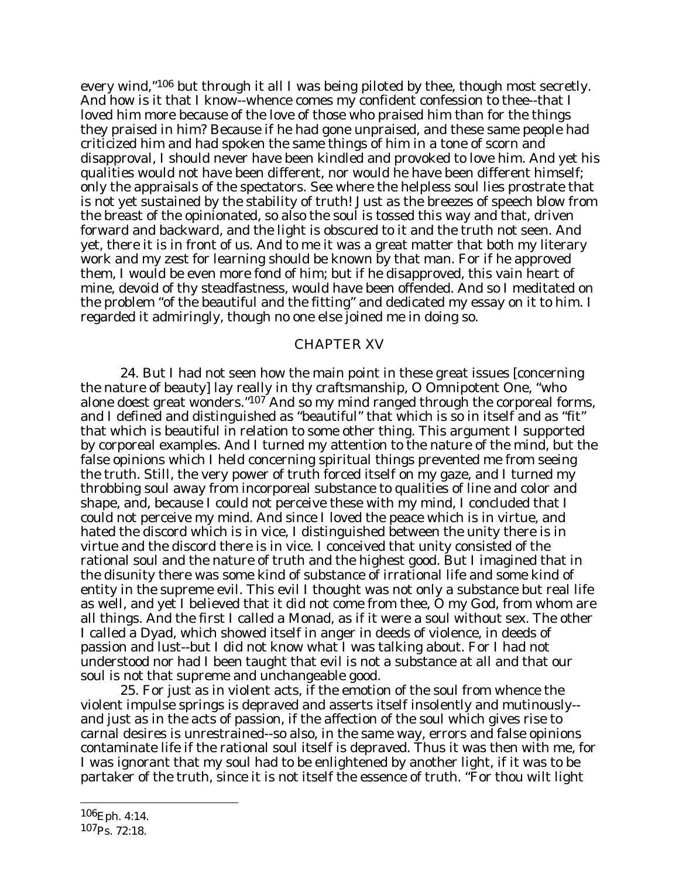every wind,"[106] but through it all I was being piloted by thee, though most secretly. And how is it that I know--whence comes my confident confession to thee--that I loved him more because of the love of those who praised him than for the things they praised in him? Because if he had gone unpraised, and these same people had criticized him and had spoken the same things of him in a tone of scorn and disapproval, I should never have been kindled and provoked to love him. And yet his qualities would not have been different, nor would he have been different himself; only the appraisals of the spectators. See where the helpless soul lies prostrate that is not yet sustained by the stability of truth! Just as the breezes of speech blow from the breast of the opinionated, so also the soul is tossed this way and that, driven forward and backward, and the light is obscured to it and the truth not seen. And yet, there it is in front of us. And to me it was a great matter that both my literary work and my zest for learning should be known by that man. For if he approved them, I would be even more fond of him; but if he disapproved, this vain heart of mine, devoid of thy steadfastness, would have been offended. And so I meditated on the problem "of the beautiful and the fitting" and dedicated my essay on it to him. I regarded it admiringly, though no one else joined me in doing so.

## CHAPTER XV

24. But I had not seen how the main point in these great issues [concerning the nature of beauty] lay really in thy craftsmanship, O Omnipotent One, "who alone doest great wonders."[107] And so my mind ranged through the corporeal forms, and I defined and distinguished as "beautiful" that which is so in itself and as "fit" that which is beautiful in relation to some other thing. This argument I supported by corporeal examples. And I turned my attention to the nature of the mind, but the false opinions which I held concerning spiritual things prevented me from seeing the truth. Still, the very power of truth forced itself on my gaze, and I turned my throbbing soul away from incorporeal substance to qualities of line and color and shape, and, because I could not perceive these with my mind, I concluded that I could not perceive my mind. And since I loved the peace which is in virtue, and hated the discord which is in vice, I distinguished between the unity there is in virtue and the discord there is in vice. I conceived that unity consisted of the rational soul and the nature of truth and the highest good. But I imagined that in the disunity there was some kind of substance of irrational life and some kind of entity in the supreme evil. This evil I thought was not only a substance but real life as well, and yet I believed that it did not come from thee, O my God, from whom are all things. And the first I called a Monad, as if it were a soul without sex. The other I called a Dyad, which showed itself in anger in deeds of violence, in deeds of passion and lust--but I did not know what I was talking about. For I had not understood nor had I been taught that evil is not a substance at all and that our soul is not that supreme and unchangeable good.

25. For just as in violent acts, if the emotion of the soul from whence the violent impulse springs is depraved and asserts itself insolently and mutinously--and just as in the acts of passion, if the affection of the soul which gives rise to carnal desires is unrestrained--so also, in the same way, errors and false opinions contaminate life if the rational soul itself is depraved. Thus it was then with me, for I was ignorant that my soul had to be enlightened by another light, if it was to be partaker of the truth, since it is not itself the essence of truth. "For thou wilt light

---

[106] Eph. 4:14.

[107] Ps. 72:18.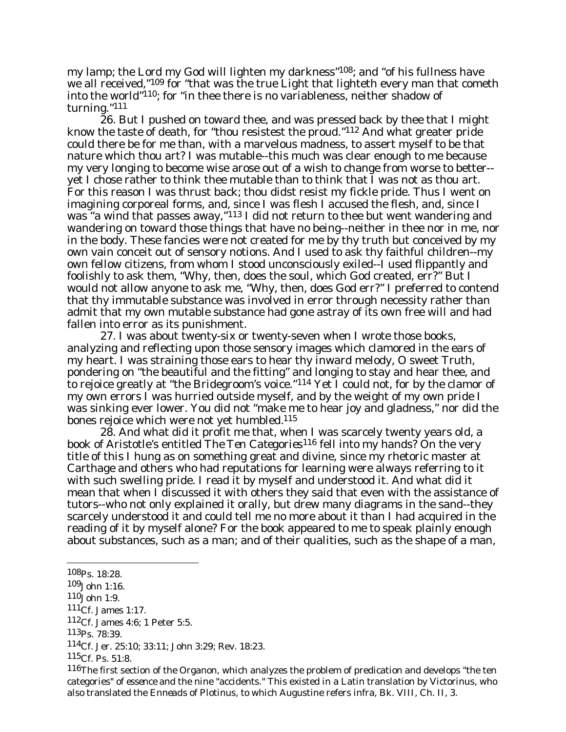my lamp; the Lord my God will lighten my darkness"[108]; and "of his fullness have we all received,"[109] for "that was the true Light that lighteth every man that cometh into the world"[110]; for "in thee there is no variableness, neither shadow of turning."[111]

26. But I pushed on toward thee, and was pressed back by thee that I might know the taste of death, for "thou resistest the proud."[112] And what greater pride could there be for me than, with a marvelous madness, to assert myself to be that nature which thou art? I was mutable--this much was clear enough to me because my very longing to become wise arose out of a wish to change from worse to better--yet I chose rather to think thee mutable than to think that I was not as thou art. For this reason I was thrust back; thou didst resist my fickle pride. Thus I went on imagining corporeal forms, and, since I was flesh I accused the flesh, and, since I was "a wind that passes away,"[113] I did not return to thee but went wandering and wandering on toward those things that have no being--neither in thee nor in me, nor in the body. These fancies were not created for me by thy truth but conceived by my own vain conceit out of sensory notions. And I used to ask thy faithful children--my own fellow citizens, from whom I stood unconsciously exiled--I used flippantly and foolishly to ask them, "Why, then, does the soul, which God created, err?" But I would not allow anyone to ask me, "Why, then, does God err?" I preferred to contend that thy immutable substance was involved in error through necessity rather than admit that my own mutable substance had gone astray of its own free will and had fallen into error as its punishment.

27. I was about twenty-six or twenty-seven when I wrote those books, analyzing and reflecting upon those sensory images which clamored in the ears of my heart. I was straining those ears to hear thy inward melody, O sweet Truth, pondering on "the beautiful and the fitting" and longing to stay and hear thee, and to rejoice greatly at "the Bridegroom's voice."[114] Yet I could not, for by the clamor of my own errors I was hurried outside myself, and by the weight of my own pride I was sinking ever lower. You did not "make me to hear joy and gladness," nor did the bones rejoice which were not yet humbled.[115]

28. And what did it profit me that, when I was scarcely twenty years old, a book of Aristotle's entitled *The Ten Categories*[116] fell into my hands? On the very title of this I hung as on something great and divine, since my rhetoric master at Carthage and others who had reputations for learning were always referring to it with such swelling pride. I read it by myself and understood it. And what did it mean that when I discussed it with others they said that even with the assistance of tutors--who not only explained it orally, but drew many diagrams in the sand--they scarcely understood it and could tell me no more about it than I had acquired in the reading of it by myself alone? For the book appeared to me to speak plainly enough about substances, such as a man; and of their qualities, such as the shape of a man,

---

[108] Ps. 18:28.

[109] John 1:16.

[110] John 1:9.

[111] Cf. James 1:17.

[112] Cf. James 4:6; 1 Peter 5:5.

[113] Ps. 78:39.

[114] Cf. Jer. 25:10; 33:11; John 3:29; Rev. 18:23.

[115] Cf. Ps. 51:8.

[116] The first section of the Organon, which analyzes the problem of predication and develops "the ten categories" of essence and the nine "accidents." This existed in a Latin translation by Victorinus, who also translated the Enneads of Plotinus, to which Augustine refers infra, Bk. VIII, Ch. II, 3.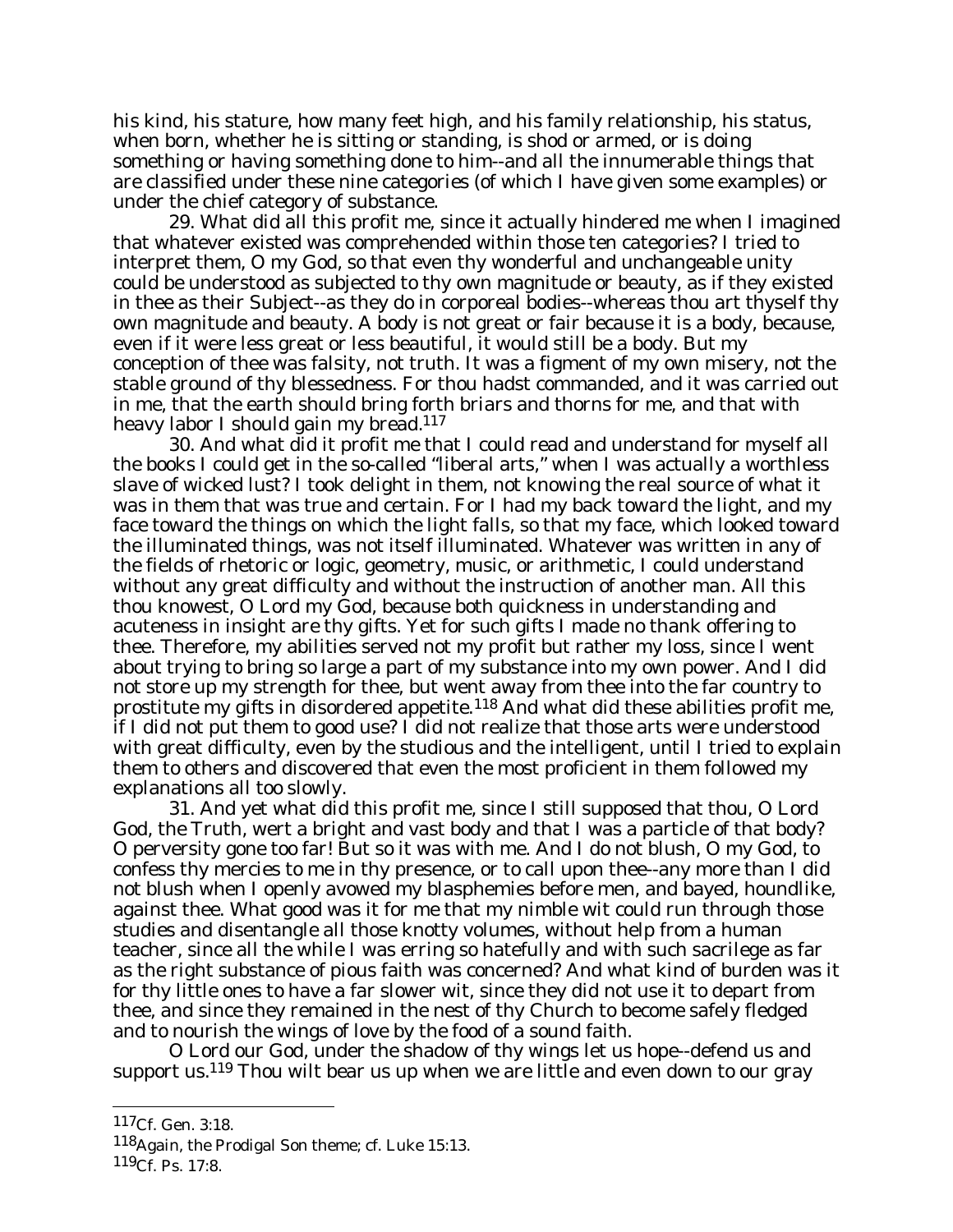his kind, his stature, how many feet high, and his family relationship, his status, when born, whether he is sitting or standing, is shod or armed, or is doing something or having something done to him--and all the innumerable things that are classified under these nine categories (of which I have given some examples) or under the chief category of substance.

29. What did all this profit me, since it actually hindered me when I imagined that whatever existed was comprehended within those ten categories? I tried to interpret them, O my God, so that even thy wonderful and unchangeable unity could be understood as subjected to thy own magnitude or beauty, as if they existed in thee as their Subject--as they do in corporeal bodies--whereas thou art thyself thy own magnitude and beauty. A body is not great or fair because it is a body, because, even if it were less great or less beautiful, it would still be a body. But my conception of thee was falsity, not truth. It was a figment of my own misery, not the stable ground of thy blessedness. For thou hadst commanded, and it was carried out in me, that the earth should bring forth briars and thorns for me, and that with heavy labor I should gain my bread.[117]

30. And what did it profit me that I could read and understand for myself all the books I could get in the so-called "liberal arts," when I was actually a worthless slave of wicked lust? I took delight in them, not knowing the real source of what it was in them that was true and certain. For I had my back toward the light, and my face toward the things on which the light falls, so that my face, which looked toward the illuminated things, was not itself illuminated. Whatever was written in any of the fields of rhetoric or logic, geometry, music, or arithmetic, I could understand without any great difficulty and without the instruction of another man. All this thou knowest, O Lord my God, because both quickness in understanding and acuteness in insight are thy gifts. Yet for such gifts I made no thank offering to thee. Therefore, my abilities served not my profit but rather my loss, since I went about trying to bring so large a part of my substance into my own power. And I did not store up my strength for thee, but went away from thee into the far country to prostitute my gifts in disordered appetite.[118] And what did these abilities profit me, if I did not put them to good use? I did not realize that those arts were understood with great difficulty, even by the studious and the intelligent, until I tried to explain them to others and discovered that even the most proficient in them followed my explanations all too slowly.

31. And yet what did this profit me, since I still supposed that thou, O Lord God, the Truth, wert a bright and vast body and that I was a particle of that body? O perversity gone too far! But so it was with me. And I do not blush, O my God, to confess thy mercies to me in thy presence, or to call upon thee--any more than I did not blush when I openly avowed my blasphemies before men, and bayed, houndlike, against thee. What good was it for me that my nimble wit could run through those studies and disentangle all those knotty volumes, without help from a human teacher, since all the while I was erring so hatefully and with such sacrilege as far as the right substance of pious faith was concerned? And what kind of burden was it for thy little ones to have a far slower wit, since they did not use it to depart from thee, and since they remained in the nest of thy Church to become safely fledged and to nourish the wings of love by the food of a sound faith.

O Lord our God, under the shadow of thy wings let us hope--defend us and support us.[119] Thou wilt bear us up when we are little and even down to our gray

---

[117] Cf. Gen. 3:18.

[118] Again, the Prodigal Son theme; cf. Luke 15:13.

[119] Cf. Ps. 17:8.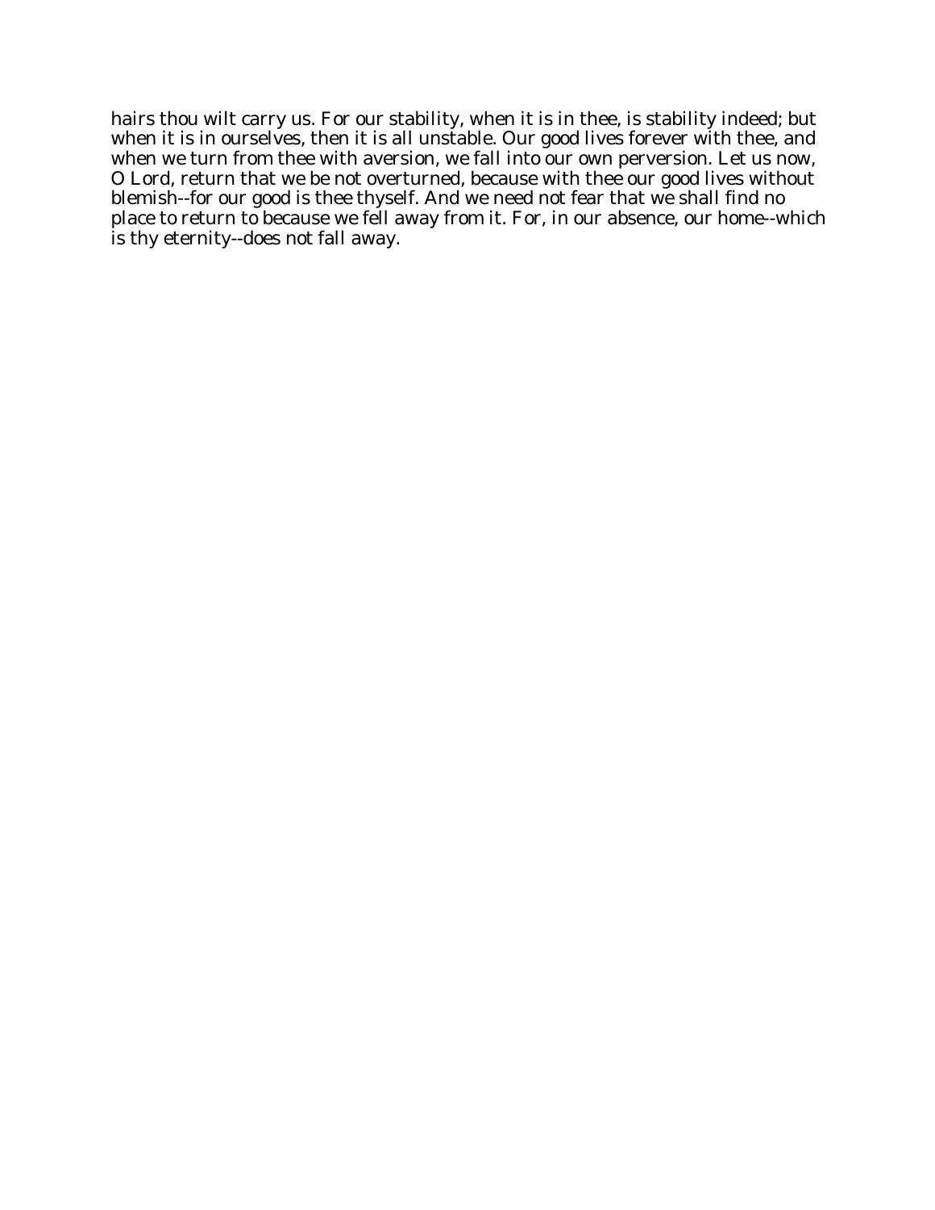hairs thou wilt carry us. For our stability, when it is in thee, is stability indeed; but when it is in ourselves, then it is all unstable. Our good lives forever with thee, and when we turn from thee with aversion, we fall into our own perversion. Let us now, O Lord, return that we be not overturned, because with thee our good lives without blemish--for our good is thee thyself. And we need not fear that we shall find no place to return to because we fell away from it. For, in our absence, our home--which is thy eternity--does not fall away.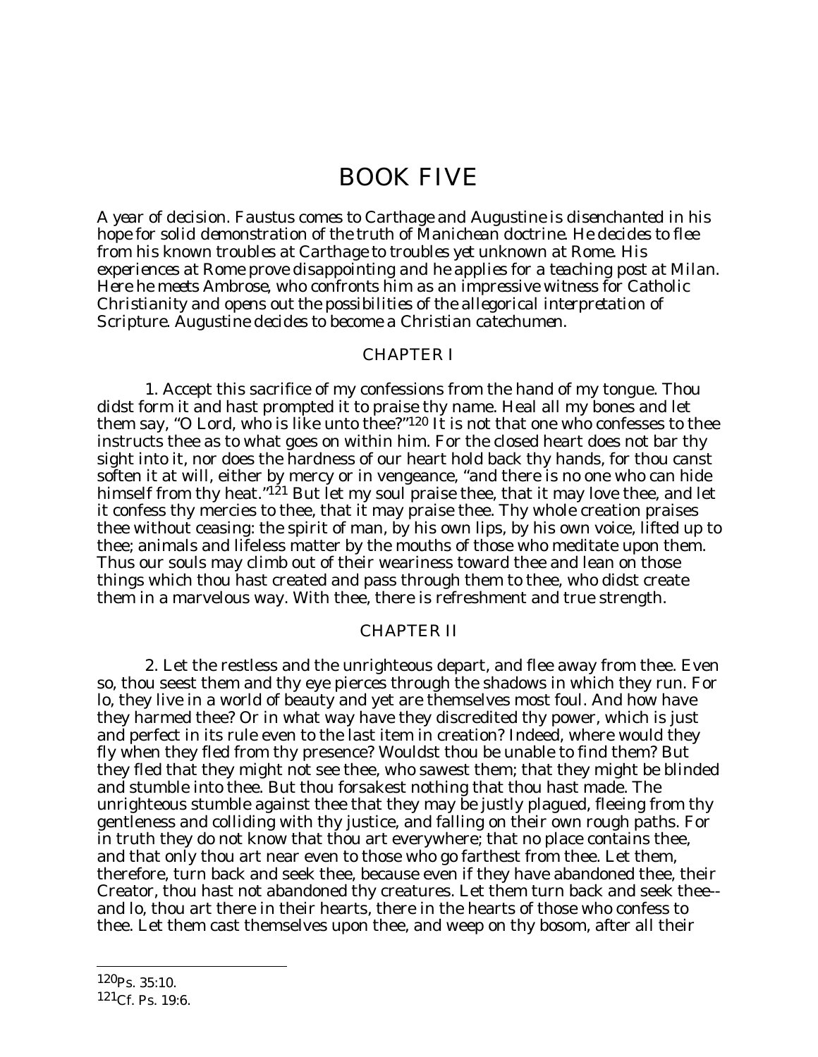# BOOK FIVE

*A year of decision. Faustus comes to Carthage and Augustine is disenchanted in his hope for solid demonstration of the truth of Manichean doctrine. He decides to flee from his known troubles at Carthage to troubles yet unknown at Rome. His experiences at Rome prove disappointing and he applies for a teaching post at Milan. Here he meets Ambrose, who confronts him as an impressive witness for Catholic Christianity and opens out the possibilities of the allegorical interpretation of Scripture. Augustine decides to become a Christian catechumen.*

## CHAPTER I

1. Accept this sacrifice of my confessions from the hand of my tongue. Thou didst form it and hast prompted it to praise thy name. Heal all my bones and let them say, "O Lord, who is like unto thee?"[120] It is not that one who confesses to thee instructs thee as to what goes on within him. For the closed heart does not bar thy sight into it, nor does the hardness of our heart hold back thy hands, for thou canst soften it at will, either by mercy or in vengeance, "and there is no one who can hide himself from thy heat."[121] But let my soul praise thee, that it may love thee, and let it confess thy mercies to thee, that it may praise thee. Thy whole creation praises thee without ceasing: the spirit of man, by his own lips, by his own voice, lifted up to thee; animals and lifeless matter by the mouths of those who meditate upon them. Thus our souls may climb out of their weariness toward thee and lean on those things which thou hast created and pass through them to thee, who didst create them in a marvelous way. With thee, there is refreshment and true strength.

## CHAPTER II

2. Let the restless and the unrighteous depart, and flee away from thee. Even so, thou seest them and thy eye pierces through the shadows in which they run. For lo, they live in a world of beauty and yet are themselves most foul. And how have they harmed thee? Or in what way have they discredited thy power, which is just and perfect in its rule even to the last item in creation? Indeed, where would they fly when they fled from thy presence? Wouldst thou be unable to find them? But they fled that they might not see thee, who sawest them; that they might be blinded and stumble into thee. But thou forsakest nothing that thou hast made. The unrighteous stumble against thee that they may be justly plagued, fleeing from thy gentleness and colliding with thy justice, and falling on their own rough paths. For in truth they do not know that thou art everywhere; that no place contains thee, and that only thou art near even to those who go farthest from thee. Let them, therefore, turn back and seek thee, because even if they have abandoned thee, their Creator, thou hast not abandoned thy creatures. Let them turn back and seek thee--and lo, thou art there in their hearts, there in the hearts of those who confess to thee. Let them cast themselves upon thee, and weep on thy bosom, after all their

---

[120] Ps. 35:10.

[121] Cf. Ps. 19:6.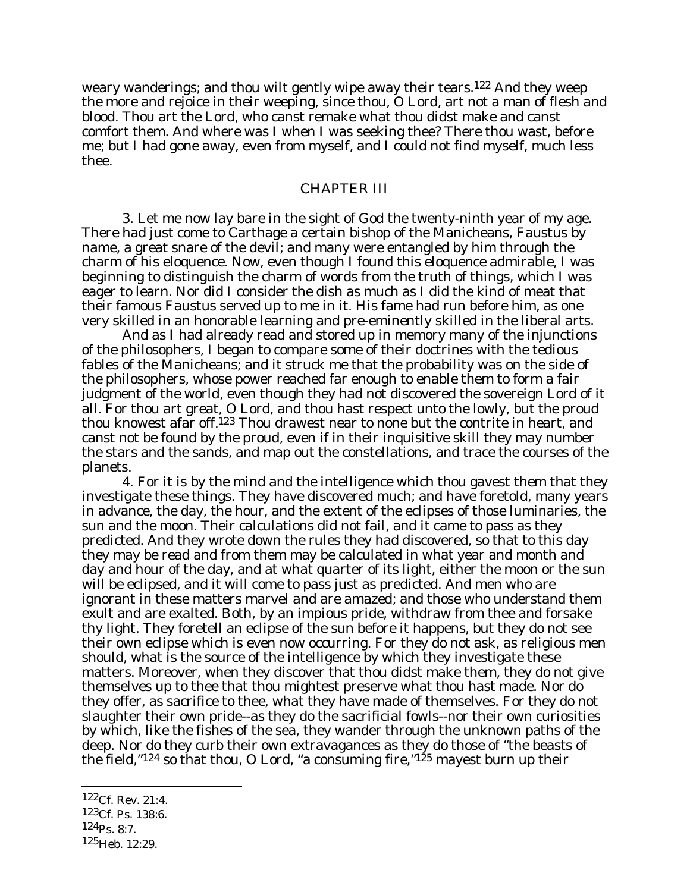weary wanderings; and thou wilt gently wipe away their tears.[122] And they weep the more and rejoice in their weeping, since thou, O Lord, art not a man of flesh and blood. Thou art the Lord, who canst remake what thou didst make and canst comfort them. And where was I when I was seeking thee? There thou wast, before me; but I had gone away, even from myself, and I could not find myself, much less thee.

## CHAPTER III

3. Let me now lay bare in the sight of God the twenty-ninth year of my age. There had just come to Carthage a certain bishop of the Manicheans, Faustus by name, a great snare of the devil; and many were entangled by him through the charm of his eloquence. Now, even though I found this eloquence admirable, I was beginning to distinguish the charm of words from the truth of things, which I was eager to learn. Nor did I consider the dish as much as I did the kind of meat that their famous Faustus served up to me in it. His fame had run before him, as one very skilled in an honorable learning and pre-eminently skilled in the liberal arts.

And as I had already read and stored up in memory many of the injunctions of the philosophers, I began to compare some of their doctrines with the tedious fables of the Manicheans; and it struck me that the probability was on the side of the philosophers, whose power reached far enough to enable them to form a fair judgment of the world, even though they had not discovered the sovereign Lord of it all. For thou art great, O Lord, and thou hast respect unto the lowly, but the proud thou knowest afar off.[123] Thou drawest near to none but the contrite in heart, and canst not be found by the proud, even if in their inquisitive skill they may number the stars and the sands, and map out the constellations, and trace the courses of the planets.

4. For it is by the mind and the intelligence which thou gavest them that they investigate these things. They have discovered much; and have foretold, many years in advance, the day, the hour, and the extent of the eclipses of those luminaries, the sun and the moon. Their calculations did not fail, and it came to pass as they predicted. And they wrote down the rules they had discovered, so that to this day they may be read and from them may be calculated in what year and month and day and hour of the day, and at what quarter of its light, either the moon or the sun will be eclipsed, and it will come to pass just as predicted. And men who are ignorant in these matters marvel and are amazed; and those who understand them exult and are exalted. Both, by an impious pride, withdraw from thee and forsake thy light. They foretell an eclipse of the sun before it happens, but they do not see their own eclipse which is even now occurring. For they do not ask, as religious men should, what is the source of the intelligence by which they investigate these matters. Moreover, when they discover that thou didst make them, they do not give themselves up to thee that thou mightest preserve what thou hast made. Nor do they offer, as sacrifice to thee, what they have made of themselves. For they do not slaughter their own pride--as they do the sacrificial fowls--nor their own curiosities by which, like the fishes of the sea, they wander through the unknown paths of the deep. Nor do they curb their own extravagances as they do those of "the beasts of the field,"[124] so that thou, O Lord, "a consuming fire,"[125] mayest burn up their

---

[122] Cf. Rev. 21:4.

[123] Cf. Ps. 138:6.

[124] Ps. 8:7.

[125] Heb. 12:29.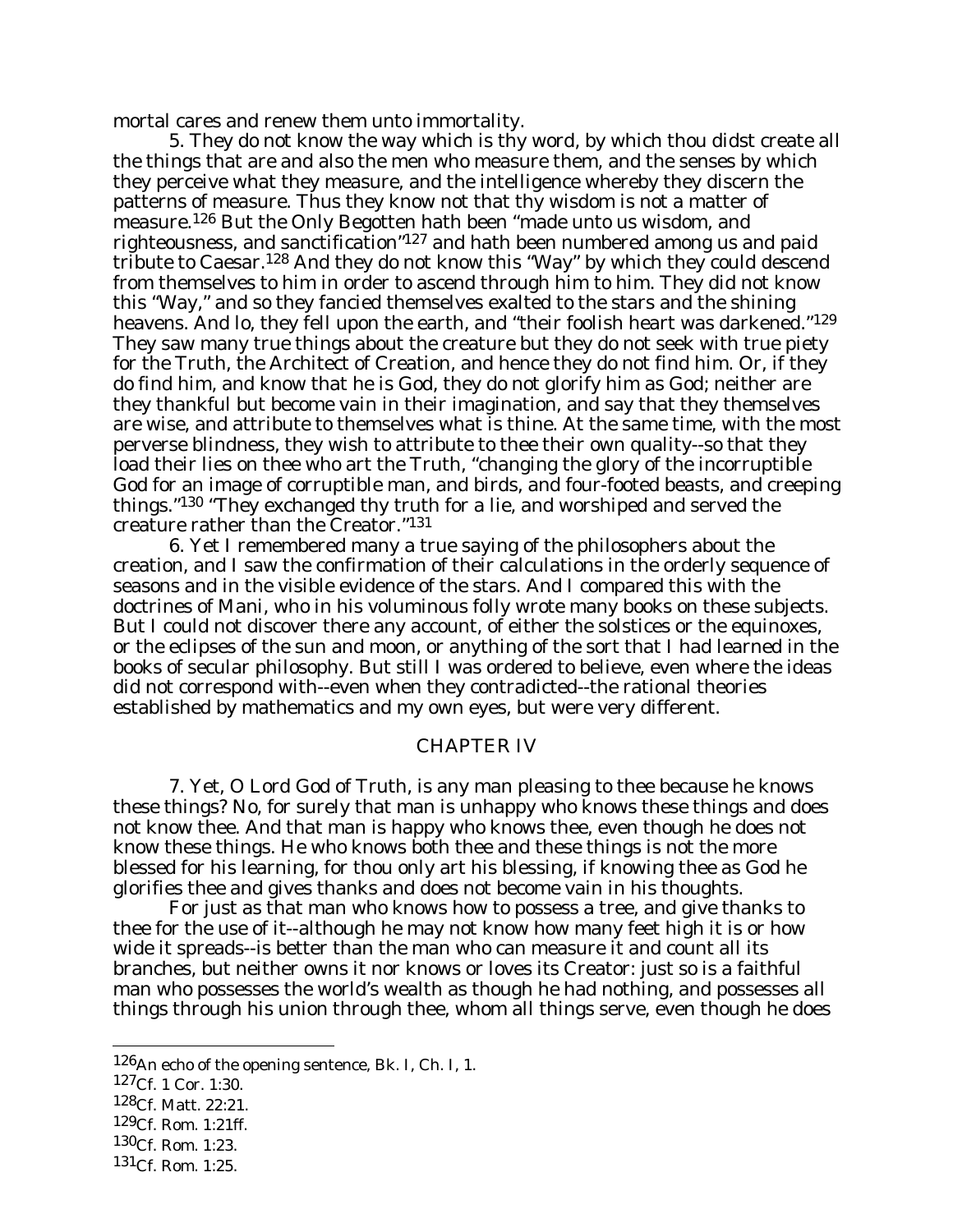mortal cares and renew them unto immortality.

5. They do not know the way which is thy word, by which thou didst create all the things that are and also the men who measure them, and the senses by which they perceive what they measure, and the intelligence whereby they discern the patterns of measure. Thus they know not that thy wisdom is not a matter of measure.[126] But the Only Begotten hath been "made unto us wisdom, and righteousness, and sanctification"[127] and hath been numbered among us and paid tribute to Caesar.[128] And they do not know this "Way" by which they could descend from themselves to him in order to ascend through him to him. They did not know this "Way," and so they fancied themselves exalted to the stars and the shining heavens. And lo, they fell upon the earth, and "their foolish heart was darkened."[129] They saw many true things about the creature but they do not seek with true piety for the Truth, the Architect of Creation, and hence they do not find him. Or, if they do find him, and know that he is God, they do not glorify him as God; neither are they thankful but become vain in their imagination, and say that they themselves are wise, and attribute to themselves what is thine. At the same time, with the most perverse blindness, they wish to attribute to thee their own quality--so that they load their lies on thee who art the Truth, "changing the glory of the incorruptible God for an image of corruptible man, and birds, and four-footed beasts, and creeping things."[130] "They exchanged thy truth for a lie, and worshiped and served the creature rather than the Creator."[131]

6. Yet I remembered many a true saying of the philosophers about the creation, and I saw the confirmation of their calculations in the orderly sequence of seasons and in the visible evidence of the stars. And I compared this with the doctrines of Mani, who in his voluminous folly wrote many books on these subjects. But I could not discover there any account, of either the solstices or the equinoxes, or the eclipses of the sun and moon, or anything of the sort that I had learned in the books of secular philosophy. But still I was ordered to believe, even where the ideas did not correspond with--even when they contradicted--the rational theories established by mathematics and my own eyes, but were very different.

## CHAPTER IV

7. Yet, O Lord God of Truth, is any man pleasing to thee because he knows these things? No, for surely that man is unhappy who knows these things and does not know thee. And that man is happy who knows thee, even though he does not know these things. He who knows both thee and these things is not the more blessed for his learning, for thou only art his blessing, if knowing thee as God he glorifies thee and gives thanks and does not become vain in his thoughts.

For just as that man who knows how to possess a tree, and give thanks to thee for the use of it--although he may not know how many feet high it is or how wide it spreads--is better than the man who can measure it and count all its branches, but neither owns it nor knows or loves its Creator: just so is a faithful man who possesses the world's wealth as though he had nothing, and possesses all things through his union through thee, whom all things serve, even though he does

---

[126] An echo of the opening sentence, Bk. I, Ch. I, 1.

[127] Cf. 1 Cor. 1:30.

[128] Cf. Matt. 22:21.

[129] Cf. Rom. 1:21ff.

[130] Cf. Rom. 1:23.

[131] Cf. Rom. 1:25.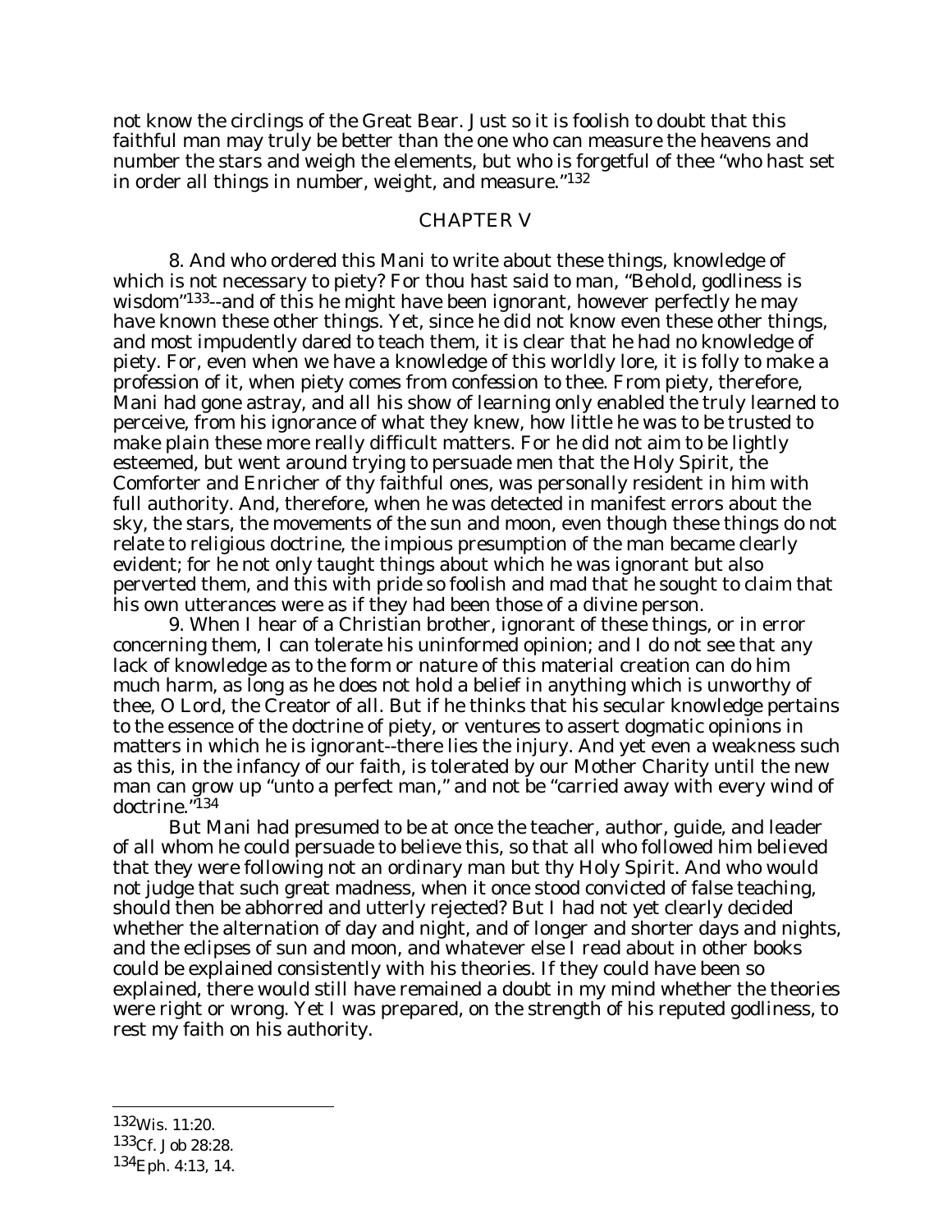not know the circlings of the Great Bear. Just so it is foolish to doubt that this faithful man may truly be better than the one who can measure the heavens and number the stars and weigh the elements, but who is forgetful of thee "who hast set in order all things in number, weight, and measure."[132]

## CHAPTER V

8. And who ordered this Mani to write about these things, knowledge of which is not necessary to piety? For thou hast said to man, "Behold, godliness is wisdom"[133]--and of this he might have been ignorant, however perfectly he may have known these other things. Yet, since he did not know even these other things, and most impudently dared to teach them, it is clear that he had no knowledge of piety. For, even when we have a knowledge of this worldly lore, it is folly to make a profession of it, when piety comes from confession to thee. From piety, therefore, Mani had gone astray, and all his show of learning only enabled the truly learned to perceive, from his ignorance of what they knew, how little he was to be trusted to make plain these more really difficult matters. For he did not aim to be lightly esteemed, but went around trying to persuade men that the Holy Spirit, the Comforter and Enricher of thy faithful ones, was personally resident in him with full authority. And, therefore, when he was detected in manifest errors about the sky, the stars, the movements of the sun and moon, even though these things do not relate to religious doctrine, the impious presumption of the man became clearly evident; for he not only taught things about which he was ignorant but also perverted them, and this with pride so foolish and mad that he sought to claim that his own utterances were as if they had been those of a divine person.

9. When I hear of a Christian brother, ignorant of these things, or in error concerning them, I can tolerate his uninformed opinion; and I do not see that any lack of knowledge as to the form or nature of this material creation can do him much harm, as long as he does not hold a belief in anything which is unworthy of thee, O Lord, the Creator of all. But if he thinks that his secular knowledge pertains to the essence of the doctrine of piety, or ventures to assert dogmatic opinions in matters in which he is ignorant--there lies the injury. And yet even a weakness such as this, in the infancy of our faith, is tolerated by our Mother Charity until the new man can grow up "unto a perfect man," and not be "carried away with every wind of doctrine."[134]

But Mani had presumed to be at once the teacher, author, guide, and leader of all whom he could persuade to believe this, so that all who followed him believed that they were following not an ordinary man but thy Holy Spirit. And who would not judge that such great madness, when it once stood convicted of false teaching, should then be abhorred and utterly rejected? But I had not yet clearly decided whether the alternation of day and night, and of longer and shorter days and nights, and the eclipses of sun and moon, and whatever else I read about in other books could be explained consistently with his theories. If they could have been so explained, there would still have remained a doubt in my mind whether the theories were right or wrong. Yet I was prepared, on the strength of his reputed godliness, to rest my faith on his authority.

---

[132] Wis. 11:20.

[133] Cf. Job 28:28.

[134] Eph. 4:13, 14.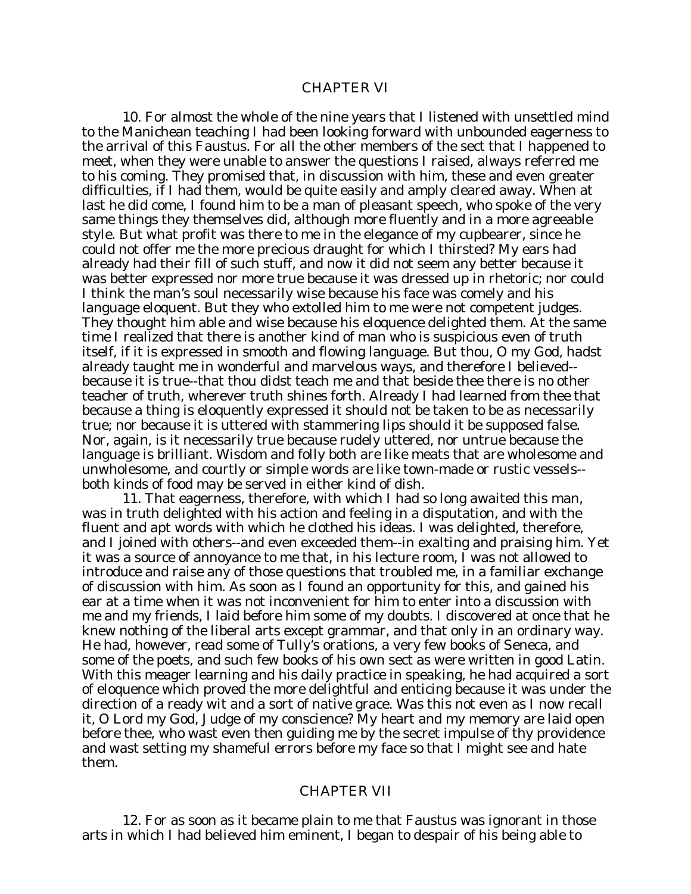## CHAPTER VI

10. For almost the whole of the nine years that I listened with unsettled mind to the Manichean teaching I had been looking forward with unbounded eagerness to the arrival of this Faustus. For all the other members of the sect that I happened to meet, when they were unable to answer the questions I raised, always referred me to his coming. They promised that, in discussion with him, these and even greater difficulties, if I had them, would be quite easily and amply cleared away. When at last he did come, I found him to be a man of pleasant speech, who spoke of the very same things they themselves did, although more fluently and in a more agreeable style. But what profit was there to me in the elegance of my cupbearer, since he could not offer me the more precious draught for which I thirsted? My ears had already had their fill of such stuff, and now it did not seem any better because it was better expressed nor more true because it was dressed up in rhetoric; nor could I think the man's soul necessarily wise because his face was comely and his language eloquent. But they who extolled him to me were not competent judges. They thought him able and wise because his eloquence delighted them. At the same time I realized that there is another kind of man who is suspicious even of truth itself, if it is expressed in smooth and flowing language. But thou, O my God, hadst already taught me in wonderful and marvelous ways, and therefore I believed--because it is true--that thou didst teach me and that beside thee there is no other teacher of truth, wherever truth shines forth. Already I had learned from thee that because a thing is eloquently expressed it should not be taken to be as necessarily true; nor because it is uttered with stammering lips should it be supposed false. Nor, again, is it necessarily true because rudely uttered, nor untrue because the language is brilliant. Wisdom and folly both are like meats that are wholesome and unwholesome, and courtly or simple words are like town-made or rustic vessels--both kinds of food may be served in either kind of dish.

11. That eagerness, therefore, with which I had so long awaited this man, was in truth delighted with his action and feeling in a disputation, and with the fluent and apt words with which he clothed his ideas. I was delighted, therefore, and I joined with others--and even exceeded them--in exalting and praising him. Yet it was a source of annoyance to me that, in his lecture room, I was not allowed to introduce and raise any of those questions that troubled me, in a familiar exchange of discussion with him. As soon as I found an opportunity for this, and gained his ear at a time when it was not inconvenient for him to enter into a discussion with me and my friends, I laid before him some of my doubts. I discovered at once that he knew nothing of the liberal arts except grammar, and that only in an ordinary way. He had, however, read some of Tully's orations, a very few books of Seneca, and some of the poets, and such few books of his own sect as were written in good Latin. With this meager learning and his daily practice in speaking, he had acquired a sort of eloquence which proved the more delightful and enticing because it was under the direction of a ready wit and a sort of native grace. Was this not even as I now recall it, O Lord my God, Judge of my conscience? My heart and my memory are laid open before thee, who wast even then guiding me by the secret impulse of thy providence and wast setting my shameful errors before my face so that I might see and hate them.

## CHAPTER VII

12. For as soon as it became plain to me that Faustus was ignorant in those arts in which I had believed him eminent, I began to despair of his being able to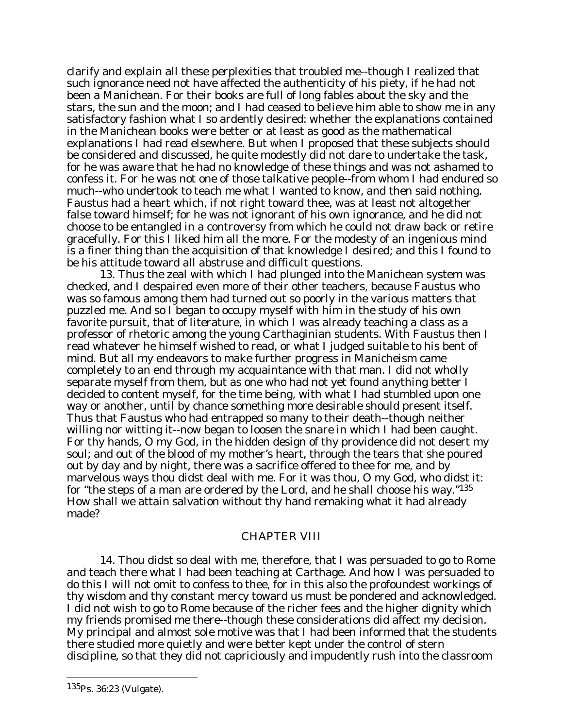clarify and explain all these perplexities that troubled me--though I realized that such ignorance need not have affected the authenticity of his piety, if he had not been a Manichean. For their books are full of long fables about the sky and the stars, the sun and the moon; and I had ceased to believe him able to show me in any satisfactory fashion what I so ardently desired: whether the explanations contained in the Manichean books were better or at least as good as the mathematical explanations I had read elsewhere. But when I proposed that these subjects should be considered and discussed, he quite modestly did not dare to undertake the task, for he was aware that he had no knowledge of these things and was not ashamed to confess it. For he was not one of those talkative people--from whom I had endured so much--who undertook to teach me what I wanted to know, and then said nothing. Faustus had a heart which, if not right toward thee, was at least not altogether false toward himself; for he was not ignorant of his own ignorance, and he did not choose to be entangled in a controversy from which he could not draw back or retire gracefully. For this I liked him all the more. For the modesty of an ingenious mind is a finer thing than the acquisition of that knowledge I desired; and this I found to be his attitude toward all abstruse and difficult questions.

13. Thus the zeal with which I had plunged into the Manichean system was checked, and I despaired even more of their other teachers, because Faustus who was so famous among them had turned out so poorly in the various matters that puzzled me. And so I began to occupy myself with him in the study of his own favorite pursuit, that of literature, in which I was already teaching a class as a professor of rhetoric among the young Carthaginian students. With Faustus then I read whatever he himself wished to read, or what I judged suitable to his bent of mind. But all my endeavors to make further progress in Manicheism came completely to an end through my acquaintance with that man. I did not wholly separate myself from them, but as one who had not yet found anything better I decided to content myself, for the time being, with what I had stumbled upon one way or another, until by chance something more desirable should present itself. Thus that Faustus who had entrapped so many to their death--though neither willing nor witting it--now began to loosen the snare in which I had been caught. For thy hands, O my God, in the hidden design of thy providence did not desert my soul; and out of the blood of my mother's heart, through the tears that she poured out by day and by night, there was a sacrifice offered to thee for me, and by marvelous ways thou didst deal with me. For it was thou, O my God, who didst it: for "the steps of a man are ordered by the Lord, and he shall choose his way."[135] How shall we attain salvation without thy hand remaking what it had already made?

## CHAPTER VIII

14. Thou didst so deal with me, therefore, that I was persuaded to go to Rome and teach there what I had been teaching at Carthage. And how I was persuaded to do this I will not omit to confess to thee, for in this also the profoundest workings of thy wisdom and thy constant mercy toward us must be pondered and acknowledged. I did not wish to go to Rome because of the richer fees and the higher dignity which my friends promised me there--though these considerations did affect my decision. My principal and almost sole motive was that I had been informed that the students there studied more quietly and were better kept under the control of stern discipline, so that they did not capriciously and impudently rush into the classroom

[135] Ps. 36:23 (Vulgate).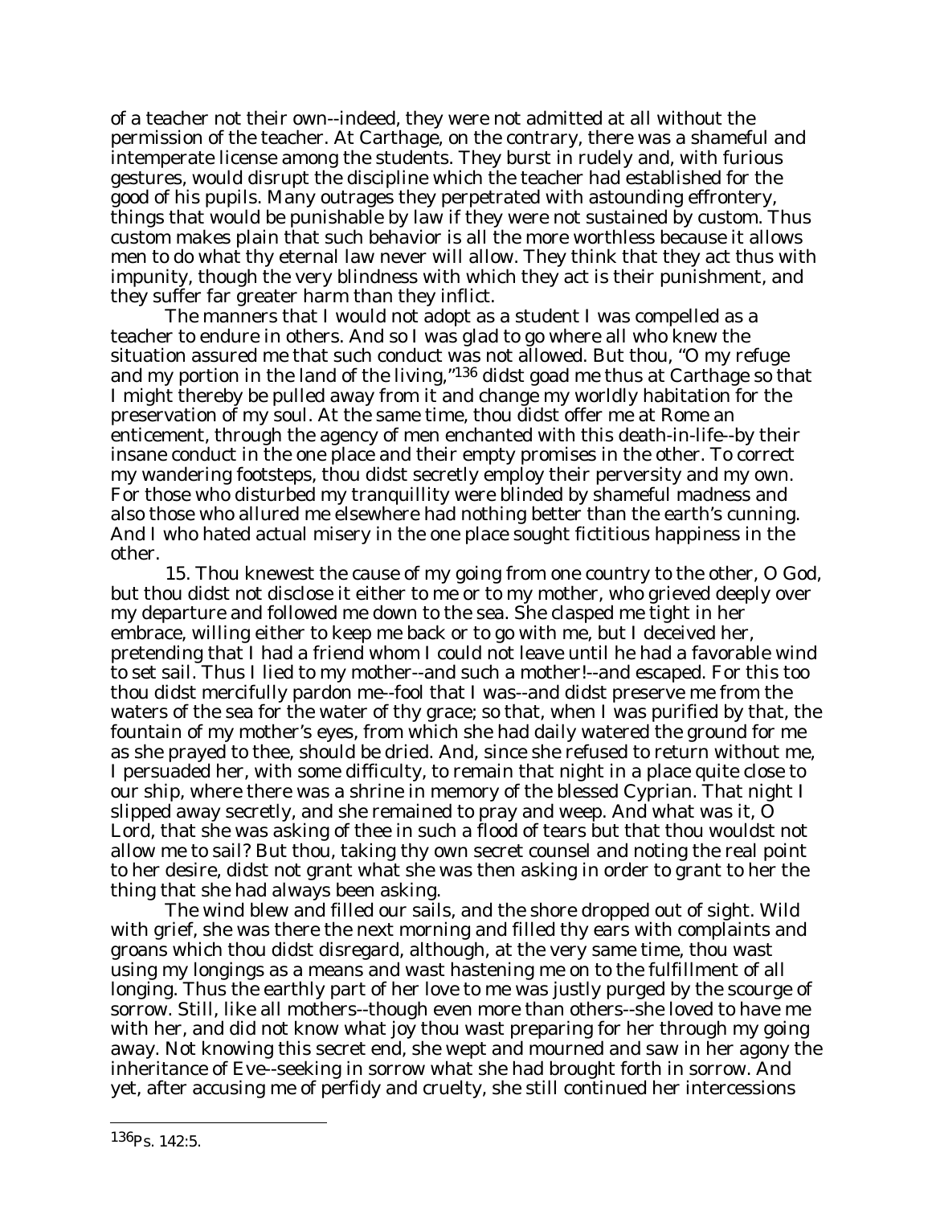of a teacher not their own--indeed, they were not admitted at all without the permission of the teacher. At Carthage, on the contrary, there was a shameful and intemperate license among the students. They burst in rudely and, with furious gestures, would disrupt the discipline which the teacher had established for the good of his pupils. Many outrages they perpetrated with astounding effrontery, things that would be punishable by law if they were not sustained by custom. Thus custom makes plain that such behavior is all the more worthless because it allows men to do what thy eternal law never will allow. They think that they act thus with impunity, though the very blindness with which they act is their punishment, and they suffer far greater harm than they inflict.

The manners that I would not adopt as a student I was compelled as a teacher to endure in others. And so I was glad to go where all who knew the situation assured me that such conduct was not allowed. But thou, "O my refuge and my portion in the land of the living,"[136] didst goad me thus at Carthage so that I might thereby be pulled away from it and change my worldly habitation for the preservation of my soul. At the same time, thou didst offer me at Rome an enticement, through the agency of men enchanted with this death-in-life--by their insane conduct in the one place and their empty promises in the other. To correct my wandering footsteps, thou didst secretly employ their perversity and my own. For those who disturbed my tranquillity were blinded by shameful madness and also those who allured me elsewhere had nothing better than the earth's cunning. And I who hated actual misery in the one place sought fictitious happiness in the other.

15. Thou knewest the cause of my going from one country to the other, O God, but thou didst not disclose it either to me or to my mother, who grieved deeply over my departure and followed me down to the sea. She clasped me tight in her embrace, willing either to keep me back or to go with me, but I deceived her, pretending that I had a friend whom I could not leave until he had a favorable wind to set sail. Thus I lied to my mother--and such a mother!--and escaped. For this too thou didst mercifully pardon me--fool that I was--and didst preserve me from the waters of the sea for the water of thy grace; so that, when I was purified by that, the fountain of my mother's eyes, from which she had daily watered the ground for me as she prayed to thee, should be dried. And, since she refused to return without me, I persuaded her, with some difficulty, to remain that night in a place quite close to our ship, where there was a shrine in memory of the blessed Cyprian. That night I slipped away secretly, and she remained to pray and weep. And what was it, O Lord, that she was asking of thee in such a flood of tears but that thou wouldst not allow me to sail? But thou, taking thy own secret counsel and noting the real point to her desire, didst not grant what she was then asking in order to grant to her the thing that she had always been asking.

The wind blew and filled our sails, and the shore dropped out of sight. Wild with grief, she was there the next morning and filled thy ears with complaints and groans which thou didst disregard, although, at the very same time, thou wast using my longings as a means and wast hastening me on to the fulfillment of all longing. Thus the earthly part of her love to me was justly purged by the scourge of sorrow. Still, like all mothers--though even more than others--she loved to have me with her, and did not know what joy thou wast preparing for her through my going away. Not knowing this secret end, she wept and mourned and saw in her agony the inheritance of Eve--seeking in sorrow what she had brought forth in sorrow. And yet, after accusing me of perfidy and cruelty, she still continued her intercessions

---

[136] Ps. 142:5.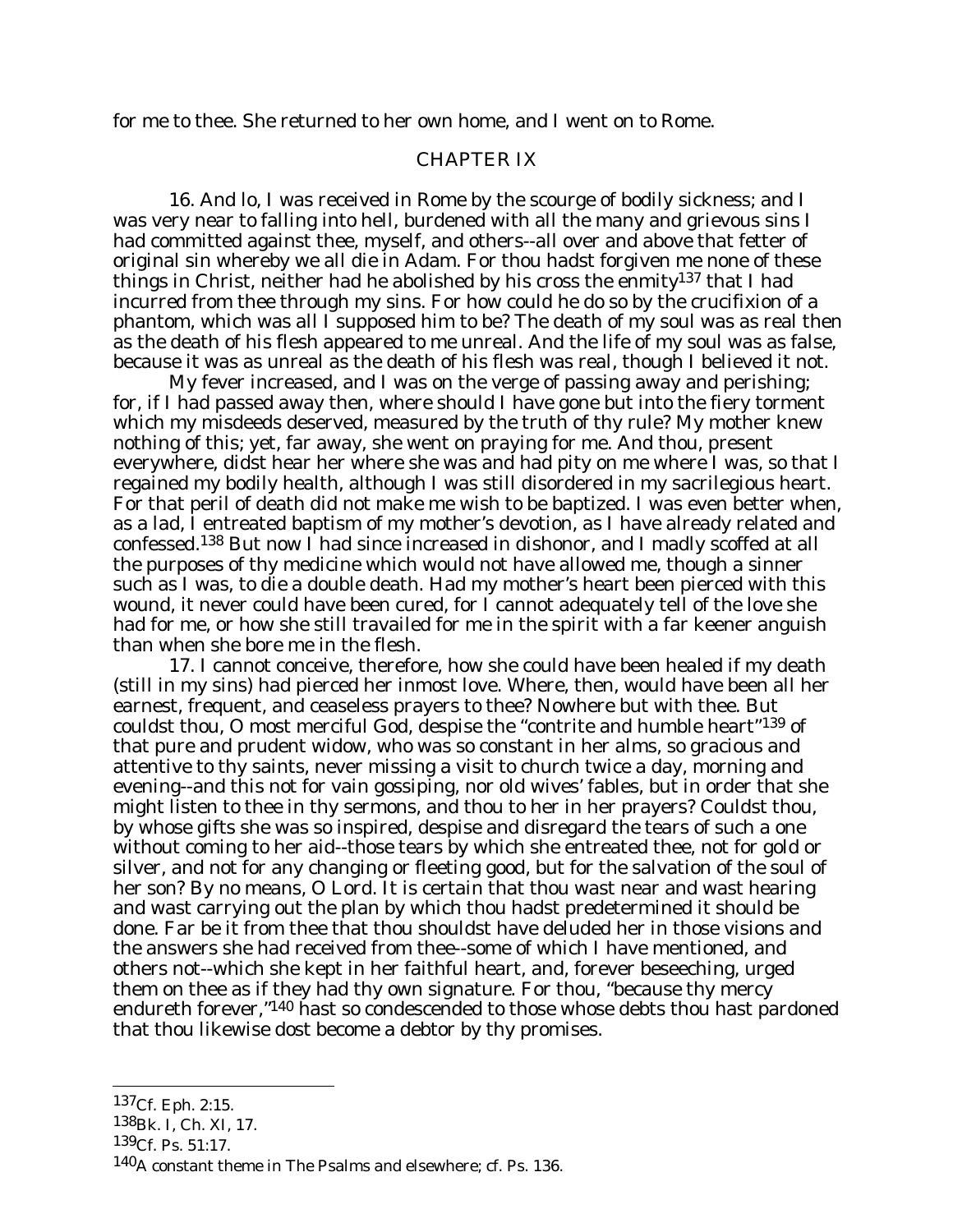for me to thee. She returned to her own home, and I went on to Rome.

## CHAPTER IX

16. And lo, I was received in Rome by the scourge of bodily sickness; and I was very near to falling into hell, burdened with all the many and grievous sins I had committed against thee, myself, and others--all over and above that fetter of original sin whereby we all die in Adam. For thou hadst forgiven me none of these things in Christ, neither had he abolished by his cross the enmity[137] that I had incurred from thee through my sins. For how could he do so by the crucifixion of a phantom, which was all I supposed him to be? The death of my soul was as real then as the death of his flesh appeared to me unreal. And the life of my soul was as false, because it was as unreal as the death of his flesh was real, though I believed it not.

My fever increased, and I was on the verge of passing away and perishing; for, if I had passed away then, where should I have gone but into the fiery torment which my misdeeds deserved, measured by the truth of thy rule? My mother knew nothing of this; yet, far away, she went on praying for me. And thou, present everywhere, didst hear her where she was and had pity on me where I was, so that I regained my bodily health, although I was still disordered in my sacrilegious heart. For that peril of death did not make me wish to be baptized. I was even better when, as a lad, I entreated baptism of my mother's devotion, as I have already related and confessed.[138] But now I had since increased in dishonor, and I madly scoffed at all the purposes of thy medicine which would not have allowed me, though a sinner such as I was, to die a double death. Had my mother's heart been pierced with this wound, it never could have been cured, for I cannot adequately tell of the love she had for me, or how she still travailed for me in the spirit with a far keener anguish than when she bore me in the flesh.

17. I cannot conceive, therefore, how she could have been healed if my death (still in my sins) had pierced her inmost love. Where, then, would have been all her earnest, frequent, and ceaseless prayers to thee? Nowhere but with thee. But couldst thou, O most merciful God, despise the "contrite and humble heart"[139] of that pure and prudent widow, who was so constant in her alms, so gracious and attentive to thy saints, never missing a visit to church twice a day, morning and evening--and this not for vain gossiping, nor old wives' fables, but in order that she might listen to thee in thy sermons, and thou to her in her prayers? Couldst thou, by whose gifts she was so inspired, despise and disregard the tears of such a one without coming to her aid--those tears by which she entreated thee, not for gold or silver, and not for any changing or fleeting good, but for the salvation of the soul of her son? By no means, O Lord. It is certain that thou wast near and wast hearing and wast carrying out the plan by which thou hadst predetermined it should be done. Far be it from thee that thou shouldst have deluded her in those visions and the answers she had received from thee--some of which I have mentioned, and others not--which she kept in her faithful heart, and, forever beseeching, urged them on thee as if they had thy own signature. For thou, "because thy mercy endureth forever,"[140] hast so condescended to those whose debts thou hast pardoned that thou likewise dost become a debtor by thy promises.

---

[137] Cf. Eph. 2:15.

[138] Bk. I, Ch. XI, 17.

[139] Cf. Ps. 51:17.

[140] A constant theme in The Psalms and elsewhere; cf. Ps. 136.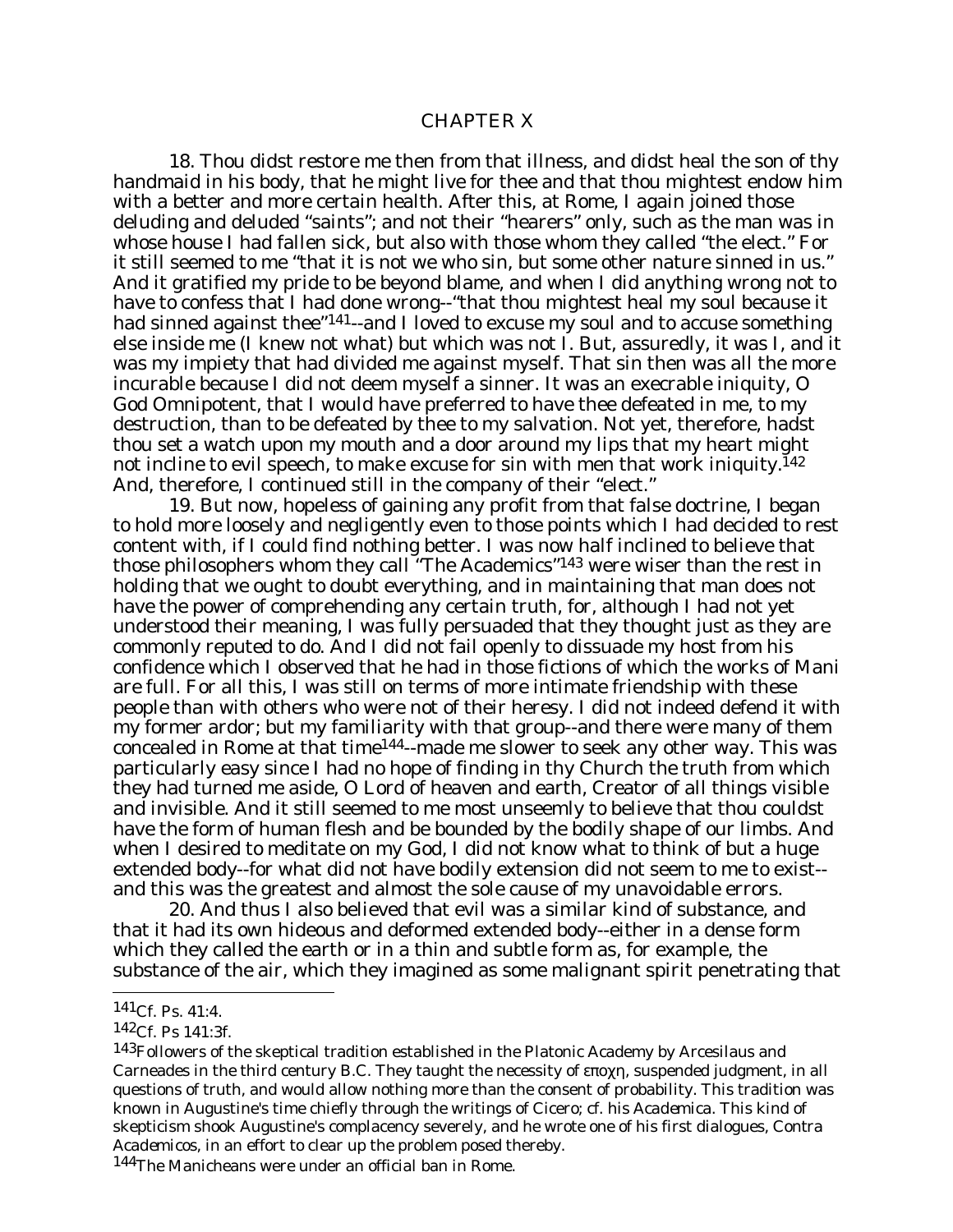## CHAPTER X

18. Thou didst restore me then from that illness, and didst heal the son of thy handmaid in his body, that he might live for thee and that thou mightest endow him with a better and more certain health. After this, at Rome, I again joined those deluding and deluded "saints"; and not their "hearers" only, such as the man was in whose house I had fallen sick, but also with those whom they called "the elect." For it still seemed to me "that it is not we who sin, but some other nature sinned in us." And it gratified my pride to be beyond blame, and when I did anything wrong not to have to confess that I had done wrong--"that thou mightest heal my soul because it had sinned against thee"[141]--and I loved to excuse my soul and to accuse something else inside me (I knew not what) but which was not I. But, assuredly, it was I, and it was my impiety that had divided me against myself. That sin then was all the more incurable because I did not deem myself a sinner. It was an execrable iniquity, O God Omnipotent, that I would have preferred to have thee defeated in me, to my destruction, than to be defeated by thee to my salvation. Not yet, therefore, hadst thou set a watch upon my mouth and a door around my lips that my heart might not incline to evil speech, to make excuse for sin with men that work iniquity.[142] And, therefore, I continued still in the company of their "elect."

19. But now, hopeless of gaining any profit from that false doctrine, I began to hold more loosely and negligently even to those points which I had decided to rest content with, if I could find nothing better. I was now half inclined to believe that those philosophers whom they call "The Academics"[143] were wiser than the rest in holding that we ought to doubt everything, and in maintaining that man does not have the power of comprehending any certain truth, for, although I had not yet understood their meaning, I was fully persuaded that they thought just as they are commonly reputed to do. And I did not fail openly to dissuade my host from his confidence which I observed that he had in those fictions of which the works of Mani are full. For all this, I was still on terms of more intimate friendship with these people than with others who were not of their heresy. I did not indeed defend it with my former ardor; but my familiarity with that group--and there were many of them concealed in Rome at that time[144]--made me slower to seek any other way. This was particularly easy since I had no hope of finding in thy Church the truth from which they had turned me aside, O Lord of heaven and earth, Creator of all things visible and invisible. And it still seemed to me most unseemly to believe that thou couldst have the form of human flesh and be bounded by the bodily shape of our limbs. And when I desired to meditate on my God, I did not know what to think of but a huge extended body--for what did not have bodily extension did not seem to me to exist--and this was the greatest and almost the sole cause of my unavoidable errors.

20. And thus I also believed that evil was a similar kind of substance, and that it had its own hideous and deformed extended body--either in a dense form which they called the earth or in a thin and subtle form as, for example, the substance of the air, which they imagined as some malignant spirit penetrating that

---

[141] Cf. Ps. 41:4.

[142] Cf. Ps 141:3f.

[143] Followers of the skeptical tradition established in the Platonic Academy by Arcesilaus and Carneades in the third century B.C. They taught the necessity of εποχη, suspended judgment, in all questions of truth, and would allow nothing more than the consent of probability. This tradition was known in Augustine's time chiefly through the writings of Cicero; cf. his *Academica*. This kind of skepticism shook Augustine's complacency severely, and he wrote one of his first dialogues, *Contra Academicos*, in an effort to clear up the problem posed thereby.

[144] The Manicheans were under an official ban in Rome.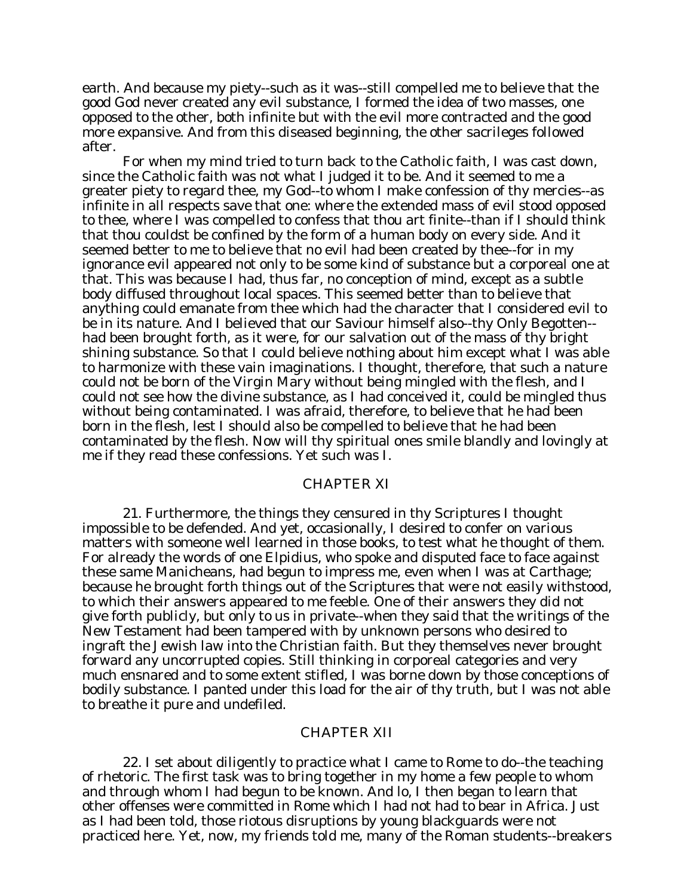earth. And because my piety--such as it was--still compelled me to believe that the good God never created any evil substance, I formed the idea of two masses, one opposed to the other, both infinite but with the evil more contracted and the good more expansive. And from this diseased beginning, the other sacrileges followed after.

For when my mind tried to turn back to the Catholic faith, I was cast down, since the Catholic faith was not what I judged it to be. And it seemed to me a greater piety to regard thee, my God--to whom I make confession of thy mercies--as infinite in all respects save that one: where the extended mass of evil stood opposed to thee, where I was compelled to confess that thou art finite--than if I should think that thou couldst be confined by the form of a human body on every side. And it seemed better to me to believe that no evil had been created by thee--for in my ignorance evil appeared not only to be some kind of substance but a corporeal one at that. This was because I had, thus far, no conception of mind, except as a subtle body diffused throughout local spaces. This seemed better than to believe that anything could emanate from thee which had the character that I considered evil to be in its nature. And I believed that our Saviour himself also--thy Only Begotten--had been brought forth, as it were, for our salvation out of the mass of thy bright shining substance. So that I could believe nothing about him except what I was able to harmonize with these vain imaginations. I thought, therefore, that such a nature could not be born of the Virgin Mary without being mingled with the flesh, and I could not see how the divine substance, as I had conceived it, could be mingled thus without being contaminated. I was afraid, therefore, to believe that he had been born in the flesh, lest I should also be compelled to believe that he had been contaminated by the flesh. Now will thy spiritual ones smile blandly and lovingly at me if they read these confessions. Yet such was I.

## CHAPTER XI

21. Furthermore, the things they censured in thy Scriptures I thought impossible to be defended. And yet, occasionally, I desired to confer on various matters with someone well learned in those books, to test what he thought of them. For already the words of one Elpidius, who spoke and disputed face to face against these same Manicheans, had begun to impress me, even when I was at Carthage; because he brought forth things out of the Scriptures that were not easily withstood, to which their answers appeared to me feeble. One of their answers they did not give forth publicly, but only to us in private--when they said that the writings of the New Testament had been tampered with by unknown persons who desired to ingraft the Jewish law into the Christian faith. But they themselves never brought forward any uncorrupted copies. Still thinking in corporeal categories and very much ensnared and to some extent stifled, I was borne down by those conceptions of bodily substance. I panted under this load for the air of thy truth, but I was not able to breathe it pure and undefiled.

## CHAPTER XII

22. I set about diligently to practice what I came to Rome to do--the teaching of rhetoric. The first task was to bring together in my home a few people to whom and through whom I had begun to be known. And lo, I then began to learn that other offenses were committed in Rome which I had not had to bear in Africa. Just as I had been told, those riotous disruptions by young blackguards were not practiced here. Yet, now, my friends told me, many of the Roman students--breakers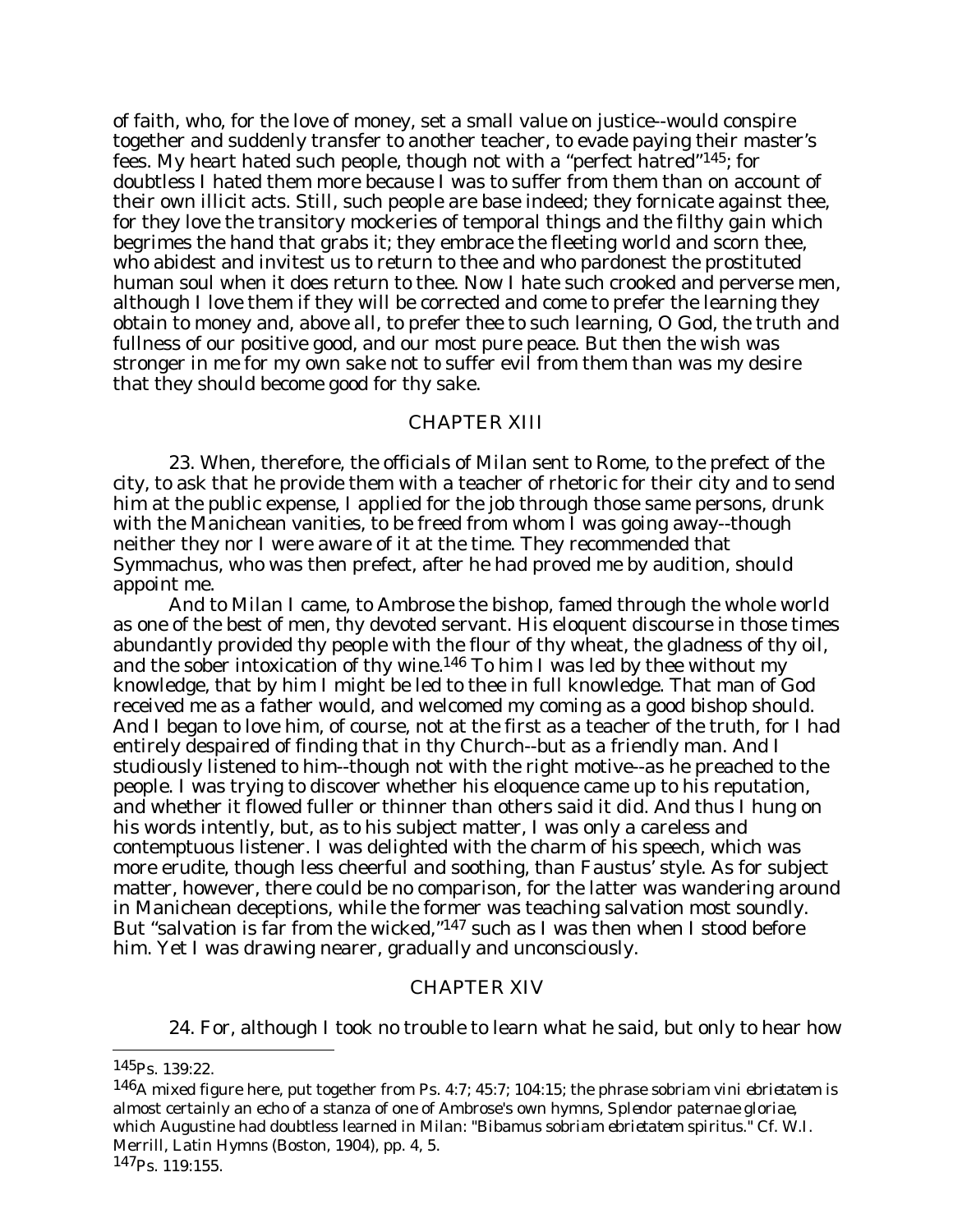of faith, who, for the love of money, set a small value on justice--would conspire together and suddenly transfer to another teacher, to evade paying their master's fees. My heart hated such people, though not with a "perfect hatred"[145]; for doubtless I hated them more because I was to suffer from them than on account of their own illicit acts. Still, such people are base indeed; they fornicate against thee, for they love the transitory mockeries of temporal things and the filthy gain which begrimes the hand that grabs it; they embrace the fleeting world and scorn thee, who abidest and invitest us to return to thee and who pardonest the prostituted human soul when it does return to thee. Now I hate such crooked and perverse men, although I love them if they will be corrected and come to prefer the learning they obtain to money and, above all, to prefer thee to such learning, O God, the truth and fullness of our positive good, and our most pure peace. But then the wish was stronger in me for my own sake not to suffer evil from them than was my desire that they should become good for thy sake.

## CHAPTER XIII

23. When, therefore, the officials of Milan sent to Rome, to the prefect of the city, to ask that he provide them with a teacher of rhetoric for their city and to send him at the public expense, I applied for the job through those same persons, drunk with the Manichean vanities, to be freed from whom I was going away--though neither they nor I were aware of it at the time. They recommended that Symmachus, who was then prefect, after he had proved me by audition, should appoint me.

And to Milan I came, to Ambrose the bishop, famed through the whole world as one of the best of men, thy devoted servant. His eloquent discourse in those times abundantly provided thy people with the flour of thy wheat, the gladness of thy oil, and the sober intoxication of thy wine.[146] To him I was led by thee without my knowledge, that by him I might be led to thee in full knowledge. That man of God received me as a father would, and welcomed my coming as a good bishop should. And I began to love him, of course, not at the first as a teacher of the truth, for I had entirely despaired of finding that in thy Church--but as a friendly man. And I studiously listened to him--though not with the right motive--as he preached to the people. I was trying to discover whether his eloquence came up to his reputation, and whether it flowed fuller or thinner than others said it did. And thus I hung on his words intently, but, as to his subject matter, I was only a careless and contemptuous listener. I was delighted with the charm of his speech, which was more erudite, though less cheerful and soothing, than Faustus' style. As for subject matter, however, there could be no comparison, for the latter was wandering around in Manichean deceptions, while the former was teaching salvation most soundly. But "salvation is far from the wicked,"[147] such as I was then when I stood before him. Yet I was drawing nearer, gradually and unconsciously.

## CHAPTER XIV

24. For, although I took no trouble to learn what he said, but only to hear how

---

[145] Ps. 139:22.

[146] A mixed figure here, put together from Ps. 4:7; 45:7; 104:15; the phrase *sobriam vini ebrietatem* is almost certainly an echo of a stanza of one of Ambrose's own hymns, *Splendor paternae gloriae*, which Augustine had doubtless learned in Milan: "*Bibamus sobriam ebrietatem spiritus*." Cf. W.I. Merrill, *Latin Hymns* (Boston, 1904), pp. 4, 5.

[147] Ps. 119:155.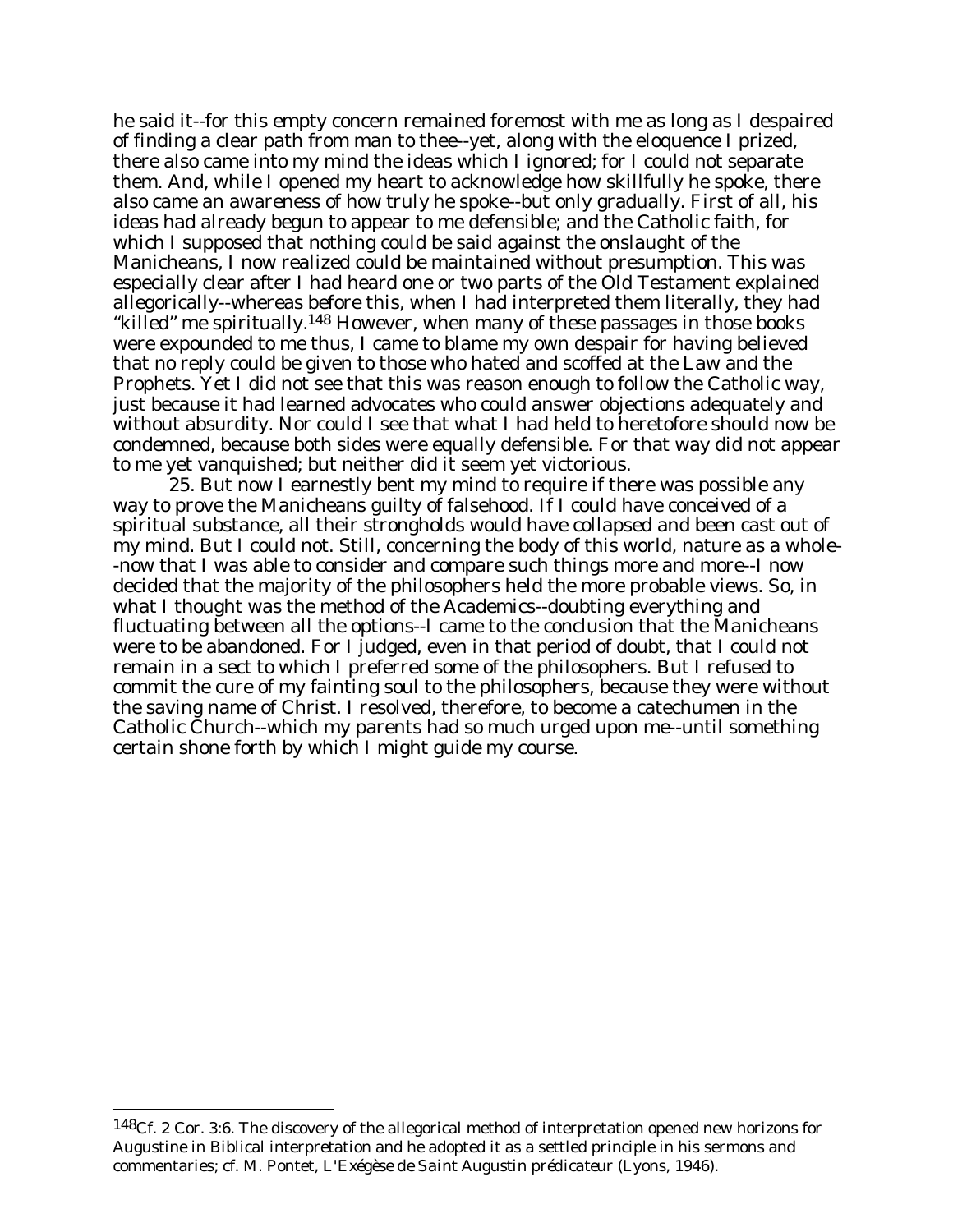he said it--for this empty concern remained foremost with me as long as I despaired of finding a clear path from man to thee--yet, along with the eloquence I prized, there also came into my mind the ideas which I ignored; for I could not separate them. And, while I opened my heart to acknowledge how skillfully he spoke, there also came an awareness of how truly he spoke--but only gradually. First of all, his ideas had already begun to appear to me defensible; and the Catholic faith, for which I supposed that nothing could be said against the onslaught of the Manicheans, I now realized could be maintained without presumption. This was especially clear after I had heard one or two parts of the Old Testament explained allegorically--whereas before this, when I had interpreted them literally, they had "killed" me spiritually.[148] However, when many of these passages in those books were expounded to me thus, I came to blame my own despair for having believed that no reply could be given to those who hated and scoffed at the Law and the Prophets. Yet I did not see that this was reason enough to follow the Catholic way, just because it had learned advocates who could answer objections adequately and without absurdity. Nor could I see that what I had held to heretofore should now be condemned, because both sides were equally defensible. For that way did not appear to me yet vanquished; but neither did it seem yet victorious.

25. But now I earnestly bent my mind to require if there was possible any way to prove the Manicheans guilty of falsehood. If I could have conceived of a spiritual substance, all their strongholds would have collapsed and been cast out of my mind. But I could not. Still, concerning the body of this world, nature as a whole--now that I was able to consider and compare such things more and more--I now decided that the majority of the philosophers held the more probable views. So, in what I thought was the method of the Academics--doubting everything and fluctuating between all the options--I came to the conclusion that the Manicheans were to be abandoned. For I judged, even in that period of doubt, that I could not remain in a sect to which I preferred some of the philosophers. But I refused to commit the cure of my fainting soul to the philosophers, because they were without the saving name of Christ. I resolved, therefore, to become a catechumen in the Catholic Church--which my parents had so much urged upon me--until something certain shone forth by which I might guide my course.

---

[148] Cf. 2 Cor. 3:6. The discovery of the allegorical method of interpretation opened new horizons for Augustine in Biblical interpretation and he adopted it as a settled principle in his sermons and commentaries; cf. M. Pontet, *L'Exégèse de Saint Augustin prédicateur* (Lyons, 1946).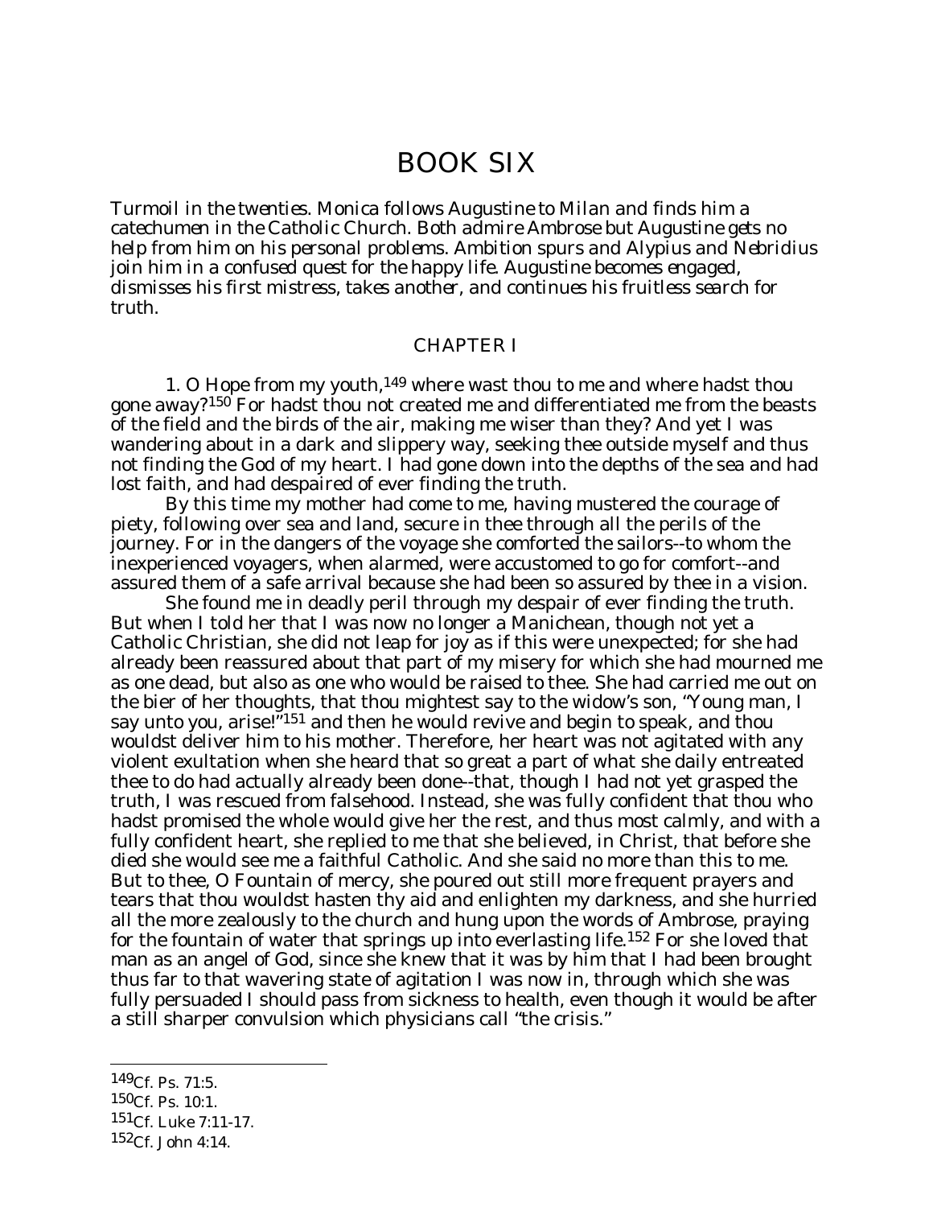# BOOK SIX

*Turmoil in the twenties. Monica follows Augustine to Milan and finds him a catechumen in the Catholic Church. Both admire Ambrose but Augustine gets no help from him on his personal problems. Ambition spurs and Alypius and Nebridius join him in a confused quest for the happy life. Augustine becomes engaged, dismisses his first mistress, takes another, and continues his fruitless search for truth.*

## CHAPTER I

1. O Hope from my youth,[149] where wast thou to me and where hadst thou gone away?[150] For hadst thou not created me and differentiated me from the beasts of the field and the birds of the air, making me wiser than they? And yet I was wandering about in a dark and slippery way, seeking thee outside myself and thus not finding the God of my heart. I had gone down into the depths of the sea and had lost faith, and had despaired of ever finding the truth.

By this time my mother had come to me, having mustered the courage of piety, following over sea and land, secure in thee through all the perils of the journey. For in the dangers of the voyage she comforted the sailors--to whom the inexperienced voyagers, when alarmed, were accustomed to go for comfort--and assured them of a safe arrival because she had been so assured by thee in a vision.

She found me in deadly peril through my despair of ever finding the truth. But when I told her that I was now no longer a Manichean, though not yet a Catholic Christian, she did not leap for joy as if this were unexpected; for she had already been reassured about that part of my misery for which she had mourned me as one dead, but also as one who would be raised to thee. She had carried me out on the bier of her thoughts, that thou mightest say to the widow's son, "Young man, I say unto you, arise!"[151] and then he would revive and begin to speak, and thou wouldst deliver him to his mother. Therefore, her heart was not agitated with any violent exultation when she heard that so great a part of what she daily entreated thee to do had actually already been done--that, though I had not yet grasped the truth, I was rescued from falsehood. Instead, she was fully confident that thou who hadst promised the whole would give her the rest, and thus most calmly, and with a fully confident heart, she replied to me that she believed, in Christ, that before she died she would see me a faithful Catholic. And she said no more than this to me. But to thee, O Fountain of mercy, she poured out still more frequent prayers and tears that thou wouldst hasten thy aid and enlighten my darkness, and she hurried all the more zealously to the church and hung upon the words of Ambrose, praying for the fountain of water that springs up into everlasting life.[152] For she loved that man as an angel of God, since she knew that it was by him that I had been brought thus far to that wavering state of agitation I was now in, through which she was fully persuaded I should pass from sickness to health, even though it would be after a still sharper convulsion which physicians call "the crisis."

---

[149] Cf. Ps. 71:5.
[150] Cf. Ps. 10:1.
[151] Cf. Luke 7:11-17.
[152] Cf. John 4:14.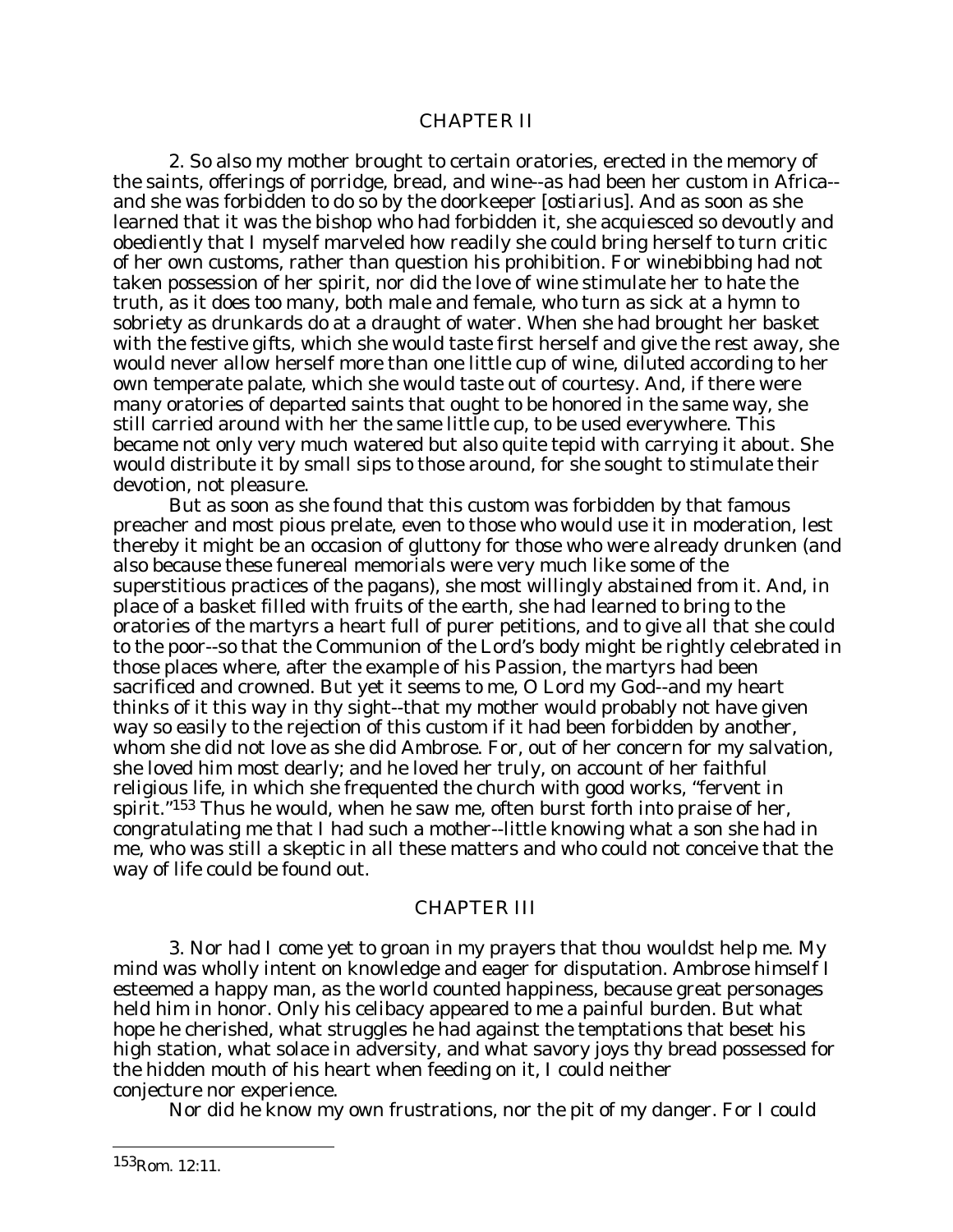## CHAPTER II

2. So also my mother brought to certain oratories, erected in the memory of the saints, offerings of porridge, bread, and wine--as had been her custom in Africa--and she was forbidden to do so by the doorkeeper [ostiarius]. And as soon as she learned that it was the bishop who had forbidden it, she acquiesced so devoutly and obediently that I myself marveled how readily she could bring herself to turn critic of her own customs, rather than question his prohibition. For winebibbing had not taken possession of her spirit, nor did the love of wine stimulate her to hate the truth, as it does too many, both male and female, who turn as sick at a hymn to sobriety as drunkards do at a draught of water. When she had brought her basket with the festive gifts, which she would taste first herself and give the rest away, she would never allow herself more than one little cup of wine, diluted according to her own temperate palate, which she would taste out of courtesy. And, if there were many oratories of departed saints that ought to be honored in the same way, she still carried around with her the same little cup, to be used everywhere. This became not only very much watered but also quite tepid with carrying it about. She would distribute it by small sips to those around, for she sought to stimulate their devotion, not pleasure.

But as soon as she found that this custom was forbidden by that famous preacher and most pious prelate, even to those who would use it in moderation, lest thereby it might be an occasion of gluttony for those who were already drunken (and also because these funereal memorials were very much like some of the superstitious practices of the pagans), she most willingly abstained from it. And, in place of a basket filled with fruits of the earth, she had learned to bring to the oratories of the martyrs a heart full of purer petitions, and to give all that she could to the poor--so that the Communion of the Lord's body might be rightly celebrated in those places where, after the example of his Passion, the martyrs had been sacrificed and crowned. But yet it seems to me, O Lord my God--and my heart thinks of it this way in thy sight--that my mother would probably not have given way so easily to the rejection of this custom if it had been forbidden by another, whom she did not love as she did Ambrose. For, out of her concern for my salvation, she loved him most dearly; and he loved her truly, on account of her faithful religious life, in which she frequented the church with good works, "fervent in spirit."[153] Thus he would, when he saw me, often burst forth into praise of her, congratulating me that I had such a mother--little knowing what a son she had in me, who was still a skeptic in all these matters and who could not conceive that the way of life could be found out.

## CHAPTER III

3. Nor had I come yet to groan in my prayers that thou wouldst help me. My mind was wholly intent on knowledge and eager for disputation. Ambrose himself I esteemed a happy man, as the world counted happiness, because great personages held him in honor. Only his celibacy appeared to me a painful burden. But what hope he cherished, what struggles he had against the temptations that beset his high station, what solace in adversity, and what savory joys thy bread possessed for the hidden mouth of his heart when feeding on it, I could neither conjecture nor experience.

Nor did he know my own frustrations, nor the pit of my danger. For I could

---

[153] Rom. 12:11.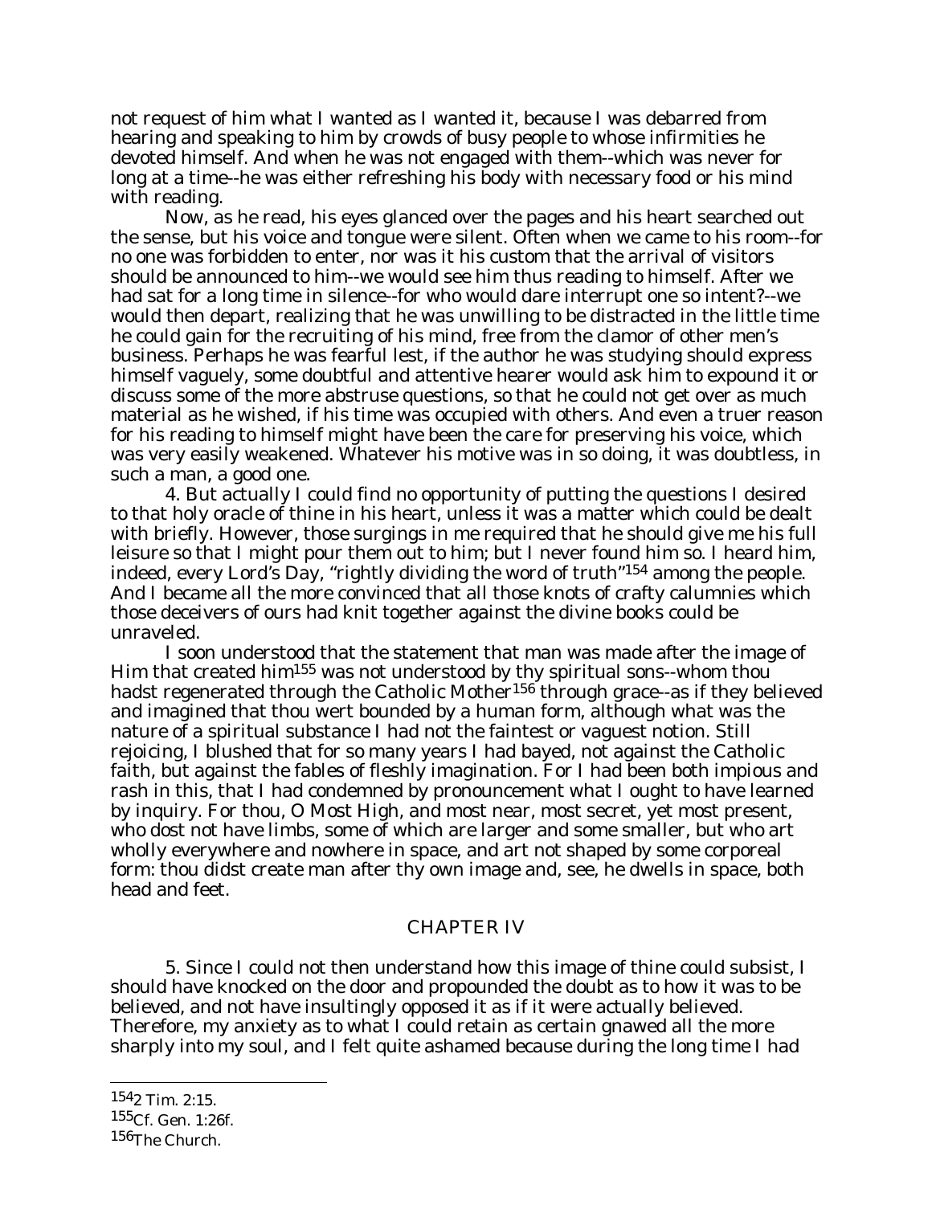not request of him what I wanted as I wanted it, because I was debarred from hearing and speaking to him by crowds of busy people to whose infirmities he devoted himself. And when he was not engaged with them--which was never for long at a time--he was either refreshing his body with necessary food or his mind with reading.

Now, as he read, his eyes glanced over the pages and his heart searched out the sense, but his voice and tongue were silent. Often when we came to his room--for no one was forbidden to enter, nor was it his custom that the arrival of visitors should be announced to him--we would see him thus reading to himself. After we had sat for a long time in silence--for who would dare interrupt one so intent?--we would then depart, realizing that he was unwilling to be distracted in the little time he could gain for the recruiting of his mind, free from the clamor of other men's business. Perhaps he was fearful lest, if the author he was studying should express himself vaguely, some doubtful and attentive hearer would ask him to expound it or discuss some of the more abstruse questions, so that he could not get over as much material as he wished, if his time was occupied with others. And even a truer reason for his reading to himself might have been the care for preserving his voice, which was very easily weakened. Whatever his motive was in so doing, it was doubtless, in such a man, a good one.

4. But actually I could find no opportunity of putting the questions I desired to that holy oracle of thine in his heart, unless it was a matter which could be dealt with briefly. However, those surgings in me required that he should give me his full leisure so that I might pour them out to him; but I never found him so. I heard him, indeed, every Lord's Day, "rightly dividing the word of truth"[154] among the people. And I became all the more convinced that all those knots of crafty calumnies which those deceivers of ours had knit together against the divine books could be unraveled.

I soon understood that the statement that man was made after the image of Him that created him[155] was not understood by thy spiritual sons--whom thou hadst regenerated through the Catholic Mother[156] through grace--as if they believed and imagined that thou wert bounded by a human form, although what was the nature of a spiritual substance I had not the faintest or vaguest notion. Still rejoicing, I blushed that for so many years I had bayed, not against the Catholic faith, but against the fables of fleshly imagination. For I had been both impious and rash in this, that I had condemned by pronouncement what I ought to have learned by inquiry. For thou, O Most High, and most near, most secret, yet most present, who dost not have limbs, some of which are larger and some smaller, but who art wholly everywhere and nowhere in space, and art not shaped by some corporeal form: thou didst create man after thy own image and, see, he dwells in space, both head and feet.

## CHAPTER IV

5. Since I could not then understand how this image of thine could subsist, I should have knocked on the door and propounded the doubt as to how it was to be believed, and not have insultingly opposed it as if it were actually believed. Therefore, my anxiety as to what I could retain as certain gnawed all the more sharply into my soul, and I felt quite ashamed because during the long time I had

---

[154] 2 Tim. 2:15.

[155] Cf. Gen. 1:26f.

[156] The Church.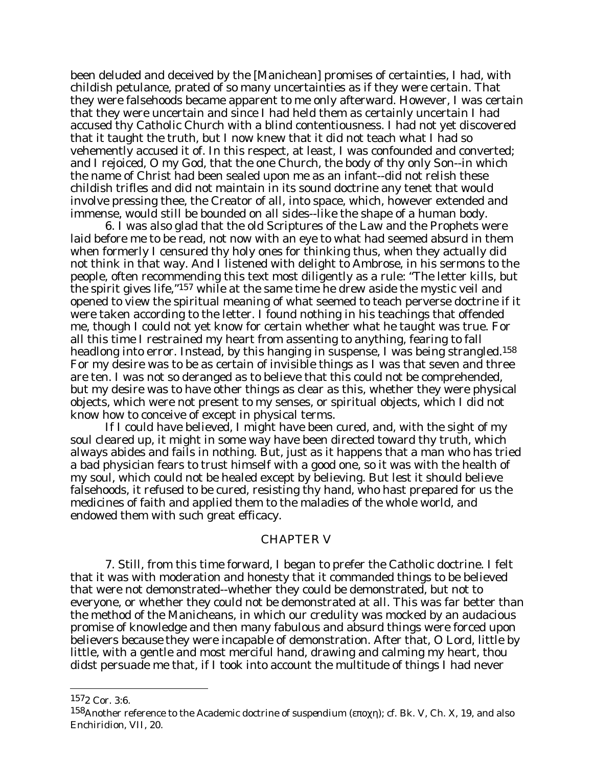been deluded and deceived by the [Manichean] promises of certainties, I had, with childish petulance, prated of so many uncertainties as if they were certain. That they were falsehoods became apparent to me only afterward. However, I was certain that they were uncertain and since I had held them as certainly uncertain I had accused thy Catholic Church with a blind contentiousness. I had not yet discovered that it taught the truth, but I now knew that it did not teach what I had so vehemently accused it of. In this respect, at least, I was confounded and converted; and I rejoiced, O my God, that the one Church, the body of thy only Son--in which the name of Christ had been sealed upon me as an infant--did not relish these childish trifles and did not maintain in its sound doctrine any tenet that would involve pressing thee, the Creator of all, into space, which, however extended and immense, would still be bounded on all sides--like the shape of a human body.

6. I was also glad that the old Scriptures of the Law and the Prophets were laid before me to be read, not now with an eye to what had seemed absurd in them when formerly I censured thy holy ones for thinking thus, when they actually did not think in that way. And I listened with delight to Ambrose, in his sermons to the people, often recommending this text most diligently as a rule: "The letter kills, but the spirit gives life,"[157] while at the same time he drew aside the mystic veil and opened to view the spiritual meaning of what seemed to teach perverse doctrine if it were taken according to the letter. I found nothing in his teachings that offended me, though I could not yet know for certain whether what he taught was true. For all this time I restrained my heart from assenting to anything, fearing to fall headlong into error. Instead, by this hanging in suspense, I was being strangled.[158] For my desire was to be as certain of invisible things as I was that seven and three are ten. I was not so deranged as to believe that this could not be comprehended, but my desire was to have other things as clear as this, whether they were physical objects, which were not present to my senses, or spiritual objects, which I did not know how to conceive of except in physical terms.

If I could have believed, I might have been cured, and, with the sight of my soul cleared up, it might in some way have been directed toward thy truth, which always abides and fails in nothing. But, just as it happens that a man who has tried a bad physician fears to trust himself with a good one, so it was with the health of my soul, which could not be healed except by believing. But lest it should believe falsehoods, it refused to be cured, resisting thy hand, who hast prepared for us the medicines of faith and applied them to the maladies of the whole world, and endowed them with such great efficacy.

## CHAPTER V

7. Still, from this time forward, I began to prefer the Catholic doctrine. I felt that it was with moderation and honesty that it commanded things to be believed that were not demonstrated--whether they could be demonstrated, but not to everyone, or whether they could not be demonstrated at all. This was far better than the method of the Manicheans, in which our credulity was mocked by an audacious promise of knowledge and then many fabulous and absurd things were forced upon believers *because* they were incapable of demonstration. After that, O Lord, little by little, with a gentle and most merciful hand, drawing and calming my heart, thou didst persuade me that, if I took into account the multitude of things I had never

---

[157] 2 Cor. 3:6.

[158] Another reference to the Academic doctrine of *suspendium* (εποχη); cf. Bk. V, Ch. X, 19, and also *Enchiridion*, VII, 20.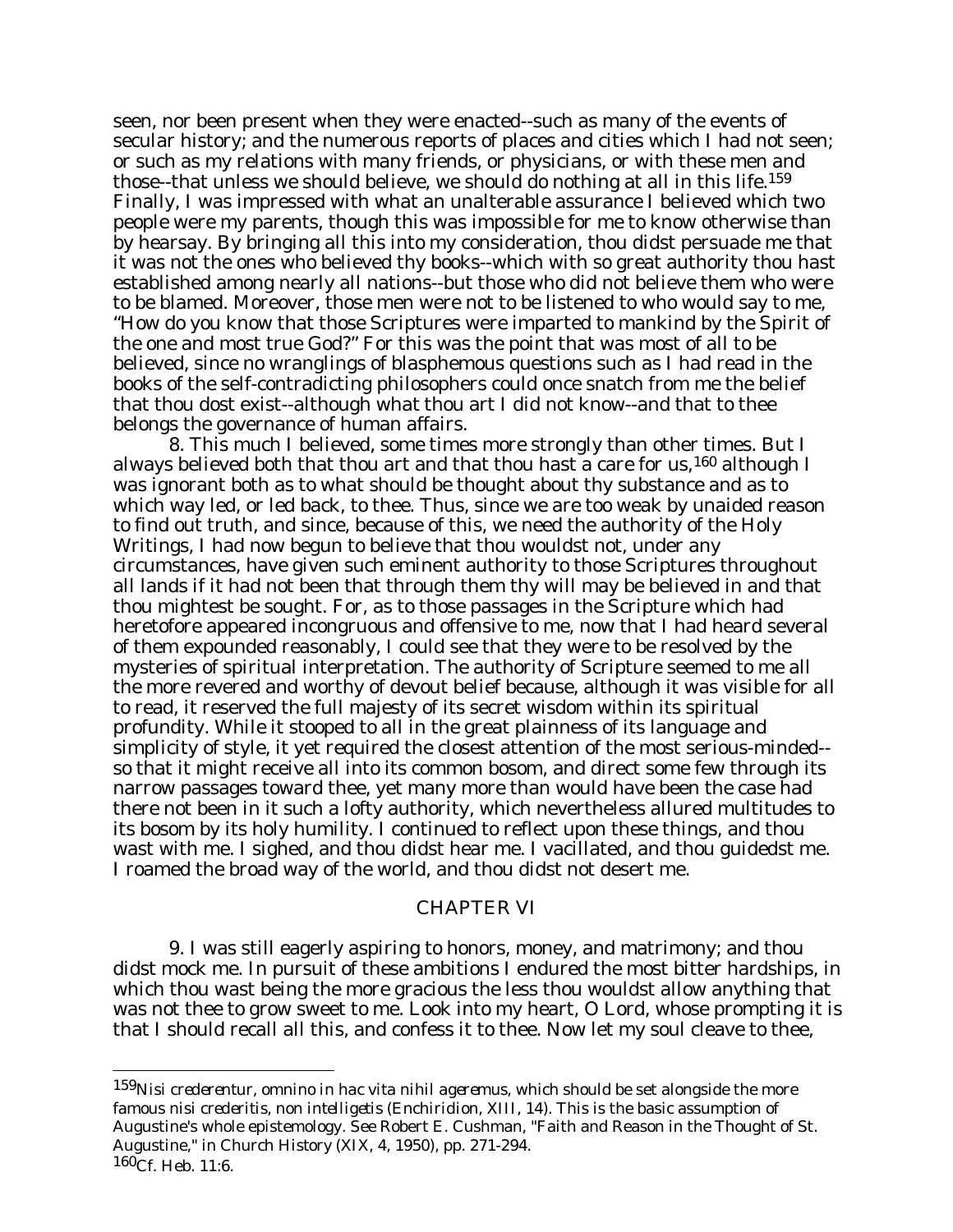seen, nor been present when they were enacted--such as many of the events of secular history; and the numerous reports of places and cities which I had not seen; or such as my relations with many friends, or physicians, or with these men and those--that unless we should believe, we should do nothing at all in this life.[159] Finally, I was impressed with what an unalterable assurance I believed which two people were my parents, though this was impossible for me to know otherwise than by hearsay. By bringing all this into my consideration, thou didst persuade me that it was not the ones who believed thy books--which with so great authority thou hast established among nearly all nations--but those who did not believe them who were to be blamed. Moreover, those men were not to be listened to who would say to me, "How do you know that those Scriptures were imparted to mankind by the Spirit of the one and most true God?" For this was the point that was most of all to be believed, since no wranglings of blasphemous questions such as I had read in the books of the self-contradicting philosophers could once snatch from me the belief that thou dost exist--although what thou art I did not know--and that to thee belongs the governance of human affairs.

8. This much I believed, some times more strongly than other times. But I always believed both that thou art and that thou hast a care for us,[160] although I was ignorant both as to what should be thought about thy substance and as to which way led, or led back, to thee. Thus, since we are too weak by unaided reason to find out truth, and since, because of this, we need the authority of the Holy Writings, I had now begun to believe that thou wouldst not, under any circumstances, have given such eminent authority to those Scriptures throughout all lands if it had not been that through them thy will may be believed in and that thou mightest be sought. For, as to those passages in the Scripture which had heretofore appeared incongruous and offensive to me, now that I had heard several of them expounded reasonably, I could see that they were to be resolved by the mysteries of spiritual interpretation. The authority of Scripture seemed to me all the more revered and worthy of devout belief because, although it was visible for all to read, it reserved the full majesty of its secret wisdom within its spiritual profundity. While it stooped to all in the great plainness of its language and simplicity of style, it yet required the closest attention of the most serious-minded--so that it might receive all into its common bosom, and direct some few through its narrow passages toward thee, yet many more than would have been the case had there not been in it such a lofty authority, which nevertheless allured multitudes to its bosom by its holy humility. I continued to reflect upon these things, and thou wast with me. I sighed, and thou didst hear me. I vacillated, and thou guidedst me. I roamed the broad way of the world, and thou didst not desert me.

## CHAPTER VI

9. I was still eagerly aspiring to honors, money, and matrimony; and thou didst mock me. In pursuit of these ambitions I endured the most bitter hardships, in which thou wast being the more gracious the less thou wouldst allow anything that was not thee to grow sweet to me. Look into my heart, O Lord, whose prompting it is that I should recall all this, and confess it to thee. Now let my soul cleave to thee,

---

[159] *Nisi crederentur, omnino in hac vita nihil ageremus*, which should be set alongside the more famous *nisi credideritis, non intelligetis* (*Enchiridion*, XIII, 14). This is the basic assumption of Augustine's whole epistemology. See Robert E. Cushman, "Faith and Reason in the Thought of St. Augustine," in Church History (XIX, 4, 1950), pp. 271-294.

[160] Cf. Heb. 11:6.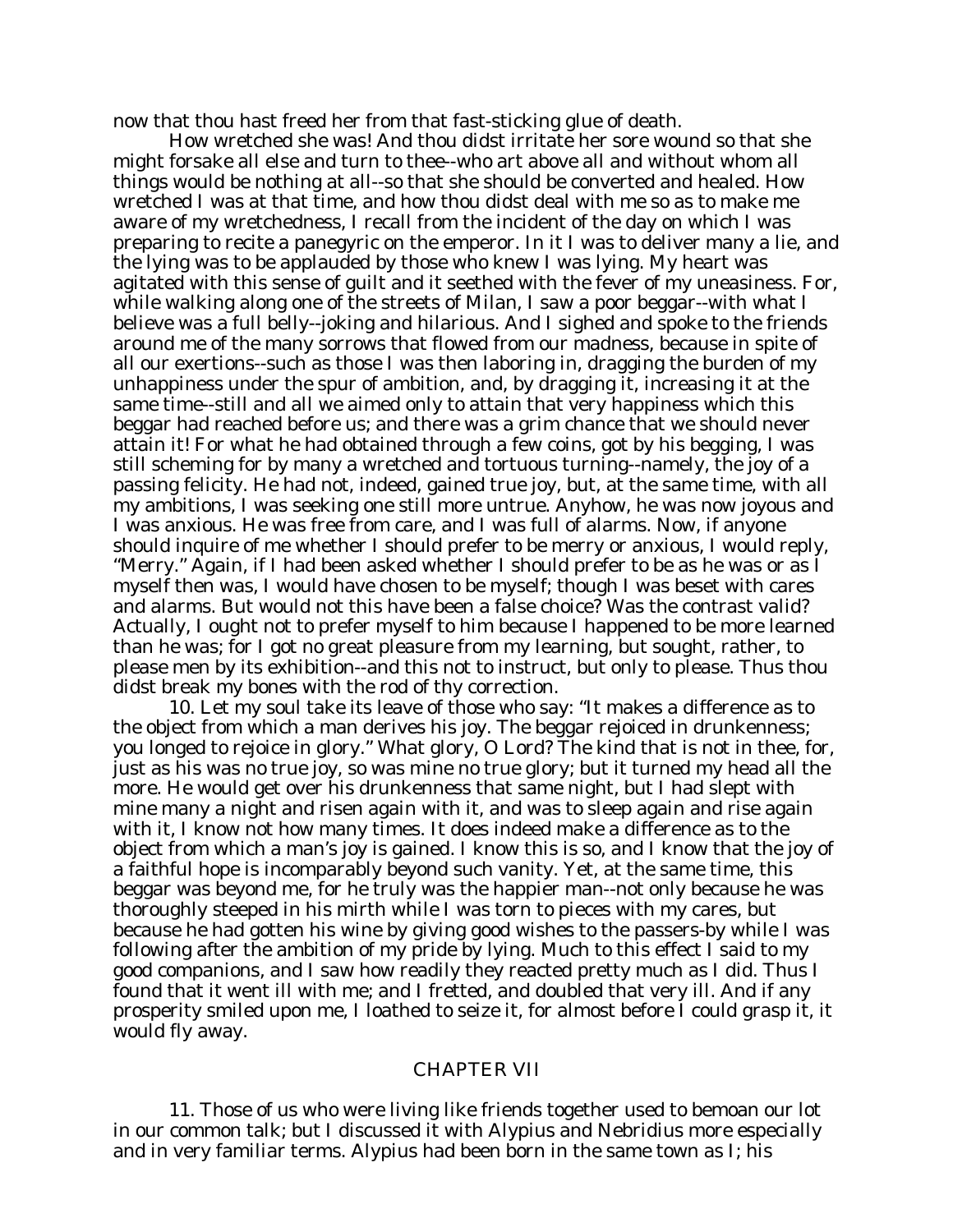now that thou hast freed her from that fast-sticking glue of death.

How wretched she was! And thou didst irritate her sore wound so that she might forsake all else and turn to thee--who art above all and without whom all things would be nothing at all--so that she should be converted and healed. How wretched I was at that time, and how thou didst deal with me so as to make me aware of my wretchedness, I recall from the incident of the day on which I was preparing to recite a panegyric on the emperor. In it I was to deliver many a lie, and the lying was to be applauded by those who knew I was lying. My heart was agitated with this sense of guilt and it seethed with the fever of my uneasiness. For, while walking along one of the streets of Milan, I saw a poor beggar--with what I believe was a full belly--joking and hilarious. And I sighed and spoke to the friends around me of the many sorrows that flowed from our madness, because in spite of all our exertions--such as those I was then laboring in, dragging the burden of my unhappiness under the spur of ambition, and, by dragging it, increasing it at the same time--still and all we aimed only to attain that very happiness which this beggar had reached before us; and there was a grim chance that we should never attain it! For what he had obtained through a few coins, got by his begging, I was still scheming for by many a wretched and tortuous turning--namely, the joy of a passing felicity. He had not, indeed, gained true joy, but, at the same time, with all my ambitions, I was seeking one still more untrue. Anyhow, he was now joyous and I was anxious. He was free from care, and I was full of alarms. Now, if anyone should inquire of me whether I should prefer to be merry or anxious, I would reply, "Merry." Again, if I had been asked whether I should prefer to be as he was or as I myself then was, I would have chosen to be myself; though I was beset with cares and alarms. But would not this have been a false choice? Was the contrast valid? Actually, I ought not to prefer myself to him because I happened to be more learned than he was; for I got no great pleasure from my learning, but sought, rather, to please men by its exhibition--and this not to instruct, but only to please. Thus thou didst break my bones with the rod of thy correction.

10. Let my soul take its leave of those who say: "It makes a difference as to the object from which a man derives his joy. The beggar rejoiced in drunkenness; you longed to rejoice in glory." What glory, O Lord? The kind that is not in thee, for, just as his was no true joy, so was mine no true glory; but it turned my head all the more. He would get over his drunkenness that same night, but I had slept with mine many a night and risen again with it, and was to sleep again and rise again with it, I know not how many times. It does indeed make a difference as to the object from which a man's joy is gained. I know this is so, and I know that the joy of a faithful hope is incomparably beyond such vanity. Yet, at the same time, this beggar was beyond me, for he truly was the happier man--not only because he was thoroughly steeped in his mirth while I was torn to pieces with my cares, but because he had gotten his wine by giving good wishes to the passers-by while I was following after the ambition of my pride by lying. Much to this effect I said to my good companions, and I saw how readily they reacted pretty much as I did. Thus I found that it went ill with me; and I fretted, and doubled that very ill. And if any prosperity smiled upon me, I loathed to seize it, for almost before I could grasp it, it would fly away.

## CHAPTER VII

11. Those of us who were living like friends together used to bemoan our lot in our common talk; but I discussed it with Alypius and Nebridius more especially and in very familiar terms. Alypius had been born in the same town as I; his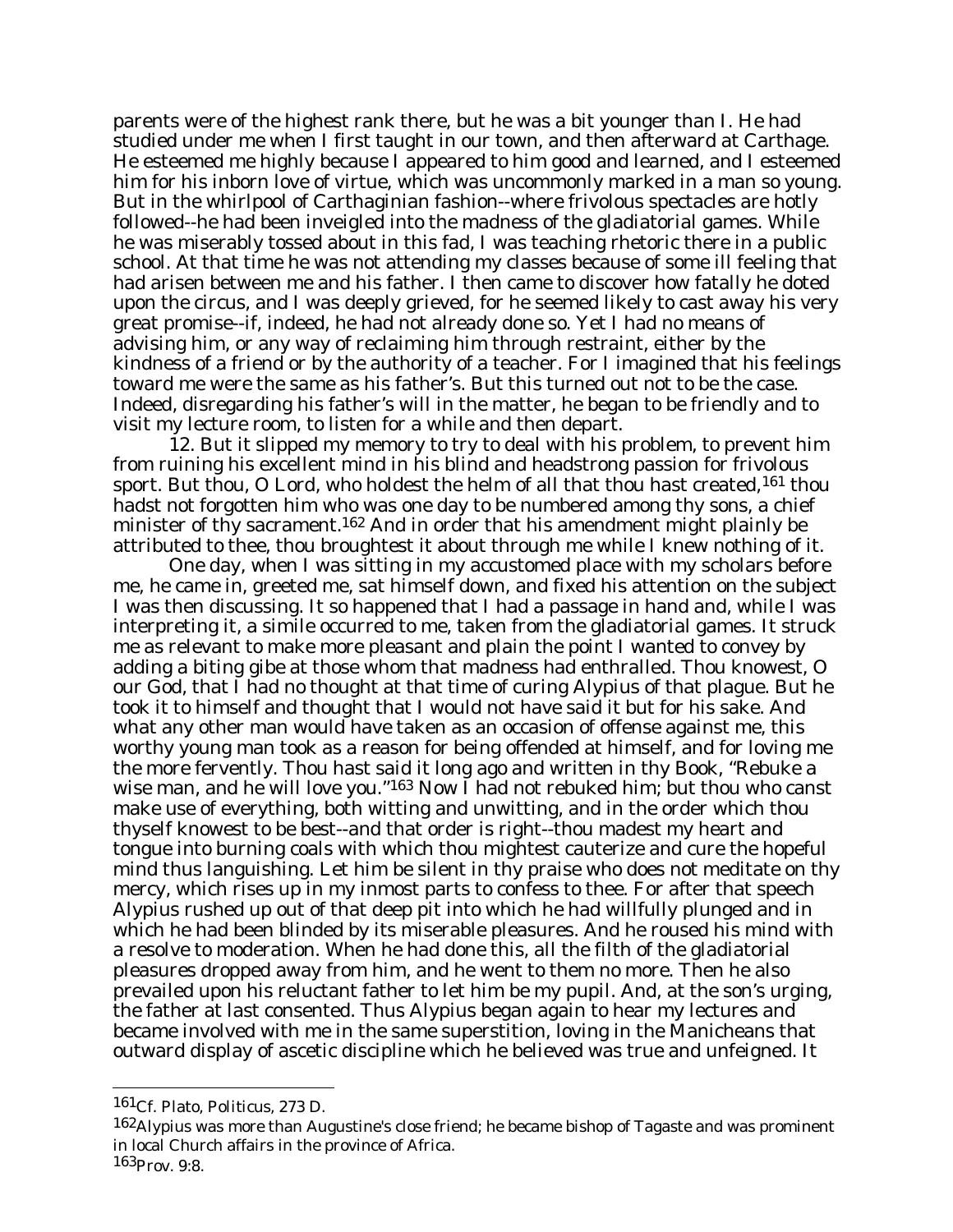parents were of the highest rank there, but he was a bit younger than I. He had studied under me when I first taught in our town, and then afterward at Carthage. He esteemed me highly because I appeared to him good and learned, and I esteemed him for his inborn love of virtue, which was uncommonly marked in a man so young. But in the whirlpool of Carthaginian fashion--where frivolous spectacles are hotly followed--he had been inveigled into the madness of the gladiatorial games. While he was miserably tossed about in this fad, I was teaching rhetoric there in a public school. At that time he was not attending my classes because of some ill feeling that had arisen between me and his father. I then came to discover how fatally he doted upon the circus, and I was deeply grieved, for he seemed likely to cast away his very great promise--if, indeed, he had not already done so. Yet I had no means of advising him, or any way of reclaiming him through restraint, either by the kindness of a friend or by the authority of a teacher. For I imagined that his feelings toward me were the same as his father's. But this turned out not to be the case. Indeed, disregarding his father's will in the matter, he began to be friendly and to visit my lecture room, to listen for a while and then depart.

12. But it slipped my memory to try to deal with his problem, to prevent him from ruining his excellent mind in his blind and headstrong passion for frivolous sport. But thou, O Lord, who holdest the helm of all that thou hast created,[161] thou hadst not forgotten him who was one day to be numbered among thy sons, a chief minister of thy sacrament.[162] And in order that his amendment might plainly be attributed to thee, thou broughtest it about through me while I knew nothing of it.

One day, when I was sitting in my accustomed place with my scholars before me, he came in, greeted me, sat himself down, and fixed his attention on the subject I was then discussing. It so happened that I had a passage in hand and, while I was interpreting it, a simile occurred to me, taken from the gladiatorial games. It struck me as relevant to make more pleasant and plain the point I wanted to convey by adding a biting gibe at those whom that madness had enthralled. Thou knowest, O our God, that I had no thought at that time of curing Alypius of that plague. But he took it to himself and thought that I would not have said it but for his sake. And what any other man would have taken as an occasion of offense against me, this worthy young man took as a reason for being offended at himself, and for loving me the more fervently. Thou hast said it long ago and written in thy Book, "Rebuke a wise man, and he will love you."[163] Now I had not rebuked him; but thou who canst make use of everything, both witting and unwitting, and in the order which thou thyself knowest to be best--and that order is right--thou madest my heart and tongue into burning coals with which thou mightest cauterize and cure the hopeful mind thus languishing. Let him be silent in thy praise who does not meditate on thy mercy, which rises up in my inmost parts to confess to thee. For after that speech Alypius rushed up out of that deep pit into which he had willfully plunged and in which he had been blinded by its miserable pleasures. And he roused his mind with a resolve to moderation. When he had done this, all the filth of the gladiatorial pleasures dropped away from him, and he went to them no more. Then he also prevailed upon his reluctant father to let him be my pupil. And, at the son's urging, the father at last consented. Thus Alypius began again to hear my lectures and became involved with me in the same superstition, loving in the Manicheans that outward display of ascetic discipline which he believed was true and unfeigned. It

---

[161] Cf. Plato, *Politicus*, 273 D.

[162] Alypius was more than Augustine's close friend; he became bishop of Tagaste and was prominent in local Church affairs in the province of Africa.

[163] Prov. 9:8.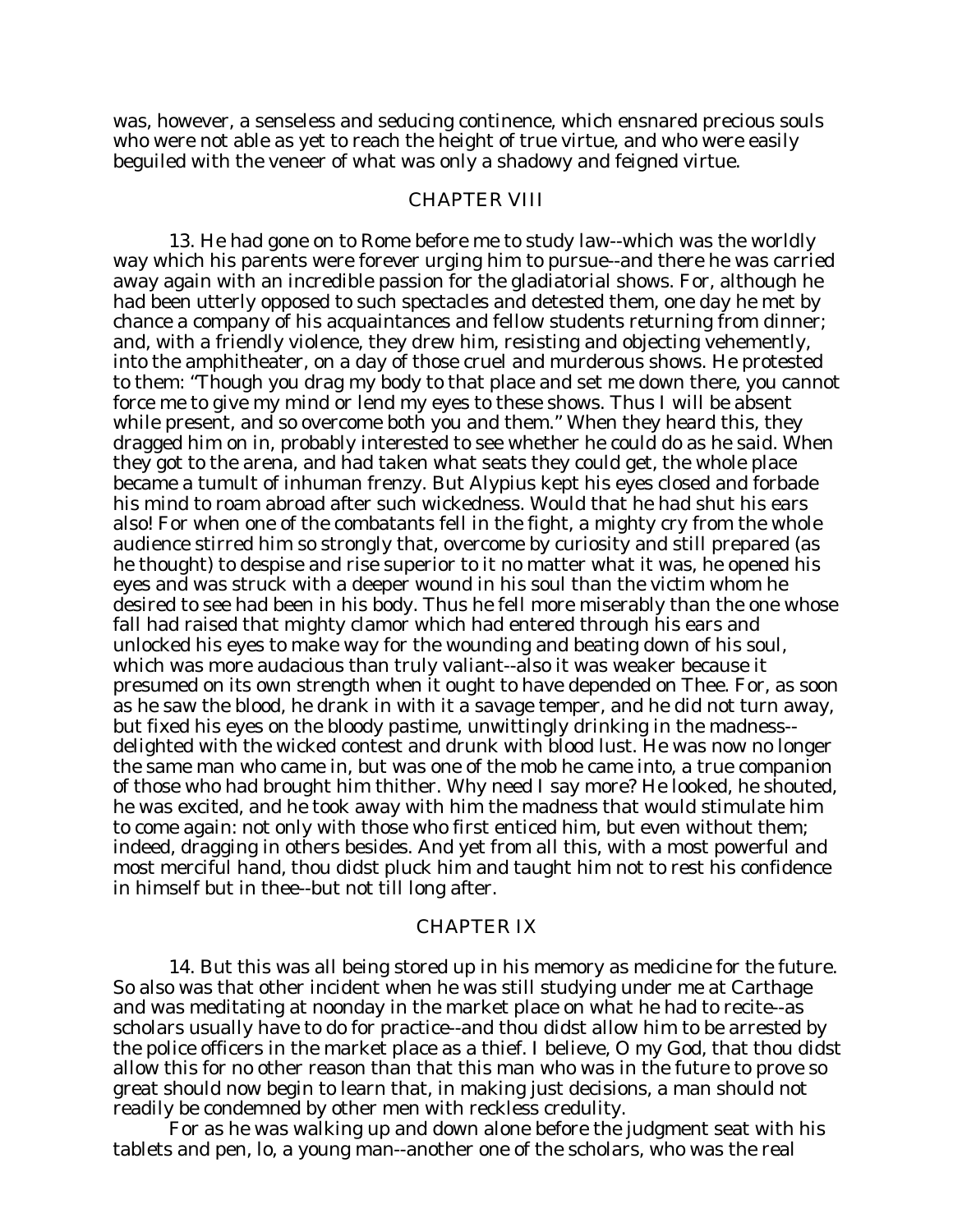was, however, a senseless and seducing continence, which ensnared precious souls who were not able as yet to reach the height of true virtue, and who were easily beguiled with the veneer of what was only a shadowy and feigned virtue.

## CHAPTER VIII

13. He had gone on to Rome before me to study law--which was the worldly way which his parents were forever urging him to pursue--and there he was carried away again with an incredible passion for the gladiatorial shows. For, although he had been utterly opposed to such spectacles and detested them, one day he met by chance a company of his acquaintances and fellow students returning from dinner; and, with a friendly violence, they drew him, resisting and objecting vehemently, into the amphitheater, on a day of those cruel and murderous shows. He protested to them: "Though you drag my body to that place and set me down there, you cannot force me to give my mind or lend my eyes to these shows. Thus I will be absent while present, and so overcome both you and them." When they heard this, they dragged him on in, probably interested to see whether he could do as he said. When they got to the arena, and had taken what seats they could get, the whole place became a tumult of inhuman frenzy. But Alypius kept his eyes closed and forbade his mind to roam abroad after such wickedness. Would that he had shut his ears also! For when one of the combatants fell in the fight, a mighty cry from the whole audience stirred him so strongly that, overcome by curiosity and still prepared (as he thought) to despise and rise superior to it no matter what it was, he opened his eyes and was struck with a deeper wound in his soul than the victim whom he desired to see had been in his body. Thus he fell more miserably than the one whose fall had raised that mighty clamor which had entered through his ears and unlocked his eyes to make way for the wounding and beating down of his soul, which was more audacious than truly valiant--also it was weaker because it presumed on its own strength when it ought to have depended on Thee. For, as soon as he saw the blood, he drank in with it a savage temper, and he did not turn away, but fixed his eyes on the bloody pastime, unwittingly drinking in the madness--delighted with the wicked contest and drunk with blood lust. He was now no longer the same man who came in, but was one of the mob he came into, a true companion of those who had brought him thither. Why need I say more? He looked, he shouted, he was excited, and he took away with him the madness that would stimulate him to come again: not only with those who first enticed him, but even without them; indeed, dragging in others besides. And yet from all this, with a most powerful and most merciful hand, thou didst pluck him and taught him not to rest his confidence in himself but in thee--but not till long after.

## CHAPTER IX

14. But this was all being stored up in his memory as medicine for the future. So also was that other incident when he was still studying under me at Carthage and was meditating at noonday in the market place on what he had to recite--as scholars usually have to do for practice--and thou didst allow him to be arrested by the police officers in the market place as a thief. I believe, O my God, that thou didst allow this for no other reason than that this man who was in the future to prove so great should now begin to learn that, in making just decisions, a man should not readily be condemned by other men with reckless credulity.

For as he was walking up and down alone before the judgment seat with his tablets and pen, lo, a young man--another one of the scholars, who was the real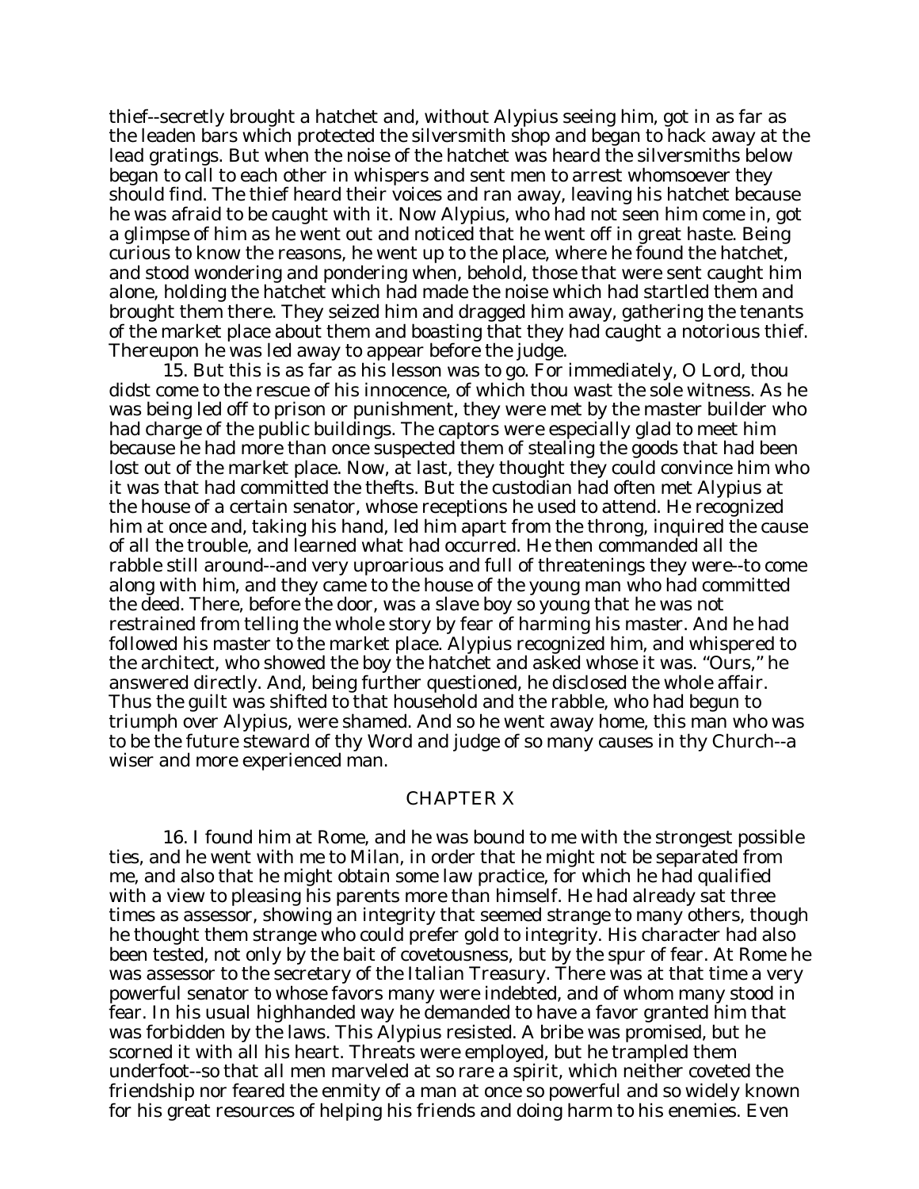thief--secretly brought a hatchet and, without Alypius seeing him, got in as far as the leaden bars which protected the silversmith shop and began to hack away at the lead gratings. But when the noise of the hatchet was heard the silversmiths below began to call to each other in whispers and sent men to arrest whomsoever they should find. The thief heard their voices and ran away, leaving his hatchet because he was afraid to be caught with it. Now Alypius, who had not seen him come in, got a glimpse of him as he went out and noticed that he went off in great haste. Being curious to know the reasons, he went up to the place, where he found the hatchet, and stood wondering and pondering when, behold, those that were sent caught him alone, holding the hatchet which had made the noise which had startled them and brought them there. They seized him and dragged him away, gathering the tenants of the market place about them and boasting that they had caught a notorious thief. Thereupon he was led away to appear before the judge.

15. But this is as far as his lesson was to go. For immediately, O Lord, thou didst come to the rescue of his innocence, of which thou wast the sole witness. As he was being led off to prison or punishment, they were met by the master builder who had charge of the public buildings. The captors were especially glad to meet him because he had more than once suspected them of stealing the goods that had been lost out of the market place. Now, at last, they thought they could convince him who it was that had committed the thefts. But the custodian had often met Alypius at the house of a certain senator, whose receptions he used to attend. He recognized him at once and, taking his hand, led him apart from the throng, inquired the cause of all the trouble, and learned what had occurred. He then commanded all the rabble still around--and very uproarious and full of threatenings they were--to come along with him, and they came to the house of the young man who had committed the deed. There, before the door, was a slave boy so young that he was not restrained from telling the whole story by fear of harming his master. And he had followed his master to the market place. Alypius recognized him, and whispered to the architect, who showed the boy the hatchet and asked whose it was. "Ours," he answered directly. And, being further questioned, he disclosed the whole affair. Thus the guilt was shifted to that household and the rabble, who had begun to triumph over Alypius, were shamed. And so he went away home, this man who was to be the future steward of thy Word and judge of so many causes in thy Church--a wiser and more experienced man.

## CHAPTER X

16. I found him at Rome, and he was bound to me with the strongest possible ties, and he went with me to Milan, in order that he might not be separated from me, and also that he might obtain some law practice, for which he had qualified with a view to pleasing his parents more than himself. He had already sat three times as assessor, showing an integrity that seemed strange to many others, though he thought them strange who could prefer gold to integrity. His character had also been tested, not only by the bait of covetousness, but by the spur of fear. At Rome he was assessor to the secretary of the Italian Treasury. There was at that time a very powerful senator to whose favors many were indebted, and of whom many stood in fear. In his usual highhanded way he demanded to have a favor granted him that was forbidden by the laws. This Alypius resisted. A bribe was promised, but he scorned it with all his heart. Threats were employed, but he trampled them underfoot--so that all men marveled at so rare a spirit, which neither coveted the friendship nor feared the enmity of a man at once so powerful and so widely known for his great resources of helping his friends and doing harm to his enemies. Even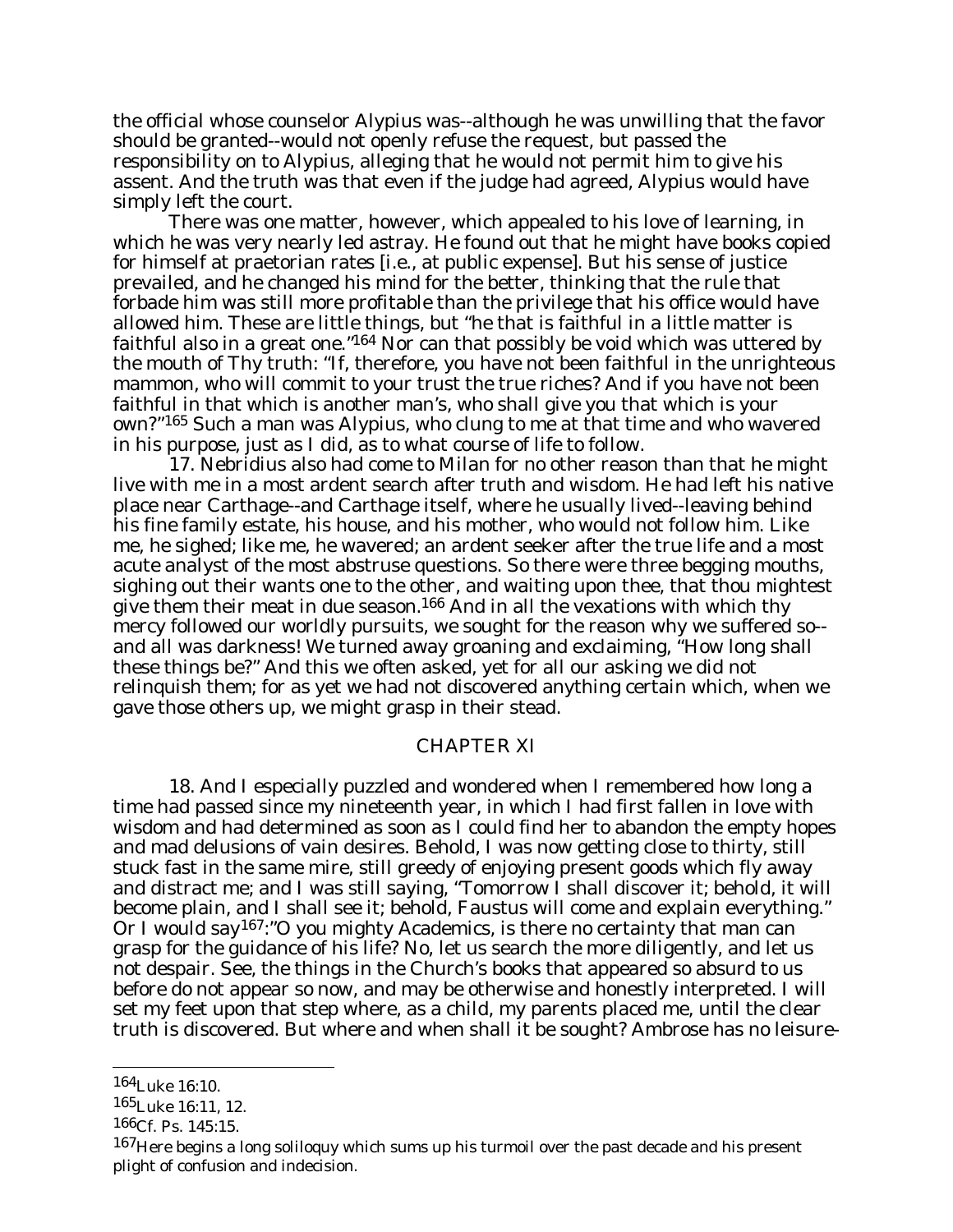the official whose counselor Alypius was--although he was unwilling that the favor should be granted--would not openly refuse the request, but passed the responsibility on to Alypius, alleging that he would not permit him to give his assent. And the truth was that even if the judge had agreed, Alypius would have simply left the court.

There was one matter, however, which appealed to his love of learning, in which he was very nearly led astray. He found out that he might have books copied for himself at praetorian rates [i.e., at public expense]. But his sense of justice prevailed, and he changed his mind for the better, thinking that the rule that forbade him was still more profitable than the privilege that his office would have allowed him. These are little things, but "he that is faithful in a little matter is faithful also in a great one."[164] Nor can that possibly be void which was uttered by the mouth of Thy truth: "If, therefore, you have not been faithful in the unrighteous mammon, who will commit to your trust the true riches? And if you have not been faithful in that which is another man's, who shall give you that which is your own?"[165] Such a man was Alypius, who clung to me at that time and who wavered in his purpose, just as I did, as to what course of life to follow.

17. Nebridius also had come to Milan for no other reason than that he might live with me in a most ardent search after truth and wisdom. He had left his native place near Carthage--and Carthage itself, where he usually lived--leaving behind his fine family estate, his house, and his mother, who would not follow him. Like me, he sighed; like me, he wavered; an ardent seeker after the true life and a most acute analyst of the most abstruse questions. So there were three begging mouths, sighing out their wants one to the other, and waiting upon thee, that thou mightest give them their meat in due season.[166] And in all the vexations with which thy mercy followed our worldly pursuits, we sought for the reason why we suffered so--and all was darkness! We turned away groaning and exclaiming, "How long shall these things be?" And this we often asked, yet for all our asking we did not relinquish them; for as yet we had not discovered anything certain which, when we gave those others up, we might grasp in their stead.

## CHAPTER XI

18. And I especially puzzled and wondered when I remembered how long a time had passed since my nineteenth year, in which I had first fallen in love with wisdom and had determined as soon as I could find her to abandon the empty hopes and mad delusions of vain desires. Behold, I was now getting close to thirty, still stuck fast in the same mire, still greedy of enjoying present goods which fly away and distract me; and I was still saying, "Tomorrow I shall discover it; behold, it will become plain, and I shall see it; behold, Faustus will come and explain everything." Or I would say[167]:"O you mighty Academics, is there no certainty that man can grasp for the guidance of his life? No, let us search the more diligently, and let us not despair. See, the things in the Church's books that appeared so absurd to us before do not appear so now, and may be otherwise and honestly interpreted. I will set my feet upon that step where, as a child, my parents placed me, until the clear truth is discovered. But where and when shall it be sought? Ambrose has no leisure-

---

[164] Luke 16:10.

[165] Luke 16:11, 12.

[166] Cf. Ps. 145:15.

[167] Here begins a long soliloquy which sums up his turmoil over the past decade and his present plight of confusion and indecision.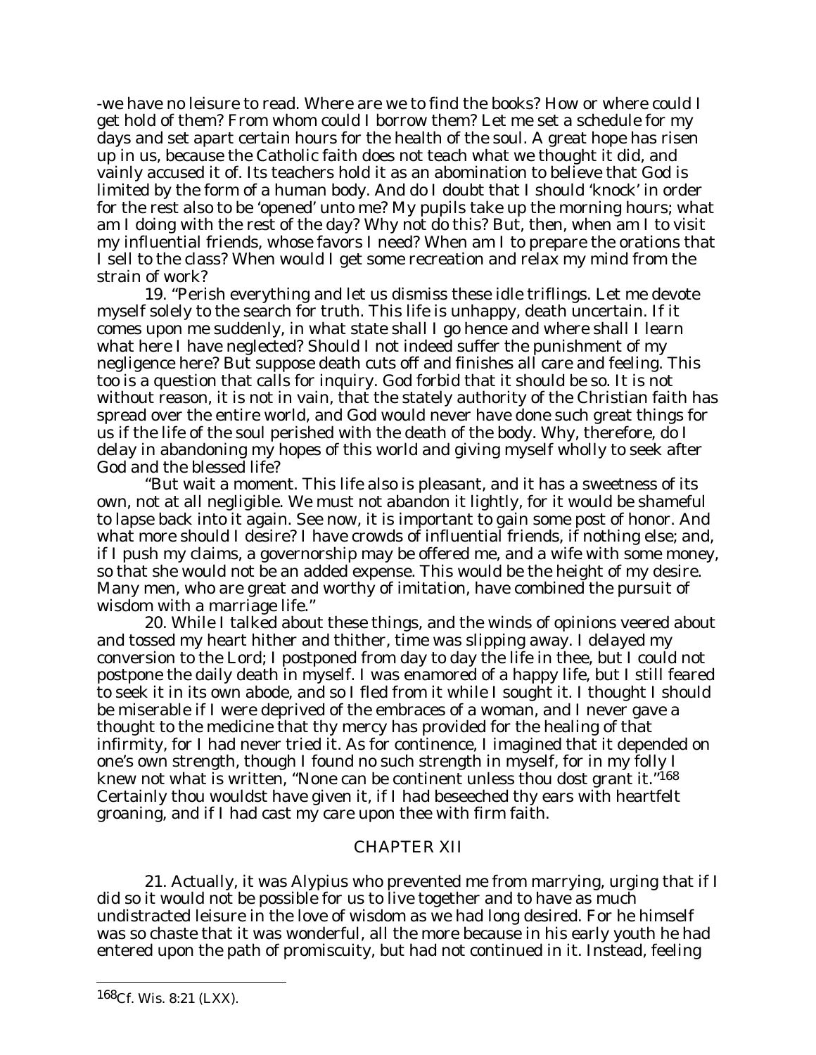-we have no leisure to read. Where are we to find the books? How or where could I get hold of them? From whom could I borrow them? Let me set a schedule for my days and set apart certain hours for the health of the soul. A great hope has risen up in us, because the Catholic faith does not teach what we thought it did, and vainly accused it of. Its teachers hold it as an abomination to believe that God is limited by the form of a human body. And do I doubt that I should 'knock' in order for the rest also to be 'opened' unto me? My pupils take up the morning hours; what am I doing with the rest of the day? Why not do this? But, then, when am I to visit my influential friends, whose favors I need? When am I to prepare the orations that I sell to the class? When would I get some recreation and relax my mind from the strain of work?

19. "Perish everything and let us dismiss these idle triflings. Let me devote myself solely to the search for truth. This life is unhappy, death uncertain. If it comes upon me suddenly, in what state shall I go hence and where shall I learn what here I have neglected? Should I not indeed suffer the punishment of my negligence here? But suppose death cuts off and finishes all care and feeling. This too is a question that calls for inquiry. God forbid that it should be so. It is not without reason, it is not in vain, that the stately authority of the Christian faith has spread over the entire world, and God would never have done such great things for us if the life of the soul perished with the death of the body. Why, therefore, do I delay in abandoning my hopes of this world and giving myself wholly to seek after God and the blessed life?

"But wait a moment. This life also is pleasant, and it has a sweetness of its own, not at all negligible. We must not abandon it lightly, for it would be shameful to lapse back into it again. See now, it is important to gain some post of honor. And what more should I desire? I have crowds of influential friends, if nothing else; and, if I push my claims, a governorship may be offered me, and a wife with some money, so that she would not be an added expense. This would be the height of my desire. Many men, who are great and worthy of imitation, have combined the pursuit of wisdom with a marriage life."

20. While I talked about these things, and the winds of opinions veered about and tossed my heart hither and thither, time was slipping away. I delayed my conversion to the Lord; I postponed from day to day the life in thee, but I could not postpone the daily death in myself. I was enamored of a happy life, but I still feared to seek it in its own abode, and so I fled from it while I sought it. I thought I should be miserable if I were deprived of the embraces of a woman, and I never gave a thought to the medicine that thy mercy has provided for the healing of that infirmity, for I had never tried it. As for continence, I imagined that it depended on one's own strength, though I found no such strength in myself, for in my folly I knew not what is written, "None can be continent unless thou dost grant it."[168] Certainly thou wouldst have given it, if I had beseeched thy ears with heartfelt groaning, and if I had cast my care upon thee with firm faith.

## CHAPTER XII

21. Actually, it was Alypius who prevented me from marrying, urging that if I did so it would not be possible for us to live together and to have as much undistracted leisure in the love of wisdom as we had long desired. For he himself was so chaste that it was wonderful, all the more because in his early youth he had entered upon the path of promiscuity, but had not continued in it. Instead, feeling

[168] Cf. Wis. 8:21 (LXX).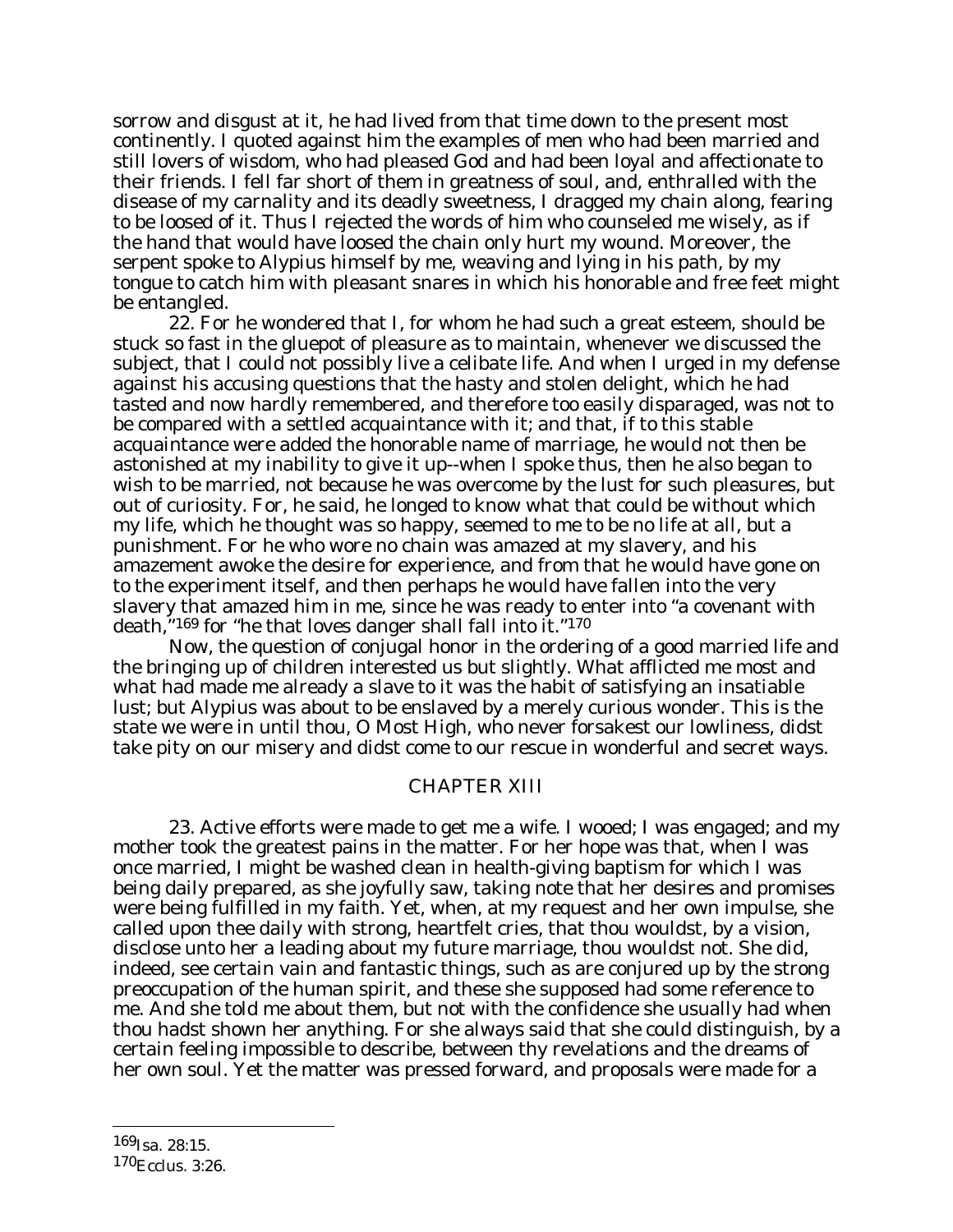sorrow and disgust at it, he had lived from that time down to the present most continently. I quoted against him the examples of men who had been married and still lovers of wisdom, who had pleased God and had been loyal and affectionate to their friends. I fell far short of them in greatness of soul, and, enthralled with the disease of my carnality and its deadly sweetness, I dragged my chain along, fearing to be loosed of it. Thus I rejected the words of him who counseled me wisely, as if the hand that would have loosed the chain only hurt my wound. Moreover, the serpent spoke to Alypius himself by me, weaving and lying in his path, by my tongue to catch him with pleasant snares in which his honorable and free feet might be entangled.

22. For he wondered that I, for whom he had such a great esteem, should be stuck so fast in the gluepot of pleasure as to maintain, whenever we discussed the subject, that I could not possibly live a celibate life. And when I urged in my defense against his accusing questions that the hasty and stolen delight, which he had tasted and now hardly remembered, and therefore too easily disparaged, was not to be compared with a settled acquaintance with it; and that, if to this stable acquaintance were added the honorable name of marriage, he would not then be astonished at my inability to give it up--when I spoke thus, then he also began to wish to be married, not because he was overcome by the lust for such pleasures, but out of curiosity. For, he said, he longed to know what that could be without which my life, which he thought was so happy, seemed to me to be no life at all, but a punishment. For he who wore no chain was amazed at my slavery, and his amazement awoke the desire for experience, and from that he would have gone on to the experiment itself, and then perhaps he would have fallen into the very slavery that amazed him in me, since he was ready to enter into "a covenant with death,"[169] for "he that loves danger shall fall into it."[170]

Now, the question of conjugal honor in the ordering of a good married life and the bringing up of children interested us but slightly. What afflicted me most and what had made me already a slave to it was the habit of satisfying an insatiable lust; but Alypius was about to be enslaved by a merely curious wonder. This is the state we were in until thou, O Most High, who never forsakest our lowliness, didst take pity on our misery and didst come to our rescue in wonderful and secret ways.

## CHAPTER XIII

23. Active efforts were made to get me a wife. I wooed; I was engaged; and my mother took the greatest pains in the matter. For her hope was that, when I was once married, I might be washed clean in health-giving baptism for which I was being daily prepared, as she joyfully saw, taking note that her desires and promises were being fulfilled in my faith. Yet, when, at my request and her own impulse, she called upon thee daily with strong, heartfelt cries, that thou wouldst, by a vision, disclose unto her a leading about my future marriage, thou wouldst not. She did, indeed, see certain vain and fantastic things, such as are conjured up by the strong preoccupation of the human spirit, and these she supposed had some reference to me. And she told me about them, but not with the confidence she usually had when thou hadst shown her anything. For she always said that she could distinguish, by a certain feeling impossible to describe, between thy revelations and the dreams of her own soul. Yet the matter was pressed forward, and proposals were made for a

---

[169] Isa. 28:15.

[170] Ecclus. 3:26.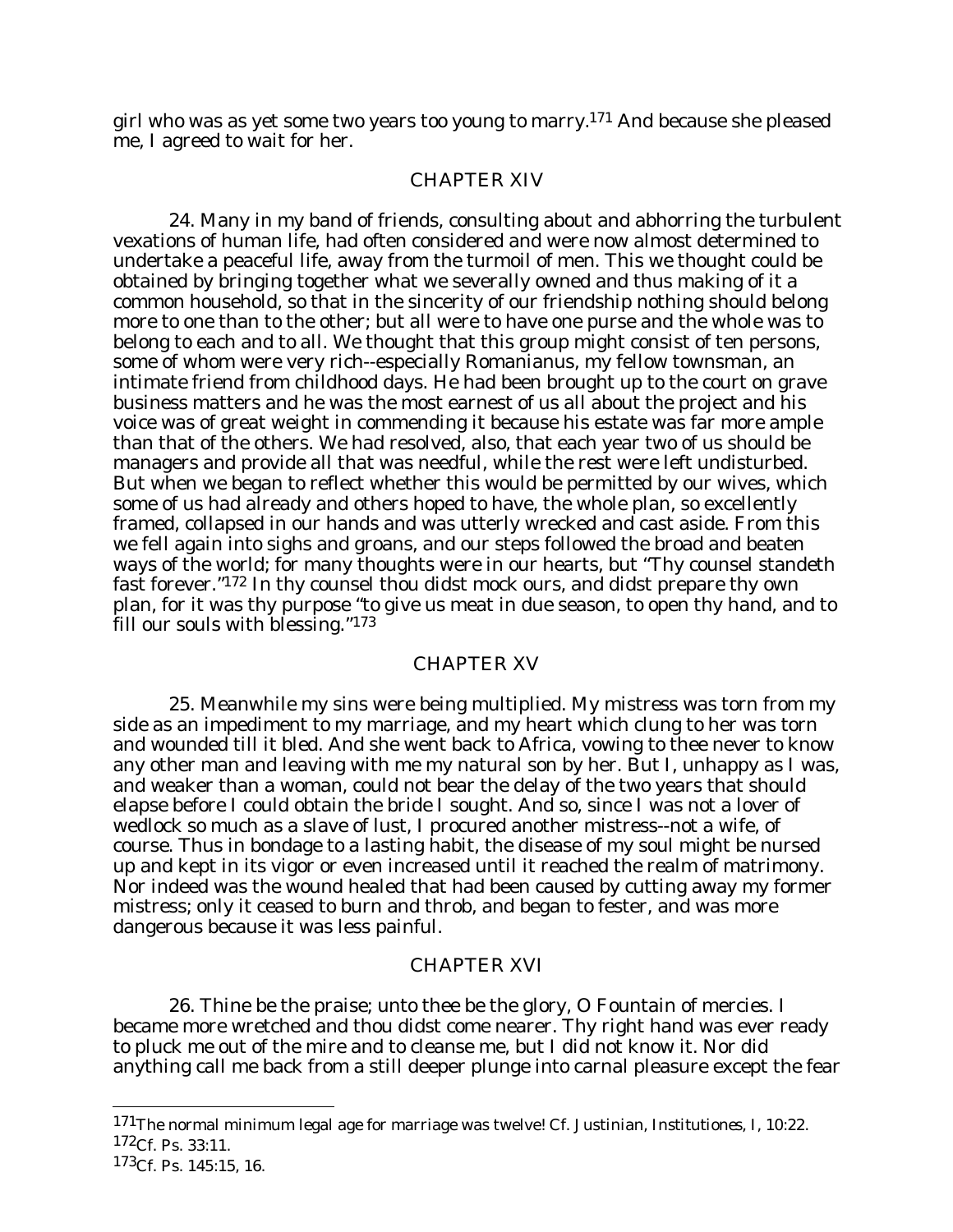girl who was as yet some two years too young to marry.[171] And because she pleased me, I agreed to wait for her.

## CHAPTER XIV

24. Many in my band of friends, consulting about and abhorring the turbulent vexations of human life, had often considered and were now almost determined to undertake a peaceful life, away from the turmoil of men. This we thought could be obtained by bringing together what we severally owned and thus making of it a common household, so that in the sincerity of our friendship nothing should belong more to one than to the other; but all were to have one purse and the whole was to belong to each and to all. We thought that this group might consist of ten persons, some of whom were very rich--especially Romanianus, my fellow townsman, an intimate friend from childhood days. He had been brought up to the court on grave business matters and he was the most earnest of us all about the project and his voice was of great weight in commending it because his estate was far more ample than that of the others. We had resolved, also, that each year two of us should be managers and provide all that was needful, while the rest were left undisturbed. But when we began to reflect whether this would be permitted by our wives, which some of us had already and others hoped to have, the whole plan, so excellently framed, collapsed in our hands and was utterly wrecked and cast aside. From this we fell again into sighs and groans, and our steps followed the broad and beaten ways of the world; for many thoughts were in our hearts, but "Thy counsel standeth fast forever."[172] In thy counsel thou didst mock ours, and didst prepare thy own plan, for it was thy purpose "to give us meat in due season, to open thy hand, and to fill our souls with blessing."[173]

## CHAPTER XV

25. Meanwhile my sins were being multiplied. My mistress was torn from my side as an impediment to my marriage, and my heart which clung to her was torn and wounded till it bled. And she went back to Africa, vowing to thee never to know any other man and leaving with me my natural son by her. But I, unhappy as I was, and weaker than a woman, could not bear the delay of the two years that should elapse before I could obtain the bride I sought. And so, since I was not a lover of wedlock so much as a slave of lust, I procured another mistress--not a wife, of course. Thus in bondage to a lasting habit, the disease of my soul might be nursed up and kept in its vigor or even increased until it reached the realm of matrimony. Nor indeed was the wound healed that had been caused by cutting away my former mistress; only it ceased to burn and throb, and began to fester, and was more dangerous because it was less painful.

## CHAPTER XVI

26. Thine be the praise; unto thee be the glory, O Fountain of mercies. I became more wretched and thou didst come nearer. Thy right hand was ever ready to pluck me out of the mire and to cleanse me, but I did not know it. Nor did anything call me back from a still deeper plunge into carnal pleasure except the fear

---

[171] The normal minimum legal age for marriage was twelve! Cf. Justinian, Institutiones, I, 10:22.

[172] Cf. Ps. 33:11.

[173] Cf. Ps. 145:15, 16.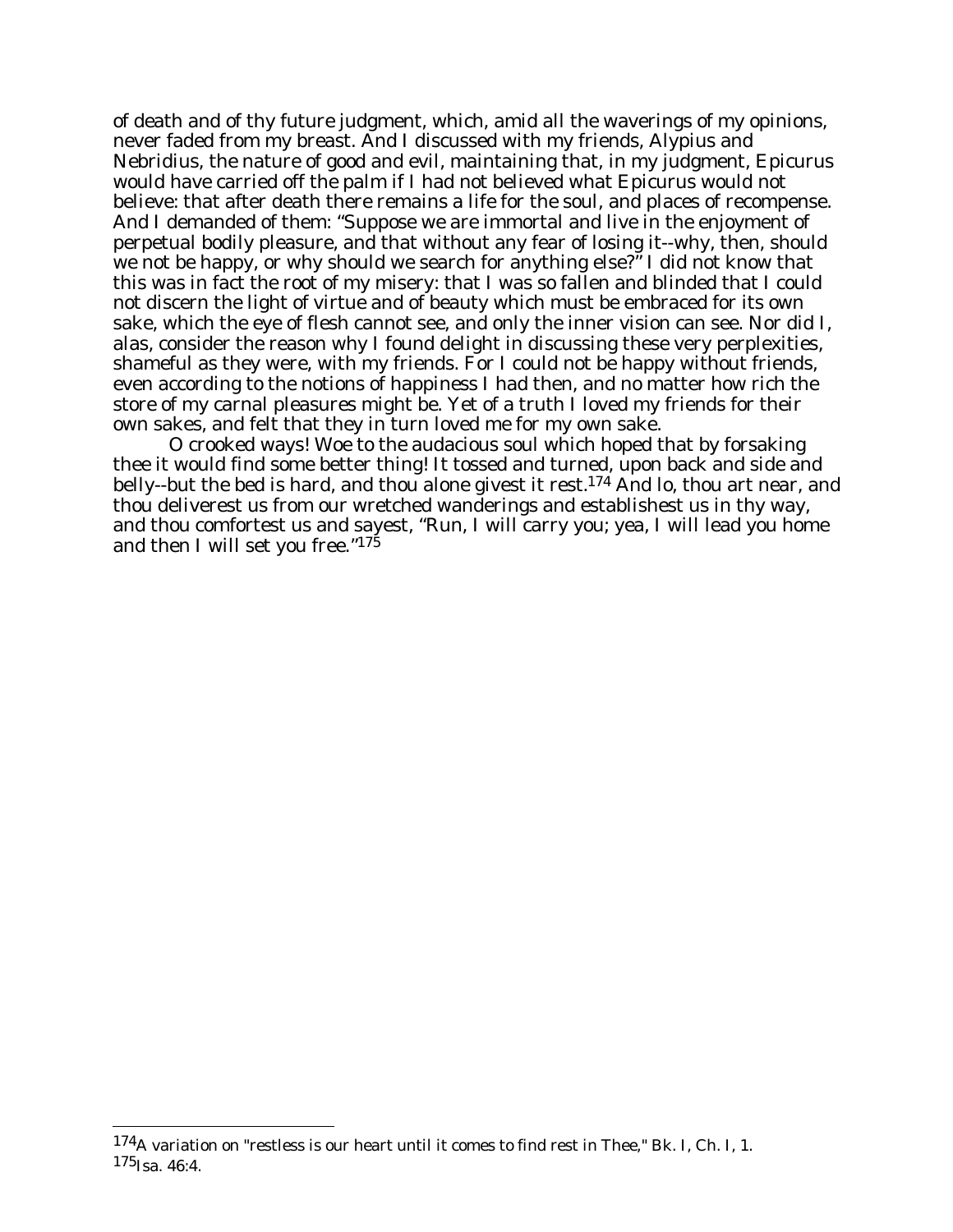of death and of thy future judgment, which, amid all the waverings of my opinions, never faded from my breast. And I discussed with my friends, Alypius and Nebridius, the nature of good and evil, maintaining that, in my judgment, Epicurus would have carried off the palm if I had not believed what Epicurus would not believe: that after death there remains a life for the soul, and places of recompense. And I demanded of them: "Suppose we are immortal and live in the enjoyment of perpetual bodily pleasure, and that without any fear of losing it--why, then, should we not be happy, or why should we search for anything else?" I did not know that this was in fact the root of my misery: that I was so fallen and blinded that I could not discern the light of virtue and of beauty which must be embraced for its own sake, which the eye of flesh cannot see, and only the inner vision can see. Nor did I, alas, consider the reason why I found delight in discussing these very perplexities, shameful as they were, with my friends. For I could not be happy without friends, even according to the notions of happiness I had then, and no matter how rich the store of my carnal pleasures might be. Yet of a truth I loved my friends for their own sakes, and felt that they in turn loved me for my own sake.

O crooked ways! Woe to the audacious soul which hoped that by forsaking thee it would find some better thing! It tossed and turned, upon back and side and belly--but the bed is hard, and thou alone givest it rest.[174] And lo, thou art near, and thou deliverest us from our wretched wanderings and establishest us in thy way, and thou comfortest us and sayest, "Run, I will carry you; yea, I will lead you home and then I will set you free."[175]

---

[174] A variation on "restless is our heart until it comes to find rest in Thee," Bk. I, Ch. I, 1.

[175] Isa. 46:4.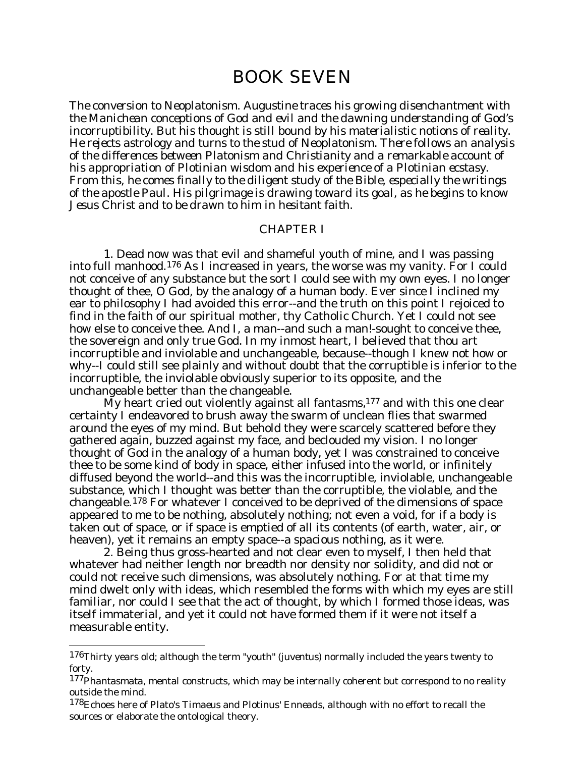# BOOK SEVEN

*The conversion to Neoplatonism. Augustine traces his growing disenchantment with the Manichean conceptions of God and evil and the dawning understanding of God's incorruptibility. But his thought is still bound by his materialistic notions of reality. He rejects astrology and turns to the stud of Neoplatonism. There follows an analysis of the differences between Platonism and Christianity and a remarkable account of his appropriation of Plotinian wisdom and his experience of a Plotinian ecstasy. From this, he comes finally to the diligent study of the Bible, especially the writings of the apostle Paul. His pilgrimage is drawing toward its goal, as he begins to know Jesus Christ and to be drawn to him in hesitant faith.*

## CHAPTER I

1. Dead now was that evil and shameful youth of mine, and I was passing into full manhood.[176] As I increased in years, the worse was my vanity. For I could not conceive of any substance but the sort I could see with my own eyes. I no longer thought of thee, O God, by the analogy of a human body. Ever since I inclined my ear to philosophy I had avoided this error--and the truth on this point I rejoiced to find in the faith of our spiritual mother, thy Catholic Church. Yet I could not see how else to conceive thee. And I, a man--and such a man!-sought to conceive thee, the sovereign and only true God. In my inmost heart, I believed that thou art incorruptible and inviolable and unchangeable, because--though I knew not how or why--I could still see plainly and without doubt that the corruptible is inferior to the incorruptible, the inviolable obviously superior to its opposite, and the unchangeable better than the changeable.

My heart cried out violently against all fantasms,[177] and with this one clear certainty I endeavored to brush away the swarm of unclean flies that swarmed around the eyes of my mind. But behold they were scarcely scattered before they gathered again, buzzed against my face, and beclouded my vision. I no longer thought of God in the analogy of a human body, yet I was constrained to conceive thee to be some kind of body in space, either infused into the world, or infinitely diffused beyond the world--and this was the incorruptible, inviolable, unchangeable substance, which I thought was better than the corruptible, the violable, and the changeable.[178] For whatever I conceived to be deprived of the dimensions of space appeared to me to be nothing, absolutely nothing; not even a void, for if a body is taken out of space, or if space is emptied of all its contents (of earth, water, air, or heaven), yet it remains an empty space--a spacious nothing, as it were.

2. Being thus gross-hearted and not clear even to myself, I then held that whatever had neither length nor breadth nor density nor solidity, and did not or could not receive such dimensions, was absolutely nothing. For at that time my mind dwelt only with ideas, which resembled the forms with which my eyes are still familiar, nor could I see that the act of thought, by which I formed those ideas, was itself immaterial, and yet it could not have formed them if it were not itself a measurable entity.

---

[176] Thirty years old; although the term "youth" (*juventus*) normally included the years twenty to forty.

[177] *Phantasmata*, mental constructs, which may be internally coherent but correspond to no reality outside the mind.

[178] Echoes here of Plato's *Timaeus* and Plotinus' *Enneads*, although with no effort to recall the sources or elaborate the ontological theory.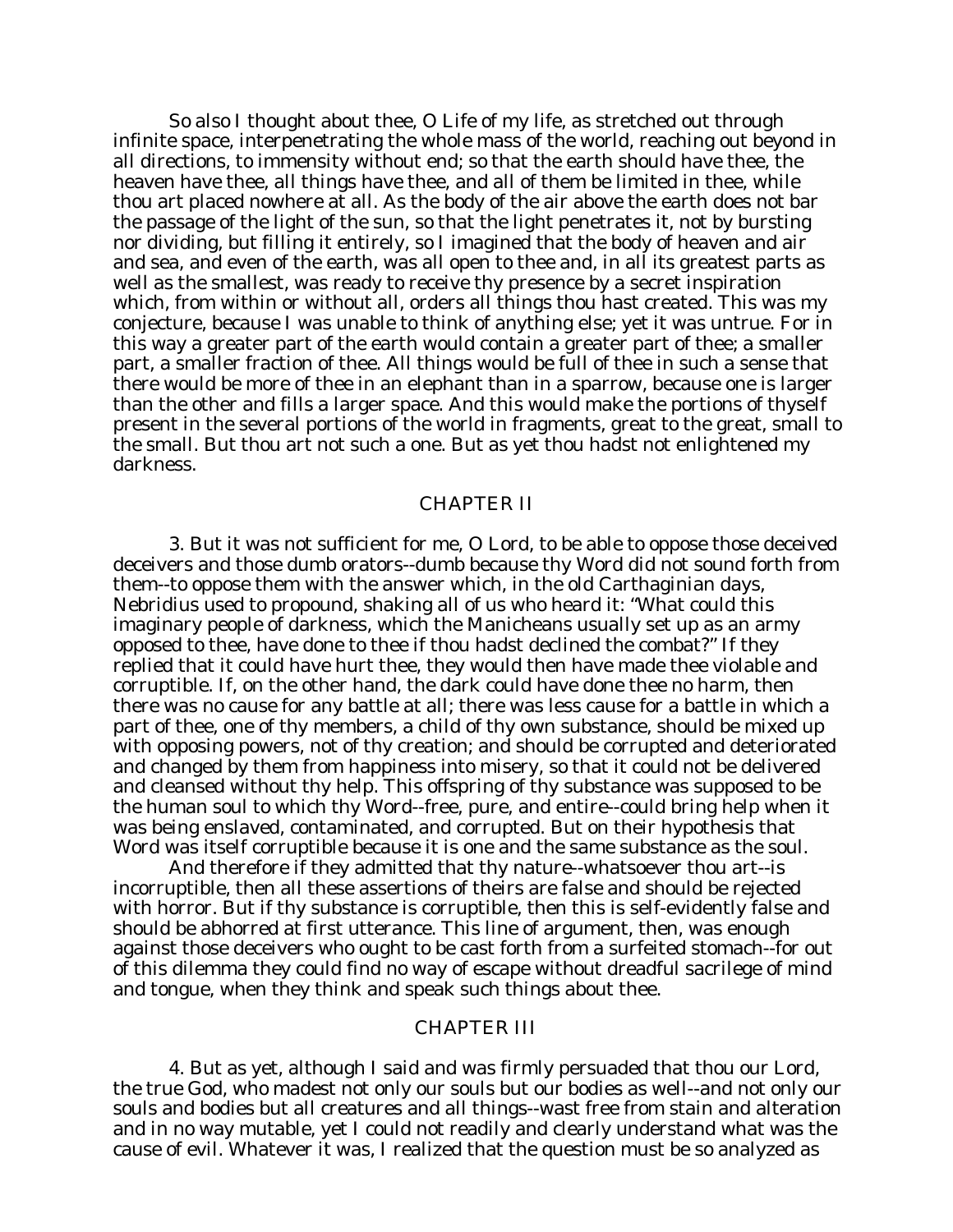So also I thought about thee, O Life of my life, as stretched out through infinite space, interpenetrating the whole mass of the world, reaching out beyond in all directions, to immensity without end; so that the earth should have thee, the heaven have thee, all things have thee, and all of them be limited in thee, while thou art placed nowhere at all. As the body of the air above the earth does not bar the passage of the light of the sun, so that the light penetrates it, not by bursting nor dividing, but filling it entirely, so I imagined that the body of heaven and air and sea, and even of the earth, was all open to thee and, in all its greatest parts as well as the smallest, was ready to receive thy presence by a secret inspiration which, from within or without all, orders all things thou hast created. This was my conjecture, because I was unable to think of anything else; yet it was untrue. For in this way a greater part of the earth would contain a greater part of thee; a smaller part, a smaller fraction of thee. All things would be full of thee in such a sense that there would be more of thee in an elephant than in a sparrow, because one is larger than the other and fills a larger space. And this would make the portions of thyself present in the several portions of the world in fragments, great to the great, small to the small. But thou art not such a one. But as yet thou hadst not enlightened my darkness.

## CHAPTER II

3. But it was not sufficient for me, O Lord, to be able to oppose those deceived deceivers and those dumb orators--dumb because thy Word did not sound forth from them--to oppose them with the answer which, in the old Carthaginian days, Nebridius used to propound, shaking all of us who heard it: "What could this imaginary people of darkness, which the Manicheans usually set up as an army opposed to thee, have done to thee if thou hadst declined the combat?" If they replied that it could have hurt thee, they would then have made thee violable and corruptible. If, on the other hand, the dark could have done thee no harm, then there was no cause for any battle at all; there was less cause for a battle in which a part of thee, one of thy members, a child of thy own substance, should be mixed up with opposing powers, not of thy creation; and should be corrupted and deteriorated and changed by them from happiness into misery, so that it could not be delivered and cleansed without thy help. This offspring of thy substance was supposed to be the human soul to which thy Word--free, pure, and entire--could bring help when it was being enslaved, contaminated, and corrupted. But on their hypothesis that Word was itself corruptible because it is one and the same substance as the soul.

And therefore if they admitted that thy nature--whatsoever thou art--is incorruptible, then all these assertions of theirs are false and should be rejected with horror. But if thy substance is corruptible, then this is self-evidently false and should be abhorred at first utterance. This line of argument, then, was enough against those deceivers who ought to be cast forth from a surfeited stomach--for out of this dilemma they could find no way of escape without dreadful sacrilege of mind and tongue, when they think and speak such things about thee.

## CHAPTER III

4. But as yet, although I said and was firmly persuaded that thou our Lord, the true God, who madest not only our souls but our bodies as well--and not only our souls and bodies but all creatures and all things--wast free from stain and alteration and in no way mutable, yet I could not readily and clearly understand what was the cause of evil. Whatever it was, I realized that the question must be so analyzed as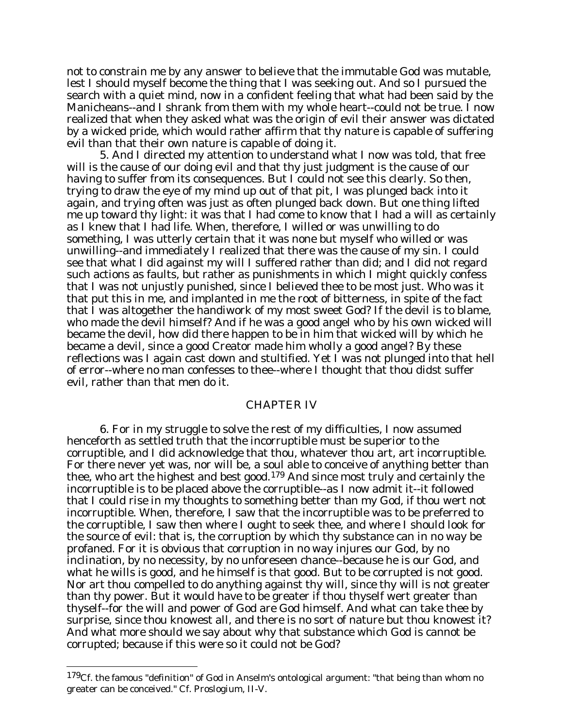not to constrain me by any answer to believe that the immutable God was mutable, lest I should myself become the thing that I was seeking out. And so I pursued the search with a quiet mind, now in a confident feeling that what had been said by the Manicheans--and I shrank from them with my whole heart--could not be true. I now realized that when they asked what was the origin of evil their answer was dictated by a wicked pride, which would rather affirm that thy nature is capable of suffering evil than that their own nature is capable of doing it.

5. And I directed my attention to understand what I now was told, that free will is the cause of our doing evil and that thy just judgment is the cause of our having to suffer from its consequences. But I could not see this clearly. So then, trying to draw the eye of my mind up out of that pit, I was plunged back into it again, and trying often was just as often plunged back down. But one thing lifted me up toward thy light: it was that I had come to know that I had a will as certainly as I knew that I had life. When, therefore, I willed or was unwilling to do something, I was utterly certain that it was none but myself who willed or was unwilling--and immediately I realized that there was the cause of my sin. I could see that what I did against my will I suffered rather than did; and I did not regard such actions as faults, but rather as punishments in which I might quickly confess that I was not unjustly punished, since I believed thee to be most just. Who was it that put this in me, and implanted in me the root of bitterness, in spite of the fact that I was altogether the handiwork of my most sweet God? If the devil is to blame, who made the devil himself? And if he was a good angel who by his own wicked will became the devil, how did there happen to be in him that wicked will by which he became a devil, since a good Creator made him wholly a good angel? By these reflections was I again cast down and stultified. Yet I was not plunged into that hell of error--where no man confesses to thee--where I thought that thou didst suffer evil, rather than that men do it.

## CHAPTER IV

6. For in my struggle to solve the rest of my difficulties, I now assumed henceforth as settled truth that the incorruptible must be superior to the corruptible, and I did acknowledge that thou, whatever thou art, art incorruptible. For there never yet was, nor will be, a soul able to conceive of anything better than thee, who art the highest and best good.[179] And since most truly and certainly the incorruptible is to be placed above the corruptible--as I now admit it--it followed that I could rise in my thoughts to something better than my God, if thou wert not incorruptible. When, therefore, I saw that the incorruptible was to be preferred to the corruptible, I saw then where I ought to seek thee, and where I should look for the source of evil: that is, the corruption by which thy substance can in no way be profaned. For it is obvious that corruption in no way injures our God, by no inclination, by no necessity, by no unforeseen chance--because he is our God, and what he wills is good, and he himself is that good. But to be corrupted is not good. Nor art thou compelled to do anything against thy will, since thy will is not greater than thy power. But it would have to be greater if thou thyself wert greater than thyself--for the will and power of God are God himself. And what can take thee by surprise, since thou knowest all, and there is no sort of nature but thou knowest it? And what more should we say about why that substance which God is cannot be corrupted; because if this were so it could not be God?

---

[179]Cf. the famous "definition" of God in Anselm's ontological argument: "that being than whom no greater can be conceived." Cf. *Proslogium*, II-V.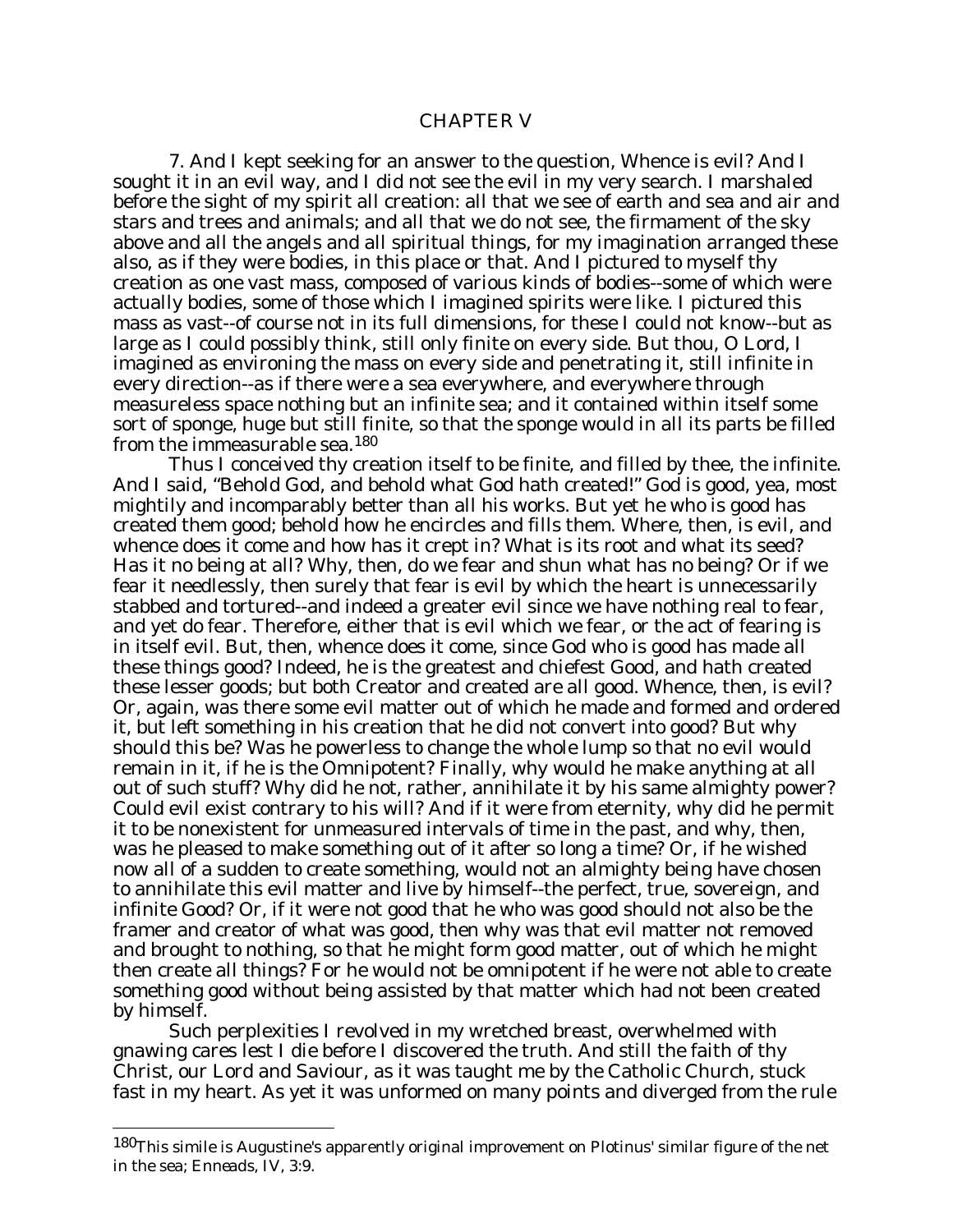## CHAPTER V

7. And I kept seeking for an answer to the question, Whence is evil? And I sought it in an evil way, and I did not see the evil in my very search. I marshaled before the sight of my spirit all creation: all that we see of earth and sea and air and stars and trees and animals; and all that we do not see, the firmament of the sky above and all the angels and all spiritual things, for my imagination arranged these also, as if they were bodies, in this place or that. And I pictured to myself thy creation as one vast mass, composed of various kinds of bodies--some of which were actually bodies, some of those which I imagined spirits were like. I pictured this mass as vast--of course not in its full dimensions, for these I could not know--but as large as I could possibly think, still only finite on every side. But thou, O Lord, I imagined as environing the mass on every side and penetrating it, still infinite in every direction--as if there were a sea everywhere, and everywhere through measureless space nothing but an infinite sea; and it contained within itself some sort of sponge, huge but still finite, so that the sponge would in all its parts be filled from the immeasurable sea.[180]

Thus I conceived thy creation itself to be finite, and filled by thee, the infinite. And I said, "Behold God, and behold what God hath created!" God is good, yea, most mightily and incomparably better than all his works. But yet he who is good has created them good; behold how he encircles and fills them. Where, then, is evil, and whence does it come and how has it crept in? What is its root and what its seed? Has it no being at all? Why, then, do we fear and shun what has no being? Or if we fear it needlessly, then surely that fear is evil by which the heart is unnecessarily stabbed and tortured--and indeed a greater evil since we have nothing real to fear, and yet do fear. Therefore, either that is evil which we fear, or the act of fearing is in itself evil. But, then, whence does it come, since God who is good has made all these things good? Indeed, he is the greatest and chiefest Good, and hath created these lesser goods; but both Creator and created are all good. Whence, then, is evil? Or, again, was there some evil matter out of which he made and formed and ordered it, but left something in his creation that he did not convert into good? But why should this be? Was he powerless to change the whole lump so that no evil would remain in it, if he is the Omnipotent? Finally, why would he make anything at all out of such stuff? Why did he not, rather, annihilate it by his same almighty power? Could evil exist contrary to his will? And if it were from eternity, why did he permit it to be nonexistent for unmeasured intervals of time in the past, and why, then, was he pleased to make something out of it after so long a time? Or, if he wished now all of a sudden to create something, would not an almighty being have chosen to annihilate this evil matter and live by himself--the perfect, true, sovereign, and infinite Good? Or, if it were not good that he who was good should not also be the framer and creator of what was good, then why was that evil matter not removed and brought to nothing, so that he might form good matter, out of which he might then create all things? For he would not be omnipotent if he were not able to create something good without being assisted by that matter which had not been created by himself.

Such perplexities I revolved in my wretched breast, overwhelmed with gnawing cares lest I die before I discovered the truth. And still the faith of thy Christ, our Lord and Saviour, as it was taught me by the Catholic Church, stuck fast in my heart. As yet it was unformed on many points and diverged from the rule

---

[180] This simile is Augustine's apparently original improvement on Plotinus' similar figure of the net in the sea; Enneads, IV, 3:9.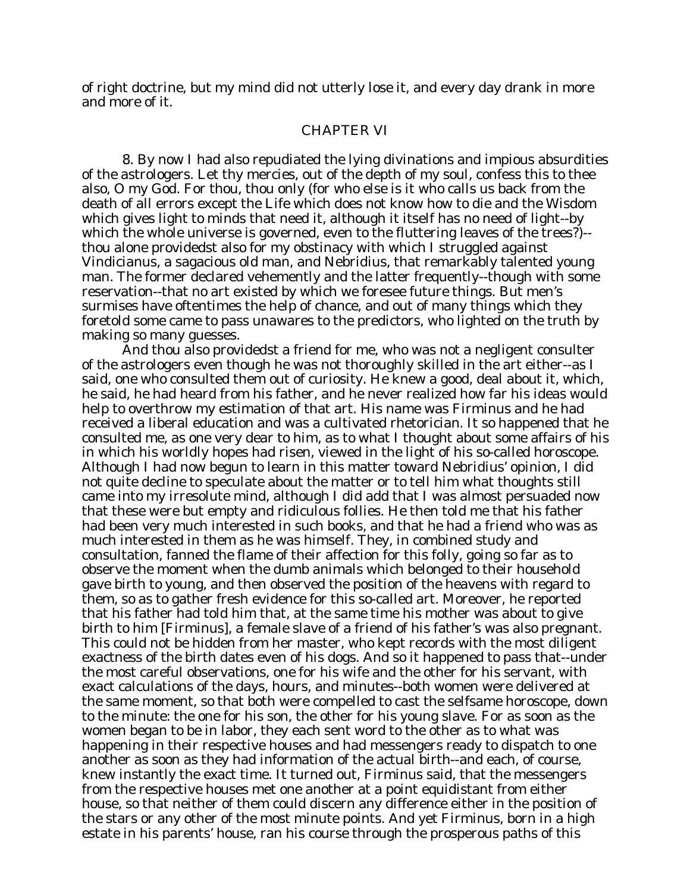of right doctrine, but my mind did not utterly lose it, and every day drank in more and more of it.

## CHAPTER VI

8. By now I had also repudiated the lying divinations and impious absurdities of the astrologers. Let thy mercies, out of the depth of my soul, confess this to thee also, O my God. For thou, thou only (for who else is it who calls us back from the death of all errors except the Life which does not know how to die and the Wisdom which gives light to minds that need it, although it itself has no need of light--by which the whole universe is governed, even to the fluttering leaves of the trees?)--thou alone providedst also for my obstinacy with which I struggled against Vindicianus, a sagacious old man, and Nebridius, that remarkably talented young man. The former declared vehemently and the latter frequently--though with some reservation--that no art existed by which we foresee future things. But men's surmises have oftentimes the help of chance, and out of many things which they foretold some came to pass unawares to the predictors, who lighted on the truth by making so many guesses.

And thou also providedst a friend for me, who was not a negligent consulter of the astrologers even though he was not thoroughly skilled in the art either--as I said, one who consulted them out of curiosity. He knew a good, deal about it, which, he said, he had heard from his father, and he never realized how far his ideas would help to overthrow my estimation of that art. His name was Firminus and he had received a liberal education and was a cultivated rhetorician. It so happened that he consulted me, as one very dear to him, as to what I thought about some affairs of his in which his worldly hopes had risen, viewed in the light of his so-called horoscope. Although I had now begun to learn in this matter toward Nebridius' opinion, I did not quite decline to speculate about the matter or to tell him what thoughts still came into my irresolute mind, although I did add that I was almost persuaded now that these were but empty and ridiculous follies. He then told me that his father had been very much interested in such books, and that he had a friend who was as much interested in them as he was himself. They, in combined study and consultation, fanned the flame of their affection for this folly, going so far as to observe the moment when the dumb animals which belonged to their household gave birth to young, and then observed the position of the heavens with regard to them, so as to gather fresh evidence for this so-called art. Moreover, he reported that his father had told him that, at the same time his mother was about to give birth to him [Firminus], a female slave of a friend of his father's was also pregnant. This could not be hidden from her master, who kept records with the most diligent exactness of the birth dates even of his dogs. And so it happened to pass that--under the most careful observations, one for his wife and the other for his servant, with exact calculations of the days, hours, and minutes--both women were delivered at the same moment, so that both were compelled to cast the selfsame horoscope, down to the minute: the one for his son, the other for his young slave. For as soon as the women began to be in labor, they each sent word to the other as to what was happening in their respective houses and had messengers ready to dispatch to one another as soon as they had information of the actual birth--and each, of course, knew instantly the exact time. It turned out, Firminus said, that the messengers from the respective houses met one another at a point equidistant from either house, so that neither of them could discern any difference either in the position of the stars or any other of the most minute points. And yet Firminus, born in a high estate in his parents' house, ran his course through the prosperous paths of this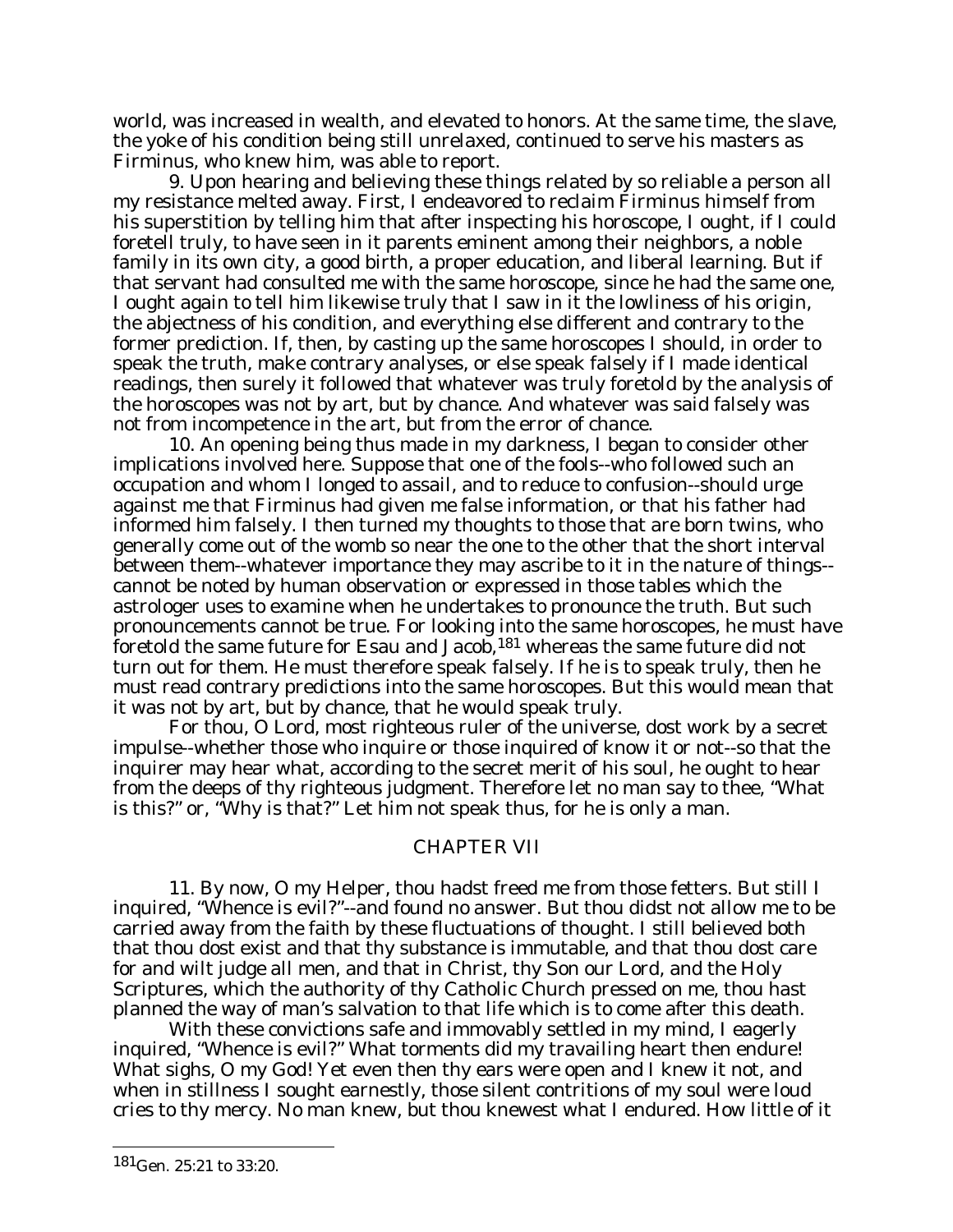world, was increased in wealth, and elevated to honors. At the same time, the slave, the yoke of his condition being still unrelaxed, continued to serve his masters as Firminus, who knew him, was able to report.

9. Upon hearing and believing these things related by so reliable a person all my resistance melted away. First, I endeavored to reclaim Firminus himself from his superstition by telling him that after inspecting his horoscope, I ought, if I could foretell truly, to have seen in it parents eminent among their neighbors, a noble family in its own city, a good birth, a proper education, and liberal learning. But if that servant had consulted me with the same horoscope, since he had the same one, I ought again to tell him likewise truly that I saw in it the lowliness of his origin, the abjectness of his condition, and everything else different and contrary to the former prediction. If, then, by casting up the same horoscopes I should, in order to speak the truth, make contrary analyses, or else speak falsely if I made identical readings, then surely it followed that whatever was truly foretold by the analysis of the horoscopes was not by art, but by chance. And whatever was said falsely was not from incompetence in the art, but from the error of chance.

10. An opening being thus made in my darkness, I began to consider other implications involved here. Suppose that one of the fools--who followed such an occupation and whom I longed to assail, and to reduce to confusion--should urge against me that Firminus had given me false information, or that his father had informed him falsely. I then turned my thoughts to those that are born twins, who generally come out of the womb so near the one to the other that the short interval between them--whatever importance they may ascribe to it in the nature of things--cannot be noted by human observation or expressed in those tables which the astrologer uses to examine when he undertakes to pronounce the truth. But such pronouncements cannot be true. For looking into the same horoscopes, he must have foretold the same future for Esau and Jacob,[181] whereas the same future did not turn out for them. He must therefore speak falsely. If he is to speak truly, then he must read contrary predictions into the same horoscopes. But this would mean that it was not by art, but by chance, that he would speak truly.

For thou, O Lord, most righteous ruler of the universe, dost work by a secret impulse--whether those who inquire or those inquired of know it or not--so that the inquirer may hear what, according to the secret merit of his soul, he ought to hear from the deeps of thy righteous judgment. Therefore let no man say to thee, "What is this?" or, "Why is that?" Let him not speak thus, for he is only a man.

## CHAPTER VII

11. By now, O my Helper, thou hadst freed me from those fetters. But still I inquired, "Whence is evil?"--and found no answer. But thou didst not allow me to be carried away from the faith by these fluctuations of thought. I still believed both that thou dost exist and that thy substance is immutable, and that thou dost care for and wilt judge all men, and that in Christ, thy Son our Lord, and the Holy Scriptures, which the authority of thy Catholic Church pressed on me, thou hast planned the way of man's salvation to that life which is to come after this death.

With these convictions safe and immovably settled in my mind, I eagerly inquired, "Whence is evil?" What torments did my travailing heart then endure! What sighs, O my God! Yet even then thy ears were open and I knew it not, and when in stillness I sought earnestly, those silent contritions of my soul were loud cries to thy mercy. No man knew, but thou knewest what I endured. How little of it

---

[181] Gen. 25:21 to 33:20.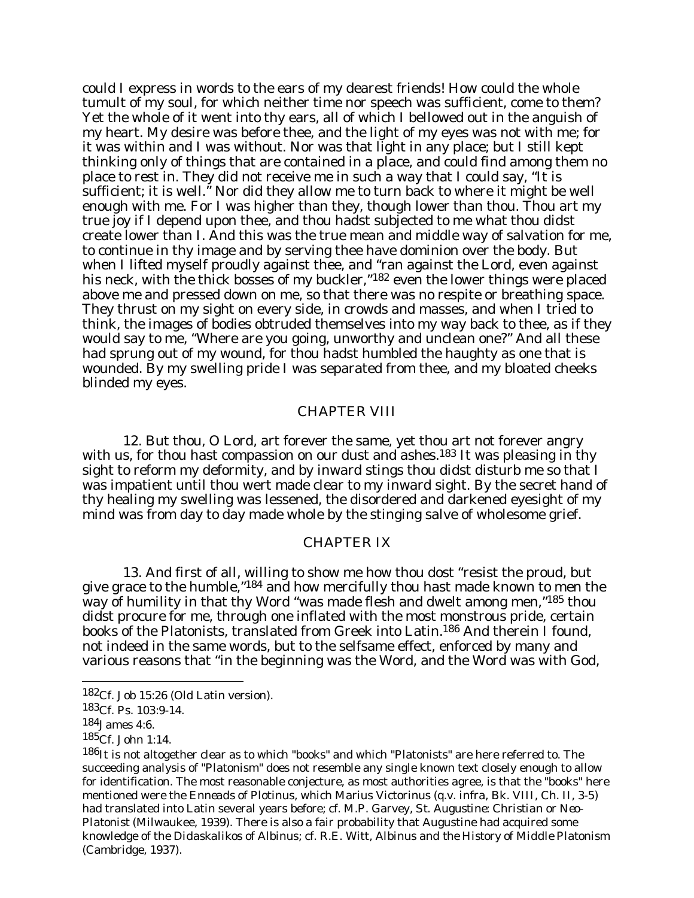could I express in words to the ears of my dearest friends! How could the whole tumult of my soul, for which neither time nor speech was sufficient, come to them? Yet the whole of it went into thy ears, all of which I bellowed out in the anguish of my heart. My desire was before thee, and the light of my eyes was not with me; for it was within and I was without. Nor was that light in any place; but I still kept thinking only of things that are contained in a place, and could find among them no place to rest in. They did not receive me in such a way that I could say, "It is sufficient; it is well." Nor did they allow me to turn back to where it might be well enough with me. For I was higher than they, though lower than thou. Thou art my true joy if I depend upon thee, and thou hadst subjected to me what thou didst create lower than I. And this was the true mean and middle way of salvation for me, to continue in thy image and by serving thee have dominion over the body. But when I lifted myself proudly against thee, and "ran against the Lord, even against his neck, with the thick bosses of my buckler,"[182] even the lower things were placed above me and pressed down on me, so that there was no respite or breathing space. They thrust on my sight on every side, in crowds and masses, and when I tried to think, the images of bodies obtruded themselves into my way back to thee, as if they would say to me, "Where are you going, unworthy and unclean one?" And all these had sprung out of my wound, for thou hadst humbled the haughty as one that is wounded. By my swelling pride I was separated from thee, and my bloated cheeks blinded my eyes.

## CHAPTER VIII

12. But thou, O Lord, art forever the same, yet thou art not forever angry with us, for thou hast compassion on our dust and ashes.[183] It was pleasing in thy sight to reform my deformity, and by inward stings thou didst disturb me so that I was impatient until thou wert made clear to my inward sight. By the secret hand of thy healing my swelling was lessened, the disordered and darkened eyesight of my mind was from day to day made whole by the stinging salve of wholesome grief.

## CHAPTER IX

13. And first of all, willing to show me how thou dost "resist the proud, but give grace to the humble,"[184] and how mercifully thou hast made known to men the way of humility in that thy Word "was made flesh and dwelt among men,"[185] thou didst procure for me, through one inflated with the most monstrous pride, certain books of the Platonists, translated from Greek into Latin.[186] And therein I found, not indeed in the same words, but to the selfsame effect, enforced by many and various reasons that "in the beginning was the Word, and the Word was with God,

---

[182] Cf. Job 15:26 (Old Latin version).

[183] Cf. Ps. 103:9-14.

[184] James 4:6.

[185] Cf. John 1:14.

[186] It is not altogether clear as to which "books" and which "Platonists" are here referred to. The succeeding analysis of "Platonism" does not resemble any single known text closely enough to allow for identification. The most reasonable conjecture, as most authorities agree, is that the "books" here mentioned were the *Enneads* of Plotinus, which Marius Victorinus (q.v. infra, Bk. VIII, Ch. II, 3-5) had translated into Latin several years before; cf. M.P. Garvey, *St. Augustine: Christian or Neo-Platonist* (Milwaukee, 1939). There is also a fair probability that Augustine had acquired some knowledge of the *Didaskalikos* of Albinus; cf. R.E. Witt, *Albinus and the History of Middle Platonism* (Cambridge, 1937).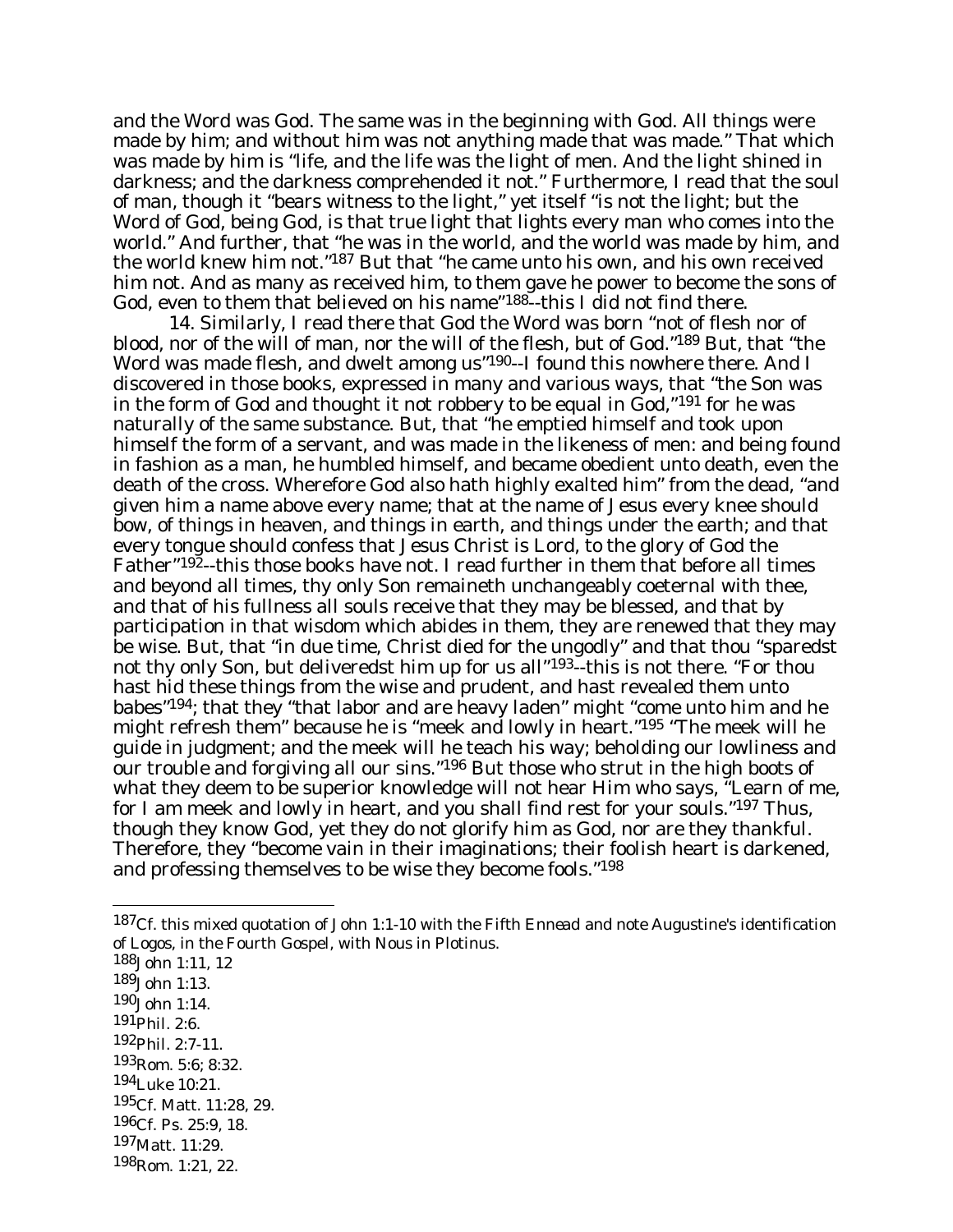and the Word was God. The same was in the beginning with God. All things were made by him; and without him was not anything made that was made." That which was made by him is "life, and the life was the light of men. And the light shined in darkness; and the darkness comprehended it not." Furthermore, I read that the soul of man, though it "bears witness to the light," yet itself "is not the light; but the Word of God, being God, is that true light that lights every man who comes into the world." And further, that "he was in the world, and the world was made by him, and the world knew him not."[187] But that "he came unto his own, and his own received him not. And as many as received him, to them gave he power to become the sons of God, even to them that believed on his name"[188]--this I did not find there.

14. Similarly, I read there that God the Word was born "not of flesh nor of blood, nor of the will of man, nor the will of the flesh, but of God."[189] But, that "the Word was made flesh, and dwelt among us"[190]--I found this nowhere there. And I discovered in those books, expressed in many and various ways, that "the Son was in the form of God and thought it not robbery to be equal in God,"[191] for he was naturally of the same substance. But, that "he emptied himself and took upon himself the form of a servant, and was made in the likeness of men: and being found in fashion as a man, he humbled himself, and became obedient unto death, even the death of the cross. Wherefore God also hath highly exalted him" from the dead, "and given him a name above every name; that at the name of Jesus every knee should bow, of things in heaven, and things in earth, and things under the earth; and that every tongue should confess that Jesus Christ is Lord, to the glory of God the Father"[192]--this those books have not. I read further in them that before all times and beyond all times, thy only Son remaineth unchangeably coeternal with thee, and that of his fullness all souls receive that they may be blessed, and that by participation in that wisdom which abides in them, they are renewed that they may be wise. But, that "in due time, Christ died for the ungodly" and that thou "sparedst not thy only Son, but deliveredst him up for us all"[193]--this is not there. "For thou hast hid these things from the wise and prudent, and hast revealed them unto babes"[194]; that they "that labor and are heavy laden" might "come unto him and he might refresh them" because he is "meek and lowly in heart."[195] "The meek will he guide in judgment; and the meek will he teach his way; beholding our lowliness and our trouble and forgiving all our sins."[196] But those who strut in the high boots of what they deem to be superior knowledge will not hear Him who says, "Learn of me, for I am meek and lowly in heart, and you shall find rest for your souls."[197] Thus, though they know God, yet they do not glorify him as God, nor are they thankful. Therefore, they "become vain in their imaginations; their foolish heart is darkened, and professing themselves to be wise they become fools."[198]

---

[187] Cf. this mixed quotation of John 1:1-10 with the Fifth Ennead and note Augustine's identification of Logos, in the Fourth Gospel, with Nous in Plotinus.

[188] John 1:11, 12

[189] John 1:13.

[190] John 1:14.

[191] Phil. 2:6.

[192] Phil. 2:7-11.

[193] Rom. 5:6; 8:32.

[194] Luke 10:21.

[195] Cf. Matt. 11:28, 29.

[196] Cf. Ps. 25:9, 18.

[197] Matt. 11:29.

[198] Rom. 1:21, 22.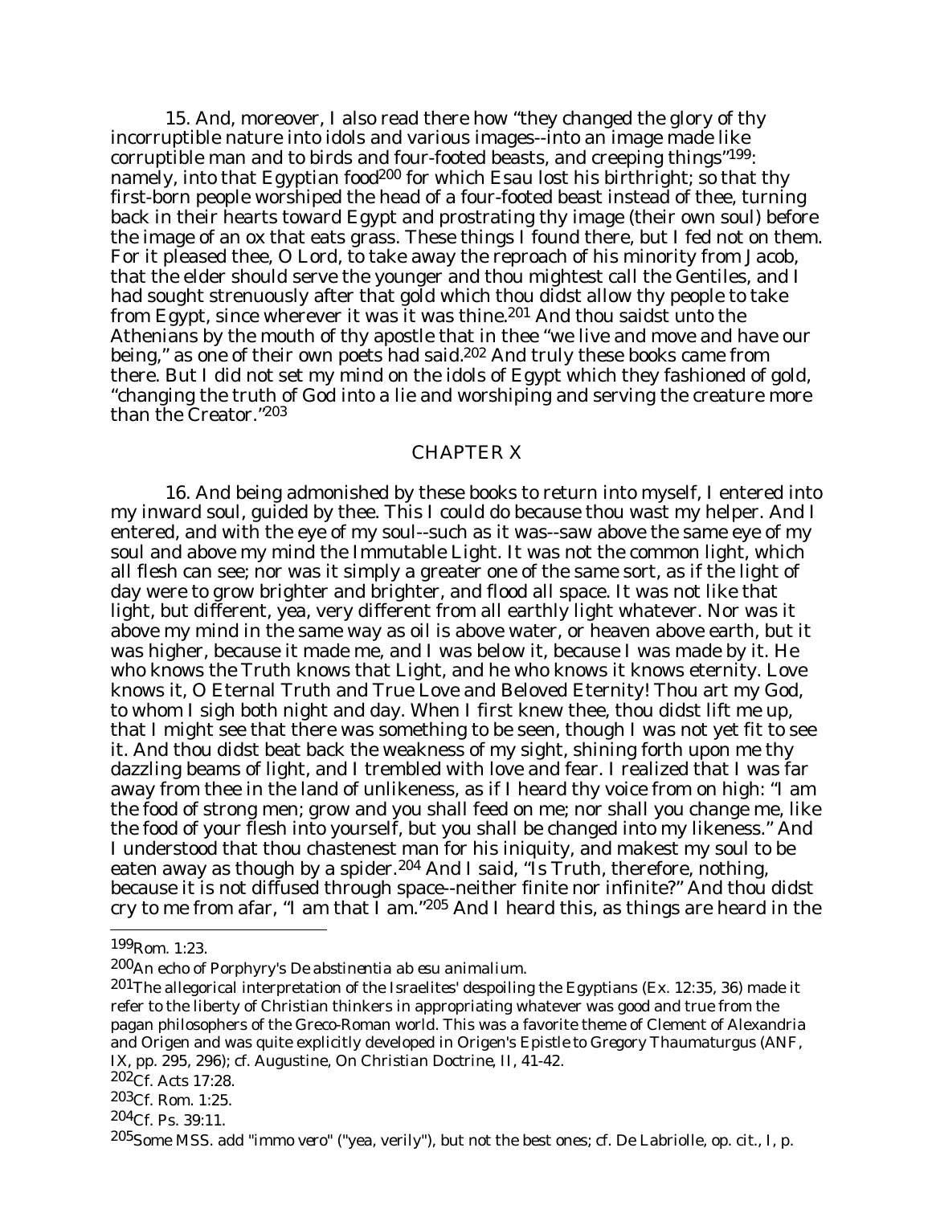15. And, moreover, I also read there how "they changed the glory of thy incorruptible nature into idols and various images--into an image made like corruptible man and to birds and four-footed beasts, and creeping things"[199]: namely, into that Egyptian food[200] for which Esau lost his birthright; so that thy first-born people worshiped the head of a four-footed beast instead of thee, turning back in their hearts toward Egypt and prostrating thy image (their own soul) before the image of an ox that eats grass. These things I found there, but I fed not on them. For it pleased thee, O Lord, to take away the reproach of his minority from Jacob, that the elder should serve the younger and thou mightest call the Gentiles, and I had sought strenuously after that gold which thou didst allow thy people to take from Egypt, since wherever it was it was thine.[201] And thou saidst unto the Athenians by the mouth of thy apostle that in thee "we live and move and have our being," as one of their own poets had said.[202] And truly these books came from there. But I did not set my mind on the idols of Egypt which they fashioned of gold, "changing the truth of God into a lie and worshiping and serving the creature more than the Creator."[203]

## CHAPTER X

16. And being admonished by these books to return into myself, I entered into my inward soul, guided by thee. This I could do because thou wast my helper. And I entered, and with the eye of my soul--such as it was--saw above the same eye of my soul and above my mind the Immutable Light. It was not the common light, which all flesh can see; nor was it simply a greater one of the same sort, as if the light of day were to grow brighter and brighter, and flood all space. It was not like that light, but different, yea, very different from all earthly light whatever. Nor was it above my mind in the same way as oil is above water, or heaven above earth, but it was higher, because it made me, and I was below it, because I was made by it. He who knows the Truth knows that Light, and he who knows it knows eternity. Love knows it, O Eternal Truth and True Love and Beloved Eternity! Thou art my God, to whom I sigh both night and day. When I first knew thee, thou didst lift me up, that I might see that there was something to be seen, though I was not yet fit to see it. And thou didst beat back the weakness of my sight, shining forth upon me thy dazzling beams of light, and I trembled with love and fear. I realized that I was far away from thee in the land of unlikeness, as if I heard thy voice from on high: "I am the food of strong men; grow and you shall feed on me; nor shall you change me, like the food of your flesh into yourself, but you shall be changed into my likeness." And I understood that thou chastenest man for his iniquity, and makest my soul to be eaten away as though by a spider.[204] And I said, "Is Truth, therefore, nothing, because it is not diffused through space--neither finite nor infinite?" And thou didst cry to me from afar, "I am that I am."[205] And I heard this, as things are heard in the

---

[199] Rom. 1:23.

[200] An echo of Porphyry's *De abstinentia ab esu animalium*.

[201] The allegorical interpretation of the Israelites' despoiling the Egyptians (Ex. 12:35, 36) made it refer to the liberty of Christian thinkers in appropriating whatever was good and true from the pagan philosophers of the Greco-Roman world. This was a favorite theme of Clement of Alexandria and Origen and was quite explicitly developed in Origen's Epistle to Gregory Thaumaturgus (ANF, IX, pp. 295, 296); cf. Augustine, *On Christian Doctrine*, II, 41-42.

[202] Cf. Acts 17:28.

[203] Cf. Rom. 1:25.

[204] Cf. Ps. 39:11.

[205] Some MSS. add "immo vero" ("yea, verily"), but not the best ones; cf. De Labriolle, op. cit., I, p.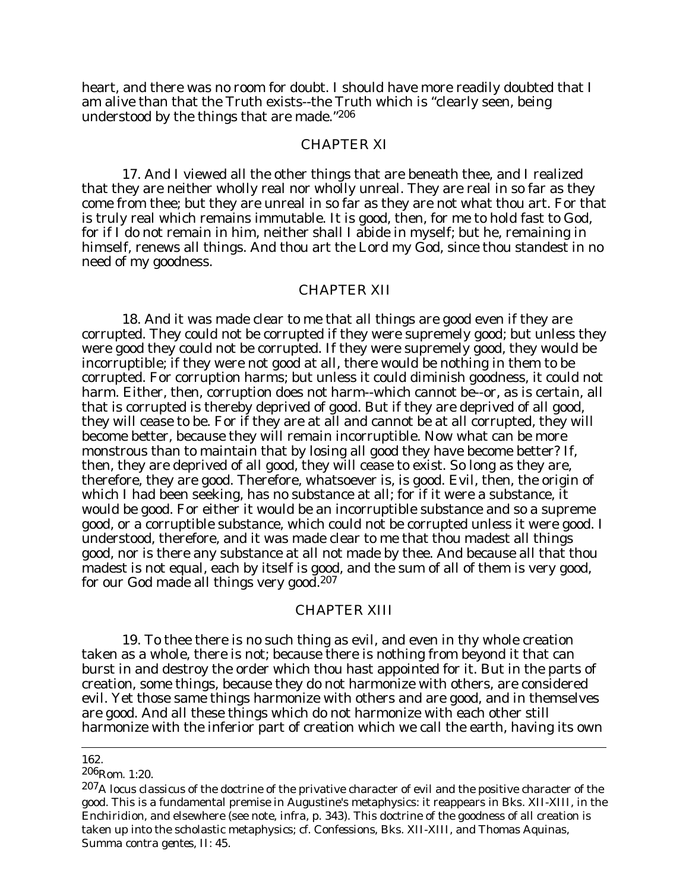heart, and there was no room for doubt. I should have more readily doubted that I am alive than that the Truth exists--the Truth which is "clearly seen, being understood by the things that are made."[206]

## CHAPTER XI

17. And I viewed all the other things that are beneath thee, and I realized that they are neither wholly real nor wholly unreal. They are real in so far as they come from thee; but they are unreal in so far as they are not what thou art. For that is truly real which remains immutable. It is good, then, for me to hold fast to God, for if I do not remain in him, neither shall I abide in myself; but he, remaining in himself, renews all things. And thou art the Lord my God, since thou standest in no need of my goodness.

## CHAPTER XII

18. And it was made clear to me that all things are good even if they are corrupted. They could not be corrupted if they were supremely good; but unless they were good they could not be corrupted. If they were supremely good, they would be incorruptible; if they were not good at all, there would be nothing in them to be corrupted. For corruption harms; but unless it could diminish goodness, it could not harm. Either, then, corruption does not harm--which cannot be--or, as is certain, all that is corrupted is thereby deprived of good. But if they are deprived of all good, they will cease to be. For if they are at all and cannot be at all corrupted, they will become better, because they will remain incorruptible. Now what can be more monstrous than to maintain that by losing all good they have become better? If, then, they are deprived of all good, they will cease to exist. So long as they are, therefore, they are good. Therefore, whatsoever is, is good. Evil, then, the origin of which I had been seeking, has no substance at all; for if it were a substance, it would be good. For either it would be an incorruptible substance and so a supreme good, or a corruptible substance, which could not be corrupted unless it were good. I understood, therefore, and it was made clear to me that thou madest all things good, nor is there any substance at all not made by thee. And because all that thou madest is not equal, each by itself is good, and the sum of all of them is very good, for our God made all things very good.[207]

## CHAPTER XIII

19. To thee there is no such thing as evil, and even in thy whole creation taken as a whole, there is not; because there is nothing from beyond it that can burst in and destroy the order which thou hast appointed for it. But in the parts of creation, some things, because they do not harmonize with others, are considered evil. Yet those same things harmonize with others and are good, and in themselves are good. And all these things which do not harmonize with each other still harmonize with the inferior part of creation which we call the earth, having its own

---

[206] Rom. 1:20.

[207] A *locus classicus* of the doctrine of the privative character of evil and the positive character of the good. This is a fundamental premise in Augustine's metaphysics: it reappears in Bks. XII-XIII, in the *Enchiridion*, and elsewhere (see note, *infra*, p. 343). This doctrine of the goodness of all creation is taken up into the scholastic metaphysics; cf. *Confessions*, Bks. XII-XIII, and Thomas Aquinas, *Summa contra gentes*, II: 45.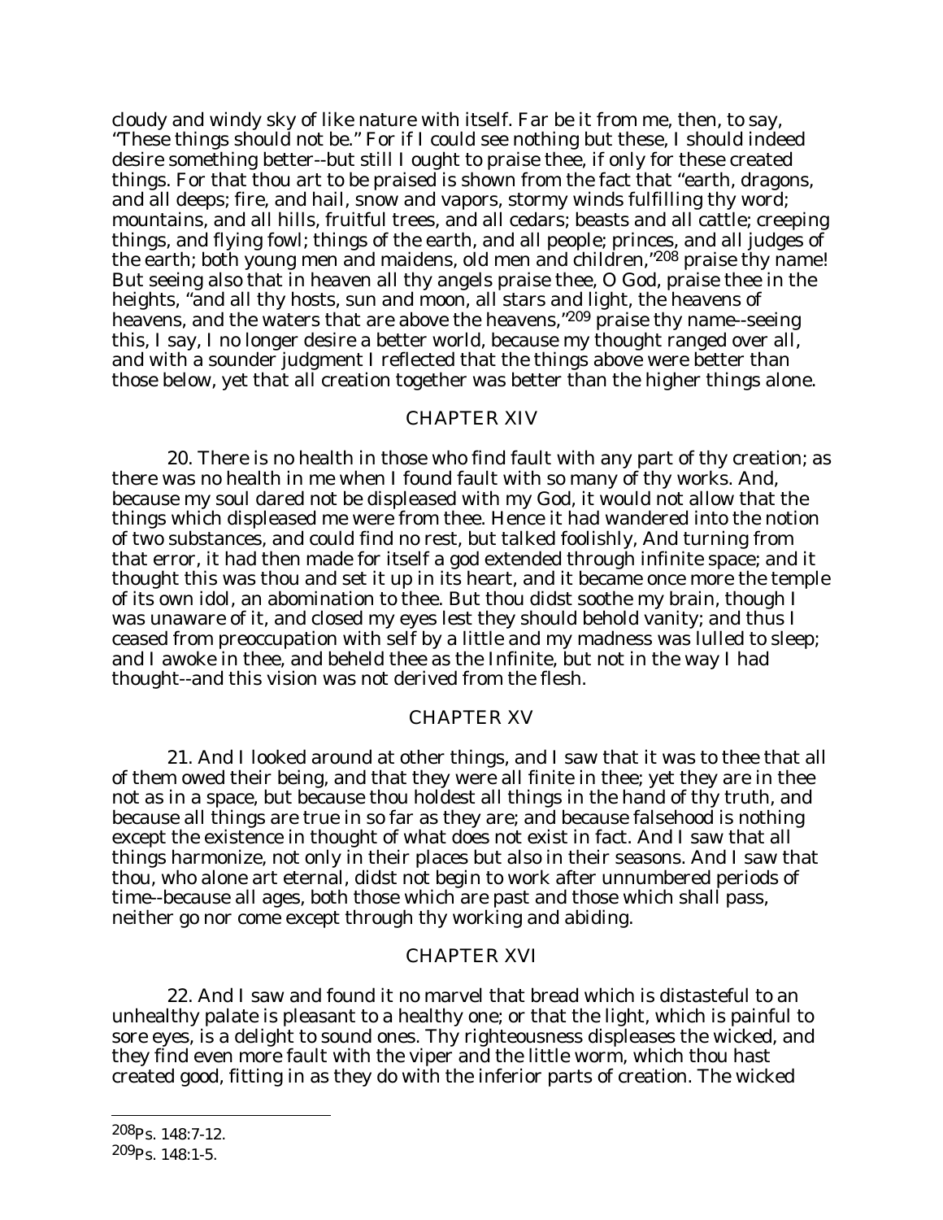cloudy and windy sky of like nature with itself. Far be it from me, then, to say, "These things should not be." For if I could see nothing but these, I should indeed desire something better--but still I ought to praise thee, if only for these created things. For that thou art to be praised is shown from the fact that "earth, dragons, and all deeps; fire, and hail, snow and vapors, stormy winds fulfilling thy word; mountains, and all hills, fruitful trees, and all cedars; beasts and all cattle; creeping things, and flying fowl; things of the earth, and all people; princes, and all judges of the earth; both young men and maidens, old men and children,"[208] praise thy name! But seeing also that in heaven all thy angels praise thee, O God, praise thee in the heights, "and all thy hosts, sun and moon, all stars and light, the heavens of heavens, and the waters that are above the heavens,"[209] praise thy name--seeing this, I say, I no longer desire a better world, because my thought ranged over all, and with a sounder judgment I reflected that the things above were better than those below, yet that all creation together was better than the higher things alone.

## CHAPTER XIV

20. There is no health in those who find fault with any part of thy creation; as there was no health in me when I found fault with so many of thy works. And, because my soul dared not be displeased with my God, it would not allow that the things which displeased me were from thee. Hence it had wandered into the notion of two substances, and could find no rest, but talked foolishly, And turning from that error, it had then made for itself a god extended through infinite space; and it thought this was thou and set it up in its heart, and it became once more the temple of its own idol, an abomination to thee. But thou didst soothe my brain, though I was unaware of it, and closed my eyes lest they should behold vanity; and thus I ceased from preoccupation with self by a little and my madness was lulled to sleep; and I awoke in thee, and beheld thee as the Infinite, but not in the way I had thought--and this vision was not derived from the flesh.

## CHAPTER XV

21. And I looked around at other things, and I saw that it was to thee that all of them owed their being, and that they were all finite in thee; yet they are in thee not as in a space, but because thou holdest all things in the hand of thy truth, and because all things are true in so far as they are; and because falsehood is nothing except the existence in thought of what does not exist in fact. And I saw that all things harmonize, not only in their places but also in their seasons. And I saw that thou, who alone art eternal, didst not begin to work after unnumbered periods of time--because all ages, both those which are past and those which shall pass, neither go nor come except through thy working and abiding.

## CHAPTER XVI

22. And I saw and found it no marvel that bread which is distasteful to an unhealthy palate is pleasant to a healthy one; or that the light, which is painful to sore eyes, is a delight to sound ones. Thy righteousness displeases the wicked, and they find even more fault with the viper and the little worm, which thou hast created good, fitting in as they do with the inferior parts of creation. The wicked

---

[208] Ps. 148:7-12.

[209] Ps. 148:1-5.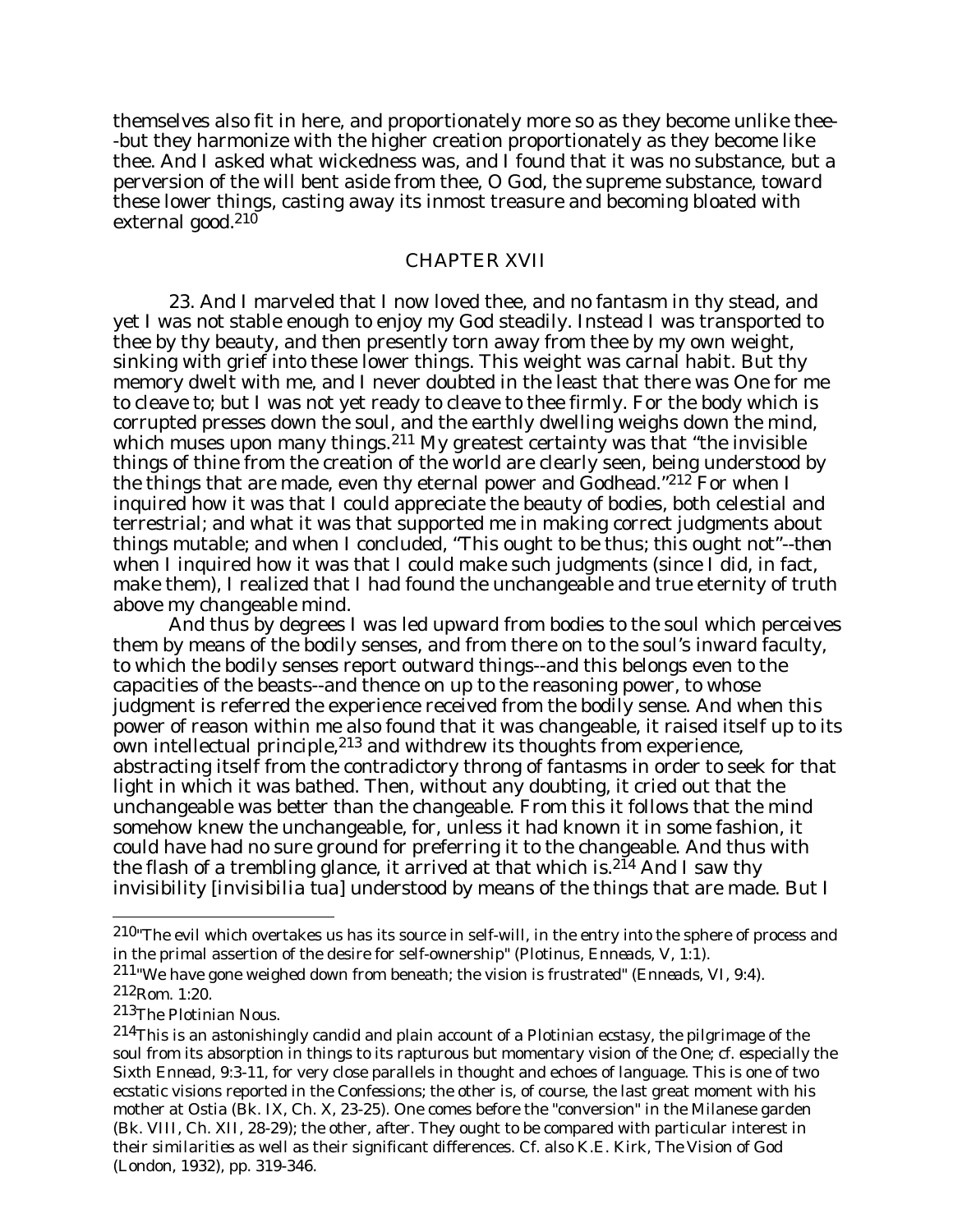themselves also fit in here, and proportionately more so as they become unlike thee--but they harmonize with the higher creation proportionately as they become like thee. And I asked what wickedness was, and I found that it was no substance, but a perversion of the will bent aside from thee, O God, the supreme substance, toward these lower things, casting away its inmost treasure and becoming bloated with external good.[210]

## CHAPTER XVII

23. And I marveled that I now loved thee, and no fantasm in thy stead, and yet I was not stable enough to enjoy my God steadily. Instead I was transported to thee by thy beauty, and then presently torn away from thee by my own weight, sinking with grief into these lower things. This weight was carnal habit. But thy memory dwelt with me, and I never doubted in the least that there was One for me to cleave to; but I was not yet ready to cleave to thee firmly. For the body which is corrupted presses down the soul, and the earthly dwelling weighs down the mind, which muses upon many things.[211] My greatest certainty was that "the invisible things of thine from the creation of the world are clearly seen, being understood by the things that are made, even thy eternal power and Godhead."[212] For when I inquired how it was that I could appreciate the beauty of bodies, both celestial and terrestrial; and what it was that supported me in making correct judgments about things mutable; and when I concluded, "This ought to be thus; this ought not"--then when I inquired how it was that I could make such judgments (since I did, in fact, make them), I realized that I had found the unchangeable and true eternity of truth above my changeable mind.

And thus by degrees I was led upward from bodies to the soul which perceives them by means of the bodily senses, and from there on to the soul's inward faculty, to which the bodily senses report outward things--and this belongs even to the capacities of the beasts--and thence on up to the reasoning power, to whose judgment is referred the experience received from the bodily sense. And when this power of reason within me also found that it was changeable, it raised itself up to its own intellectual principle,[213] and withdrew its thoughts from experience, abstracting itself from the contradictory throng of fantasms in order to seek for that light in which it was bathed. Then, without any doubting, it cried out that the unchangeable was better than the changeable. From this it follows that the mind somehow knew the unchangeable, for, unless it had known it in some fashion, it could have had no sure ground for preferring it to the changeable. And thus with the flash of a trembling glance, it arrived at that which is.[214] And I saw thy invisibility [invisibilia tua] understood by means of the things that are made. But I

---

[210] "The evil which overtakes us has its source in self-will, in the entry into the sphere of process and in the primal assertion of the desire for self-ownership" (Plotinus, *Enneads*, V, 1:1).

[211] "We have gone weighed down from beneath; the vision is frustrated" (*Enneads*, VI, 9:4).

[212] Rom. 1:20.

[213] The Plotinian Nous.

[214] This is an astonishingly candid and plain account of a Plotinian ecstasy, the pilgrimage of the soul from its absorption in things to its rapturous but momentary vision of the One; cf. especially the Sixth Ennead, 9:3-11, for very close parallels in thought and echoes of language. This is one of two ecstatic visions reported in the *Confessions*; the other is, of course, the last great moment with his mother at Ostia (Bk. IX, Ch. X, 23-25). One comes before the "conversion" in the Milanese garden (Bk. VIII, Ch. XII, 28-29); the other, after. They ought to be compared with particular interest in their similarities as well as their significant differences. Cf. also K.E. Kirk, *The Vision of God* (London, 1932), pp. 319-346.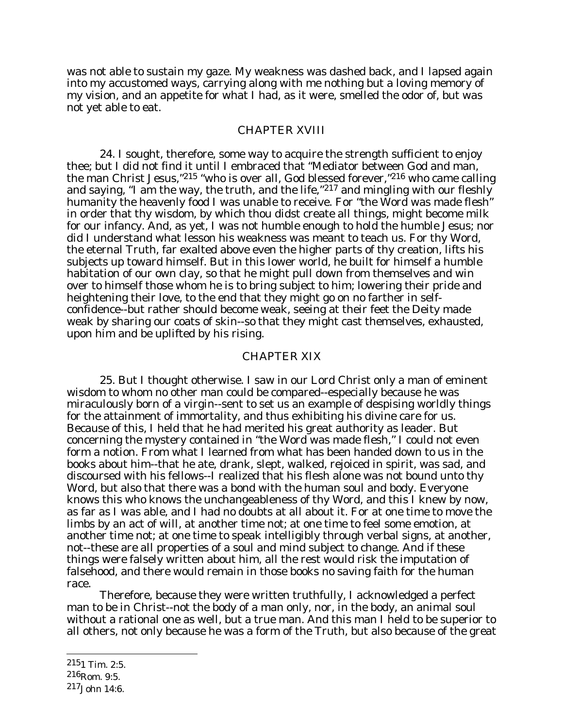was not able to sustain my gaze. My weakness was dashed back, and I lapsed again into my accustomed ways, carrying along with me nothing but a loving memory of my vision, and an appetite for what I had, as it were, smelled the odor of, but was not yet able to eat.

## CHAPTER XVIII

24. I sought, therefore, some way to acquire the strength sufficient to enjoy thee; but I did not find it until I embraced that "Mediator between God and man, the man Christ Jesus,"[215] "who is over all, God blessed forever,"[216] who came calling and saying, "I am the way, the truth, and the life,"[217] and mingling with our fleshly humanity the heavenly food I was unable to receive. For "the Word was made flesh" in order that thy wisdom, by which thou didst create all things, might become milk for our infancy. And, as yet, I was not humble enough to hold the humble Jesus; nor did I understand what lesson his weakness was meant to teach us. For thy Word, the eternal Truth, far exalted above even the higher parts of thy creation, lifts his subjects up toward himself. But in this lower world, he built for himself a humble habitation of our own clay, so that he might pull down from themselves and win over to himself those whom he is to bring subject to him; lowering their pride and heightening their love, to the end that they might go on no farther in self-confidence--but rather should become weak, seeing at their feet the Deity made weak by sharing our coats of skin--so that they might cast themselves, exhausted, upon him and be uplifted by his rising.

## CHAPTER XIX

25. But I thought otherwise. I saw in our Lord Christ only a man of eminent wisdom to whom no other man could be compared--especially because he was miraculously born of a virgin--sent to set us an example of despising worldly things for the attainment of immortality, and thus exhibiting his divine care for us. Because of this, I held that he had merited his great authority as leader. But concerning the mystery contained in "the Word was made flesh," I could not even form a notion. From what I learned from what has been handed down to us in the books about him--that he ate, drank, slept, walked, rejoiced in spirit, was sad, and discoursed with his fellows--I realized that his flesh alone was not bound unto thy Word, but also that there was a bond with the human soul and body. Everyone knows this who knows the unchangeableness of thy Word, and this I knew by now, as far as I was able, and I had no doubts at all about it. For at one time to move the limbs by an act of will, at another time not; at one time to feel some emotion, at another time not; at one time to speak intelligibly through verbal signs, at another, not--these are all properties of a soul and mind subject to change. And if these things were falsely written about him, all the rest would risk the imputation of falsehood, and there would remain in those books no saving faith for the human race.

Therefore, because they were written truthfully, I acknowledged a perfect man to be in Christ--not the body of a man only, nor, in the body, an animal soul without a rational one as well, but a true man. And this man I held to be superior to all others, not only because he was a form of the Truth, but also because of the great

---

[215] 1 Tim. 2:5.

[216] Rom. 9:5.

[217] John 14:6.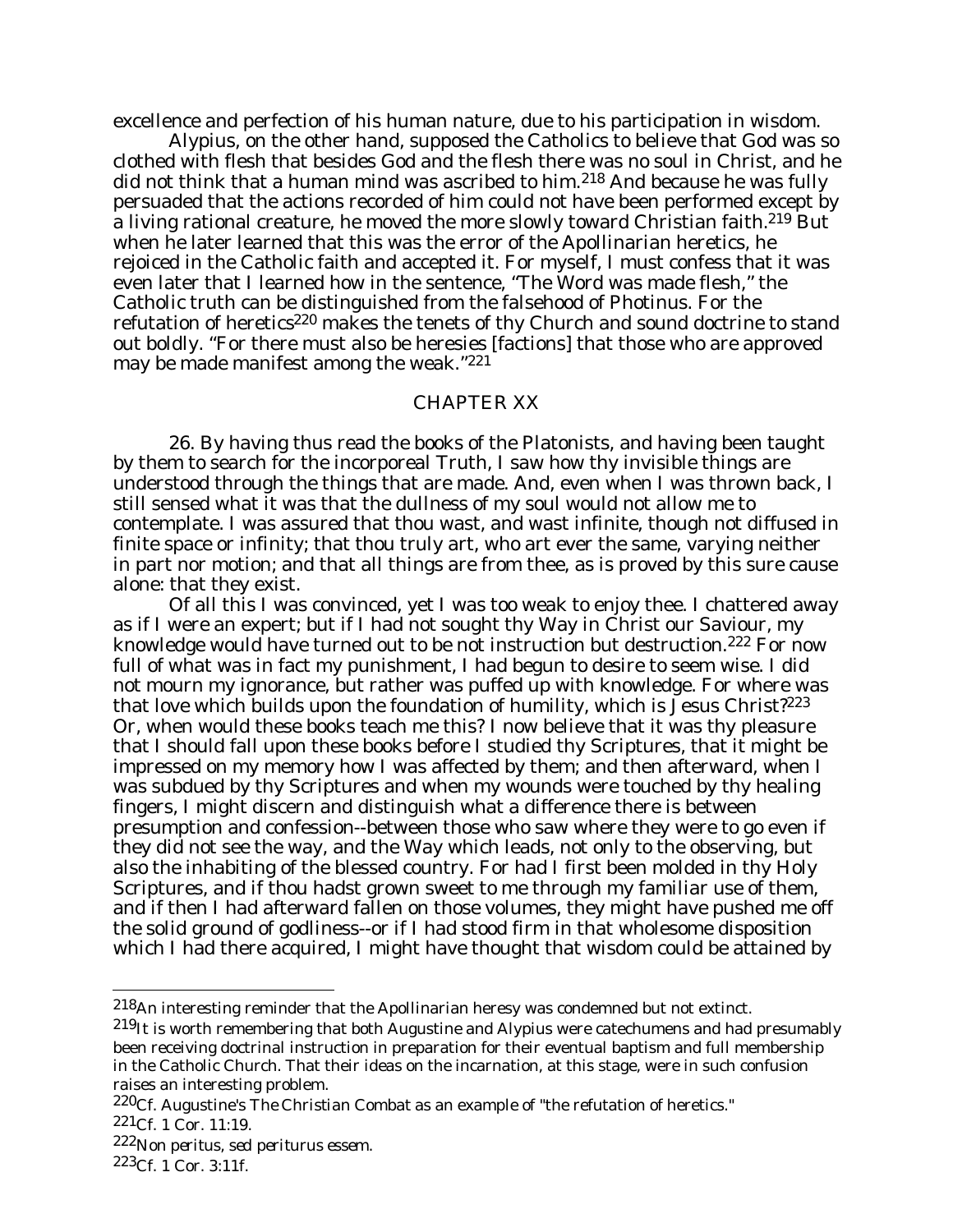excellence and perfection of his human nature, due to his participation in wisdom.

Alypius, on the other hand, supposed the Catholics to believe that God was so clothed with flesh that besides God and the flesh there was no soul in Christ, and he did not think that a human mind was ascribed to him.[218] And because he was fully persuaded that the actions recorded of him could not have been performed except by a living rational creature, he moved the more slowly toward Christian faith.[219] But when he later learned that this was the error of the Apollinarian heretics, he rejoiced in the Catholic faith and accepted it. For myself, I must confess that it was even later that I learned how in the sentence, "The Word was made flesh," the Catholic truth can be distinguished from the falsehood of Photinus. For the refutation of heretics[220] makes the tenets of thy Church and sound doctrine to stand out boldly. "For there must also be heresies [factions] that those who are approved may be made manifest among the weak."[221]

## CHAPTER XX

26. By having thus read the books of the Platonists, and having been taught by them to search for the incorporeal Truth, I saw how thy invisible things are understood through the things that are made. And, even when I was thrown back, I still sensed what it was that the dullness of my soul would not allow me to contemplate. I was assured that thou wast, and wast infinite, though not diffused in finite space or infinity; that thou truly art, who art ever the same, varying neither in part nor motion; and that all things are from thee, as is proved by this sure cause alone: that they exist.

Of all this I was convinced, yet I was too weak to enjoy thee. I chattered away as if I were an expert; but if I had not sought thy Way in Christ our Saviour, my knowledge would have turned out to be not instruction but destruction.[222] For now full of what was in fact my punishment, I had begun to desire to seem wise. I did not mourn my ignorance, but rather was puffed up with knowledge. For where was that love which builds upon the foundation of humility, which is Jesus Christ?[223] Or, when would these books teach me this? I now believe that it was thy pleasure that I should fall upon these books before I studied thy Scriptures, that it might be impressed on my memory how I was affected by them; and then afterward, when I was subdued by thy Scriptures and when my wounds were touched by thy healing fingers, I might discern and distinguish what a difference there is between presumption and confession--between those who saw where they were to go even if they did not see the way, and the Way which leads, not only to the observing, but also the inhabiting of the blessed country. For had I first been molded in thy Holy Scriptures, and if thou hadst grown sweet to me through my familiar use of them, and if then I had afterward fallen on those volumes, they might have pushed me off the solid ground of godliness--or if I had stood firm in that wholesome disposition which I had there acquired, I might have thought that wisdom could be attained by

---

[218] An interesting reminder that the Apollinarian heresy was condemned but not extinct.

[219] It is worth remembering that both Augustine and Alypius were catechumens and had presumably been receiving doctrinal instruction in preparation for their eventual baptism and full membership in the Catholic Church. That their ideas on the incarnation, at this stage, were in such confusion raises an interesting problem.

[220] Cf. Augustine's *The Christian Combat* as an example of "the refutation of heretics."

[221] Cf. 1 Cor. 11:19.

[222] *Non peritus, sed periturus essem.*

[223] Cf. 1 Cor. 3:11f.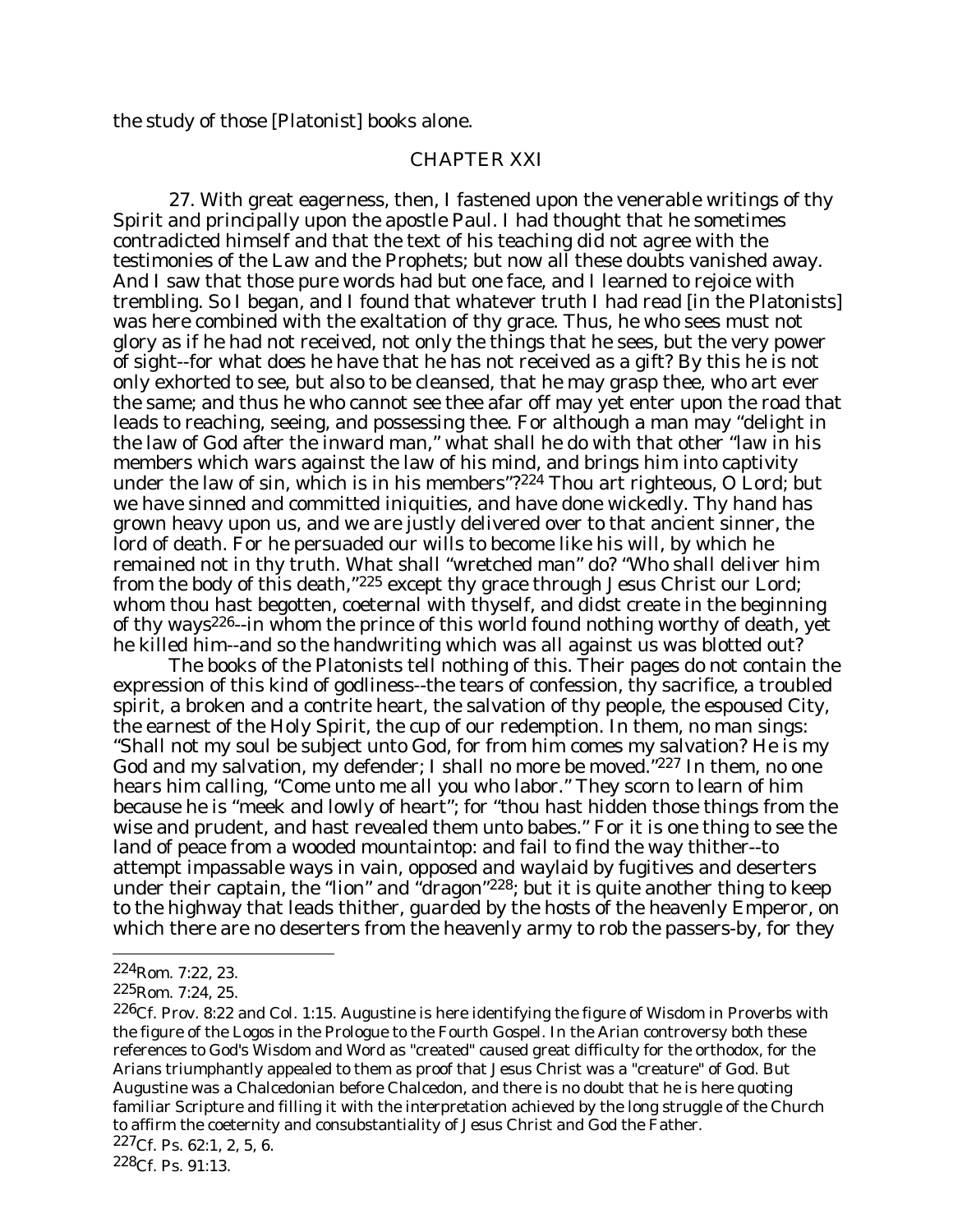the study of those [Platonist] books alone.

## CHAPTER XXI

27. With great eagerness, then, I fastened upon the venerable writings of thy Spirit and principally upon the apostle Paul. I had thought that he sometimes contradicted himself and that the text of his teaching did not agree with the testimonies of the Law and the Prophets; but now all these doubts vanished away. And I saw that those pure words had but one face, and I learned to rejoice with trembling. So I began, and I found that whatever truth I had read [in the Platonists] was here combined with the exaltation of thy grace. Thus, he who sees must not glory as if he had not received, not only the things that he sees, but the very power of sight--for what does he have that he has not received as a gift? By this he is not only exhorted to see, but also to be cleansed, that he may grasp thee, who art ever the same; and thus he who cannot see thee afar off may yet enter upon the road that leads to reaching, seeing, and possessing thee. For although a man may "delight in the law of God after the inward man," what shall he do with that other "law in his members which wars against the law of his mind, and brings him into captivity under the law of sin, which is in his members"?[224] Thou art righteous, O Lord; but we have sinned and committed iniquities, and have done wickedly. Thy hand has grown heavy upon us, and we are justly delivered over to that ancient sinner, the lord of death. For he persuaded our wills to become like his will, by which he remained not in thy truth. What shall "wretched man" do? "Who shall deliver him from the body of this death,"[225] except thy grace through Jesus Christ our Lord; whom thou hast begotten, coeternal with thyself, and didst create in the beginning of thy ways[226]--in whom the prince of this world found nothing worthy of death, yet he killed him--and so the handwriting which was all against us was blotted out?

The books of the Platonists tell nothing of this. Their pages do not contain the expression of this kind of godliness--the tears of confession, thy sacrifice, a troubled spirit, a broken and a contrite heart, the salvation of thy people, the espoused City, the earnest of the Holy Spirit, the cup of our redemption. In them, no man sings: "Shall not my soul be subject unto God, for from him comes my salvation? He is my God and my salvation, my defender; I shall no more be moved."[227] In them, no one hears him calling, "Come unto me all you who labor." They scorn to learn of him because he is "meek and lowly of heart"; for "thou hast hidden those things from the wise and prudent, and hast revealed them unto babes." For it is one thing to see the land of peace from a wooded mountaintop: and fail to find the way thither--to attempt impassable ways in vain, opposed and waylaid by fugitives and deserters under their captain, the "lion" and "dragon"[228]; but it is quite another thing to keep to the highway that leads thither, guarded by the hosts of the heavenly Emperor, on which there are no deserters from the heavenly army to rob the passers-by, for they

---

[224] Rom. 7:22, 23.

[225] Rom. 7:24, 25.

[226] Cf. Prov. 8:22 and Col. 1:15. Augustine is here identifying the figure of Wisdom in Proverbs with the figure of the Logos in the Prologue to the Fourth Gospel. In the Arian controversy both these references to God's Wisdom and Word as "created" caused great difficulty for the orthodox, for the Arians triumphantly appealed to them as proof that Jesus Christ was a "creature" of God. But Augustine was a Chalcedonian before Chalcedon, and there is no doubt that he is here quoting familiar Scripture and filling it with the interpretation achieved by the long struggle of the Church to affirm the coeternity and consubstantiality of Jesus Christ and God the Father.

[227] Cf. Ps. 62:1, 2, 5, 6.

[228] Cf. Ps. 91:13.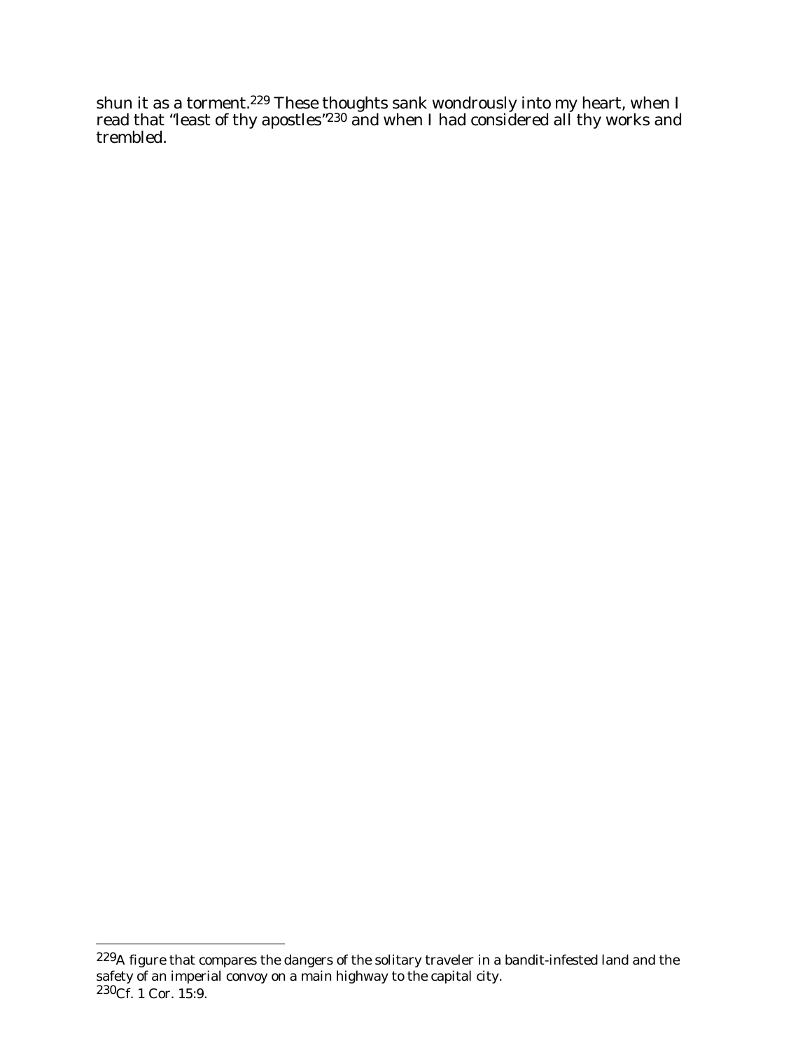shun it as a torment.[229] These thoughts sank wondrously into my heart, when I read that "least of thy apostles"[230] and when I had considered all thy works and trembled.

---

[229]A figure that compares the dangers of the solitary traveler in a bandit-infested land and the safety of an imperial convoy on a main highway to the capital city.

[230]Cf. 1 Cor. 15:9.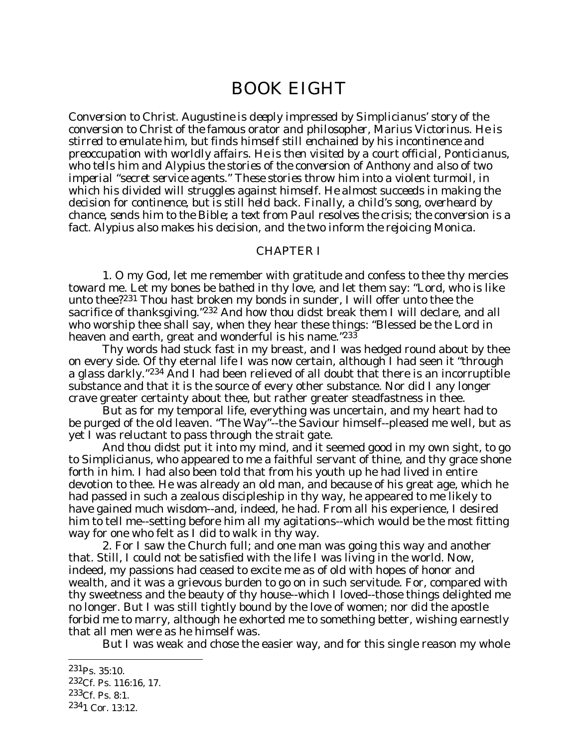# BOOK EIGHT

*Conversion to Christ. Augustine is deeply impressed by Simplicianus' story of the conversion to Christ of the famous orator and philosopher, Marius Victorinus. He is stirred to emulate him, but finds himself still enchained by his incontinence and preoccupation with worldly affairs. He is then visited by a court official, Ponticianus, who tells him and Alypius the stories of the conversion of Anthony and also of two imperial "secret service agents." These stories throw him into a violent turmoil, in which his divided will struggles against himself. He almost succeeds in making the decision for continence, but is still held back. Finally, a child's song, overheard by chance, sends him to the Bible; a text from Paul resolves the crisis; the conversion is a fact. Alypius also makes his decision, and the two inform the rejoicing Monica.*

## CHAPTER I

1. O my God, let me remember with gratitude and confess to thee thy mercies toward me. Let my bones be bathed in thy love, and let them say: "Lord, who is like unto thee?[231] Thou hast broken my bonds in sunder, I will offer unto thee the sacrifice of thanksgiving."[232] And how thou didst break them I will declare, and all who worship thee shall say, when they hear these things: "Blessed be the Lord in heaven and earth, great and wonderful is his name."[233]

Thy words had stuck fast in my breast, and I was hedged round about by thee on every side. Of thy eternal life I was now certain, although I had seen it "through a glass darkly."[234] And I had been relieved of all doubt that there is an incorruptible substance and that it is the source of every other substance. Nor did I any longer crave greater certainty about thee, but rather greater steadfastness in thee.

But as for my temporal life, everything was uncertain, and my heart had to be purged of the old leaven. "The Way"--the Saviour himself--pleased me well, but as yet I was reluctant to pass through the strait gate.

And thou didst put it into my mind, and it seemed good in my own sight, to go to Simplicianus, who appeared to me a faithful servant of thine, and thy grace shone forth in him. I had also been told that from his youth up he had lived in entire devotion to thee. He was already an old man, and because of his great age, which he had passed in such a zealous discipleship in thy way, he appeared to me likely to have gained much wisdom--and, indeed, he had. From all his experience, I desired him to tell me--setting before him all my agitations--which would be the most fitting way for one who felt as I did to walk in thy way.

2. For I saw the Church full; and one man was going this way and another that. Still, I could not be satisfied with the life I was living in the world. Now, indeed, my passions had ceased to excite me as of old with hopes of honor and wealth, and it was a grievous burden to go on in such servitude. For, compared with thy sweetness and the beauty of thy house--which I loved--those things delighted me no longer. But I was still tightly bound by the love of women; nor did the apostle forbid me to marry, although he exhorted me to something better, wishing earnestly that all men were as he himself was.

But I was weak and chose the easier way, and for this single reason my whole

---

[231] Ps. 35:10.

[232] Cf. Ps. 116:16, 17.

[233] Cf. Ps. 8:1.

[234] 1 Cor. 13:12.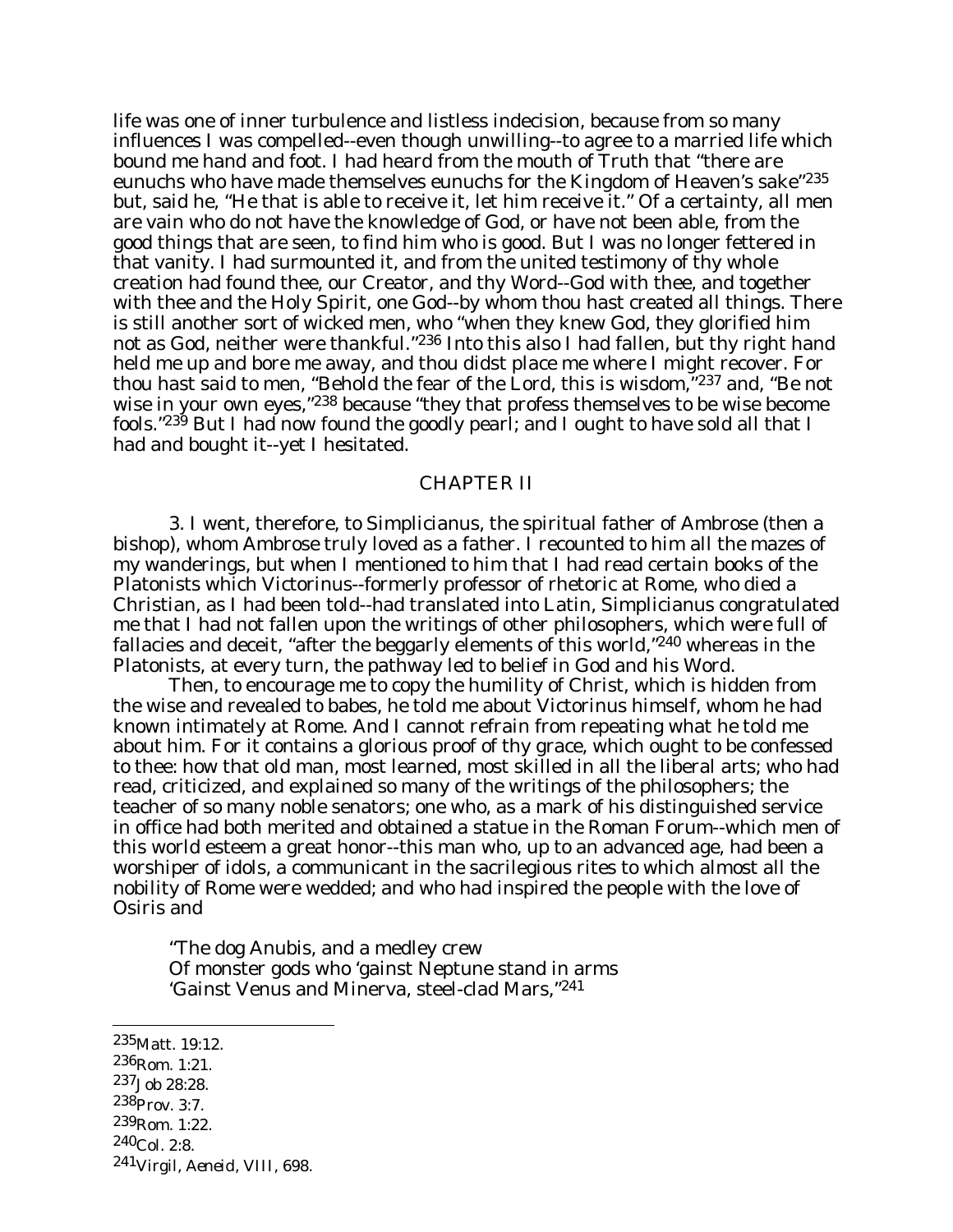life was one of inner turbulence and listless indecision, because from so many influences I was compelled--even though unwilling--to agree to a married life which bound me hand and foot. I had heard from the mouth of Truth that "there are eunuchs who have made themselves eunuchs for the Kingdom of Heaven's sake"[235] but, said he, "He that is able to receive it, let him receive it." Of a certainty, all men are vain who do not have the knowledge of God, or have not been able, from the good things that are seen, to find him who is good. But I was no longer fettered in that vanity. I had surmounted it, and from the united testimony of thy whole creation had found thee, our Creator, and thy Word--God with thee, and together with thee and the Holy Spirit, one God--by whom thou hast created all things. There is still another sort of wicked men, who "when they knew God, they glorified him not as God, neither were thankful."[236] Into this also I had fallen, but thy right hand held me up and bore me away, and thou didst place me where I might recover. For thou hast said to men, "Behold the fear of the Lord, this is wisdom,"[237] and, "Be not wise in your own eyes,"[238] because "they that profess themselves to be wise become fools."[239] But I had now found the goodly pearl; and I ought to have sold all that I had and bought it--yet I hesitated.

## CHAPTER II

3. I went, therefore, to Simplicianus, the spiritual father of Ambrose (then a bishop), whom Ambrose truly loved as a father. I recounted to him all the mazes of my wanderings, but when I mentioned to him that I had read certain books of the Platonists which Victorinus--formerly professor of rhetoric at Rome, who died a Christian, as I had been told--had translated into Latin, Simplicianus congratulated me that I had not fallen upon the writings of other philosophers, which were full of fallacies and deceit, "after the beggarly elements of this world,"[240] whereas in the Platonists, at every turn, the pathway led to belief in God and his Word.

Then, to encourage me to copy the humility of Christ, which is hidden from the wise and revealed to babes, he told me about Victorinus himself, whom he had known intimately at Rome. And I cannot refrain from repeating what he told me about him. For it contains a glorious proof of thy grace, which ought to be confessed to thee: how that old man, most learned, most skilled in all the liberal arts; who had read, criticized, and explained so many of the writings of the philosophers; the teacher of so many noble senators; one who, as a mark of his distinguished service in office had both merited and obtained a statue in the Roman Forum--which men of this world esteem a great honor--this man who, up to an advanced age, had been a worshiper of idols, a communicant in the sacrilegious rites to which almost all the nobility of Rome were wedded; and who had inspired the people with the love of Osiris and

> "The dog Anubis, and a medley crew
> Of monster gods who 'gainst Neptune stand in arms
> 'Gainst Venus and Minerva, steel-clad Mars,"[241]

---

[235] Matt. 19:12.
[236] Rom. 1:21.
[237] Job 28:28.
[238] Prov. 3:7.
[239] Rom. 1:22.
[240] Col. 2:8.
[241] Virgil, *Aeneid*, VIII, 698.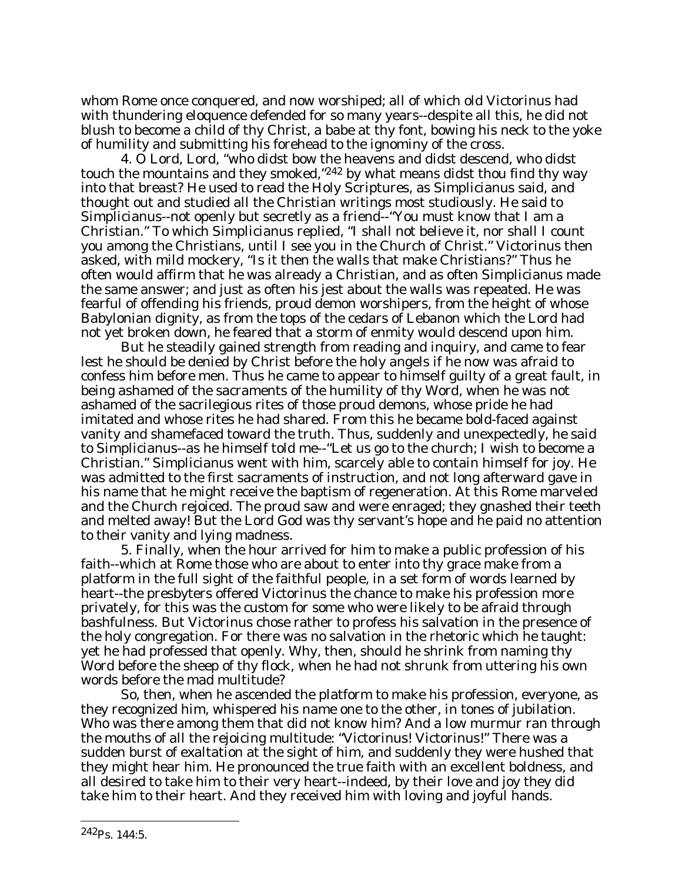whom Rome once conquered, and now worshiped; all of which old Victorinus had with thundering eloquence defended for so many years--despite all this, he did not blush to become a child of thy Christ, a babe at thy font, bowing his neck to the yoke of humility and submitting his forehead to the ignominy of the cross.

4. O Lord, Lord, "who didst bow the heavens and didst descend, who didst touch the mountains and they smoked,"[242] by what means didst thou find thy way into that breast? He used to read the Holy Scriptures, as Simplicianus said, and thought out and studied all the Christian writings most studiously. He said to Simplicianus--not openly but secretly as a friend--"You must know that I am a Christian." To which Simplicianus replied, "I shall not believe it, nor shall I count you among the Christians, until I see you in the Church of Christ." Victorinus then asked, with mild mockery, "Is it then the walls that make Christians?" Thus he often would affirm that he was already a Christian, and as often Simplicianus made the same answer; and just as often his jest about the walls was repeated. He was fearful of offending his friends, proud demon worshipers, from the height of whose Babylonian dignity, as from the tops of the cedars of Lebanon which the Lord had not yet broken down, he feared that a storm of enmity would descend upon him.

But he steadily gained strength from reading and inquiry, and came to fear lest he should be denied by Christ before the holy angels if he now was afraid to confess him before men. Thus he came to appear to himself guilty of a great fault, in being ashamed of the sacraments of the humility of thy Word, when he was not ashamed of the sacrilegious rites of those proud demons, whose pride he had imitated and whose rites he had shared. From this he became bold-faced against vanity and shamefaced toward the truth. Thus, suddenly and unexpectedly, he said to Simplicianus--as he himself told me--"Let us go to the church; I wish to become a Christian." Simplicianus went with him, scarcely able to contain himself for joy. He was admitted to the first sacraments of instruction, and not long afterward gave in his name that he might receive the baptism of regeneration. At this Rome marveled and the Church rejoiced. The proud saw and were enraged; they gnashed their teeth and melted away! But the Lord God was thy servant's hope and he paid no attention to their vanity and lying madness.

5. Finally, when the hour arrived for him to make a public profession of his faith--which at Rome those who are about to enter into thy grace make from a platform in the full sight of the faithful people, in a set form of words learned by heart--the presbyters offered Victorinus the chance to make his profession more privately, for this was the custom for some who were likely to be afraid through bashfulness. But Victorinus chose rather to profess his salvation in the presence of the holy congregation. For there was no salvation in the rhetoric which he taught: yet he had professed that openly. Why, then, should he shrink from naming thy Word before the sheep of thy flock, when he had not shrunk from uttering his own words before the mad multitude?

So, then, when he ascended the platform to make his profession, everyone, as they recognized him, whispered his name one to the other, in tones of jubilation. Who was there among them that did not know him? And a low murmur ran through the mouths of all the rejoicing multitude: "Victorinus! Victorinus!" There was a sudden burst of exaltation at the sight of him, and suddenly they were hushed that they might hear him. He pronounced the true faith with an excellent boldness, and all desired to take him to their very heart--indeed, by their love and joy they did take him to their heart. And they received him with loving and joyful hands.

---

[242] Ps. 144:5.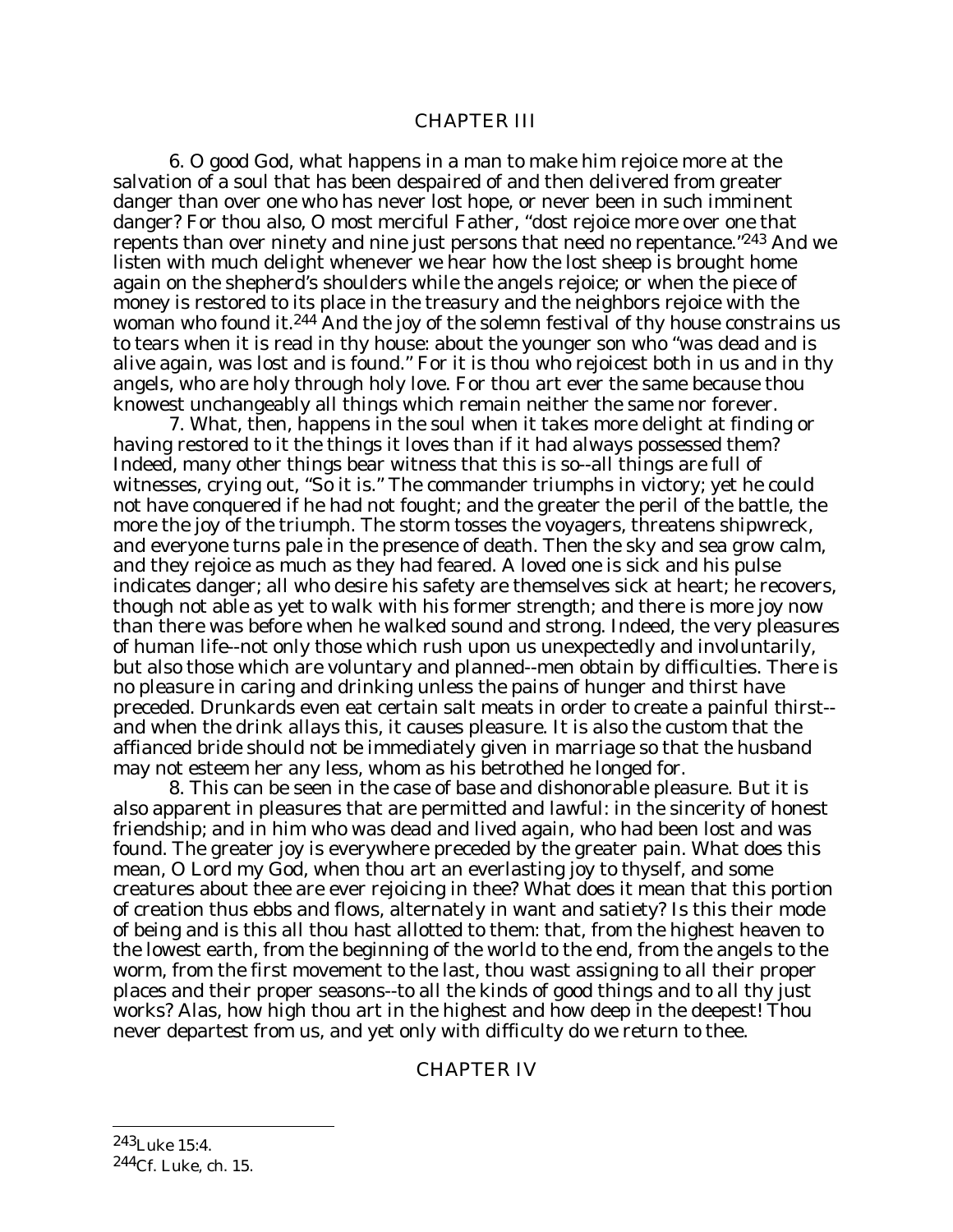## CHAPTER III

6. O good God, what happens in a man to make him rejoice more at the salvation of a soul that has been despaired of and then delivered from greater danger than over one who has never lost hope, or never been in such imminent danger? For thou also, O most merciful Father, "dost rejoice more over one that repents than over ninety and nine just persons that need no repentance."[243] And we listen with much delight whenever we hear how the lost sheep is brought home again on the shepherd's shoulders while the angels rejoice; or when the piece of money is restored to its place in the treasury and the neighbors rejoice with the woman who found it.[244] And the joy of the solemn festival of thy house constrains us to tears when it is read in thy house: about the younger son who "was dead and is alive again, was lost and is found." For it is thou who rejoicest both in us and in thy angels, who are holy through holy love. For thou art ever the same because thou knowest unchangeably all things which remain neither the same nor forever.

7. What, then, happens in the soul when it takes more delight at finding or having restored to it the things it loves than if it had always possessed them? Indeed, many other things bear witness that this is so--all things are full of witnesses, crying out, "So it is." The commander triumphs in victory; yet he could not have conquered if he had not fought; and the greater the peril of the battle, the more the joy of the triumph. The storm tosses the voyagers, threatens shipwreck, and everyone turns pale in the presence of death. Then the sky and sea grow calm, and they rejoice as much as they had feared. A loved one is sick and his pulse indicates danger; all who desire his safety are themselves sick at heart; he recovers, though not able as yet to walk with his former strength; and there is more joy now than there was before when he walked sound and strong. Indeed, the very pleasures of human life--not only those which rush upon us unexpectedly and involuntarily, but also those which are voluntary and planned--men obtain by difficulties. There is no pleasure in caring and drinking unless the pains of hunger and thirst have preceded. Drunkards even eat certain salt meats in order to create a painful thirst--and when the drink allays this, it causes pleasure. It is also the custom that the affianced bride should not be immediately given in marriage so that the husband may not esteem her any less, whom as his betrothed he longed for.

8. This can be seen in the case of base and dishonorable pleasure. But it is also apparent in pleasures that are permitted and lawful: in the sincerity of honest friendship; and in him who was dead and lived again, who had been lost and was found. The greater joy is everywhere preceded by the greater pain. What does this mean, O Lord my God, when thou art an everlasting joy to thyself, and some creatures about thee are ever rejoicing in thee? What does it mean that this portion of creation thus ebbs and flows, alternately in want and satiety? Is this their mode of being and is this all thou hast allotted to them: that, from the highest heaven to the lowest earth, from the beginning of the world to the end, from the angels to the worm, from the first movement to the last, thou wast assigning to all their proper places and their proper seasons--to all the kinds of good things and to all thy just works? Alas, how high thou art in the highest and how deep in the deepest! Thou never departest from us, and yet only with difficulty do we return to thee.

## CHAPTER IV

---

[243] Luke 15:4.

[244] Cf. Luke, ch. 15.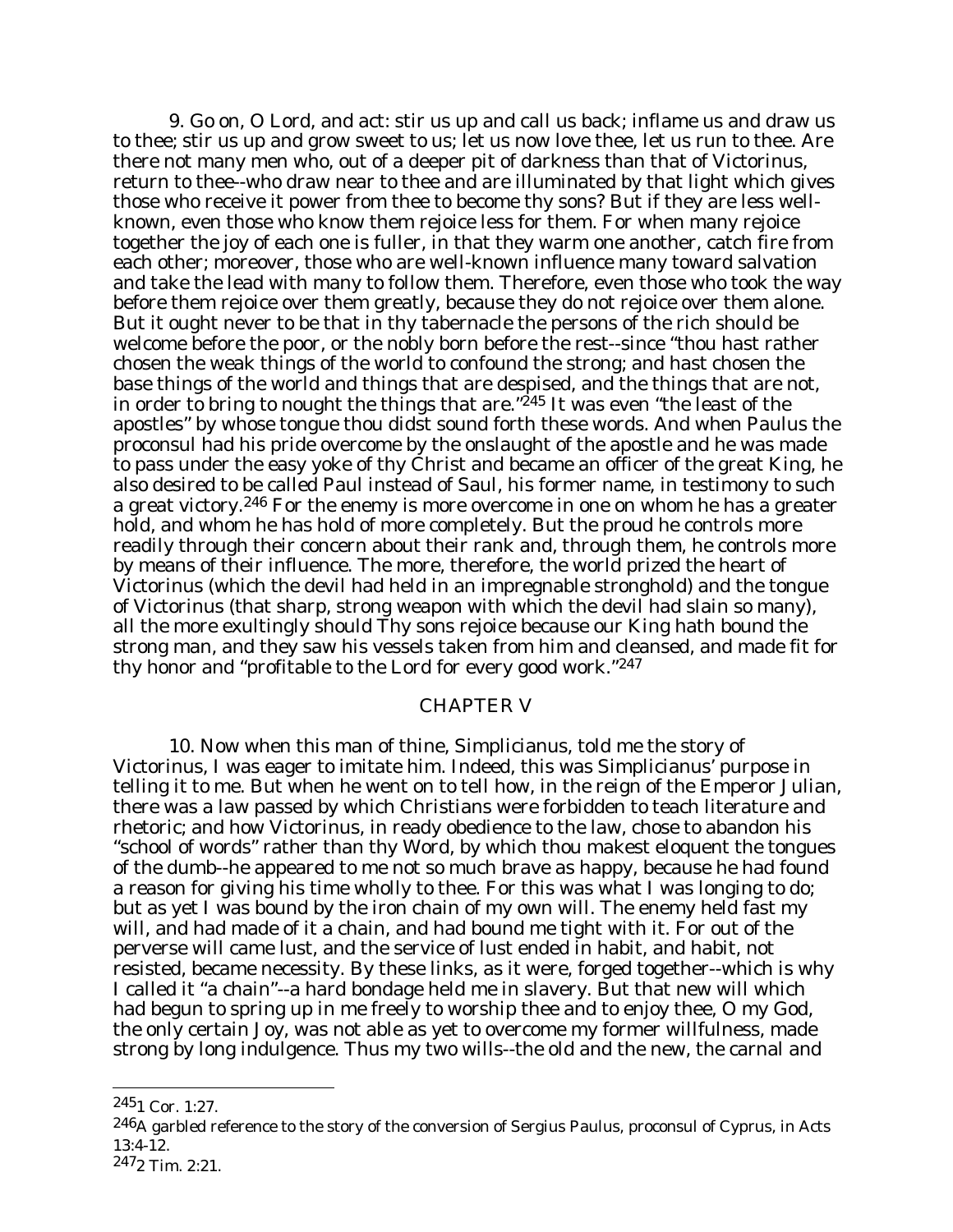9. Go on, O Lord, and act: stir us up and call us back; inflame us and draw us to thee; stir us up and grow sweet to us; let us now love thee, let us run to thee. Are there not many men who, out of a deeper pit of darkness than that of Victorinus, return to thee--who draw near to thee and are illuminated by that light which gives those who receive it power from thee to become thy sons? But if they are less well-known, even those who know them rejoice less for them. For when many rejoice together the joy of each one is fuller, in that they warm one another, catch fire from each other; moreover, those who are well-known influence many toward salvation and take the lead with many to follow them. Therefore, even those who took the way before them rejoice over them greatly, because they do not rejoice over them alone. But it ought never to be that in thy tabernacle the persons of the rich should be welcome before the poor, or the nobly born before the rest--since "thou hast rather chosen the weak things of the world to confound the strong; and hast chosen the base things of the world and things that are despised, and the things that are not, in order to bring to nought the things that are."[245] It was even "the least of the apostles" by whose tongue thou didst sound forth these words. And when Paulus the proconsul had his pride overcome by the onslaught of the apostle and he was made to pass under the easy yoke of thy Christ and became an officer of the great King, he also desired to be called Paul instead of Saul, his former name, in testimony to such a great victory.[246] For the enemy is more overcome in one on whom he has a greater hold, and whom he has hold of more completely. But the proud he controls more readily through their concern about their rank and, through them, he controls more by means of their influence. The more, therefore, the world prized the heart of Victorinus (which the devil had held in an impregnable stronghold) and the tongue of Victorinus (that sharp, strong weapon with which the devil had slain so many), all the more exultingly should Thy sons rejoice because our King hath bound the strong man, and they saw his vessels taken from him and cleansed, and made fit for thy honor and "profitable to the Lord for every good work."[247]

## CHAPTER V

10. Now when this man of thine, Simplicianus, told me the story of Victorinus, I was eager to imitate him. Indeed, this was Simplicianus' purpose in telling it to me. But when he went on to tell how, in the reign of the Emperor Julian, there was a law passed by which Christians were forbidden to teach literature and rhetoric; and how Victorinus, in ready obedience to the law, chose to abandon his "school of words" rather than thy Word, by which thou makest eloquent the tongues of the dumb--he appeared to me not so much brave as happy, because he had found a reason for giving his time wholly to thee. For this was what I was longing to do; but as yet I was bound by the iron chain of my own will. The enemy held fast my will, and had made of it a chain, and had bound me tight with it. For out of the perverse will came lust, and the service of lust ended in habit, and habit, not resisted, became necessity. By these links, as it were, forged together--which is why I called it "a chain"--a hard bondage held me in slavery. But that new will which had begun to spring up in me freely to worship thee and to enjoy thee, O my God, the only certain Joy, was not able as yet to overcome my former willfulness, made strong by long indulgence. Thus my two wills--the old and the new, the carnal and

---

[245] 1 Cor. 1:27.

[246] A garbled reference to the story of the conversion of Sergius Paulus, proconsul of Cyprus, in Acts 13:4-12.

[247] 2 Tim. 2:21.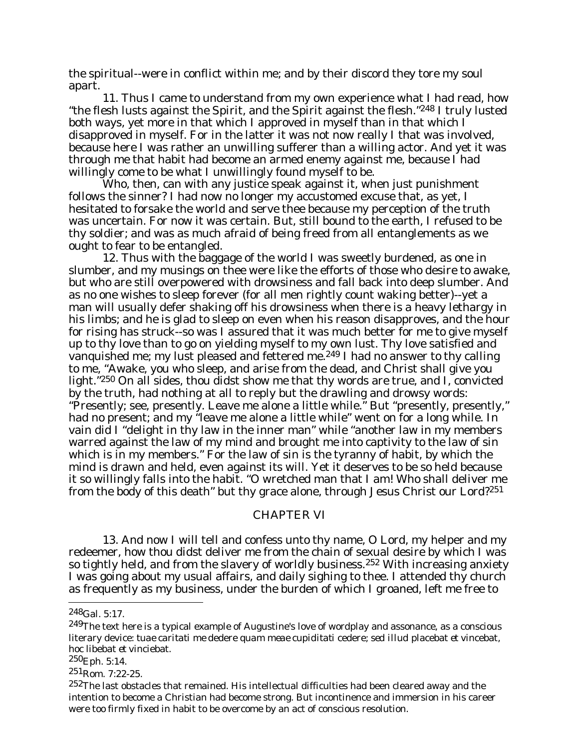the spiritual--were in conflict within me; and by their discord they tore my soul apart.

11. Thus I came to understand from my own experience what I had read, how "the flesh lusts against the Spirit, and the Spirit against the flesh."[248] I truly lusted both ways, yet more in that which I approved in myself than in that which I disapproved in myself. For in the latter it was not now really I that was involved, because here I was rather an unwilling sufferer than a willing actor. And yet it was through me that habit had become an armed enemy against me, because I had willingly come to be what I unwillingly found myself to be.

Who, then, can with any justice speak against it, when just punishment follows the sinner? I had now no longer my accustomed excuse that, as yet, I hesitated to forsake the world and serve thee because my perception of the truth was uncertain. For now it was certain. But, still bound to the earth, I refused to be thy soldier; and was as much afraid of being freed from all entanglements as we ought to fear to be entangled.

12. Thus with the baggage of the world I was sweetly burdened, as one in slumber, and my musings on thee were like the efforts of those who desire to awake, but who are still overpowered with drowsiness and fall back into deep slumber. And as no one wishes to sleep forever (for all men rightly count waking better)--yet a man will usually defer shaking off his drowsiness when there is a heavy lethargy in his limbs; and he is glad to sleep on even when his reason disapproves, and the hour for rising has struck--so was I assured that it was much better for me to give myself up to thy love than to go on yielding myself to my own lust. Thy love satisfied and vanquished me; my lust pleased and fettered me.[249] I had no answer to thy calling to me, "Awake, you who sleep, and arise from the dead, and Christ shall give you light."[250] On all sides, thou didst show me that thy words are true, and I, convicted by the truth, had nothing at all to reply but the drawling and drowsy words: "Presently; see, presently. Leave me alone a little while." But "presently, presently," had no present; and my "leave me alone a little while" went on for a long while. In vain did I "delight in thy law in the inner man" while "another law in my members warred against the law of my mind and brought me into captivity to the law of sin which is in my members." For the law of sin is the tyranny of habit, by which the mind is drawn and held, even against its will. Yet it deserves to be so held because it so willingly falls into the habit. "O wretched man that I am! Who shall deliver me from the body of this death" but thy grace alone, through Jesus Christ our Lord?[251]

## CHAPTER VI

13. And now I will tell and confess unto thy name, O Lord, my helper and my redeemer, how thou didst deliver me from the chain of sexual desire by which I was so tightly held, and from the slavery of worldly business.[252] With increasing anxiety I was going about my usual affairs, and daily sighing to thee. I attended thy church as frequently as my business, under the burden of which I groaned, left me free to

---

[248] Gal. 5:17.

[249] The text here is a typical example of Augustine's love of wordplay and assonance, as a conscious literary device: *tuae caritati me dedere quam meae cupiditati cedere; sed illud placebat et vincebat, hoc libebat et vinciebat.*

[250] Eph. 5:14.

[251] Rom. 7:22-25.

[252] The last obstacles that remained. His intellectual difficulties had been cleared away and the intention to become a Christian had become strong. But incontinence and immersion in his career were too firmly fixed in habit to be overcome by an act of conscious resolution.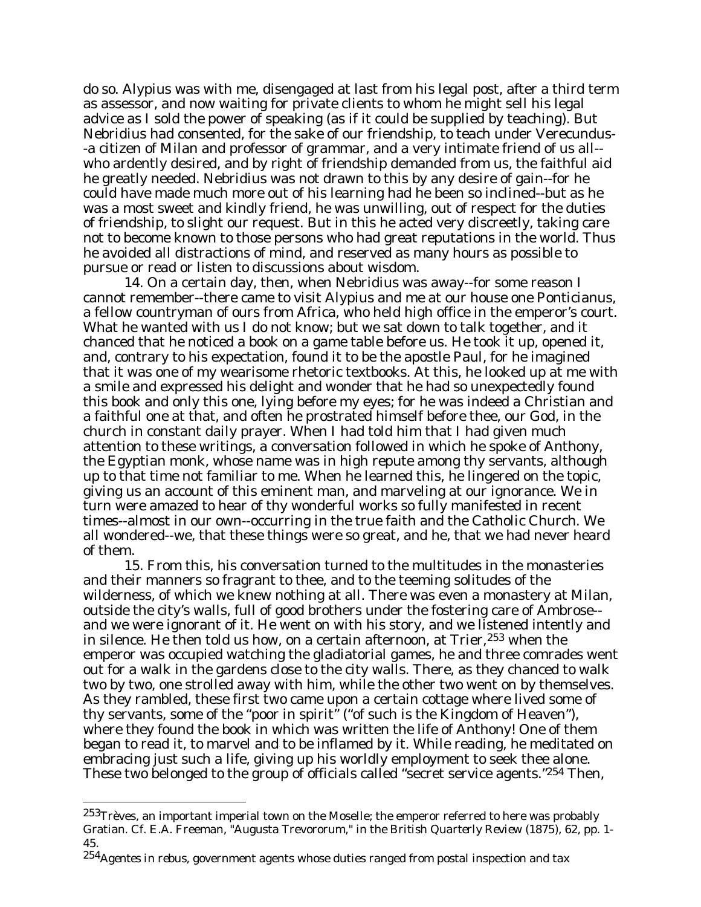do so. Alypius was with me, disengaged at last from his legal post, after a third term as assessor, and now waiting for private clients to whom he might sell his legal advice as I sold the power of speaking (as if it could be supplied by teaching). But Nebridius had consented, for the sake of our friendship, to teach under Verecundus--a citizen of Milan and professor of grammar, and a very intimate friend of us all--who ardently desired, and by right of friendship demanded from us, the faithful aid he greatly needed. Nebridius was not drawn to this by any desire of gain--for he could have made much more out of his learning had he been so inclined--but as he was a most sweet and kindly friend, he was unwilling, out of respect for the duties of friendship, to slight our request. But in this he acted very discreetly, taking care not to become known to those persons who had great reputations in the world. Thus he avoided all distractions of mind, and reserved as many hours as possible to pursue or read or listen to discussions about wisdom.

14. On a certain day, then, when Nebridius was away--for some reason I cannot remember--there came to visit Alypius and me at our house one Ponticianus, a fellow countryman of ours from Africa, who held high office in the emperor's court. What he wanted with us I do not know; but we sat down to talk together, and it chanced that he noticed a book on a game table before us. He took it up, opened it, and, contrary to his expectation, found it to be the apostle Paul, for he imagined that it was one of my wearisome rhetoric textbooks. At this, he looked up at me with a smile and expressed his delight and wonder that he had so unexpectedly found this book and only this one, lying before my eyes; for he was indeed a Christian and a faithful one at that, and often he prostrated himself before thee, our God, in the church in constant daily prayer. When I had told him that I had given much attention to these writings, a conversation followed in which he spoke of Anthony, the Egyptian monk, whose name was in high repute among thy servants, although up to that time not familiar to me. When he learned this, he lingered on the topic, giving us an account of this eminent man, and marveling at our ignorance. We in turn were amazed to hear of thy wonderful works so fully manifested in recent times--almost in our own--occurring in the true faith and the Catholic Church. We all wondered--we, that these things were so great, and he, that we had never heard of them.

15. From this, his conversation turned to the multitudes in the monasteries and their manners so fragrant to thee, and to the teeming solitudes of the wilderness, of which we knew nothing at all. There was even a monastery at Milan, outside the city's walls, full of good brothers under the fostering care of Ambrose--and we were ignorant of it. He went on with his story, and we listened intently and in silence. He then told us how, on a certain afternoon, at Trier,[253] when the emperor was occupied watching the gladiatorial games, he and three comrades went out for a walk in the gardens close to the city walls. There, as they chanced to walk two by two, one strolled away with him, while the other two went on by themselves. As they rambled, these first two came upon a certain cottage where lived some of thy servants, some of the "poor in spirit" ("of such is the Kingdom of Heaven"), where they found the book in which was written the life of Anthony! One of them began to read it, to marvel and to be inflamed by it. While reading, he meditated on embracing just such a life, giving up his worldly employment to seek thee alone. These two belonged to the group of officials called "secret service agents."[254] Then,

---

[253]Trèves, an important imperial town on the Moselle; the emperor referred to here was probably Gratian. Cf. E.A. Freeman, "Augusta Trevororum," in the *British Quarterly Review* (1875), 62, pp. 1-45.

[254]*Agentes in rebus*, government agents whose duties ranged from postal inspection and tax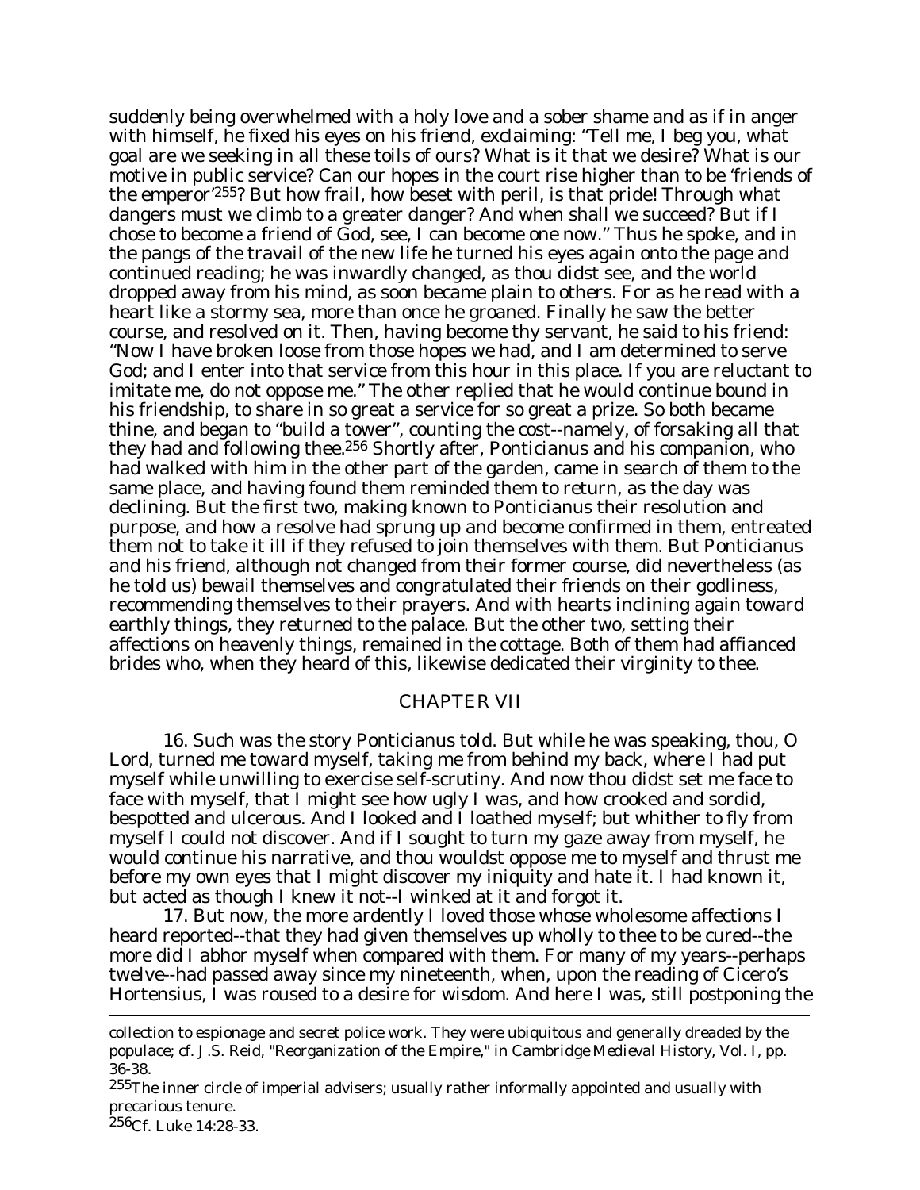suddenly being overwhelmed with a holy love and a sober shame and as if in anger with himself, he fixed his eyes on his friend, exclaiming: "Tell me, I beg you, what goal are we seeking in all these toils of ours? What is it that we desire? What is our motive in public service? Can our hopes in the court rise higher than to be 'friends of the emperor'[255]? But how frail, how beset with peril, is that pride! Through what dangers must we climb to a greater danger? And when shall we succeed? But if I chose to become a friend of God, see, I can become one now." Thus he spoke, and in the pangs of the travail of the new life he turned his eyes again onto the page and continued reading; he was inwardly changed, as thou didst see, and the world dropped away from his mind, as soon became plain to others. For as he read with a heart like a stormy sea, more than once he groaned. Finally he saw the better course, and resolved on it. Then, having become thy servant, he said to his friend: "Now I have broken loose from those hopes we had, and I am determined to serve God; and I enter into that service from this hour in this place. If you are reluctant to imitate me, do not oppose me." The other replied that he would continue bound in his friendship, to share in so great a service for so great a prize. So both became thine, and began to "build a tower", counting the cost--namely, of forsaking all that they had and following thee.[256] Shortly after, Ponticianus and his companion, who had walked with him in the other part of the garden, came in search of them to the same place, and having found them reminded them to return, as the day was declining. But the first two, making known to Ponticianus their resolution and purpose, and how a resolve had sprung up and become confirmed in them, entreated them not to take it ill if they refused to join themselves with them. But Ponticianus and his friend, although not changed from their former course, did nevertheless (as he told us) bewail themselves and congratulated their friends on their godliness, recommending themselves to their prayers. And with hearts inclining again toward earthly things, they returned to the palace. But the other two, setting their affections on heavenly things, remained in the cottage. Both of them had affianced brides who, when they heard of this, likewise dedicated their virginity to thee.

## CHAPTER VII

16. Such was the story Ponticianus told. But while he was speaking, thou, O Lord, turned me toward myself, taking me from behind my back, where I had put myself while unwilling to exercise self-scrutiny. And now thou didst set me face to face with myself, that I might see how ugly I was, and how crooked and sordid, bespotted and ulcerous. And I looked and I loathed myself; but whither to fly from myself I could not discover. And if I sought to turn my gaze away from myself, he would continue his narrative, and thou wouldst oppose me to myself and thrust me before my own eyes that I might discover my iniquity and hate it. I had known it, but acted as though I knew it not--I winked at it and forgot it.

17. But now, the more ardently I loved those whose wholesome affections I heard reported--that they had given themselves up wholly to thee to be cured--the more did I abhor myself when compared with them. For many of my years--perhaps twelve--had passed away since my nineteenth, when, upon the reading of Cicero's *Hortensius*, I was roused to a desire for wisdom. And here I was, still postponing the

---

collection to espionage and secret police work. They were ubiquitous and generally dreaded by the populace; cf. J.S. Reid, "Reorganization of the Empire," in *Cambridge Medieval History*, Vol. I, pp. 36-38.

[255]The inner circle of imperial advisers; usually rather informally appointed and usually with precarious tenure.

[256]Cf. Luke 14:28-33.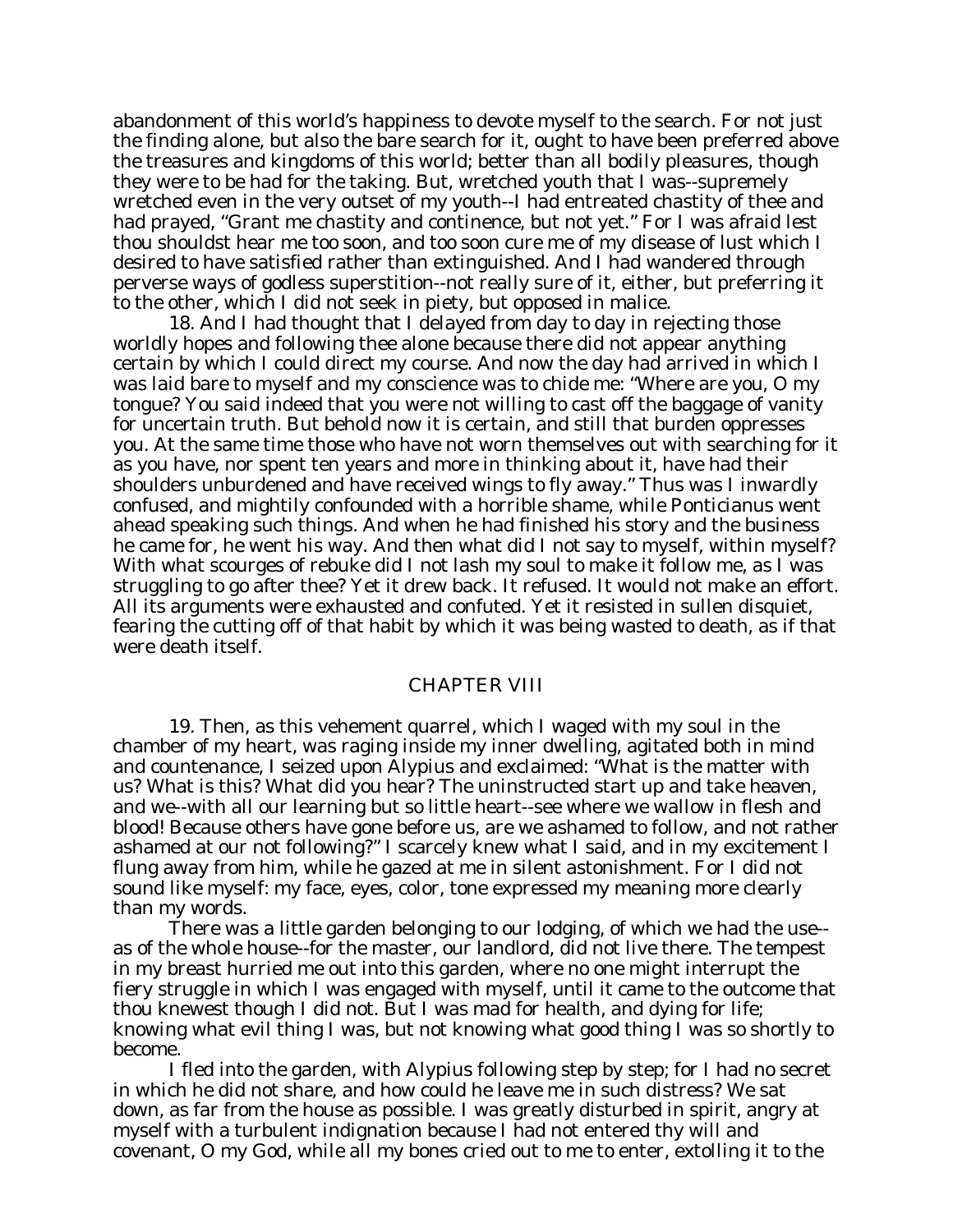abandonment of this world's happiness to devote myself to the search. For not just the finding alone, but also the bare search for it, ought to have been preferred above the treasures and kingdoms of this world; better than all bodily pleasures, though they were to be had for the taking. But, wretched youth that I was--supremely wretched even in the very outset of my youth--I had entreated chastity of thee and had prayed, "Grant me chastity and continence, but not yet." For I was afraid lest thou shouldst hear me too soon, and too soon cure me of my disease of lust which I desired to have satisfied rather than extinguished. And I had wandered through perverse ways of godless superstition--not really sure of it, either, but preferring it to the other, which I did not seek in piety, but opposed in malice.

18. And I had thought that I delayed from day to day in rejecting those worldly hopes and following thee alone because there did not appear anything certain by which I could direct my course. And now the day had arrived in which I was laid bare to myself and my conscience was to chide me: "Where are you, O my tongue? You said indeed that you were not willing to cast off the baggage of vanity for uncertain truth. But behold now it is certain, and still that burden oppresses you. At the same time those who have not worn themselves out with searching for it as you have, nor spent ten years and more in thinking about it, have had their shoulders unburdened and have received wings to fly away." Thus was I inwardly confused, and mightily confounded with a horrible shame, while Ponticianus went ahead speaking such things. And when he had finished his story and the business he came for, he went his way. And then what did I not say to myself, within myself? With what scourges of rebuke did I not lash my soul to make it follow me, as I was struggling to go after thee? Yet it drew back. It refused. It would not make an effort. All its arguments were exhausted and confuted. Yet it resisted in sullen disquiet, fearing the cutting off of that habit by which it was being wasted to death, as if that were death itself.

## CHAPTER VIII

19. Then, as this vehement quarrel, which I waged with my soul in the chamber of my heart, was raging inside my inner dwelling, agitated both in mind and countenance, I seized upon Alypius and exclaimed: "What is the matter with us? What is this? What did you hear? The uninstructed start up and take heaven, and we--with all our learning but so little heart--see where we wallow in flesh and blood! Because others have gone before us, are we ashamed to follow, and not rather ashamed at our not following?" I scarcely knew what I said, and in my excitement I flung away from him, while he gazed at me in silent astonishment. For I did not sound like myself: my face, eyes, color, tone expressed my meaning more clearly than my words.

There was a little garden belonging to our lodging, of which we had the use--as of the whole house--for the master, our landlord, did not live there. The tempest in my breast hurried me out into this garden, where no one might interrupt the fiery struggle in which I was engaged with myself, until it came to the outcome that thou knewest though I did not. But I was mad for health, and dying for life; knowing what evil thing I was, but not knowing what good thing I was so shortly to become.

I fled into the garden, with Alypius following step by step; for I had no secret in which he did not share, and how could he leave me in such distress? We sat down, as far from the house as possible. I was greatly disturbed in spirit, angry at myself with a turbulent indignation because I had not entered thy will and covenant, O my God, while all my bones cried out to me to enter, extolling it to the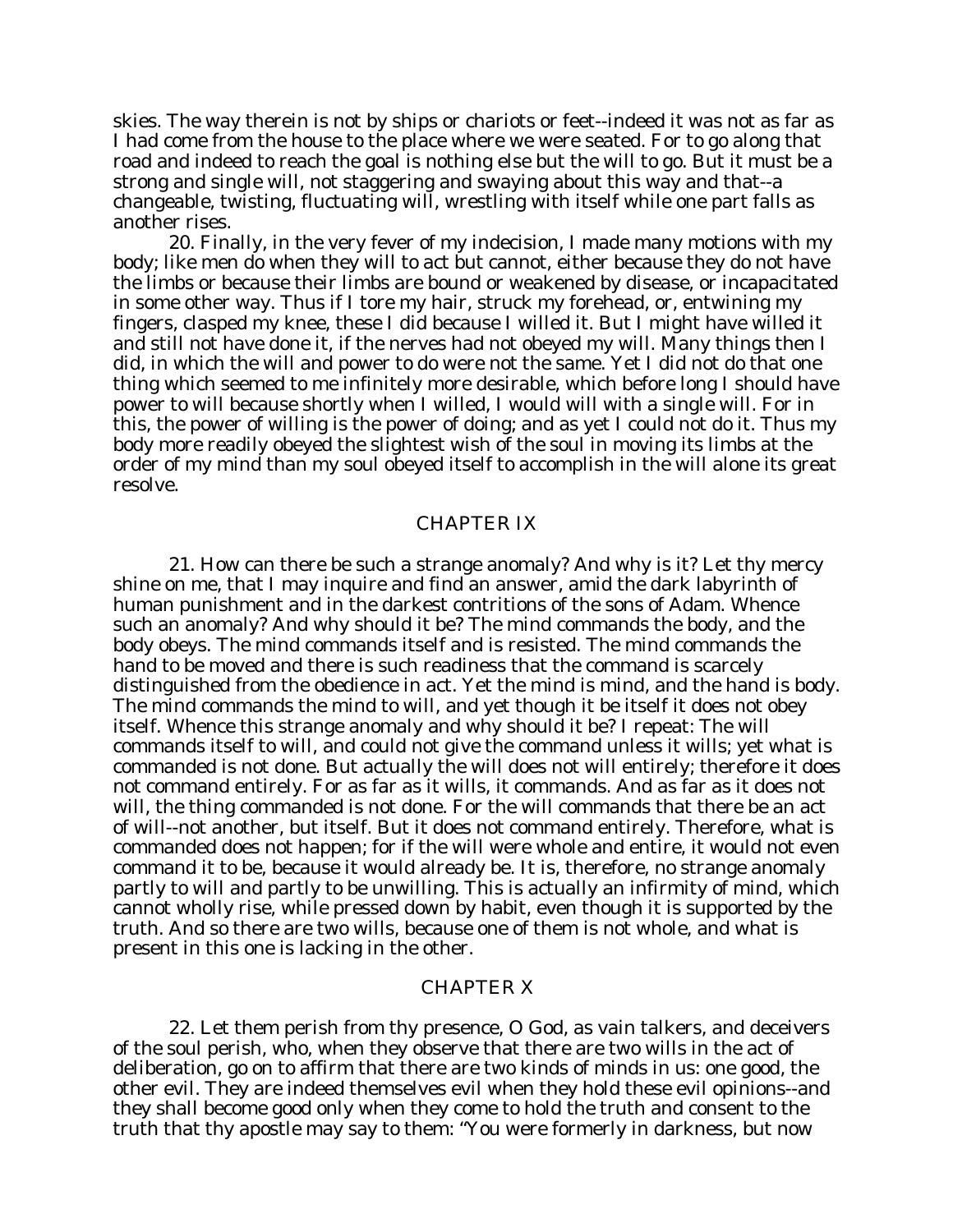skies. The way therein is not by ships or chariots or feet--indeed it was not as far as I had come from the house to the place where we were seated. For to go along that road and indeed to reach the goal is nothing else but the will to go. But it must be a strong and single will, not staggering and swaying about this way and that--a changeable, twisting, fluctuating will, wrestling with itself while one part falls as another rises.

20. Finally, in the very fever of my indecision, I made many motions with my body; like men do when they will to act but cannot, either because they do not have the limbs or because their limbs are bound or weakened by disease, or incapacitated in some other way. Thus if I tore my hair, struck my forehead, or, entwining my fingers, clasped my knee, these I did because I willed it. But I might have willed it and still not have done it, if the nerves had not obeyed my will. Many things then I did, in which the will and power to do were not the same. Yet I did not do that one thing which seemed to me infinitely more desirable, which before long I should have power to will because shortly when I willed, I would will with a single will. For in this, the power of willing is the power of doing; and as yet I could not do it. Thus my body more readily obeyed the slightest wish of the soul in moving its limbs at the order of my mind than my soul obeyed itself to accomplish in the will alone its great resolve.

## CHAPTER IX

21. How can there be such a strange anomaly? And why is it? Let thy mercy shine on me, that I may inquire and find an answer, amid the dark labyrinth of human punishment and in the darkest contritions of the sons of Adam. Whence such an anomaly? And why should it be? The mind commands the body, and the body obeys. The mind commands itself and is resisted. The mind commands the hand to be moved and there is such readiness that the command is scarcely distinguished from the obedience in act. Yet the mind is mind, and the hand is body. The mind commands the mind to will, and yet though it be itself it does not obey itself. Whence this strange anomaly and why should it be? I repeat: The will commands itself to will, and could not give the command unless it wills; yet what is commanded is not done. But actually the will does not will entirely; therefore it does not command entirely. For as far as it wills, it commands. And as far as it does not will, the thing commanded is not done. For the will commands that there be an act of will--not another, but itself. But it does not command entirely. Therefore, what is commanded does not happen; for if the will were whole and entire, it would not even command it to be, because it would already be. It is, therefore, no strange anomaly partly to will and partly to be unwilling. This is actually an infirmity of mind, which cannot wholly rise, while pressed down by habit, even though it is supported by the truth. And so there are two wills, because one of them is not whole, and what is present in this one is lacking in the other.

## CHAPTER X

22. Let them perish from thy presence, O God, as vain talkers, and deceivers of the soul perish, who, when they observe that there are two wills in the act of deliberation, go on to affirm that there are two kinds of minds in us: one good, the other evil. They are indeed themselves evil when they hold these evil opinions--and they shall become good only when they come to hold the truth and consent to the truth that thy apostle may say to them: "You were formerly in darkness, but now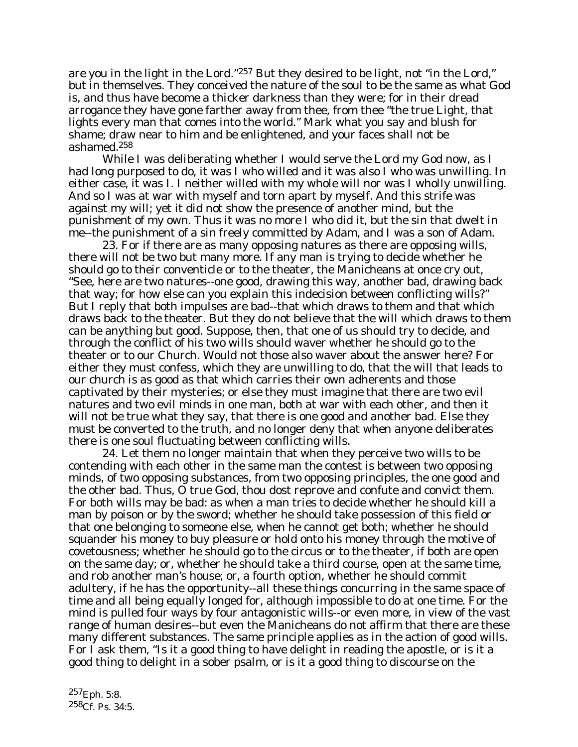are you in the light in the Lord."[257] But they desired to be light, not "in the Lord," but in themselves. They conceived the nature of the soul to be the same as what God is, and thus have become a thicker darkness than they were; for in their dread arrogance they have gone farther away from thee, from thee "the true Light, that lights every man that comes into the world." Mark what you say and blush for shame; draw near to him and be enlightened, and your faces shall not be ashamed.[258]

While I was deliberating whether I would serve the Lord my God now, as I had long purposed to do, it was I who willed and it was also I who was unwilling. In either case, it was I. I neither willed with my whole will nor was I wholly unwilling. And so I was at war with myself and torn apart by myself. And this strife was against my will; yet it did not show the presence of another mind, but the punishment of my own. Thus it was no more I who did it, but the sin that dwelt in me--the punishment of a sin freely committed by Adam, and I was a son of Adam.

23. For if there are as many opposing natures as there are opposing wills, there will not be two but many more. If any man is trying to decide whether he should go to their conventicle or to the theater, the Manicheans at once cry out, "See, here are two natures--one good, drawing this way, another bad, drawing back that way; for how else can you explain this indecision between conflicting wills?" But I reply that both impulses are bad--that which draws to them and that which draws back to the theater. But they do not believe that the will which draws to them can be anything but good. Suppose, then, that one of us should try to decide, and through the conflict of his two wills should waver whether he should go to the theater or to our Church. Would not those also waver about the answer here? For either they must confess, which they are unwilling to do, that the will that leads to our church is as good as that which carries their own adherents and those captivated by their mysteries; or else they must imagine that there are two evil natures and two evil minds in one man, both at war with each other, and then it will not be true what they say, that there is one good and another bad. Else they must be converted to the truth, and no longer deny that when anyone deliberates there is one soul fluctuating between conflicting wills.

24. Let them no longer maintain that when they perceive two wills to be contending with each other in the same man the contest is between two opposing minds, of two opposing substances, from two opposing principles, the one good and the other bad. Thus, O true God, thou dost reprove and confute and convict them. For both wills may be bad: as when a man tries to decide whether he should kill a man by poison or by the sword; whether he should take possession of this field or that one belonging to someone else, when he cannot get both; whether he should squander his money to buy pleasure or hold onto his money through the motive of covetousness; whether he should go to the circus or to the theater, if both are open on the same day; or, whether he should take a third course, open at the same time, and rob another man's house; or, a fourth option, whether he should commit adultery, if he has the opportunity--all these things concurring in the same space of time and all being equally longed for, although impossible to do at one time. For the mind is pulled four ways by four antagonistic wills--or even more, in view of the vast range of human desires--but even the Manicheans do not affirm that there are these many different substances. The same principle applies as in the action of good wills. For I ask them, "Is it a good thing to have delight in reading the apostle, or is it a good thing to delight in a sober psalm, or is it a good thing to discourse on the

---

[257] Eph. 5:8.

[258] Cf. Ps. 34:5.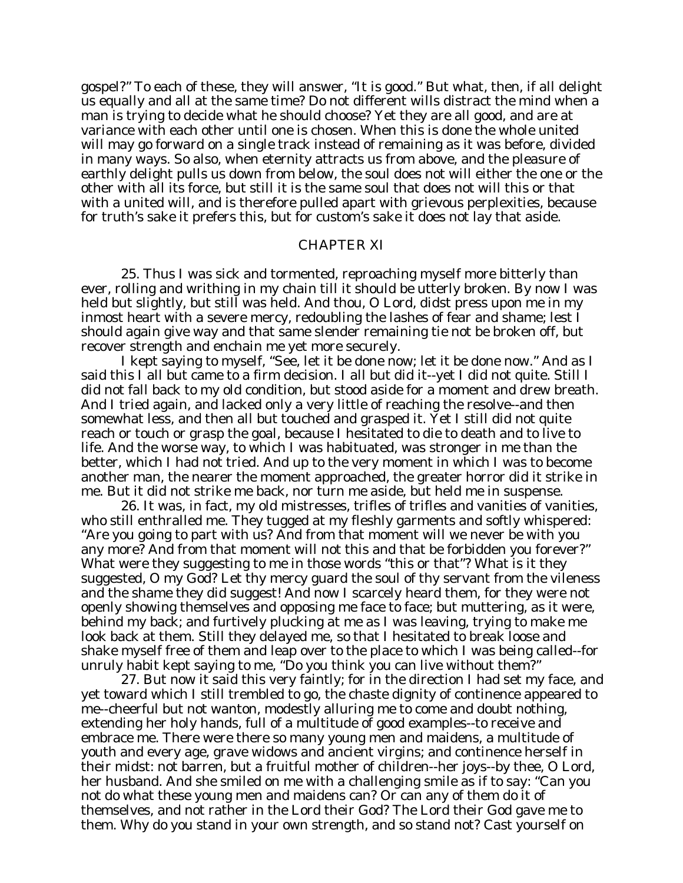gospel?" To each of these, they will answer, "It is good." But what, then, if all delight us equally and all at the same time? Do not different wills distract the mind when a man is trying to decide what he should choose? Yet they are all good, and are at variance with each other until one is chosen. When this is done the whole united will may go forward on a single track instead of remaining as it was before, divided in many ways. So also, when eternity attracts us from above, and the pleasure of earthly delight pulls us down from below, the soul does not will either the one or the other with all its force, but still it is the same soul that does not will this or that with a united will, and is therefore pulled apart with grievous perplexities, because for truth's sake it prefers this, but for custom's sake it does not lay that aside.

## CHAPTER XI

25. Thus I was sick and tormented, reproaching myself more bitterly than ever, rolling and writhing in my chain till it should be utterly broken. By now I was held but slightly, but still was held. And thou, O Lord, didst press upon me in my inmost heart with a severe mercy, redoubling the lashes of fear and shame; lest I should again give way and that same slender remaining tie not be broken off, but recover strength and enchain me yet more securely.

I kept saying to myself, "See, let it be done now; let it be done now." And as I said this I all but came to a firm decision. I all but did it--yet I did not quite. Still I did not fall back to my old condition, but stood aside for a moment and drew breath. And I tried again, and lacked only a very little of reaching the resolve--and then somewhat less, and then all but touched and grasped it. Yet I still did not quite reach or touch or grasp the goal, because I hesitated to die to death and to live to life. And the worse way, to which I was habituated, was stronger in me than the better, which I had not tried. And up to the very moment in which I was to become another man, the nearer the moment approached, the greater horror did it strike in me. But it did not strike me back, nor turn me aside, but held me in suspense.

26. It was, in fact, my old mistresses, trifles of trifles and vanities of vanities, who still enthralled me. They tugged at my fleshly garments and softly whispered: "Are you going to part with us? And from that moment will we never be with you any more? And from that moment will not this and that be forbidden you forever?" What were they suggesting to me in those words "this or that"? What is it they suggested, O my God? Let thy mercy guard the soul of thy servant from the vileness and the shame they did suggest! And now I scarcely heard them, for they were not openly showing themselves and opposing me face to face; but muttering, as it were, behind my back; and furtively plucking at me as I was leaving, trying to make me look back at them. Still they delayed me, so that I hesitated to break loose and shake myself free of them and leap over to the place to which I was being called--for unruly habit kept saying to me, "Do you think you can live without them?"

27. But now it said this very faintly; for in the direction I had set my face, and yet toward which I still trembled to go, the chaste dignity of continence appeared to me--cheerful but not wanton, modestly alluring me to come and doubt nothing, extending her holy hands, full of a multitude of good examples--to receive and embrace me. There were there so many young men and maidens, a multitude of youth and every age, grave widows and ancient virgins; and continence herself in their midst: not barren, but a fruitful mother of children--her joys--by thee, O Lord, her husband. And she smiled on me with a challenging smile as if to say: "Can you not do what these young men and maidens can? Or can any of them do it of themselves, and not rather in the Lord their God? The Lord their God gave me to them. Why do you stand in your own strength, and so stand not? Cast yourself on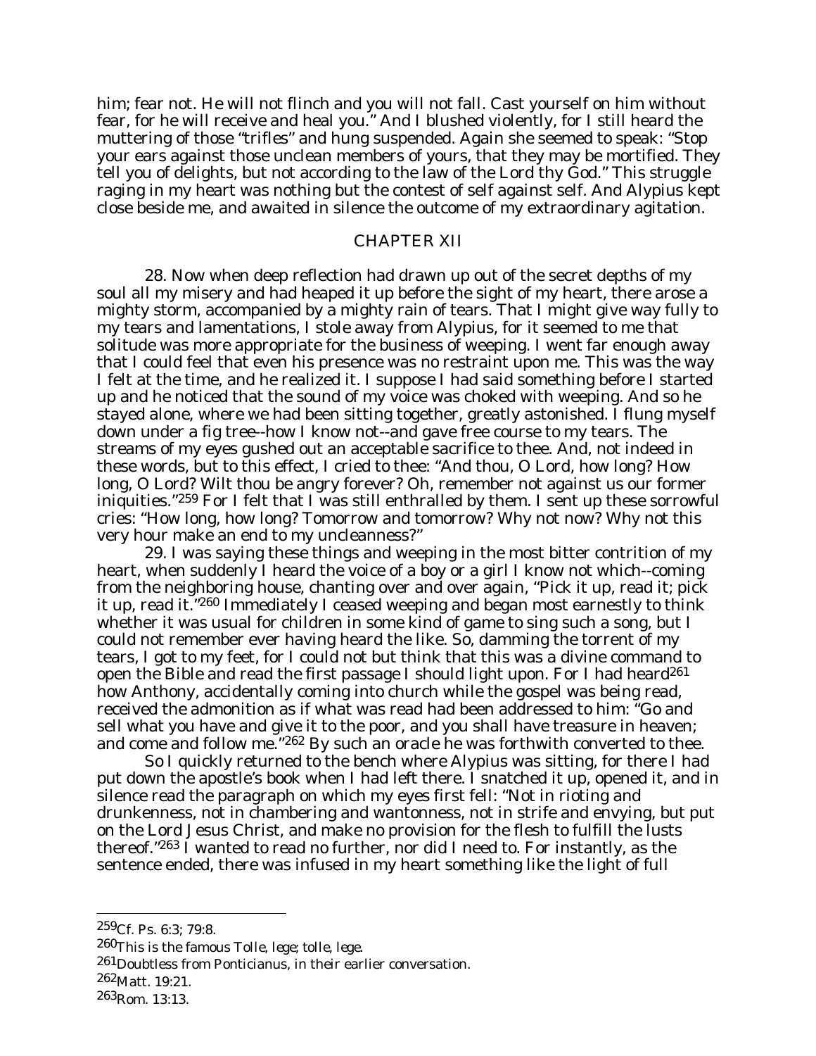him; fear not. He will not flinch and you will not fall. Cast yourself on him without fear, for he will receive and heal you." And I blushed violently, for I still heard the muttering of those "trifles" and hung suspended. Again she seemed to speak: "Stop your ears against those unclean members of yours, that they may be mortified. They tell you of delights, but not according to the law of the Lord thy God." This struggle raging in my heart was nothing but the contest of self against self. And Alypius kept close beside me, and awaited in silence the outcome of my extraordinary agitation.

## CHAPTER XII

28. Now when deep reflection had drawn up out of the secret depths of my soul all my misery and had heaped it up before the sight of my heart, there arose a mighty storm, accompanied by a mighty rain of tears. That I might give way fully to my tears and lamentations, I stole away from Alypius, for it seemed to me that solitude was more appropriate for the business of weeping. I went far enough away that I could feel that even his presence was no restraint upon me. This was the way I felt at the time, and he realized it. I suppose I had said something before I started up and he noticed that the sound of my voice was choked with weeping. And so he stayed alone, where we had been sitting together, greatly astonished. I flung myself down under a fig tree--how I know not--and gave free course to my tears. The streams of my eyes gushed out an acceptable sacrifice to thee. And, not indeed in these words, but to this effect, I cried to thee: "And thou, O Lord, how long? How long, O Lord? Wilt thou be angry forever? Oh, remember not against us our former iniquities."[259] For I felt that I was still enthralled by them. I sent up these sorrowful cries: "How long, how long? Tomorrow and tomorrow? Why not now? Why not this very hour make an end to my uncleanness?"

29. I was saying these things and weeping in the most bitter contrition of my heart, when suddenly I heard the voice of a boy or a girl I know not which--coming from the neighboring house, chanting over and over again, "Pick it up, read it; pick it up, read it."[260] Immediately I ceased weeping and began most earnestly to think whether it was usual for children in some kind of game to sing such a song, but I could not remember ever having heard the like. So, damming the torrent of my tears, I got to my feet, for I could not but think that this was a divine command to open the Bible and read the first passage I should light upon. For I had heard[261] how Anthony, accidentally coming into church while the gospel was being read, received the admonition as if what was read had been addressed to him: "Go and sell what you have and give it to the poor, and you shall have treasure in heaven; and come and follow me."[262] By such an oracle he was forthwith converted to thee.

So I quickly returned to the bench where Alypius was sitting, for there I had put down the apostle's book when I had left there. I snatched it up, opened it, and in silence read the paragraph on which my eyes first fell: "Not in rioting and drunkenness, not in chambering and wantonness, not in strife and envying, but put on the Lord Jesus Christ, and make no provision for the flesh to fulfill the lusts thereof."[263] I wanted to read no further, nor did I need to. For instantly, as the sentence ended, there was infused in my heart something like the light of full

---

[259] Cf. Ps. 6:3; 79:8.

[260] This is the famous *Tolle, lege; tolle, lege*.

[261] Doubtless from Ponticianus, in their earlier conversation.

[262] Matt. 19:21.

[263] Rom. 13:13.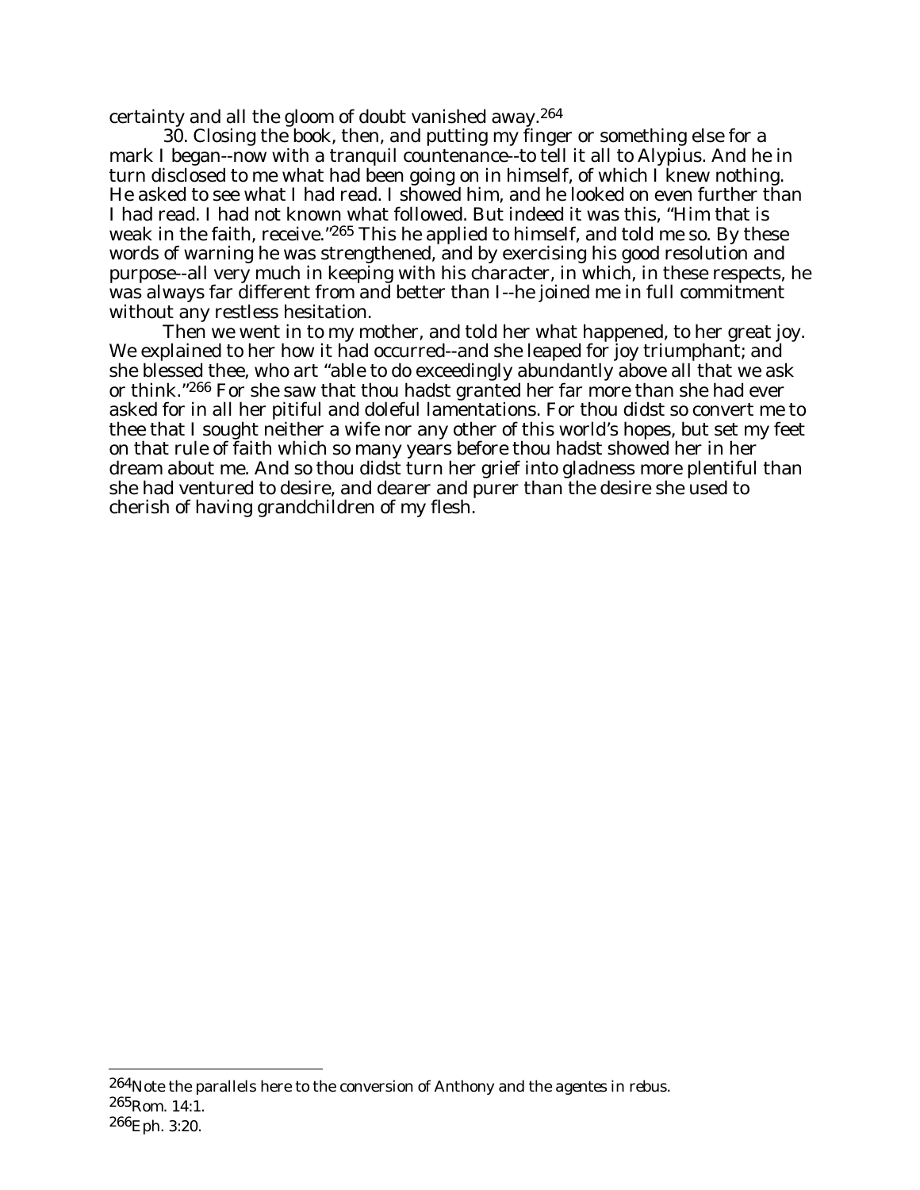certainty and all the gloom of doubt vanished away.[264]

30. Closing the book, then, and putting my finger or something else for a mark I began--now with a tranquil countenance--to tell it all to Alypius. And he in turn disclosed to me what had been going on in himself, of which I knew nothing. He asked to see what I had read. I showed him, and he looked on even further than I had read. I had not known what followed. But indeed it was this, "Him that is weak in the faith, receive."[265] This he applied to himself, and told me so. By these words of warning he was strengthened, and by exercising his good resolution and purpose--all very much in keeping with his character, in which, in these respects, he was always far different from and better than I--he joined me in full commitment without any restless hesitation.

Then we went in to my mother, and told her what happened, to her great joy. We explained to her how it had occurred--and she leaped for joy triumphant; and she blessed thee, who art "able to do exceedingly abundantly above all that we ask or think."[266] For she saw that thou hadst granted her far more than she had ever asked for in all her pitiful and doleful lamentations. For thou didst so convert me to thee that I sought neither a wife nor any other of this world's hopes, but set my feet on that rule of faith which so many years before thou hadst showed her in her dream about me. And so thou didst turn her grief into gladness more plentiful than she had ventured to desire, and dearer and purer than the desire she used to cherish of having grandchildren of my flesh.

---

[264] Note the parallels here to the conversion of Anthony and the *agentes in rebus*.

[265] Rom. 14:1.

[266] Eph. 3:20.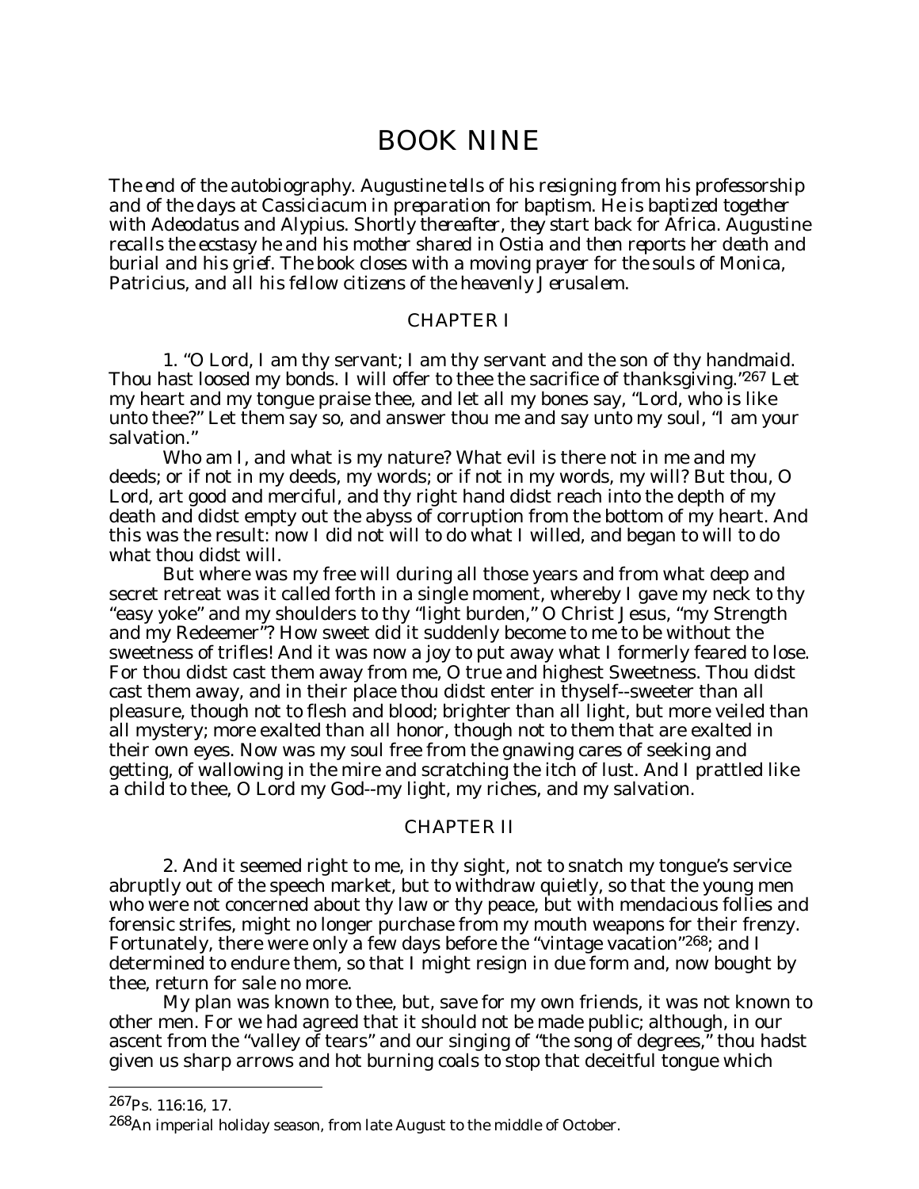# BOOK NINE

*The end of the autobiography. Augustine tells of his resigning from his professorship and of the days at Cassiciacum in preparation for baptism. He is baptized together with Adeodatus and Alypius. Shortly thereafter, they start back for Africa. Augustine recalls the ecstasy he and his mother shared in Ostia and then reports her death and burial and his grief. The book closes with a moving prayer for the souls of Monica, Patricius, and all his fellow citizens of the heavenly Jerusalem.*

## CHAPTER I

1. "O Lord, I am thy servant; I am thy servant and the son of thy handmaid. Thou hast loosed my bonds. I will offer to thee the sacrifice of thanksgiving."[267] Let my heart and my tongue praise thee, and let all my bones say, "Lord, who is like unto thee?" Let them say so, and answer thou me and say unto my soul, "I am your salvation."

Who am I, and what is my nature? What evil is there not in me and my deeds; or if not in my deeds, my words; or if not in my words, my will? But thou, O Lord, art good and merciful, and thy right hand didst reach into the depth of my death and didst empty out the abyss of corruption from the bottom of my heart. And this was the result: now I did not will to do what I willed, and began to will to do what thou didst will.

But where was my free will during all those years and from what deep and secret retreat was it called forth in a single moment, whereby I gave my neck to thy "easy yoke" and my shoulders to thy "light burden," O Christ Jesus, "my Strength and my Redeemer"? How sweet did it suddenly become to me to be without the sweetness of trifles! And it was now a joy to put away what I formerly feared to lose. For thou didst cast them away from me, O true and highest Sweetness. Thou didst cast them away, and in their place thou didst enter in thyself--sweeter than all pleasure, though not to flesh and blood; brighter than all light, but more veiled than all mystery; more exalted than all honor, though not to them that are exalted in their own eyes. Now was my soul free from the gnawing cares of seeking and getting, of wallowing in the mire and scratching the itch of lust. And I prattled like a child to thee, O Lord my God--my light, my riches, and my salvation.

## CHAPTER II

2. And it seemed right to me, in thy sight, not to snatch my tongue's service abruptly out of the speech market, but to withdraw quietly, so that the young men who were not concerned about thy law or thy peace, but with mendacious follies and forensic strifes, might no longer purchase from my mouth weapons for their frenzy. Fortunately, there were only a few days before the "vintage vacation"[268]; and I determined to endure them, so that I might resign in due form and, now bought by thee, return for sale no more.

My plan was known to thee, but, save for my own friends, it was not known to other men. For we had agreed that it should not be made public; although, in our ascent from the "valley of tears" and our singing of "the song of degrees," thou hadst given us sharp arrows and hot burning coals to stop that deceitful tongue which

---

[267] Ps. 116:16, 17.

[268] An imperial holiday season, from late August to the middle of October.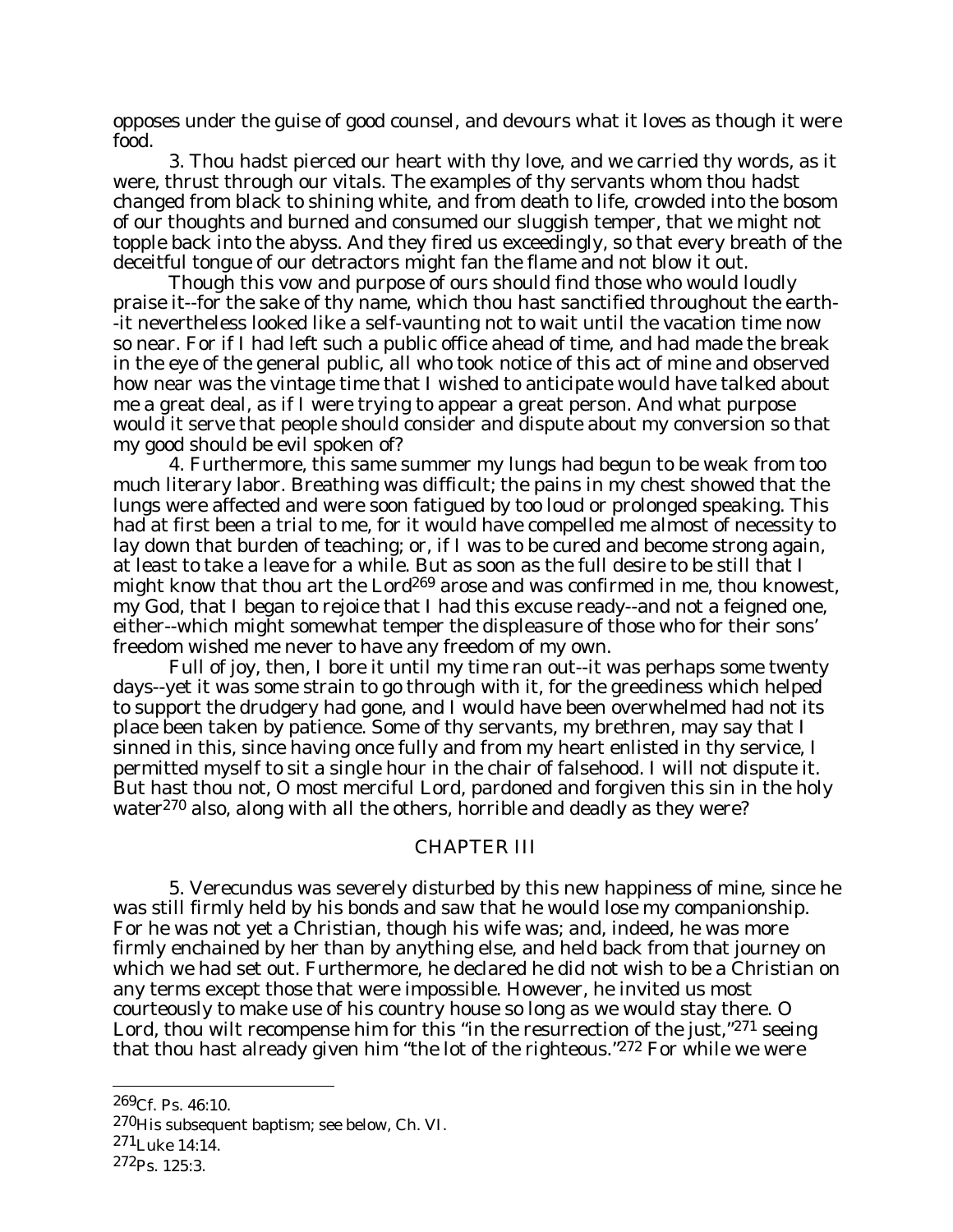opposes under the guise of good counsel, and devours what it loves as though it were food.

3. Thou hadst pierced our heart with thy love, and we carried thy words, as it were, thrust through our vitals. The examples of thy servants whom thou hadst changed from black to shining white, and from death to life, crowded into the bosom of our thoughts and burned and consumed our sluggish temper, that we might not topple back into the abyss. And they fired us exceedingly, so that every breath of the deceitful tongue of our detractors might fan the flame and not blow it out.

Though this vow and purpose of ours should find those who would loudly praise it--for the sake of thy name, which thou hast sanctified throughout the earth--it nevertheless looked like a self-vaunting not to wait until the vacation time now so near. For if I had left such a public office ahead of time, and had made the break in the eye of the general public, all who took notice of this act of mine and observed how near was the vintage time that I wished to anticipate would have talked about me a great deal, as if I were trying to appear a great person. And what purpose would it serve that people should consider and dispute about my conversion so that my good should be evil spoken of?

4. Furthermore, this same summer my lungs had begun to be weak from too much literary labor. Breathing was difficult; the pains in my chest showed that the lungs were affected and were soon fatigued by too loud or prolonged speaking. This had at first been a trial to me, for it would have compelled me almost of necessity to lay down that burden of teaching; or, if I was to be cured and become strong again, at least to take a leave for a while. But as soon as the full desire to be still that I might know that thou art the Lord[269] arose and was confirmed in me, thou knowest, my God, that I began to rejoice that I had this excuse ready--and not a feigned one, either--which might somewhat temper the displeasure of those who for their sons' freedom wished me never to have any freedom of my own.

Full of joy, then, I bore it until my time ran out--it was perhaps some twenty days--yet it was some strain to go through with it, for the greediness which helped to support the drudgery had gone, and I would have been overwhelmed had not its place been taken by patience. Some of thy servants, my brethren, may say that I sinned in this, since having once fully and from my heart enlisted in thy service, I permitted myself to sit a single hour in the chair of falsehood. I will not dispute it. But hast thou not, O most merciful Lord, pardoned and forgiven this sin in the holy water[270] also, along with all the others, horrible and deadly as they were?

## CHAPTER III

5. Verecundus was severely disturbed by this new happiness of mine, since he was still firmly held by his bonds and saw that he would lose my companionship. For he was not yet a Christian, though his wife was; and, indeed, he was more firmly enchained by her than by anything else, and held back from that journey on which we had set out. Furthermore, he declared he did not wish to be a Christian on any terms except those that were impossible. However, he invited us most courteously to make use of his country house so long as we would stay there. O Lord, thou wilt recompense him for this "in the resurrection of the just,"[271] seeing that thou hast already given him "the lot of the righteous."[272] For while we were

---

[269] Cf. Ps. 46:10.

[270] His subsequent baptism; see below, Ch. VI.

[271] Luke 14:14.

[272] Ps. 125:3.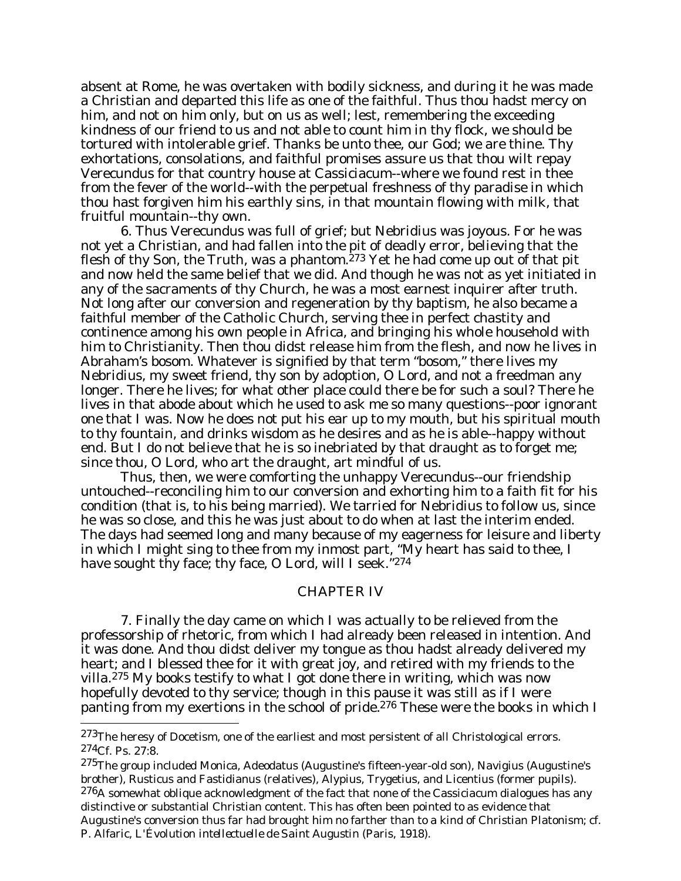absent at Rome, he was overtaken with bodily sickness, and during it he was made a Christian and departed this life as one of the faithful. Thus thou hadst mercy on him, and not on him only, but on us as well; lest, remembering the exceeding kindness of our friend to us and not able to count him in thy flock, we should be tortured with intolerable grief. Thanks be unto thee, our God; we are thine. Thy exhortations, consolations, and faithful promises assure us that thou wilt repay Verecundus for that country house at Cassiciacum--where we found rest in thee from the fever of the world--with the perpetual freshness of thy paradise in which thou hast forgiven him his earthly sins, in that mountain flowing with milk, that fruitful mountain--thy own.

6. Thus Verecundus was full of grief; but Nebridius was joyous. For he was not yet a Christian, and had fallen into the pit of deadly error, believing that the flesh of thy Son, the Truth, was a phantom.[273] Yet he had come up out of that pit and now held the same belief that we did. And though he was not as yet initiated in any of the sacraments of thy Church, he was a most earnest inquirer after truth. Not long after our conversion and regeneration by thy baptism, he also became a faithful member of the Catholic Church, serving thee in perfect chastity and continence among his own people in Africa, and bringing his whole household with him to Christianity. Then thou didst release him from the flesh, and now he lives in Abraham's bosom. Whatever is signified by that term "bosom," there lives my Nebridius, my sweet friend, thy son by adoption, O Lord, and not a freedman any longer. There he lives; for what other place could there be for such a soul? There he lives in that abode about which he used to ask me so many questions--poor ignorant one that I was. Now he does not put his ear up to my mouth, but his spiritual mouth to thy fountain, and drinks wisdom as he desires and as he is able--happy without end. But I do not believe that he is so inebriated by that draught as to forget me; since thou, O Lord, who art the draught, art mindful of us.

Thus, then, we were comforting the unhappy Verecundus--our friendship untouched--reconciling him to our conversion and exhorting him to a faith fit for his condition (that is, to his being married). We tarried for Nebridius to follow us, since he was so close, and this he was just about to do when at last the interim ended. The days had seemed long and many because of my eagerness for leisure and liberty in which I might sing to thee from my inmost part, "My heart has said to thee, I have sought thy face; thy face, O Lord, will I seek."[274]

## CHAPTER IV

7. Finally the day came on which I was actually to be relieved from the professorship of rhetoric, from which I had already been released in intention. And it was done. And thou didst deliver my tongue as thou hadst already delivered my heart; and I blessed thee for it with great joy, and retired with my friends to the villa.[275] My books testify to what I got done there in writing, which was now hopefully devoted to thy service; though in this pause it was still as if I were panting from my exertions in the school of pride.[276] These were the books in which I

---

[273] The heresy of Docetism, one of the earliest and most persistent of all Christological errors.

[274] Cf. Ps. 27:8.

[275] The group included Monica, Adeodatus (Augustine's fifteen-year-old son), Navigius (Augustine's brother), Rusticus and Fastidianus (relatives), Alypius, Trygetius, and Licentius (former pupils).

[276] A somewhat oblique acknowledgment of the fact that none of the Cassiciacum dialogues has any distinctive or substantial Christian content. This has often been pointed to as evidence that Augustine's conversion thus far had brought him no farther than to a kind of Christian Platonism; cf. P. Alfaric, *L'Évolution intellectuelle de Saint Augustin* (Paris, 1918).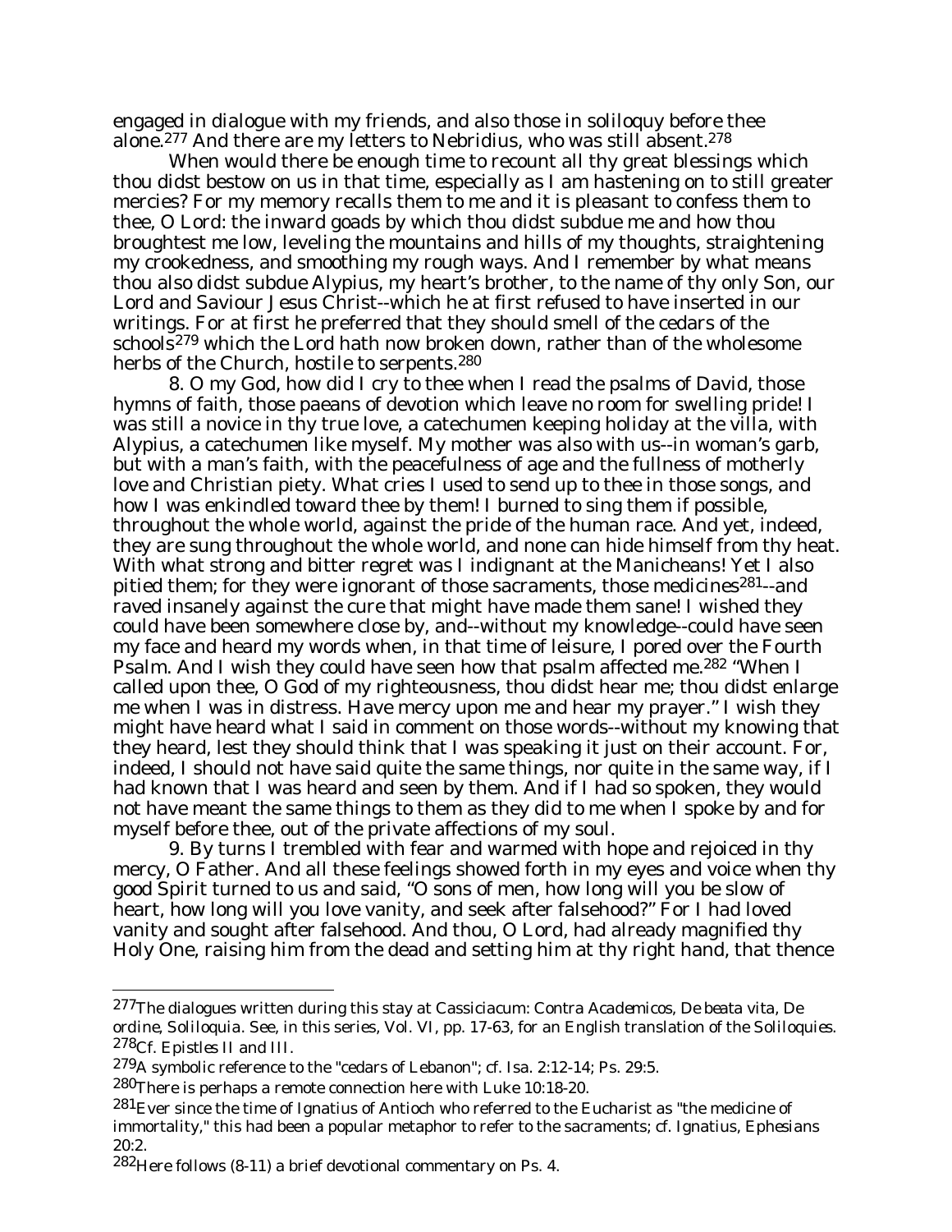engaged in dialogue with my friends, and also those in soliloquy before thee alone.[277] And there are my letters to Nebridius, who was still absent.[278]

When would there be enough time to recount all thy great blessings which thou didst bestow on us in that time, especially as I am hastening on to still greater mercies? For my memory recalls them to me and it is pleasant to confess them to thee, O Lord: the inward goads by which thou didst subdue me and how thou broughtest me low, leveling the mountains and hills of my thoughts, straightening my crookedness, and smoothing my rough ways. And I remember by what means thou also didst subdue Alypius, my heart's brother, to the name of thy only Son, our Lord and Saviour Jesus Christ--which he at first refused to have inserted in our writings. For at first he preferred that they should smell of the cedars of the schools[279] which the Lord hath now broken down, rather than of the wholesome herbs of the Church, hostile to serpents.[280]

8. O my God, how did I cry to thee when I read the psalms of David, those hymns of faith, those paeans of devotion which leave no room for swelling pride! I was still a novice in thy true love, a catechumen keeping holiday at the villa, with Alypius, a catechumen like myself. My mother was also with us--in woman's garb, but with a man's faith, with the peacefulness of age and the fullness of motherly love and Christian piety. What cries I used to send up to thee in those songs, and how I was enkindled toward thee by them! I burned to sing them if possible, throughout the whole world, against the pride of the human race. And yet, indeed, they are sung throughout the whole world, and none can hide himself from thy heat. With what strong and bitter regret was I indignant at the Manicheans! Yet I also pitied them; for they were ignorant of those sacraments, those medicines[281]--and raved insanely against the cure that might have made them sane! I wished they could have been somewhere close by, and--without my knowledge--could have seen my face and heard my words when, in that time of leisure, I pored over the Fourth Psalm. And I wish they could have seen how that psalm affected me.[282] "When I called upon thee, O God of my righteousness, thou didst hear me; thou didst enlarge me when I was in distress. Have mercy upon me and hear my prayer." I wish they might have heard what I said in comment on those words--without my knowing that they heard, lest they should think that I was speaking it just on their account. For, indeed, I should not have said quite the same things, nor quite in the same way, if I had known that I was heard and seen by them. And if I had so spoken, they would not have meant the same things to them as they did to me when I spoke by and for myself before thee, out of the private affections of my soul.

9. By turns I trembled with fear and warmed with hope and rejoiced in thy mercy, O Father. And all these feelings showed forth in my eyes and voice when thy good Spirit turned to us and said, "O sons of men, how long will you be slow of heart, how long will you love vanity, and seek after falsehood?" For I had loved vanity and sought after falsehood. And thou, O Lord, had already magnified thy Holy One, raising him from the dead and setting him at thy right hand, that thence

---

[277] The dialogues written during this stay at Cassiciacum: *Contra Academicos*, *De beata vita*, *De ordine*, *Soliloquia*. See, in this series, Vol. VI, pp. 17-63, for an English translation of the *Soliloquies*.

[278] Cf. *Epistles* II and III.

[279] A symbolic reference to the "cedars of Lebanon"; cf. Isa. 2:12-14; Ps. 29:5.

[280] There is perhaps a remote connection here with Luke 10:18-20.

[281] Ever since the time of Ignatius of Antioch who referred to the Eucharist as "the medicine of immortality," this had been a popular metaphor to refer to the sacraments; cf. Ignatius, *Ephesians* 20:2.

[282] Here follows (8-11) a brief devotional commentary on Ps. 4.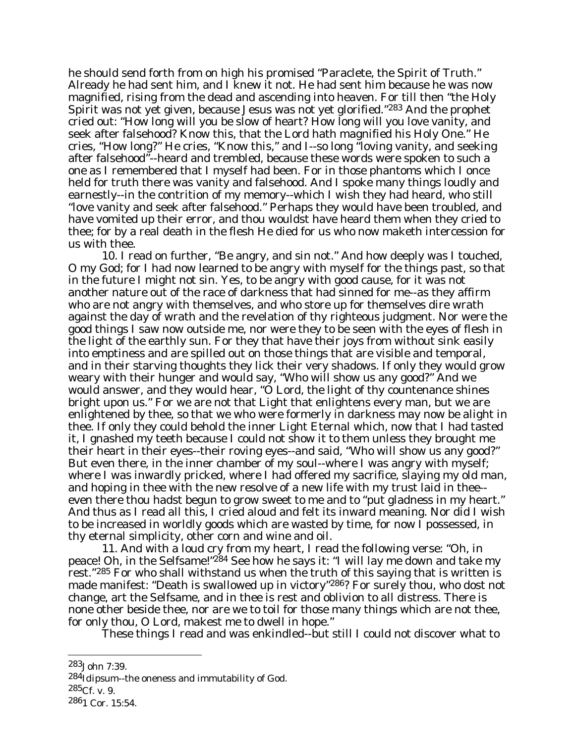he should send forth from on high his promised "Paraclete, the Spirit of Truth." Already he had sent him, and I knew it not. He had sent him because he was now magnified, rising from the dead and ascending into heaven. For till then "the Holy Spirit was not yet given, because Jesus was not yet glorified."[283] And the prophet cried out: "How long will you be slow of heart? How long will you love vanity, and seek after falsehood? Know this, that the Lord hath magnified his Holy One." He cries, "How long?" He cries, "Know this," and I--so long "loving vanity, and seeking after falsehood"--heard and trembled, because these words were spoken to such a one as I remembered that I myself had been. For in those phantoms which I once held for truth there was vanity and falsehood. And I spoke many things loudly and earnestly--in the contrition of my memory--which I wish they had heard, who still "love vanity and seek after falsehood." Perhaps they would have been troubled, and have vomited up their error, and thou wouldst have heard them when they cried to thee; for by a real death in the flesh He died for us who now maketh intercession for us with thee.

10. I read on further, "Be angry, and sin not." And how deeply was I touched, O my God; for I had now learned to be angry with myself for the things past, so that in the future I might not sin. Yes, to be angry with good cause, for it was not another nature out of the race of darkness that had sinned for me--as they affirm who are not angry with themselves, and who store up for themselves dire wrath against the day of wrath and the revelation of thy righteous judgment. Nor were the good things I saw now outside me, nor were they to be seen with the eyes of flesh in the light of the earthly sun. For they that have their joys from without sink easily into emptiness and are spilled out on those things that are visible and temporal, and in their starving thoughts they lick their very shadows. If only they would grow weary with their hunger and would say, "Who will show us any good?" And we would answer, and they would hear, "O Lord, the light of thy countenance shines bright upon us." For we are not that Light that enlightens every man, but we are enlightened by thee, so that we who were formerly in darkness may now be alight in thee. If only they could behold the inner Light Eternal which, now that I had tasted it, I gnashed my teeth because I could not show it to them unless they brought me their heart in their eyes--their roving eyes--and said, "Who will show us any good?" But even there, in the inner chamber of my soul--where I was angry with myself; where I was inwardly pricked, where I had offered my sacrifice, slaying my old man, and hoping in thee with the new resolve of a new life with my trust laid in thee--even there thou hadst begun to grow sweet to me and to "put gladness in my heart." And thus as I read all this, I cried aloud and felt its inward meaning. Nor did I wish to be increased in worldly goods which are wasted by time, for now I possessed, in thy eternal simplicity, other corn and wine and oil.

11. And with a loud cry from my heart, I read the following verse: "Oh, in peace! Oh, in the Selfsame!"[284] See how he says it: "I will lay me down and take my rest."[285] For who shall withstand us when the truth of this saying that is written is made manifest: "Death is swallowed up in victory"[286]? For surely thou, who dost not change, art the Selfsame, and in thee is rest and oblivion to all distress. There is none other beside thee, nor are we to toil for those many things which are not thee, for only thou, O Lord, makest me to dwell in hope."

These things I read and was enkindled--but still I could not discover what to

---

[283] John 7:39.

[284] Idipsum--the oneness and immutability of God.

[285] Cf. v. 9.

[286] 1 Cor. 15:54.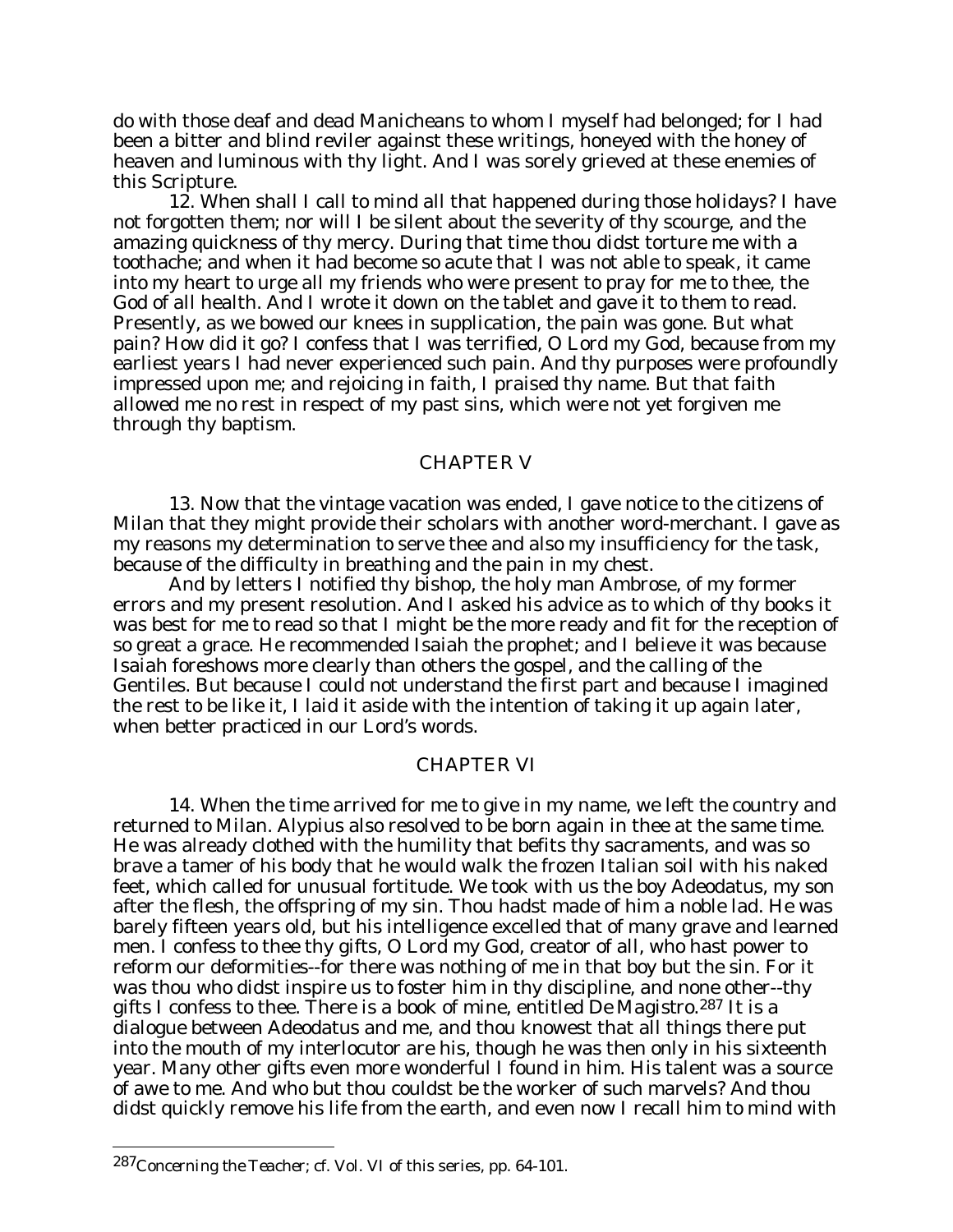do with those deaf and dead Manicheans to whom I myself had belonged; for I had been a bitter and blind reviler against these writings, honeyed with the honey of heaven and luminous with thy light. And I was sorely grieved at these enemies of this Scripture.

12. When shall I call to mind all that happened during those holidays? I have not forgotten them; nor will I be silent about the severity of thy scourge, and the amazing quickness of thy mercy. During that time thou didst torture me with a toothache; and when it had become so acute that I was not able to speak, it came into my heart to urge all my friends who were present to pray for me to thee, the God of all health. And I wrote it down on the tablet and gave it to them to read. Presently, as we bowed our knees in supplication, the pain was gone. But what pain? How did it go? I confess that I was terrified, O Lord my God, because from my earliest years I had never experienced such pain. And thy purposes were profoundly impressed upon me; and rejoicing in faith, I praised thy name. But that faith allowed me no rest in respect of my past sins, which were not yet forgiven me through thy baptism.

## CHAPTER V

13. Now that the vintage vacation was ended, I gave notice to the citizens of Milan that they might provide their scholars with another word-merchant. I gave as my reasons my determination to serve thee and also my insufficiency for the task, because of the difficulty in breathing and the pain in my chest.

And by letters I notified thy bishop, the holy man Ambrose, of my former errors and my present resolution. And I asked his advice as to which of thy books it was best for me to read so that I might be the more ready and fit for the reception of so great a grace. He recommended Isaiah the prophet; and I believe it was because Isaiah foreshows more clearly than others the gospel, and the calling of the Gentiles. But because I could not understand the first part and because I imagined the rest to be like it, I laid it aside with the intention of taking it up again later, when better practiced in our Lord's words.

## CHAPTER VI

14. When the time arrived for me to give in my name, we left the country and returned to Milan. Alypius also resolved to be born again in thee at the same time. He was already clothed with the humility that befits thy sacraments, and was so brave a tamer of his body that he would walk the frozen Italian soil with his naked feet, which called for unusual fortitude. We took with us the boy Adeodatus, my son after the flesh, the offspring of my sin. Thou hadst made of him a noble lad. He was barely fifteen years old, but his intelligence excelled that of many grave and learned men. I confess to thee thy gifts, O Lord my God, creator of all, who hast power to reform our deformities--for there was nothing of me in that boy but the sin. For it was thou who didst inspire us to foster him in thy discipline, and none other--thy gifts I confess to thee. There is a book of mine, entitled *De Magistro*.[287] It is a dialogue between Adeodatus and me, and thou knowest that all things there put into the mouth of my interlocutor are his, though he was then only in his sixteenth year. Many other gifts even more wonderful I found in him. His talent was a source of awe to me. And who but thou couldst be the worker of such marvels? And thou didst quickly remove his life from the earth, and even now I recall him to mind with

---

[287] *Concerning the Teacher*; cf. Vol. VI of this series, pp. 64-101.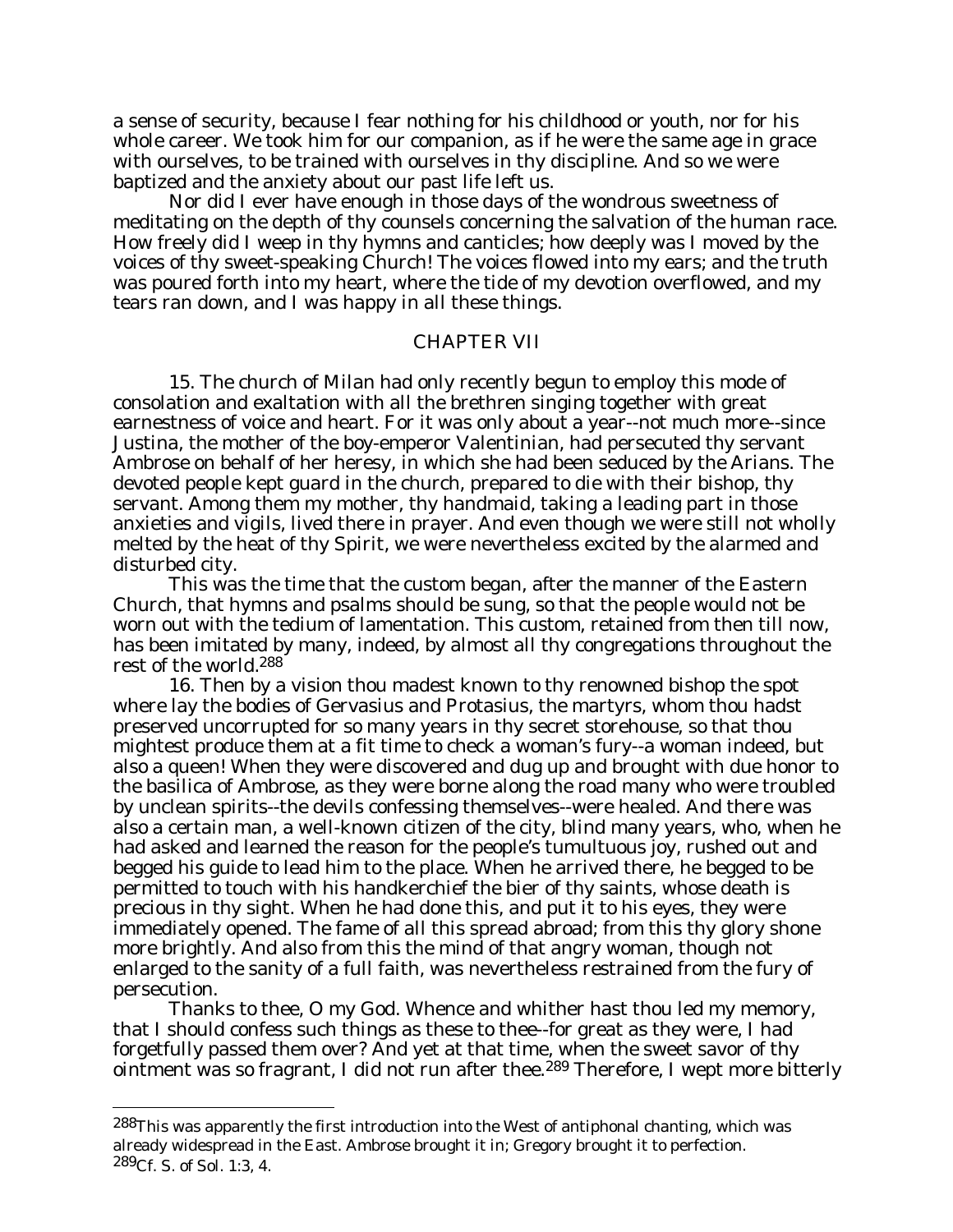a sense of security, because I fear nothing for his childhood or youth, nor for his whole career. We took him for our companion, as if he were the same age in grace with ourselves, to be trained with ourselves in thy discipline. And so we were baptized and the anxiety about our past life left us.

Nor did I ever have enough in those days of the wondrous sweetness of meditating on the depth of thy counsels concerning the salvation of the human race. How freely did I weep in thy hymns and canticles; how deeply was I moved by the voices of thy sweet-speaking Church! The voices flowed into my ears; and the truth was poured forth into my heart, where the tide of my devotion overflowed, and my tears ran down, and I was happy in all these things.

## CHAPTER VII

15. The church of Milan had only recently begun to employ this mode of consolation and exaltation with all the brethren singing together with great earnestness of voice and heart. For it was only about a year--not much more--since Justina, the mother of the boy-emperor Valentinian, had persecuted thy servant Ambrose on behalf of her heresy, in which she had been seduced by the Arians. The devoted people kept guard in the church, prepared to die with their bishop, thy servant. Among them my mother, thy handmaid, taking a leading part in those anxieties and vigils, lived there in prayer. And even though we were still not wholly melted by the heat of thy Spirit, we were nevertheless excited by the alarmed and disturbed city.

This was the time that the custom began, after the manner of the Eastern Church, that hymns and psalms should be sung, so that the people would not be worn out with the tedium of lamentation. This custom, retained from then till now, has been imitated by many, indeed, by almost all thy congregations throughout the rest of the world.[288]

16. Then by a vision thou madest known to thy renowned bishop the spot where lay the bodies of Gervasius and Protasius, the martyrs, whom thou hadst preserved uncorrupted for so many years in thy secret storehouse, so that thou mightest produce them at a fit time to check a woman's fury--a woman indeed, but also a queen! When they were discovered and dug up and brought with due honor to the basilica of Ambrose, as they were borne along the road many who were troubled by unclean spirits--the devils confessing themselves--were healed. And there was also a certain man, a well-known citizen of the city, blind many years, who, when he had asked and learned the reason for the people's tumultuous joy, rushed out and begged his guide to lead him to the place. When he arrived there, he begged to be permitted to touch with his handkerchief the bier of thy saints, whose death is precious in thy sight. When he had done this, and put it to his eyes, they were immediately opened. The fame of all this spread abroad; from this thy glory shone more brightly. And also from this the mind of that angry woman, though not enlarged to the sanity of a full faith, was nevertheless restrained from the fury of persecution.

Thanks to thee, O my God. Whence and whither hast thou led my memory, that I should confess such things as these to thee--for great as they were, I had forgetfully passed them over? And yet at that time, when the sweet savor of thy ointment was so fragrant, I did not run after thee.[289] Therefore, I wept more bitterly

---

[288] This was apparently the first introduction into the West of antiphonal chanting, which was already widespread in the East. Ambrose brought it in; Gregory brought it to perfection.

[289] Cf. S. of Sol. 1:3, 4.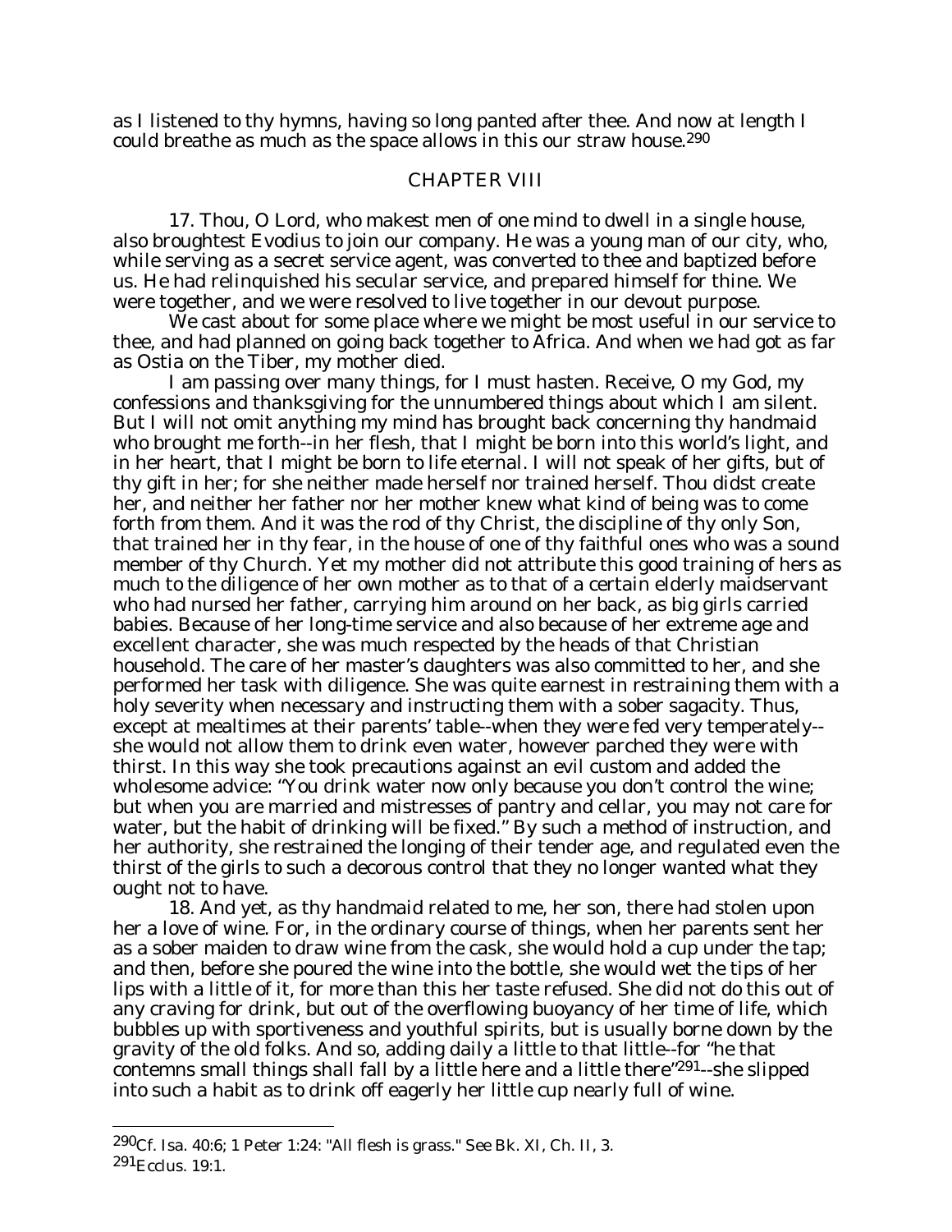as I listened to thy hymns, having so long panted after thee. And now at length I could breathe as much as the space allows in this our straw house.[290]

## CHAPTER VIII

17. Thou, O Lord, who makest men of one mind to dwell in a single house, also broughtest Evodius to join our company. He was a young man of our city, who, while serving as a secret service agent, was converted to thee and baptized before us. He had relinquished his secular service, and prepared himself for thine. We were together, and we were resolved to live together in our devout purpose.

We cast about for some place where we might be most useful in our service to thee, and had planned on going back together to Africa. And when we had got as far as Ostia on the Tiber, my mother died.

I am passing over many things, for I must hasten. Receive, O my God, my confessions and thanksgiving for the unnumbered things about which I am silent. But I will not omit anything my mind has brought back concerning thy handmaid who brought me forth--in her flesh, that I might be born into this world's light, and in her heart, that I might be born to life eternal. I will not speak of her gifts, but of thy gift in her; for she neither made herself nor trained herself. Thou didst create her, and neither her father nor her mother knew what kind of being was to come forth from them. And it was the rod of thy Christ, the discipline of thy only Son, that trained her in thy fear, in the house of one of thy faithful ones who was a sound member of thy Church. Yet my mother did not attribute this good training of hers as much to the diligence of her own mother as to that of a certain elderly maidservant who had nursed her father, carrying him around on her back, as big girls carried babies. Because of her long-time service and also because of her extreme age and excellent character, she was much respected by the heads of that Christian household. The care of her master's daughters was also committed to her, and she performed her task with diligence. She was quite earnest in restraining them with a holy severity when necessary and instructing them with a sober sagacity. Thus, except at mealtimes at their parents' table--when they were fed very temperately--she would not allow them to drink even water, however parched they were with thirst. In this way she took precautions against an evil custom and added the wholesome advice: "You drink water now only because you don't control the wine; but when you are married and mistresses of pantry and cellar, you may not care for water, but the habit of drinking will be fixed." By such a method of instruction, and her authority, she restrained the longing of their tender age, and regulated even the thirst of the girls to such a decorous control that they no longer wanted what they ought not to have.

18. And yet, as thy handmaid related to me, her son, there had stolen upon her a love of wine. For, in the ordinary course of things, when her parents sent her as a sober maiden to draw wine from the cask, she would hold a cup under the tap; and then, before she poured the wine into the bottle, she would wet the tips of her lips with a little of it, for more than this her taste refused. She did not do this out of any craving for drink, but out of the overflowing buoyancy of her time of life, which bubbles up with sportiveness and youthful spirits, but is usually borne down by the gravity of the old folks. And so, adding daily a little to that little--for "he that contemns small things shall fall by a little here and a little there"[291]--she slipped into such a habit as to drink off eagerly her little cup nearly full of wine.

---

[290] Cf. Isa. 40:6; 1 Peter 1:24: "All flesh is grass." See Bk. XI, Ch. II, 3.

[291] Ecclus. 19:1.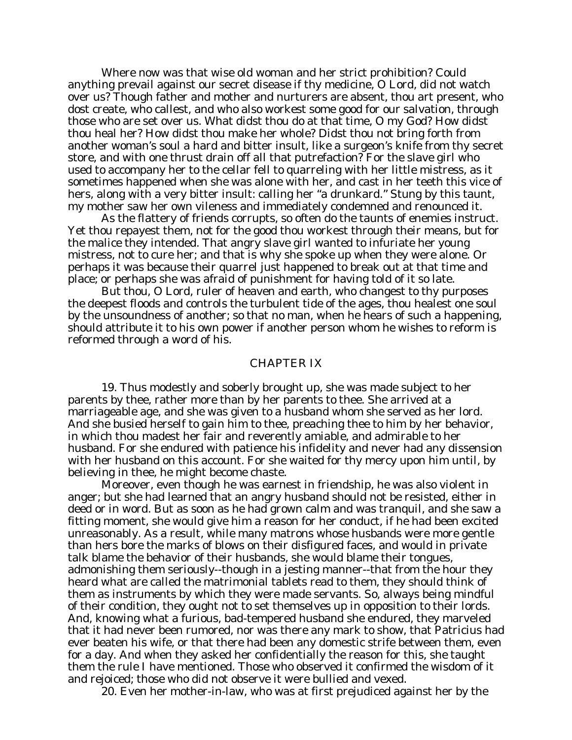Where now was that wise old woman and her strict prohibition? Could anything prevail against our secret disease if thy medicine, O Lord, did not watch over us? Though father and mother and nurturers are absent, thou art present, who dost create, who callest, and who also workest some good for our salvation, through those who are set over us. What didst thou do at that time, O my God? How didst thou heal her? How didst thou make her whole? Didst thou not bring forth from another woman's soul a hard and bitter insult, like a surgeon's knife from thy secret store, and with one thrust drain off all that putrefaction? For the slave girl who used to accompany her to the cellar fell to quarreling with her little mistress, as it sometimes happened when she was alone with her, and cast in her teeth this vice of hers, along with a very bitter insult: calling her "a drunkard." Stung by this taunt, my mother saw her own vileness and immediately condemned and renounced it.

As the flattery of friends corrupts, so often do the taunts of enemies instruct. Yet thou repayest them, not for the good thou workest through their means, but for the malice they intended. That angry slave girl wanted to infuriate her young mistress, not to cure her; and that is why she spoke up when they were alone. Or perhaps it was because their quarrel just happened to break out at that time and place; or perhaps she was afraid of punishment for having told of it so late.

But thou, O Lord, ruler of heaven and earth, who changest to thy purposes the deepest floods and controls the turbulent tide of the ages, thou healest one soul by the unsoundness of another; so that no man, when he hears of such a happening, should attribute it to his own power if another person whom he wishes to reform is reformed through a word of his.

## CHAPTER IX

19. Thus modestly and soberly brought up, she was made subject to her parents by thee, rather more than by her parents to thee. She arrived at a marriageable age, and she was given to a husband whom she served as her lord. And she busied herself to gain him to thee, preaching thee to him by her behavior, in which thou madest her fair and reverently amiable, and admirable to her husband. For she endured with patience his infidelity and never had any dissension with her husband on this account. For she waited for thy mercy upon him until, by believing in thee, he might become chaste.

Moreover, even though he was earnest in friendship, he was also violent in anger; but she had learned that an angry husband should not be resisted, either in deed or in word. But as soon as he had grown calm and was tranquil, and she saw a fitting moment, she would give him a reason for her conduct, if he had been excited unreasonably. As a result, while many matrons whose husbands were more gentle than hers bore the marks of blows on their disfigured faces, and would in private talk blame the behavior of their husbands, she would blame their tongues, admonishing them seriously--though in a jesting manner--that from the hour they heard what are called the matrimonial tablets read to them, they should think of them as instruments by which they were made servants. So, always being mindful of their condition, they ought not to set themselves up in opposition to their lords. And, knowing what a furious, bad-tempered husband she endured, they marveled that it had never been rumored, nor was there any mark to show, that Patricius had ever beaten his wife, or that there had been any domestic strife between them, even for a day. And when they asked her confidentially the reason for this, she taught them the rule I have mentioned. Those who observed it confirmed the wisdom of it and rejoiced; those who did not observe it were bullied and vexed.

20. Even her mother-in-law, who was at first prejudiced against her by the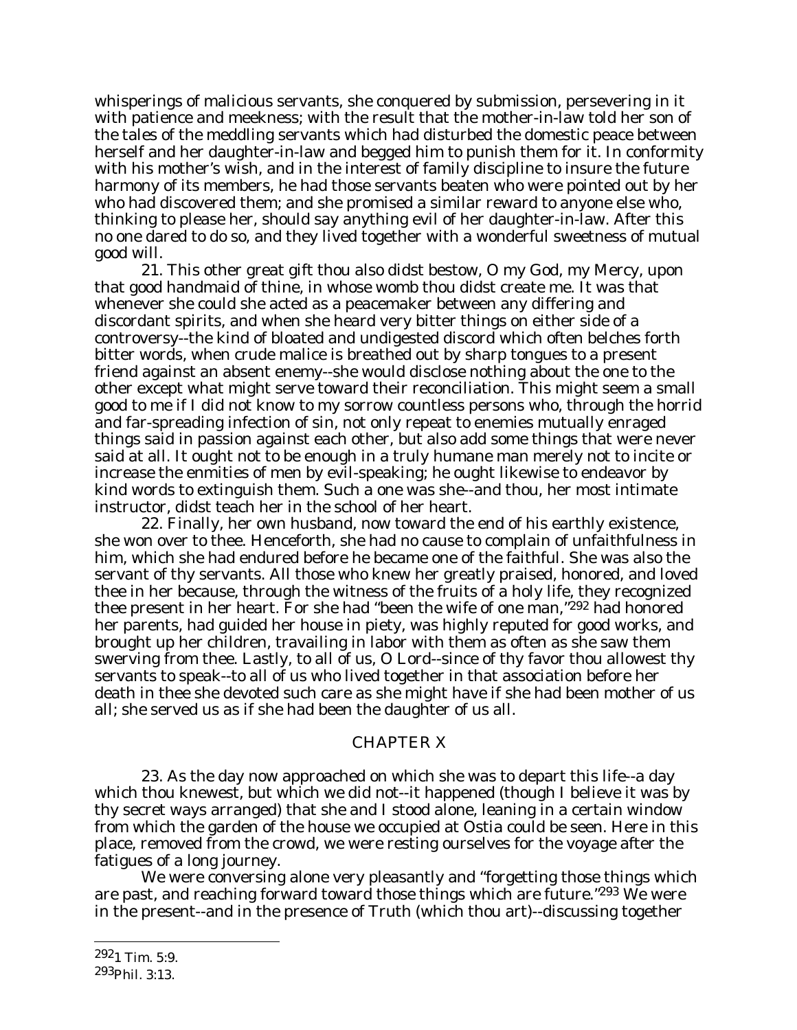whisperings of malicious servants, she conquered by submission, persevering in it with patience and meekness; with the result that the mother-in-law told her son of the tales of the meddling servants which had disturbed the domestic peace between herself and her daughter-in-law and begged him to punish them for it. In conformity with his mother's wish, and in the interest of family discipline to insure the future harmony of its members, he had those servants beaten who were pointed out by her who had discovered them; and she promised a similar reward to anyone else who, thinking to please her, should say anything evil of her daughter-in-law. After this no one dared to do so, and they lived together with a wonderful sweetness of mutual good will.

21. This other great gift thou also didst bestow, O my God, my Mercy, upon that good handmaid of thine, in whose womb thou didst create me. It was that whenever she could she acted as a peacemaker between any differing and discordant spirits, and when she heard very bitter things on either side of a controversy--the kind of bloated and undigested discord which often belches forth bitter words, when crude malice is breathed out by sharp tongues to a present friend against an absent enemy--she would disclose nothing about the one to the other except what might serve toward their reconciliation. This might seem a small good to me if I did not know to my sorrow countless persons who, through the horrid and far-spreading infection of sin, not only repeat to enemies mutually enraged things said in passion against each other, but also add some things that were never said at all. It ought not to be enough in a truly humane man merely not to incite or increase the enmities of men by evil-speaking; he ought likewise to endeavor by kind words to extinguish them. Such a one was she--and thou, her most intimate instructor, didst teach her in the school of her heart.

22. Finally, her own husband, now toward the end of his earthly existence, she won over to thee. Henceforth, she had no cause to complain of unfaithfulness in him, which she had endured before he became one of the faithful. She was also the servant of thy servants. All those who knew her greatly praised, honored, and loved thee in her because, through the witness of the fruits of a holy life, they recognized thee present in her heart. For she had "been the wife of one man,"[292] had honored her parents, had guided her house in piety, was highly reputed for good works, and brought up her children, travailing in labor with them as often as she saw them swerving from thee. Lastly, to all of us, O Lord--since of thy favor thou allowest thy servants to speak--to all of us who lived together in that association before her death in thee she devoted such care as she might have if she had been mother of us all; she served us as if she had been the daughter of us all.

## CHAPTER X

23. As the day now approached on which she was to depart this life--a day which thou knewest, but which we did not--it happened (though I believe it was by thy secret ways arranged) that she and I stood alone, leaning in a certain window from which the garden of the house we occupied at Ostia could be seen. Here in this place, removed from the crowd, we were resting ourselves for the voyage after the fatigues of a long journey.

We were conversing alone very pleasantly and "forgetting those things which are past, and reaching forward toward those things which are future."[293] We were in the present--and in the presence of Truth (which thou art)--discussing together

[292] 1 Tim. 5:9.

[293] Phil. 3:13.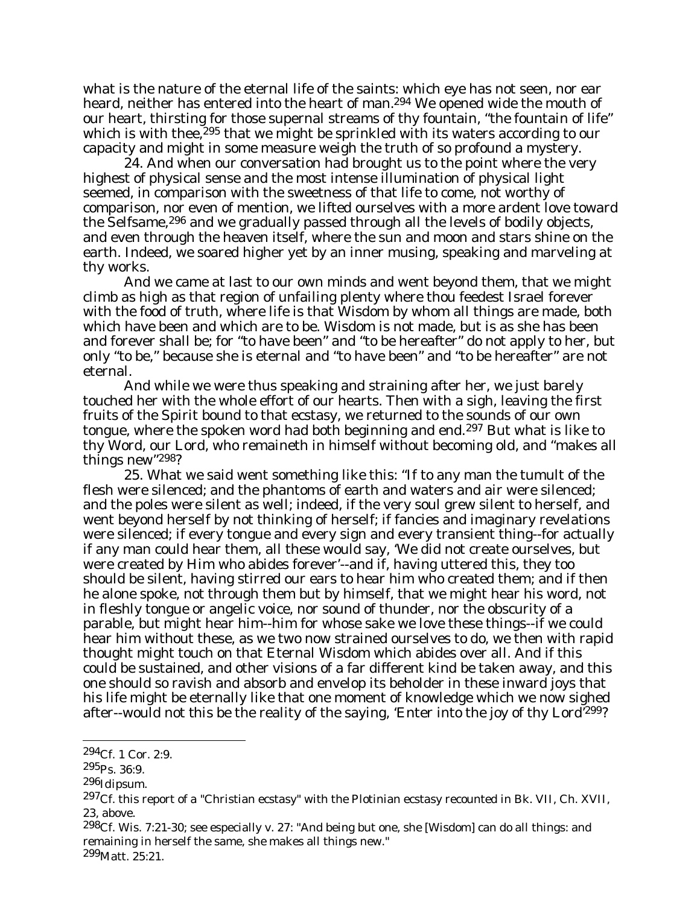what is the nature of the eternal life of the saints: which eye has not seen, nor ear heard, neither has entered into the heart of man.[294] We opened wide the mouth of our heart, thirsting for those supernal streams of thy fountain, "the fountain of life" which is with thee,[295] that we might be sprinkled with its waters according to our capacity and might in some measure weigh the truth of so profound a mystery.

24. And when our conversation had brought us to the point where the very highest of physical sense and the most intense illumination of physical light seemed, in comparison with the sweetness of that life to come, not worthy of comparison, nor even of mention, we lifted ourselves with a more ardent love toward the Selfsame,[296] and we gradually passed through all the levels of bodily objects, and even through the heaven itself, where the sun and moon and stars shine on the earth. Indeed, we soared higher yet by an inner musing, speaking and marveling at thy works.

And we came at last to our own minds and went beyond them, that we might climb as high as that region of unfailing plenty where thou feedest Israel forever with the food of truth, where life is that Wisdom by whom all things are made, both which have been and which are to be. Wisdom is not made, but is as she has been and forever shall be; for "to have been" and "to be hereafter" do not apply to her, but only "to be," because she is eternal and "to have been" and "to be hereafter" are not eternal.

And while we were thus speaking and straining after her, we just barely touched her with the whole effort of our hearts. Then with a sigh, leaving the first fruits of the Spirit bound to that ecstasy, we returned to the sounds of our own tongue, where the spoken word had both beginning and end.[297] But what is like to thy Word, our Lord, who remaineth in himself without becoming old, and "makes all things new"[298]?

25. What we said went something like this: "If to any man the tumult of the flesh were silenced; and the phantoms of earth and waters and air were silenced; and the poles were silent as well; indeed, if the very soul grew silent to herself, and went beyond herself by not thinking of herself; if fancies and imaginary revelations were silenced; if every tongue and every sign and every transient thing--for actually if any man could hear them, all these would say, 'We did not create ourselves, but were created by Him who abides forever'--and if, having uttered this, they too should be silent, having stirred our ears to hear him who created them; and if then he alone spoke, not through them but by himself, that we might hear his word, not in fleshly tongue or angelic voice, nor sound of thunder, nor the obscurity of a parable, but might hear him--him for whose sake we love these things--if we could hear him without these, as we two now strained ourselves to do, we then with rapid thought might touch on that Eternal Wisdom which abides over all. And if this could be sustained, and other visions of a far different kind be taken away, and this one should so ravish and absorb and envelop its beholder in these inward joys that his life might be eternally like that one moment of knowledge which we now sighed after--would not this be the reality of the saying, 'Enter into the joy of thy Lord'[299]?

---

[294] Cf. 1 Cor. 2:9.

[295] Ps. 36:9.

[296] Idipsum.

[297] Cf. this report of a "Christian ecstasy" with the Plotinian ecstasy recounted in Bk. VII, Ch. XVII, 23, above.

[298] Cf. Wis. 7:21-30; see especially v. 27: "And being but one, she [Wisdom] can do all things: and remaining in herself the same, she makes all things new."

[299] Matt. 25:21.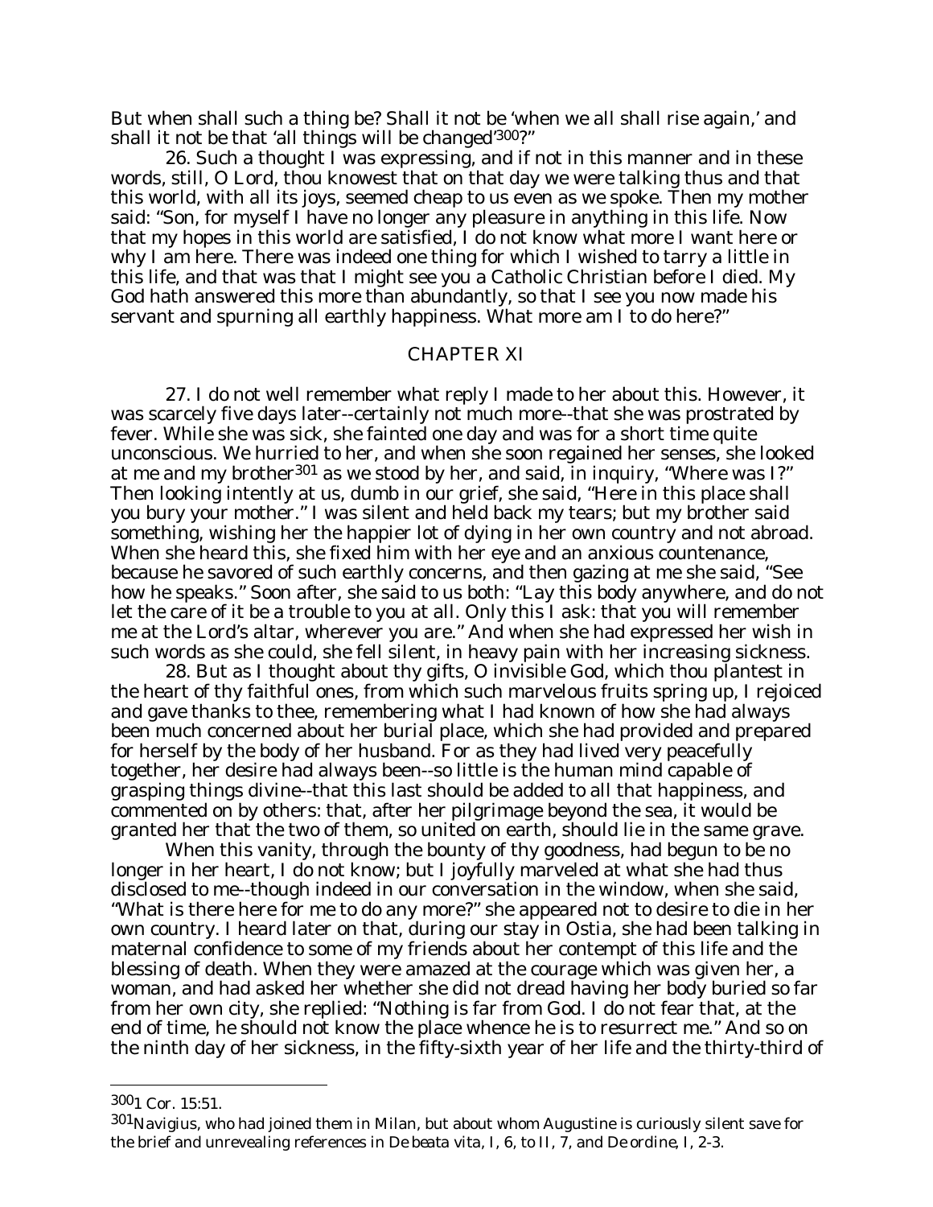But when shall such a thing be? Shall it not be 'when we all shall rise again,' and shall it not be that 'all things will be changed'[300]?"

26. Such a thought I was expressing, and if not in this manner and in these words, still, O Lord, thou knowest that on that day we were talking thus and that this world, with all its joys, seemed cheap to us even as we spoke. Then my mother said: "Son, for myself I have no longer any pleasure in anything in this life. Now that my hopes in this world are satisfied, I do not know what more I want here or why I am here. There was indeed one thing for which I wished to tarry a little in this life, and that was that I might see you a Catholic Christian before I died. My God hath answered this more than abundantly, so that I see you now made his servant and spurning all earthly happiness. What more am I to do here?"

## CHAPTER XI

27. I do not well remember what reply I made to her about this. However, it was scarcely five days later--certainly not much more--that she was prostrated by fever. While she was sick, she fainted one day and was for a short time quite unconscious. We hurried to her, and when she soon regained her senses, she looked at me and my brother[301] as we stood by her, and said, in inquiry, "Where was I?" Then looking intently at us, dumb in our grief, she said, "Here in this place shall you bury your mother." I was silent and held back my tears; but my brother said something, wishing her the happier lot of dying in her own country and not abroad. When she heard this, she fixed him with her eye and an anxious countenance, because he savored of such earthly concerns, and then gazing at me she said, "See how he speaks." Soon after, she said to us both: "Lay this body anywhere, and do not let the care of it be a trouble to you at all. Only this I ask: that you will remember me at the Lord's altar, wherever you are." And when she had expressed her wish in such words as she could, she fell silent, in heavy pain with her increasing sickness.

28. But as I thought about thy gifts, O invisible God, which thou plantest in the heart of thy faithful ones, from which such marvelous fruits spring up, I rejoiced and gave thanks to thee, remembering what I had known of how she had always been much concerned about her burial place, which she had provided and prepared for herself by the body of her husband. For as they had lived very peacefully together, her desire had always been--so little is the human mind capable of grasping things divine--that this last should be added to all that happiness, and commented on by others: that, after her pilgrimage beyond the sea, it would be granted her that the two of them, so united on earth, should lie in the same grave.

When this vanity, through the bounty of thy goodness, had begun to be no longer in her heart, I do not know; but I joyfully marveled at what she had thus disclosed to me--though indeed in our conversation in the window, when she said, "What is there here for me to do any more?" she appeared not to desire to die in her own country. I heard later on that, during our stay in Ostia, she had been talking in maternal confidence to some of my friends about her contempt of this life and the blessing of death. When they were amazed at the courage which was given her, a woman, and had asked her whether she did not dread having her body buried so far from her own city, she replied: "Nothing is far from God. I do not fear that, at the end of time, he should not know the place whence he is to resurrect me." And so on the ninth day of her sickness, in the fifty-sixth year of her life and the thirty-third of

---

[300] 1 Cor. 15:51.

[301] Navigius, who had joined them in Milan, but about whom Augustine is curiously silent save for the brief and unrevealing references in *De beata vita*, I, 6, to II, 7, and *De ordine*, I, 2-3.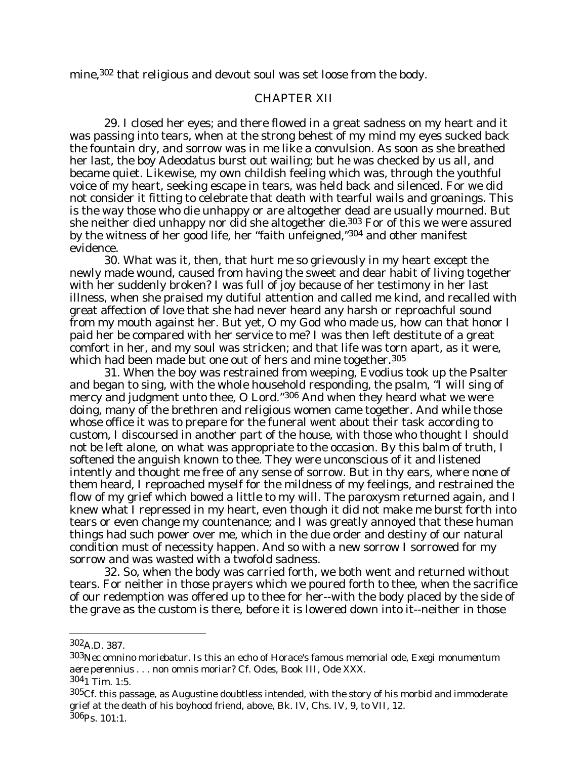mine,[302] that religious and devout soul was set loose from the body.

## CHAPTER XII

29. I closed her eyes; and there flowed in a great sadness on my heart and it was passing into tears, when at the strong behest of my mind my eyes sucked back the fountain dry, and sorrow was in me like a convulsion. As soon as she breathed her last, the boy Adeodatus burst out wailing; but he was checked by us all, and became quiet. Likewise, my own childish feeling which was, through the youthful voice of my heart, seeking escape in tears, was held back and silenced. For we did not consider it fitting to celebrate that death with tearful wails and groanings. This is the way those who die unhappy or are altogether dead are usually mourned. But she neither died unhappy nor did she altogether die.[303] For of this we were assured by the witness of her good life, her "faith unfeigned,"[304] and other manifest evidence.

30. What was it, then, that hurt me so grievously in my heart except the newly made wound, caused from having the sweet and dear habit of living together with her suddenly broken? I was full of joy because of her testimony in her last illness, when she praised my dutiful attention and called me kind, and recalled with great affection of love that she had never heard any harsh or reproachful sound from my mouth against her. But yet, O my God who made us, how can that honor I paid her be compared with her service to me? I was then left destitute of a great comfort in her, and my soul was stricken; and that life was torn apart, as it were, which had been made but one out of hers and mine together.[305]

31. When the boy was restrained from weeping, Evodius took up the Psalter and began to sing, with the whole household responding, the psalm, "I will sing of mercy and judgment unto thee, O Lord."[306] And when they heard what we were doing, many of the brethren and religious women came together. And while those whose office it was to prepare for the funeral went about their task according to custom, I discoursed in another part of the house, with those who thought I should not be left alone, on what was appropriate to the occasion. By this balm of truth, I softened the anguish known to thee. They were unconscious of it and listened intently and thought me free of any sense of sorrow. But in thy ears, where none of them heard, I reproached myself for the mildness of my feelings, and restrained the flow of my grief which bowed a little to my will. The paroxysm returned again, and I knew what I repressed in my heart, even though it did not make me burst forth into tears or even change my countenance; and I was greatly annoyed that these human things had such power over me, which in the due order and destiny of our natural condition must of necessity happen. And so with a new sorrow I sorrowed for my sorrow and was wasted with a twofold sadness.

32. So, when the body was carried forth, we both went and returned without tears. For neither in those prayers which we poured forth to thee, when the sacrifice of our redemption was offered up to thee for her--with the body placed by the side of the grave as the custom is there, before it is lowered down into it--neither in those

---

[302] A.D. 387.

[303] *Nec omnino moriebatur.* Is this an echo of Horace's famous memorial ode, *Exegi monumentum aere perennius . . . non omnis moriar*? Cf. *Odes*, Book III, Ode XXX.

[304] 1 Tim. 1:5.

[305] Cf. this passage, as Augustine doubtless intended, with the story of his morbid and immoderate grief at the death of his boyhood friend, above, Bk. IV, Chs. IV, 9, to VII, 12.

[306] Ps. 101:1.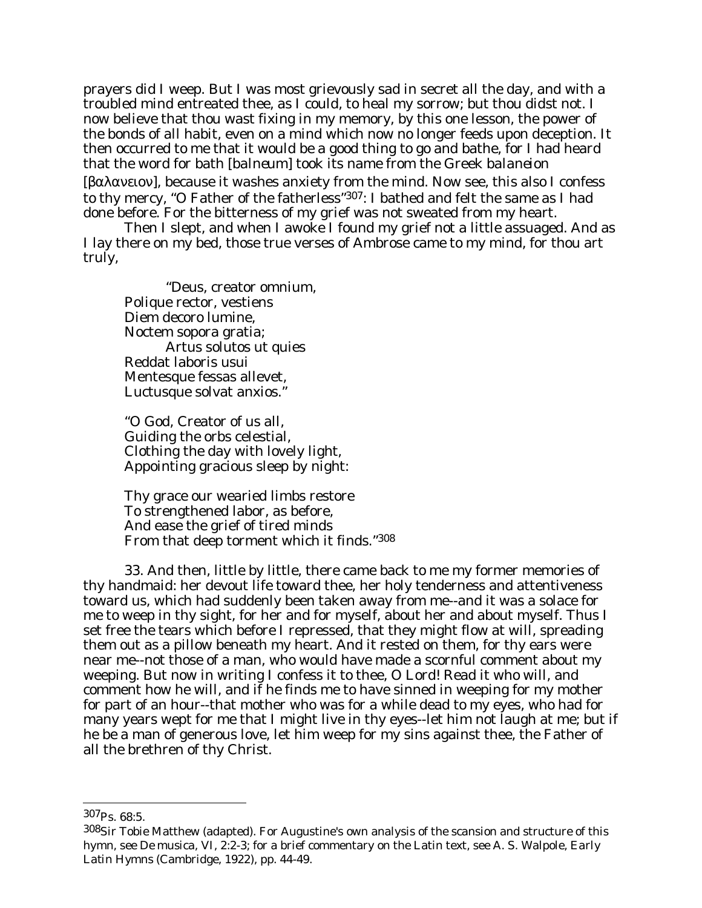prayers did I weep. But I was most grievously sad in secret all the day, and with a troubled mind entreated thee, as I could, to heal my sorrow; but thou didst not. I now believe that thou wast fixing in my memory, by this one lesson, the power of the bonds of all habit, even on a mind which now no longer feeds upon deception. It then occurred to me that it would be a good thing to go and bathe, for I had heard that the word for bath [*balneum*] took its name from the Greek *balaneion* [βαλανειον], because it washes anxiety from the mind. Now see, this also I confess to thy mercy, "O Father of the fatherless"[307]: I bathed and felt the same as I had done before. For the bitterness of my grief was not sweated from my heart.

Then I slept, and when I awoke I found my grief not a little assuaged. And as I lay there on my bed, those true verses of Ambrose came to my mind, for thou art truly,

> "*Deus, creator omnium,*
> *Polique rector, vestiens*
> *Diem decoro lumine,*
> *Noctem sopora gratia;*
> *Artus solutos ut quies*
> *Reddat laboris usui*
> *Mentesque fessas allevet,*
> *Luctusque solvat anxios.*"

> "O God, Creator of us all,
> Guiding the orbs celestial,
> Clothing the day with lovely light,
> Appointing gracious sleep by night:
>
> Thy grace our wearied limbs restore
> To strengthened labor, as before,
> And ease the grief of tired minds
> From that deep torment which it finds."[308]

33. And then, little by little, there came back to me my former memories of thy handmaid: her devout life toward thee, her holy tenderness and attentiveness toward us, which had suddenly been taken away from me--and it was a solace for me to weep in thy sight, for her and for myself, about her and about myself. Thus I set free the tears which before I repressed, that they might flow at will, spreading them out as a pillow beneath my heart. And it rested on them, for thy ears were near me--not those of a man, who would have made a scornful comment about my weeping. But now in writing I confess it to thee, O Lord! Read it who will, and comment how he will, and if he finds me to have sinned in weeping for my mother for part of an hour--that mother who was for a while dead to my eyes, who had for many years wept for me that I might live in thy eyes--let him not laugh at me; but if he be a man of generous love, let him weep for my sins against thee, the Father of all the brethren of thy Christ.

---

[307] Ps. 68:5.

[308] Sir Tobie Matthew (adapted). For Augustine's own analysis of the scansion and structure of this hymn, see *De musica*, VI, 2:2-3; for a brief commentary on the Latin text, see A. S. Walpole, *Early Latin Hymns* (Cambridge, 1922), pp. 44-49.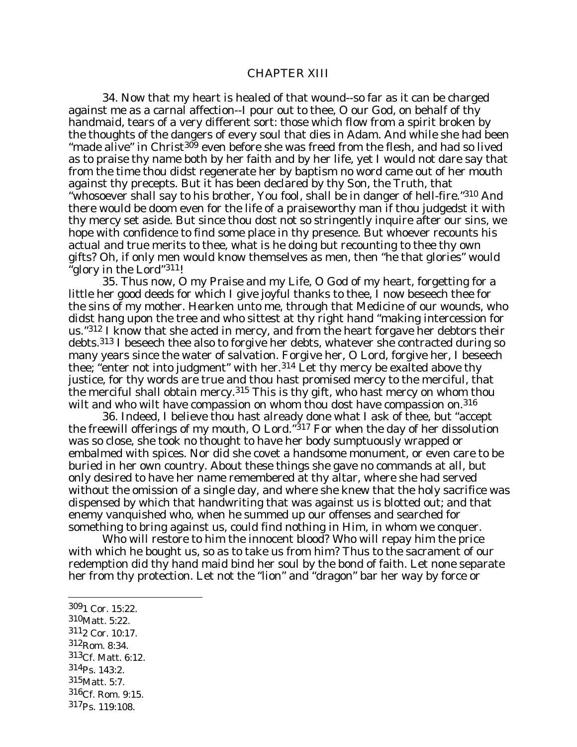## CHAPTER XIII

34. Now that my heart is healed of that wound--so far as it can be charged against me as a carnal affection--I pour out to thee, O our God, on behalf of thy handmaid, tears of a very different sort: those which flow from a spirit broken by the thoughts of the dangers of every soul that dies in Adam. And while she had been "made alive" in Christ[309] even before she was freed from the flesh, and had so lived as to praise thy name both by her faith and by her life, yet I would not dare say that from the time thou didst regenerate her by baptism no word came out of her mouth against thy precepts. But it has been declared by thy Son, the Truth, that "whosoever shall say to his brother, You fool, shall be in danger of hell-fire."[310] And there would be doom even for the life of a praiseworthy man if thou judgedst it with thy mercy set aside. But since thou dost not so stringently inquire after our sins, we hope with confidence to find some place in thy presence. But whoever recounts his actual and true merits to thee, what is he doing but recounting to thee thy own gifts? Oh, if only men would know themselves as men, then "he that glories" would "glory in the Lord"[311]!

35. Thus now, O my Praise and my Life, O God of my heart, forgetting for a little her good deeds for which I give joyful thanks to thee, I now beseech thee for the sins of my mother. Hearken unto me, through that Medicine of our wounds, who didst hang upon the tree and who sittest at thy right hand "making intercession for us."[312] I know that she acted in mercy, and from the heart forgave her debtors their debts.[313] I beseech thee also to forgive her debts, whatever she contracted during so many years since the water of salvation. Forgive her, O Lord, forgive her, I beseech thee; "enter not into judgment" with her.[314] Let thy mercy be exalted above thy justice, for thy words are true and thou hast promised mercy to the merciful, that the merciful shall obtain mercy.[315] This is thy gift, who hast mercy on whom thou wilt and who wilt have compassion on whom thou dost have compassion on.[316]

36. Indeed, I believe thou hast already done what I ask of thee, but "accept the freewill offerings of my mouth, O Lord."[317] For when the day of her dissolution was so close, she took no thought to have her body sumptuously wrapped or embalmed with spices. Nor did she covet a handsome monument, or even care to be buried in her own country. About these things she gave no commands at all, but only desired to have her name remembered at thy altar, where she had served without the omission of a single day, and where she knew that the holy sacrifice was dispensed by which that handwriting that was against us is blotted out; and that enemy vanquished who, when he summed up our offenses and searched for something to bring against us, could find nothing in Him, in whom we conquer.

Who will restore to him the innocent blood? Who will repay him the price with which he bought us, so as to take us from him? Thus to the sacrament of our redemption did thy hand maid bind her soul by the bond of faith. Let none separate her from thy protection. Let not the "lion" and "dragon" bar her way by force or

---

[309] 1 Cor. 15:22.
[310] Matt. 5:22.
[311] 2 Cor. 10:17.
[312] Rom. 8:34.
[313] Cf. Matt. 6:12.
[314] Ps. 143:2.
[315] Matt. 5:7.
[316] Cf. Rom. 9:15.
[317] Ps. 119:108.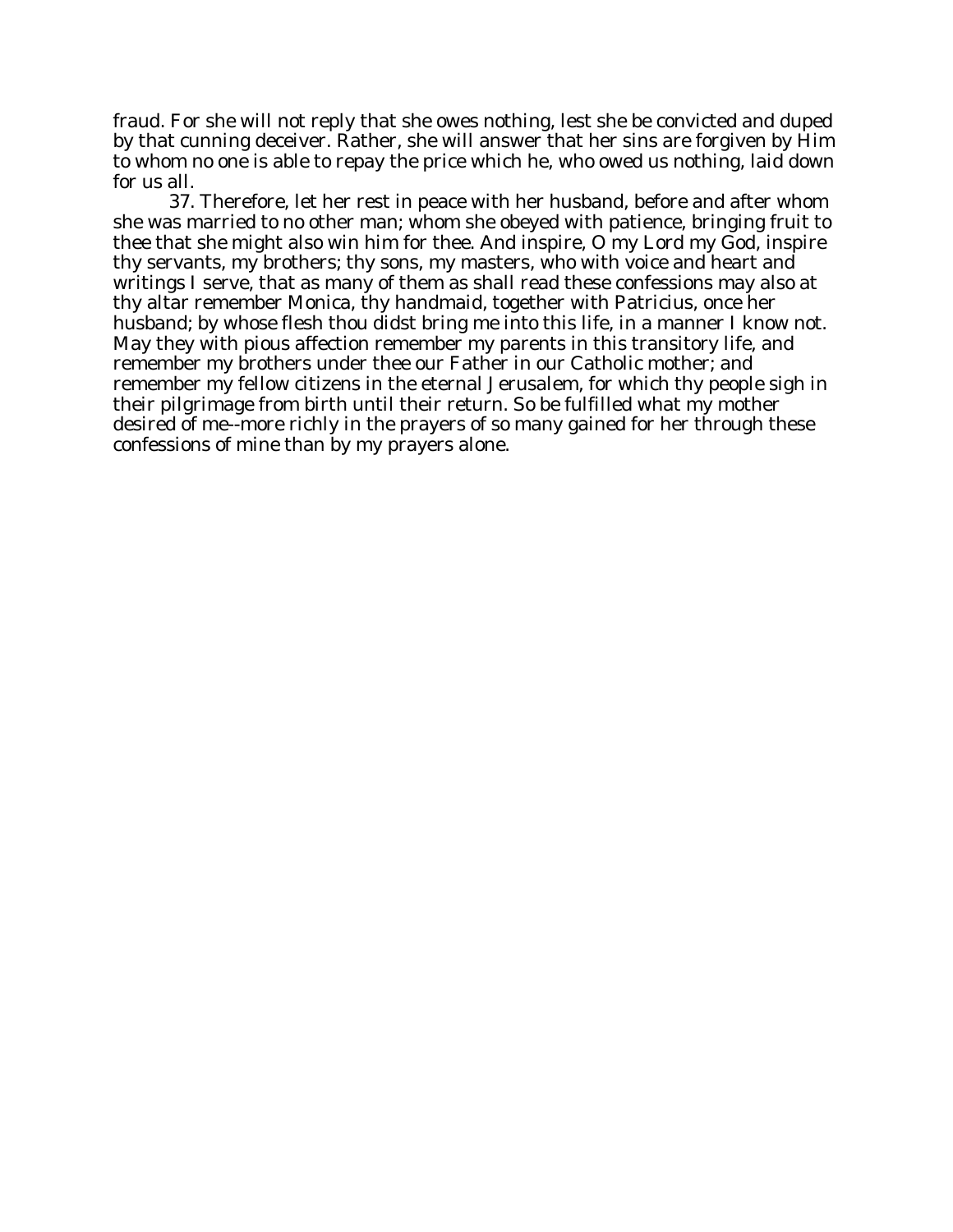fraud. For she will not reply that she owes nothing, lest she be convicted and duped by that cunning deceiver. Rather, she will answer that her sins are forgiven by Him to whom no one is able to repay the price which he, who owed us nothing, laid down for us all.

37. Therefore, let her rest in peace with her husband, before and after whom she was married to no other man; whom she obeyed with patience, bringing fruit to thee that she might also win him for thee. And inspire, O my Lord my God, inspire thy servants, my brothers; thy sons, my masters, who with voice and heart and writings I serve, that as many of them as shall read these confessions may also at thy altar remember Monica, thy handmaid, together with Patricius, once her husband; by whose flesh thou didst bring me into this life, in a manner I know not. May they with pious affection remember my parents in this transitory life, and remember my brothers under thee our Father in our Catholic mother; and remember my fellow citizens in the eternal Jerusalem, for which thy people sigh in their pilgrimage from birth until their return. So be fulfilled what my mother desired of me--more richly in the prayers of so many gained for her through these confessions of mine than by my prayers alone.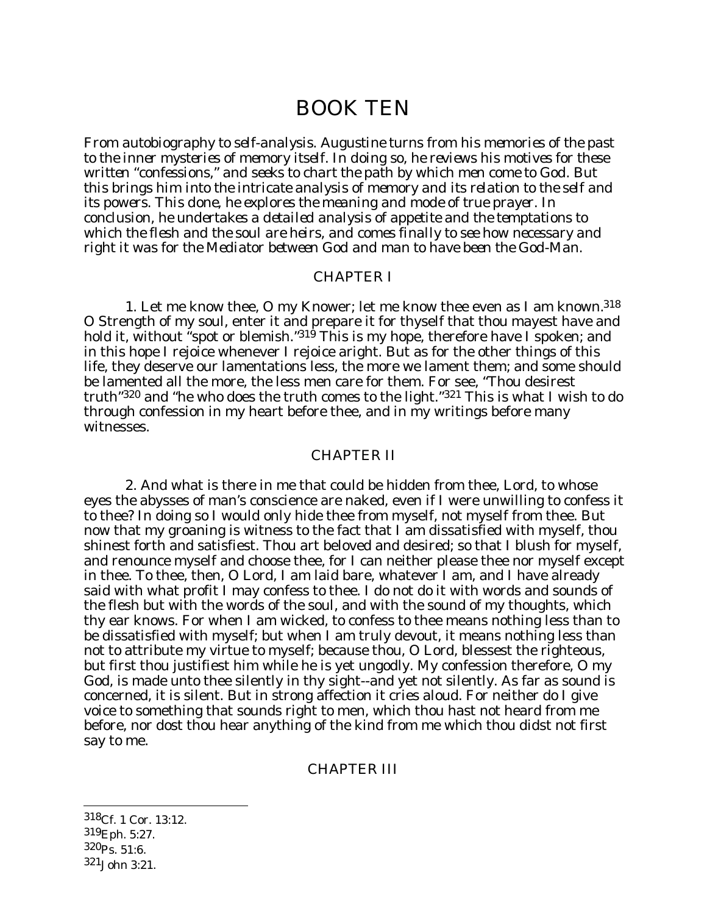# BOOK TEN

*From autobiography to self-analysis. Augustine turns from his memories of the past to the inner mysteries of memory itself. In doing so, he reviews his motives for these written "confessions," and seeks to chart the path by which men come to God. But this brings him into the intricate analysis of memory and its relation to the self and its powers. This done, he explores the meaning and mode of true prayer. In conclusion, he undertakes a detailed analysis of appetite and the temptations to which the flesh and the soul are heirs, and comes finally to see how necessary and right it was for the Mediator between God and man to have been the God-Man.*

## CHAPTER I

1. Let me know thee, O my Knower; let me know thee even as I am known.[318] O Strength of my soul, enter it and prepare it for thyself that thou mayest have and hold it, without "spot or blemish."[319] This is my hope, therefore have I spoken; and in this hope I rejoice whenever I rejoice aright. But as for the other things of this life, they deserve our lamentations less, the more we lament them; and some should be lamented all the more, the less men care for them. For see, "Thou desirest truth"[320] and "he who does the truth comes to the light."[321] This is what I wish to do through confession in my heart before thee, and in my writings before many witnesses.

## CHAPTER II

2. And what is there in me that could be hidden from thee, Lord, to whose eyes the abysses of man's conscience are naked, even if I were unwilling to confess it to thee? In doing so I would only hide thee from myself, not myself from thee. But now that my groaning is witness to the fact that I am dissatisfied with myself, thou shinest forth and satisfiest. Thou art beloved and desired; so that I blush for myself, and renounce myself and choose thee, for I can neither please thee nor myself except in thee. To thee, then, O Lord, I am laid bare, whatever I am, and I have already said with what profit I may confess to thee. I do not do it with words and sounds of the flesh but with the words of the soul, and with the sound of my thoughts, which thy ear knows. For when I am wicked, to confess to thee means nothing less than to be dissatisfied with myself; but when I am truly devout, it means nothing less than not to attribute my virtue to myself; because thou, O Lord, blessest the righteous, but first thou justifiest him while he is yet ungodly. My confession therefore, O my God, is made unto thee silently in thy sight--and yet not silently. As far as sound is concerned, it is silent. But in strong affection it cries aloud. For neither do I give voice to something that sounds right to men, which thou hast not heard from me before, nor dost thou hear anything of the kind from me which thou didst not first say to me.

## CHAPTER III

---

[318] Cf. 1 Cor. 13:12.
[319] Eph. 5:27.
[320] Ps. 51:6.
[321] John 3:21.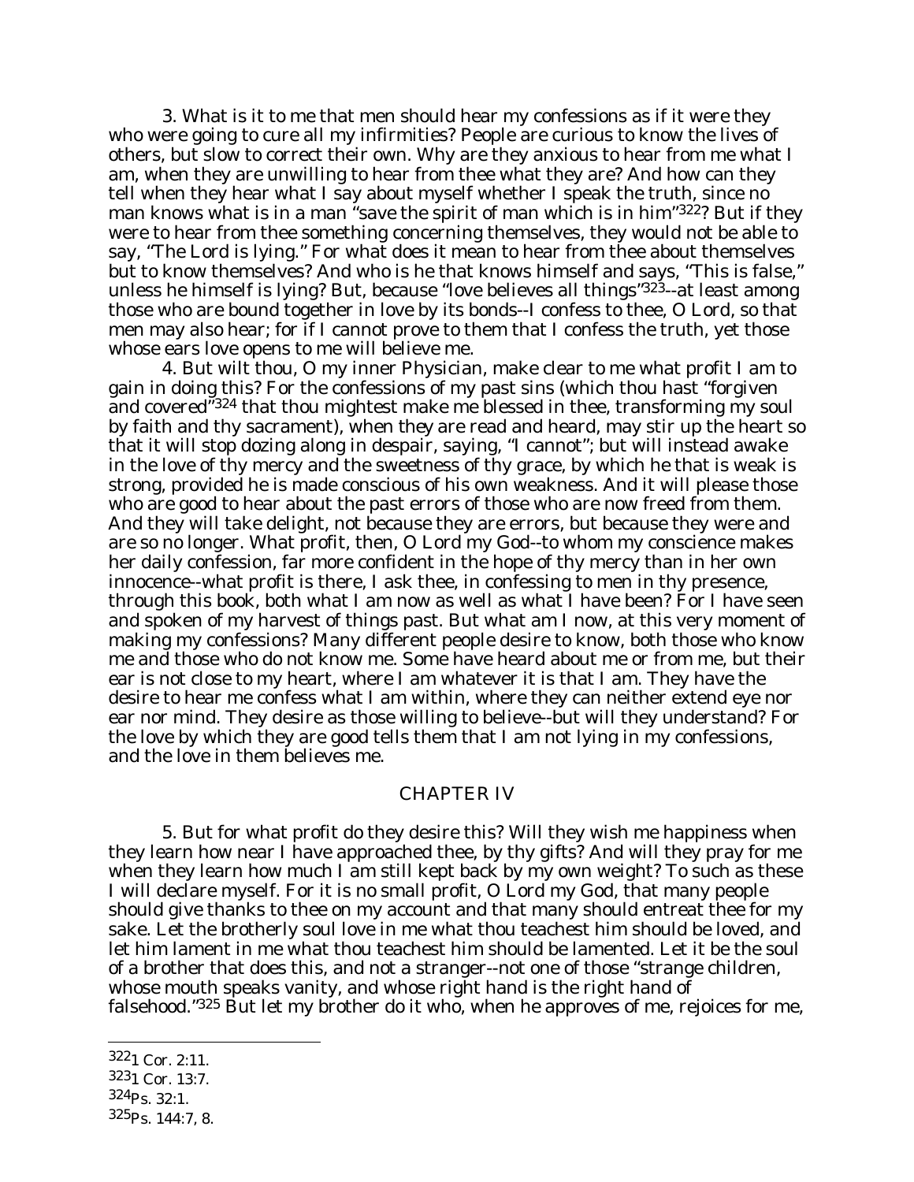3. What is it to me that men should hear my confessions as if it were they who were going to cure all my infirmities? People are curious to know the lives of others, but slow to correct their own. Why are they anxious to hear from me what I am, when they are unwilling to hear from thee what they are? And how can they tell when they hear what I say about myself whether I speak the truth, since no man knows what is in a man "save the spirit of man which is in him"[322]? But if they were to hear from thee something concerning themselves, they would not be able to say, "The Lord is lying." For what does it mean to hear from thee about themselves but to know themselves? And who is he that knows himself and says, "This is false," unless he himself is lying? But, because "love believes all things"[323]--at least among those who are bound together in love by its bonds--I confess to thee, O Lord, so that men may also hear; for if I cannot prove to them that I confess the truth, yet those whose ears love opens to me will believe me.

4. But wilt thou, O my inner Physician, make clear to me what profit I am to gain in doing this? For the confessions of my past sins (which thou hast "forgiven and covered"[324] that thou mightest make me blessed in thee, transforming my soul by faith and thy sacrament), when they are read and heard, may stir up the heart so that it will stop dozing along in despair, saying, "I cannot"; but will instead awake in the love of thy mercy and the sweetness of thy grace, by which he that is weak is strong, provided he is made conscious of his own weakness. And it will please those who are good to hear about the past errors of those who are now freed from them. And they will take delight, not because they are errors, but because they were and are so no longer. What profit, then, O Lord my God--to whom my conscience makes her daily confession, far more confident in the hope of thy mercy than in her own innocence--what profit is there, I ask thee, in confessing to men in thy presence, through this book, both what I am now as well as what I have been? For I have seen and spoken of my harvest of things past. But what am I now, at this very moment of making my confessions? Many different people desire to know, both those who know me and those who do not know me. Some have heard about me or from me, but their ear is not close to my heart, where I am whatever it is that I am. They have the desire to hear me confess what I am within, where they can neither extend eye nor ear nor mind. They desire as those willing to believe--but will they understand? For the love by which they are good tells them that I am not lying in my confessions, and the love in them believes me.

## CHAPTER IV

5. But for what profit do they desire this? Will they wish me happiness when they learn how near I have approached thee, by thy gifts? And will they pray for me when they learn how much I am still kept back by my own weight? To such as these I will declare myself. For it is no small profit, O Lord my God, that many people should give thanks to thee on my account and that many should entreat thee for my sake. Let the brotherly soul love in me what thou teachest him should be loved, and let him lament in me what thou teachest him should be lamented. Let it be the soul of a brother that does this, and not a stranger--not one of those "strange children, whose mouth speaks vanity, and whose right hand is the right hand of falsehood."[325] But let my brother do it who, when he approves of me, rejoices for me,

---

[322] 1 Cor. 2:11.

[323] 1 Cor. 13:7.

[324] Ps. 32:1.

[325] Ps. 144:7, 8.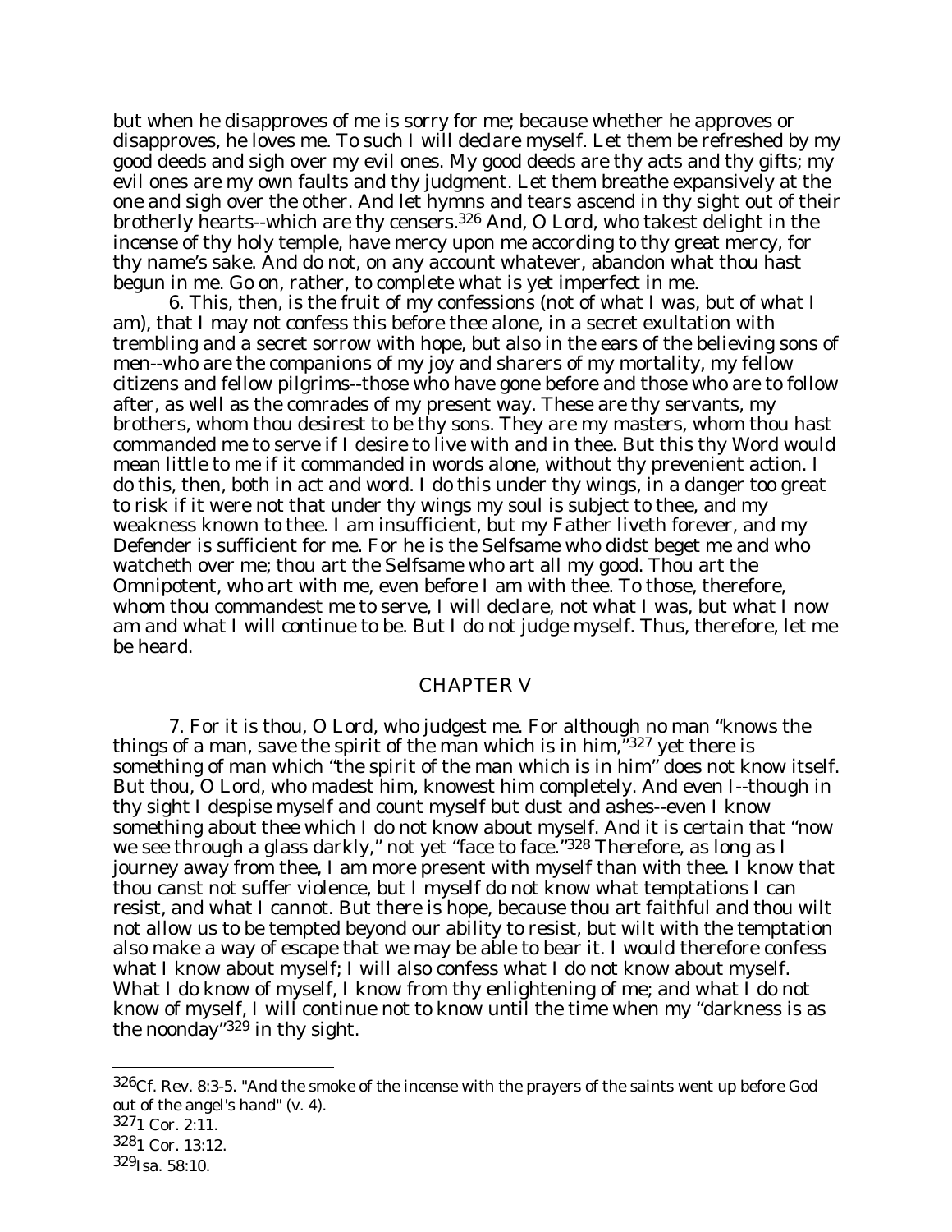but when he disapproves of me is sorry for me; because whether he approves or disapproves, he loves me. To such I will declare myself. Let them be refreshed by my good deeds and sigh over my evil ones. My good deeds are thy acts and thy gifts; my evil ones are my own faults and thy judgment. Let them breathe expansively at the one and sigh over the other. And let hymns and tears ascend in thy sight out of their brotherly hearts--which are thy censers.[326] And, O Lord, who takest delight in the incense of thy holy temple, have mercy upon me according to thy great mercy, for thy name's sake. And do not, on any account whatever, abandon what thou hast begun in me. Go on, rather, to complete what is yet imperfect in me.

6. This, then, is the fruit of my confessions (not of what I was, but of what I am), that I may not confess this before thee alone, in a secret exultation with trembling and a secret sorrow with hope, but also in the ears of the believing sons of men--who are the companions of my joy and sharers of my mortality, my fellow citizens and fellow pilgrims--those who have gone before and those who are to follow after, as well as the comrades of my present way. These are thy servants, my brothers, whom thou desirest to be thy sons. They are my masters, whom thou hast commanded me to serve if I desire to live with and in thee. But this thy Word would mean little to me if it commanded in words alone, without thy prevenient action. I do this, then, both in act and word. I do this under thy wings, in a danger too great to risk if it were not that under thy wings my soul is subject to thee, and my weakness known to thee. I am insufficient, but my Father liveth forever, and my Defender is sufficient for me. For he is the Selfsame who didst beget me and who watcheth over me; thou art the Selfsame who art all my good. Thou art the Omnipotent, who art with me, even before I am with thee. To those, therefore, whom thou commandest me to serve, I will declare, not what I was, but what I now am and what I will continue to be. But I do not judge myself. Thus, therefore, let me be heard.

## CHAPTER V

7. For it is thou, O Lord, who judgest me. For although no man "knows the things of a man, save the spirit of the man which is in him,"[327] yet there is something of man which "the spirit of the man which is in him" does not know itself. But thou, O Lord, who madest him, knowest him completely. And even I--though in thy sight I despise myself and count myself but dust and ashes--even I know something about thee which I do not know about myself. And it is certain that "now we see through a glass darkly," not yet "face to face."[328] Therefore, as long as I journey away from thee, I am more present with myself than with thee. I know that thou canst not suffer violence, but I myself do not know what temptations I can resist, and what I cannot. But there is hope, because thou art faithful and thou wilt not allow us to be tempted beyond our ability to resist, but wilt with the temptation also make a way of escape that we may be able to bear it. I would therefore confess what I know about myself; I will also confess what I do not know about myself. What I do know of myself, I know from thy enlightening of me; and what I do not know of myself, I will continue not to know until the time when my "darkness is as the noonday"[329] in thy sight.

---

[326] Cf. Rev. 8:3-5. "And the smoke of the incense with the prayers of the saints went up before God out of the angel's hand" (v. 4).

[327] 1 Cor. 2:11.

[328] 1 Cor. 13:12.

[329] Isa. 58:10.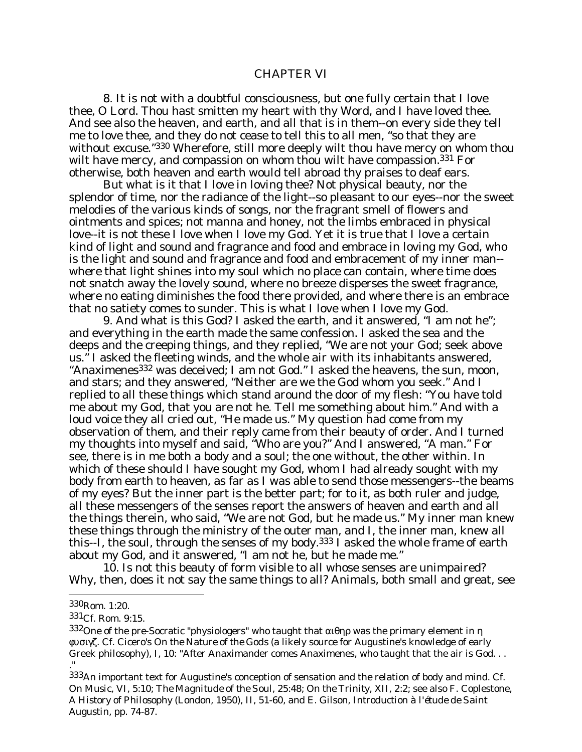## CHAPTER VI

8. It is not with a doubtful consciousness, but one fully certain that I love thee, O Lord. Thou hast smitten my heart with thy Word, and I have loved thee. And see also the heaven, and earth, and all that is in them--on every side they tell me to love thee, and they do not cease to tell this to all men, "so that they are without excuse."[330] Wherefore, still more deeply wilt thou have mercy on whom thou wilt have mercy, and compassion on whom thou wilt have compassion.[331] For otherwise, both heaven and earth would tell abroad thy praises to deaf ears.

But what is it that I love in loving thee? Not physical beauty, nor the splendor of time, nor the radiance of the light--so pleasant to our eyes--nor the sweet melodies of the various kinds of songs, nor the fragrant smell of flowers and ointments and spices; not manna and honey, not the limbs embraced in physical love--it is not these I love when I love my God. Yet it is true that I love a certain kind of light and sound and fragrance and food and embrace in loving my God, who is the light and sound and fragrance and food and embracement of my inner man--where that light shines into my soul which no place can contain, where time does not snatch away the lovely sound, where no breeze disperses the sweet fragrance, where no eating diminishes the food there provided, and where there is an embrace that no satiety comes to sunder. This is what I love when I love my God.

9. And what is this God? I asked the earth, and it answered, "I am not he"; and everything in the earth made the same confession. I asked the sea and the deeps and the creeping things, and they replied, "We are not your God; seek above us." I asked the fleeting winds, and the whole air with its inhabitants answered, "Anaximenes[332] was deceived; I am not God." I asked the heavens, the sun, moon, and stars; and they answered, "Neither are we the God whom you seek." And I replied to all these things which stand around the door of my flesh: "You have told me about my God, that you are not he. Tell me something about him." And with a loud voice they all cried out, "He made us." My question had come from my observation of them, and their reply came from their beauty of order. And I turned my thoughts into myself and said, "Who are you?" And I answered, "A man." For see, there is in me both a body and a soul; the one without, the other within. In which of these should I have sought my God, whom I had already sought with my body from earth to heaven, as far as I was able to send those messengers--the beams of my eyes? But the inner part is the better part; for to it, as both ruler and judge, all these messengers of the senses report the answers of heaven and earth and all the things therein, who said, "We are not God, but he made us." My inner man knew these things through the ministry of the outer man, and I, the inner man, knew all this--I, the soul, through the senses of my body.[333] I asked the whole frame of earth about my God, and it answered, "I am not he, but he made me."

10. Is not this beauty of form visible to all whose senses are unimpaired? Why, then, does it not say the same things to all? Animals, both small and great, see

---

[330] Rom. 1:20.

[331] Cf. Rom. 9:15.

[332] One of the pre-Socratic "physiologers" who taught that αιθηρ was the primary element in η φυσιγζ. Cf. Cicero's *On the Nature of the Gods* (a likely source for Augustine's knowledge of early Greek philosophy), I, 10: "After Anaximander comes Anaximenes, who taught that the air is God. . . ."

[333] An important text for Augustine's conception of sensation and the relation of body and mind. Cf. *On Music*, VI, 5:10; *The Magnitude of the Soul*, 25:48; *On the Trinity*, XII, 2:2; see also F. Coplestone, *A History of Philosophy* (London, 1950), II, 51-60, and E. Gilson, *Introduction à l'étude de Saint Augustin*, pp. 74-87.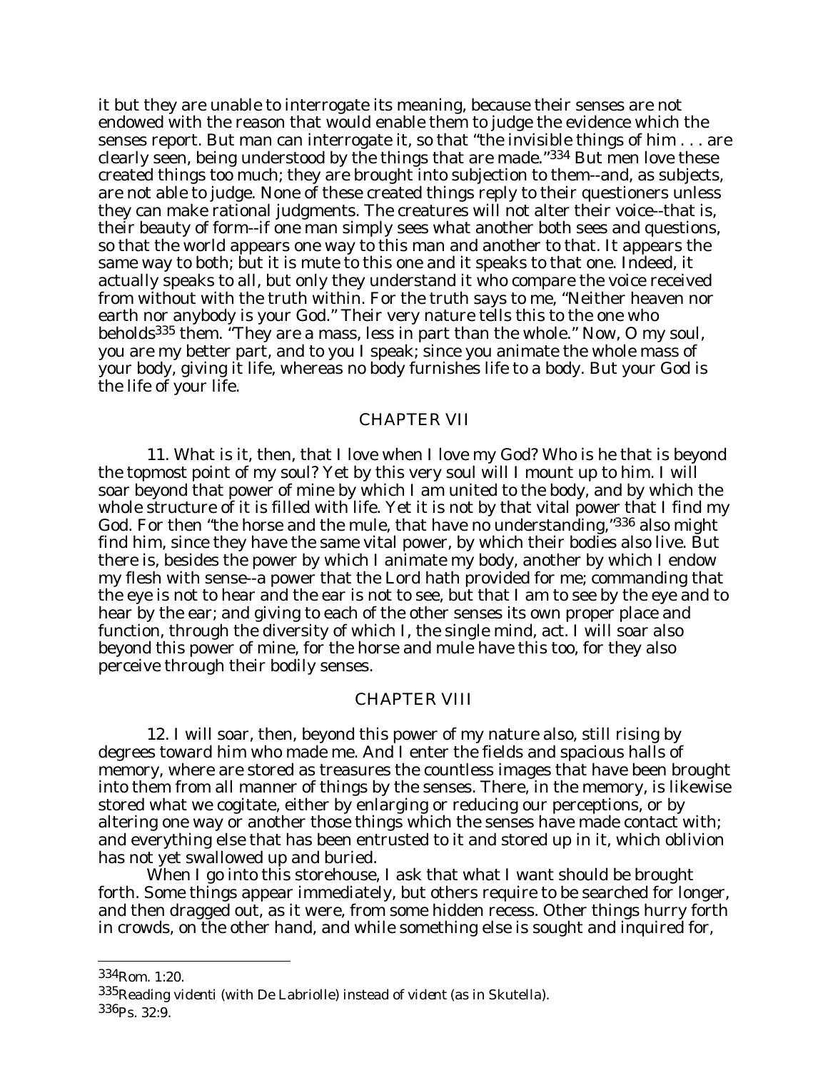it but they are unable to interrogate its meaning, because their senses are not endowed with the reason that would enable them to judge the evidence which the senses report. But man can interrogate it, so that "the invisible things of him . . . are clearly seen, being understood by the things that are made."[334] But men love these created things too much; they are brought into subjection to them--and, as subjects, are not able to judge. None of these created things reply to their questioners unless they can make rational judgments. The creatures will not alter their voice--that is, their beauty of form--if one man simply sees what another both sees and questions, so that the world appears one way to this man and another to that. It appears the same way to both; but it is mute to this one and it speaks to that one. Indeed, it actually speaks to all, but only they understand it who compare the voice received from without with the truth within. For the truth says to me, "Neither heaven nor earth nor anybody is your God." Their very nature tells this to the one who beholds[335] them. "They are a mass, less in part than the whole." Now, O my soul, you are my better part, and to you I speak; since you animate the whole mass of your body, giving it life, whereas no body furnishes life to a body. But your God is the life of your life.

## CHAPTER VII

11. What is it, then, that I love when I love my God? Who is he that is beyond the topmost point of my soul? Yet by this very soul will I mount up to him. I will soar beyond that power of mine by which I am united to the body, and by which the whole structure of it is filled with life. Yet it is not by that vital power that I find my God. For then "the horse and the mule, that have no understanding,"[336] also might find him, since they have the same vital power, by which their bodies also live. But there is, besides the power by which I animate my body, another by which I endow my flesh with sense--a power that the Lord hath provided for me; commanding that the eye is not to hear and the ear is not to see, but that I am to see by the eye and to hear by the ear; and giving to each of the other senses its own proper place and function, through the diversity of which I, the single mind, act. I will soar also beyond this power of mine, for the horse and mule have this too, for they also perceive through their bodily senses.

## CHAPTER VIII

12. I will soar, then, beyond this power of my nature also, still rising by degrees toward him who made me. And I enter the fields and spacious halls of memory, where are stored as treasures the countless images that have been brought into them from all manner of things by the senses. There, in the memory, is likewise stored what we cogitate, either by enlarging or reducing our perceptions, or by altering one way or another those things which the senses have made contact with; and everything else that has been entrusted to it and stored up in it, which oblivion has not yet swallowed up and buried.

When I go into this storehouse, I ask that what I want should be brought forth. Some things appear immediately, but others require to be searched for longer, and then dragged out, as it were, from some hidden recess. Other things hurry forth in crowds, on the other hand, and while something else is sought and inquired for,

---

[334] Rom. 1:20.

[335] Reading *videnti* (with De Labriolle) instead of *vident* (as in Skutella).

[336] Ps. 32:9.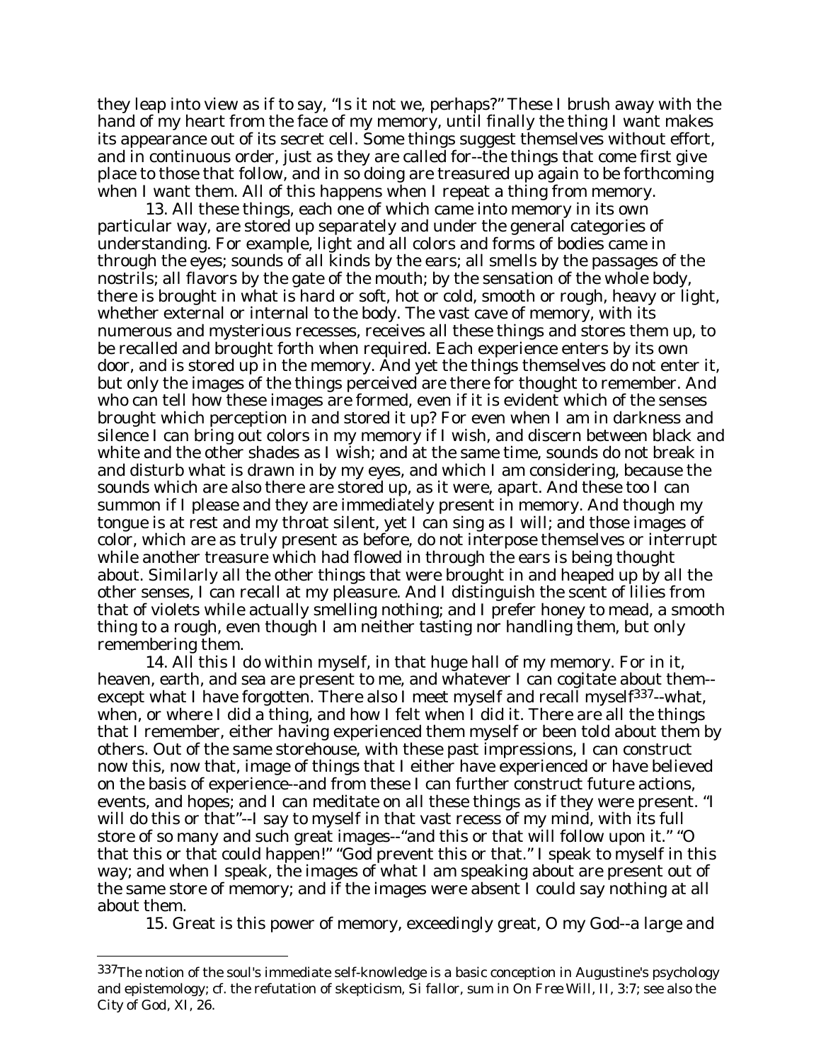they leap into view as if to say, "Is it not we, perhaps?" These I brush away with the hand of my heart from the face of my memory, until finally the thing I want makes its appearance out of its secret cell. Some things suggest themselves without effort, and in continuous order, just as they are called for--the things that come first give place to those that follow, and in so doing are treasured up again to be forthcoming when I want them. All of this happens when I repeat a thing from memory.

13. All these things, each one of which came into memory in its own particular way, are stored up separately and under the general categories of understanding. For example, light and all colors and forms of bodies came in through the eyes; sounds of all kinds by the ears; all smells by the passages of the nostrils; all flavors by the gate of the mouth; by the sensation of the whole body, there is brought in what is hard or soft, hot or cold, smooth or rough, heavy or light, whether external or internal to the body. The vast cave of memory, with its numerous and mysterious recesses, receives all these things and stores them up, to be recalled and brought forth when required. Each experience enters by its own door, and is stored up in the memory. And yet the things themselves do not enter it, but only the images of the things perceived are there for thought to remember. And who can tell how these images are formed, even if it is evident which of the senses brought which perception in and stored it up? For even when I am in darkness and silence I can bring out colors in my memory if I wish, and discern between black and white and the other shades as I wish; and at the same time, sounds do not break in and disturb what is drawn in by my eyes, and which I am considering, because the sounds which are also there are stored up, as it were, apart. And these too I can summon if I please and they are immediately present in memory. And though my tongue is at rest and my throat silent, yet I can sing as I will; and those images of color, which are as truly present as before, do not interpose themselves or interrupt while another treasure which had flowed in through the ears is being thought about. Similarly all the other things that were brought in and heaped up by all the other senses, I can recall at my pleasure. And I distinguish the scent of lilies from that of violets while actually smelling nothing; and I prefer honey to mead, a smooth thing to a rough, even though I am neither tasting nor handling them, but only remembering them.

14. All this I do within myself, in that huge hall of my memory. For in it, heaven, earth, and sea are present to me, and whatever I can cogitate about them--except what I have forgotten. There also I meet myself and recall myself[337]--what, when, or where I did a thing, and how I felt when I did it. There are all the things that I remember, either having experienced them myself or been told about them by others. Out of the same storehouse, with these past impressions, I can construct now this, now that, image of things that I either have experienced or have believed on the basis of experience--and from these I can further construct future actions, events, and hopes; and I can meditate on all these things as if they were present. "I will do this or that"--I say to myself in that vast recess of my mind, with its full store of so many and such great images--"and this or that will follow upon it." "O that this or that could happen!" "God prevent this or that." I speak to myself in this way; and when I speak, the images of what I am speaking about are present out of the same store of memory; and if the images were absent I could say nothing at all about them.

15. Great is this power of memory, exceedingly great, O my God--a large and

---

[337]The notion of the soul's immediate self-knowledge is a basic conception in Augustine's psychology and epistemology; cf. the refutation of skepticism, *Si fallor, sum* in *On Free Will*, II, 3:7; see also the *City of God*, XI, 26.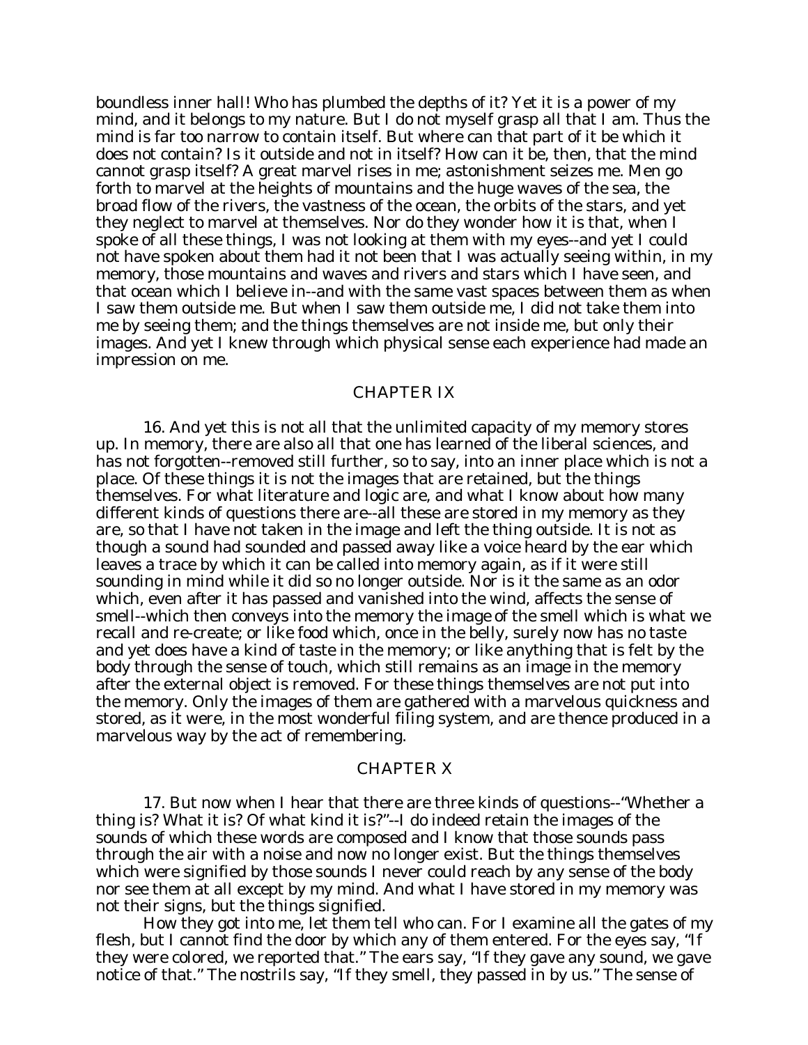boundless inner hall! Who has plumbed the depths of it? Yet it is a power of my mind, and it belongs to my nature. But I do not myself grasp all that I am. Thus the mind is far too narrow to contain itself. But where can that part of it be which it does not contain? Is it outside and not in itself? How can it be, then, that the mind cannot grasp itself? A great marvel rises in me; astonishment seizes me. Men go forth to marvel at the heights of mountains and the huge waves of the sea, the broad flow of the rivers, the vastness of the ocean, the orbits of the stars, and yet they neglect to marvel at themselves. Nor do they wonder how it is that, when I spoke of all these things, I was not looking at them with my eyes--and yet I could not have spoken about them had it not been that I was actually seeing within, in my memory, those mountains and waves and rivers and stars which I have seen, and that ocean which I believe in--and with the same vast spaces between them as when I saw them outside me. But when I saw them outside me, I did not take them into me by seeing them; and the things themselves are not inside me, but only their images. And yet I knew through which physical sense each experience had made an impression on me.

## CHAPTER IX

16. And yet this is not all that the unlimited capacity of my memory stores up. In memory, there are also all that one has learned of the liberal sciences, and has not forgotten--removed still further, so to say, into an inner place which is not a place. Of these things it is not the images that are retained, but the things themselves. For what literature and logic are, and what I know about how many different kinds of questions there are--all these are stored in my memory as they are, so that I have not taken in the image and left the thing outside. It is not as though a sound had sounded and passed away like a voice heard by the ear which leaves a trace by which it can be called into memory again, as if it were still sounding in mind while it did so no longer outside. Nor is it the same as an odor which, even after it has passed and vanished into the wind, affects the sense of smell--which then conveys into the memory the image of the smell which is what we recall and re-create; or like food which, once in the belly, surely now has no taste and yet does have a kind of taste in the memory; or like anything that is felt by the body through the sense of touch, which still remains as an image in the memory after the external object is removed. For these things themselves are not put into the memory. Only the images of them are gathered with a marvelous quickness and stored, as it were, in the most wonderful filing system, and are thence produced in a marvelous way by the act of remembering.

## CHAPTER X

17. But now when I hear that there are three kinds of questions--"Whether a thing is? What it is? Of what kind it is?"--I do indeed retain the images of the sounds of which these words are composed and I know that those sounds pass through the air with a noise and now no longer exist. But the things themselves which were signified by those sounds I never could reach by any sense of the body nor see them at all except by my mind. And what I have stored in my memory was not their signs, but the things signified.

How they got into me, let them tell who can. For I examine all the gates of my flesh, but I cannot find the door by which any of them entered. For the eyes say, "If they were colored, we reported that." The ears say, "If they gave any sound, we gave notice of that." The nostrils say, "If they smell, they passed in by us." The sense of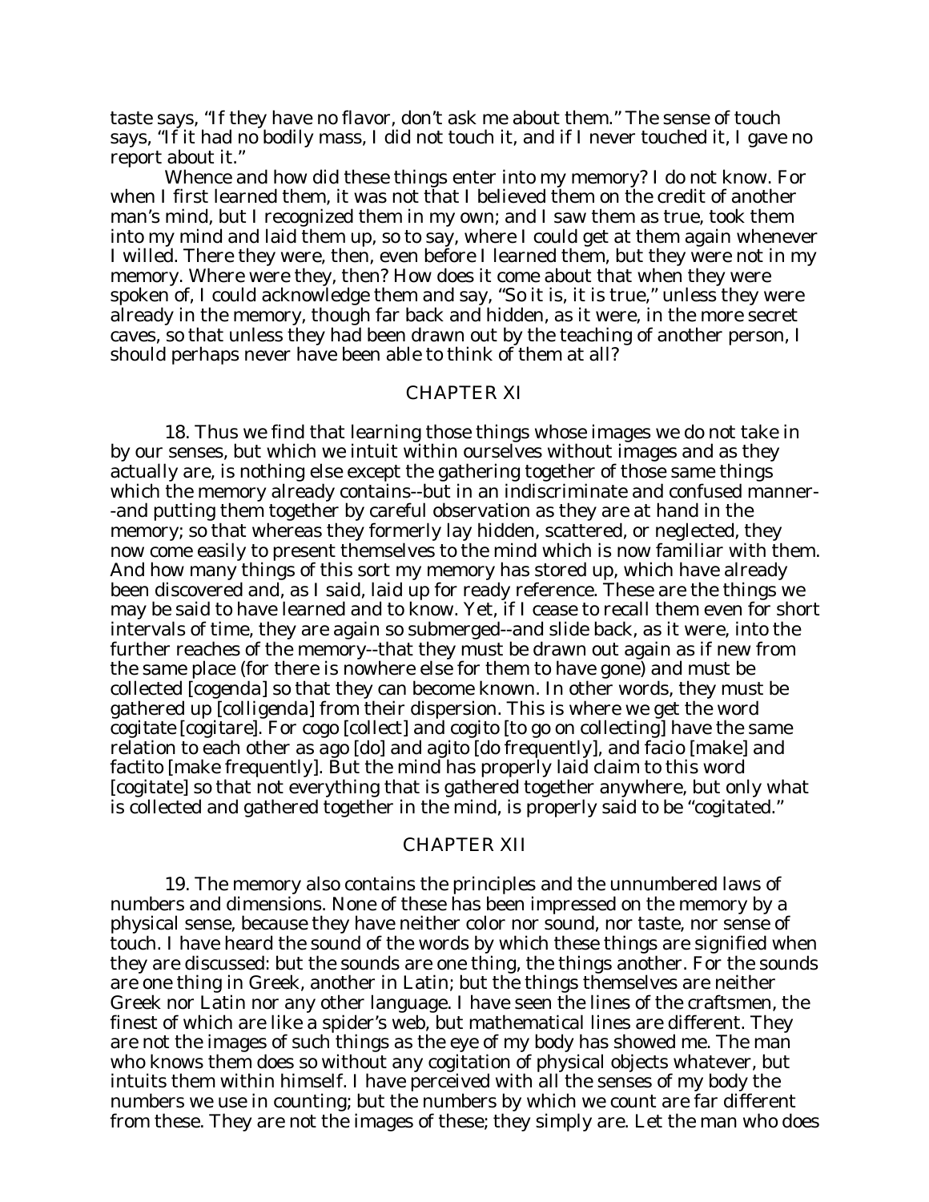taste says, "If they have no flavor, don't ask me about them." The sense of touch says, "If it had no bodily mass, I did not touch it, and if I never touched it, I gave no report about it."

Whence and how did these things enter into my memory? I do not know. For when I first learned them, it was not that I believed them on the credit of another man's mind, but I recognized them in my own; and I saw them as true, took them into my mind and laid them up, so to say, where I could get at them again whenever I willed. There they were, then, even before I learned them, but they were not in my memory. Where were they, then? How does it come about that when they were spoken of, I could acknowledge them and say, "So it is, it is true," unless they were already in the memory, though far back and hidden, as it were, in the more secret caves, so that unless they had been drawn out by the teaching of another person, I should perhaps never have been able to think of them at all?

## CHAPTER XI

18. Thus we find that learning those things whose images we do not take in by our senses, but which we intuit within ourselves without images and as they actually are, is nothing else except the gathering together of those same things which the memory already contains--but in an indiscriminate and confused manner--and putting them together by careful observation as they are at hand in the memory; so that whereas they formerly lay hidden, scattered, or neglected, they now come easily to present themselves to the mind which is now familiar with them. And how many things of this sort my memory has stored up, which have already been discovered and, as I said, laid up for ready reference. These are the things we may be said to have learned and to know. Yet, if I cease to recall them even for short intervals of time, they are again so submerged--and slide back, as it were, into the further reaches of the memory--that they must be drawn out again as if new from the same place (for there is nowhere else for them to have gone) and must be collected [*cogenda*] so that they can become known. In other words, they must be gathered up [*colligenda*] from their dispersion. This is where we get the word cogitate [*cogitare*]. For *cogo* [collect] and *cogito* [to go on collecting] have the same relation to each other as *ago* [do] and *agito* [do frequently], and *facio* [make] and *factito* [make frequently]. But the mind has properly laid claim to this word [cogitate] so that not everything that is gathered together anywhere, but only what is collected and gathered together in the mind, is properly said to be "cogitated."

## CHAPTER XII

19. The memory also contains the principles and the unnumbered laws of numbers and dimensions. None of these has been impressed on the memory by a physical sense, because they have neither color nor sound, nor taste, nor sense of touch. I have heard the sound of the words by which these things are signified when they are discussed: but the sounds are one thing, the things another. For the sounds are one thing in Greek, another in Latin; but the things themselves are neither Greek nor Latin nor any other language. I have seen the lines of the craftsmen, the finest of which are like a spider's web, but mathematical lines are different. They are not the images of such things as the eye of my body has showed me. The man who knows them does so without any cogitation of physical objects whatever, but intuits them within himself. I have perceived with all the senses of my body the numbers we use in counting; but the numbers by which we count are far different from these. They are not the images of these; they simply are. Let the man who does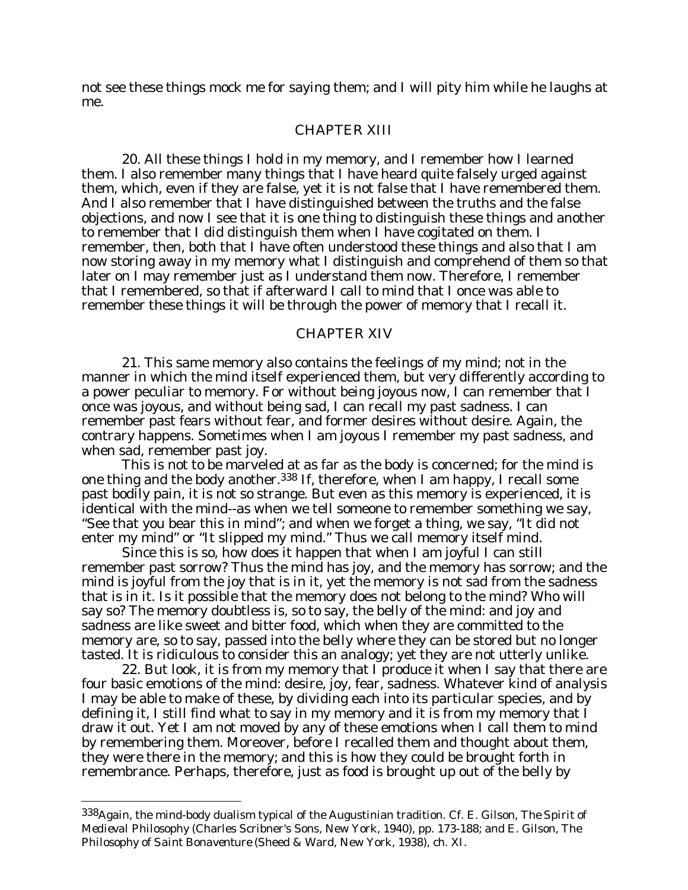not see these things mock me for saying them; and I will pity him while he laughs at me.

## CHAPTER XIII

20. All these things I hold in my memory, and I remember how I learned them. I also remember many things that I have heard quite falsely urged against them, which, even if they are false, yet it is not false that I have remembered them. And I also remember that I have distinguished between the truths and the false objections, and now I see that it is one thing to distinguish these things and another to remember that I did distinguish them when I have cogitated on them. I remember, then, both that I have often understood these things and also that I am now storing away in my memory what I distinguish and comprehend of them so that later on I may remember just as I understand them now. Therefore, I remember that I remembered, so that if afterward I call to mind that I once was able to remember these things it will be through the power of memory that I recall it.

## CHAPTER XIV

21. This same memory also contains the feelings of my mind; not in the manner in which the mind itself experienced them, but very differently according to a power peculiar to memory. For without being joyous now, I can remember that I once was joyous, and without being sad, I can recall my past sadness. I can remember past fears without fear, and former desires without desire. Again, the contrary happens. Sometimes when I am joyous I remember my past sadness, and when sad, remember past joy.

This is not to be marveled at as far as the body is concerned; for the mind is one thing and the body another.[338] If, therefore, when I am happy, I recall some past bodily pain, it is not so strange. But even as this memory is experienced, it is identical with the mind--as when we tell someone to remember something we say, "See that you bear this in mind"; and when we forget a thing, we say, "It did not enter my mind" or "It slipped my mind." Thus we call memory itself mind.

Since this is so, how does it happen that when I am joyful I can still remember past sorrow? Thus the mind has joy, and the memory has sorrow; and the mind is joyful from the joy that is in it, yet the memory is not sad from the sadness that is in it. Is it possible that the memory does not belong to the mind? Who will say so? The memory doubtless is, so to say, the belly of the mind: and joy and sadness are like sweet and bitter food, which when they are committed to the memory are, so to say, passed into the belly where they can be stored but no longer tasted. It is ridiculous to consider this an analogy; yet they are not utterly unlike.

22. But look, it is from my memory that I produce it when I say that there are four basic emotions of the mind: desire, joy, fear, sadness. Whatever kind of analysis I may be able to make of these, by dividing each into its particular species, and by defining it, I still find what to say in my memory and it is from my memory that I draw it out. Yet I am not moved by any of these emotions when I call them to mind by remembering them. Moreover, before I recalled them and thought about them, they were there in the memory; and this is how they could be brought forth in remembrance. Perhaps, therefore, just as food is brought up out of the belly by

---

[338] Again, the mind-body dualism typical of the Augustinian tradition. Cf. E. Gilson, *The Spirit of Medieval Philosophy* (Charles Scribner's Sons, New York, 1940), pp. 173-188; and E. Gilson, *The Philosophy of Saint Bonaventure* (Sheed & Ward, New York, 1938), ch. XI.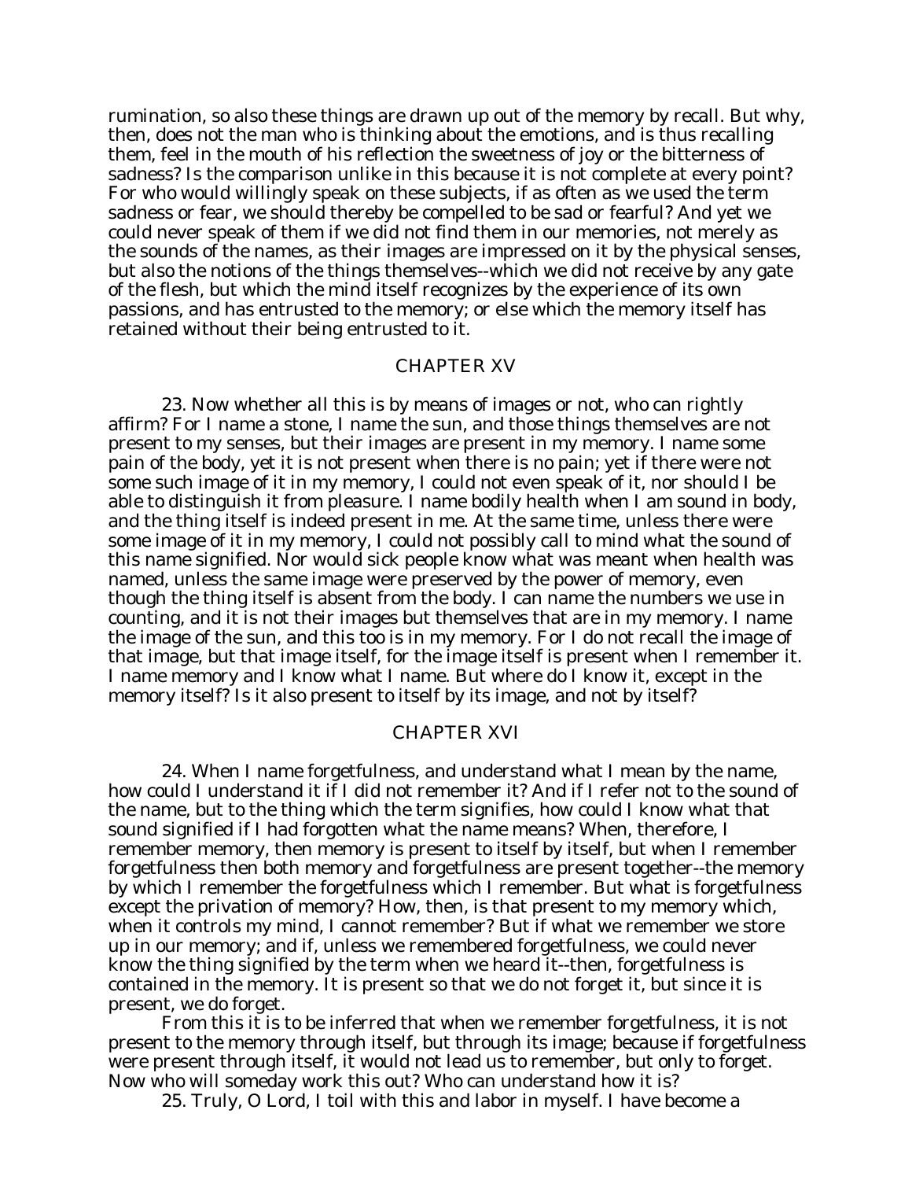rumination, so also these things are drawn up out of the memory by recall. But why, then, does not the man who is thinking about the emotions, and is thus recalling them, feel in the mouth of his reflection the sweetness of joy or the bitterness of sadness? Is the comparison unlike in this because it is not complete at every point? For who would willingly speak on these subjects, if as often as we used the term sadness or fear, we should thereby be compelled to be sad or fearful? And yet we could never speak of them if we did not find them in our memories, not merely as the sounds of the names, as their images are impressed on it by the physical senses, but also the notions of the things themselves--which we did not receive by any gate of the flesh, but which the mind itself recognizes by the experience of its own passions, and has entrusted to the memory; or else which the memory itself has retained without their being entrusted to it.

## CHAPTER XV

23. Now whether all this is by means of images or not, who can rightly affirm? For I name a stone, I name the sun, and those things themselves are not present to my senses, but their images are present in my memory. I name some pain of the body, yet it is not present when there is no pain; yet if there were not some such image of it in my memory, I could not even speak of it, nor should I be able to distinguish it from pleasure. I name bodily health when I am sound in body, and the thing itself is indeed present in me. At the same time, unless there were some image of it in my memory, I could not possibly call to mind what the sound of this name signified. Nor would sick people know what was meant when health was named, unless the same image were preserved by the power of memory, even though the thing itself is absent from the body. I can name the numbers we use in counting, and it is not their images but themselves that are in my memory. I name the image of the sun, and this too is in my memory. For I do not recall the image of that image, but that image itself, for the image itself is present when I remember it. I name memory and I know what I name. But where do I know it, except in the memory itself? Is it also present to itself by its image, and not by itself?

## CHAPTER XVI

24. When I name forgetfulness, and understand what I mean by the name, how could I understand it if I did not remember it? And if I refer not to the sound of the name, but to the thing which the term signifies, how could I know what that sound signified if I had forgotten what the name means? When, therefore, I remember memory, then memory is present to itself by itself, but when I remember forgetfulness then both memory and forgetfulness are present together--the memory by which I remember the forgetfulness which I remember. But what is forgetfulness except the privation of memory? How, then, is that present to my memory which, when it controls my mind, I cannot remember? But if what we remember we store up in our memory; and if, unless we remembered forgetfulness, we could never know the thing signified by the term when we heard it--then, forgetfulness is contained in the memory. It is present so that we do not forget it, but since it is present, we do forget.

From this it is to be inferred that when we remember forgetfulness, it is not present to the memory through itself, but through its image; because if forgetfulness were present through itself, it would not lead us to remember, but only to forget. Now who will someday work this out? Who can understand how it is?

25. Truly, O Lord, I toil with this and labor in myself. I have become a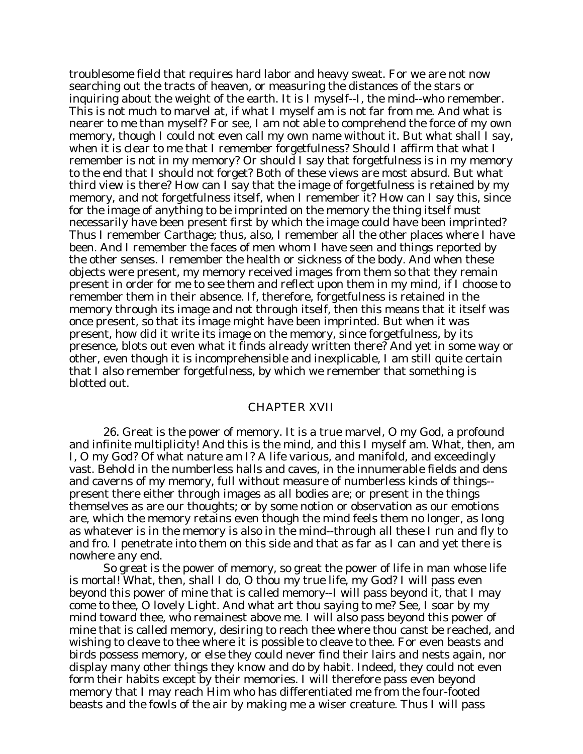troublesome field that requires hard labor and heavy sweat. For we are not now searching out the tracts of heaven, or measuring the distances of the stars or inquiring about the weight of the earth. It is I myself--I, the mind--who remember. This is not much to marvel at, if what I myself am is not far from me. And what is nearer to me than myself? For see, I am not able to comprehend the force of my own memory, though I could not even call my own name without it. But what shall I say, when it is clear to me that I remember forgetfulness? Should I affirm that what I remember is not in my memory? Or should I say that forgetfulness is in my memory to the end that I should not forget? Both of these views are most absurd. But what third view is there? How can I say that the image of forgetfulness is retained by my memory, and not forgetfulness itself, when I remember it? How can I say this, since for the image of anything to be imprinted on the memory the thing itself must necessarily have been present first by which the image could have been imprinted? Thus I remember Carthage; thus, also, I remember all the other places where I have been. And I remember the faces of men whom I have seen and things reported by the other senses. I remember the health or sickness of the body. And when these objects were present, my memory received images from them so that they remain present in order for me to see them and reflect upon them in my mind, if I choose to remember them in their absence. If, therefore, forgetfulness is retained in the memory through its image and not through itself, then this means that it itself was once present, so that its image might have been imprinted. But when it was present, how did it write its image on the memory, since forgetfulness, by its presence, blots out even what it finds already written there? And yet in some way or other, even though it is incomprehensible and inexplicable, I am still quite certain that I also remember forgetfulness, by which we remember that something is blotted out.

## CHAPTER XVII

26. Great is the power of memory. It is a true marvel, O my God, a profound and infinite multiplicity! And this is the mind, and this I myself am. What, then, am I, O my God? Of what nature am I? A life various, and manifold, and exceedingly vast. Behold in the numberless halls and caves, in the innumerable fields and dens and caverns of my memory, full without measure of numberless kinds of things--present there either through images as all bodies are; or present in the things themselves as are our thoughts; or by some notion or observation as our emotions are, which the memory retains even though the mind feels them no longer, as long as whatever is in the memory is also in the mind--through all these I run and fly to and fro. I penetrate into them on this side and that as far as I can and yet there is nowhere any end.

So great is the power of memory, so great the power of life in man whose life is mortal! What, then, shall I do, O thou my true life, my God? I will pass even beyond this power of mine that is called memory--I will pass beyond it, that I may come to thee, O lovely Light. And what art thou saying to me? See, I soar by my mind toward thee, who remainest above me. I will also pass beyond this power of mine that is called memory, desiring to reach thee where thou canst be reached, and wishing to cleave to thee where it is possible to cleave to thee. For even beasts and birds possess memory, or else they could never find their lairs and nests again, nor display many other things they know and do by habit. Indeed, they could not even form their habits except by their memories. I will therefore pass even beyond memory that I may reach Him who has differentiated me from the four-footed beasts and the fowls of the air by making me a wiser creature. Thus I will pass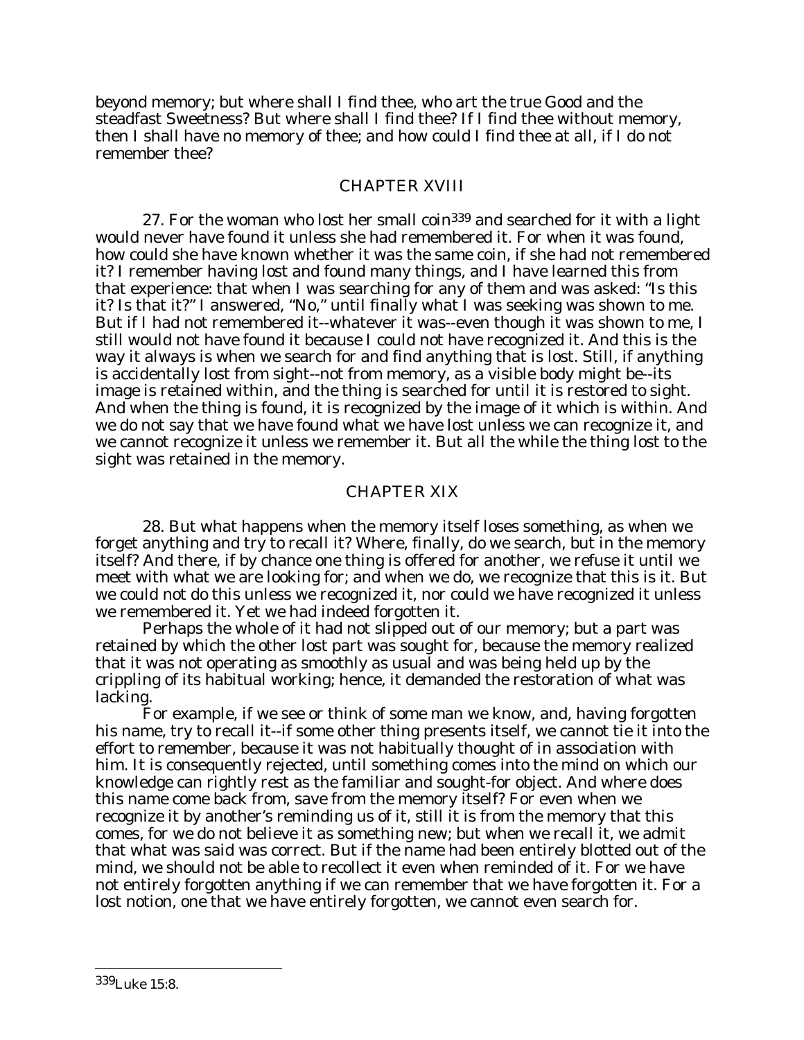beyond memory; but where shall I find thee, who art the true Good and the steadfast Sweetness? But where shall I find thee? If I find thee without memory, then I shall have no memory of thee; and how could I find thee at all, if I do not remember thee?

## CHAPTER XVIII

27. For the woman who lost her small coin[339] and searched for it with a light would never have found it unless she had remembered it. For when it was found, how could she have known whether it was the same coin, if she had not remembered it? I remember having lost and found many things, and I have learned this from that experience: that when I was searching for any of them and was asked: "Is this it? Is that it?" I answered, "No," until finally what I was seeking was shown to me. But if I had not remembered it--whatever it was--even though it was shown to me, I still would not have found it because I could not have recognized it. And this is the way it always is when we search for and find anything that is lost. Still, if anything is accidentally lost from sight--not from memory, as a visible body might be--its image is retained within, and the thing is searched for until it is restored to sight. And when the thing is found, it is recognized by the image of it which is within. And we do not say that we have found what we have lost unless we can recognize it, and we cannot recognize it unless we remember it. But all the while the thing lost to the sight was retained in the memory.

## CHAPTER XIX

28. But what happens when the memory itself loses something, as when we forget anything and try to recall it? Where, finally, do we search, but in the memory itself? And there, if by chance one thing is offered for another, we refuse it until we meet with what we are looking for; and when we do, we recognize that this is it. But we could not do this unless we recognized it, nor could we have recognized it unless we remembered it. Yet we had indeed forgotten it.

Perhaps the whole of it had not slipped out of our memory; but a part was retained by which the other lost part was sought for, because the memory realized that it was not operating as smoothly as usual and was being held up by the crippling of its habitual working; hence, it demanded the restoration of what was lacking.

For example, if we see or think of some man we know, and, having forgotten his name, try to recall it--if some other thing presents itself, we cannot tie it into the effort to remember, because it was not habitually thought of in association with him. It is consequently rejected, until something comes into the mind on which our knowledge can rightly rest as the familiar and sought-for object. And where does this name come back from, save from the memory itself? For even when we recognize it by another's reminding us of it, still it is from the memory that this comes, for we do not believe it as something new; but when we recall it, we admit that what was said was correct. But if the name had been entirely blotted out of the mind, we should not be able to recollect it even when reminded of it. For we have not entirely forgotten anything if we can remember that we have forgotten it. For a lost notion, one that we have entirely forgotten, we cannot even search for.

---

[339] Luke 15:8.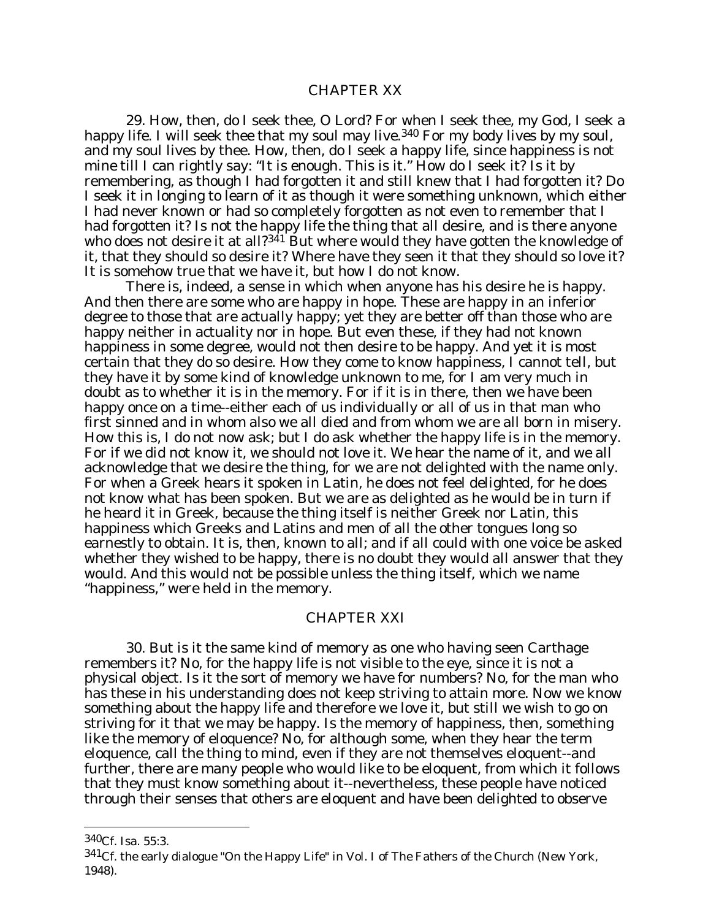## CHAPTER XX

29. How, then, do I seek thee, O Lord? For when I seek thee, my God, I seek a happy life. I will seek thee that my soul may live.[340] For my body lives by my soul, and my soul lives by thee. How, then, do I seek a happy life, since happiness is not mine till I can rightly say: "It is enough. This is it." How do I seek it? Is it by remembering, as though I had forgotten it and still knew that I had forgotten it? Do I seek it in longing to learn of it as though it were something unknown, which either I had never known or had so completely forgotten as not even to remember that I had forgotten it? Is not the happy life the thing that all desire, and is there anyone who does not desire it at all?[341] But where would they have gotten the knowledge of it, that they should so desire it? Where have they seen it that they should so love it? It is somehow true that we have it, but how I do not know.

There is, indeed, a sense in which when anyone has his desire he is happy. And then there are some who are happy in hope. These are happy in an inferior degree to those that are actually happy; yet they are better off than those who are happy neither in actuality nor in hope. But even these, if they had not known happiness in some degree, would not then desire to be happy. And yet it is most certain that they do so desire. How they come to know happiness, I cannot tell, but they have it by some kind of knowledge unknown to me, for I am very much in doubt as to whether it is in the memory. For if it is in there, then we have been happy once on a time--either each of us individually or all of us in that man who first sinned and in whom also we all died and from whom we are all born in misery. How this is, I do not now ask; but I do ask whether the happy life is in the memory. For if we did not know it, we should not love it. We hear the name of it, and we all acknowledge that we desire the thing, for we are not delighted with the name only. For when a Greek hears it spoken in Latin, he does not feel delighted, for he does not know what has been spoken. But we are as delighted as he would be in turn if he heard it in Greek, because the thing itself is neither Greek nor Latin, this happiness which Greeks and Latins and men of all the other tongues long so earnestly to obtain. It is, then, known to all; and if all could with one voice be asked whether they wished to be happy, there is no doubt they would all answer that they would. And this would not be possible unless the thing itself, which we name "happiness," were held in the memory.

## CHAPTER XXI

30. But is it the same kind of memory as one who having seen Carthage remembers it? No, for the happy life is not visible to the eye, since it is not a physical object. Is it the sort of memory we have for numbers? No, for the man who has these in his understanding does not keep striving to attain more. Now we know something about the happy life and therefore we love it, but still we wish to go on striving for it that we may be happy. Is the memory of happiness, then, something like the memory of eloquence? No, for although some, when they hear the term eloquence, call the thing to mind, even if they are not themselves eloquent--and further, there are many people who would like to be eloquent, from which it follows that they must know something about it--nevertheless, these people have noticed through their senses that others are eloquent and have been delighted to observe

---

[340] Cf. Isa. 55:3.

[341] Cf. the early dialogue "On the Happy Life" in Vol. I of The Fathers of the Church (New York, 1948).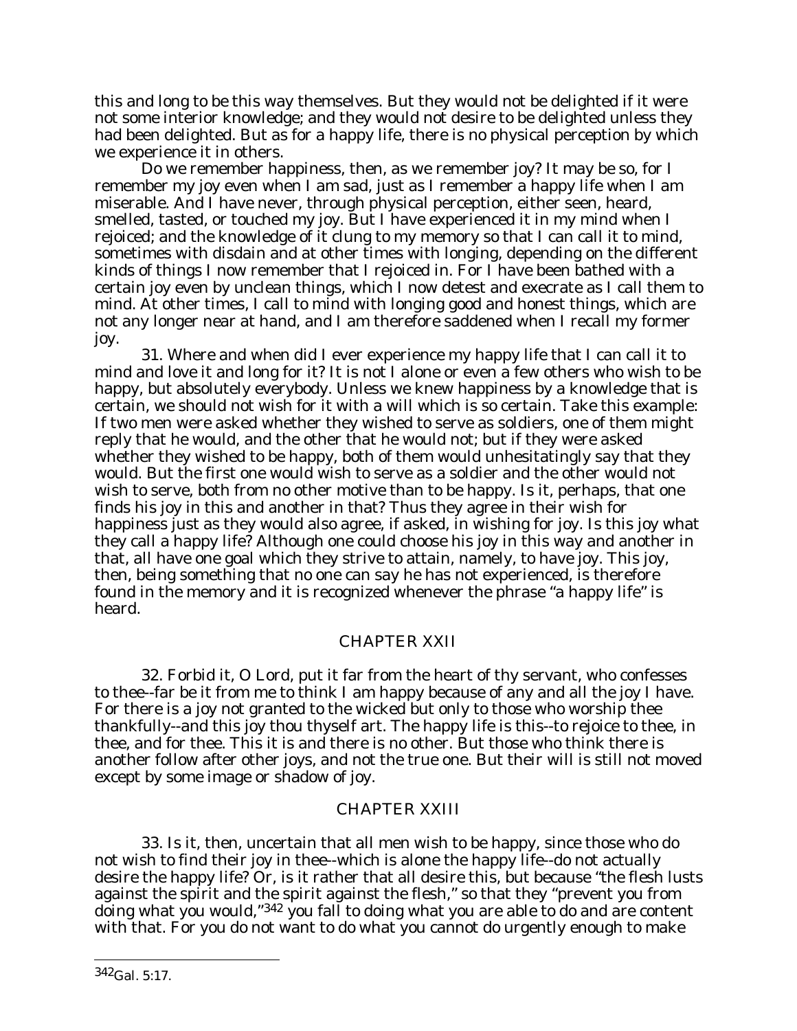this and long to be this way themselves. But they would not be delighted if it were not some interior knowledge; and they would not desire to be delighted unless they had been delighted. But as for a happy life, there is no physical perception by which we experience it in others.

Do we remember happiness, then, as we remember joy? It may be so, for I remember my joy even when I am sad, just as I remember a happy life when I am miserable. And I have never, through physical perception, either seen, heard, smelled, tasted, or touched my joy. But I have experienced it in my mind when I rejoiced; and the knowledge of it clung to my memory so that I can call it to mind, sometimes with disdain and at other times with longing, depending on the different kinds of things I now remember that I rejoiced in. For I have been bathed with a certain joy even by unclean things, which I now detest and execrate as I call them to mind. At other times, I call to mind with longing good and honest things, which are not any longer near at hand, and I am therefore saddened when I recall my former joy.

31. Where and when did I ever experience my happy life that I can call it to mind and love it and long for it? It is not I alone or even a few others who wish to be happy, but absolutely everybody. Unless we knew happiness by a knowledge that is certain, we should not wish for it with a will which is so certain. Take this example: If two men were asked whether they wished to serve as soldiers, one of them might reply that he would, and the other that he would not; but if they were asked whether they wished to be happy, both of them would unhesitatingly say that they would. But the first one would wish to serve as a soldier and the other would not wish to serve, both from no other motive than to be happy. Is it, perhaps, that one finds his joy in this and another in that? Thus they agree in their wish for happiness just as they would also agree, if asked, in wishing for joy. Is this joy what they call a happy life? Although one could choose his joy in this way and another in that, all have one goal which they strive to attain, namely, to have joy. This joy, then, being something that no one can say he has not experienced, is therefore found in the memory and it is recognized whenever the phrase "a happy life" is heard.

## CHAPTER XXII

32. Forbid it, O Lord, put it far from the heart of thy servant, who confesses to thee--far be it from me to think I am happy because of any and all the joy I have. For there is a joy not granted to the wicked but only to those who worship thee thankfully--and this joy thou thyself art. The happy life is this--to rejoice to thee, in thee, and for thee. This it is and there is no other. But those who think there is another follow after other joys, and not the true one. But their will is still not moved except by some image or shadow of joy.

## CHAPTER XXIII

33. Is it, then, uncertain that all men wish to be happy, since those who do not wish to find their joy in thee--which is alone the happy life--do not actually desire the happy life? Or, is it rather that all desire this, but because "the flesh lusts against the spirit and the spirit against the flesh," so that they "prevent you from doing what you would,"[342] you fall to doing what you are able to do and are content with that. For you do not want to do what you cannot do urgently enough to make

---

[342]Gal. 5:17.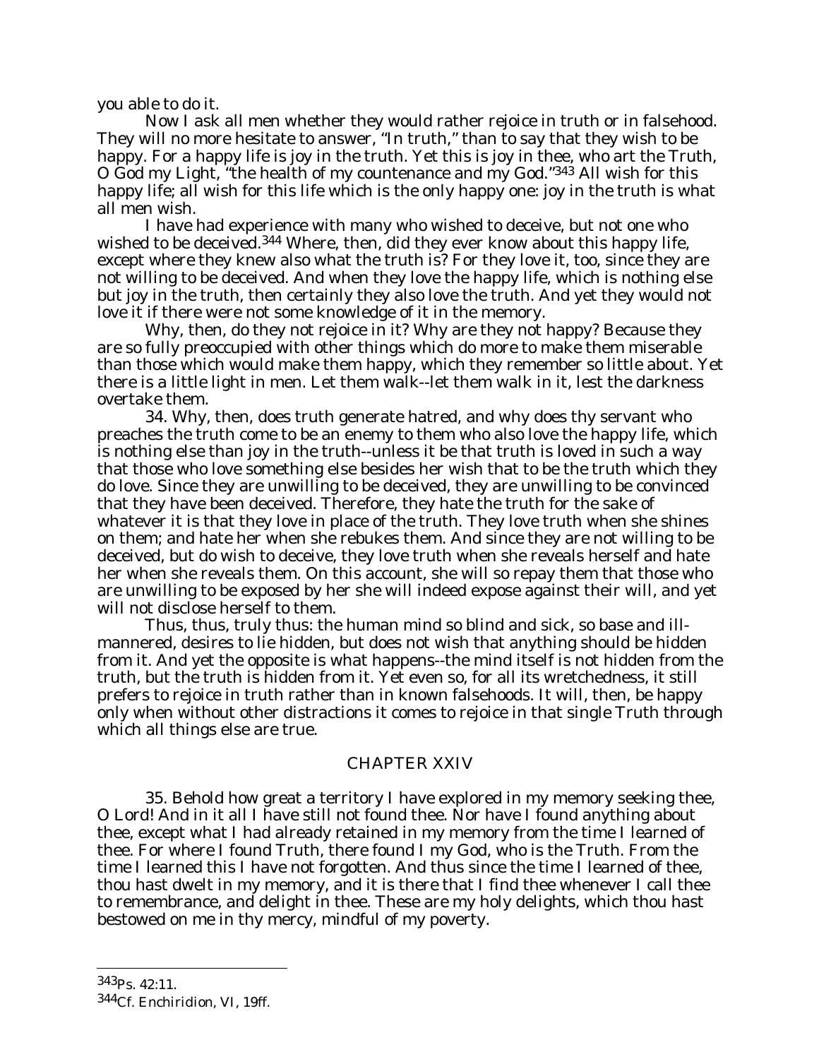you able to do it.

Now I ask all men whether they would rather rejoice in truth or in falsehood. They will no more hesitate to answer, "In truth," than to say that they wish to be happy. For a happy life is joy in the truth. Yet this is joy in thee, who art the Truth, O God my Light, "the health of my countenance and my God."[343] All wish for this happy life; all wish for this life which is the only happy one: joy in the truth is what all men wish.

I have had experience with many who wished to deceive, but not one who wished to be deceived.[344] Where, then, did they ever know about this happy life, except where they knew also what the truth is? For they love it, too, since they are not willing to be deceived. And when they love the happy life, which is nothing else but joy in the truth, then certainly they also love the truth. And yet they would not love it if there were not some knowledge of it in the memory.

Why, then, do they not rejoice in it? Why are they not happy? Because they are so fully preoccupied with other things which do more to make them miserable than those which would make them happy, which they remember so little about. Yet there is a little light in men. Let them walk--let them walk in it, lest the darkness overtake them.

34. Why, then, does truth generate hatred, and why does thy servant who preaches the truth come to be an enemy to them who also love the happy life, which is nothing else than joy in the truth--unless it be that truth is loved in such a way that those who love something else besides her wish that to be the truth which they do love. Since they are unwilling to be deceived, they are unwilling to be convinced that they have been deceived. Therefore, they hate the truth for the sake of whatever it is that they love in place of the truth. They love truth when she shines on them; and hate her when she rebukes them. And since they are not willing to be deceived, but do wish to deceive, they love truth when she reveals herself and hate her when she reveals them. On this account, she will so repay them that those who are unwilling to be exposed by her she will indeed expose against their will, and yet will not disclose herself to them.

Thus, thus, truly thus: the human mind so blind and sick, so base and ill-mannered, desires to lie hidden, but does not wish that anything should be hidden from it. And yet the opposite is what happens--the mind itself is not hidden from the truth, but the truth is hidden from it. Yet even so, for all its wretchedness, it still prefers to rejoice in truth rather than in known falsehoods. It will, then, be happy only when without other distractions it comes to rejoice in that single Truth through which all things else are true.

## CHAPTER XXIV

35. Behold how great a territory I have explored in my memory seeking thee, O Lord! And in it all I have still not found thee. Nor have I found anything about thee, except what I had already retained in my memory from the time I learned of thee. For where I found Truth, there found I my God, who is the Truth. From the time I learned this I have not forgotten. And thus since the time I learned of thee, thou hast dwelt in my memory, and it is there that I find thee whenever I call thee to remembrance, and delight in thee. These are my holy delights, which thou hast bestowed on me in thy mercy, mindful of my poverty.

---

[343] Ps. 42:11.

[344] Cf. *Enchiridion*, VI, 19ff.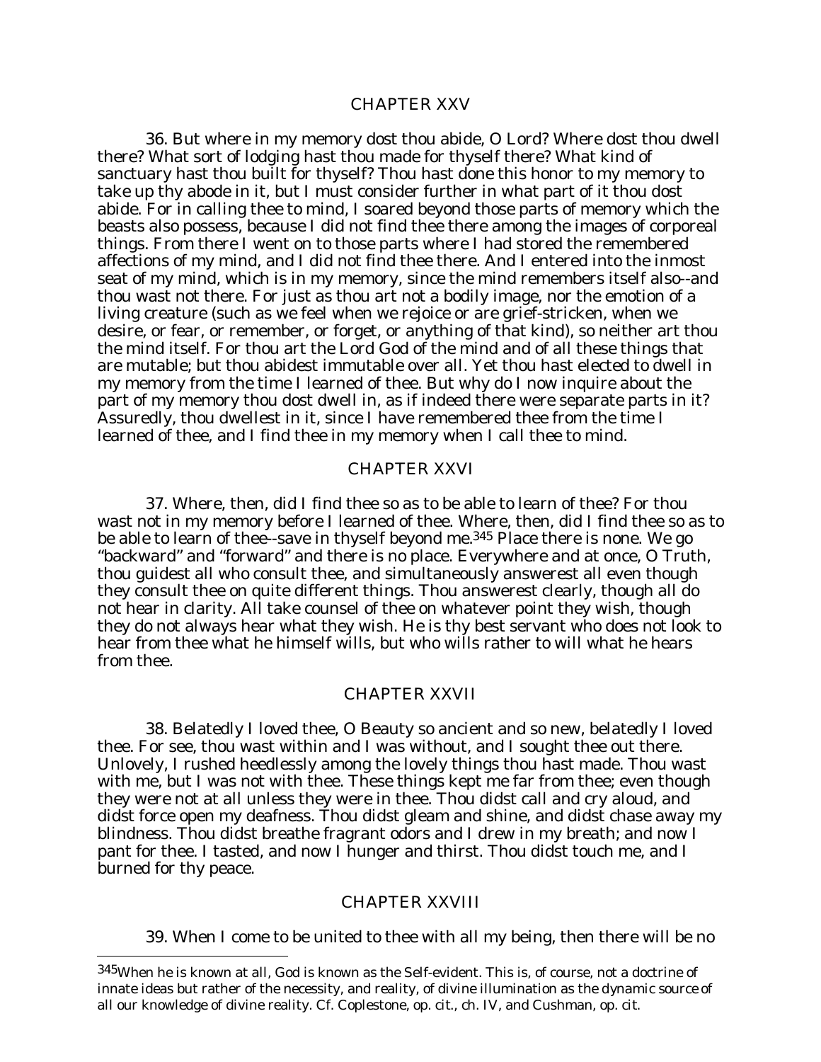## CHAPTER XXV

36. But where in my memory dost thou abide, O Lord? Where dost thou dwell there? What sort of lodging hast thou made for thyself there? What kind of sanctuary hast thou built for thyself? Thou hast done this honor to my memory to take up thy abode in it, but I must consider further in what part of it thou dost abide. For in calling thee to mind, I soared beyond those parts of memory which the beasts also possess, because I did not find thee there among the images of corporeal things. From there I went on to those parts where I had stored the remembered affections of my mind, and I did not find thee there. And I entered into the inmost seat of my mind, which is in my memory, since the mind remembers itself also--and thou wast not there. For just as thou art not a bodily image, nor the emotion of a living creature (such as we feel when we rejoice or are grief-stricken, when we desire, or fear, or remember, or forget, or anything of that kind), so neither art thou the mind itself. For thou art the Lord God of the mind and of all these things that are mutable; but thou abidest immutable over all. Yet thou hast elected to dwell in my memory from the time I learned of thee. But why do I now inquire about the part of my memory thou dost dwell in, as if indeed there were separate parts in it? Assuredly, thou dwellest in it, since I have remembered thee from the time I learned of thee, and I find thee in my memory when I call thee to mind.

## CHAPTER XXVI

37. Where, then, did I find thee so as to be able to learn of thee? For thou wast not in my memory before I learned of thee. Where, then, did I find thee so as to be able to learn of thee--save in thyself beyond me.[345] Place there is none. We go "backward" and "forward" and there is no place. Everywhere and at once, O Truth, thou guidest all who consult thee, and simultaneously answerest all even though they consult thee on quite different things. Thou answerest clearly, though all do not hear in clarity. All take counsel of thee on whatever point they wish, though they do not always hear what they wish. He is thy best servant who does not look to hear from thee what he himself wills, but who wills rather to will what he hears from thee.

## CHAPTER XXVII

38. Belatedly I loved thee, O Beauty so ancient and so new, belatedly I loved thee. For see, thou wast within and I was without, and I sought thee out there. Unlovely, I rushed heedlessly among the lovely things thou hast made. Thou wast with me, but I was not with thee. These things kept me far from thee; even though they were not at all unless they were in thee. Thou didst call and cry aloud, and didst force open my deafness. Thou didst gleam and shine, and didst chase away my blindness. Thou didst breathe fragrant odors and I drew in my breath; and now I pant for thee. I tasted, and now I hunger and thirst. Thou didst touch me, and I burned for thy peace.

## CHAPTER XXVIII

39. When I come to be united to thee with all my being, then there will be no

[345]When he is known at all, God is known as the Self-evident. This is, of course, not a doctrine of innate ideas but rather of the necessity, and reality, of divine illumination as the dynamic source of all our knowledge of divine reality. Cf. Coplestone, op. cit., ch. IV, and Cushman, op. cit.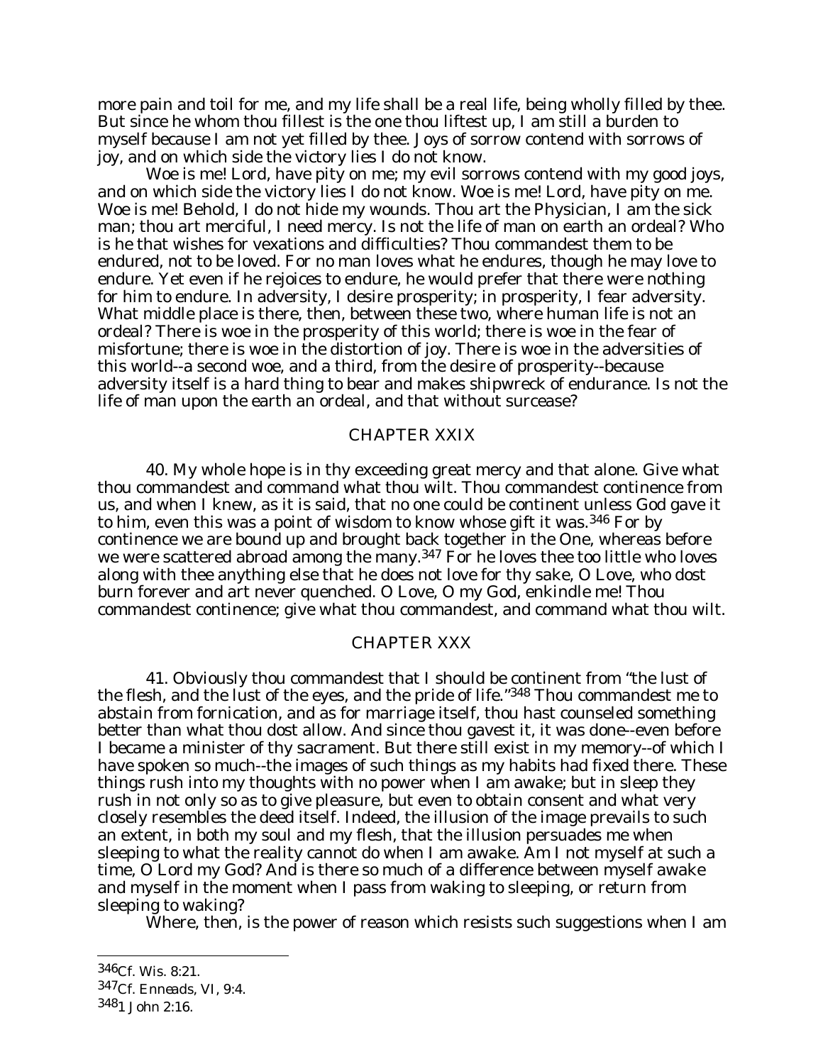more pain and toil for me, and my life shall be a real life, being wholly filled by thee. But since he whom thou fillest is the one thou liftest up, I am still a burden to myself because I am not yet filled by thee. Joys of sorrow contend with sorrows of joy, and on which side the victory lies I do not know.

Woe is me! Lord, have pity on me; my evil sorrows contend with my good joys, and on which side the victory lies I do not know. Woe is me! Lord, have pity on me. Woe is me! Behold, I do not hide my wounds. Thou art the Physician, I am the sick man; thou art merciful, I need mercy. Is not the life of man on earth an ordeal? Who is he that wishes for vexations and difficulties? Thou commandest them to be endured, not to be loved. For no man loves what he endures, though he may love to endure. Yet even if he rejoices to endure, he would prefer that there were nothing for him to endure. In adversity, I desire prosperity; in prosperity, I fear adversity. What middle place is there, then, between these two, where human life is not an ordeal? There is woe in the prosperity of this world; there is woe in the fear of misfortune; there is woe in the distortion of joy. There is woe in the adversities of this world--a second woe, and a third, from the desire of prosperity--because adversity itself is a hard thing to bear and makes shipwreck of endurance. Is not the life of man upon the earth an ordeal, and that without surcease?

## CHAPTER XXIX

40. My whole hope is in thy exceeding great mercy and that alone. Give what thou commandest and command what thou wilt. Thou commandest continence from us, and when I knew, as it is said, that no one could be continent unless God gave it to him, even this was a point of wisdom to know whose gift it was.[346] For by continence we are bound up and brought back together in the One, whereas before we were scattered abroad among the many.[347] For he loves thee too little who loves along with thee anything else that he does not love for thy sake, O Love, who dost burn forever and art never quenched. O Love, O my God, enkindle me! Thou commandest continence; give what thou commandest, and command what thou wilt.

## CHAPTER XXX

41. Obviously thou commandest that I should be continent from "the lust of the flesh, and the lust of the eyes, and the pride of life."[348] Thou commandest me to abstain from fornication, and as for marriage itself, thou hast counseled something better than what thou dost allow. And since thou gavest it, it was done--even before I became a minister of thy sacrament. But there still exist in my memory--of which I have spoken so much--the images of such things as my habits had fixed there. These things rush into my thoughts with no power when I am awake; but in sleep they rush in not only so as to give pleasure, but even to obtain consent and what very closely resembles the deed itself. Indeed, the illusion of the image prevails to such an extent, in both my soul and my flesh, that the illusion persuades me when sleeping to what the reality cannot do when I am awake. Am I not myself at such a time, O Lord my God? And is there so much of a difference between myself awake and myself in the moment when I pass from waking to sleeping, or return from sleeping to waking?

Where, then, is the power of reason which resists such suggestions when I am

---

[346] Cf. Wis. 8:21.

[347] Cf. *Enneads*, VI, 9:4.

[348] 1 John 2:16.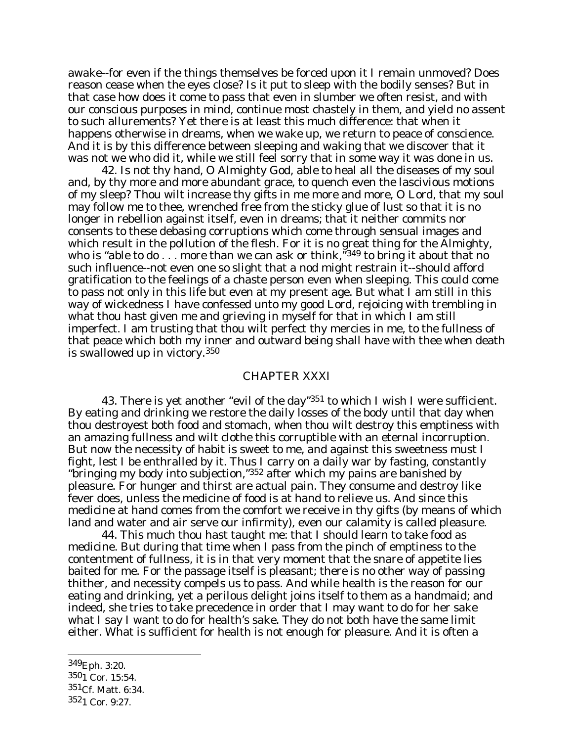awake--for even if the things themselves be forced upon it I remain unmoved? Does reason cease when the eyes close? Is it put to sleep with the bodily senses? But in that case how does it come to pass that even in slumber we often resist, and with our conscious purposes in mind, continue most chastely in them, and yield no assent to such allurements? Yet there is at least this much difference: that when it happens otherwise in dreams, when we wake up, we return to peace of conscience. And it is by this difference between sleeping and waking that we discover that it was not we who did it, while we still feel sorry that in some way it was done in us.

42. Is not thy hand, O Almighty God, able to heal all the diseases of my soul and, by thy more and more abundant grace, to quench even the lascivious motions of my sleep? Thou wilt increase thy gifts in me more and more, O Lord, that my soul may follow me to thee, wrenched free from the sticky glue of lust so that it is no longer in rebellion against itself, even in dreams; that it neither commits nor consents to these debasing corruptions which come through sensual images and which result in the pollution of the flesh. For it is no great thing for the Almighty, who is "able to do . . . more than we can ask or think,"[349] to bring it about that no such influence--not even one so slight that a nod might restrain it--should afford gratification to the feelings of a chaste person even when sleeping. This could come to pass not only in this life but even at my present age. But what I am still in this way of wickedness I have confessed unto my good Lord, rejoicing with trembling in what thou hast given me and grieving in myself for that in which I am still imperfect. I am trusting that thou wilt perfect thy mercies in me, to the fullness of that peace which both my inner and outward being shall have with thee when death is swallowed up in victory.[350]

## CHAPTER XXXI

43. There is yet another "evil of the day"[351] to which I wish I were sufficient. By eating and drinking we restore the daily losses of the body until that day when thou destroyest both food and stomach, when thou wilt destroy this emptiness with an amazing fullness and wilt clothe this corruptible with an eternal incorruption. But now the necessity of habit is sweet to me, and against this sweetness must I fight, lest I be enthralled by it. Thus I carry on a daily war by fasting, constantly "bringing my body into subjection,"[352] after which my pains are banished by pleasure. For hunger and thirst are actual pain. They consume and destroy like fever does, unless the medicine of food is at hand to relieve us. And since this medicine at hand comes from the comfort we receive in thy gifts (by means of which land and water and air serve our infirmity), even our calamity is called pleasure.

44. This much thou hast taught me: that I should learn to take food as medicine. But during that time when I pass from the pinch of emptiness to the contentment of fullness, it is in that very moment that the snare of appetite lies baited for me. For the passage itself is pleasant; there is no other way of passing thither, and necessity compels us to pass. And while health is the reason for our eating and drinking, yet a perilous delight joins itself to them as a handmaid; and indeed, she tries to take precedence in order that I may want to do for her sake what I say I want to do for health's sake. They do not both have the same limit either. What is sufficient for health is not enough for pleasure. And it is often a

---

[349] Eph. 3:20.

[350] 1 Cor. 15:54.

[351] Cf. Matt. 6:34.

[352] 1 Cor. 9:27.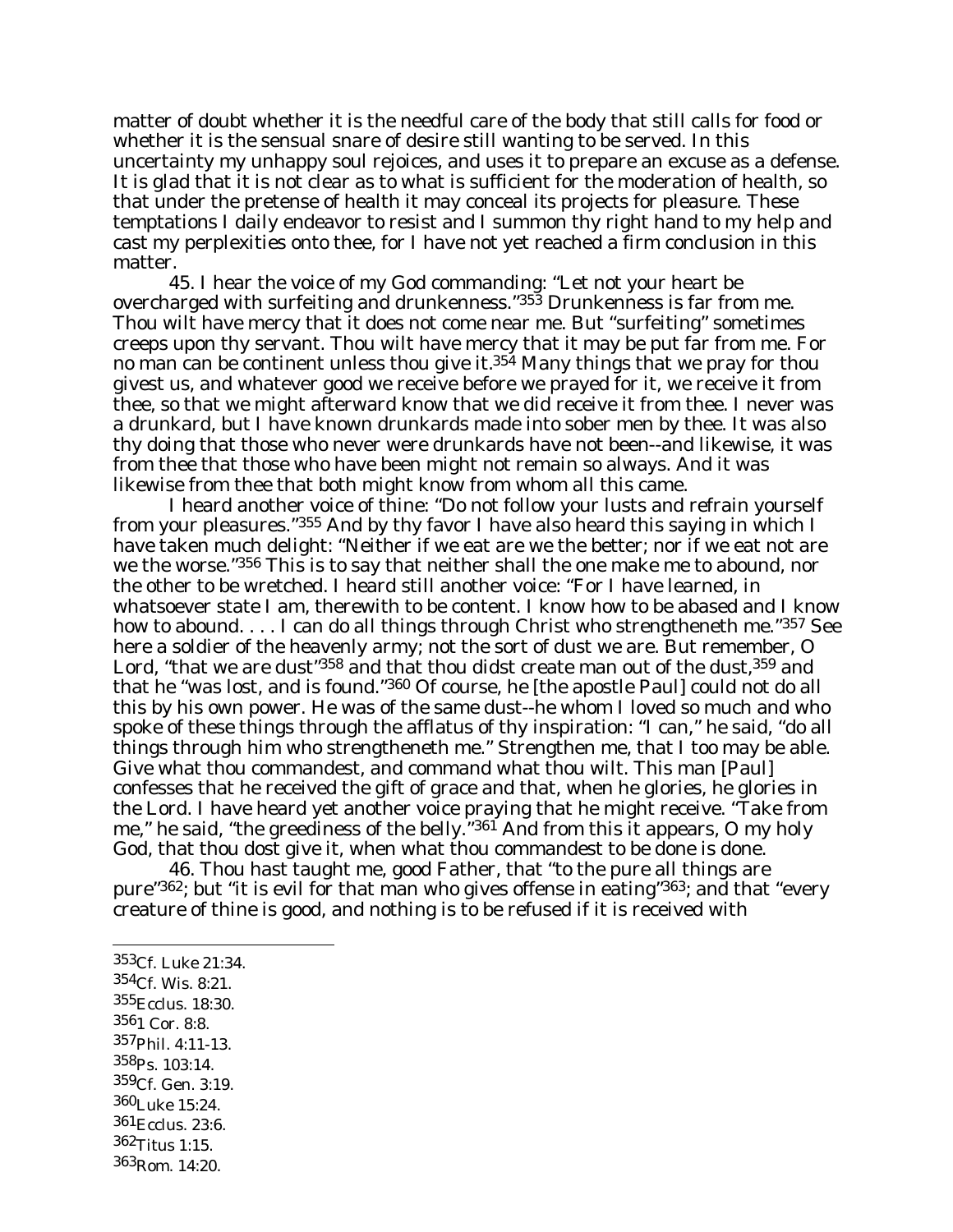matter of doubt whether it is the needful care of the body that still calls for food or whether it is the sensual snare of desire still wanting to be served. In this uncertainty my unhappy soul rejoices, and uses it to prepare an excuse as a defense. It is glad that it is not clear as to what is sufficient for the moderation of health, so that under the pretense of health it may conceal its projects for pleasure. These temptations I daily endeavor to resist and I summon thy right hand to my help and cast my perplexities onto thee, for I have not yet reached a firm conclusion in this matter.

45. I hear the voice of my God commanding: "Let not your heart be overcharged with surfeiting and drunkenness."[353] Drunkenness is far from me. Thou wilt have mercy that it does not come near me. But "surfeiting" sometimes creeps upon thy servant. Thou wilt have mercy that it may be put far from me. For no man can be continent unless thou give it.[354] Many things that we pray for thou givest us, and whatever good we receive before we prayed for it, we receive it from thee, so that we might afterward know that we did receive it from thee. I never was a drunkard, but I have known drunkards made into sober men by thee. It was also thy doing that those who never were drunkards have not been--and likewise, it was from thee that those who have been might not remain so always. And it was likewise from thee that both might know from whom all this came.

I heard another voice of thine: "Do not follow your lusts and refrain yourself from your pleasures."[355] And by thy favor I have also heard this saying in which I have taken much delight: "Neither if we eat are we the better; nor if we eat not are we the worse."[356] This is to say that neither shall the one make me to abound, nor the other to be wretched. I heard still another voice: "For I have learned, in whatsoever state I am, therewith to be content. I know how to be abased and I know how to abound. . . . I can do all things through Christ who strengtheneth me."[357] See here a soldier of the heavenly army; not the sort of dust we are. But remember, O Lord, "that we are dust"[358] and that thou didst create man out of the dust,[359] and that he "was lost, and is found."[360] Of course, he [the apostle Paul] could not do all this by his own power. He was of the same dust--he whom I loved so much and who spoke of these things through the afflatus of thy inspiration: "I can," he said, "do all things through him who strengtheneth me." Strengthen me, that I too may be able. Give what thou commandest, and command what thou wilt. This man [Paul] confesses that he received the gift of grace and that, when he glories, he glories in the Lord. I have heard yet another voice praying that he might receive. "Take from me," he said, "the greediness of the belly."[361] And from this it appears, O my holy God, that thou dost give it, when what thou commandest to be done is done.

46. Thou hast taught me, good Father, that "to the pure all things are pure"[362]; but "it is evil for that man who gives offense in eating"[363]; and that "every creature of thine is good, and nothing is to be refused if it is received with

---

[353]Cf. Luke 21:34.
[354]Cf. Wis. 8:21.
[355]Ecclus. 18:30.
[356]1 Cor. 8:8.
[357]Phil. 4:11-13.
[358]Ps. 103:14.
[359]Cf. Gen. 3:19.
[360]Luke 15:24.
[361]Ecclus. 23:6.
[362]Titus 1:15.
[363]Rom. 14:20.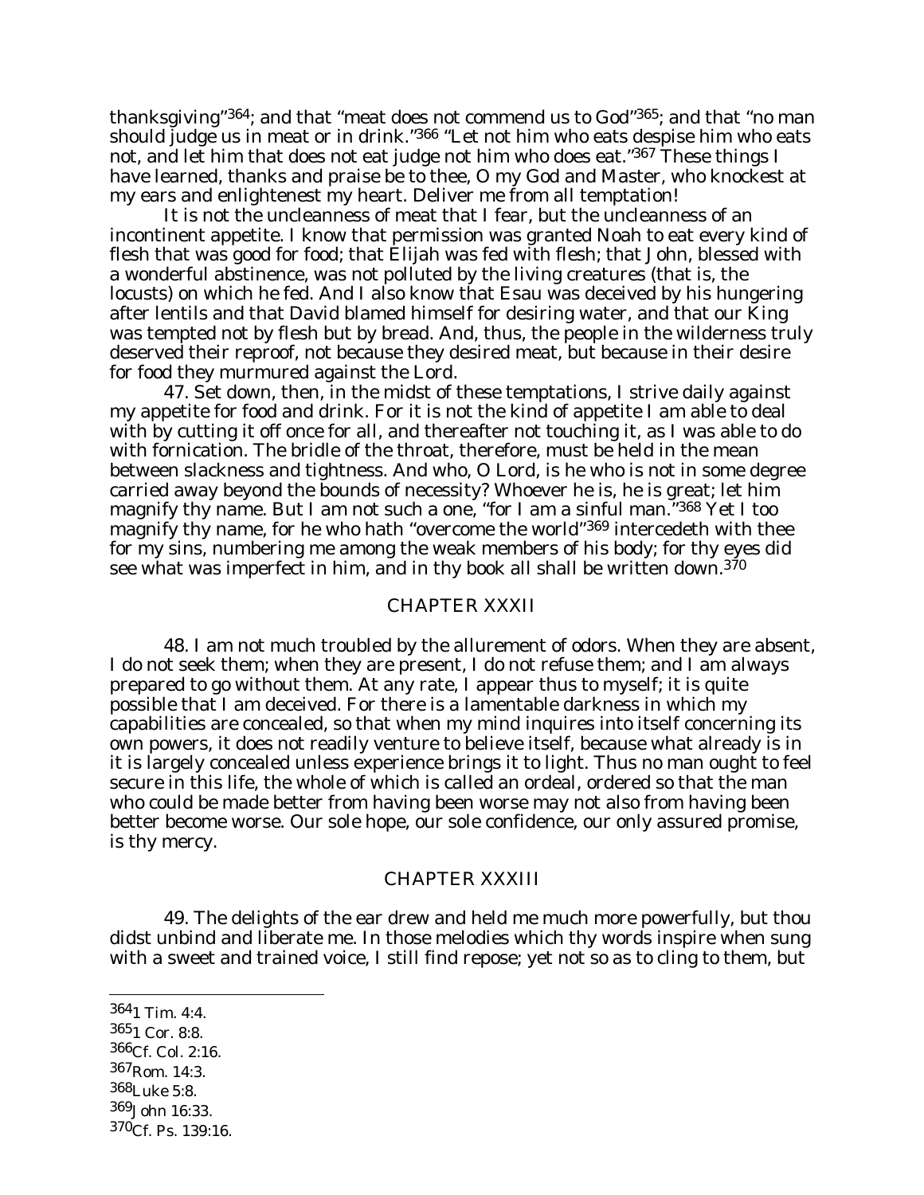thanksgiving"[364]; and that "meat does not commend us to God"[365]; and that "no man should judge us in meat or in drink."[366] "Let not him who eats despise him who eats not, and let him that does not eat judge not him who does eat."[367] These things I have learned, thanks and praise be to thee, O my God and Master, who knockest at my ears and enlightenest my heart. Deliver me from all temptation!

It is not the uncleanness of meat that I fear, but the uncleanness of an incontinent appetite. I know that permission was granted Noah to eat every kind of flesh that was good for food; that Elijah was fed with flesh; that John, blessed with a wonderful abstinence, was not polluted by the living creatures (that is, the locusts) on which he fed. And I also know that Esau was deceived by his hungering after lentils and that David blamed himself for desiring water, and that our King was tempted not by flesh but by bread. And, thus, the people in the wilderness truly deserved their reproof, not because they desired meat, but because in their desire for food they murmured against the Lord.

47. Set down, then, in the midst of these temptations, I strive daily against my appetite for food and drink. For it is not the kind of appetite I am able to deal with by cutting it off once for all, and thereafter not touching it, as I was able to do with fornication. The bridle of the throat, therefore, must be held in the mean between slackness and tightness. And who, O Lord, is he who is not in some degree carried away beyond the bounds of necessity? Whoever he is, he is great; let him magnify thy name. But I am not such a one, "for I am a sinful man."[368] Yet I too magnify thy name, for he who hath "overcome the world"[369] intercedeth with thee for my sins, numbering me among the weak members of his body; for thy eyes did see what was imperfect in him, and in thy book all shall be written down.[370]

## CHAPTER XXXII

48. I am not much troubled by the allurement of odors. When they are absent, I do not seek them; when they are present, I do not refuse them; and I am always prepared to go without them. At any rate, I appear thus to myself; it is quite possible that I am deceived. For there is a lamentable darkness in which my capabilities are concealed, so that when my mind inquires into itself concerning its own powers, it does not readily venture to believe itself, because what already is in it is largely concealed unless experience brings it to light. Thus no man ought to feel secure in this life, the whole of which is called an ordeal, ordered so that the man who could be made better from having been worse may not also from having been better become worse. Our sole hope, our sole confidence, our only assured promise, is thy mercy.

## CHAPTER XXXIII

49. The delights of the ear drew and held me much more powerfully, but thou didst unbind and liberate me. In those melodies which thy words inspire when sung with a sweet and trained voice, I still find repose; yet not so as to cling to them, but

---

[364] 1 Tim. 4:4.
[365] 1 Cor. 8:8.
[366] Cf. Col. 2:16.
[367] Rom. 14:3.
[368] Luke 5:8.
[369] John 16:33.
[370] Cf. Ps. 139:16.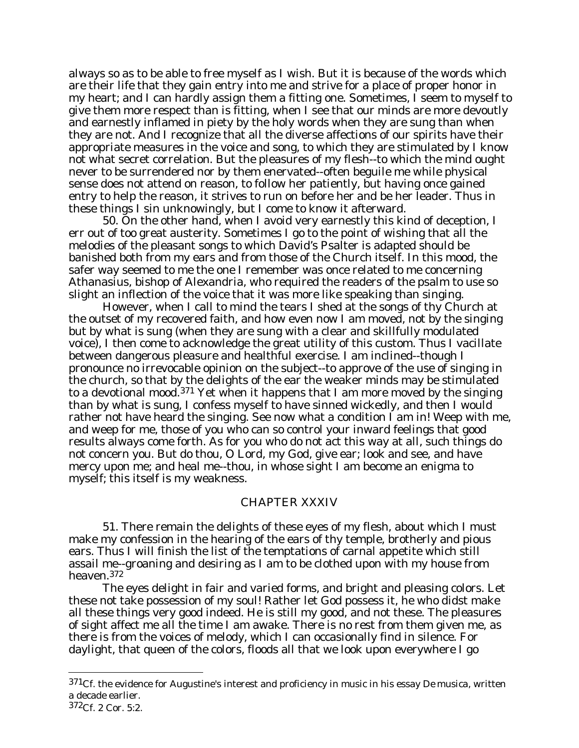always so as to be able to free myself as I wish. But it is because of the words which are their life that they gain entry into me and strive for a place of proper honor in my heart; and I can hardly assign them a fitting one. Sometimes, I seem to myself to give them more respect than is fitting, when I see that our minds are more devoutly and earnestly inflamed in piety by the holy words when they are sung than when they are not. And I recognize that all the diverse affections of our spirits have their appropriate measures in the voice and song, to which they are stimulated by I know not what secret correlation. But the pleasures of my flesh--to which the mind ought never to be surrendered nor by them enervated--often beguile me while physical sense does not attend on reason, to follow her patiently, but having once gained entry to help the reason, it strives to run on before her and be her leader. Thus in these things I sin unknowingly, but I come to know it afterward.

50. On the other hand, when I avoid very earnestly this kind of deception, I err out of too great austerity. Sometimes I go to the point of wishing that all the melodies of the pleasant songs to which David's Psalter is adapted should be banished both from my ears and from those of the Church itself. In this mood, the safer way seemed to me the one I remember was once related to me concerning Athanasius, bishop of Alexandria, who required the readers of the psalm to use so slight an inflection of the voice that it was more like speaking than singing.

However, when I call to mind the tears I shed at the songs of thy Church at the outset of my recovered faith, and how even now I am moved, not by the singing but by what is sung (when they are sung with a clear and skillfully modulated voice), I then come to acknowledge the great utility of this custom. Thus I vacillate between dangerous pleasure and healthful exercise. I am inclined--though I pronounce no irrevocable opinion on the subject--to approve of the use of singing in the church, so that by the delights of the ear the weaker minds may be stimulated to a devotional mood.[371] Yet when it happens that I am more moved by the singing than by what is sung, I confess myself to have sinned wickedly, and then I would rather not have heard the singing. See now what a condition I am in! Weep with me, and weep for me, those of you who can so control your inward feelings that good results always come forth. As for you who do not act this way at all, such things do not concern you. But do thou, O Lord, my God, give ear; look and see, and have mercy upon me; and heal me--thou, in whose sight I am become an enigma to myself; this itself is my weakness.

## CHAPTER XXXIV

51. There remain the delights of these eyes of my flesh, about which I must make my confession in the hearing of the ears of thy temple, brotherly and pious ears. Thus I will finish the list of the temptations of carnal appetite which still assail me--groaning and desiring as I am to be clothed upon with my house from heaven.[372]

The eyes delight in fair and varied forms, and bright and pleasing colors. Let these not take possession of my soul! Rather let God possess it, he who didst make all these things very good indeed. He is still my good, and not these. The pleasures of sight affect me all the time I am awake. There is no rest from them given me, as there is from the voices of melody, which I can occasionally find in silence. For daylight, that queen of the colors, floods all that we look upon everywhere I go

---

[371] Cf. the evidence for Augustine's interest and proficiency in music in his essay *De musica*, written a decade earlier.

[372] Cf. 2 Cor. 5:2.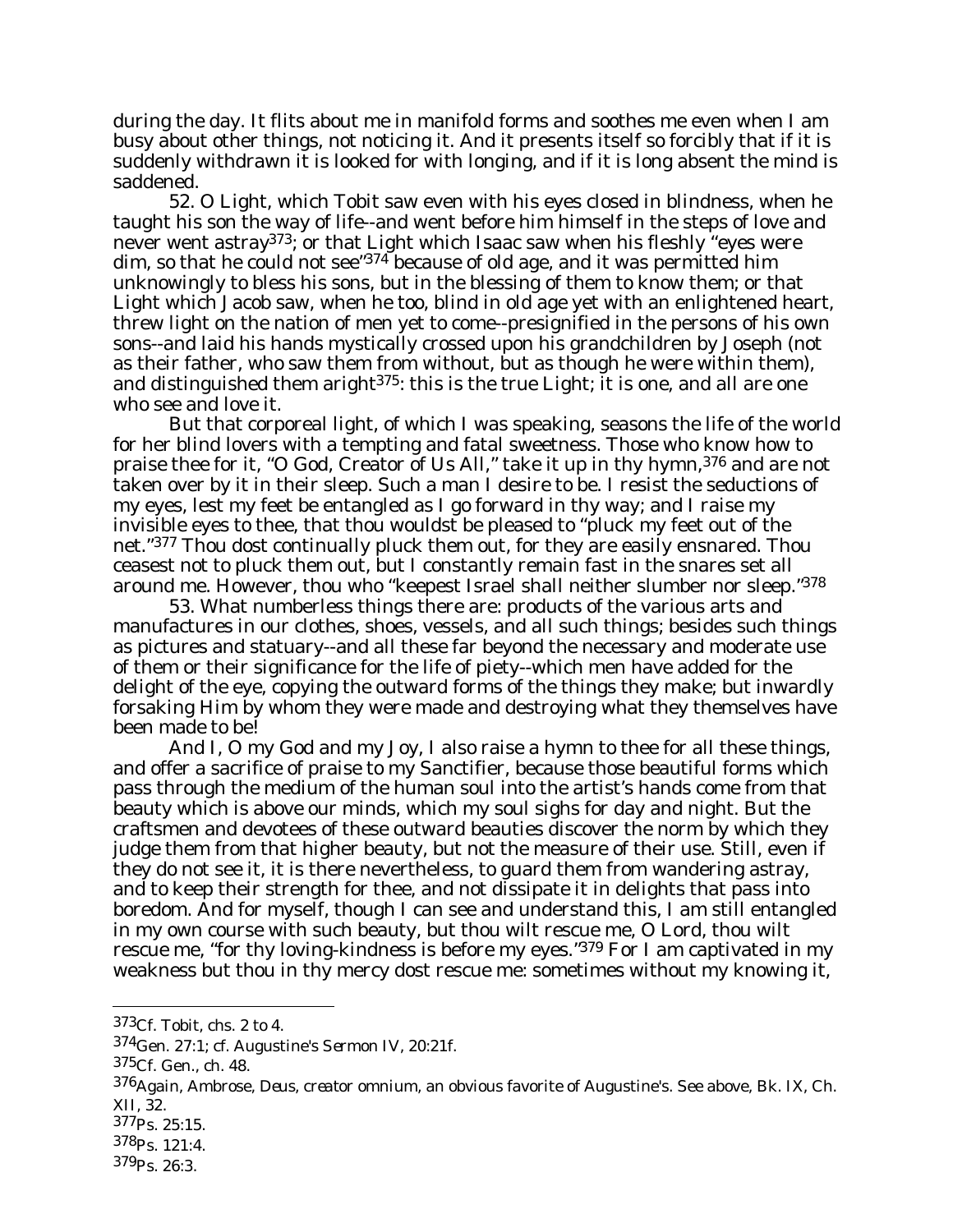during the day. It flits about me in manifold forms and soothes me even when I am busy about other things, not noticing it. And it presents itself so forcibly that if it is suddenly withdrawn it is looked for with longing, and if it is long absent the mind is saddened.

52. O Light, which Tobit saw even with his eyes closed in blindness, when he taught his son the way of life--and went before him himself in the steps of love and never went astray[373]; or that Light which Isaac saw when his fleshly "eyes were dim, so that he could not see"[374] because of old age, and it was permitted him unknowingly to bless his sons, but in the blessing of them to know them; or that Light which Jacob saw, when he too, blind in old age yet with an enlightened heart, threw light on the nation of men yet to come--presignified in the persons of his own sons--and laid his hands mystically crossed upon his grandchildren by Joseph (not as their father, who saw them from without, but as though he were within them), and distinguished them aright[375]: this is the true Light; it is one, and all are one who see and love it.

But that corporeal light, of which I was speaking, seasons the life of the world for her blind lovers with a tempting and fatal sweetness. Those who know how to praise thee for it, "O God, Creator of Us All," take it up in thy hymn,[376] and are not taken over by it in their sleep. Such a man I desire to be. I resist the seductions of my eyes, lest my feet be entangled as I go forward in thy way; and I raise my invisible eyes to thee, that thou wouldst be pleased to "pluck my feet out of the net."[377] Thou dost continually pluck them out, for they are easily ensnared. Thou ceasest not to pluck them out, but I constantly remain fast in the snares set all around me. However, thou who "keepest Israel shall neither slumber nor sleep."[378]

53. What numberless things there are: products of the various arts and manufactures in our clothes, shoes, vessels, and all such things; besides such things as pictures and statuary--and all these far beyond the necessary and moderate use of them or their significance for the life of piety--which men have added for the delight of the eye, copying the outward forms of the things they make; but inwardly forsaking Him by whom they were made and destroying what they themselves have been made to be!

And I, O my God and my Joy, I also raise a hymn to thee for all these things, and offer a sacrifice of praise to my Sanctifier, because those beautiful forms which pass through the medium of the human soul into the artist's hands come from that beauty which is above our minds, which my soul sighs for day and night. But the craftsmen and devotees of these outward beauties discover the norm by which they judge them from that higher beauty, but not the measure of their use. Still, even if they do not see it, it is there nevertheless, to guard them from wandering astray, and to keep their strength for thee, and not dissipate it in delights that pass into boredom. And for myself, though I can see and understand this, I am still entangled in my own course with such beauty, but thou wilt rescue me, O Lord, thou wilt rescue me, "for thy loving-kindness is before my eyes."[379] For I am captivated in my weakness but thou in thy mercy dost rescue me: sometimes without my knowing it,

---

[373] Cf. Tobit, chs. 2 to 4.

[374] Gen. 27:1; cf. Augustine's *Sermon IV*, 20:21f.

[375] Cf. Gen., ch. 48.

[376] Again, Ambrose, *Deus, creator omnium*, an obvious favorite of Augustine's. See above, Bk. IX, Ch. XII, 32.

[377] Ps. 25:15.

[378] Ps. 121:4.

[379] Ps. 26:3.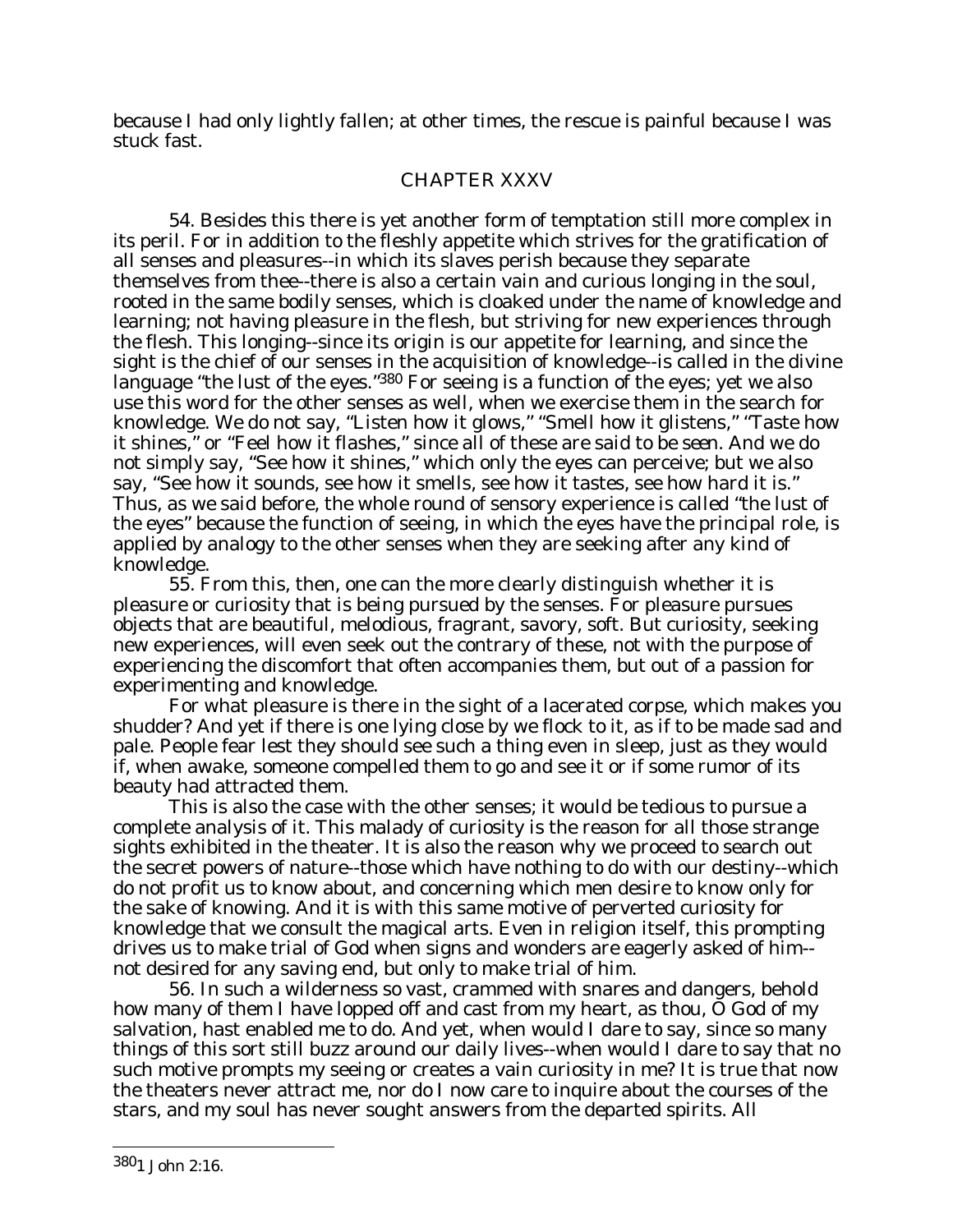because I had only lightly fallen; at other times, the rescue is painful because I was stuck fast.

## CHAPTER XXXV

54. Besides this there is yet another form of temptation still more complex in its peril. For in addition to the fleshly appetite which strives for the gratification of all senses and pleasures--in which its slaves perish because they separate themselves from thee--there is also a certain vain and curious longing in the soul, rooted in the same bodily senses, which is cloaked under the name of knowledge and learning; not having pleasure in the flesh, but striving for new experiences through the flesh. This longing--since its origin is our appetite for learning, and since the sight is the chief of our senses in the acquisition of knowledge--is called in the divine language "the lust of the eyes."[380] For seeing is a function of the eyes; yet we also use this word for the other senses as well, when we exercise them in the search for knowledge. We do not say, "Listen how it glows," "Smell how it glistens," "Taste how it shines," or "Feel how it flashes," since all of these are said to be *seen.* And we do not simply say, "See how it shines," which only the eyes can perceive; but we also say, "See how it sounds, see how it smells, see how it tastes, see how hard it is." Thus, as we said before, the whole round of sensory experience is called "the lust of the eyes" because the function of seeing, in which the eyes have the principal role, is applied by analogy to the other senses when they are seeking after any kind of knowledge.

55. From this, then, one can the more clearly distinguish whether it is pleasure or curiosity that is being pursued by the senses. For pleasure pursues objects that are beautiful, melodious, fragrant, savory, soft. But curiosity, seeking new experiences, will even seek out the contrary of these, not with the purpose of experiencing the discomfort that often accompanies them, but out of a passion for experimenting and knowledge.

For what pleasure is there in the sight of a lacerated corpse, which makes you shudder? And yet if there is one lying close by we flock to it, as if to be made sad and pale. People fear lest they should see such a thing even in sleep, just as they would if, when awake, someone compelled them to go and see it or if some rumor of its beauty had attracted them.

This is also the case with the other senses; it would be tedious to pursue a complete analysis of it. This malady of curiosity is the reason for all those strange sights exhibited in the theater. It is also the reason why we proceed to search out the secret powers of nature--those which have nothing to do with our destiny--which do not profit us to know about, and concerning which men desire to know only for the sake of knowing. And it is with this same motive of perverted curiosity for knowledge that we consult the magical arts. Even in religion itself, this prompting drives us to make trial of God when signs and wonders are eagerly asked of him--not desired for any saving end, but only to make trial of him.

56. In such a wilderness so vast, crammed with snares and dangers, behold how many of them I have lopped off and cast from my heart, as thou, O God of my salvation, hast enabled me to do. And yet, when would I dare to say, since so many things of this sort still buzz around our daily lives--when would I dare to say that no such motive prompts my seeing or creates a vain curiosity in me? It is true that now the theaters never attract me, nor do I now care to inquire about the courses of the stars, and my soul has never sought answers from the departed spirits. All

---

[380] 1 John 2:16.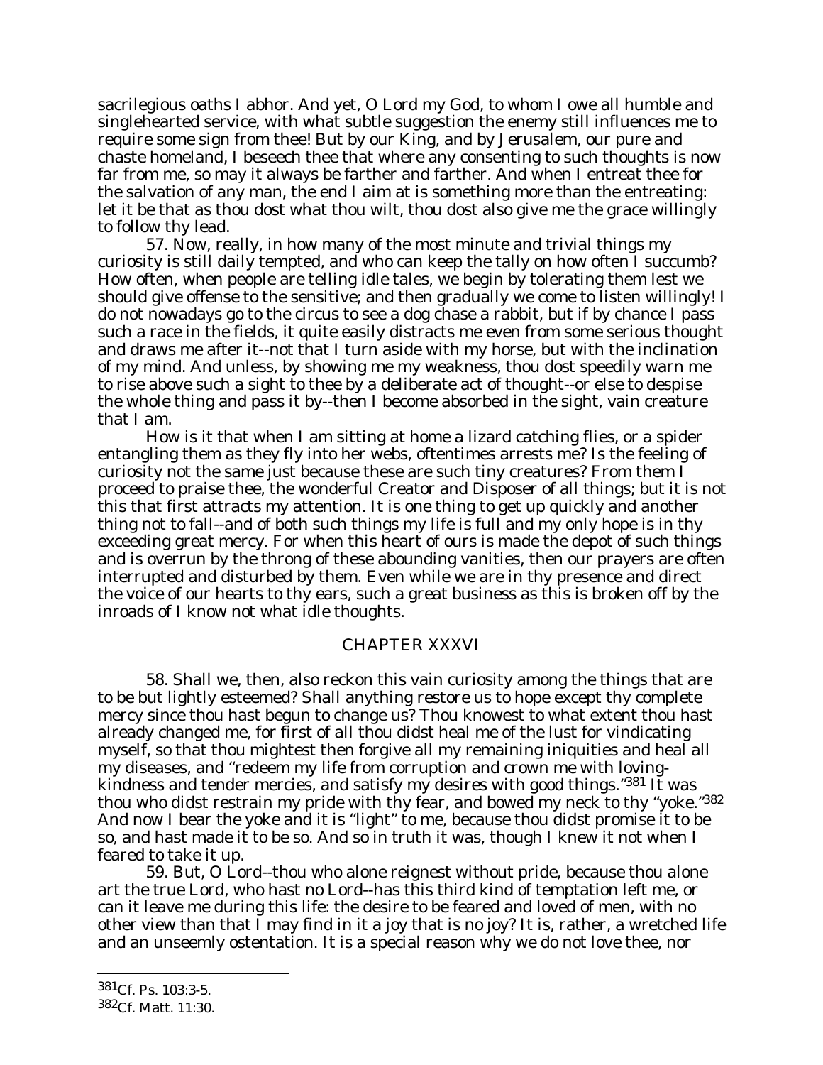sacrilegious oaths I abhor. And yet, O Lord my God, to whom I owe all humble and singlehearted service, with what subtle suggestion the enemy still influences me to require some sign from thee! But by our King, and by Jerusalem, our pure and chaste homeland, I beseech thee that where any consenting to such thoughts is now far from me, so may it always be farther and farther. And when I entreat thee for the salvation of any man, the end I aim at is something more than the entreating: let it be that as thou dost what thou wilt, thou dost also give me the grace willingly to follow thy lead.

57. Now, really, in how many of the most minute and trivial things my curiosity is still daily tempted, and who can keep the tally on how often I succumb? How often, when people are telling idle tales, we begin by tolerating them lest we should give offense to the sensitive; and then gradually we come to listen willingly! I do not nowadays go to the circus to see a dog chase a rabbit, but if by chance I pass such a race in the fields, it quite easily distracts me even from some serious thought and draws me after it--not that I turn aside with my horse, but with the inclination of my mind. And unless, by showing me my weakness, thou dost speedily warn me to rise above such a sight to thee by a deliberate act of thought--or else to despise the whole thing and pass it by--then I become absorbed in the sight, vain creature that I am.

How is it that when I am sitting at home a lizard catching flies, or a spider entangling them as they fly into her webs, oftentimes arrests me? Is the feeling of curiosity not the same just because these are such tiny creatures? From them I proceed to praise thee, the wonderful Creator and Disposer of all things; but it is not this that first attracts my attention. It is one thing to get up quickly and another thing not to fall--and of both such things my life is full and my only hope is in thy exceeding great mercy. For when this heart of ours is made the depot of such things and is overrun by the throng of these abounding vanities, then our prayers are often interrupted and disturbed by them. Even while we are in thy presence and direct the voice of our hearts to thy ears, such a great business as this is broken off by the inroads of I know not what idle thoughts.

## CHAPTER XXXVI

58. Shall we, then, also reckon this vain curiosity among the things that are to be but lightly esteemed? Shall anything restore us to hope except thy complete mercy since thou hast begun to change us? Thou knowest to what extent thou hast already changed me, for first of all thou didst heal me of the lust for vindicating myself, so that thou mightest then forgive all my remaining iniquities and heal all my diseases, and "redeem my life from corruption and crown me with loving-kindness and tender mercies, and satisfy my desires with good things."[381] It was thou who didst restrain my pride with thy fear, and bowed my neck to thy "yoke."[382] And now I bear the yoke and it is "light" to me, because thou didst promise it to be so, and hast made it to be so. And so in truth it was, though I knew it not when I feared to take it up.

59. But, O Lord--thou who alone reignest without pride, because thou alone art the true Lord, who hast no Lord--has this third kind of temptation left me, or can it leave me during this life: the desire to be feared and loved of men, with no other view than that I may find in it a joy that is no joy? It is, rather, a wretched life and an unseemly ostentation. It is a special reason why we do not love thee, nor

---

[381] Cf. Ps. 103:3-5.

[382] Cf. Matt. 11:30.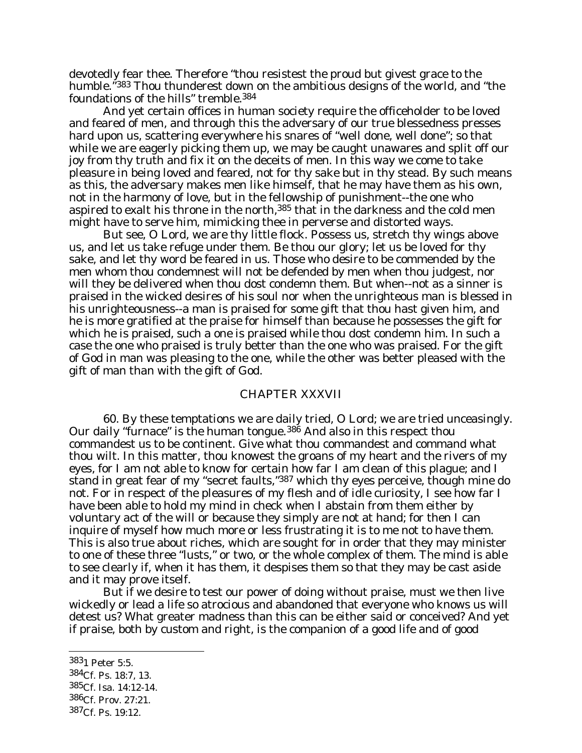devotedly fear thee. Therefore "thou resistest the proud but givest grace to the humble."[383] Thou thunderest down on the ambitious designs of the world, and "the foundations of the hills" tremble.[384]

And yet certain offices in human society require the officeholder to be loved and feared of men, and through this the adversary of our true blessedness presses hard upon us, scattering everywhere his snares of "well done, well done"; so that while we are eagerly picking them up, we may be caught unawares and split off our joy from thy truth and fix it on the deceits of men. In this way we come to take pleasure in being loved and feared, not for thy sake but in thy stead. By such means as this, the adversary makes men like himself, that he may have them as his own, not in the harmony of love, but in the fellowship of punishment--the one who aspired to exalt his throne in the north,[385] that in the darkness and the cold men might have to serve him, mimicking thee in perverse and distorted ways.

But see, O Lord, we are thy little flock. Possess us, stretch thy wings above us, and let us take refuge under them. Be thou our glory; let us be loved for thy sake, and let thy word be feared in us. Those who desire to be commended by the men whom thou condemnest will not be defended by men when thou judgest, nor will they be delivered when thou dost condemn them. But when--not as a sinner is praised in the wicked desires of his soul nor when the unrighteous man is blessed in his unrighteousness--a man is praised for some gift that thou hast given him, and he is more gratified at the praise for himself than because he possesses the gift for which he is praised, such a one is praised while thou dost condemn him. In such a case the one who praised is truly better than the one who was praised. For the gift of God in man was pleasing to the one, while the other was better pleased with the gift of man than with the gift of God.

## CHAPTER XXXVII

60. By these temptations we are daily tried, O Lord; we are tried unceasingly. Our daily "furnace" is the human tongue.[386] And also in this respect thou commandest us to be continent. Give what thou commandest and command what thou wilt. In this matter, thou knowest the groans of my heart and the rivers of my eyes, for I am not able to know for certain how far I am clean of this plague; and I stand in great fear of my "secret faults,"[387] which thy eyes perceive, though mine do not. For in respect of the pleasures of my flesh and of idle curiosity, I see how far I have been able to hold my mind in check when I abstain from them either by voluntary act of the will or because they simply are not at hand; for then I can inquire of myself how much more or less frustrating it is to me not to have them. This is also true about riches, which are sought for in order that they may minister to one of these three "lusts," or two, or the whole complex of them. The mind is able to see clearly if, when it has them, it despises them so that they may be cast aside and it may prove itself.

But if we desire to test our power of doing without praise, must we then live wickedly or lead a life so atrocious and abandoned that everyone who knows us will detest us? What greater madness than this can be either said or conceived? And yet if praise, both by custom and right, is the companion of a good life and of good

---

[383] 1 Peter 5:5.

[384] Cf. Ps. 18:7, 13.

[385] Cf. Isa. 14:12-14.

[386] Cf. Prov. 27:21.

[387] Cf. Ps. 19:12.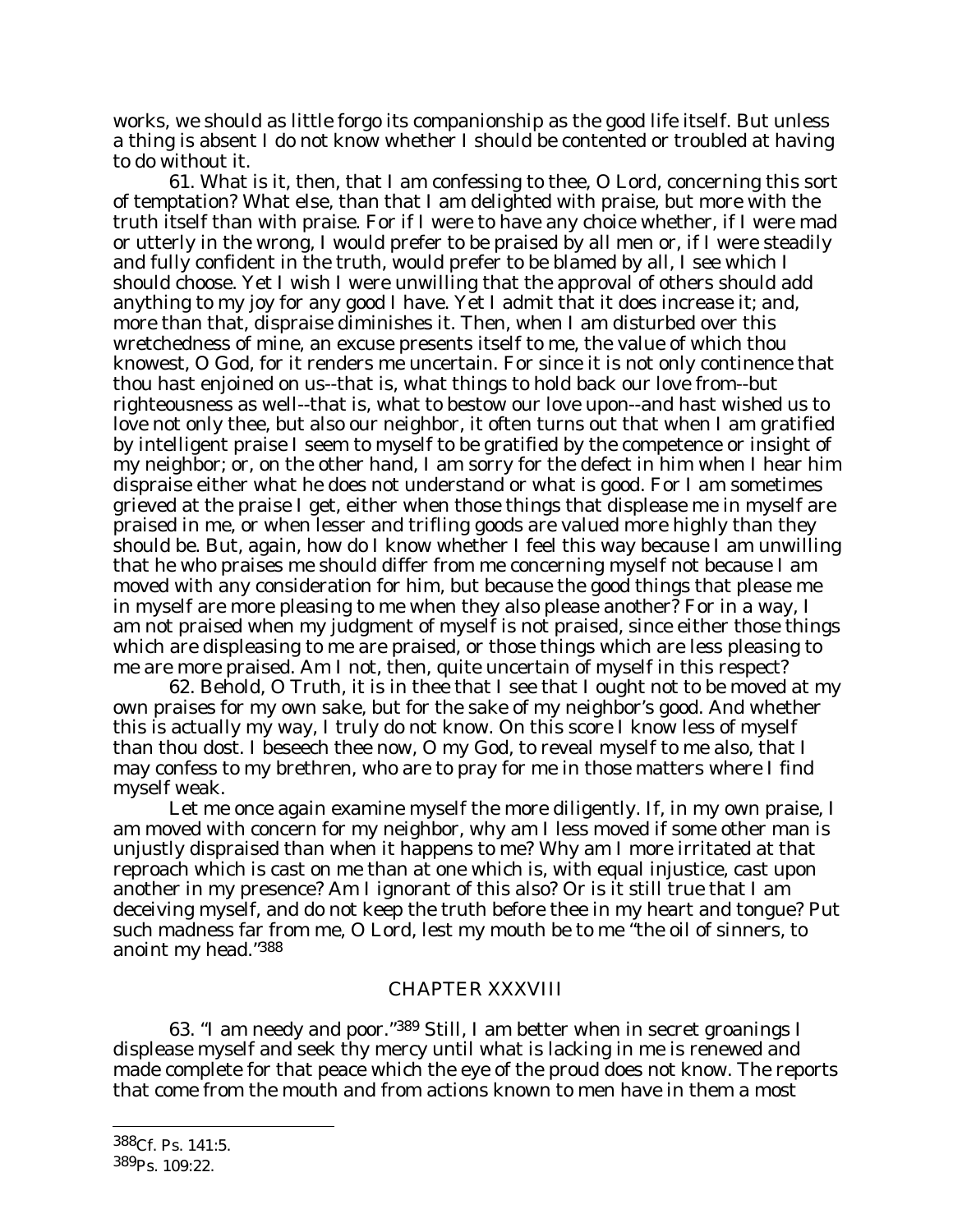works, we should as little forgo its companionship as the good life itself. But unless a thing is absent I do not know whether I should be contented or troubled at having to do without it.

61. What is it, then, that I am confessing to thee, O Lord, concerning this sort of temptation? What else, than that I am delighted with praise, but more with the truth itself than with praise. For if I were to have any choice whether, if I were mad or utterly in the wrong, I would prefer to be praised by all men or, if I were steadily and fully confident in the truth, would prefer to be blamed by all, I see which I should choose. Yet I wish I were unwilling that the approval of others should add anything to my joy for any good I have. Yet I admit that it does increase it; and, more than that, dispraise diminishes it. Then, when I am disturbed over this wretchedness of mine, an excuse presents itself to me, the value of which thou knowest, O God, for it renders me uncertain. For since it is not only continence that thou hast enjoined on us--that is, what things to hold back our love from--but righteousness as well--that is, what to bestow our love upon--and hast wished us to love not only thee, but also our neighbor, it often turns out that when I am gratified by intelligent praise I seem to myself to be gratified by the competence or insight of my neighbor; or, on the other hand, I am sorry for the defect in him when I hear him dispraise either what he does not understand or what is good. For I am sometimes grieved at the praise I get, either when those things that displease me in myself are praised in me, or when lesser and trifling goods are valued more highly than they should be. But, again, how do I know whether I feel this way because I am unwilling that he who praises me should differ from me concerning myself not because I am moved with any consideration for him, but because the good things that please me in myself are more pleasing to me when they also please another? For in a way, I am not praised when my judgment of myself is not praised, since either those things which are displeasing to me are praised, or those things which are less pleasing to me are more praised. Am I not, then, quite uncertain of myself in this respect?

62. Behold, O Truth, it is in thee that I see that I ought not to be moved at my own praises for my own sake, but for the sake of my neighbor's good. And whether this is actually my way, I truly do not know. On this score I know less of myself than thou dost. I beseech thee now, O my God, to reveal myself to me also, that I may confess to my brethren, who are to pray for me in those matters where I find myself weak.

Let me once again examine myself the more diligently. If, in my own praise, I am moved with concern for my neighbor, why am I less moved if some other man is unjustly dispraised than when it happens to me? Why am I more irritated at that reproach which is cast on me than at one which is, with equal injustice, cast upon another in my presence? Am I ignorant of this also? Or is it still true that I am deceiving myself, and do not keep the truth before thee in my heart and tongue? Put such madness far from me, O Lord, lest my mouth be to me "the oil of sinners, to anoint my head."[388]

## CHAPTER XXXVIII

63. "I am needy and poor."[389] Still, I am better when in secret groanings I displease myself and seek thy mercy until what is lacking in me is renewed and made complete for that peace which the eye of the proud does not know. The reports that come from the mouth and from actions known to men have in them a most

---

[388] Cf. Ps. 141:5.

[389] Ps. 109:22.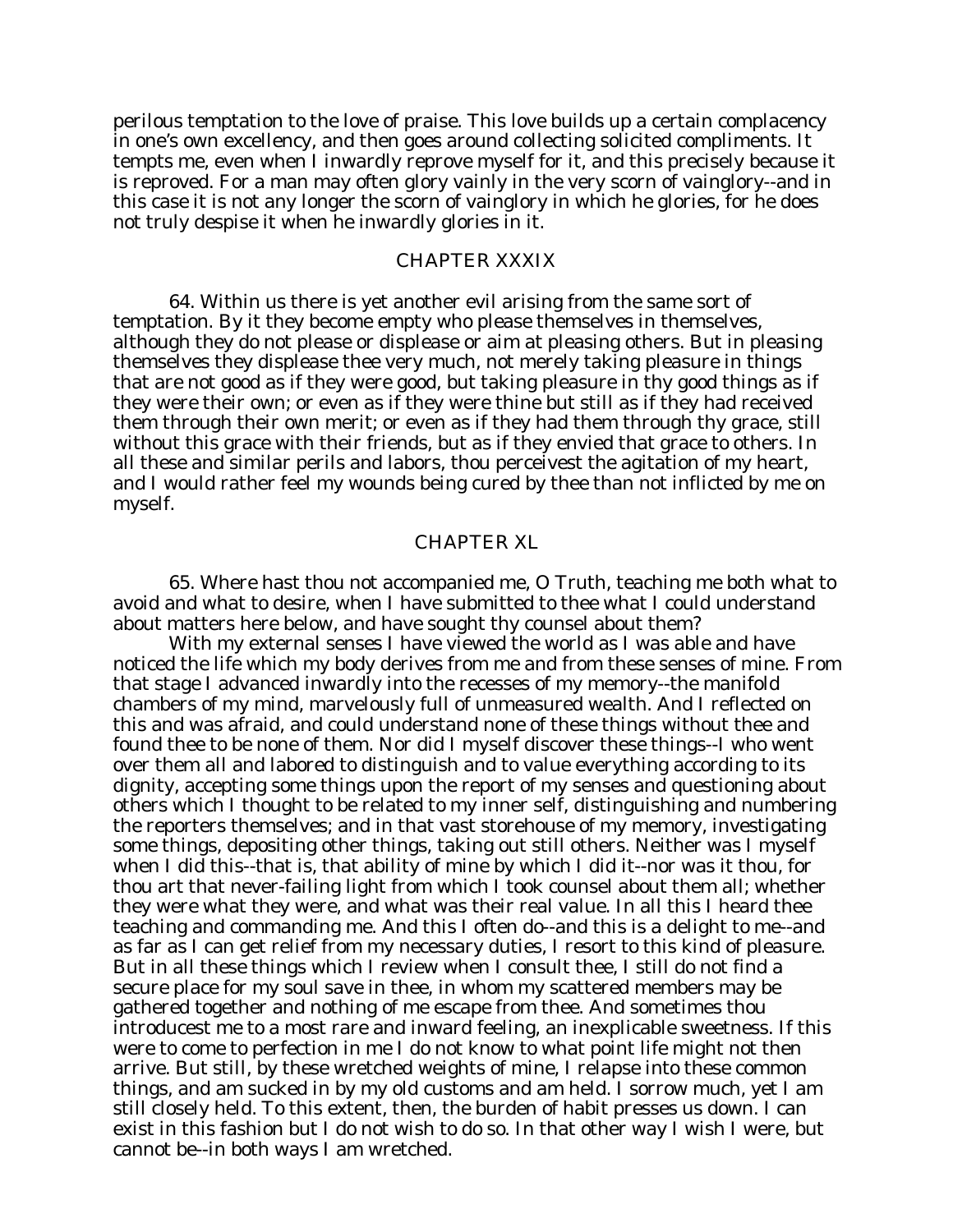perilous temptation to the love of praise. This love builds up a certain complacency in one's own excellency, and then goes around collecting solicited compliments. It tempts me, even when I inwardly reprove myself for it, and this precisely because it is reproved. For a man may often glory vainly in the very scorn of vainglory--and in this case it is not any longer the scorn of vainglory in which he glories, for he does not truly despise it when he inwardly glories in it.

## CHAPTER XXXIX

64. Within us there is yet another evil arising from the same sort of temptation. By it they become empty who please themselves in themselves, although they do not please or displease or aim at pleasing others. But in pleasing themselves they displease thee very much, not merely taking pleasure in things that are not good as if they were good, but taking pleasure in thy good things as if they were their own; or even as if they were thine but still as if they had received them through their own merit; or even as if they had them through thy grace, still without this grace with their friends, but as if they envied that grace to others. In all these and similar perils and labors, thou perceivest the agitation of my heart, and I would rather feel my wounds being cured by thee than not inflicted by me on myself.

## CHAPTER XL

65. Where hast thou not accompanied me, O Truth, teaching me both what to avoid and what to desire, when I have submitted to thee what I could understand about matters here below, and have sought thy counsel about them?

With my external senses I have viewed the world as I was able and have noticed the life which my body derives from me and from these senses of mine. From that stage I advanced inwardly into the recesses of my memory--the manifold chambers of my mind, marvelously full of unmeasured wealth. And I reflected on this and was afraid, and could understand none of these things without thee and found thee to be none of them. Nor did I myself discover these things--I who went over them all and labored to distinguish and to value everything according to its dignity, accepting some things upon the report of my senses and questioning about others which I thought to be related to my inner self, distinguishing and numbering the reporters themselves; and in that vast storehouse of my memory, investigating some things, depositing other things, taking out still others. Neither was I myself when I did this--that is, that ability of mine by which I did it--nor was it thou, for thou art that never-failing light from which I took counsel about them all; whether they were what they were, and what was their real value. In all this I heard thee teaching and commanding me. And this I often do--and this is a delight to me--and as far as I can get relief from my necessary duties, I resort to this kind of pleasure. But in all these things which I review when I consult thee, I still do not find a secure place for my soul save in thee, in whom my scattered members may be gathered together and nothing of me escape from thee. And sometimes thou introducest me to a most rare and inward feeling, an inexplicable sweetness. If this were to come to perfection in me I do not know to what point life might not then arrive. But still, by these wretched weights of mine, I relapse into these common things, and am sucked in by my old customs and am held. I sorrow much, yet I am still closely held. To this extent, then, the burden of habit presses us down. I can exist in this fashion but I do not wish to do so. In that other way I wish I were, but cannot be--in both ways I am wretched.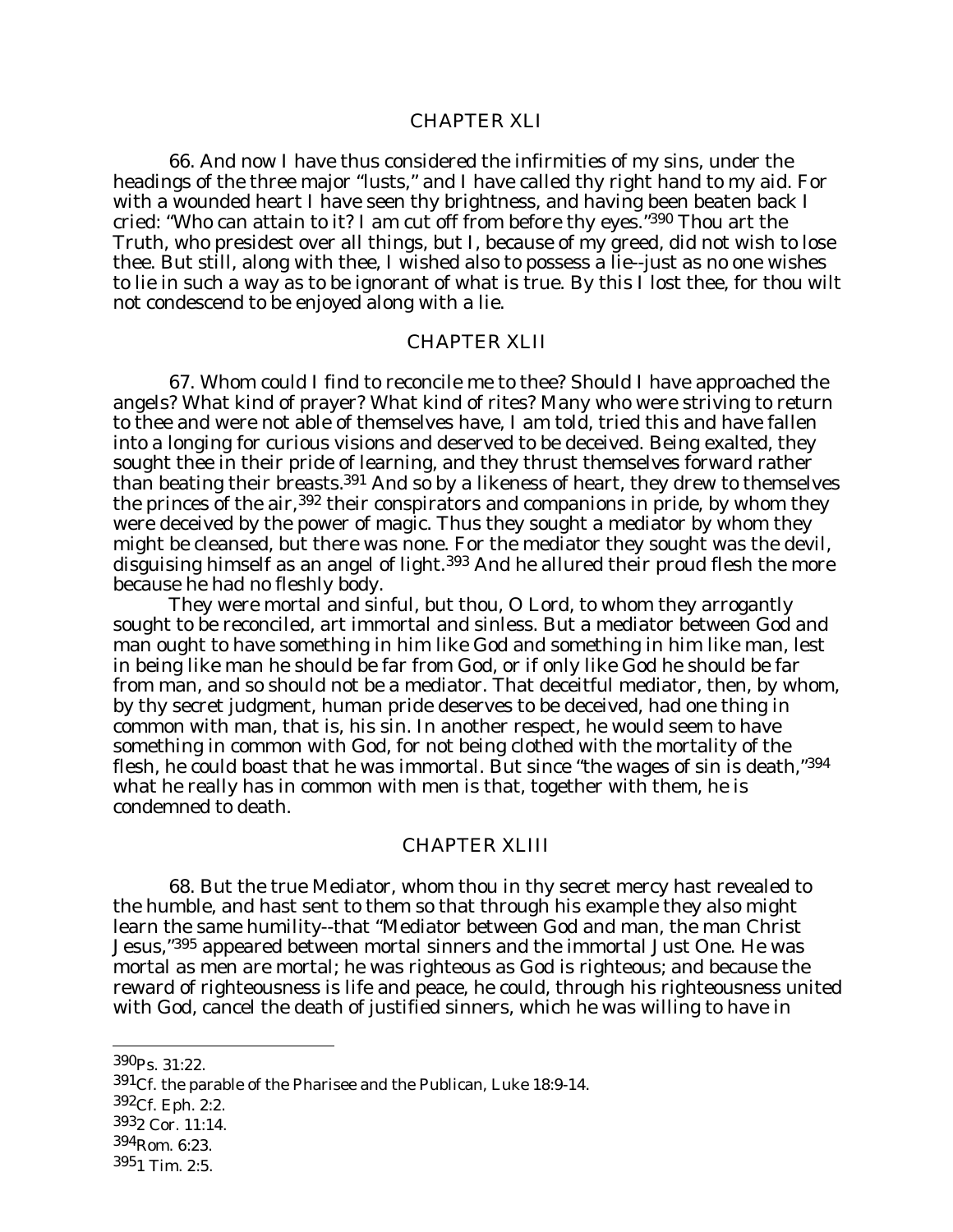## CHAPTER XLI

66. And now I have thus considered the infirmities of my sins, under the headings of the three major "lusts," and I have called thy right hand to my aid. For with a wounded heart I have seen thy brightness, and having been beaten back I cried: "Who can attain to it? I am cut off from before thy eyes."[390] Thou art the Truth, who presidest over all things, but I, because of my greed, did not wish to lose thee. But still, along with thee, I wished also to possess a lie--just as no one wishes to lie in such a way as to be ignorant of what is true. By this I lost thee, for thou wilt not condescend to be enjoyed along with a lie.

## CHAPTER XLII

67. Whom could I find to reconcile me to thee? Should I have approached the angels? What kind of prayer? What kind of rites? Many who were striving to return to thee and were not able of themselves have, I am told, tried this and have fallen into a longing for curious visions and deserved to be deceived. Being exalted, they sought thee in their pride of learning, and they thrust themselves forward rather than beating their breasts.[391] And so by a likeness of heart, they drew to themselves the princes of the air,[392] their conspirators and companions in pride, by whom they were deceived by the power of magic. Thus they sought a mediator by whom they might be cleansed, but there was none. For the mediator they sought was the devil, disguising himself as an angel of light.[393] And he allured their proud flesh the more because he had no fleshly body.

They were mortal and sinful, but thou, O Lord, to whom they arrogantly sought to be reconciled, art immortal and sinless. But a mediator between God and man ought to have something in him like God and something in him like man, lest in being like man he should be far from God, or if only like God he should be far from man, and so should not be a mediator. That deceitful mediator, then, by whom, by thy secret judgment, human pride deserves to be deceived, had one thing in common with man, that is, his sin. In another respect, he would seem to have something in common with God, for not being clothed with the mortality of the flesh, he could boast that he was immortal. But since "the wages of sin is death,"[394] what he really has in common with men is that, together with them, he is condemned to death.

## CHAPTER XLIII

68. But the true Mediator, whom thou in thy secret mercy hast revealed to the humble, and hast sent to them so that through his example they also might learn the same humility--that "Mediator between God and man, the man Christ Jesus,"[395] appeared between mortal sinners and the immortal Just One. He was mortal as men are mortal; he was righteous as God is righteous; and because the reward of righteousness is life and peace, he could, through his righteousness united with God, cancel the death of justified sinners, which he was willing to have in

---

[390] Ps. 31:22.

[391] Cf. the parable of the Pharisee and the Publican, Luke 18:9-14.

[392] Cf. Eph. 2:2.

[393] 2 Cor. 11:14.

[394] Rom. 6:23.

[395] 1 Tim. 2:5.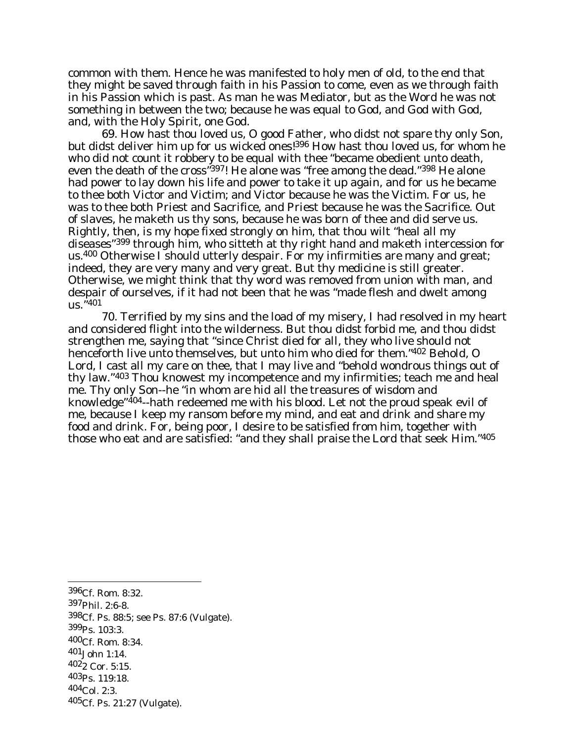common with them. Hence he was manifested to holy men of old, to the end that they might be saved through faith in his Passion to come, even as we through faith in his Passion which is past. As man he was Mediator, but as the Word he was not something in between the two; because he was equal to God, and God with God, and, with the Holy Spirit, one God.

69. How hast thou loved us, O good Father, who didst not spare thy only Son, but didst deliver him up for us wicked ones![396] How hast thou loved us, for whom he who did not count it robbery to be equal with thee "became obedient unto death, even the death of the cross"[397]! He alone was "free among the dead."[398] He alone had power to lay down his life and power to take it up again, and for us he became to thee both Victor and Victim; and Victor because he was the Victim. For us, he was to thee both Priest and Sacrifice, and Priest because he was the Sacrifice. Out of slaves, he maketh us thy sons, because he was born of thee and did serve us. Rightly, then, is my hope fixed strongly on him, that thou wilt "heal all my diseases"[399] through him, who sitteth at thy right hand and maketh intercession for us.[400] Otherwise I should utterly despair. For my infirmities are many and great; indeed, they are very many and very great. But thy medicine is still greater. Otherwise, we might think that thy word was removed from union with man, and despair of ourselves, if it had not been that he was "made flesh and dwelt among us."[401]

70. Terrified by my sins and the load of my misery, I had resolved in my heart and considered flight into the wilderness. But thou didst forbid me, and thou didst strengthen me, saying that "since Christ died for all, they who live should not henceforth live unto themselves, but unto him who died for them."[402] Behold, O Lord, I cast all my care on thee, that I may live and "behold wondrous things out of thy law."[403] Thou knowest my incompetence and my infirmities; teach me and heal me. Thy only Son--he "in whom are hid all the treasures of wisdom and knowledge"[404]--hath redeemed me with his blood. Let not the proud speak evil of me, because I keep my ransom before my mind, and eat and drink and share my food and drink. For, being poor, I desire to be satisfied from him, together with those who eat and are satisfied: "and they shall praise the Lord that seek Him."[405]

---

[396] Cf. Rom. 8:32.

[397] Phil. 2:6-8.

[398] Cf. Ps. 88:5; see Ps. 87:6 (Vulgate).

[399] Ps. 103:3.

[400] Cf. Rom. 8:34.

[401] John 1:14.

[402] 2 Cor. 5:15.

[403] Ps. 119:18.

[404] Col. 2:3.

[405] Cf. Ps. 21:27 (Vulgate).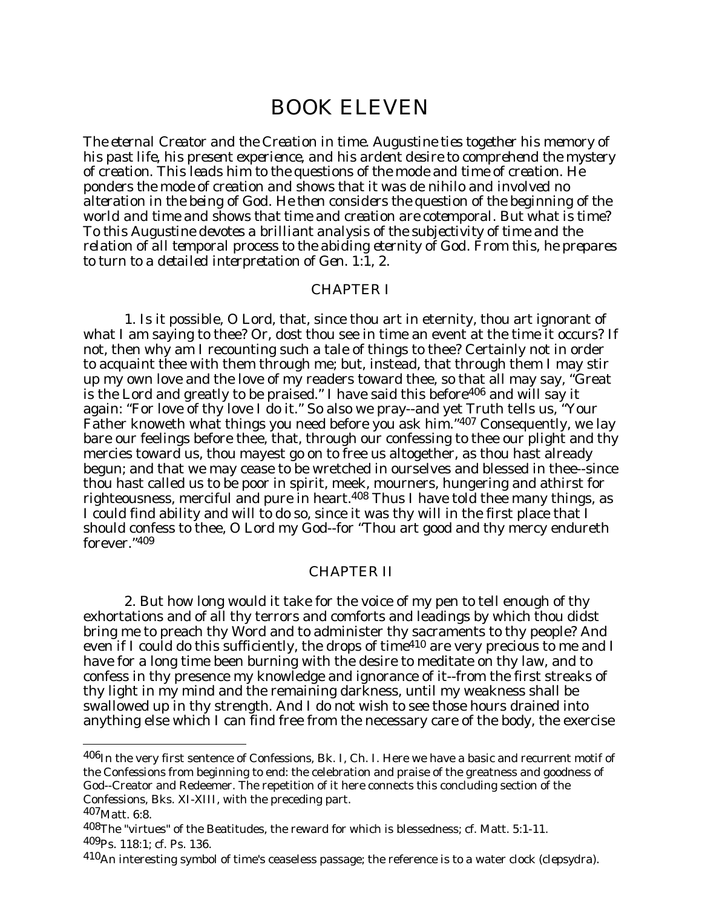# BOOK ELEVEN

*The eternal Creator and the Creation in time. Augustine ties together his memory of his past life, his present experience, and his ardent desire to comprehend the mystery of creation. This leads him to the questions of the mode and time of creation. He ponders the mode of creation and shows that it was de nihilo and involved no alteration in the being of God. He then considers the question of the beginning of the world and time and shows that time and creation are cotemporal. But what is time? To this Augustine devotes a brilliant analysis of the subjectivity of time and the relation of all temporal process to the abiding eternity of God. From this, he prepares to turn to a detailed interpretation of Gen. 1:1, 2.*

## CHAPTER I

1. Is it possible, O Lord, that, since thou art in eternity, thou art ignorant of what I am saying to thee? Or, dost thou see in time an event at the time it occurs? If not, then why am I recounting such a tale of things to thee? Certainly not in order to acquaint thee with them through me; but, instead, that through them I may stir up my own love and the love of my readers toward thee, so that all may say, "Great is the Lord and greatly to be praised." I have said this before[406] and will say it again: "For love of thy love I do it." So also we pray--and yet Truth tells us, "Your Father knoweth what things you need before you ask him."[407] Consequently, we lay bare our feelings before thee, that, through our confessing to thee our plight and thy mercies toward us, thou mayest go on to free us altogether, as thou hast already begun; and that we may cease to be wretched in ourselves and blessed in thee--since thou hast called us to be poor in spirit, meek, mourners, hungering and athirst for righteousness, merciful and pure in heart.[408] Thus I have told thee many things, as I could find ability and will to do so, since it was thy will in the first place that I should confess to thee, O Lord my God--for "Thou art good and thy mercy endureth forever."[409]

## CHAPTER II

2. But how long would it take for the voice of my pen to tell enough of thy exhortations and of all thy terrors and comforts and leadings by which thou didst bring me to preach thy Word and to administer thy sacraments to thy people? And even if I could do this sufficiently, the drops of time[410] are very precious to me and I have for a long time been burning with the desire to meditate on thy law, and to confess in thy presence my knowledge and ignorance of it--from the first streaks of thy light in my mind and the remaining darkness, until my weakness shall be swallowed up in thy strength. And I do not wish to see those hours drained into anything else which I can find free from the necessary care of the body, the exercise

---

[406] In the very first sentence of Confessions, Bk. I, Ch. I. Here we have a basic and recurrent motif of the Confessions from beginning to end: the celebration and praise of the greatness and goodness of God--Creator and Redeemer. The repetition of it here connects this concluding section of the Confessions, Bks. XI-XIII, with the preceding part.

[407] Matt. 6:8.

[408] The "virtues" of the Beatitudes, the reward for which is blessedness; cf. Matt. 5:1-11.

[409] Ps. 118:1; cf. Ps. 136.

[410] An interesting symbol of time's ceaseless passage; the reference is to a water clock (clepsydra).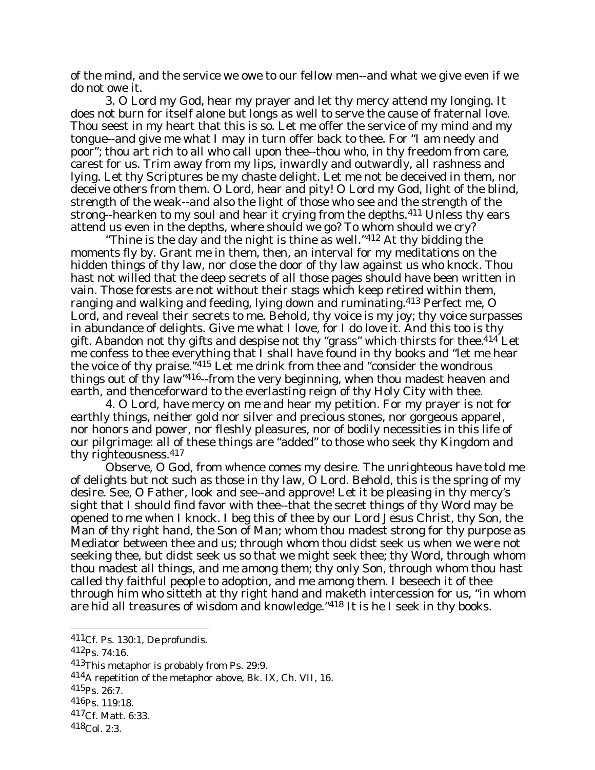of the mind, and the service we owe to our fellow men--and what we give even if we do not owe it.

3. O Lord my God, hear my prayer and let thy mercy attend my longing. It does not burn for itself alone but longs as well to serve the cause of fraternal love. Thou seest in my heart that this is so. Let me offer the service of my mind and my tongue--and give me what I may in turn offer back to thee. For "I am needy and poor"; thou art rich to all who call upon thee--thou who, in thy freedom from care, carest for us. Trim away from my lips, inwardly and outwardly, all rashness and lying. Let thy Scriptures be my chaste delight. Let me not be deceived in them, nor deceive others from them. O Lord, hear and pity! O Lord my God, light of the blind, strength of the weak--and also the light of those who see and the strength of the strong--hearken to my soul and hear it crying from the depths.[411] Unless thy ears attend us even in the depths, where should we go? To whom should we cry?

"Thine is the day and the night is thine as well."[412] At thy bidding the moments fly by. Grant me in them, then, an interval for my meditations on the hidden things of thy law, nor close the door of thy law against us who knock. Thou hast not willed that the deep secrets of all those pages should have been written in vain. Those forests are not without their stags which keep retired within them, ranging and walking and feeding, lying down and ruminating.[413] Perfect me, O Lord, and reveal their secrets to me. Behold, thy voice is my joy; thy voice surpasses in abundance of delights. Give me what I love, for I do love it. And this too is thy gift. Abandon not thy gifts and despise not thy "grass" which thirsts for thee.[414] Let me confess to thee everything that I shall have found in thy books and "let me hear the voice of thy praise."[415] Let me drink from thee and "consider the wondrous things out of thy law"[416]--from the very beginning, when thou madest heaven and earth, and thenceforward to the everlasting reign of thy Holy City with thee.

4. O Lord, have mercy on me and hear my petition. For my prayer is not for earthly things, neither gold nor silver and precious stones, nor gorgeous apparel, nor honors and power, nor fleshly pleasures, nor of bodily necessities in this life of our pilgrimage: all of these things are "added" to those who seek thy Kingdom and thy righteousness.[417]

Observe, O God, from whence comes my desire. The unrighteous have told me of delights but not such as those in thy law, O Lord. Behold, this is the spring of my desire. See, O Father, look and see--and approve! Let it be pleasing in thy mercy's sight that I should find favor with thee--that the secret things of thy Word may be opened to me when I knock. I beg this of thee by our Lord Jesus Christ, thy Son, the Man of thy right hand, the Son of Man; whom thou madest strong for thy purpose as Mediator between thee and us; through whom thou didst seek us when we were not seeking thee, but didst seek us so that we might seek thee; thy Word, through whom thou madest all things, and me among them; thy only Son, through whom thou hast called thy faithful people to adoption, and me among them. I beseech it of thee through him who sitteth at thy right hand and maketh intercession for us, "in whom are hid all treasures of wisdom and knowledge."[418] It is he I seek in thy books.

---

[411] Cf. Ps. 130:1, *De profundis*.

[412] Ps. 74:16.

[413] This metaphor is probably from Ps. 29:9.

[414] A repetition of the metaphor above, Bk. IX, Ch. VII, 16.

[415] Ps. 26:7.

[416] Ps. 119:18.

[417] Cf. Matt. 6:33.

[418] Col. 2:3.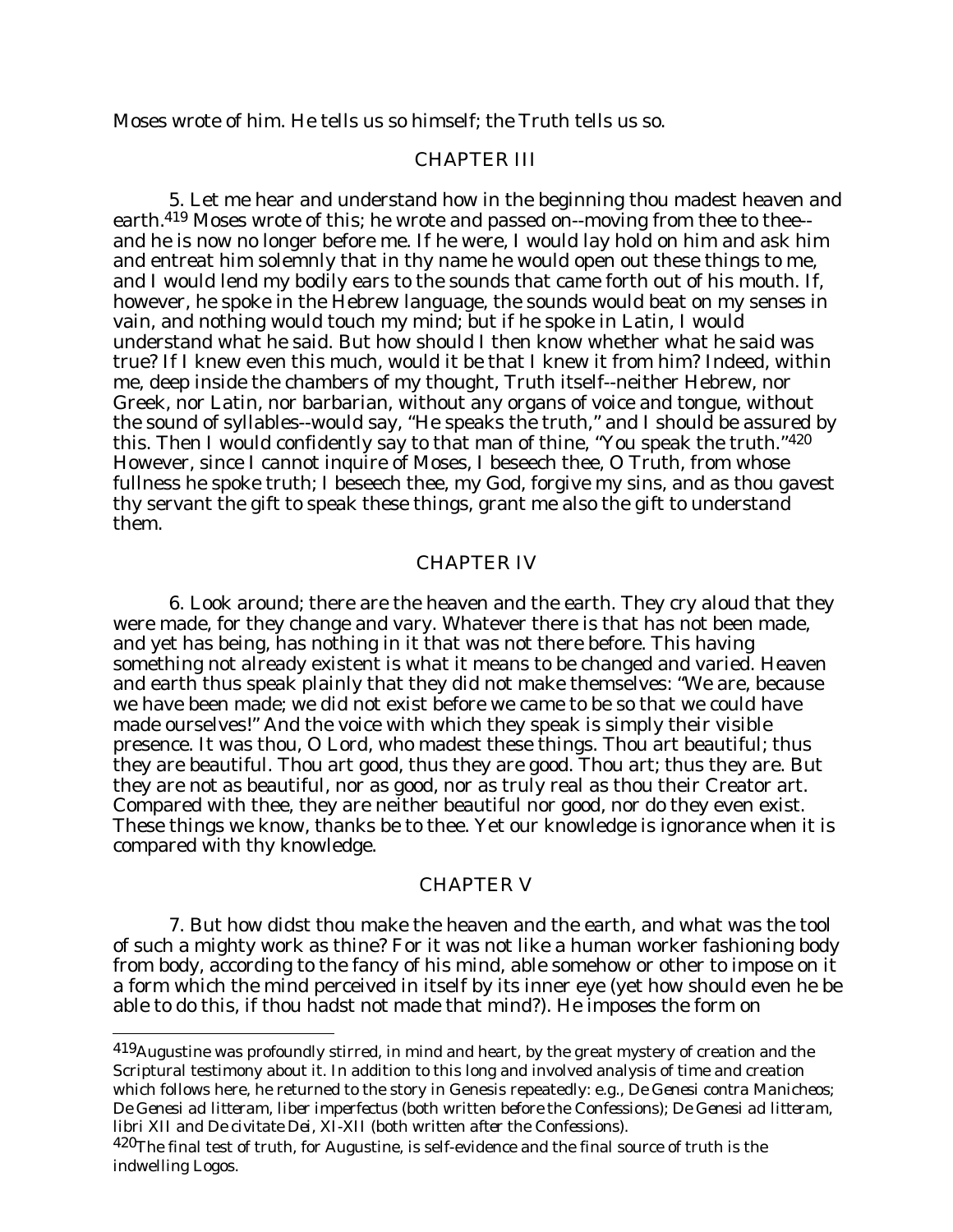Moses wrote of him. He tells us so himself; the Truth tells us so.

## CHAPTER III

5. Let me hear and understand how in the beginning thou madest heaven and earth.[419] Moses wrote of this; he wrote and passed on--moving from thee to thee--and he is now no longer before me. If he were, I would lay hold on him and ask him and entreat him solemnly that in thy name he would open out these things to me, and I would lend my bodily ears to the sounds that came forth out of his mouth. If, however, he spoke in the Hebrew language, the sounds would beat on my senses in vain, and nothing would touch my mind; but if he spoke in Latin, I would understand what he said. But how should I then know whether what he said was true? If I knew even this much, would it be that I knew it from him? Indeed, within me, deep inside the chambers of my thought, Truth itself--neither Hebrew, nor Greek, nor Latin, nor barbarian, without any organs of voice and tongue, without the sound of syllables--would say, "He speaks the truth," and I should be assured by this. Then I would confidently say to that man of thine, "You speak the truth."[420] However, since I cannot inquire of Moses, I beseech thee, O Truth, from whose fullness he spoke truth; I beseech thee, my God, forgive my sins, and as thou gavest thy servant the gift to speak these things, grant me also the gift to understand them.

## CHAPTER IV

6. Look around; there are the heaven and the earth. They cry aloud that they were made, for they change and vary. Whatever there is that has not been made, and yet has being, has nothing in it that was not there before. This having something not already existent is what it means to be changed and varied. Heaven and earth thus speak plainly that they did not make themselves: "We are, because we have been made; we did not exist before we came to be so that we could have made ourselves!" And the voice with which they speak is simply their visible presence. It was thou, O Lord, who madest these things. Thou art beautiful; thus they are beautiful. Thou art good, thus they are good. Thou art; thus they are. But they are not as beautiful, nor as good, nor as truly real as thou their Creator art. Compared with thee, they are neither beautiful nor good, nor do they even exist. These things we know, thanks be to thee. Yet our knowledge is ignorance when it is compared with thy knowledge.

## CHAPTER V

7. But how didst thou make the heaven and the earth, and what was the tool of such a mighty work as thine? For it was not like a human worker fashioning body from body, according to the fancy of his mind, able somehow or other to impose on it a form which the mind perceived in itself by its inner eye (yet how should even he be able to do this, if thou hadst not made that mind?). He imposes the form on

---

[419] Augustine was profoundly stirred, in mind and heart, by the great mystery of creation and the Scriptural testimony about it. In addition to this long and involved analysis of time and creation which follows here, he returned to the story in Genesis repeatedly: e.g., *De Genesi contra Manicheos*; *De Genesi ad litteram, liber imperfectus* (both written before the *Confessions*); *De Genesi ad litteram, libri XII* and *De civitate Dei*, XI-XII (both written after the *Confessions*).

[420] The final test of truth, for Augustine, is self-evidence and the final source of truth is the indwelling Logos.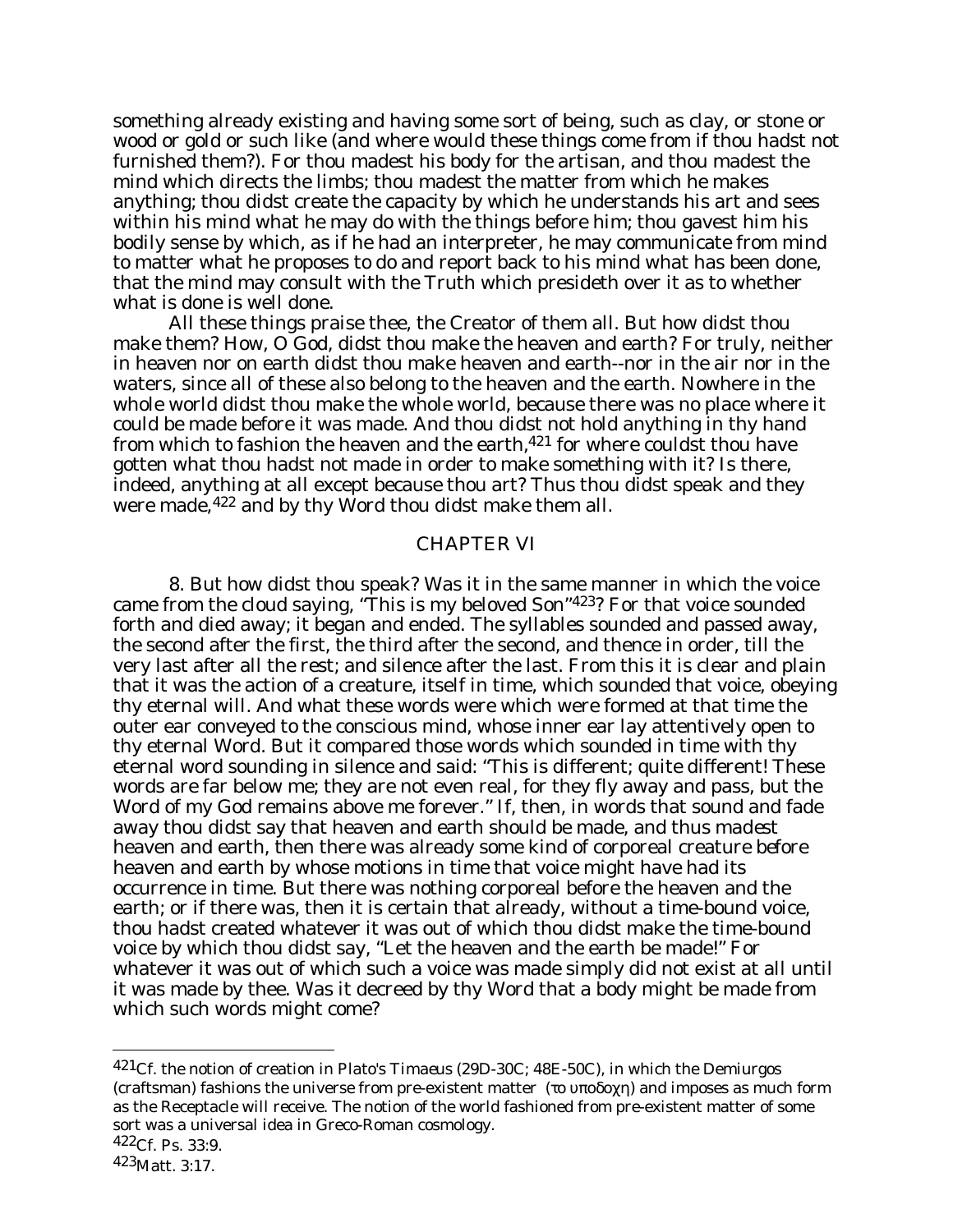something already existing and having some sort of being, such as clay, or stone or wood or gold or such like (and where would these things come from if thou hadst not furnished them?). For thou madest his body for the artisan, and thou madest the mind which directs the limbs; thou madest the matter from which he makes anything; thou didst create the capacity by which he understands his art and sees within his mind what he may do with the things before him; thou gavest him his bodily sense by which, as if he had an interpreter, he may communicate from mind to matter what he proposes to do and report back to his mind what has been done, that the mind may consult with the Truth which presideth over it as to whether what is done is well done.

All these things praise thee, the Creator of them all. But how didst thou make them? How, O God, didst thou make the heaven and earth? For truly, neither in heaven nor on earth didst thou make heaven and earth--nor in the air nor in the waters, since all of these also belong to the heaven and the earth. Nowhere in the whole world didst thou make the whole world, because there was no place where it could be made before it was made. And thou didst not hold anything in thy hand from which to fashion the heaven and the earth,[421] for where couldst thou have gotten what thou hadst not made in order to make something with it? Is there, indeed, anything at all except because thou art? Thus thou didst speak and they were made,[422] and by thy Word thou didst make them all.

## CHAPTER VI

8. But how didst thou speak? Was it in the same manner in which the voice came from the cloud saying, "This is my beloved Son"[423]? For that voice sounded forth and died away; it began and ended. The syllables sounded and passed away, the second after the first, the third after the second, and thence in order, till the very last after all the rest; and silence after the last. From this it is clear and plain that it was the action of a creature, itself in time, which sounded that voice, obeying thy eternal will. And what these words were which were formed at that time the outer ear conveyed to the conscious mind, whose inner ear lay attentively open to thy eternal Word. But it compared those words which sounded in time with thy eternal word sounding in silence and said: "This is different; quite different! These words are far below me; they are not even real, for they fly away and pass, but the Word of my God remains above me forever." If, then, in words that sound and fade away thou didst say that heaven and earth should be made, and thus madest heaven and earth, then there was already some kind of corporeal creature before heaven and earth by whose motions in time that voice might have had its occurrence in time. But there was nothing corporeal before the heaven and the earth; or if there was, then it is certain that already, without a time-bound voice, thou hadst created whatever it was out of which thou didst make the time-bound voice by which thou didst say, "Let the heaven and the earth be made!" For whatever it was out of which such a voice was made simply did not exist at all until it was made by thee. Was it decreed by thy Word that a body might be made from which such words might come?

---

[421] Cf. the notion of creation in Plato's Timaeus (29D-30C; 48E-50C), in which the Demiurgos (craftsman) fashions the universe from pre-existent matter (το υποδοχη) and imposes as much form as the Receptacle will receive. The notion of the world fashioned from pre-existent matter of some sort was a universal idea in Greco-Roman cosmology.

[422] Cf. Ps. 33:9.

[423] Matt. 3:17.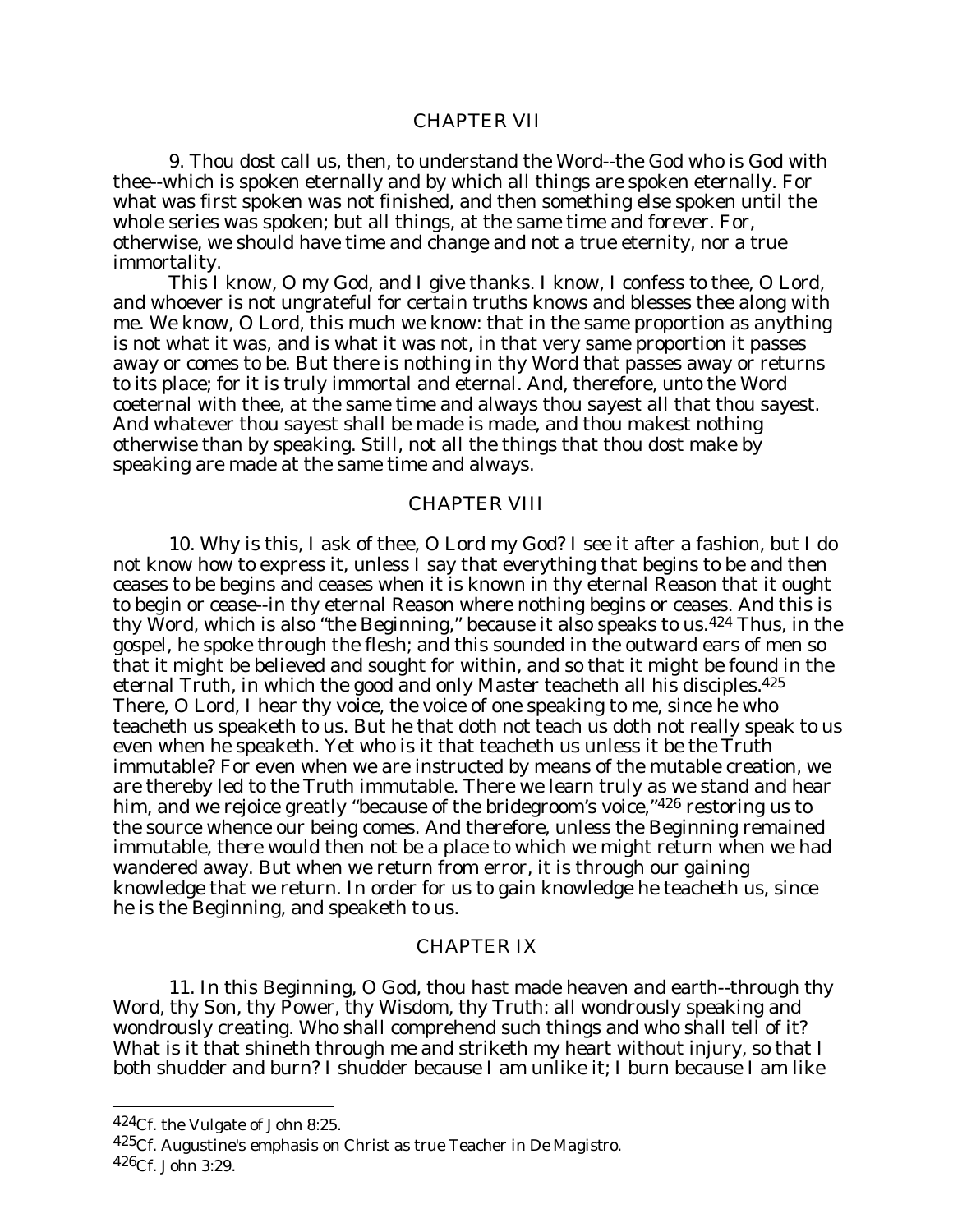## CHAPTER VII

9. Thou dost call us, then, to understand the Word--the God who is God with thee--which is spoken eternally and by which all things are spoken eternally. For what was first spoken was not finished, and then something else spoken until the whole series was spoken; but all things, at the same time and forever. For, otherwise, we should have time and change and not a true eternity, nor a true immortality.

This I know, O my God, and I give thanks. I know, I confess to thee, O Lord, and whoever is not ungrateful for certain truths knows and blesses thee along with me. We know, O Lord, this much we know: that in the same proportion as anything is not what it was, and is what it was not, in that very same proportion it passes away or comes to be. But there is nothing in thy Word that passes away or returns to its place; for it is truly immortal and eternal. And, therefore, unto the Word coeternal with thee, at the same time and always thou sayest all that thou sayest. And whatever thou sayest shall be made is made, and thou makest nothing otherwise than by speaking. Still, not all the things that thou dost make by speaking are made at the same time and always.

## CHAPTER VIII

10. Why is this, I ask of thee, O Lord my God? I see it after a fashion, but I do not know how to express it, unless I say that everything that begins to be and then ceases to be begins and ceases when it is known in thy eternal Reason that it ought to begin or cease--in thy eternal Reason where nothing begins or ceases. And this is thy Word, which is also "the Beginning," because it also speaks to us.[424] Thus, in the gospel, he spoke through the flesh; and this sounded in the outward ears of men so that it might be believed and sought for within, and so that it might be found in the eternal Truth, in which the good and only Master teacheth all his disciples.[425] There, O Lord, I hear thy voice, the voice of one speaking to me, since he who teacheth us speaketh to us. But he that doth not teach us doth not really speak to us even when he speaketh. Yet who is it that teacheth us unless it be the Truth immutable? For even when we are instructed by means of the mutable creation, we are thereby led to the Truth immutable. There we learn truly as we stand and hear him, and we rejoice greatly "because of the bridegroom's voice,"[426] restoring us to the source whence our being comes. And therefore, unless the Beginning remained immutable, there would then not be a place to which we might return when we had wandered away. But when we return from error, it is through our gaining knowledge that we return. In order for us to gain knowledge he teacheth us, since he is the Beginning, and speaketh to us.

## CHAPTER IX

11. In this Beginning, O God, thou hast made heaven and earth--through thy Word, thy Son, thy Power, thy Wisdom, thy Truth: all wondrously speaking and wondrously creating. Who shall comprehend such things and who shall tell of it? What is it that shineth through me and striketh my heart without injury, so that I both shudder and burn? I shudder because I am unlike it; I burn because I am like

---

[424] Cf. the Vulgate of John 8:25.

[425] Cf. Augustine's emphasis on Christ as true Teacher in *De Magistro*.

[426] Cf. John 3:29.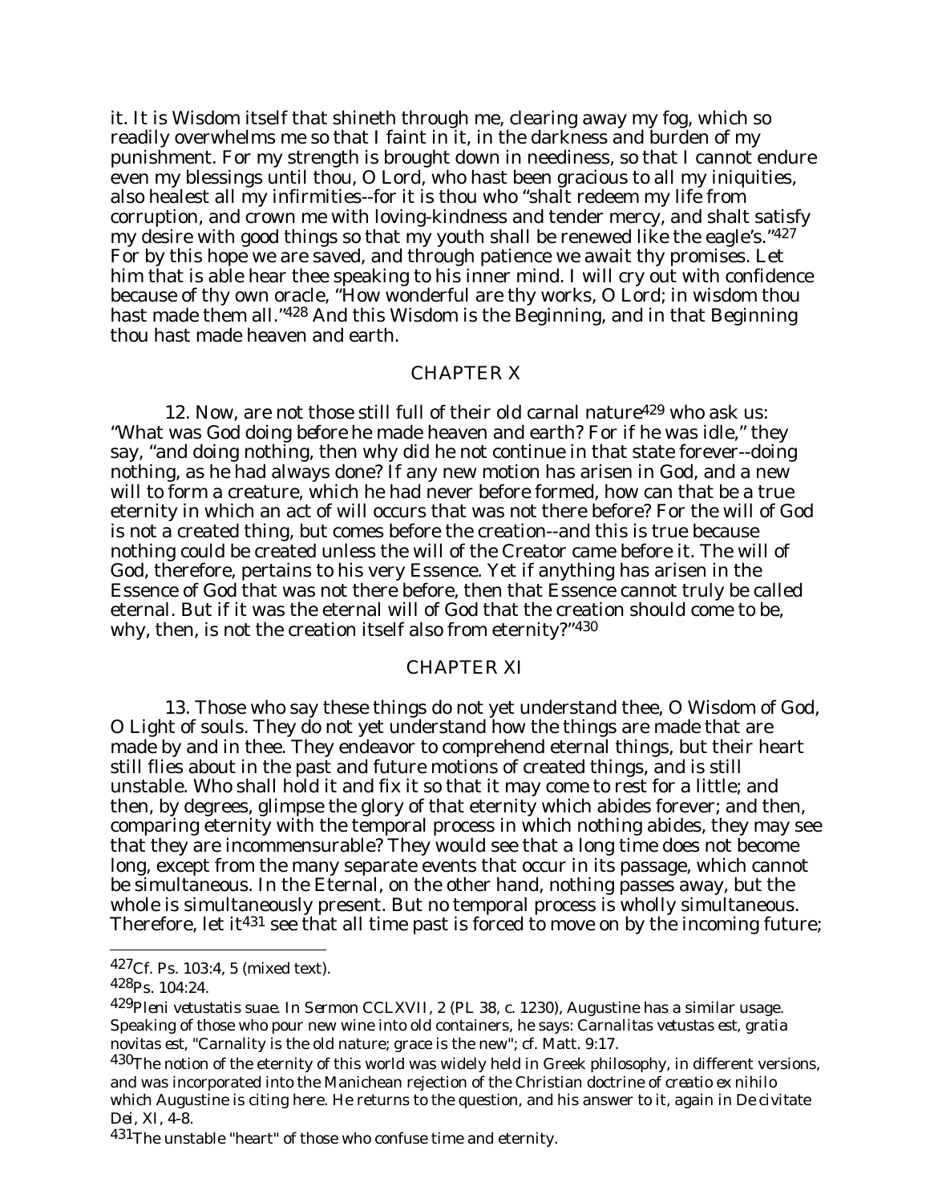it. It is Wisdom itself that shineth through me, clearing away my fog, which so readily overwhelms me so that I faint in it, in the darkness and burden of my punishment. For my strength is brought down in neediness, so that I cannot endure even my blessings until thou, O Lord, who hast been gracious to all my iniquities, also healest all my infirmities--for it is thou who "shalt redeem my life from corruption, and crown me with loving-kindness and tender mercy, and shalt satisfy my desire with good things so that my youth shall be renewed like the eagle's."[427] For by this hope we are saved, and through patience we await thy promises. Let him that is able hear thee speaking to his inner mind. I will cry out with confidence because of thy own oracle, "How wonderful are thy works, O Lord; in wisdom thou hast made them all."[428] And this Wisdom is the Beginning, and in that Beginning thou hast made heaven and earth.

## CHAPTER X

12. Now, are not those still full of their old carnal nature[429] who ask us: "What was God doing before he made heaven and earth? For if he was idle," they say, "and doing nothing, then why did he not continue in that state forever--doing nothing, as he had always done? If any new motion has arisen in God, and a new will to form a creature, which he had never before formed, how can that be a true eternity in which an act of will occurs that was not there before? For the will of God is not a created thing, but comes before the creation--and this is true because nothing could be created unless the will of the Creator came before it. The will of God, therefore, pertains to his very Essence. Yet if anything has arisen in the Essence of God that was not there before, then that Essence cannot truly be called eternal. But if it was the eternal will of God that the creation should come to be, why, then, is not the creation itself also from eternity?"[430]

## CHAPTER XI

13. Those who say these things do not yet understand thee, O Wisdom of God, O Light of souls. They do not yet understand how the things are made that are made by and in thee. They endeavor to comprehend eternal things, but their heart still flies about in the past and future motions of created things, and is still unstable. Who shall hold it and fix it so that it may come to rest for a little; and then, by degrees, glimpse the glory of that eternity which abides forever; and then, comparing eternity with the temporal process in which nothing abides, they may see that they are incommensurable? They would see that a long time does not become long, except from the many separate events that occur in its passage, which cannot be simultaneous. In the Eternal, on the other hand, nothing passes away, but the whole is simultaneously present. But no temporal process is wholly simultaneous. Therefore, let it[431] see that all time past is forced to move on by the incoming future;

---

[427] Cf. Ps. 103:4, 5 (mixed text).

[428] Ps. 104:24.

[429] *Pleni vetustatis suae.* In *Sermon CCLXVII*, 2 (PL 38, c. 1230), Augustine has a similar usage. Speaking of those who pour new wine into old containers, he says: *Carnalitas vetustas est, gratia novitas est*, "Carnality is the old nature; grace is the new"; cf. Matt. 9:17.

[430] The notion of the eternity of this world was widely held in Greek philosophy, in different versions, and was incorporated into the Manichean rejection of the Christian doctrine of *creatio ex nihilo* which Augustine is citing here. He returns to the question, and his answer to it, again in *De civitate Dei*, XI, 4-8.

[431] The unstable "heart" of those who confuse time and eternity.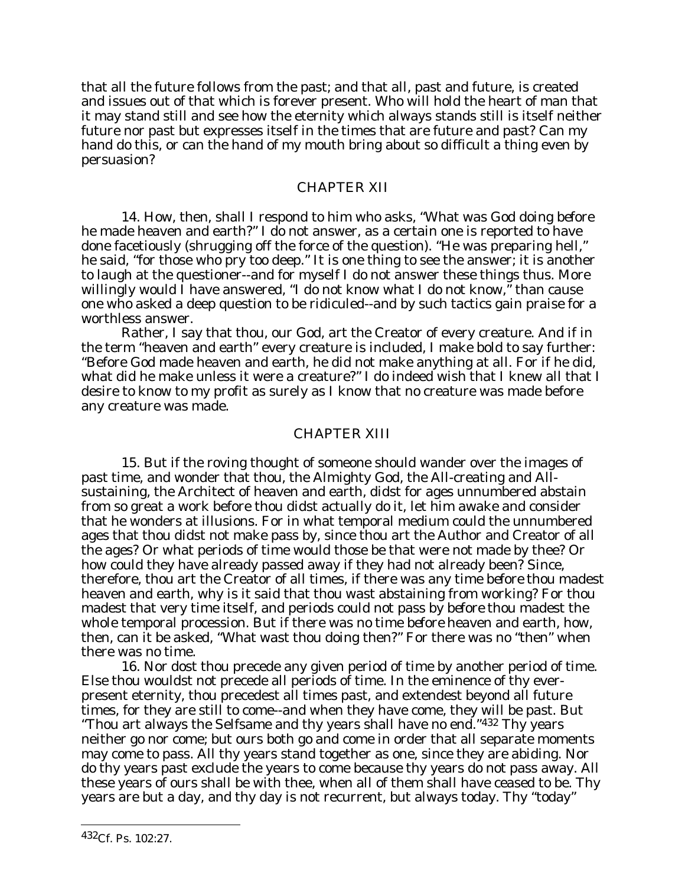that all the future follows from the past; and that all, past and future, is created and issues out of that which is forever present. Who will hold the heart of man that it may stand still and see how the eternity which always stands still is itself neither future nor past but expresses itself in the times that are future and past? Can my hand do this, or can the hand of my mouth bring about so difficult a thing even by persuasion?

## CHAPTER XII

14. How, then, shall I respond to him who asks, "What was God doing *before* he made heaven and earth?" I do not answer, as a certain one is reported to have done facetiously (shrugging off the force of the question). "He was preparing hell," he said, "for those who pry too deep." It is one thing to see the answer; it is another to laugh at the questioner--and for myself I do not answer these things thus. More willingly would I have answered, "I do not know what I do not know," than cause one who asked a deep question to be ridiculed--and by such tactics gain praise for a worthless answer.

Rather, I say that thou, our God, art the Creator of every creature. And if in the term "heaven and earth" every creature is included, I make bold to say further: "Before God made heaven and earth, he did not make anything at all. For if he did, what did he make unless it were a creature?" I do indeed wish that I knew all that I desire to know to my profit as surely as I know that no creature was made before any creature was made.

## CHAPTER XIII

15. But if the roving thought of someone should wander over the images of past time, and wonder that thou, the Almighty God, the All-creating and All-sustaining, the Architect of heaven and earth, didst for ages unnumbered abstain from so great a work before thou didst actually do it, let him awake and consider that he wonders at illusions. For in what temporal medium could the unnumbered ages that thou didst not make pass by, since thou art the Author and Creator of all the ages? Or what periods of time would those be that were not made by thee? Or how could they have already passed away if they had not already been? Since, therefore, thou art the Creator of all times, if there was any time *before* thou madest heaven and earth, why is it said that thou wast abstaining from working? For thou madest that very time itself, and periods could not pass by *before* thou madest the whole temporal procession. But if there was no time *before* heaven and earth, how, then, can it be asked, "What wast thou doing then?" For there was no "then" when there was no time.

16. Nor dost thou precede any given period of time by another period of time. Else thou wouldst not precede all periods of time. In the eminence of thy ever-present eternity, thou precedest all times past, and extendest beyond all future times, for they are still to come--and when they have come, they will be past. But "Thou art always the Selfsame and thy years shall have no end."[432] Thy years neither go nor come; but ours both go and come in order that all separate moments may come to pass. All thy years stand together as one, since they are abiding. Nor do thy years past exclude the years to come because thy years do not pass away. All these years of ours shall be with thee, when all of them shall have ceased to be. Thy years are but a day, and thy day is not recurrent, but always today. Thy "today"

---

[432] Cf. Ps. 102:27.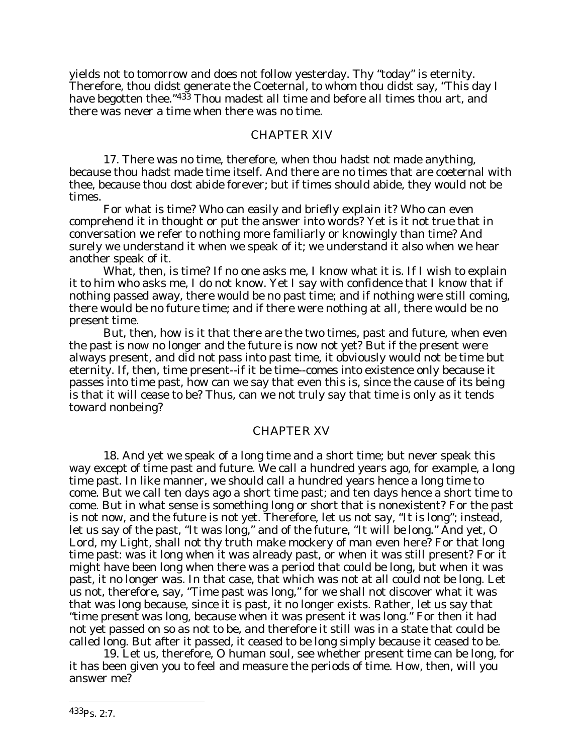yields not to tomorrow and does not follow yesterday. Thy "today" is eternity. Therefore, thou didst generate the Coeternal, to whom thou didst say, "This day I have begotten thee."[433] Thou madest all time and before all times thou art, and there was never a time when there was no time.

## CHAPTER XIV

17. There was no time, therefore, when thou hadst not made anything, because thou hadst made time itself. And there are no times that are coeternal with thee, because thou dost abide forever; but if times should abide, they would not be times.

For what is time? Who can easily and briefly explain it? Who can even comprehend it in thought or put the answer into words? Yet is it not true that in conversation we refer to nothing more familiarly or knowingly than time? And surely we understand it when we speak of it; we understand it also when we hear another speak of it.

What, then, is time? If no one asks me, I know what it is. If I wish to explain it to him who asks me, I do not know. Yet I say with confidence that I know that if nothing passed away, there would be no past time; and if nothing were still coming, there would be no future time; and if there were nothing at all, there would be no present time.

But, then, how is it that there are the two times, past and future, when even the past is now no longer and the future is now not yet? But if the present were always present, and did not pass into past time, it obviously would not be time but eternity. If, then, time present--if it be time--comes into existence only because it passes into time past, how can we say that even this is, since the cause of its being is that it will cease to be? Thus, can we not truly say that time is only as it tends toward nonbeing?

## CHAPTER XV

18. And yet we speak of a long time and a short time; but never speak this way except of time past and future. We call a hundred years ago, for example, a long time past. In like manner, we should call a hundred years hence a long time to come. But we call ten days ago a short time past; and ten days hence a short time to come. But in what sense is something long or short that is nonexistent? For the past is not now, and the future is not yet. Therefore, let us not say, "It is long"; instead, let us say of the past, "It was long," and of the future, "It will be long." And yet, O Lord, my Light, shall not thy truth make mockery of man even here? For that long time past: was it long when it was already past, or when it was still present? For it might have been long when there was a period that could be long, but when it was past, it no longer was. In that case, that which was not at all could not be long. Let us not, therefore, say, "Time past was long," for we shall not discover what it was that was long because, since it is past, it no longer exists. Rather, let us say that "time *present* was long, because when it was present it was long." For then it had not yet passed on so as not to be, and therefore it still was in a state that could be called long. But after it passed, it ceased to be long simply because it ceased to be.

19. Let us, therefore, O human soul, see whether present time can be long, for it has been given you to feel and measure the periods of time. How, then, will you answer me?

---

[433] Ps. 2:7.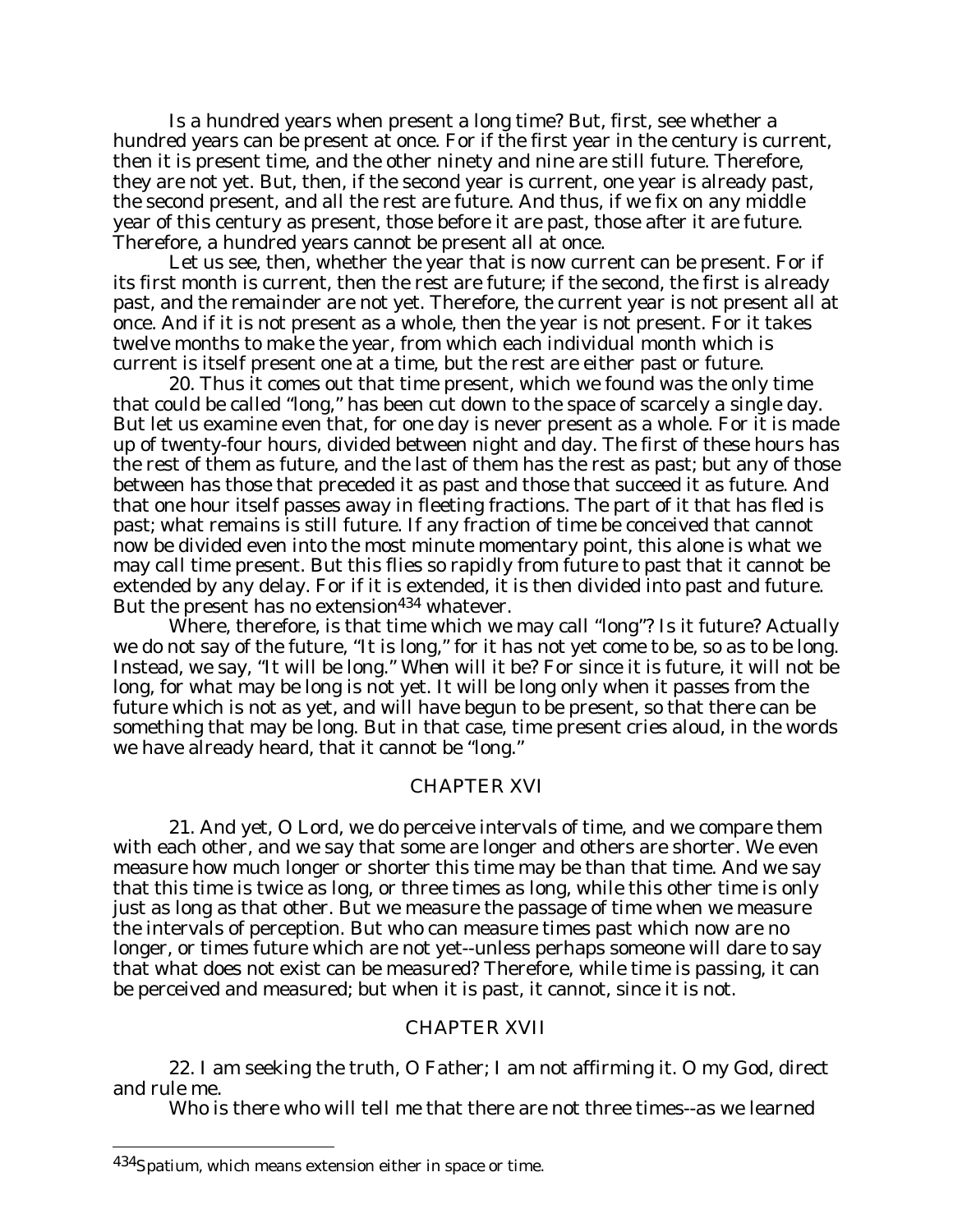Is a hundred years when present a long time? But, first, see whether a hundred years can be present at once. For if the first year in the century is current, then it is present time, and the other ninety and nine are still future. Therefore, they are not yet. But, then, if the second year is current, one year is already past, the second present, and all the rest are future. And thus, if we fix on any middle year of this century as present, those before it are past, those after it are future. Therefore, a hundred years cannot be present all at once.

Let us see, then, whether the year that is now current can be present. For if its first month is current, then the rest are future; if the second, the first is already past, and the remainder are not yet. Therefore, the current year is not present all at once. And if it is not present as a whole, then the year is not present. For it takes twelve months to make the year, from which each individual month which is current is itself present one at a time, but the rest are either past or future.

20. Thus it comes out that time present, which we found was the only time that could be called "long," has been cut down to the space of scarcely a single day. But let us examine even that, for one day is never present as a whole. For it is made up of twenty-four hours, divided between night and day. The first of these hours has the rest of them as future, and the last of them has the rest as past; but any of those between has those that preceded it as past and those that succeed it as future. And that one hour itself passes away in fleeting fractions. The part of it that has fled is past; what remains is still future. If any fraction of time be conceived that cannot now be divided even into the most minute momentary point, this alone is what we may call time present. But this flies so rapidly from future to past that it cannot be extended by any delay. For if it is extended, it is then divided into past and future. But the present has no extension[434] whatever.

Where, therefore, is that time which we may call "long"? Is it future? Actually we do not say of the future, "It is long," for it has not yet come to be, so as to be long. Instead, we say, "It will be long." When will it be? For since it is future, it will not be long, for what may be long is not yet. It will be long only when it passes from the future which is not as yet, and will have begun to be present, so that there can be something that may be long. But in that case, time present cries aloud, in the words we have already heard, that it cannot be "long."

## CHAPTER XVI

21. And yet, O Lord, we do perceive intervals of time, and we compare them with each other, and we say that some are longer and others are shorter. We even measure how much longer or shorter this time may be than that time. And we say that this time is twice as long, or three times as long, while this other time is only just as long as that other. But we measure the passage of time when we measure the intervals of perception. But who can measure times past which now are no longer, or times future which are not yet--unless perhaps someone will dare to say that what does not exist can be measured? Therefore, while time is passing, it can be perceived and measured; but when it is past, it cannot, since it is not.

## CHAPTER XVII

22. I am seeking the truth, O Father; I am not affirming it. O my God, direct and rule me.

Who is there who will tell me that there are not three times--as we learned

---

[434] *Spatium*, which means extension either in space or time.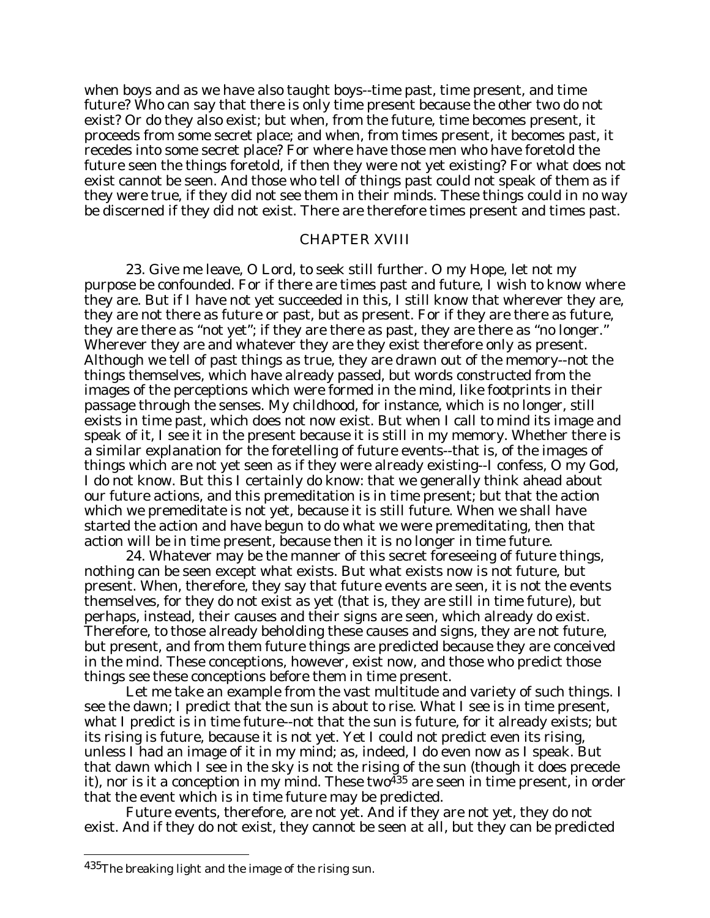when boys and as we have also taught boys--time past, time present, and time future? Who can say that there is only time present because the other two do not exist? Or do they also exist; but when, from the future, time becomes present, it proceeds from some secret place; and when, from times present, it becomes past, it recedes into some secret place? For where have those men who have foretold the future seen the things foretold, if then they were not yet existing? For what does not exist cannot be seen. And those who tell of things past could not speak of them as if they were true, if they did not see them in their minds. These things could in no way be discerned if they did not exist. There are therefore times present and times past.

## CHAPTER XVIII

23. Give me leave, O Lord, to seek still further. O my Hope, let not my purpose be confounded. For if there are times past and future, I wish to know where they are. But if I have not yet succeeded in this, I still know that wherever they are, they are not there as future or past, but as present. For if they are there as future, they are there as "not yet"; if they are there as past, they are there as "no longer." Wherever they are and whatever they are they exist therefore only as present. Although we tell of past things as true, they are drawn out of the memory--not the things themselves, which have already passed, but words constructed from the images of the perceptions which were formed in the mind, like footprints in their passage through the senses. My childhood, for instance, which is no longer, still exists in time past, which does not now exist. But when I call to mind its image and speak of it, I see it in the present because it is still in my memory. Whether there is a similar explanation for the foretelling of future events--that is, of the images of things which are not yet seen as if they were already existing--I confess, O my God, I do not know. But this I certainly do know: that we generally think ahead about our future actions, and this premeditation is in time present; but that the action which we premeditate is not yet, because it is still future. When we shall have started the action and have begun to do what we were premeditating, then that action will be in time present, because then it is no longer in time future.

24. Whatever may be the manner of this secret foreseeing of future things, nothing can be seen except what exists. But what exists now is not future, but present. When, therefore, they say that future events are seen, it is not the events themselves, for they do not exist as yet (that is, they are still in time future), but perhaps, instead, their causes and their signs are seen, which already do exist. Therefore, to those already beholding these causes and signs, they are not future, but present, and from them future things are predicted because they are conceived in the mind. These conceptions, however, exist now, and those who predict those things see these conceptions before them in time present.

Let me take an example from the vast multitude and variety of such things. I see the dawn; I predict that the sun is about to rise. What I see is in time present, what I predict is in time future--not that the sun is future, for it already exists; but its rising is future, because it is not yet. Yet I could not predict even its rising, unless I had an image of it in my mind; as, indeed, I do even now as I speak. But that dawn which I see in the sky is not the rising of the sun (though it does precede it), nor is it a conception in my mind. These two[435] are seen in time present, in order that the event which is in time future may be predicted.

Future events, therefore, are not yet. And if they are not yet, they do not exist. And if they do not exist, they cannot be seen at all, but they can be predicted

[435] The breaking light and the image of the rising sun.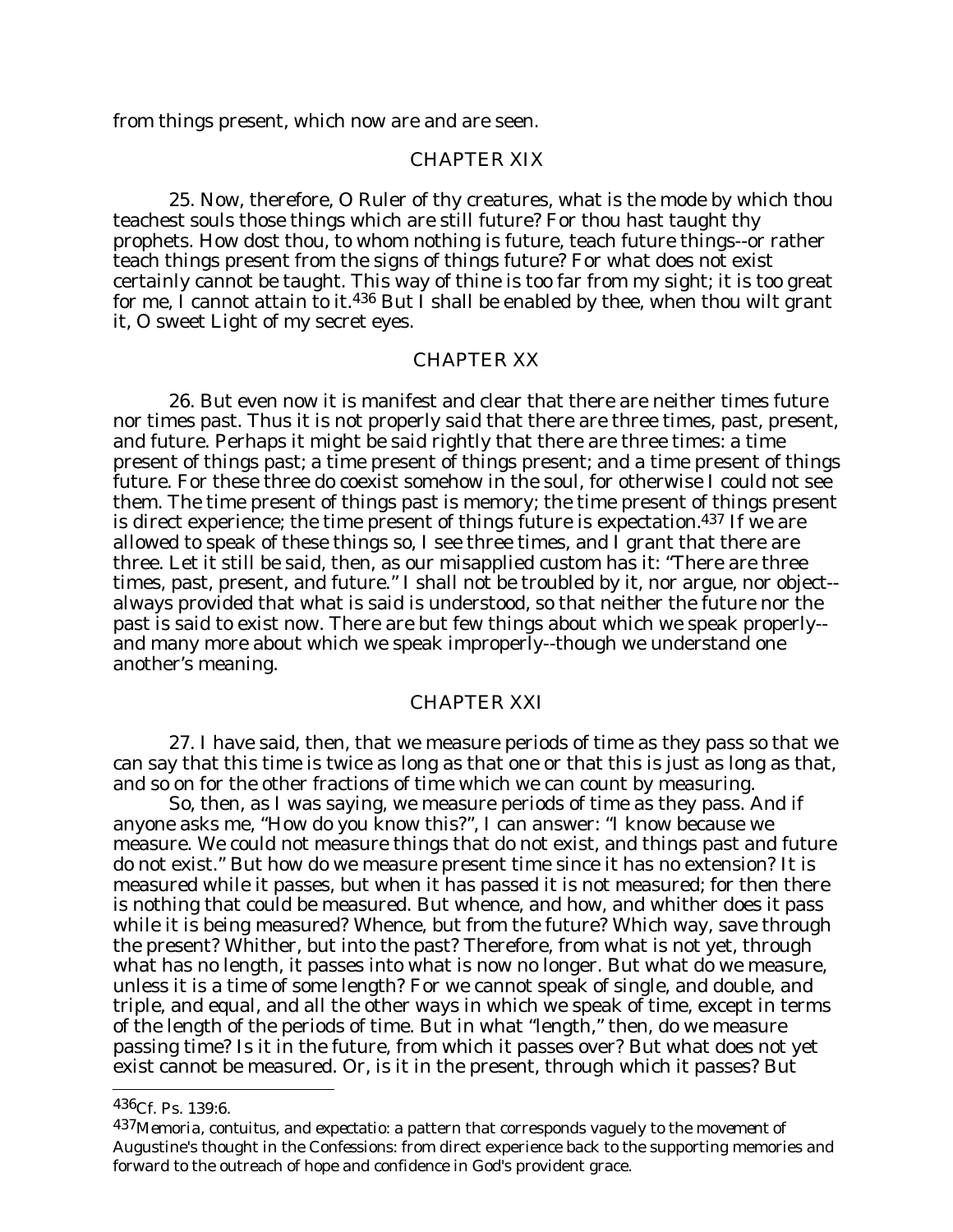from things present, which now are and are seen.

## CHAPTER XIX

25. Now, therefore, O Ruler of thy creatures, what is the mode by which thou teachest souls those things which are still future? For thou hast taught thy prophets. How dost thou, to whom nothing is future, teach future things--or rather teach things present from the signs of things future? For what does not exist certainly cannot be taught. This way of thine is too far from my sight; it is too great for me, I cannot attain to it.[436] But I shall be enabled by thee, when thou wilt grant it, O sweet Light of my secret eyes.

## CHAPTER XX

26. But even now it is manifest and clear that there are neither times future nor times past. Thus it is not properly said that there are three times, past, present, and future. Perhaps it might be said rightly that there are three times: a time present of things past; a time present of things present; and a time present of things future. For these three do coexist somehow in the soul, for otherwise I could not see them. The time present of things past is memory; the time present of things present is direct experience; the time present of things future is expectation.[437] If we are allowed to speak of these things so, I see three times, and I grant that there are three. Let it still be said, then, as our misapplied custom has it: "There are three times, past, present, and future." I shall not be troubled by it, nor argue, nor object--always provided that what is said is understood, so that neither the future nor the past is said to exist now. There are but few things about which we speak properly--and many more about which we speak improperly--though we understand one another's meaning.

## CHAPTER XXI

27. I have said, then, that we measure periods of time as they pass so that we can say that this time is twice as long as that one or that this is just as long as that, and so on for the other fractions of time which we can count by measuring.

So, then, as I was saying, we measure periods of time as they pass. And if anyone asks me, "How do you know this?", I can answer: "I know because we measure. We could not measure things that do not exist, and things past and future do not exist." But how do we measure present time since it has no extension? It is measured while it passes, but when it has passed it is not measured; for then there is nothing that could be measured. But whence, and how, and whither does it pass while it is being measured? Whence, but from the future? Which way, save through the present? Whither, but into the past? Therefore, from what is not yet, through what has no length, it passes into what is now no longer. But what do we measure, unless it is a time of some length? For we cannot speak of single, and double, and triple, and equal, and all the other ways in which we speak of time, except in terms of the length of the periods of time. But in what "length," then, do we measure passing time? Is it in the future, from which it passes over? But what does not yet exist cannot be measured. Or, is it in the present, through which it passes? But

---

[436] Cf. Ps. 139:6.

[437] *Memoria, contuitus,* and *expectatio*: a pattern that corresponds vaguely to the movement of Augustine's thought in the *Confessions*: from direct experience back to the supporting memories and forward to the outreach of hope and confidence in God's provident grace.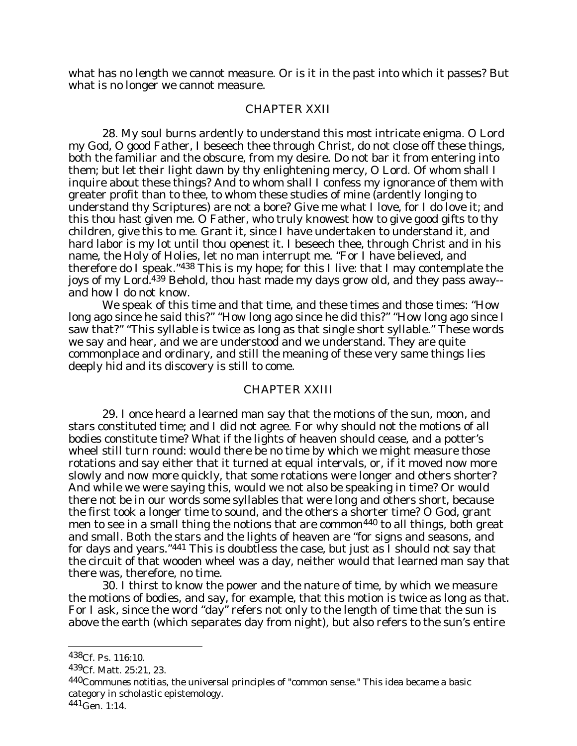what has no length we cannot measure. Or is it in the past into which it passes? But what is no longer we cannot measure.

## CHAPTER XXII

28. My soul burns ardently to understand this most intricate enigma. O Lord my God, O good Father, I beseech thee through Christ, do not close off these things, both the familiar and the obscure, from my desire. Do not bar it from entering into them; but let their light dawn by thy enlightening mercy, O Lord. Of whom shall I inquire about these things? And to whom shall I confess my ignorance of them with greater profit than to thee, to whom these studies of mine (ardently longing to understand thy Scriptures) are not a bore? Give me what I love, for I do love it; and this thou hast given me. O Father, who truly knowest how to give good gifts to thy children, give this to me. Grant it, since I have undertaken to understand it, and hard labor is my lot until thou openest it. I beseech thee, through Christ and in his name, the Holy of Holies, let no man interrupt me. "For I have believed, and therefore do I speak."[438] This is my hope; for this I live: that I may contemplate the joys of my Lord.[439] Behold, thou hast made my days grow old, and they pass away--and how I do not know.

We speak of this time and that time, and these times and those times: "How long ago since he said this?" "How long ago since he did this?" "How long ago since I saw that?" "This syllable is twice as long as that single short syllable." These words we say and hear, and we are understood and we understand. They are quite commonplace and ordinary, and still the meaning of these very same things lies deeply hid and its discovery is still to come.

## CHAPTER XXIII

29. I once heard a learned man say that the motions of the sun, moon, and stars constituted time; and I did not agree. For why should not the motions of all bodies constitute time? What if the lights of heaven should cease, and a potter's wheel still turn round: would there be no time by which we might measure those rotations and say either that it turned at equal intervals, or, if it moved now more slowly and now more quickly, that some rotations were longer and others shorter? And while we were saying this, would we not also be speaking in time? Or would there not be in our words some syllables that were long and others short, because the first took a longer time to sound, and the others a shorter time? O God, grant men to see in a small thing the notions that are common[440] to all things, both great and small. Both the stars and the lights of heaven are "for signs and seasons, and for days and years."[441] This is doubtless the case, but just as I should not say that the circuit of that wooden wheel was a day, neither would that learned man say that there was, therefore, no time.

30. I thirst to know the power and the nature of time, by which we measure the motions of bodies, and say, for example, that this motion is twice as long as that. For I ask, since the word "day" refers not only to the length of time that the sun is above the earth (which separates day from night), but also refers to the sun's entire

---

[438] Cf. Ps. 116:10.

[439] Cf. Matt. 25:21, 23.

[440] *Communes notitias*, the universal principles of "common sense." This idea became a basic category in scholastic epistemology.

[441] Gen. 1:14.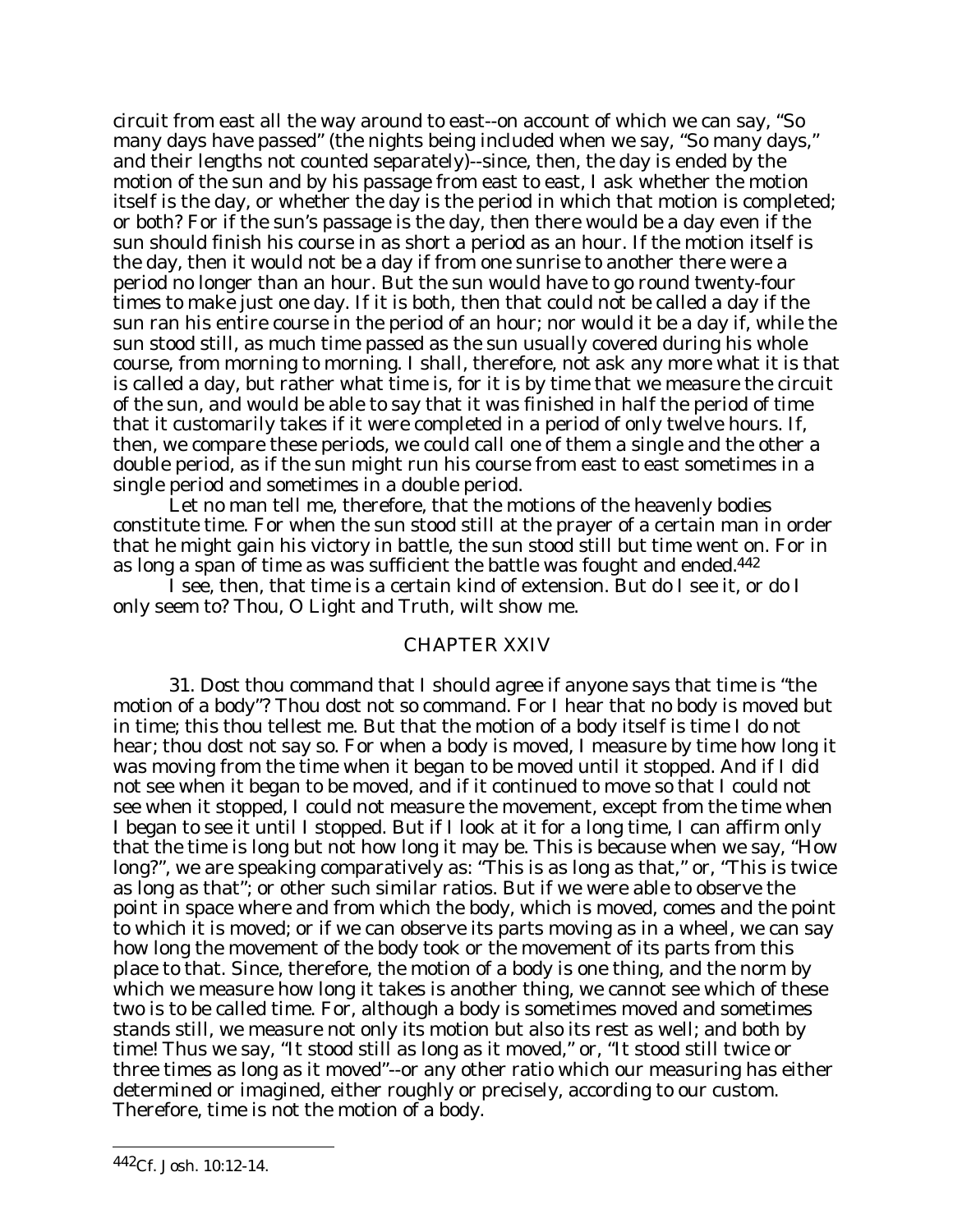circuit from east all the way around to east--on account of which we can say, "So many days have passed" (the nights being included when we say, "So many days," and their lengths not counted separately)--since, then, the day is ended by the motion of the sun and by his passage from east to east, I ask whether the motion itself is the day, or whether the day is the period in which that motion is completed; or both? For if the sun's passage is the day, then there would be a day even if the sun should finish his course in as short a period as an hour. If the motion itself is the day, then it would not be a day if from one sunrise to another there were a period no longer than an hour. But the sun would have to go round twenty-four times to make just one day. If it is both, then that could not be called a day if the sun ran his entire course in the period of an hour; nor would it be a day if, while the sun stood still, as much time passed as the sun usually covered during his whole course, from morning to morning. I shall, therefore, not ask any more what it is that is called a day, but rather what time is, for it is by time that we measure the circuit of the sun, and would be able to say that it was finished in half the period of time that it customarily takes if it were completed in a period of only twelve hours. If, then, we compare these periods, we could call one of them a single and the other a double period, as if the sun might run his course from east to east sometimes in a single period and sometimes in a double period.

Let no man tell me, therefore, that the motions of the heavenly bodies constitute time. For when the sun stood still at the prayer of a certain man in order that he might gain his victory in battle, the sun stood still but time went on. For in as long a span of time as was sufficient the battle was fought and ended.[442]

I see, then, that time is a certain kind of extension. But do I see it, or do I only seem to? Thou, O Light and Truth, wilt show me.

## CHAPTER XXIV

31. Dost thou command that I should agree if anyone says that time is "the motion of a body"? Thou dost not so command. For I hear that no body is moved but in time; this thou tellest me. But that the motion of a body itself is time I do not hear; thou dost not say so. For when a body is moved, I measure by time how long it was moving from the time when it began to be moved until it stopped. And if I did not see when it began to be moved, and if it continued to move so that I could not see when it stopped, I could not measure the movement, except from the time when I began to see it until I stopped. But if I look at it for a long time, I can affirm only that the time is long but not how long it may be. This is because when we say, "How long?", we are speaking comparatively as: "This is as long as that," or, "This is twice as long as that"; or other such similar ratios. But if we were able to observe the point in space where and from which the body, which is moved, comes and the point to which it is moved; or if we can observe its parts moving as in a wheel, we can say how long the movement of the body took or the movement of its parts from this place to that. Since, therefore, the motion of a body is one thing, and the norm by which we measure how long it takes is another thing, we cannot see which of these two is to be called time. For, although a body is sometimes moved and sometimes stands still, we measure not only its motion but also its rest as well; and both by time! Thus we say, "It stood still as long as it moved," or, "It stood still twice or three times as long as it moved"--or any other ratio which our measuring has either determined or imagined, either roughly or precisely, according to our custom. Therefore, time is not the motion of a body.

---

[442] Cf. Josh. 10:12-14.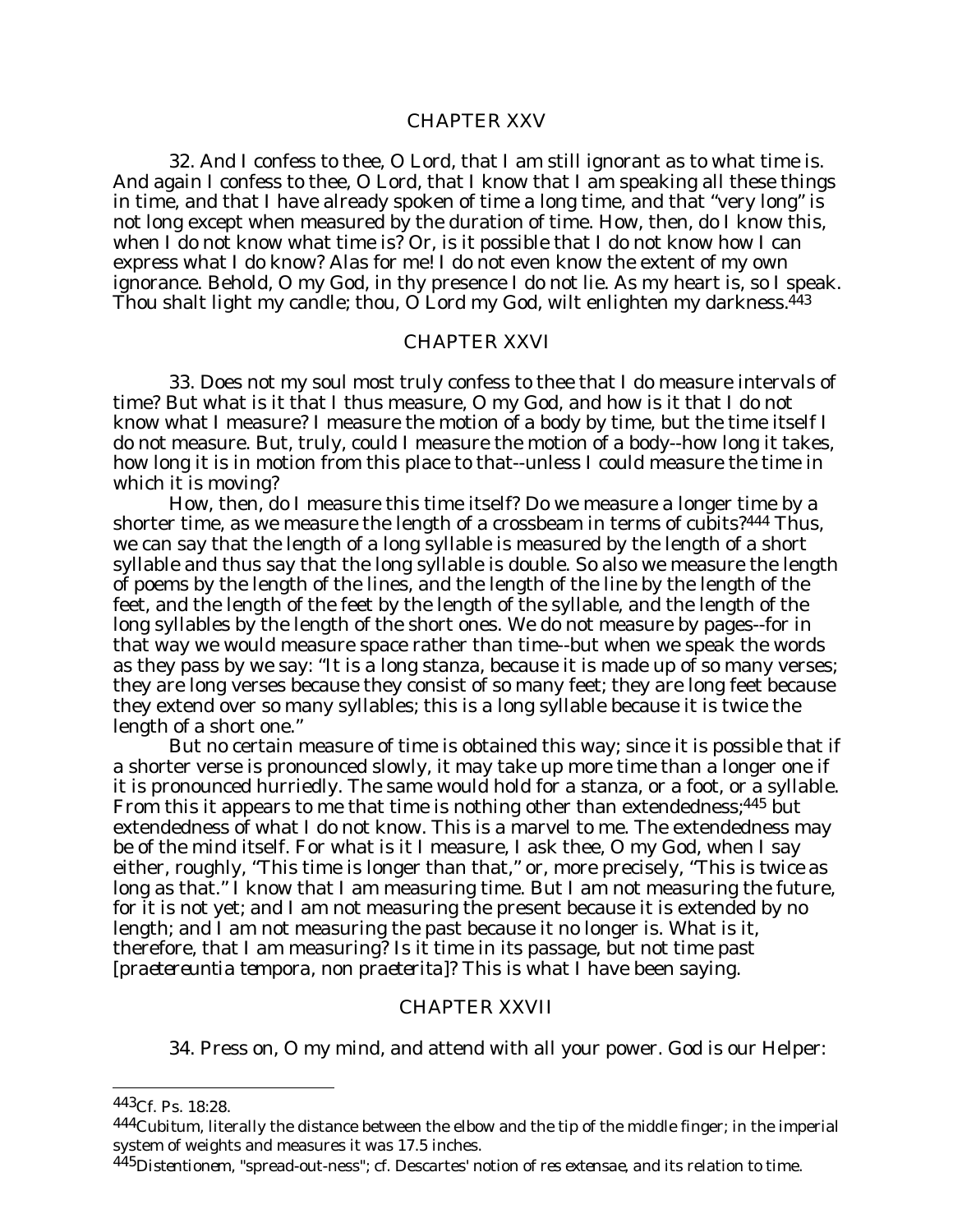## CHAPTER XXV

32. And I confess to thee, O Lord, that I am still ignorant as to what time is. And again I confess to thee, O Lord, that I know that I am speaking all these things in time, and that I have already spoken of time a long time, and that "very long" is not long except when measured by the duration of time. How, then, do I know this, when I do not know what time is? Or, is it possible that I do not know how I can express what I do know? Alas for me! I do not even know the extent of my own ignorance. Behold, O my God, in thy presence I do not lie. As my heart is, so I speak. Thou shalt light my candle; thou, O Lord my God, wilt enlighten my darkness.[443]

## CHAPTER XXVI

33. Does not my soul most truly confess to thee that I do measure intervals of time? But what is it that I thus measure, O my God, and how is it that I do not know what I measure? I measure the motion of a body by time, but the time itself I do not measure. But, truly, could I measure the motion of a body--how long it takes, how long it is in motion from this place to that--unless I could measure the time in which it is moving?

How, then, do I measure this time itself? Do we measure a longer time by a shorter time, as we measure the length of a crossbeam in terms of cubits?[444] Thus, we can say that the length of a long syllable is measured by the length of a short syllable and thus say that the long syllable is double. So also we measure the length of poems by the length of the lines, and the length of the line by the length of the feet, and the length of the feet by the length of the syllable, and the length of the long syllables by the length of the short ones. We do not measure by pages--for in that way we would measure space rather than time--but when we speak the words as they pass by we say: "It is a long stanza, because it is made up of so many verses; they are long verses because they consist of so many feet; they are long feet because they extend over so many syllables; this is a long syllable because it is twice the length of a short one."

But no certain measure of time is obtained this way; since it is possible that if a shorter verse is pronounced slowly, it may take up more time than a longer one if it is pronounced hurriedly. The same would hold for a stanza, or a foot, or a syllable. From this it appears to me that time is nothing other than extendedness;[445] but extendedness of what I do not know. This is a marvel to me. The extendedness may be of the mind itself. For what is it I measure, I ask thee, O my God, when I say either, roughly, "This time is longer than that," or, more precisely, "This is twice as long as that." I know that I am measuring time. But I am not measuring the future, for it is not yet; and I am not measuring the present because it is extended by no length; and I am not measuring the past because it no longer is. What is it, therefore, that I am measuring? Is it time in its passage, but not time past [*praetereuntia tempora, non praeterita*]? This is what I have been saying.

## CHAPTER XXVII

34. Press on, O my mind, and attend with all your power. God is our Helper:

---

[443] Cf. Ps. 18:28.

[444] *Cubitum*, literally the distance between the elbow and the tip of the middle finger; in the imperial system of weights and measures it was 17.5 inches.

[445] *Distentionem*, "spread-out-ness"; cf. Descartes' notion of *res extensae*, and its relation to time.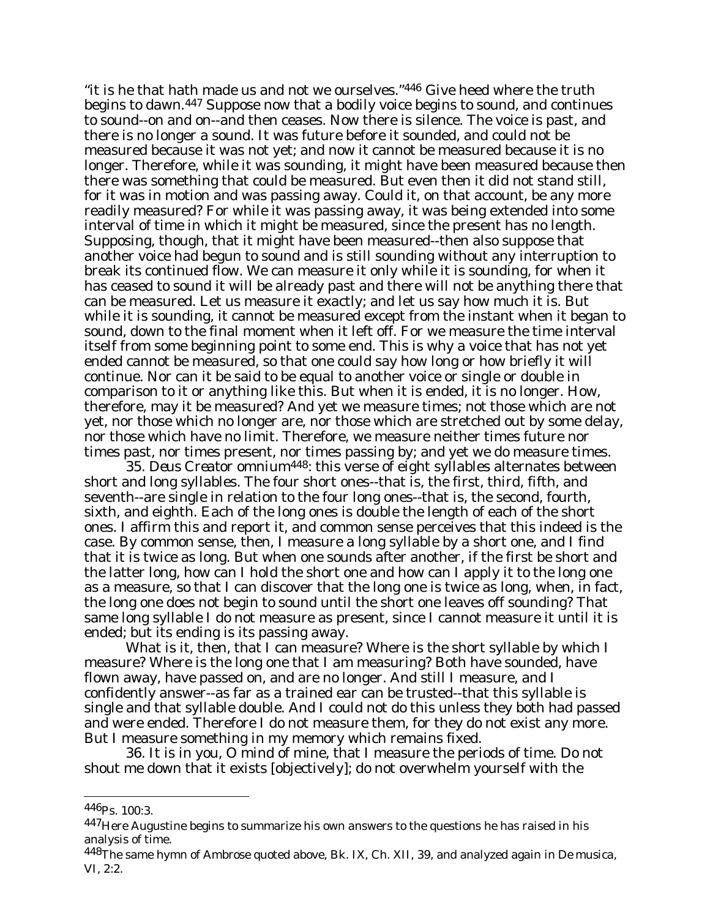"it is he that hath made us and not we ourselves."[446] Give heed where the truth begins to dawn.[447] Suppose now that a bodily voice begins to sound, and continues to sound--on and on--and then ceases. Now there is silence. The voice is past, and there is no longer a sound. It was future before it sounded, and could not be measured because it was not yet; and now it cannot be measured because it is no longer. Therefore, while it was sounding, it might have been measured because then there was something that could be measured. But even then it did not stand still, for it was in motion and was passing away. Could it, on that account, be any more readily measured? For while it was passing away, it was being extended into some interval of time in which it might be measured, since the present has no length. Supposing, though, that it might have been measured--then also suppose that another voice had begun to sound and is still sounding without any interruption to break its continued flow. We can measure it only while it is sounding, for when it has ceased to sound it will be already past and there will not be anything there that can be measured. Let us measure it exactly; and let us say how much it is. But while it is sounding, it cannot be measured except from the instant when it began to sound, down to the final moment when it left off. For we measure the time interval itself from some beginning point to some end. This is why a voice that has not yet ended cannot be measured, so that one could say how long or how briefly it will continue. Nor can it be said to be equal to another voice or single or double in comparison to it or anything like this. But when it is ended, it is no longer. How, therefore, may it be measured? And yet we measure times; not those which are not yet, nor those which no longer are, nor those which are stretched out by some delay, nor those which have no limit. Therefore, we measure neither times future nor times past, nor times present, nor times passing by; and yet we do measure times.

35. *Deus Creator omnium*[448]: this verse of eight syllables alternates between short and long syllables. The four short ones--that is, the first, third, fifth, and seventh--are single in relation to the four long ones--that is, the second, fourth, sixth, and eighth. Each of the long ones is double the length of each of the short ones. I affirm this and report it, and common sense perceives that this indeed is the case. By common sense, then, I measure a long syllable by a short one, and I find that it is twice as long. But when one sounds after another, if the first be short and the latter long, how can I hold the short one and how can I apply it to the long one as a measure, so that I can discover that the long one is twice as long, when, in fact, the long one does not begin to sound until the short one leaves off sounding? That same long syllable I do not measure as present, since I cannot measure it until it is ended; but its ending is its passing away.

What is it, then, that I can measure? Where is the short syllable by which I measure? Where is the long one that I am measuring? Both have sounded, have flown away, have passed on, and are no longer. And still I measure, and I confidently answer--as far as a trained ear can be trusted--that this syllable is single and that syllable double. And I could not do this unless they both had passed and were ended. Therefore I do not measure them, for they do not exist any more. But I measure something in my memory which remains fixed.

36. It is in you, O mind of mine, that I measure the periods of time. Do not shout me down that it exists [objectively]; do not overwhelm yourself with the

---

[446] Ps. 100:3.

[447] Here Augustine begins to summarize his own answers to the questions he has raised in his analysis of time.

[448] The same hymn of Ambrose quoted above, Bk. IX, Ch. XII, 39, and analyzed again in *De musica*, VI, 2:2.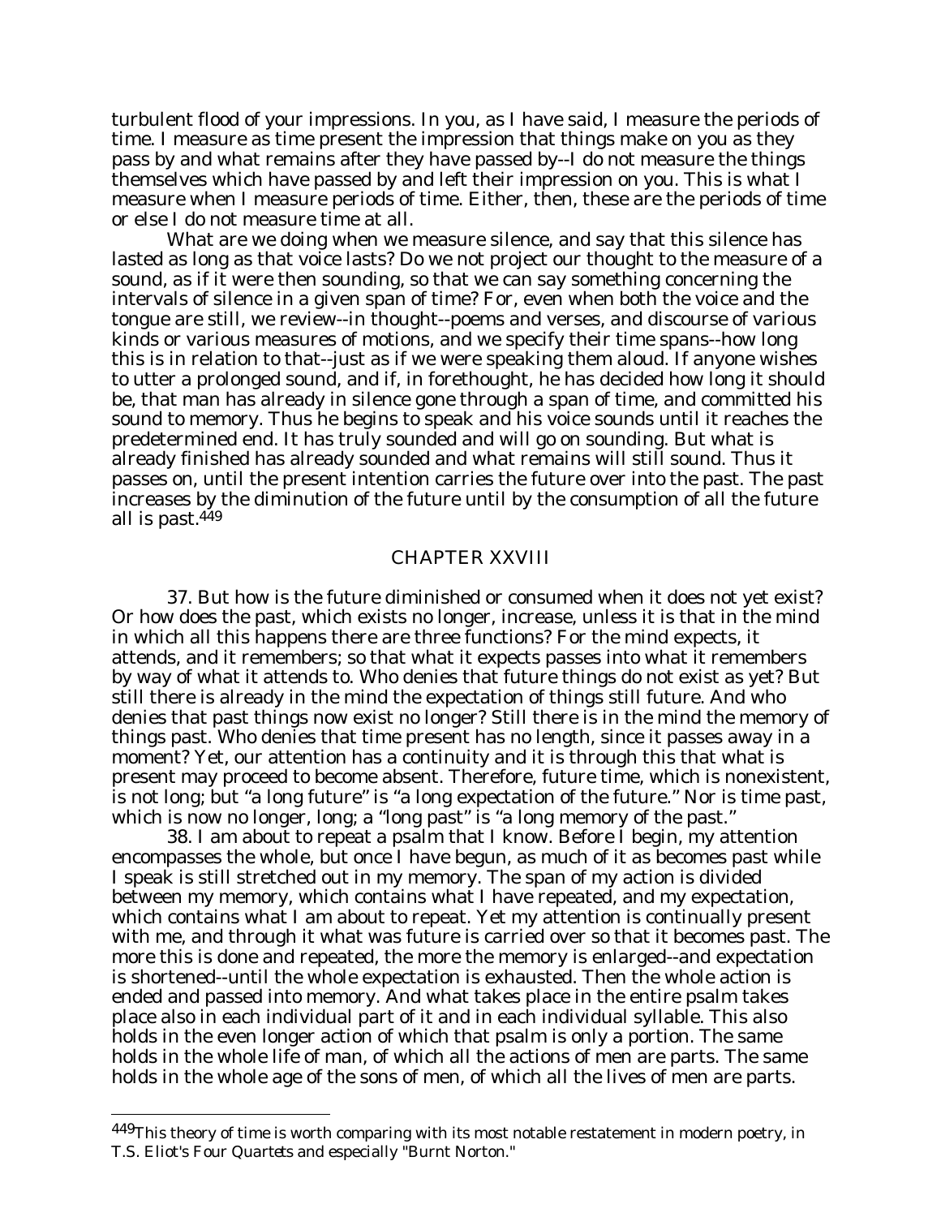turbulent flood of your impressions. In you, as I have said, I measure the periods of time. I measure as time present the impression that things make on you as they pass by and what remains after they have passed by--I do not measure the things themselves which have passed by and left their impression on you. This is what I measure when I measure periods of time. Either, then, these are the periods of time or else I do not measure time at all.

What are we doing when we measure silence, and say that this silence has lasted as long as that voice lasts? Do we not project our thought to the measure of a sound, as if it were then sounding, so that we can say something concerning the intervals of silence in a given span of time? For, even when both the voice and the tongue are still, we review--in thought--poems and verses, and discourse of various kinds or various measures of motions, and we specify their time spans--how long this is in relation to that--just as if we were speaking them aloud. If anyone wishes to utter a prolonged sound, and if, in forethought, he has decided how long it should be, that man has already in silence gone through a span of time, and committed his sound to memory. Thus he begins to speak and his voice sounds until it reaches the predetermined end. It has truly sounded and will go on sounding. But what is already finished has already sounded and what remains will still sound. Thus it passes on, until the present intention carries the future over into the past. The past increases by the diminution of the future until by the consumption of all the future all is past.[449]

## CHAPTER XXVIII

37. But how is the future diminished or consumed when it does not yet exist? Or how does the past, which exists no longer, increase, unless it is that in the mind in which all this happens there are three functions? For the mind expects, it attends, and it remembers; so that what it expects passes into what it remembers by way of what it attends to. Who denies that future things do not exist as yet? But still there is already in the mind the expectation of things still future. And who denies that past things now exist no longer? Still there is in the mind the memory of things past. Who denies that time present has no length, since it passes away in a moment? Yet, our attention has a continuity and it is through this that what is present may proceed to become absent. Therefore, future time, which is nonexistent, is not long; but "a long future" is "a long expectation of the future." Nor is time past, which is now no longer, long; a "long past" is "a long memory of the past."

38. I am about to repeat a psalm that I know. Before I begin, my attention encompasses the whole, but once I have begun, as much of it as becomes past while I speak is still stretched out in my memory. The span of my action is divided between my memory, which contains what I have repeated, and my expectation, which contains what I am about to repeat. Yet my attention is continually present with me, and through it what was future is carried over so that it becomes past. The more this is done and repeated, the more the memory is enlarged--and expectation is shortened--until the whole expectation is exhausted. Then the whole action is ended and passed into memory. And what takes place in the entire psalm takes place also in each individual part of it and in each individual syllable. This also holds in the even longer action of which that psalm is only a portion. The same holds in the whole life of man, of which all the actions of men are parts. The same holds in the whole age of the sons of men, of which all the lives of men are parts.

---

[449] This theory of time is worth comparing with its most notable restatement in modern poetry, in T.S. Eliot's *Four Quartets* and especially "Burnt Norton."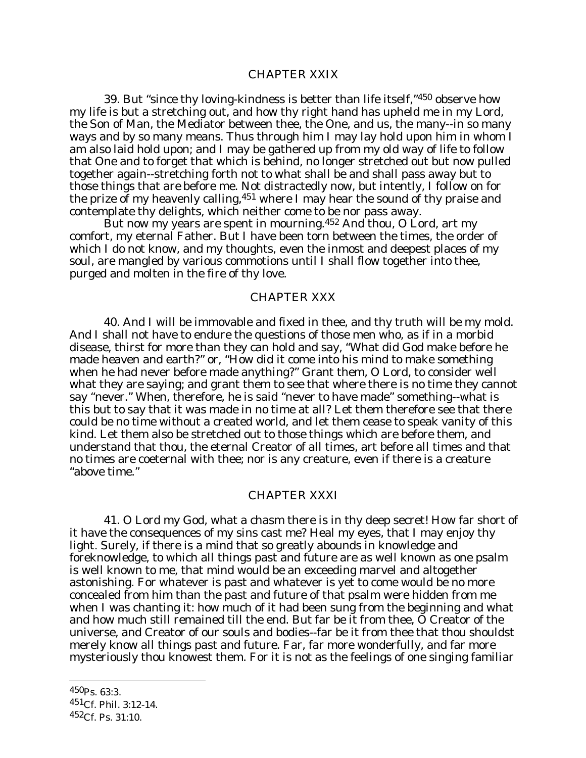## CHAPTER XXIX

39. But "since thy loving-kindness is better than life itself,"[450] observe how my life is but a stretching out, and how thy right hand has upheld me in my Lord, the Son of Man, the Mediator between thee, the One, and us, the many--in so many ways and by so many means. Thus through him I may lay hold upon him in whom I am also laid hold upon; and I may be gathered up from my old way of life to follow that One and to forget that which is behind, no longer stretched out but now pulled together again--stretching forth not to what shall be and shall pass away but to those things that *are* before me. Not distractedly now, but intently, I follow on for the prize of my heavenly calling,[451] where I may hear the sound of thy praise and contemplate thy delights, which neither come to be nor pass away.

But now my years are spent in mourning.[452] And thou, O Lord, art my comfort, my eternal Father. But I have been torn between the times, the order of which I do not know, and my thoughts, even the inmost and deepest places of my soul, are mangled by various commotions until I shall flow together into thee, purged and molten in the fire of thy love.

## CHAPTER XXX

40. And I will be immovable and fixed in thee, and thy truth will be my mold. And I shall not have to endure the questions of those men who, as if in a morbid disease, thirst for more than they can hold and say, "What did God make before he made heaven and earth?" or, "How did it come into his mind to make something when he had never before made anything?" Grant them, O Lord, to consider well what they are saying; and grant them to see that where there is no time they cannot say "never." When, therefore, he is said "never to have made" something--what is this but to say that it was made in no time at all? Let them therefore see that there could be no time without a created world, and let them cease to speak vanity of this kind. Let them also be stretched out to those things which are before them, and understand that thou, the eternal Creator of all times, art before all times and that no times are coeternal with thee; nor is any creature, even if there is a creature "above time."

## CHAPTER XXXI

41. O Lord my God, what a chasm there is in thy deep secret! How far short of it have the consequences of my sins cast me? Heal my eyes, that I may enjoy thy light. Surely, if there is a mind that so greatly abounds in knowledge and foreknowledge, to which all things past and future are as well known as one psalm is well known to me, that mind would be an exceeding marvel and altogether astonishing. For whatever is past and whatever is yet to come would be no more concealed from him than the past and future of that psalm were hidden from me when I was chanting it: how much of it had been sung from the beginning and what and how much still remained till the end. But far be it from thee, O Creator of the universe, and Creator of our souls and bodies--far be it from thee that thou shouldst merely know all things past and future. Far, far more wonderfully, and far more mysteriously thou knowest them. For it is not as the feelings of one singing familiar

---

[450] Ps. 63:3.

[451] Cf. Phil. 3:12-14.

[452] Cf. Ps. 31:10.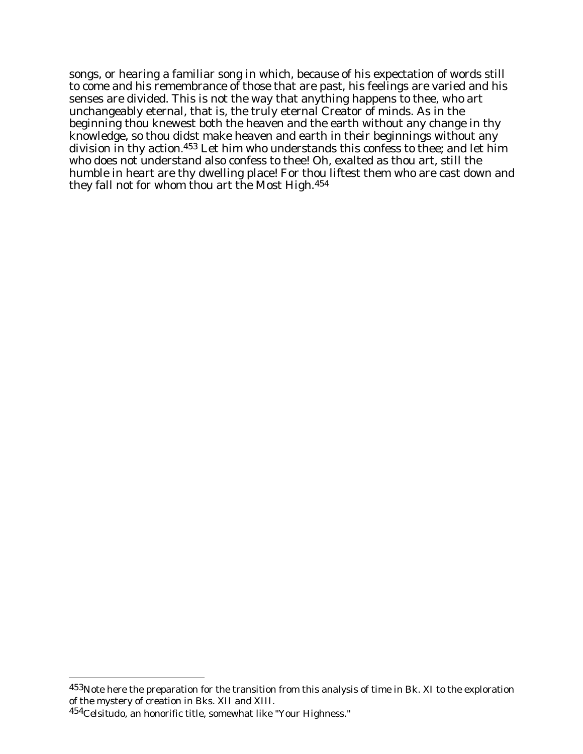songs, or hearing a familiar song in which, because of his expectation of words still to come and his remembrance of those that are past, his feelings are varied and his senses are divided. This is not the way that anything happens to thee, who art unchangeably eternal, that is, the truly eternal Creator of minds. As in the beginning thou knewest both the heaven and the earth without any change in thy knowledge, so thou didst make heaven and earth in their beginnings without any division in thy action.[453] Let him who understands this confess to thee; and let him who does not understand also confess to thee! Oh, exalted as thou art, still the humble in heart are thy dwelling place! For thou liftest them who are cast down and they fall not for whom thou art the Most High.[454]

---

[453]Note here the preparation for the transition from this analysis of time in Bk. XI to the exploration of the mystery of creation in Bks. XII and XIII.

[454]Celsitudo, an honorific title, somewhat like "Your Highness."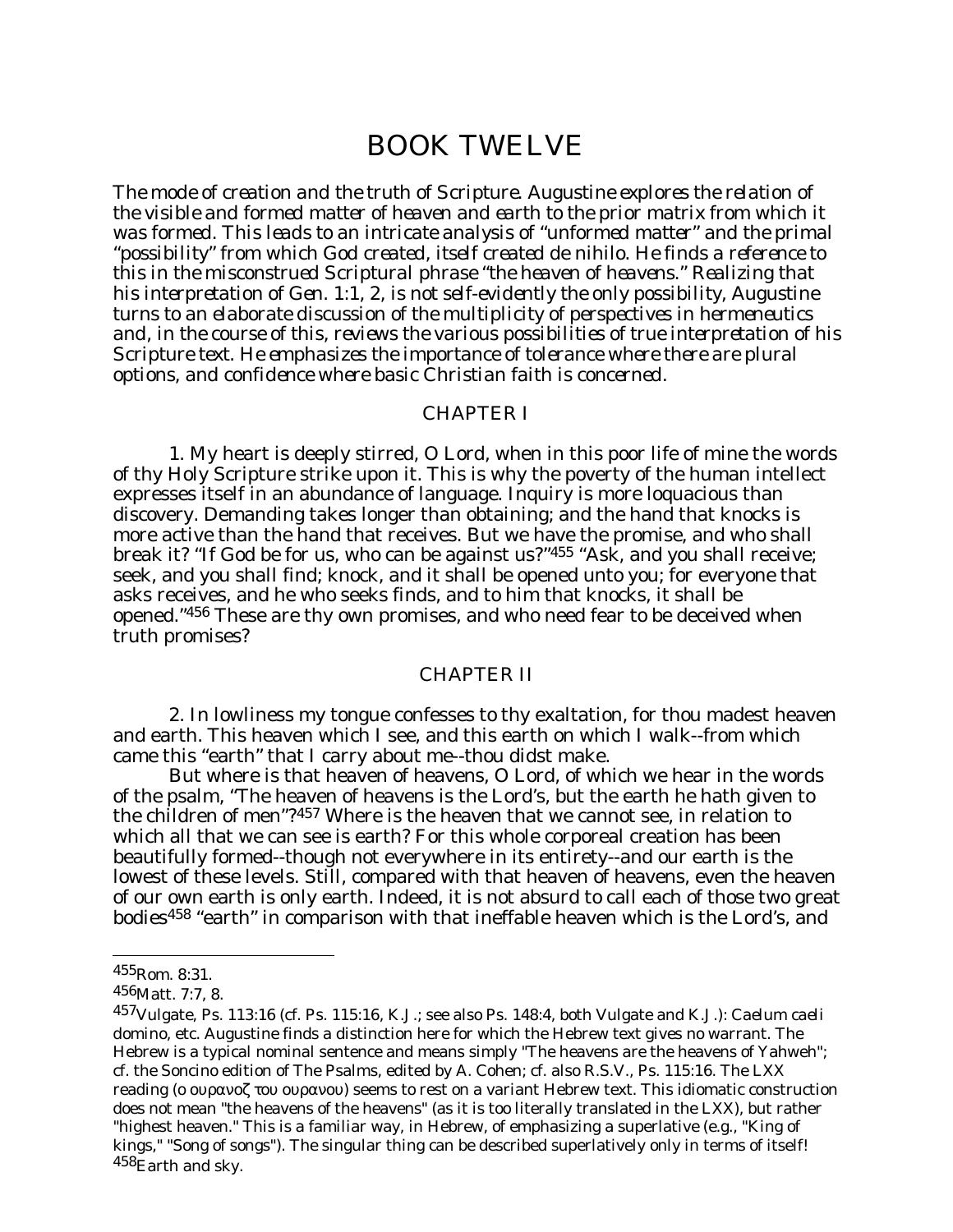# BOOK TWELVE

*The mode of creation and the truth of Scripture. Augustine explores the relation of the visible and formed matter of heaven and earth to the prior matrix from which it was formed. This leads to an intricate analysis of "unformed matter" and the primal "possibility" from which God created, itself created de nihilo. He finds a reference to this in the misconstrued Scriptural phrase "the heaven of heavens." Realizing that his interpretation of Gen. 1:1, 2, is not self-evidently the only possibility, Augustine turns to an elaborate discussion of the multiplicity of perspectives in hermeneutics and, in the course of this, reviews the various possibilities of true interpretation of his Scripture text. He emphasizes the importance of tolerance where there are plural options, and confidence where basic Christian faith is concerned.*

## CHAPTER I

1. My heart is deeply stirred, O Lord, when in this poor life of mine the words of thy Holy Scripture strike upon it. This is why the poverty of the human intellect expresses itself in an abundance of language. Inquiry is more loquacious than discovery. Demanding takes longer than obtaining; and the hand that knocks is more active than the hand that receives. But we have the promise, and who shall break it? "If God be for us, who can be against us?"[455] "Ask, and you shall receive; seek, and you shall find; knock, and it shall be opened unto you; for everyone that asks receives, and he who seeks finds, and to him that knocks, it shall be opened."[456] These are thy own promises, and who need fear to be deceived when truth promises?

## CHAPTER II

2. In lowliness my tongue confesses to thy exaltation, for thou madest heaven and earth. This heaven which I see, and this earth on which I walk--from which came this "earth" that I carry about me--thou didst make.

But where is that heaven of heavens, O Lord, of which we hear in the words of the psalm, "The heaven of heavens is the Lord's, but the earth he hath given to the children of men"?[457] Where is the heaven that we cannot see, in relation to which all that we can see is earth? For this whole corporeal creation has been beautifully formed--though not everywhere in its entirety--and our earth is the lowest of these levels. Still, compared with that heaven of heavens, even the heaven of our own earth is only earth. Indeed, it is not absurd to call each of those two great bodies[458] "earth" in comparison with that ineffable heaven which is the Lord's, and

---

[455] Rom. 8:31.

[456] Matt. 7:7, 8.

[457] Vulgate, Ps. 113:16 (cf. Ps. 115:16, K.J.; see also Ps. 148:4, both Vulgate and K.J.): Caelum caeli domino, etc. Augustine finds a distinction here for which the Hebrew text gives no warrant. The Hebrew is a typical nominal sentence and means simply "The heavens are the heavens of Yahweh"; cf. the Soncino edition of The Psalms, edited by A. Cohen; cf. also R.S.V., Ps. 115:16. The LXX reading (ο ουρανοζ του ουρανου) seems to rest on a variant Hebrew text. This idiomatic construction does not mean "the heavens of the heavens" (as it is too literally translated in the LXX), but rather "highest heaven." This is a familiar way, in Hebrew, of emphasizing a superlative (e.g., "King of kings," "Song of songs"). The singular thing can be described superlatively only in terms of itself!

[458] Earth and sky.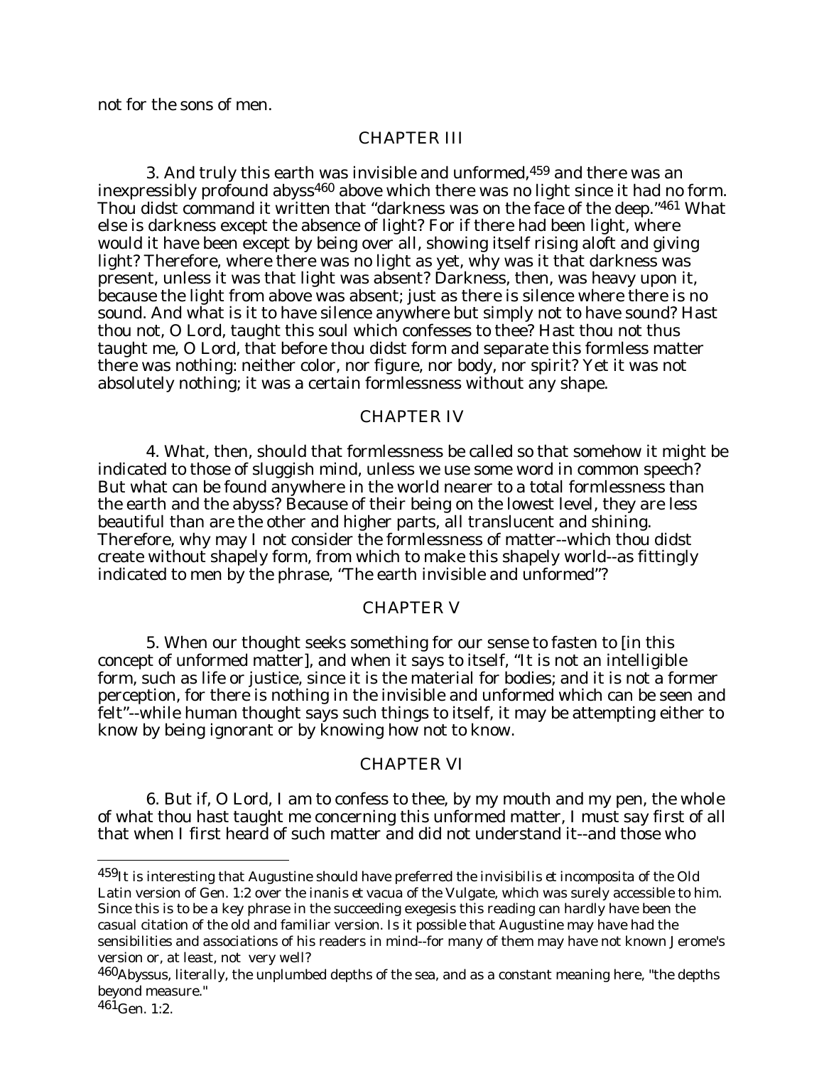not for the sons of men.

## CHAPTER III

3. And truly this earth was invisible and unformed,[459] and there was an inexpressibly profound abyss[460] above which there was no light since it had no form. Thou didst command it written that "darkness was on the face of the deep."[461] What else is darkness except the absence of light? For if there had been light, where would it have been except by being over all, showing itself rising aloft and giving light? Therefore, where there was no light as yet, why was it that darkness was present, unless it was that light was absent? Darkness, then, was heavy upon it, because the light from above was absent; just as there is silence where there is no sound. And what is it to have silence anywhere but simply not to have sound? Hast thou not, O Lord, taught this soul which confesses to thee? Hast thou not thus taught me, O Lord, that before thou didst form and separate this formless matter there was nothing: neither color, nor figure, nor body, nor spirit? Yet it was not absolutely nothing; it was a certain formlessness without any shape.

## CHAPTER IV

4. What, then, should that formlessness be called so that somehow it might be indicated to those of sluggish mind, unless we use some word in common speech? But what can be found anywhere in the world nearer to a total formlessness than the earth and the abyss? Because of their being on the lowest level, they are less beautiful than are the other and higher parts, all translucent and shining. Therefore, why may I not consider the formlessness of matter--which thou didst create without shapely form, from which to make this shapely world--as fittingly indicated to men by the phrase, "The earth invisible and unformed"?

## CHAPTER V

5. When our thought seeks something for our sense to fasten to [in this concept of unformed matter], and when it says to itself, "It is not an intelligible form, such as life or justice, since it is the material for bodies; and it is not a former perception, for there is nothing in the invisible and unformed which can be seen and felt"--while human thought says such things to itself, it may be attempting either to know by being ignorant or by knowing how not to know.

## CHAPTER VI

6. But if, O Lord, I am to confess to thee, by my mouth and my pen, the whole of what thou hast taught me concerning this unformed matter, I must say first of all that when I first heard of such matter and did not understand it--and those who

---

[459] It is interesting that Augustine should have preferred the *invisibilis et incomposita* of the Old Latin version of Gen. 1:2 over the *inanis et vacua* of the Vulgate, which was surely accessible to him. Since this is to be a key phrase in the succeeding exegesis this reading can hardly have been the casual citation of the old and familiar version. Is it possible that Augustine may have had the sensibilities and associations of his readers in mind--for many of them may have not known Jerome's version or, at least, not very well?

[460] Abyssus, literally, the unplumbed depths of the sea, and as a constant meaning here, "the depths beyond measure."

[461] Gen. 1:2.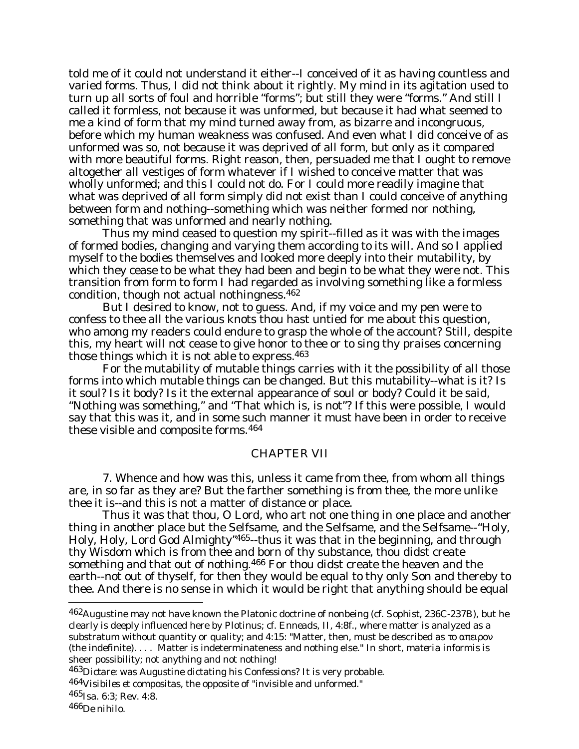told me of it could not understand it either--I conceived of it as having countless and varied forms. Thus, I did not think about it rightly. My mind in its agitation used to turn up all sorts of foul and horrible "forms"; but still they were "forms." And still I called it formless, not because it was unformed, but because it had what seemed to me a kind of form that my mind turned away from, as bizarre and incongruous, before which my human weakness was confused. And even what I did conceive of as unformed was so, not because it was deprived of all form, but only as it compared with more beautiful forms. Right reason, then, persuaded me that I ought to remove altogether all vestiges of form whatever if I wished to conceive matter that was wholly unformed; and this I could not do. For I could more readily imagine that what was deprived of all form simply did not exist than I could conceive of anything between form and nothing--something which was neither formed nor nothing, something that was unformed and nearly nothing.

Thus my mind ceased to question my spirit--filled as it was with the images of formed bodies, changing and varying them according to its will. And so I applied myself to the bodies themselves and looked more deeply into their mutability, by which they cease to be what they had been and begin to be what they were not. This transition from form to form I had regarded as involving something like a formless condition, though not actual nothingness.[462]

But I desired to know, not to guess. And, if my voice and my pen were to confess to thee all the various knots thou hast untied for me about this question, who among my readers could endure to grasp the whole of the account? Still, despite this, my heart will not cease to give honor to thee or to sing thy praises concerning those things which it is not able to express.[463]

For the mutability of mutable things carries with it the possibility of all those forms into which mutable things can be changed. But this mutability--what is it? Is it soul? Is it body? Is it the external appearance of soul or body? Could it be said, "Nothing was something," and "That which is, is not"? If this were possible, I would say that this was it, and in some such manner it must have been in order to receive these visible and composite forms.[464]

## CHAPTER VII

7. Whence and how was this, unless it came from thee, from whom all things are, in so far as they are? But the farther something is from thee, the more unlike thee it is--and this is not a matter of distance or place.

Thus it was that thou, O Lord, who art not one thing in one place and another thing in another place but the Selfsame, and the Selfsame, and the Selfsame--"Holy, Holy, Holy, Lord God Almighty"[465]--thus it was that in the beginning, and through thy Wisdom which is from thee and born of thy substance, thou didst create something and that out of nothing.[466] For thou didst create the heaven and the earth--not out of thyself, for then they would be equal to thy only Son and thereby to thee. And there is no sense in which it would be right that anything should be equal

---

[462] Augustine may not have known the Platonic doctrine of nonbeing (cf. *Sophist*, 236C-237B), but he clearly is deeply influenced here by Plotinus; cf. *Enneads*, II, 4:8f., where matter is analyzed as a substratum without quantity or quality; and 4:15: "Matter, then, must be described as το απειρον (the indefinite). . . . Matter is indeterminateness and nothing else." In short, *materia informis* is sheer possibility; not anything and not nothing!

[463] *Dictare*: was Augustine dictating his *Confessions*? It is very probable.

[464] *Visibiles et compositas*, the opposite of "invisible and unformed."

[465] Isa. 6:3; Rev. 4:8.

[466] *De nihilo*.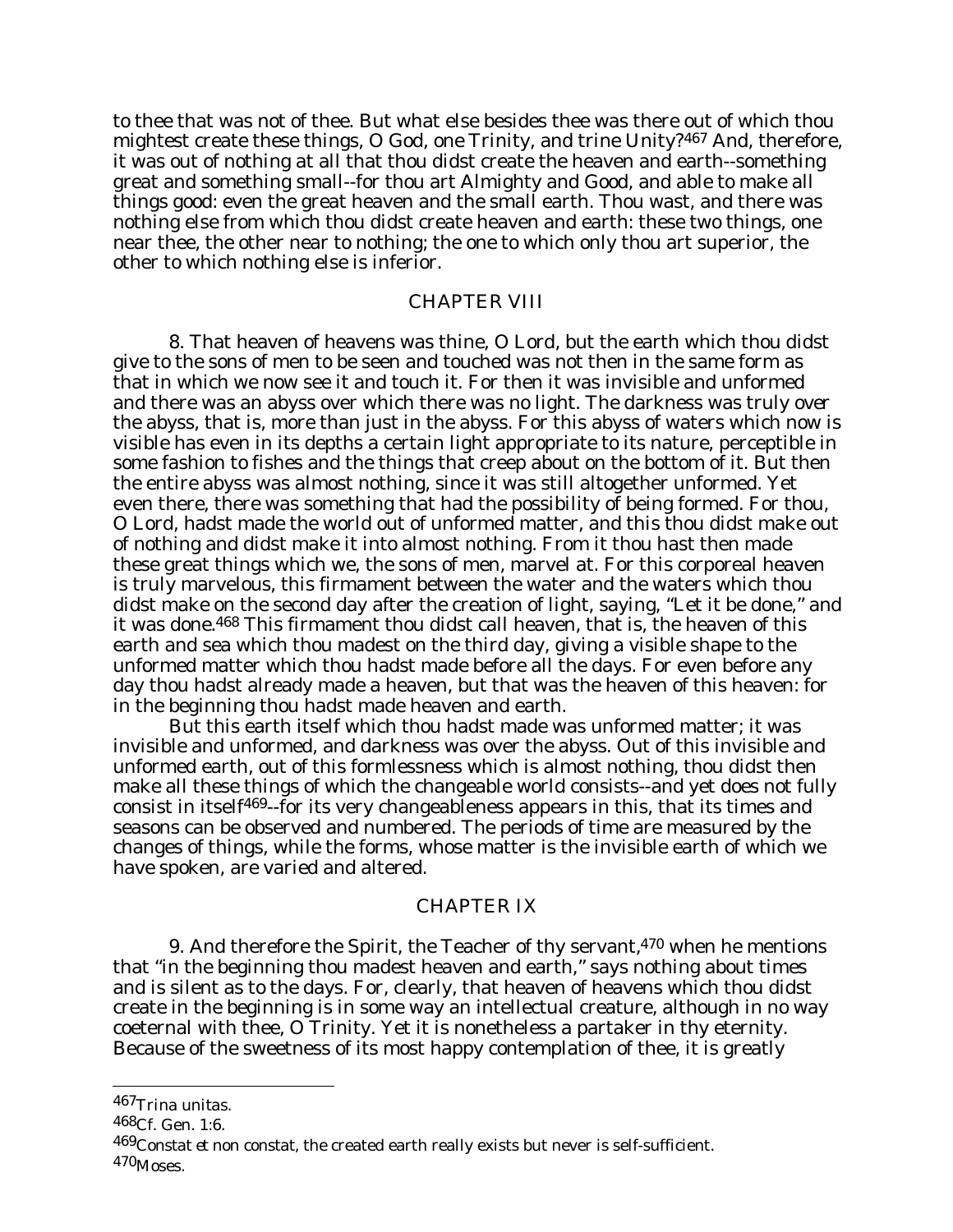to thee that was not of thee. But what else besides thee was there out of which thou mightest create these things, O God, one Trinity, and trine Unity?[467] And, therefore, it was out of nothing at all that thou didst create the heaven and earth--something great and something small--for thou art Almighty and Good, and able to make all things good: even the great heaven and the small earth. Thou wast, and there was nothing else from which thou didst create heaven and earth: these two things, one near thee, the other near to nothing; the one to which only thou art superior, the other to which nothing else is inferior.

## CHAPTER VIII

8. That heaven of heavens was thine, O Lord, but the earth which thou didst give to the sons of men to be seen and touched was not then in the same form as that in which we now see it and touch it. For then it was invisible and unformed and there was an abyss over which there was no light. The darkness was truly *over* the abyss, that is, more than just *in* the abyss. For this abyss of waters which now is visible has even in its depths a certain light appropriate to its nature, perceptible in some fashion to fishes and the things that creep about on the bottom of it. But then the entire abyss was almost nothing, since it was still altogether unformed. Yet even there, there was something that had the possibility of being formed. For thou, O Lord, hadst made the world out of unformed matter, and this thou didst make out of nothing and didst make it into almost nothing. From it thou hast then made these great things which we, the sons of men, marvel at. For this corporeal heaven is truly marvelous, this firmament between the water and the waters which thou didst make on the second day after the creation of light, saying, "Let it be done," and it was done.[468] This firmament thou didst call heaven, that is, the heaven of this earth and sea which thou madest on the third day, giving a visible shape to the unformed matter which thou hadst made before all the days. For even before any day thou hadst already made a heaven, but that was the heaven of this heaven: for in the beginning thou hadst made heaven and earth.

But this earth itself which thou hadst made was unformed matter; it was invisible and unformed, and darkness was over the abyss. Out of this invisible and unformed earth, out of this formlessness which is almost nothing, thou didst then make all these things of which the changeable world consists--and yet does not fully consist in itself[469]--for its very changeableness appears in this, that its times and seasons can be observed and numbered. The periods of time are measured by the changes of things, while the forms, whose matter is the invisible earth of which we have spoken, are varied and altered.

## CHAPTER IX

9. And therefore the Spirit, the Teacher of thy servant,[470] when he mentions that "in the beginning thou madest heaven and earth," says nothing about times and is silent as to the days. For, clearly, that heaven of heavens which thou didst create in the beginning is in some way an intellectual creature, although in no way coeternal with thee, O Trinity. Yet it is nonetheless a partaker in thy eternity. Because of the sweetness of its most happy contemplation of thee, it is greatly

---

[467] *Trina unitas.*

[468] Cf. Gen. 1:6.

[469] *Constat et non constat*, the created earth really exists but never is self-sufficient.

[470] Moses.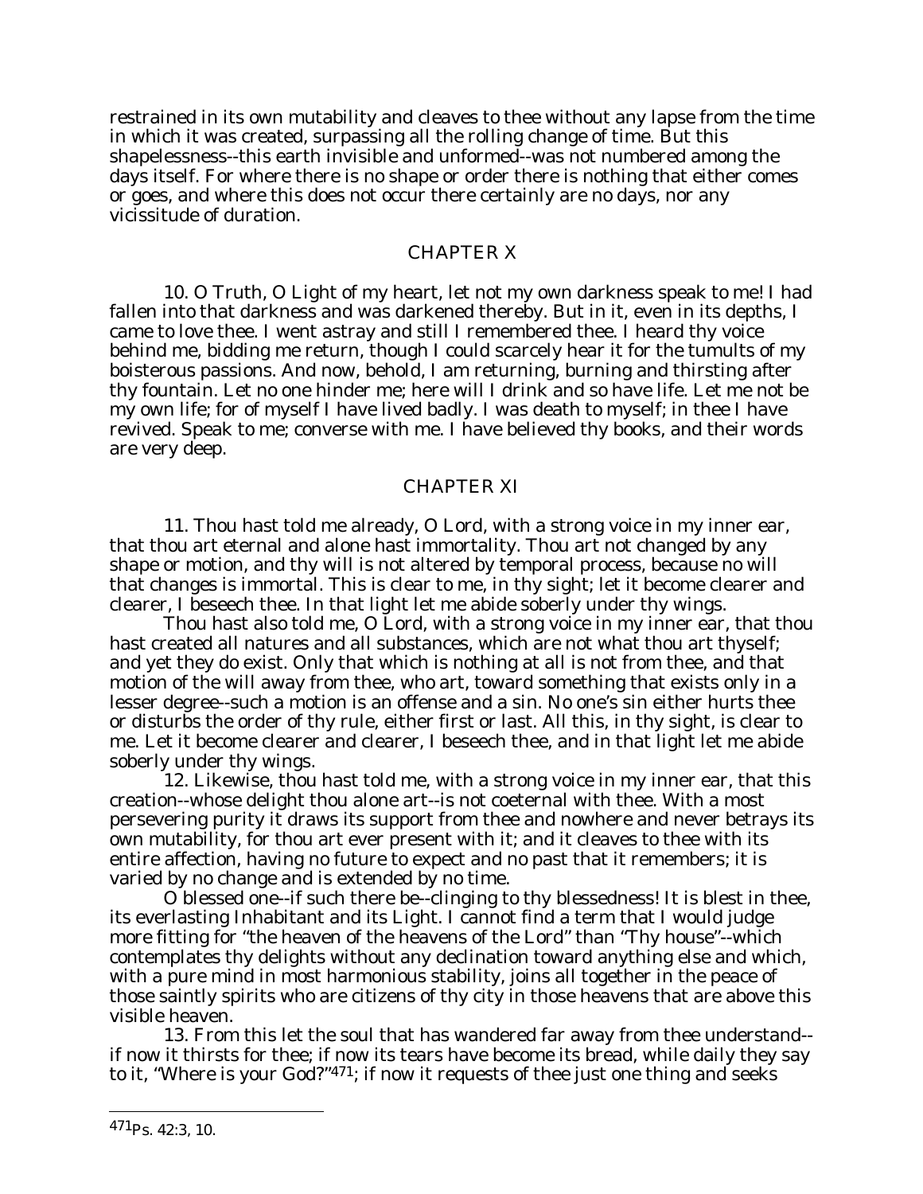restrained in its own mutability and cleaves to thee without any lapse from the time in which it was created, surpassing all the rolling change of time. But this shapelessness--this earth invisible and unformed--was not numbered among the days itself. For where there is no shape or order there is nothing that either comes or goes, and where this does not occur there certainly are no days, nor any vicissitude of duration.

## CHAPTER X

10. O Truth, O Light of my heart, let not my own darkness speak to me! I had fallen into that darkness and was darkened thereby. But in it, even in its depths, I came to love thee. I went astray and still I remembered thee. I heard thy voice behind me, bidding me return, though I could scarcely hear it for the tumults of my boisterous passions. And now, behold, I am returning, burning and thirsting after thy fountain. Let no one hinder me; here will I drink and so have life. Let me not be my own life; for of myself I have lived badly. I was death to myself; in thee I have revived. Speak to me; converse with me. I have believed thy books, and their words are very deep.

## CHAPTER XI

11. Thou hast told me already, O Lord, with a strong voice in my inner ear, that thou art eternal and alone hast immortality. Thou art not changed by any shape or motion, and thy will is not altered by temporal process, because no will that changes is immortal. This is clear to me, in thy sight; let it become clearer and clearer, I beseech thee. In that light let me abide soberly under thy wings.

Thou hast also told me, O Lord, with a strong voice in my inner ear, that thou hast created all natures and all substances, which are not what thou art thyself; and yet they do exist. Only that which is nothing at all is not from thee, and that motion of the will away from thee, who art, toward something that exists only in a lesser degree--such a motion is an offense and a sin. No one's sin either hurts thee or disturbs the order of thy rule, either first or last. All this, in thy sight, is clear to me. Let it become clearer and clearer, I beseech thee, and in that light let me abide soberly under thy wings.

12. Likewise, thou hast told me, with a strong voice in my inner ear, that this creation--whose delight thou alone art--is not coeternal with thee. With a most persevering purity it draws its support from thee and nowhere and never betrays its own mutability, for thou art ever present with it; and it cleaves to thee with its entire affection, having no future to expect and no past that it remembers; it is varied by no change and is extended by no time.

O blessed one--if such there be--clinging to thy blessedness! It is blest in thee, its everlasting Inhabitant and its Light. I cannot find a term that I would judge more fitting for "the heaven of the heavens of the Lord" than "Thy house"--which contemplates thy delights without any declination toward anything else and which, with a pure mind in most harmonious stability, joins all together in the peace of those saintly spirits who are citizens of thy city in those heavens that are above this visible heaven.

13. From this let the soul that has wandered far away from thee understand--if now it thirsts for thee; if now its tears have become its bread, while daily they say to it, "Where is your God?"[471]; if now it requests of thee just one thing and seeks

---

[471] Ps. 42:3, 10.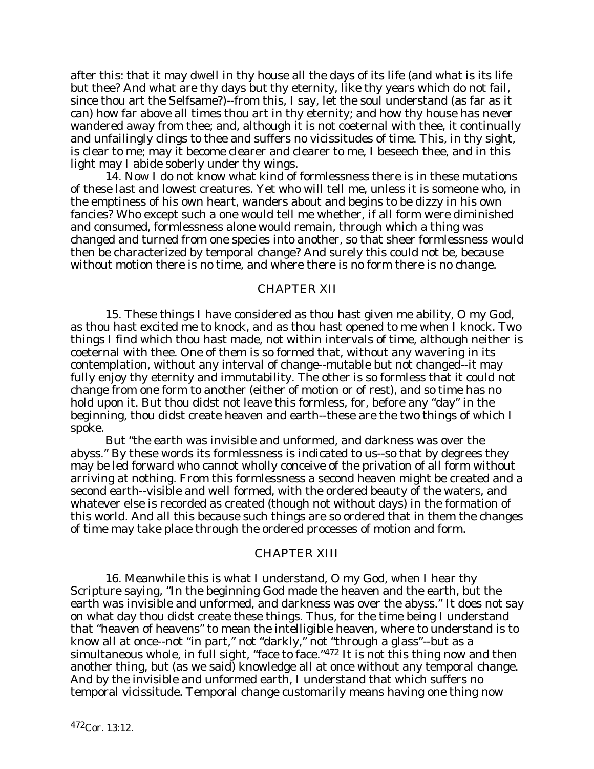after this: that it may dwell in thy house all the days of its life (and what is its life but thee? And what are thy days but thy eternity, like thy years which do not fail, since thou art the Selfsame?)--from this, I say, let the soul understand (as far as it can) how far above all times thou art in thy eternity; and how thy house has never wandered away from thee; and, although it is not coeternal with thee, it continually and unfailingly clings to thee and suffers no vicissitudes of time. This, in thy sight, is clear to me; may it become clearer and clearer to me, I beseech thee, and in this light may I abide soberly under thy wings.

14. Now I do not know what kind of formlessness there is in these mutations of these last and lowest creatures. Yet who will tell me, unless it is someone who, in the emptiness of his own heart, wanders about and begins to be dizzy in his own fancies? Who except such a one would tell me whether, if all form were diminished and consumed, formlessness alone would remain, through which a thing was changed and turned from one species into another, so that sheer formlessness would then be characterized by temporal change? And surely this could not be, because without motion there is no time, and where there is no form there is no change.

## CHAPTER XII

15. These things I have considered as thou hast given me ability, O my God, as thou hast excited me to knock, and as thou hast opened to me when I knock. Two things I find which thou hast made, not within intervals of time, although neither is coeternal with thee. One of them is so formed that, without any wavering in its contemplation, without any interval of change--mutable but not changed--it may fully enjoy thy eternity and immutability. The other is so formless that it could not change from one form to another (either of motion or of rest), and so time has no hold upon it. But thou didst not leave this formless, for, before any "day" in the beginning, thou didst create heaven and earth--these are the two things of which I spoke.

But "the earth was invisible and unformed, and darkness was over the abyss." By these words its formlessness is indicated to us--so that by degrees they may be led forward who cannot wholly conceive of the privation of all form without arriving at nothing. From this formlessness a second heaven might be created and a second earth--visible and well formed, with the ordered beauty of the waters, and whatever else is recorded as created (though not without days) in the formation of this world. And all this because such things are so ordered that in them the changes of time may take place through the ordered processes of motion and form.

## CHAPTER XIII

16. Meanwhile this is what I understand, O my God, when I hear thy Scripture saying, "In the beginning God made the heaven and the earth, but the earth was invisible and unformed, and darkness was over the abyss." It does not say on what day thou didst create these things. Thus, for the time being I understand that "heaven of heavens" to mean the intelligible heaven, where to understand is to know all at once--not "in part," not "darkly," not "through a glass"--but as a simultaneous whole, in full sight, "face to face."[472] It is not this thing now and then another thing, but (as we said) knowledge all at once without any temporal change. And by the invisible and unformed earth, I understand that which suffers no temporal vicissitude. Temporal change customarily means having one thing now

---

[472] Cor. 13:12.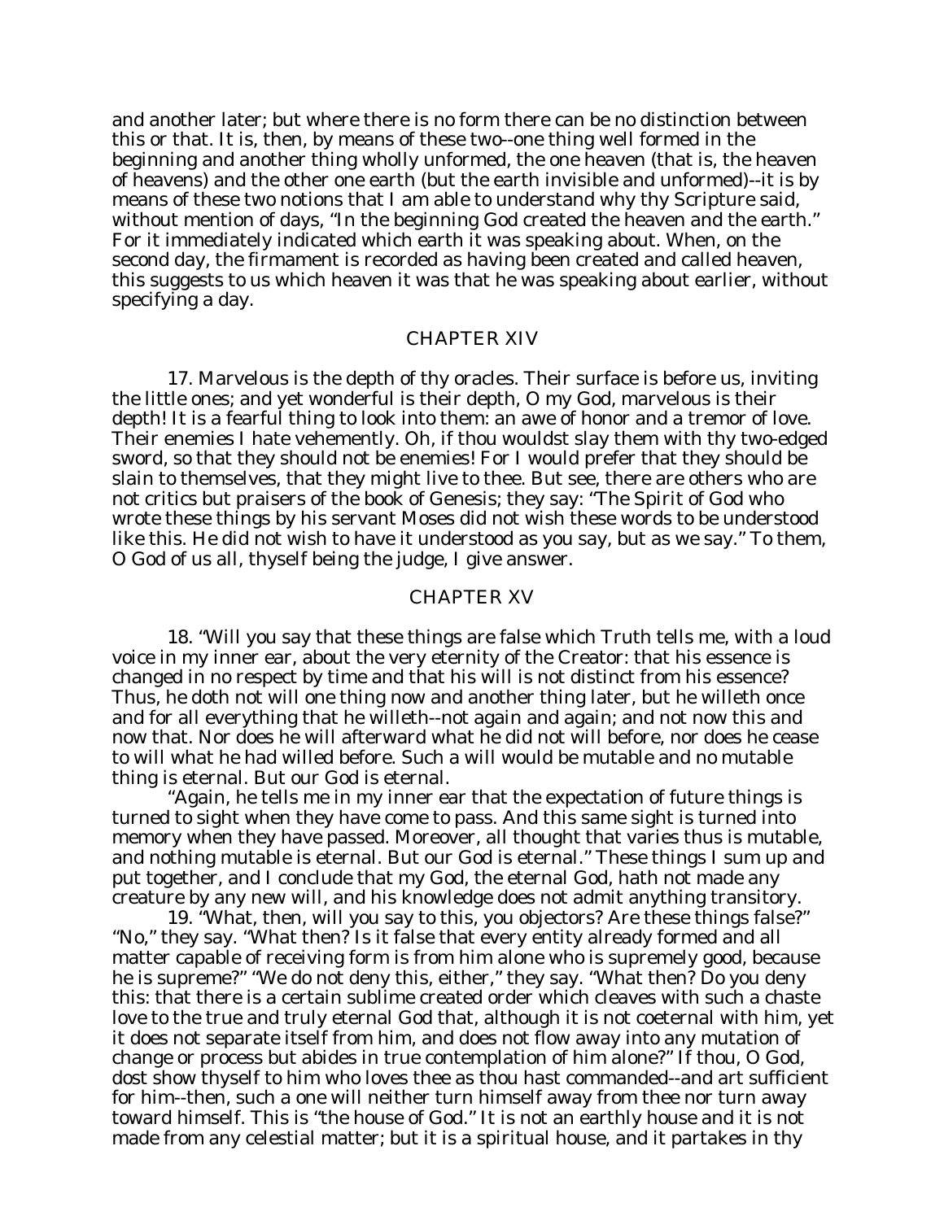and another later; but where there is no form there can be no distinction between this or that. It is, then, by means of these two--one thing well formed in the beginning and another thing wholly unformed, the one heaven (that is, the heaven of heavens) and the other one earth (but the earth invisible and unformed)--it is by means of these two notions that I am able to understand why thy Scripture said, without mention of days, "In the beginning God created the heaven and the earth." For it immediately indicated which earth it was speaking about. When, on the second day, the firmament is recorded as having been created and called heaven, this suggests to us which heaven it was that he was speaking about earlier, without specifying a day.

## CHAPTER XIV

17. Marvelous is the depth of thy oracles. Their surface is before us, inviting the little ones; and yet wonderful is their depth, O my God, marvelous is their depth! It is a fearful thing to look into them: an awe of honor and a tremor of love. Their enemies I hate vehemently. Oh, if thou wouldst slay them with thy two-edged sword, so that they should not be enemies! For I would prefer that they should be slain to themselves, that they might live to thee. But see, there are others who are not critics but praisers of the book of Genesis; they say: "The Spirit of God who wrote these things by his servant Moses did not wish these words to be understood like this. He did not wish to have it understood as you say, but as we say." To them, O God of us all, thyself being the judge, I give answer.

## CHAPTER XV

18. "Will you say that these things are false which Truth tells me, with a loud voice in my inner ear, about the very eternity of the Creator: that his essence is changed in no respect by time and that his will is not distinct from his essence? Thus, he doth not will one thing now and another thing later, but he willeth once and for all everything that he willeth--not again and again; and not now this and now that. Nor does he will afterward what he did not will before, nor does he cease to will what he had willed before. Such a will would be mutable and no mutable thing is eternal. But our God is eternal.

"Again, he tells me in my inner ear that the expectation of future things is turned to sight when they have come to pass. And this same sight is turned into memory when they have passed. Moreover, all thought that varies thus is mutable, and nothing mutable is eternal. But our God is eternal." These things I sum up and put together, and I conclude that my God, the eternal God, hath not made any creature by any new will, and his knowledge does not admit anything transitory.

19. "What, then, will you say to this, you objectors? Are these things false?" "No," they say. "What then? Is it false that every entity already formed and all matter capable of receiving form is from him alone who is supremely good, because he is supreme?" "We do not deny this, either," they say. "What then? Do you deny this: that there is a certain sublime created order which cleaves with such a chaste love to the true and truly eternal God that, although it is not coeternal with him, yet it does not separate itself from him, and does not flow away into any mutation of change or process but abides in true contemplation of him alone?" If thou, O God, dost show thyself to him who loves thee as thou hast commanded--and art sufficient for him--then, such a one will neither turn himself away from thee nor turn away toward himself. This is "the house of God." It is not an earthly house and it is not made from any celestial matter; but it is a spiritual house, and it partakes in thy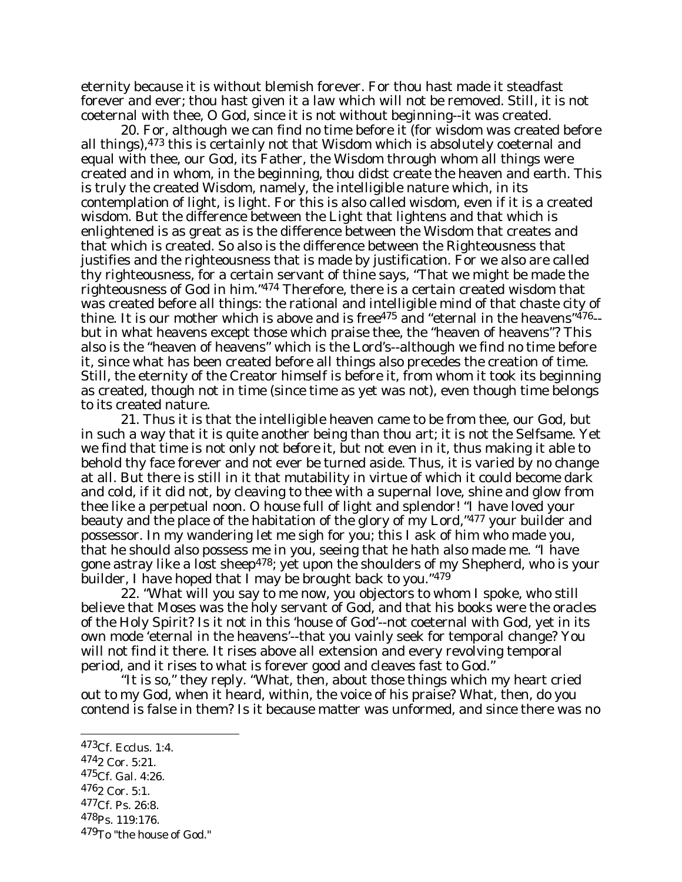eternity because it is without blemish forever. For thou hast made it steadfast forever and ever; thou hast given it a law which will not be removed. Still, it is not coeternal with thee, O God, since it is not without beginning--it was created.

20. For, although we can find no time before it (for wisdom was created before all things),[473] this is certainly not that Wisdom which is absolutely coeternal and equal with thee, our God, its Father, the Wisdom through whom all things were created and in whom, in the beginning, thou didst create the heaven and earth. This is truly the created Wisdom, namely, the intelligible nature which, in its contemplation of light, is light. For this is also called wisdom, even if it is a created wisdom. But the difference between the Light that lightens and that which is enlightened is as great as is the difference between the Wisdom that creates and that which is created. So also is the difference between the Righteousness that justifies and the righteousness that is made by justification. For we also are called thy righteousness, for a certain servant of thine says, "That we might be made the righteousness of God in him."[474] Therefore, there is a certain created wisdom that was created before all things: the rational and intelligible mind of that chaste city of thine. It is our mother which is above and is free[475] and "eternal in the heavens"[476]--but in what heavens except those which praise thee, the "heaven of heavens"? This also is the "heaven of heavens" which is the Lord's--although we find no time before it, since what has been created before all things also precedes the creation of time. Still, the eternity of the Creator himself is before it, from whom it took its beginning as created, though not in time (since time as yet was not), even though time belongs to its created nature.

21. Thus it is that the intelligible heaven came to be from thee, our God, but in such a way that it is quite another being than thou art; it is not the Selfsame. Yet we find that time is not only not before it, but not even in it, thus making it able to behold thy face forever and not ever be turned aside. Thus, it is varied by no change at all. But there is still in it that mutability in virtue of which it could become dark and cold, if it did not, by cleaving to thee with a supernal love, shine and glow from thee like a perpetual noon. O house full of light and splendor! "I have loved your beauty and the place of the habitation of the glory of my Lord,"[477] your builder and possessor. In my wandering let me sigh for you; this I ask of him who made you, that he should also possess me in you, seeing that he hath also made me. "I have gone astray like a lost sheep[478]; yet upon the shoulders of my Shepherd, who is your builder, I have hoped that I may be brought back to you."[479]

22. "What will you say to me now, you objectors to whom I spoke, who still believe that Moses was the holy servant of God, and that his books were the oracles of the Holy Spirit? Is it not in this 'house of God'--not coeternal with God, yet in its own mode 'eternal in the heavens'--that you vainly seek for temporal change? You will not find it there. It rises above all extension and every revolving temporal period, and it rises to what is forever good and cleaves fast to God."

"It is so," they reply. "What, then, about those things which my heart cried out to my God, when it heard, within, the voice of his praise? What, then, do you contend is false in them? Is it because matter was unformed, and since there was no

---

[473] Cf. Ecclus. 1:4.

[474] 2 Cor. 5:21.

[475] Cf. Gal. 4:26.

[476] 2 Cor. 5:1.

[477] Cf. Ps. 26:8.

[478] Ps. 119:176.

[479] To "the house of God."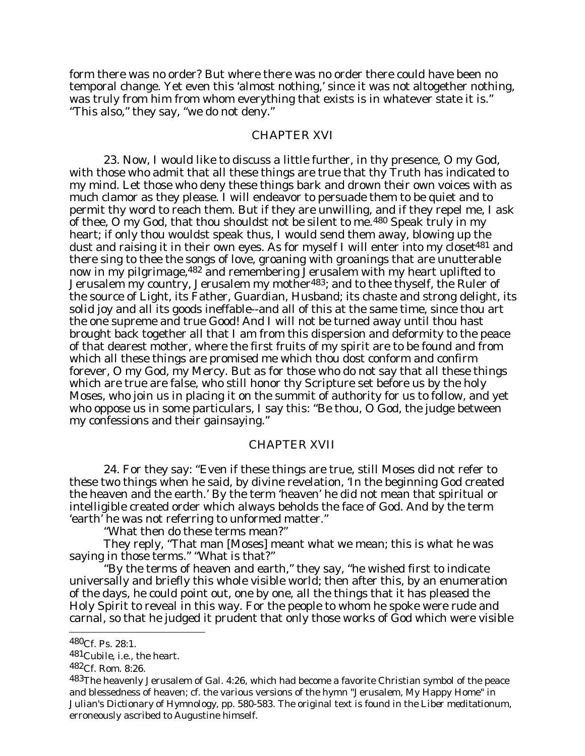form there was no order? But where there was no order there could have been no temporal change. Yet even this 'almost nothing,' since it was not altogether nothing, was truly from him from whom everything that exists is in whatever state it is." "This also," they say, "we do not deny."

## CHAPTER XVI

23. Now, I would like to discuss a little further, in thy presence, O my God, with those who admit that all these things are true that thy Truth has indicated to my mind. Let those who deny these things bark and drown their own voices with as much clamor as they please. I will endeavor to persuade them to be quiet and to permit thy word to reach them. But if they are unwilling, and if they repel me, I ask of thee, O my God, that thou shouldst not be silent to me.[480] Speak truly in my heart; if only thou wouldst speak thus, I would send them away, blowing up the dust and raising it in their own eyes. As for myself I will enter into my closet[481] and there sing to thee the songs of love, groaning with groanings that are unutterable now in my pilgrimage,[482] and remembering Jerusalem with my heart uplifted to Jerusalem my country, Jerusalem my mother[483]; and to thee thyself, the Ruler of the source of Light, its Father, Guardian, Husband; its chaste and strong delight, its solid joy and all its goods ineffable--and all of this at the same time, since thou art the one supreme and true Good! And I will not be turned away until thou hast brought back together all that I am from this dispersion and deformity to the peace of that dearest mother, where the first fruits of my spirit are to be found and from which all these things are promised me which thou dost conform and confirm forever, O my God, my Mercy. But as for those who do not say that all these things which are true are false, who still honor thy Scripture set before us by the holy Moses, who join us in placing it on the summit of authority for us to follow, and yet who oppose us in some particulars, I say this: "Be thou, O God, the judge between my confessions and their gainsaying."

## CHAPTER XVII

24. For they say: "Even if these things are true, still Moses did not refer to these two things when he said, by divine revelation, 'In the beginning God created the heaven and the earth.' By the term 'heaven' he did not mean that spiritual or intelligible created order which always beholds the face of God. And by the term 'earth' he was not referring to unformed matter."

"What then do these terms mean?"

They reply, "That man [Moses] meant what we mean; this is what he was saying in those terms." "What is that?"

"By the terms of heaven and earth," they say, "he wished first to indicate universally and briefly this whole visible world; then after this, by an enumeration of the days, he could point out, one by one, all the things that it has pleased the Holy Spirit to reveal in this way. For the people to whom he spoke were rude and carnal, so that he judged it prudent that only those works of God which were visible

---

480 Cf. Ps. 28:1.

481 *Cubile*, i.e., the heart.

482 Cf. Rom. 8:26.

483 The heavenly Jerusalem of Gal. 4:26, which had become a favorite Christian symbol of the peace and blessedness of heaven; cf. the various versions of the hymn "Jerusalem, My Happy Home" in Julian's Dictionary of Hymnology, pp. 580-583. The original text is found in the *Liber meditationum*, erroneously ascribed to Augustine himself.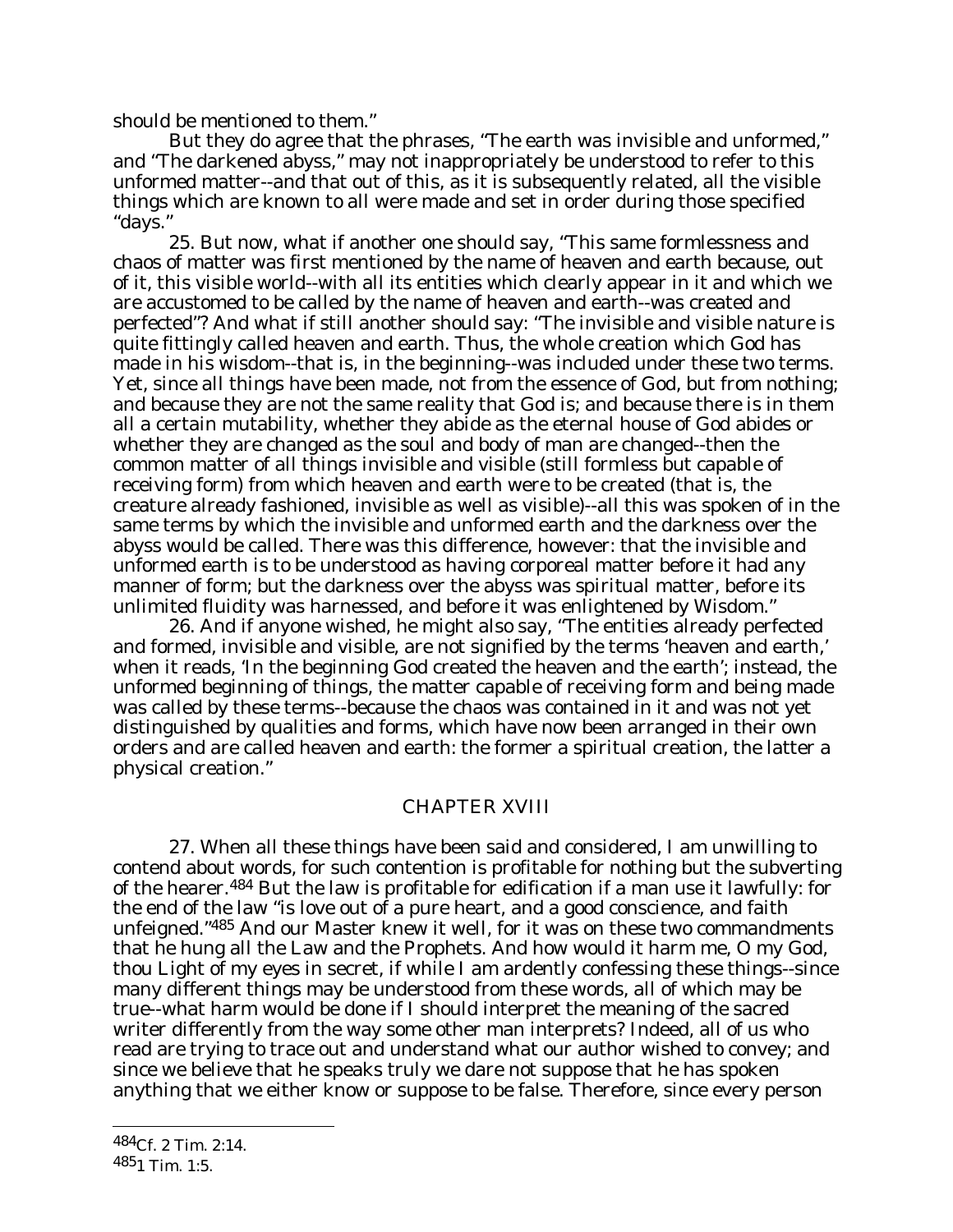should be mentioned to them."

But they do agree that the phrases, "The earth was invisible and unformed," and "The darkened abyss," may not inappropriately be understood to refer to this unformed matter--and that out of this, as it is subsequently related, all the visible things which are known to all were made and set in order during those specified "days."

25. But now, what if another one should say, "This same formlessness and chaos of matter was first mentioned by the name of heaven and earth because, out of it, this visible world--with all its entities which clearly appear in it and which we are accustomed to be called by the name of heaven and earth--was created and perfected"? And what if still another should say: "The invisible and visible nature is quite fittingly called heaven and earth. Thus, the whole creation which God has made in his wisdom--that is, in the beginning--was included under these two terms. Yet, since all things have been made, not from the essence of God, but from nothing; and because they are not the same reality that God is; and because there is in them all a certain mutability, whether they abide as the eternal house of God abides or whether they are changed as the soul and body of man are changed--then the common matter of all things invisible and visible (still formless but capable of receiving form) from which heaven and earth were to be created (that is, the creature already fashioned, invisible as well as visible)--all this was spoken of in the same terms by which the invisible and unformed earth and the darkness over the abyss would be called. There was this difference, however: that the invisible and unformed earth is to be understood as having corporeal matter before it had any manner of form; but the darkness over the abyss was spiritual matter, before its unlimited fluidity was harnessed, and before it was enlightened by Wisdom."

26. And if anyone wished, he might also say, "The entities already perfected and formed, invisible and visible, are not signified by the terms 'heaven and earth,' when it reads, 'In the beginning God created the heaven and the earth'; instead, the unformed beginning of things, the matter capable of receiving form and being made was called by these terms--because the chaos was contained in it and was not yet distinguished by qualities and forms, which have now been arranged in their own orders and are called heaven and earth: the former a spiritual creation, the latter a physical creation."

## CHAPTER XVIII

27. When all these things have been said and considered, I am unwilling to contend about words, for such contention is profitable for nothing but the subverting of the hearer.[484] But the law is profitable for edification if a man use it lawfully: for the end of the law "is love out of a pure heart, and a good conscience, and faith unfeigned."[485] And our Master knew it well, for it was on these two commandments that he hung all the Law and the Prophets. And how would it harm me, O my God, thou Light of my eyes in secret, if while I am ardently confessing these things--since many different things may be understood from these words, all of which may be true--what harm would be done if I should interpret the meaning of the sacred writer differently from the way some other man interprets? Indeed, all of us who read are trying to trace out and understand what our author wished to convey; and since we believe that he speaks truly we dare not suppose that he has spoken anything that we either know or suppose to be false. Therefore, since every person

---

[484] Cf. 2 Tim. 2:14.

[485] 1 Tim. 1:5.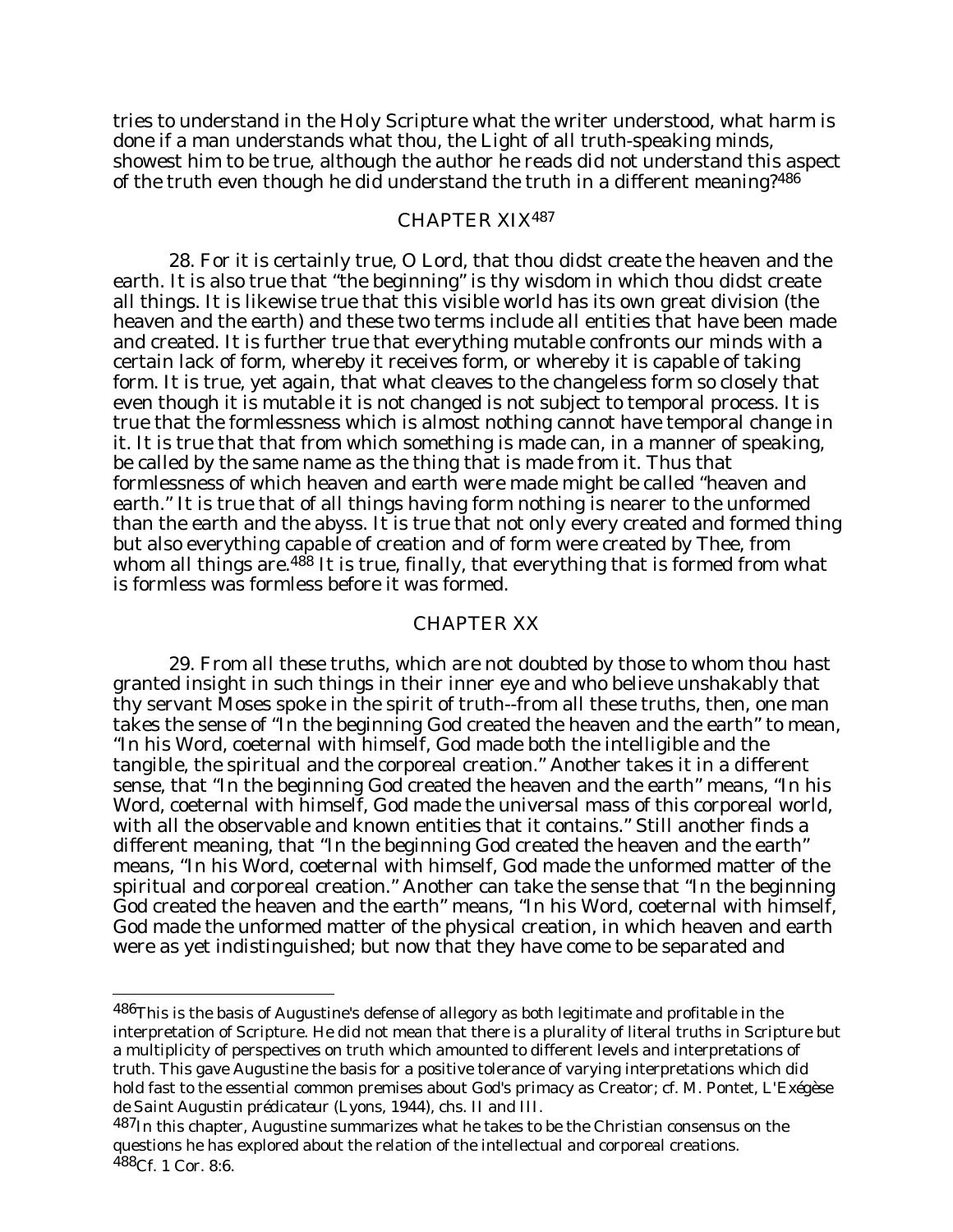tries to understand in the Holy Scripture what the writer understood, what harm is done if a man understands what thou, the Light of all truth-speaking minds, showest him to be true, although the author he reads did not understand this aspect of the truth even though he did understand the truth in a different meaning?[486]

## CHAPTER XIX[487]

28. For it is certainly true, O Lord, that thou didst create the heaven and the earth. It is also true that "the beginning" is thy wisdom in which thou didst create all things. It is likewise true that this visible world has its own great division (the heaven and the earth) and these two terms include all entities that have been made and created. It is further true that everything mutable confronts our minds with a certain lack of form, whereby it receives form, or whereby it is capable of taking form. It is true, yet again, that what cleaves to the changeless form so closely that even though it is mutable it is not changed is not subject to temporal process. It is true that the formlessness which is almost nothing cannot have temporal change in it. It is true that that from which something is made can, in a manner of speaking, be called by the same name as the thing that is made from it. Thus that formlessness of which heaven and earth were made might be called "heaven and earth." It is true that of all things having form nothing is nearer to the unformed than the earth and the abyss. It is true that not only every created and formed thing but also everything capable of creation and of form were created by Thee, from whom all things are.[488] It is true, finally, that everything that is formed from what is formless was formless before it was formed.

## CHAPTER XX

29. From all these truths, which are not doubted by those to whom thou hast granted insight in such things in their inner eye and who believe unshakably that thy servant Moses spoke in the spirit of truth--from all these truths, then, one man takes the sense of "In the beginning God created the heaven and the earth" to mean, "In his Word, coeternal with himself, God made both the intelligible and the tangible, the spiritual and the corporeal creation." Another takes it in a different sense, that "In the beginning God created the heaven and the earth" means, "In his Word, coeternal with himself, God made the universal mass of this corporeal world, with all the observable and known entities that it contains." Still another finds a different meaning, that "In the beginning God created the heaven and the earth" means, "In his Word, coeternal with himself, God made the unformed matter of the spiritual and corporeal creation." Another can take the sense that "In the beginning God created the heaven and the earth" means, "In his Word, coeternal with himself, God made the unformed matter of the physical creation, in which heaven and earth were as yet indistinguished; but now that they have come to be separated and

---

[486] This is the basis of Augustine's defense of allegory as both legitimate and profitable in the interpretation of Scripture. He did not mean that there is a plurality of literal truths in Scripture but a multiplicity of perspectives on truth which amounted to different levels and interpretations of truth. This gave Augustine the basis for a positive tolerance of varying interpretations which did hold fast to the essential common premises about God's primacy as Creator; cf. M. Pontet, *L'Exégèse de Saint Augustin prédicateur* (Lyons, 1944), chs. II and III.

[487] In this chapter, Augustine summarizes what he takes to be the Christian consensus on the questions he has explored about the relation of the intellectual and corporeal creations.

[488] Cf. 1 Cor. 8:6.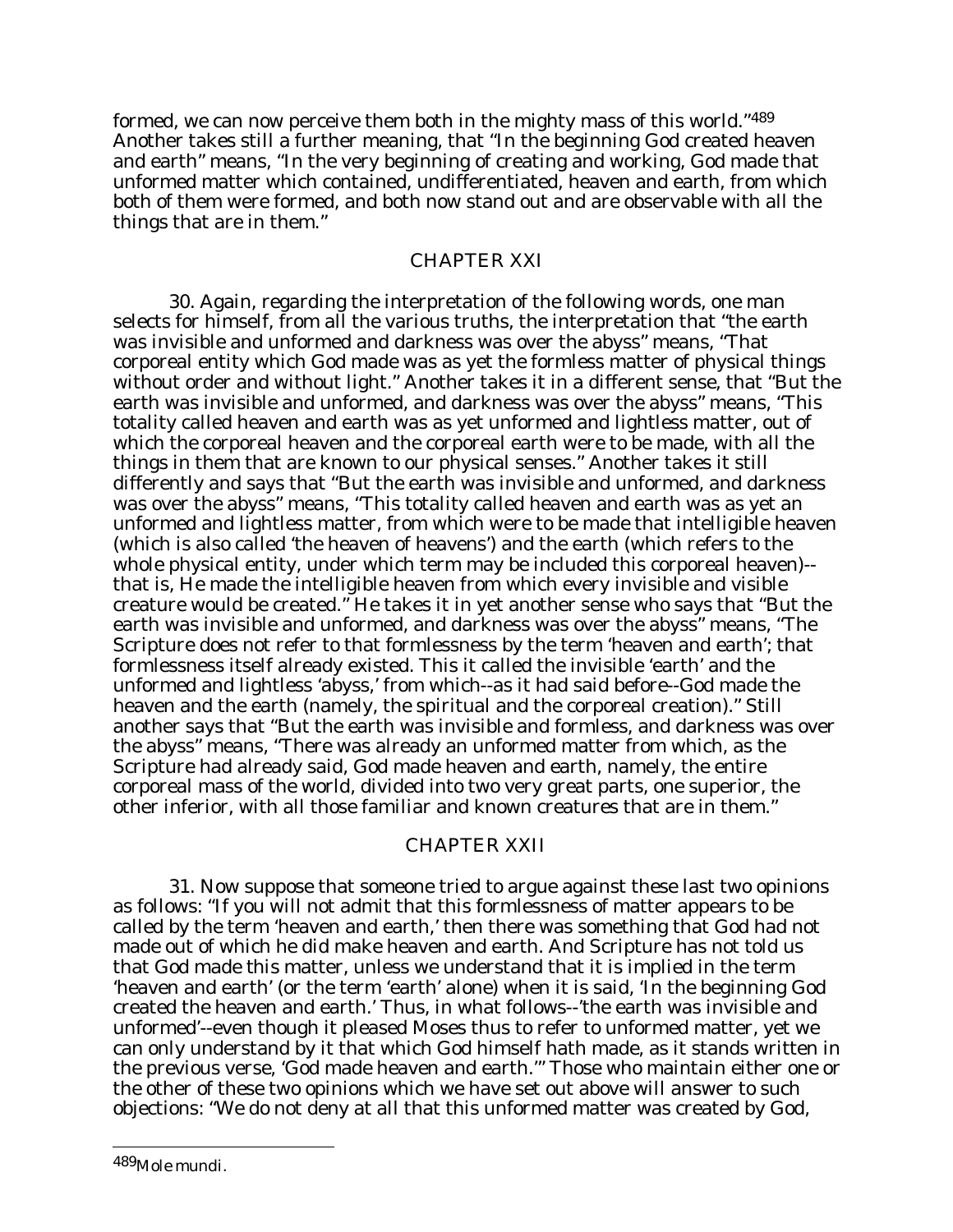formed, we can now perceive them both in the mighty mass of this world."[489] Another takes still a further meaning, that "In the beginning God created heaven and earth" means, "In the very beginning of creating and working, God made that unformed matter which contained, undifferentiated, heaven and earth, from which both of them were formed, and both now stand out and are observable with all the things that are in them."

## CHAPTER XXI

30. Again, regarding the interpretation of the following words, one man selects for himself, from all the various truths, the interpretation that "the earth was invisible and unformed and darkness was over the abyss" means, "That corporeal entity which God made was as yet the formless matter of physical things without order and without light." Another takes it in a different sense, that "But the earth was invisible and unformed, and darkness was over the abyss" means, "This totality called heaven and earth was as yet unformed and lightless matter, out of which the corporeal heaven and the corporeal earth were to be made, with all the things in them that are known to our physical senses." Another takes it still differently and says that "But the earth was invisible and unformed, and darkness was over the abyss" means, "This totality called heaven and earth was as yet an unformed and lightless matter, from which were to be made that intelligible heaven (which is also called 'the heaven of heavens') and the earth (which refers to the whole physical entity, under which term may be included this corporeal heaven)--that is, He made the intelligible heaven from which every invisible and visible creature would be created." He takes it in yet another sense who says that "But the earth was invisible and unformed, and darkness was over the abyss" means, "The Scripture does not refer to that formlessness by the term 'heaven and earth'; that formlessness itself already existed. This it called the invisible 'earth' and the unformed and lightless 'abyss,' from which--as it had said before--God made the heaven and the earth (namely, the spiritual and the corporeal creation)." Still another says that "But the earth was invisible and formless, and darkness was over the abyss" means, "There was already an unformed matter from which, as the Scripture had already said, God made heaven and earth, namely, the entire corporeal mass of the world, divided into two very great parts, one superior, the other inferior, with all those familiar and known creatures that are in them."

## CHAPTER XXII

31. Now suppose that someone tried to argue against these last two opinions as follows: "If you will not admit that this formlessness of matter appears to be called by the term 'heaven and earth,' then there was something that God had not made out of which he did make heaven and earth. And Scripture has not told us that God made this matter, unless we understand that it is implied in the term 'heaven and earth' (or the term 'earth' alone) when it is said, 'In the beginning God created the heaven and earth.' Thus, in what follows--'the earth was invisible and unformed'--even though it pleased Moses thus to refer to unformed matter, yet we can only understand by it that which God himself hath made, as it stands written in the previous verse, 'God made heaven and earth.'" Those who maintain either one or the other of these two opinions which we have set out above will answer to such objections: "We do not deny at all that this unformed matter was created by God,

---

[489] *Mole mundi.*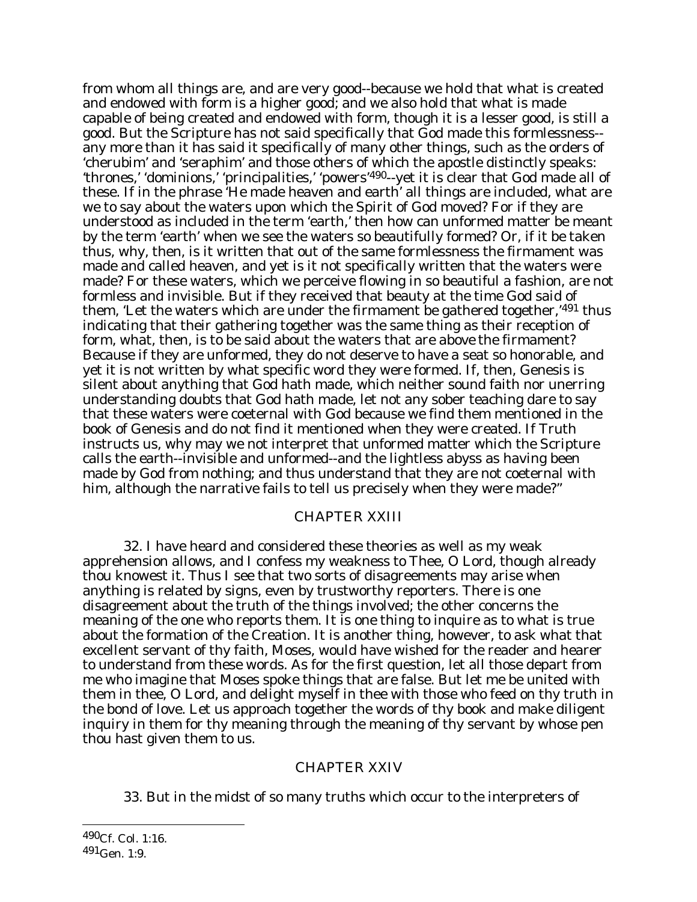from whom all things are, and are very good--because we hold that what is created and endowed with form is a higher good; and we also hold that what is made capable of being created and endowed with form, though it is a lesser good, is still a good. But the Scripture has not said specifically that God made this formlessness--any more than it has said it specifically of many other things, such as the orders of 'cherubim' and 'seraphim' and those others of which the apostle distinctly speaks: 'thrones,' 'dominions,' 'principalities,' 'powers'[490]--yet it is clear that God made all of these. If in the phrase 'He made heaven and earth' all things are included, what are we to say about the waters upon which the Spirit of God moved? For if they are understood as included in the term 'earth,' then how can unformed matter be meant by the term 'earth' when we see the waters so beautifully formed? Or, if it be taken thus, why, then, is it written that out of the same formlessness the firmament was made and called heaven, and yet is it not specifically written that the waters were made? For these waters, which we perceive flowing in so beautiful a fashion, are not formless and invisible. But if they received that beauty at the time God said of them, 'Let the waters which are under the firmament be gathered together,'[491] thus indicating that their gathering together was the same thing as their reception of form, what, then, is to be said about the waters that are above the firmament? Because if they are unformed, they do not deserve to have a seat so honorable, and yet it is not written by what specific word they were formed. If, then, Genesis is silent about anything that God hath made, which neither sound faith nor unerring understanding doubts that God hath made, let not any sober teaching dare to say that these waters were coeternal with God because we find them mentioned in the book of Genesis and do not find it mentioned when they were created. If Truth instructs us, why may we not interpret that unformed matter which the Scripture calls the earth--invisible and unformed--and the lightless abyss as having been made by God from nothing; and thus understand that they are not coeternal with him, although the narrative fails to tell us precisely when they were made?"

## CHAPTER XXIII

32. I have heard and considered these theories as well as my weak apprehension allows, and I confess my weakness to Thee, O Lord, though already thou knowest it. Thus I see that two sorts of disagreements may arise when anything is related by signs, even by trustworthy reporters. There is one disagreement about the truth of the things involved; the other concerns the meaning of the one who reports them. It is one thing to inquire as to what is true about the formation of the Creation. It is another thing, however, to ask what that excellent servant of thy faith, Moses, would have wished for the reader and hearer to understand from these words. As for the first question, let all those depart from me who imagine that Moses spoke things that are false. But let me be united with them in thee, O Lord, and delight myself in thee with those who feed on thy truth in the bond of love. Let us approach together the words of thy book and make diligent inquiry in them for thy meaning through the meaning of thy servant by whose pen thou hast given them to us.

## CHAPTER XXIV

33. But in the midst of so many truths which occur to the interpreters of

---

[490] Cf. Col. 1:16.
[491] Gen. 1:9.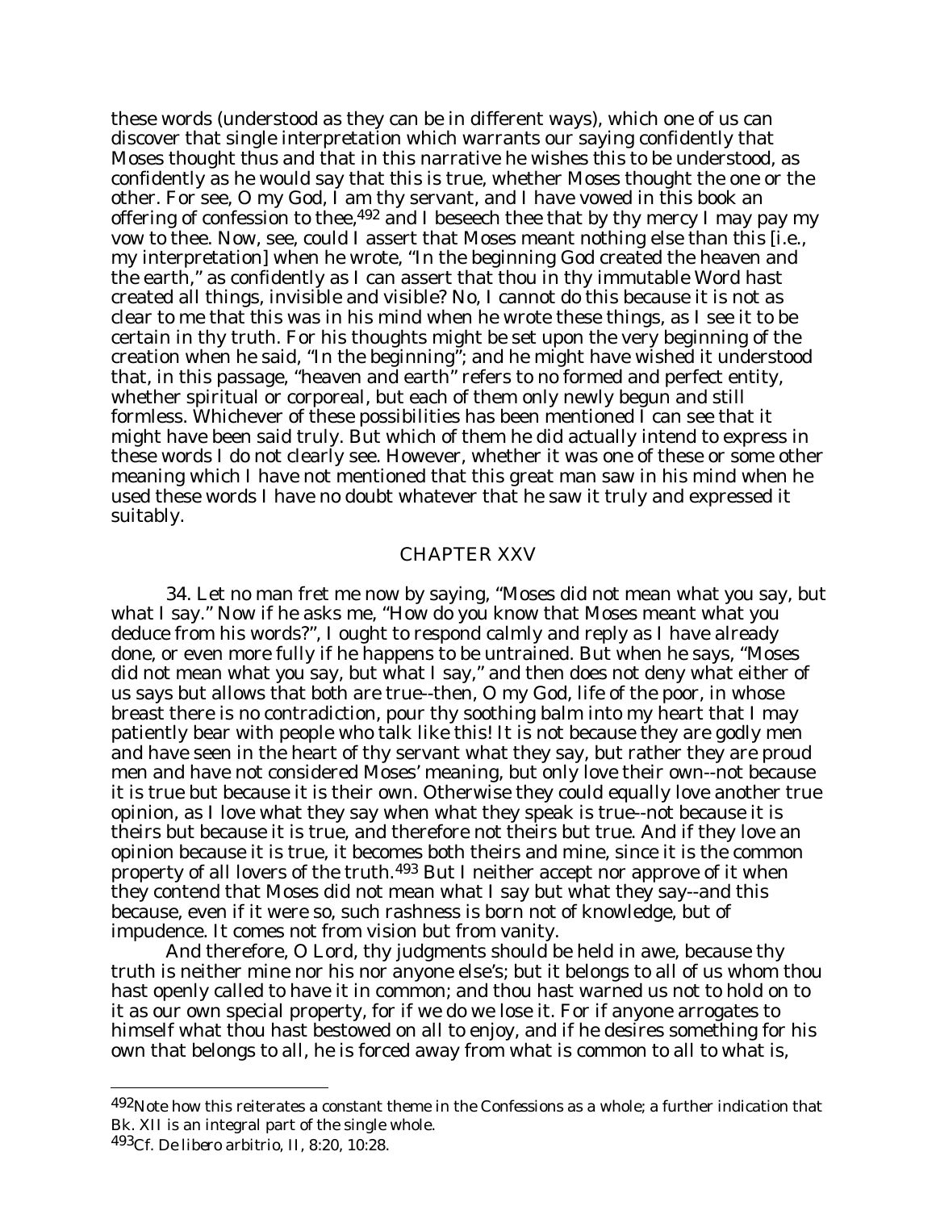these words (understood as they can be in different ways), which one of us can discover that single interpretation which warrants our saying confidently that Moses thought thus and that in this narrative he wishes this to be understood, as confidently as he would say that this is true, whether Moses thought the one or the other. For see, O my God, I am thy servant, and I have vowed in this book an offering of confession to thee,[492] and I beseech thee that by thy mercy I may pay my vow to thee. Now, see, could I assert that Moses meant nothing else than this [i.e., my interpretation] when he wrote, "In the beginning God created the heaven and the earth," as confidently as I can assert that thou in thy immutable Word hast created all things, invisible and visible? No, I cannot do this because it is not as clear to me that this was in his mind when he wrote these things, as I see it to be certain in thy truth. For his thoughts might be set upon the very beginning of the creation when he said, "In the beginning"; and he might have wished it understood that, in this passage, "heaven and earth" refers to no formed and perfect entity, whether spiritual or corporeal, but each of them only newly begun and still formless. Whichever of these possibilities has been mentioned I can see that it might have been said truly. But which of them he did actually intend to express in these words I do not clearly see. However, whether it was one of these or some other meaning which I have not mentioned that this great man saw in his mind when he used these words I have no doubt whatever that he saw it truly and expressed it suitably.

## CHAPTER XXV

34. Let no man fret me now by saying, "Moses did not mean what you say, but what I say." Now if he asks me, "How do you know that Moses meant what you deduce from his words?", I ought to respond calmly and reply as I have already done, or even more fully if he happens to be untrained. But when he says, "Moses did not mean what you say, but what I say," and then does not deny what either of us says but allows that both are true--then, O my God, life of the poor, in whose breast there is no contradiction, pour thy soothing balm into my heart that I may patiently bear with people who talk like this! It is not because they are godly men and have seen in the heart of thy servant what they say, but rather they are proud men and have not considered Moses' meaning, but only love their own--not because it is true but because it is their own. Otherwise they could equally love another true opinion, as I love what they say when what they speak is true--not because it is theirs but because it is true, and therefore not theirs but true. And if they love an opinion because it is true, it becomes both theirs and mine, since it is the common property of all lovers of the truth.[493] But I neither accept nor approve of it when they contend that Moses did not mean what I say but what they say--and this because, even if it were so, such rashness is born not of knowledge, but of impudence. It comes not from vision but from vanity.

And therefore, O Lord, thy judgments should be held in awe, because thy truth is neither mine nor his nor anyone else's; but it belongs to all of us whom thou hast openly called to have it in common; and thou hast warned us not to hold on to it as our own special property, for if we do we lose it. For if anyone arrogates to himself what thou hast bestowed on all to enjoy, and if he desires something for his own that belongs to all, he is forced away from what is common to all to what is,

---

[492] Note how this reiterates a constant theme in the *Confessions* as a whole; a further indication that Bk. XII is an integral part of the single whole.

[493] Cf. *De libero arbitrio*, II, 8:20, 10:28.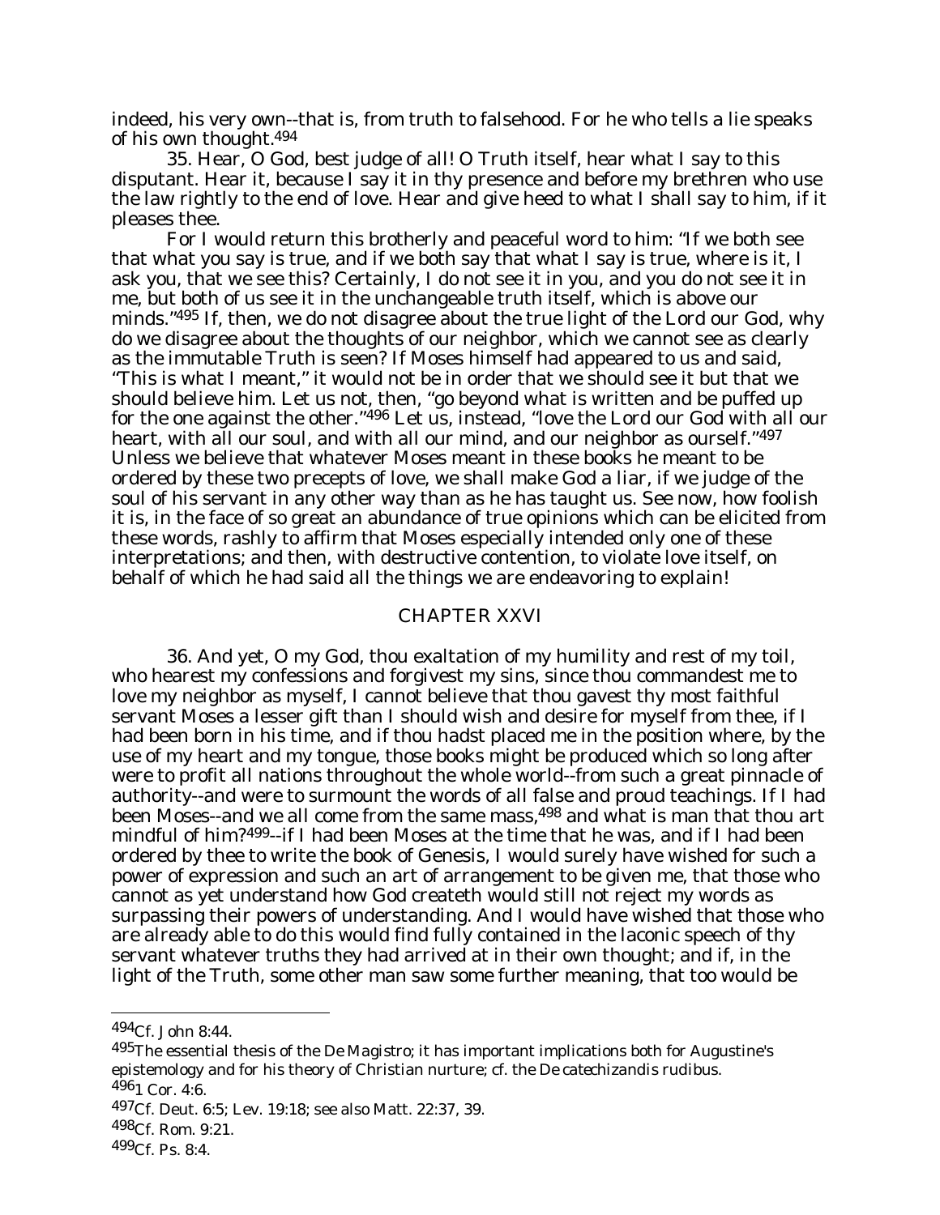indeed, his very own--that is, from truth to falsehood. For he who tells a lie speaks of his own thought.[494]

35. Hear, O God, best judge of all! O Truth itself, hear what I say to this disputant. Hear it, because I say it in thy presence and before my brethren who use the law rightly to the end of love. Hear and give heed to what I shall say to him, if it pleases thee.

For I would return this brotherly and peaceful word to him: "If we both see that what you say is true, and if we both say that what I say is true, where is it, I ask you, that we see this? Certainly, I do not see it in you, and you do not see it in me, but both of us see it in the unchangeable truth itself, which is above our minds."[495] If, then, we do not disagree about the true light of the Lord our God, why do we disagree about the thoughts of our neighbor, which we cannot see as clearly as the immutable Truth is seen? If Moses himself had appeared to us and said, "This is what I meant," it would not be in order that we should see it but that we should believe him. Let us not, then, "go beyond what is written and be puffed up for the one against the other."[496] Let us, instead, "love the Lord our God with all our heart, with all our soul, and with all our mind, and our neighbor as ourself."[497] Unless we believe that whatever Moses meant in these books he meant to be ordered by these two precepts of love, we shall make God a liar, if we judge of the soul of his servant in any other way than as he has taught us. See now, how foolish it is, in the face of so great an abundance of true opinions which can be elicited from these words, rashly to affirm that Moses especially intended only one of these interpretations; and then, with destructive contention, to violate love itself, on behalf of which he had said all the things we are endeavoring to explain!

## CHAPTER XXVI

36. And yet, O my God, thou exaltation of my humility and rest of my toil, who hearest my confessions and forgivest my sins, since thou commandest me to love my neighbor as myself, I cannot believe that thou gavest thy most faithful servant Moses a lesser gift than I should wish and desire for myself from thee, if I had been born in his time, and if thou hadst placed me in the position where, by the use of my heart and my tongue, those books might be produced which so long after were to profit all nations throughout the whole world--from such a great pinnacle of authority--and were to surmount the words of all false and proud teachings. If I had been Moses--and we all come from the same mass,[498] and what is man that thou art mindful of him?[499]--if I had been Moses at the time that he was, and if I had been ordered by thee to write the book of Genesis, I would surely have wished for such a power of expression and such an art of arrangement to be given me, that those who cannot as yet understand how God createth would still not reject my words as surpassing their powers of understanding. And I would have wished that those who are already able to do this would find fully contained in the laconic speech of thy servant whatever truths they had arrived at in their own thought; and if, in the light of the Truth, some other man saw some further meaning, that too would be

---

[494] Cf. John 8:44.

[495] The essential thesis of the *De Magistro*; it has important implications both for Augustine's epistemology and for his theory of Christian nurture; cf. the *De catechizandis rudibus*.

[496] 1 Cor. 4:6.

[497] Cf. Deut. 6:5; Lev. 19:18; see also Matt. 22:37, 39.

[498] Cf. Rom. 9:21.

[499] Cf. Ps. 8:4.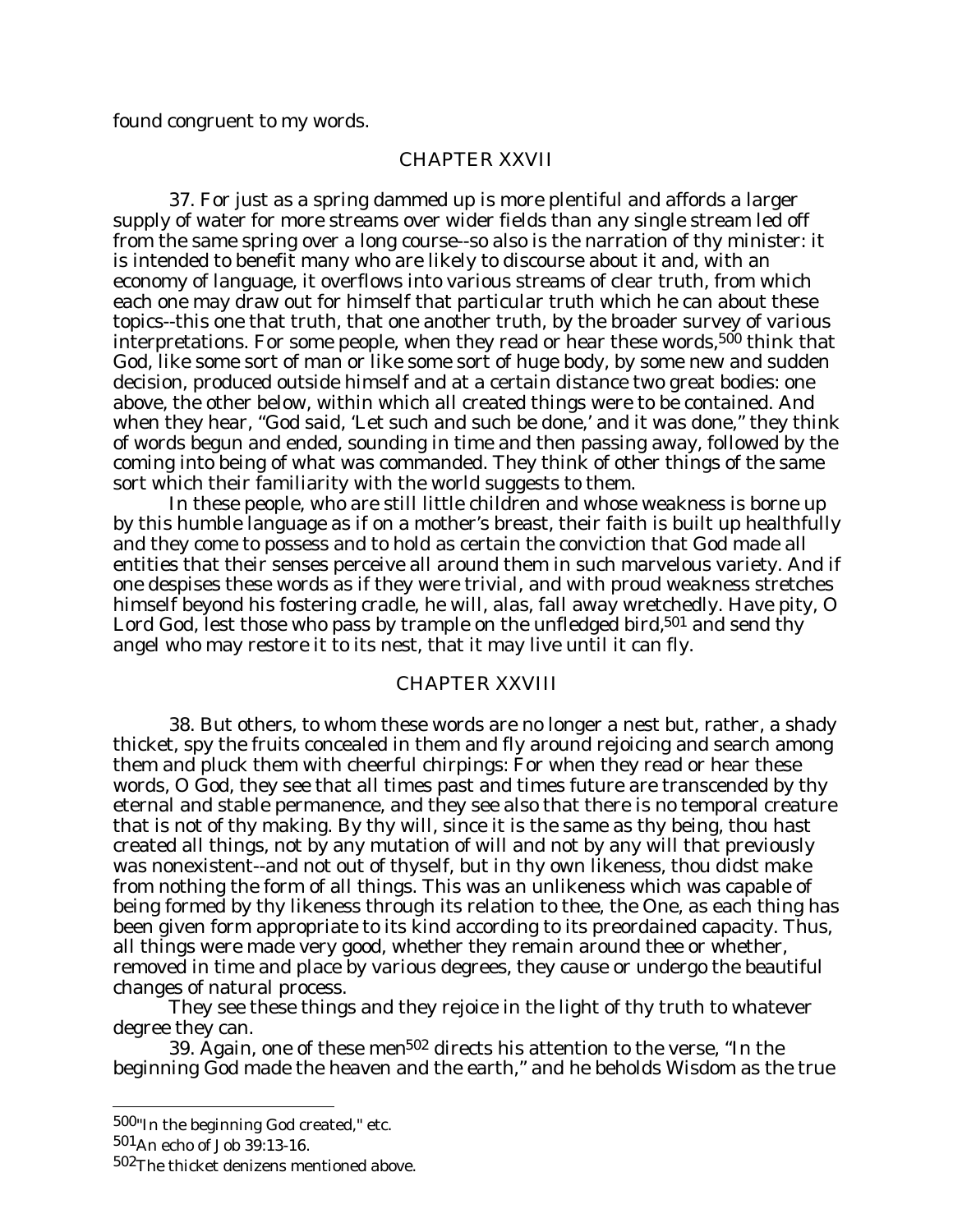found congruent to my words.

## CHAPTER XXVII

37. For just as a spring dammed up is more plentiful and affords a larger supply of water for more streams over wider fields than any single stream led off from the same spring over a long course--so also is the narration of thy minister: it is intended to benefit many who are likely to discourse about it and, with an economy of language, it overflows into various streams of clear truth, from which each one may draw out for himself that particular truth which he can about these topics--this one that truth, that one another truth, by the broader survey of various interpretations. For some people, when they read or hear these words,[500] think that God, like some sort of man or like some sort of huge body, by some new and sudden decision, produced outside himself and at a certain distance two great bodies: one above, the other below, within which all created things were to be contained. And when they hear, "God said, 'Let such and such be done,' and it was done," they think of words begun and ended, sounding in time and then passing away, followed by the coming into being of what was commanded. They think of other things of the same sort which their familiarity with the world suggests to them.

In these people, who are still little children and whose weakness is borne up by this humble language as if on a mother's breast, their faith is built up healthfully and they come to possess and to hold as certain the conviction that God made all entities that their senses perceive all around them in such marvelous variety. And if one despises these words as if they were trivial, and with proud weakness stretches himself beyond his fostering cradle, he will, alas, fall away wretchedly. Have pity, O Lord God, lest those who pass by trample on the unfledged bird,[501] and send thy angel who may restore it to its nest, that it may live until it can fly.

## CHAPTER XXVIII

38. But others, to whom these words are no longer a nest but, rather, a shady thicket, spy the fruits concealed in them and fly around rejoicing and search among them and pluck them with cheerful chirpings: For when they read or hear these words, O God, they see that all times past and times future are transcended by thy eternal and stable permanence, and they see also that there is no temporal creature that is not of thy making. By thy will, since it is the same as thy being, thou hast created all things, not by any mutation of will and not by any will that previously was nonexistent--and not out of thyself, but in thy own likeness, thou didst make from nothing the form of all things. This was an unlikeness which was capable of being formed by thy likeness through its relation to thee, the One, as each thing has been given form appropriate to its kind according to its preordained capacity. Thus, all things were made very good, whether they remain around thee or whether, removed in time and place by various degrees, they cause or undergo the beautiful changes of natural process.

They see these things and they rejoice in the light of thy truth to whatever degree they can.

39. Again, one of these men[502] directs his attention to the verse, "In the beginning God made the heaven and the earth," and he beholds Wisdom as the true

---

[500] "In the beginning God created," etc.

[501] An echo of Job 39:13-16.

[502] The thicket denizens mentioned above.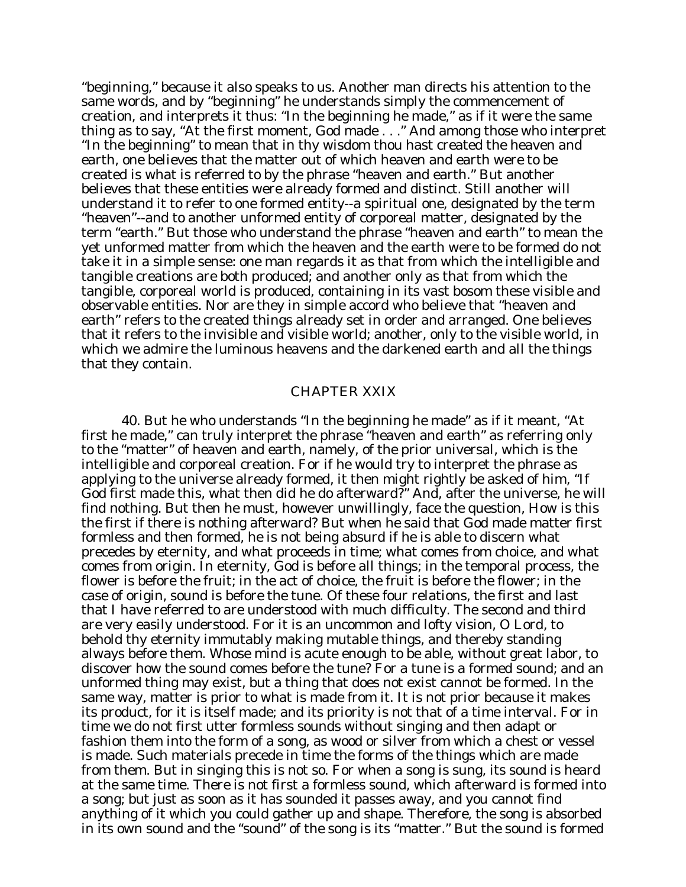"beginning," because it also speaks to us. Another man directs his attention to the same words, and by "beginning" he understands simply the commencement of creation, and interprets it thus: "In the beginning he made," as if it were the same thing as to say, "At the first moment, God made . . ." And among those who interpret "In the beginning" to mean that in thy wisdom thou hast created the heaven and earth, one believes that the matter out of which heaven and earth were to be created is what is referred to by the phrase "heaven and earth." But another believes that these entities were already formed and distinct. Still another will understand it to refer to one formed entity--a spiritual one, designated by the term "heaven"--and to another unformed entity of corporeal matter, designated by the term "earth." But those who understand the phrase "heaven and earth" to mean the yet unformed matter from which the heaven and the earth were to be formed do not take it in a simple sense: one man regards it as that from which the intelligible and tangible creations are both produced; and another only as that from which the tangible, corporeal world is produced, containing in its vast bosom these visible and observable entities. Nor are they in simple accord who believe that "heaven and earth" refers to the created things already set in order and arranged. One believes that it refers to the invisible and visible world; another, only to the visible world, in which we admire the luminous heavens and the darkened earth and all the things that they contain.

## CHAPTER XXIX

40. But he who understands "In the beginning he made" as if it meant, "At first he made," can truly interpret the phrase "heaven and earth" as referring only to the "matter" of heaven and earth, namely, of the prior universal, which is the intelligible and corporeal creation. For if he would try to interpret the phrase as applying to the universe already formed, it then might rightly be asked of him, "If God first made this, what then did he do afterward?" And, after the universe, he will find nothing. But then he must, however unwillingly, face the question, How is this the first if there is nothing afterward? But when he said that God made matter first formless and then formed, he is not being absurd if he is able to discern what precedes by eternity, and what proceeds in time; what comes from choice, and what comes from origin. In eternity, God is before all things; in the temporal process, the flower is before the fruit; in the act of choice, the fruit is before the flower; in the case of origin, sound is before the tune. Of these four relations, the first and last that I have referred to are understood with much difficulty. The second and third are very easily understood. For it is an uncommon and lofty vision, O Lord, to behold thy eternity immutably making mutable things, and thereby standing always before them. Whose mind is acute enough to be able, without great labor, to discover how the sound comes before the tune? For a tune is a formed sound; and an unformed thing may exist, but a thing that does not exist cannot be formed. In the same way, matter is prior to what is made from it. It is not prior because it makes its product, for it is itself made; and its priority is not that of a time interval. For in time we do not first utter formless sounds without singing and then adapt or fashion them into the form of a song, as wood or silver from which a chest or vessel is made. Such materials precede in time the forms of the things which are made from them. But in singing this is not so. For when a song is sung, its sound is heard at the same time. There is not first a formless sound, which afterward is formed into a song; but just as soon as it has sounded it passes away, and you cannot find anything of it which you could gather up and shape. Therefore, the song is absorbed in its own sound and the "sound" of the song is its "matter." But the sound is formed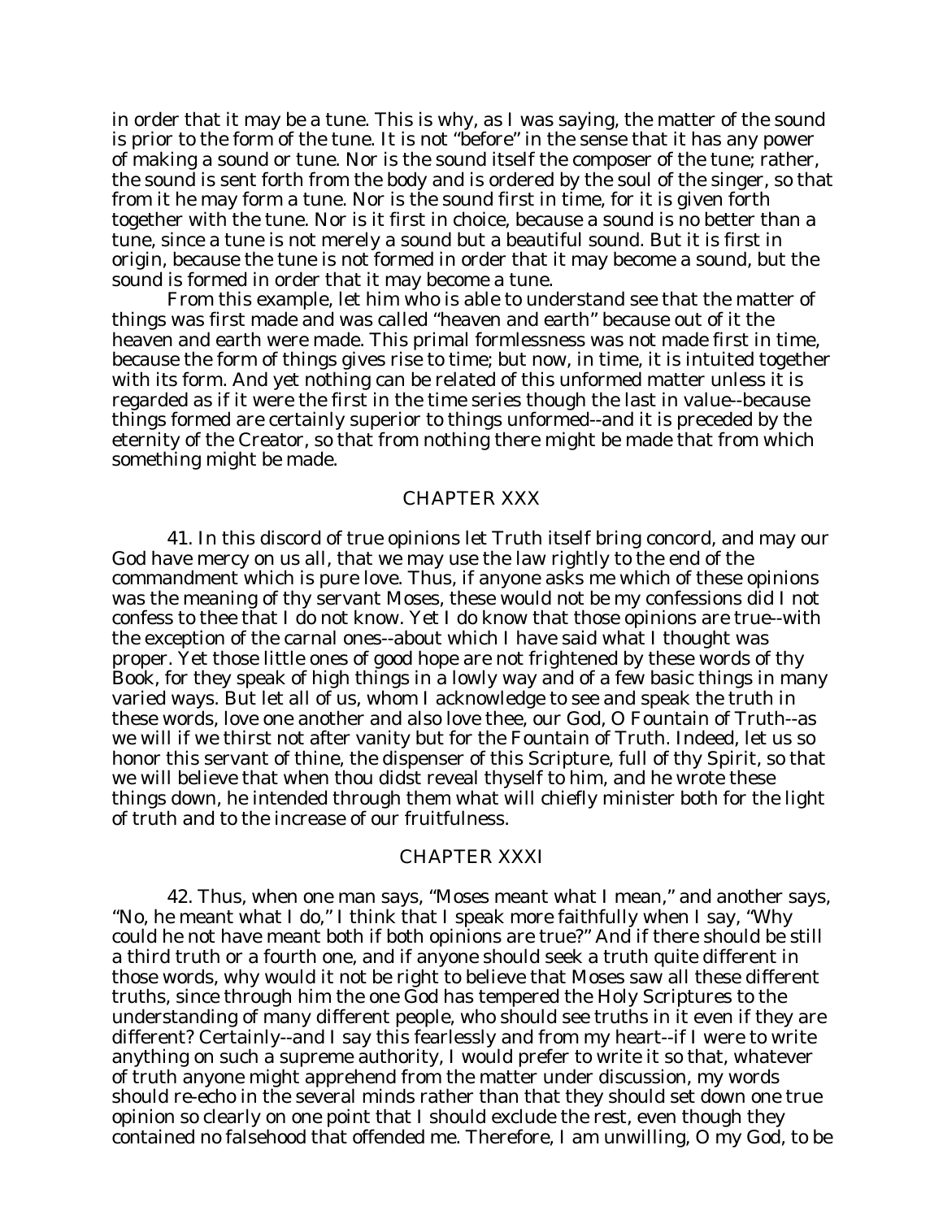in order that it may be a tune. This is why, as I was saying, the matter of the sound is prior to the form of the tune. It is not "before" in the sense that it has any power of making a sound or tune. Nor is the sound itself the composer of the tune; rather, the sound is sent forth from the body and is ordered by the soul of the singer, so that from it he may form a tune. Nor is the sound first in time, for it is given forth together with the tune. Nor is it first in choice, because a sound is no better than a tune, since a tune is not merely a sound but a beautiful sound. But it is first in origin, because the tune is not formed in order that it may become a sound, but the sound is formed in order that it may become a tune.

From this example, let him who is able to understand see that the matter of things was first made and was called "heaven and earth" because out of it the heaven and earth were made. This primal formlessness was not made first in time, because the form of things gives rise to time; but now, in time, it is intuited together with its form. And yet nothing can be related of this unformed matter unless it is regarded as if it were the first in the time series though the last in value--because things formed are certainly superior to things unformed--and it is preceded by the eternity of the Creator, so that from nothing there might be made that from which something might be made.

## CHAPTER XXX

41. In this discord of true opinions let Truth itself bring concord, and may our God have mercy on us all, that we may use the law rightly to the end of the commandment which is pure love. Thus, if anyone asks me which of these opinions was the meaning of thy servant Moses, these would not be my confessions did I not confess to thee that I do not know. Yet I do know that those opinions are true--with the exception of the carnal ones--about which I have said what I thought was proper. Yet those little ones of good hope are not frightened by these words of thy Book, for they speak of high things in a lowly way and of a few basic things in many varied ways. But let all of us, whom I acknowledge to see and speak the truth in these words, love one another and also love thee, our God, O Fountain of Truth--as we will if we thirst not after vanity but for the Fountain of Truth. Indeed, let us so honor this servant of thine, the dispenser of this Scripture, full of thy Spirit, so that we will believe that when thou didst reveal thyself to him, and he wrote these things down, he intended through them what will chiefly minister both for the light of truth and to the increase of our fruitfulness.

## CHAPTER XXXI

42. Thus, when one man says, "Moses meant what I mean," and another says, "No, he meant what I do," I think that I speak more faithfully when I say, "Why could he not have meant both if both opinions are true?" And if there should be still a third truth or a fourth one, and if anyone should seek a truth quite different in those words, why would it not be right to believe that Moses saw all these different truths, since through him the one God has tempered the Holy Scriptures to the understanding of many different people, who should see truths in it even if they are different? Certainly--and I say this fearlessly and from my heart--if I were to write anything on such a supreme authority, I would prefer to write it so that, whatever of truth anyone might apprehend from the matter under discussion, my words should re-echo in the several minds rather than that they should set down one true opinion so clearly on one point that I should exclude the rest, even though they contained no falsehood that offended me. Therefore, I am unwilling, O my God, to be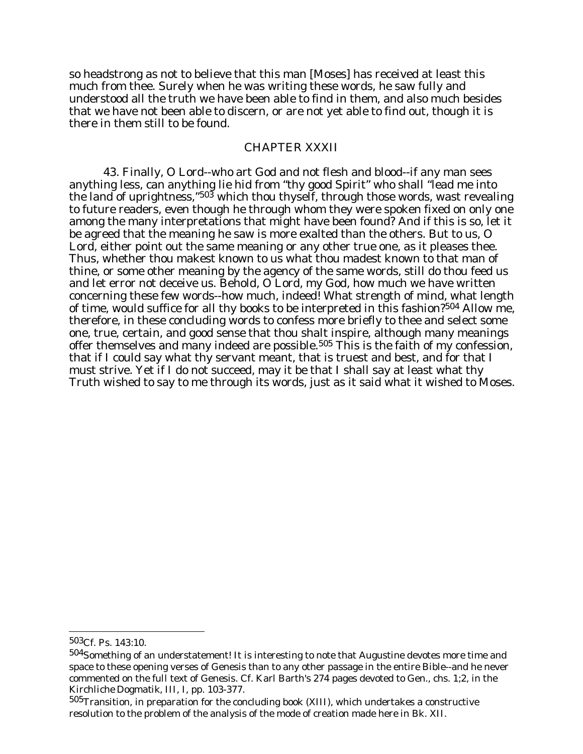so headstrong as not to believe that this man [Moses] has received at least this much from thee. Surely when he was writing these words, he saw fully and understood all the truth we have been able to find in them, and also much besides that we have not been able to discern, or are not yet able to find out, though it is there in them still to be found.

## CHAPTER XXXII

43. Finally, O Lord--who art God and not flesh and blood--if any man sees anything less, can anything lie hid from "thy good Spirit" who shall "lead me into the land of uprightness,"[503] which thou thyself, through those words, wast revealing to future readers, even though he through whom they were spoken fixed on only one among the many interpretations that might have been found? And if this is so, let it be agreed that the meaning he saw is more exalted than the others. But to us, O Lord, either point out the same meaning or any other true one, as it pleases thee. Thus, whether thou makest known to us what thou madest known to that man of thine, or some other meaning by the agency of the same words, still do thou feed us and let error not deceive us. Behold, O Lord, my God, how much we have written concerning these few words--how much, indeed! What strength of mind, what length of time, would suffice for all thy books to be interpreted in this fashion?[504] Allow me, therefore, in these concluding words to confess more briefly to thee and select some one, true, certain, and good sense that thou shalt inspire, although many meanings offer themselves and many indeed are possible.[505] This is the faith of my confession, that if I could say what thy servant meant, that is truest and best, and for that I must strive. Yet if I do not succeed, may it be that I shall say at least what thy Truth wished to say to me through its words, just as it said what it wished to Moses.

---

[503] Cf. Ps. 143:10.

[504] Something of an understatement! It is interesting to note that Augustine devotes more time and space to these opening verses of Genesis than to any other passage in the entire Bible--and he never commented on the full text of Genesis. Cf. Karl Barth's 274 pages devoted to Gen., chs. 1;2, in the *Kirchliche Dogmatik*, III, I, pp. 103-377.

[505] Transition, in preparation for the concluding book (XIII), which undertakes a constructive resolution to the problem of the analysis of the mode of creation made here in Bk. XII.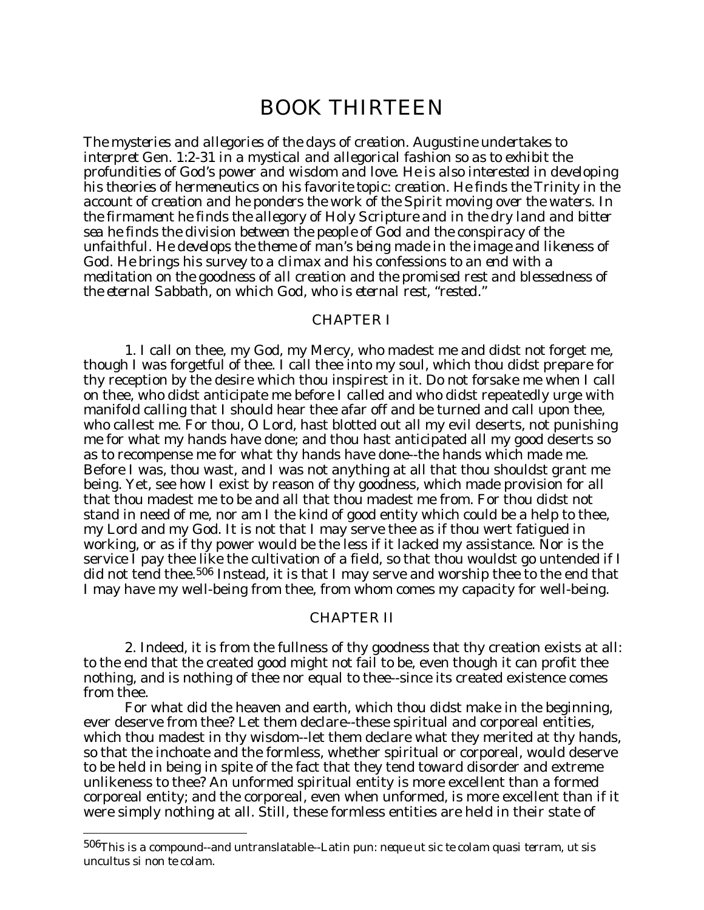# BOOK THIRTEEN

*The mysteries and allegories of the days of creation. Augustine undertakes to interpret Gen. 1:2-31 in a mystical and allegorical fashion so as to exhibit the profundities of God's power and wisdom and love. He is also interested in developing his theories of hermeneutics on his favorite topic: creation. He finds the Trinity in the account of creation and he ponders the work of the Spirit moving over the waters. In the firmament he finds the allegory of Holy Scripture and in the dry land and bitter sea he finds the division between the people of God and the conspiracy of the unfaithful. He develops the theme of man's being made in the image and likeness of God. He brings his survey to a climax and his confessions to an end with a meditation on the goodness of all creation and the promised rest and blessedness of the eternal Sabbath, on which God, who is eternal rest, "rested."*

## CHAPTER I

1. I call on thee, my God, my Mercy, who madest me and didst not forget me, though I was forgetful of thee. I call thee into my soul, which thou didst prepare for thy reception by the desire which thou inspirest in it. Do not forsake me when I call on thee, who didst anticipate me before I called and who didst repeatedly urge with manifold calling that I should hear thee afar off and be turned and call upon thee, who callest me. For thou, O Lord, hast blotted out all my evil deserts, not punishing me for what my hands have done; and thou hast anticipated all my good deserts so as to recompense me for what thy hands have done--the hands which made me. Before I was, thou wast, and I was not anything at all that thou shouldst grant me being. Yet, see how I exist by reason of thy goodness, which made provision for all that thou madest me to be and all that thou madest me from. For thou didst not stand in need of me, nor am I the kind of good entity which could be a help to thee, my Lord and my God. It is not that I may serve thee as if thou wert fatigued in working, or as if thy power would be the less if it lacked my assistance. Nor is the service I pay thee like the cultivation of a field, so that thou wouldst go untended if I did not tend thee.[506] Instead, it is that I may serve and worship thee to the end that I may have my well-being from thee, from whom comes my capacity for well-being.

## CHAPTER II

2. Indeed, it is from the fullness of thy goodness that thy creation exists at all: to the end that the created good might not fail to be, even though it can profit thee nothing, and is nothing of thee nor equal to thee--since its created existence comes from thee.

For what did the heaven and earth, which thou didst make in the beginning, ever deserve from thee? Let them declare--these spiritual and corporeal entities, which thou madest in thy wisdom--let them declare what they merited at thy hands, so that the inchoate and the formless, whether spiritual or corporeal, would deserve to be held in being in spite of the fact that they tend toward disorder and extreme unlikeness to thee? An unformed spiritual entity is more excellent than a formed corporeal entity; and the corporeal, even when unformed, is more excellent than if it were simply nothing at all. Still, these formless entities are held in their state of

---

[506] This is a compound--and untranslatable--Latin pun: *neque ut sic te colam quasi terram, ut sis uncultus si non te colam.*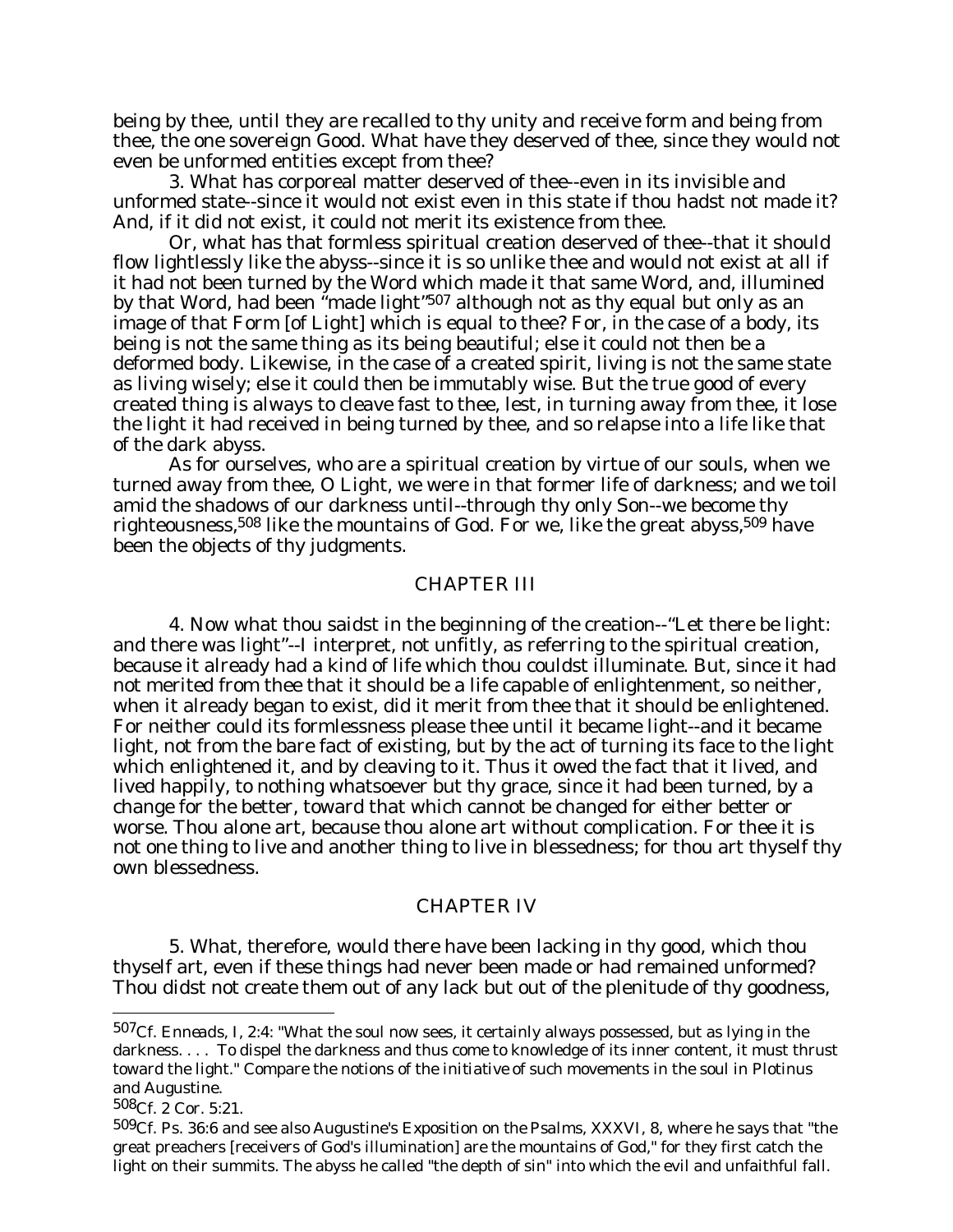being by thee, until they are recalled to thy unity and receive form and being from thee, the one sovereign Good. What have they deserved of thee, since they would not even be unformed entities except from thee?

3. What has corporeal matter deserved of thee--even in its invisible and unformed state--since it would not exist even in this state if thou hadst not made it? And, if it did not exist, it could not merit its existence from thee.

Or, what has that formless spiritual creation deserved of thee--that it should flow lightlessly like the abyss--since it is so unlike thee and would not exist at all if it had not been turned by the Word which made it that same Word, and, illumined by that Word, had been "made light"[507] although not as thy equal but only as an image of that Form [of Light] which is equal to thee? For, in the case of a body, its being is not the same thing as its being beautiful; else it could not then be a deformed body. Likewise, in the case of a created spirit, living is not the same state as living wisely; else it could then be immutably wise. But the true good of every created thing is always to cleave fast to thee, lest, in turning away from thee, it lose the light it had received in being turned by thee, and so relapse into a life like that of the dark abyss.

As for ourselves, who are a spiritual creation by virtue of our souls, when we turned away from thee, O Light, we were in that former life of darkness; and we toil amid the shadows of our darkness until--through thy only Son--we become thy righteousness,[508] like the mountains of God. For we, like the great abyss,[509] have been the objects of thy judgments.

## CHAPTER III

4. Now what thou saidst in the beginning of the creation--"Let there be light: and there was light"--I interpret, not unfitly, as referring to the spiritual creation, because it already had a kind of life which thou couldst illuminate. But, since it had not merited from thee that it should be a life capable of enlightenment, so neither, when it already began to exist, did it merit from thee that it should be enlightened. For neither could its formlessness please thee until it became light--and it became light, not from the bare fact of existing, but by the act of turning its face to the light which enlightened it, and by cleaving to it. Thus it owed the fact that it lived, and lived happily, to nothing whatsoever but thy grace, since it had been turned, by a change for the better, toward that which cannot be changed for either better or worse. Thou alone art, because thou alone art without complication. For thee it is not one thing to live and another thing to live in blessedness; for thou art thyself thy own blessedness.

## CHAPTER IV

5. What, therefore, would there have been lacking in thy good, which thou thyself art, even if these things had never been made or had remained unformed? Thou didst not create them out of any lack but out of the plenitude of thy goodness,

---

[507] Cf. *Enneads*, I, 2:4: "What the soul now sees, it certainly always possessed, but as lying in the darkness. . . . To dispel the darkness and thus come to knowledge of its inner content, it must thrust toward the light." Compare the notions of the *initiative* of such movements in the soul in Plotinus and Augustine.

[508] Cf. 2 Cor. 5:21.

[509] Cf. Ps. 36:6 and see also Augustine's *Exposition on the Psalms*, XXXVI, 8, where he says that "the great preachers [receivers of God's illumination] are the mountains of God," for they first catch the light on their summits. The abyss he called "the depth of sin" into which the evil and unfaithful fall.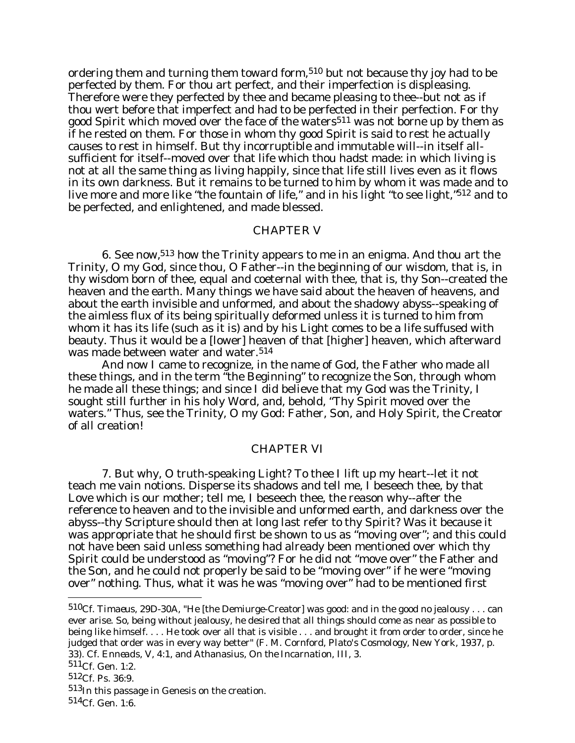ordering them and turning them toward form,[510] but not because thy joy had to be perfected by them. For thou art perfect, and their imperfection is displeasing. Therefore were they perfected by thee and became pleasing to thee--but not as if thou wert before that imperfect and had to be perfected in their perfection. For thy good Spirit which moved over the face of the waters[511] was not borne up by them as if he rested on them. For those in whom thy good Spirit is said to rest he actually causes to rest in himself. But thy incorruptible and immutable will--in itself all-sufficient for itself--moved over that life which thou hadst made: in which living is not at all the same thing as living happily, since that life still lives even as it flows in its own darkness. But it remains to be turned to him by whom it was made and to live more and more like "the fountain of life," and in his light "to see light,"[512] and to be perfected, and enlightened, and made blessed.

## CHAPTER V

6. See now,[513] how the Trinity appears to me in an enigma. And thou art the Trinity, O my God, since thou, O Father--in the beginning of our wisdom, that is, in thy wisdom born of thee, equal and coeternal with thee, that is, thy Son--created the heaven and the earth. Many things we have said about the heaven of heavens, and about the earth invisible and unformed, and about the shadowy abyss--speaking of the aimless flux of its being spiritually deformed unless it is turned to him from whom it has its life (such as it is) and by his Light comes to be a life suffused with beauty. Thus it would be a [lower] heaven of that [higher] heaven, which afterward was made between water and water.[514]

And now I came to recognize, in the name of God, the Father who made all these things, and in the term "the Beginning" to recognize the Son, through whom he made all these things; and since I did believe that my God was the Trinity, I sought still further in his holy Word, and, behold, "Thy Spirit moved over the waters." Thus, see the Trinity, O my God: Father, Son, and Holy Spirit, the Creator of all creation!

## CHAPTER VI

7. But why, O truth-speaking Light? To thee I lift up my heart--let it not teach me vain notions. Disperse its shadows and tell me, I beseech thee, by that Love which is our mother; tell me, I beseech thee, the reason why--after the reference to heaven and to the invisible and unformed earth, and darkness over the abyss--thy Scripture should then at long last refer to thy Spirit? Was it because it was appropriate that he should first be shown to us as "moving over"; and this could not have been said unless something had already been mentioned over which thy Spirit could be understood as "moving"? For he did not "move over" the Father and the Son, and he could not properly be said to be "moving over" if he were "moving over" nothing. Thus, what it was he was "moving over" had to be mentioned first

---

[510] Cf. *Timaeus*, 29D-30A, "He [the Demiurge-Creator] was good: and in the good no jealousy . . . can ever arise. So, being without jealousy, he desired that all things should come as near as possible to being like himself. . . . He took over all that is visible . . . and brought it from order to order, since he judged that order was in every way better" (F. M. Cornford, *Plato's Cosmology*, New York, 1937, p. 33). Cf. *Enneads*, V, 4:1, and Athanasius, *On the Incarnation*, III, 3.

[511] Cf. Gen. 1:2.

[512] Cf. Ps. 36:9.

[513] In this passage in Genesis on the creation.

[514] Cf. Gen. 1:6.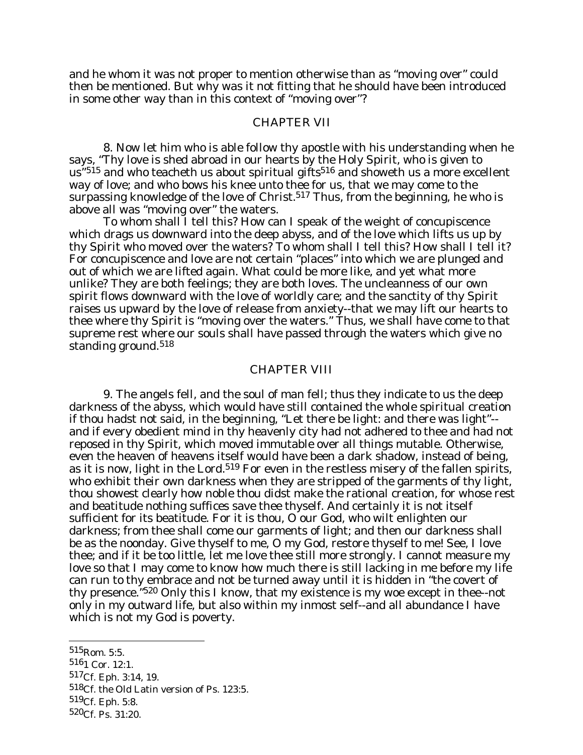and he whom it was not proper to mention otherwise than as "moving over" could then be mentioned. But why was it not fitting that he should have been introduced in some other way than in this context of "moving over"?

## CHAPTER VII

8. Now let him who is able follow thy apostle with his understanding when he says, "Thy love is shed abroad in our hearts by the Holy Spirit, who is given to us"[515] and who teacheth us about spiritual gifts[516] and showeth us a more excellent way of love; and who bows his knee unto thee for us, that we may come to the surpassing knowledge of the love of Christ.[517] Thus, from the beginning, he who is above all was "moving over" the waters.

To whom shall I tell this? How can I speak of the weight of concupiscence which drags us downward into the deep abyss, and of the love which lifts us up by thy Spirit who moved over the waters? To whom shall I tell this? How shall I tell it? For concupiscence and love are not certain "places" into which we are plunged and out of which we are lifted again. What could be more like, and yet what more unlike? They are both feelings; they are both loves. The uncleanness of our own spirit flows downward with the love of worldly care; and the sanctity of thy Spirit raises us upward by the love of release from anxiety--that we may lift our hearts to thee where thy Spirit is "moving over the waters." Thus, we shall have come to that supreme rest where our souls shall have passed through the waters which give no standing ground.[518]

## CHAPTER VIII

9. The angels fell, and the soul of man fell; thus they indicate to us the deep darkness of the abyss, which would have still contained the whole spiritual creation if thou hadst not said, in the beginning, "Let there be light: and there was light"--and if every obedient mind in thy heavenly city had not adhered to thee and had not reposed in thy Spirit, which moved immutable over all things mutable. Otherwise, even the heaven of heavens itself would have been a dark shadow, instead of being, as it is now, light in the Lord.[519] For even in the restless misery of the fallen spirits, who exhibit their own darkness when they are stripped of the garments of thy light, thou showest clearly how noble thou didst make the rational creation, for whose rest and beatitude nothing suffices save thee thyself. And certainly it is not itself sufficient for its beatitude. For it is thou, O our God, who wilt enlighten our darkness; from thee shall come our garments of light; and then our darkness shall be as the noonday. Give thyself to me, O my God, restore thyself to me! See, I love thee; and if it be too little, let me love thee still more strongly. I cannot measure my love so that I may come to know how much there is still lacking in me before my life can run to thy embrace and not be turned away until it is hidden in "the covert of thy presence."[520] Only this I know, that my existence is my woe except in thee--not only in my outward life, but also within my inmost self--and all abundance I have which is not my God is poverty.

---

[515] Rom. 5:5.

[516] 1 Cor. 12:1.

[517] Cf. Eph. 3:14, 19.

[518] Cf. the Old Latin version of Ps. 123:5.

[519] Cf. Eph. 5:8.

[520] Cf. Ps. 31:20.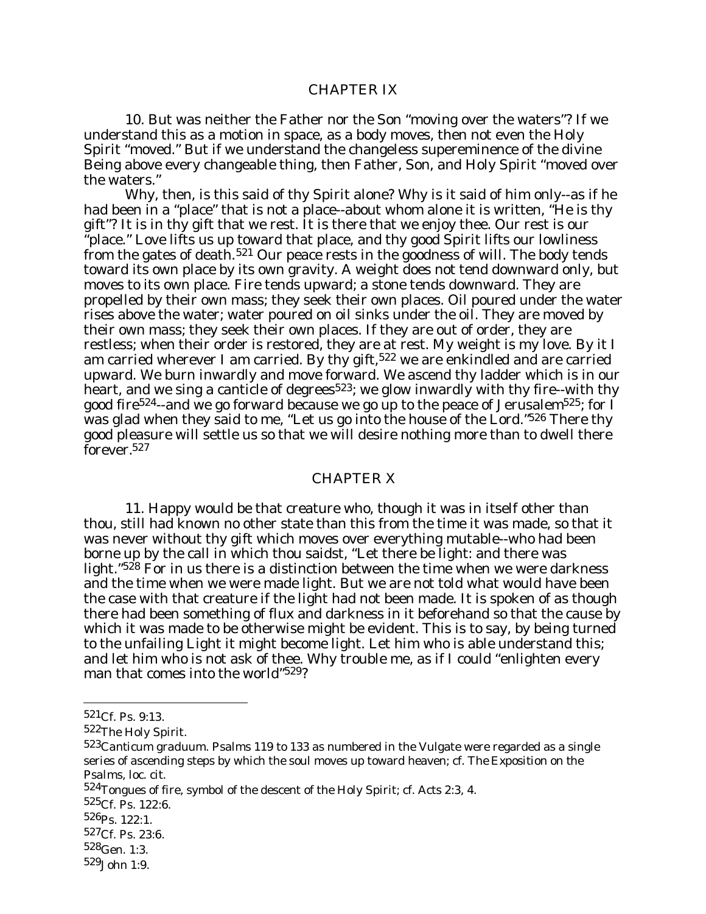## CHAPTER IX

10. But was neither the Father nor the Son "moving over the waters"? If we understand this as a motion in space, as a body moves, then not even the Holy Spirit "moved." But if we understand the changeless supereminence of the divine Being above every changeable thing, then Father, Son, and Holy Spirit "moved over the waters."

Why, then, is this said of thy Spirit alone? Why is it said of him only--as if he had been in a "place" that is not a place--about whom alone it is written, "He is thy gift"? It is in thy gift that we rest. It is there that we enjoy thee. Our rest is our "place." Love lifts us up toward that place, and thy good Spirit lifts our lowliness from the gates of death.[521] Our peace rests in the goodness of will. The body tends toward its own place by its own gravity. A weight does not tend downward only, but moves to its own place. Fire tends upward; a stone tends downward. They are propelled by their own mass; they seek their own places. Oil poured under the water rises above the water; water poured on oil sinks under the oil. They are moved by their own mass; they seek their own places. If they are out of order, they are restless; when their order is restored, they are at rest. My weight is my love. By it I am carried wherever I am carried. By thy gift,[522] we are enkindled and are carried upward. We burn inwardly and move forward. We ascend thy ladder which is in our heart, and we sing a canticle of degrees[523]; we glow inwardly with thy fire--with thy good fire[524]--and we go forward because we go up to the peace of Jerusalem[525]; for I was glad when they said to me, "Let us go into the house of the Lord."[526] There thy good pleasure will settle us so that we will desire nothing more than to dwell there forever.[527]

## CHAPTER X

11. Happy would be that creature who, though it was in itself other than thou, still had known no other state than this from the time it was made, so that it was never without thy gift which moves over everything mutable--who had been borne up by the call in which thou saidst, "Let there be light: and there was light."[528] For in us there is a distinction between the time when we were darkness and the time when we were made light. But we are not told what would have been the case with that creature if the light had not been made. It is spoken of as though there had been something of flux and darkness in it beforehand so that the cause by which it was made to be otherwise might be evident. This is to say, by being turned to the unfailing Light it might become light. Let him who is able understand this; and let him who is not ask of thee. Why trouble me, as if I could "enlighten every man that comes into the world"[529]?

---

[521] Cf. Ps. 9:13.

[522] The Holy Spirit.

[523] *Canticum graduum*. Psalms 119 to 133 as numbered in the Vulgate were regarded as a single series of ascending steps by which the soul moves up toward heaven; cf. *The Exposition on the Psalms*, loc. cit.

[524] Tongues of fire, symbol of the descent of the Holy Spirit; cf. Acts 2:3, 4.

[525] Cf. Ps. 122:6.

[526] Ps. 122:1.

[527] Cf. Ps. 23:6.

[528] Gen. 1:3.

[529] John 1:9.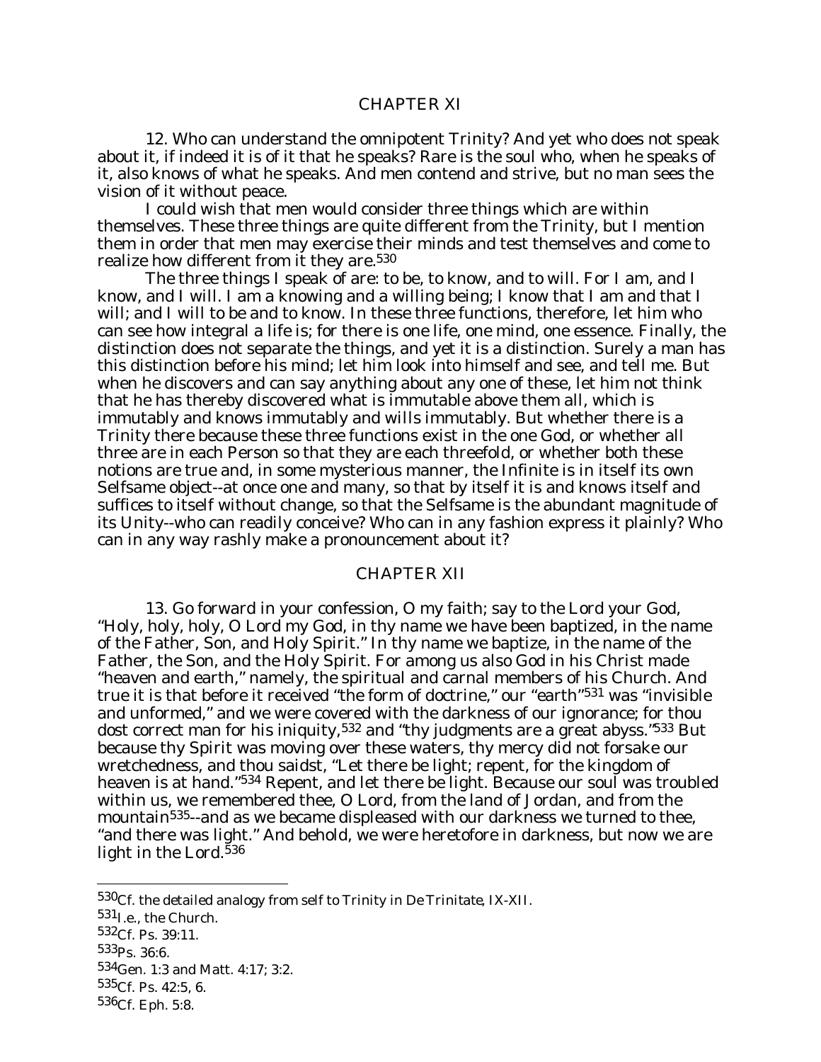## CHAPTER XI

12. Who can understand the omnipotent Trinity? And yet who does not speak about it, if indeed it is of it that he speaks? Rare is the soul who, when he speaks of it, also knows of what he speaks. And men contend and strive, but no man sees the vision of it without peace.

I could wish that men would consider three things which are within themselves. These three things are quite different from the Trinity, but I mention them in order that men may exercise their minds and test themselves and come to realize how different from it they are.[530]

The three things I speak of are: to be, to know, and to will. For I am, and I know, and I will. I am a knowing and a willing being; I know that I am and that I will; and I will to be and to know. In these three functions, therefore, let him who can see how integral a life is; for there is one life, one mind, one essence. Finally, the distinction does not separate the things, and yet it is a distinction. Surely a man has this distinction before his mind; let him look into himself and see, and tell me. But when he discovers and can say anything about any one of these, let him not think that he has thereby discovered what is immutable above them all, which is immutably and knows immutably and wills immutably. But whether there is a Trinity there because these three functions exist in the one God, or whether all three are in each Person so that they are each threefold, or whether both these notions are true and, in some mysterious manner, the Infinite is in itself its own Selfsame object--at once one and many, so that by itself it is and knows itself and suffices to itself without change, so that the Selfsame is the abundant magnitude of its Unity--who can readily conceive? Who can in any fashion express it plainly? Who can in any way rashly make a pronouncement about it?

## CHAPTER XII

13. Go forward in your confession, O my faith; say to the Lord your God, "Holy, holy, holy, O Lord my God, in thy name we have been baptized, in the name of the Father, Son, and Holy Spirit." In thy name we baptize, in the name of the Father, the Son, and the Holy Spirit. For among us also God in his Christ made "heaven and earth," namely, the spiritual and carnal members of his Church. And true it is that before it received "the form of doctrine," our "earth"[531] was "invisible and unformed," and we were covered with the darkness of our ignorance; for thou dost correct man for his iniquity,[532] and "thy judgments are a great abyss."[533] But because thy Spirit was moving over these waters, thy mercy did not forsake our wretchedness, and thou saidst, "Let there be light; repent, for the kingdom of heaven is at hand."[534] Repent, and let there be light. Because our soul was troubled within us, we remembered thee, O Lord, from the land of Jordan, and from the mountain[535]--and as we became displeased with our darkness we turned to thee, "and there was light." And behold, we were heretofore in darkness, but now we are light in the Lord.[536]

---

[530] Cf. the detailed analogy from self to Trinity in *De Trinitate*, IX-XII.

[531] I.e., the Church.

[532] Cf. Ps. 39:11.

[533] Ps. 36:6.

[534] Gen. 1:3 and Matt. 4:17; 3:2.

[535] Cf. Ps. 42:5, 6.

[536] Cf. Eph. 5:8.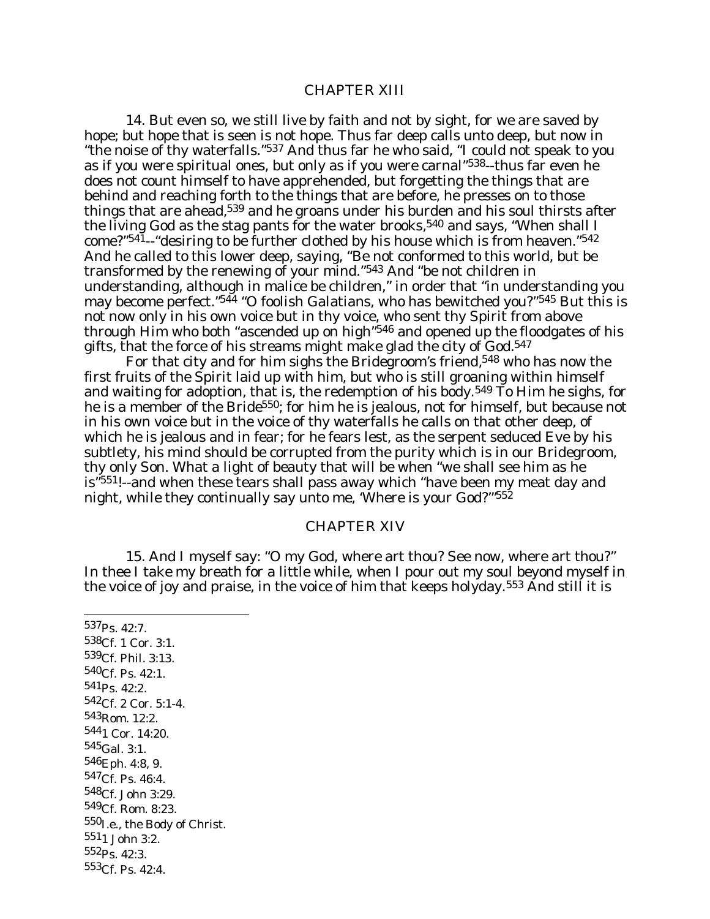## CHAPTER XIII

14. But even so, we still live by faith and not by sight, for we are saved by hope; but hope that is seen is not hope. Thus far deep calls unto deep, but now in "the noise of thy waterfalls."[537] And thus far he who said, "I could not speak to you as if you were spiritual ones, but only as if you were carnal"[538]--thus far even he does not count himself to have apprehended, but forgetting the things that are behind and reaching forth to the things that are before, he presses on to those things that are ahead,[539] and he groans under his burden and his soul thirsts after the living God as the stag pants for the water brooks,[540] and says, "When shall I come?"[541]--"desiring to be further clothed by his house which is from heaven."[542] And he called to this lower deep, saying, "Be not conformed to this world, but be transformed by the renewing of your mind."[543] And "be not children in understanding, although in malice be children," in order that "in understanding you may become perfect."[544] "O foolish Galatians, who has bewitched you?"[545] But this is not now only in his own voice but in thy voice, who sent thy Spirit from above through Him who both "ascended up on high"[546] and opened up the floodgates of his gifts, that the force of his streams might make glad the city of God.[547]

For that city and for him sighs the Bridegroom's friend,[548] who has now the first fruits of the Spirit laid up with him, but who is still groaning within himself and waiting for adoption, that is, the redemption of his body.[549] To Him he sighs, for he is a member of the Bride[550]; for him he is jealous, not for himself, but because not in his own voice but in the voice of thy waterfalls he calls on that other deep, of which he is jealous and in fear; for he fears lest, as the serpent seduced Eve by his subtlety, his mind should be corrupted from the purity which is in our Bridegroom, thy only Son. What a light of beauty that will be when "we shall see him as he is"[551]!--and when these tears shall pass away which "have been my meat day and night, while they continually say unto me, 'Where is your God?'"[552]

## CHAPTER XIV

15. And I myself say: "O my God, where art thou? See now, where art thou?" In thee I take my breath for a little while, when I pour out my soul beyond myself in the voice of joy and praise, in the voice of him that keeps holyday.[553] And still it is

---

[537] Ps. 42:7.
[538] Cf. 1 Cor. 3:1.
[539] Cf. Phil. 3:13.
[540] Cf. Ps. 42:1.
[541] Ps. 42:2.
[542] Cf. 2 Cor. 5:1-4.
[543] Rom. 12:2.
[544] 1 Cor. 14:20.
[545] Gal. 3:1.
[546] Eph. 4:8, 9.
[547] Cf. Ps. 46:4.
[548] Cf. John 3:29.
[549] Cf. Rom. 8:23.
[550] I.e., the Body of Christ.
[551] 1 John 3:2.
[552] Ps. 42:3.
[553] Cf. Ps. 42:4.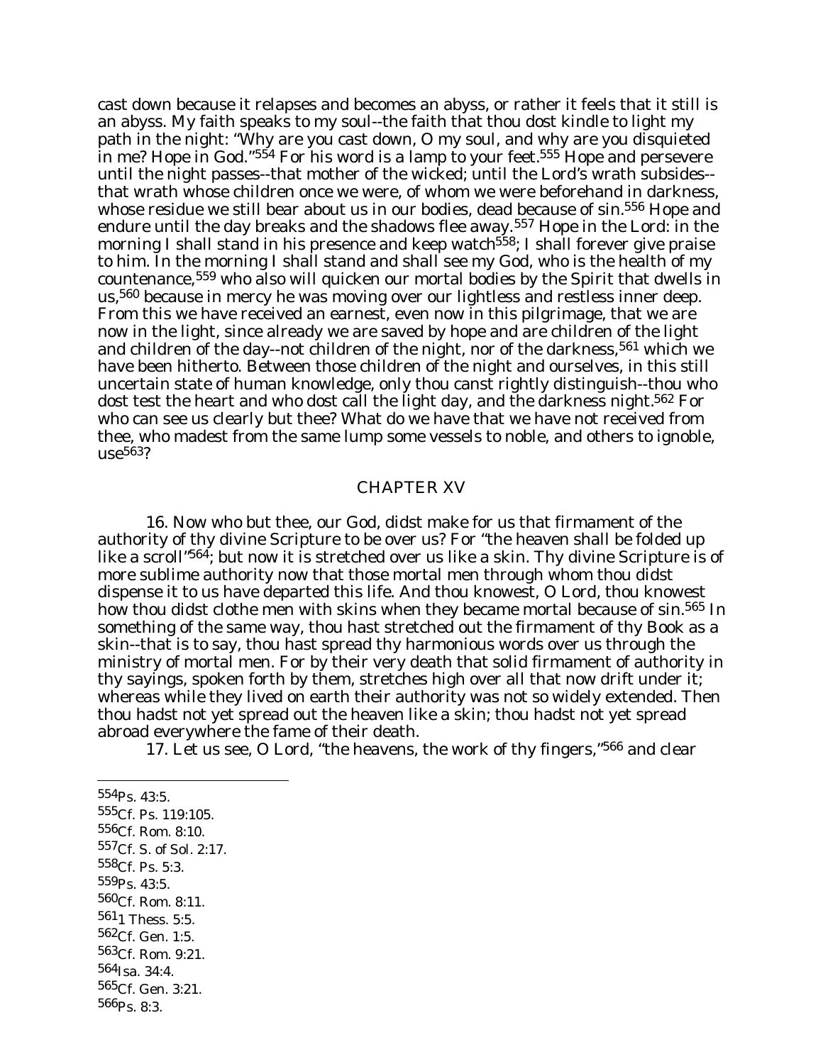cast down because it relapses and becomes an abyss, or rather it feels that it still is an abyss. My faith speaks to my soul--the faith that thou dost kindle to light my path in the night: "Why are you cast down, O my soul, and why are you disquieted in me? Hope in God."[554] For his word is a lamp to your feet.[555] Hope and persevere until the night passes--that mother of the wicked; until the Lord's wrath subsides--that wrath whose children once we were, of whom we were beforehand in darkness, whose residue we still bear about us in our bodies, dead because of sin.[556] Hope and endure until the day breaks and the shadows flee away.[557] Hope in the Lord: in the morning I shall stand in his presence and keep watch[558]; I shall forever give praise to him. In the morning I shall stand and shall see my God, who is the health of my countenance,[559] who also will quicken our mortal bodies by the Spirit that dwells in us,[560] because in mercy he was moving over our lightless and restless inner deep. From this we have received an earnest, even now in this pilgrimage, that we are now in the light, since already we are saved by hope and are children of the light and children of the day--not children of the night, nor of the darkness,[561] which we have been hitherto. Between those children of the night and ourselves, in this still uncertain state of human knowledge, only thou canst rightly distinguish--thou who dost test the heart and who dost call the light day, and the darkness night.[562] For who can see us clearly but thee? What do we have that we have not received from thee, who madest from the same lump some vessels to noble, and others to ignoble, use[563]?

## CHAPTER XV

16. Now who but thee, our God, didst make for us that firmament of the authority of thy divine Scripture to be over us? For "the heaven shall be folded up like a scroll"[564]; but now it is stretched over us like a skin. Thy divine Scripture is of more sublime authority now that those mortal men through whom thou didst dispense it to us have departed this life. And thou knowest, O Lord, thou knowest how thou didst clothe men with skins when they became mortal because of sin.[565] In something of the same way, thou hast stretched out the firmament of thy Book as a skin--that is to say, thou hast spread thy harmonious words over us through the ministry of mortal men. For by their very death that solid firmament of authority in thy sayings, spoken forth by them, stretches high over all that now drift under it; whereas while they lived on earth their authority was not so widely extended. Then thou hadst not yet spread out the heaven like a skin; thou hadst not yet spread abroad everywhere the fame of their death.

17. Let us see, O Lord, "the heavens, the work of thy fingers,"[566] and clear

---

[554] Ps. 43:5.
[555] Cf. Ps. 119:105.
[556] Cf. Rom. 8:10.
[557] Cf. S. of Sol. 2:17.
[558] Cf. Ps. 5:3.
[559] Ps. 43:5.
[560] Cf. Rom. 8:11.
[561] 1 Thess. 5:5.
[562] Cf. Gen. 1:5.
[563] Cf. Rom. 9:21.
[564] Isa. 34:4.
[565] Cf. Gen. 3:21.
[566] Ps. 8:3.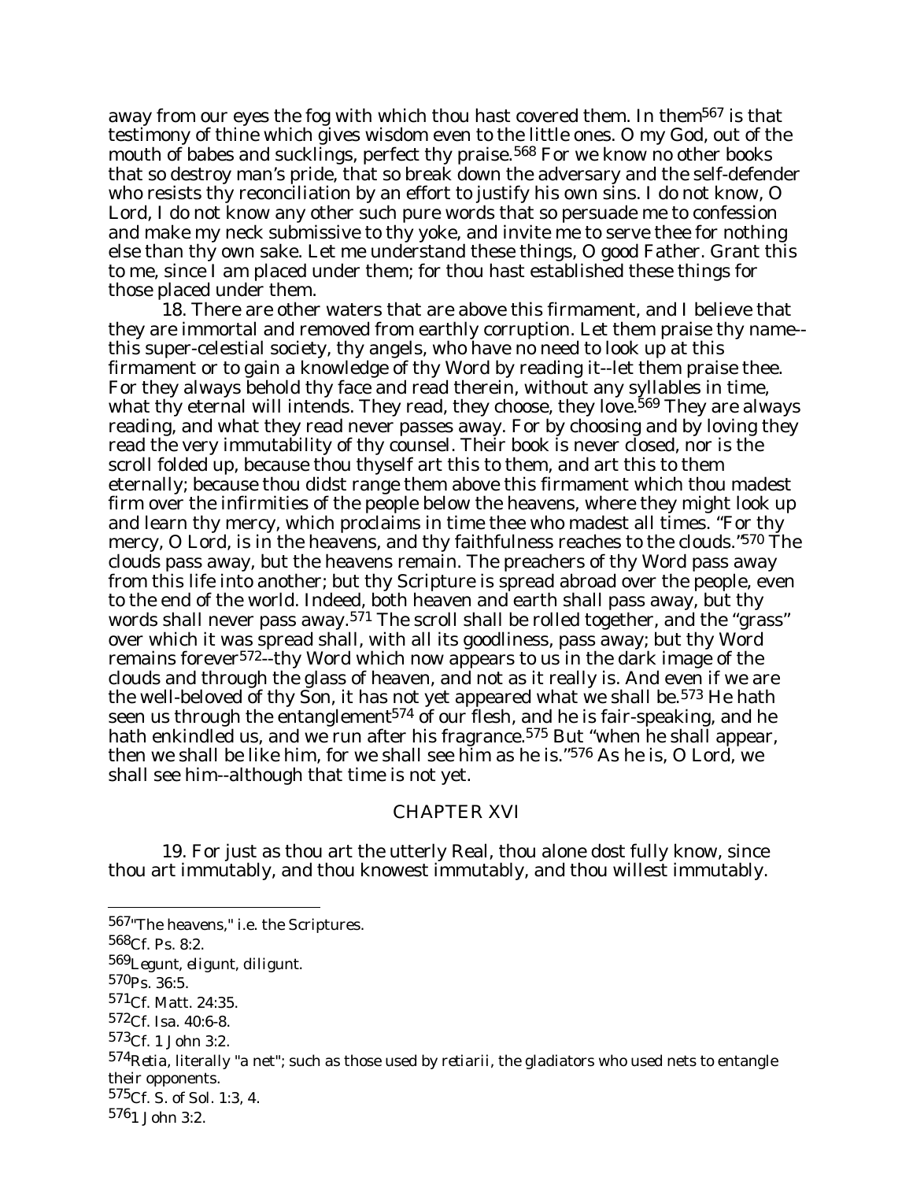away from our eyes the fog with which thou hast covered them. In them[567] is that testimony of thine which gives wisdom even to the little ones. O my God, out of the mouth of babes and sucklings, perfect thy praise.[568] For we know no other books that so destroy man's pride, that so break down the adversary and the self-defender who resists thy reconciliation by an effort to justify his own sins. I do not know, O Lord, I do not know any other such pure words that so persuade me to confession and make my neck submissive to thy yoke, and invite me to serve thee for nothing else than thy own sake. Let me understand these things, O good Father. Grant this to me, since I am placed under them; for thou hast established these things for those placed under them.

18. There are other waters that are above this firmament, and I believe that they are immortal and removed from earthly corruption. Let them praise thy name--this super-celestial society, thy angels, who have no need to look up at this firmament or to gain a knowledge of thy Word by reading it--let them praise thee. For they always behold thy face and read therein, without any syllables in time, what thy eternal will intends. They read, they choose, they love.[569] They are always reading, and what they read never passes away. For by choosing and by loving they read the very immutability of thy counsel. Their book is never closed, nor is the scroll folded up, because thou thyself art this to them, and art this to them eternally; because thou didst range them above this firmament which thou madest firm over the infirmities of the people below the heavens, where they might look up and learn thy mercy, which proclaims in time thee who madest all times. "For thy mercy, O Lord, is in the heavens, and thy faithfulness reaches to the clouds."[570] The clouds pass away, but the heavens remain. The preachers of thy Word pass away from this life into another; but thy Scripture is spread abroad over the people, even to the end of the world. Indeed, both heaven and earth shall pass away, but thy words shall never pass away.[571] The scroll shall be rolled together, and the "grass" over which it was spread shall, with all its goodliness, pass away; but thy Word remains forever[572]--thy Word which now appears to us in the dark image of the clouds and through the glass of heaven, and not as it really is. And even if we are the well-beloved of thy Son, it has not yet appeared what we shall be.[573] He hath seen us through the entanglement[574] of our flesh, and he is fair-speaking, and he hath enkindled us, and we run after his fragrance.[575] But "when he shall appear, then we shall be like him, for we shall see him as he is."[576] As he is, O Lord, we shall see him--although that time is not yet.

## CHAPTER XVI

19. For just as thou art the utterly Real, thou alone dost fully know, since thou art immutably, and thou knowest immutably, and thou willest immutably.

---

[567] "The heavens," i.e. the Scriptures.

[568] Cf. Ps. 8:2.

[569] *Legunt, eligunt, diligunt.*

[570] Ps. 36:5.

[571] Cf. Matt. 24:35.

[572] Cf. Isa. 40:6-8.

[573] Cf. 1 John 3:2.

[574] *Retia*, literally "a net"; such as those used by *retiarii*, the gladiators who used nets to entangle their opponents.

[575] Cf. S. of Sol. 1:3, 4.

[576] 1 John 3:2.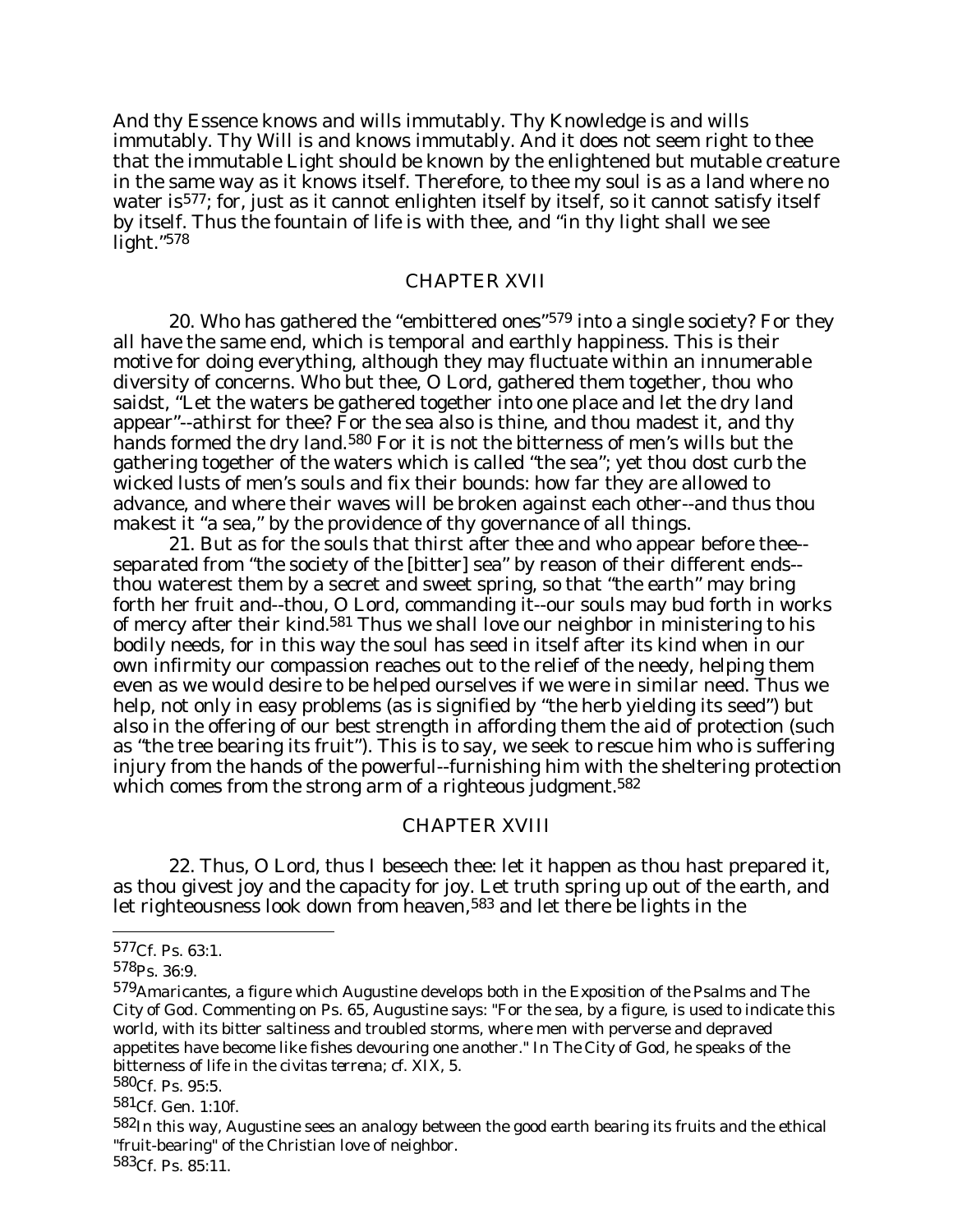And thy Essence knows and wills immutably. Thy Knowledge is and wills immutably. Thy Will is and knows immutably. And it does not seem right to thee that the immutable Light should be known by the enlightened but mutable creature in the same way as it knows itself. Therefore, to thee my soul is as a land where no water is[577]; for, just as it cannot enlighten itself by itself, so it cannot satisfy itself by itself. Thus the fountain of life is with thee, and "in thy light shall we see light."[578]

## CHAPTER XVII

20. Who has gathered the "embittered ones"[579] into a single society? For they all have the same end, which is temporal and earthly happiness. This is their motive for doing everything, although they may fluctuate within an innumerable diversity of concerns. Who but thee, O Lord, gathered them together, thou who saidst, "Let the waters be gathered together into one place and let the dry land appear"--athirst for thee? For the sea also is thine, and thou madest it, and thy hands formed the dry land.[580] For it is not the bitterness of men's wills but the gathering together of the waters which is called "the sea"; yet thou dost curb the wicked lusts of men's souls and fix their bounds: how far they are allowed to advance, and where their waves will be broken against each other--and thus thou makest it "a sea," by the providence of thy governance of all things.

21. But as for the souls that thirst after thee and who appear before thee--separated from "the society of the [bitter] sea" by reason of their different ends--thou waterest them by a secret and sweet spring, so that "the earth" may bring forth her fruit and--thou, O Lord, commanding it--our souls may bud forth in works of mercy after their kind.[581] Thus we shall love our neighbor in ministering to his bodily needs, for in this way the soul has seed in itself after its kind when in our own infirmity our compassion reaches out to the relief of the needy, helping them even as we would desire to be helped ourselves if we were in similar need. Thus we help, not only in easy problems (as is signified by "the herb yielding its seed") but also in the offering of our best strength in affording them the aid of protection (such as "the tree bearing its fruit"). This is to say, we seek to rescue him who is suffering injury from the hands of the powerful--furnishing him with the sheltering protection which comes from the strong arm of a righteous judgment.[582]

## CHAPTER XVIII

22. Thus, O Lord, thus I beseech thee: let it happen as thou hast prepared it, as thou givest joy and the capacity for joy. Let truth spring up out of the earth, and let righteousness look down from heaven,[583] and let there be lights in the

---

[577] Cf. Ps. 63:1.

[578] Ps. 36:9.

[579] *Amaricantes*, a figure which Augustine develops both in the *Exposition of the Psalms* and *The City of God*. Commenting on Ps. 65, Augustine says: "For the sea, by a figure, is used to indicate this world, with its bitter saltiness and troubled storms, where men with perverse and depraved appetites have become like fishes devouring one another." In *The City of God*, he speaks of the bitterness of life in the *civitas terrena*; cf. XIX, 5.

[580] Cf. Ps. 95:5.

[581] Cf. Gen. 1:10f.

[582] In this way, Augustine sees an analogy between the good earth bearing its fruits and the ethical "fruit-bearing" of the Christian love of neighbor.

[583] Cf. Ps. 85:11.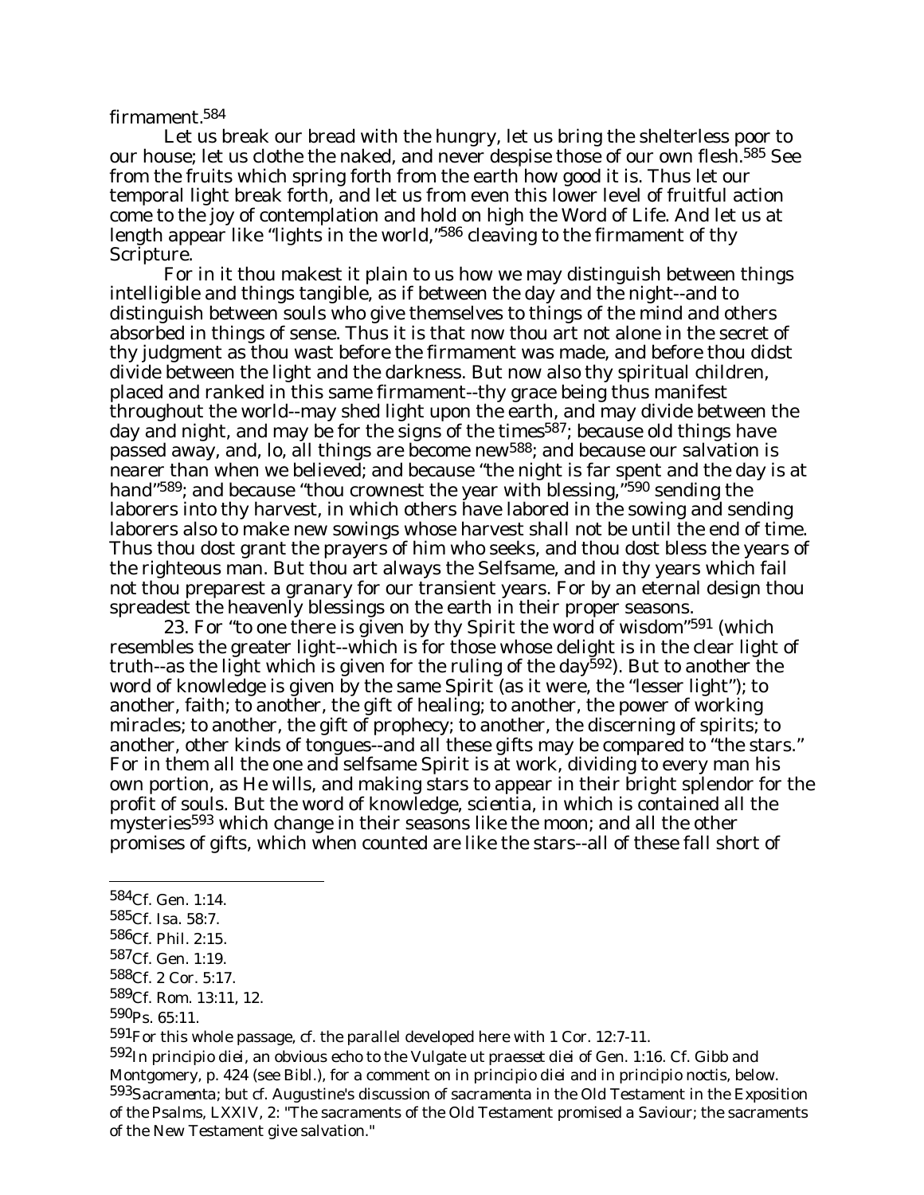firmament.[584]

Let us break our bread with the hungry, let us bring the shelterless poor to our house; let us clothe the naked, and never despise those of our own flesh.[585] See from the fruits which spring forth from the earth how good it is. Thus let our temporal light break forth, and let us from even this lower level of fruitful action come to the joy of contemplation and hold on high the Word of Life. And let us at length appear like "lights in the world,"[586] cleaving to the firmament of thy Scripture.

For in it thou makest it plain to us how we may distinguish between things intelligible and things tangible, as if between the day and the night--and to distinguish between souls who give themselves to things of the mind and others absorbed in things of sense. Thus it is that now thou art not alone in the secret of thy judgment as thou wast before the firmament was made, and before thou didst divide between the light and the darkness. But now also thy spiritual children, placed and ranked in this same firmament--thy grace being thus manifest throughout the world--may shed light upon the earth, and may divide between the day and night, and may be for the signs of the times[587]; because old things have passed away, and, lo, all things are become new[588]; and because our salvation is nearer than when we believed; and because "the night is far spent and the day is at hand"[589]; and because "thou crownest the year with blessing,"[590] sending the laborers into thy harvest, in which others have labored in the sowing and sending laborers also to make new sowings whose harvest shall not be until the end of time. Thus thou dost grant the prayers of him who seeks, and thou dost bless the years of the righteous man. But thou art always the Selfsame, and in thy years which fail not thou preparest a granary for our transient years. For by an eternal design thou spreadest the heavenly blessings on the earth in their proper seasons.

23. For "to one there is given by thy Spirit the word of wisdom"[591] (which resembles the greater light--which is for those whose delight is in the clear light of truth--as the light which is given for the ruling of the day[592]). But to another the word of knowledge is given by the same Spirit (as it were, the "lesser light"); to another, faith; to another, the gift of healing; to another, the power of working miracles; to another, the gift of prophecy; to another, the discerning of spirits; to another, other kinds of tongues--and all these gifts may be compared to "the stars." For in them all the one and selfsame Spirit is at work, dividing to every man his own portion, as He wills, and making stars to appear in their bright splendor for the profit of souls. But the word of knowledge, *scientia*, in which is contained all the mysteries[593] which change in their seasons like the moon; and all the other promises of gifts, which when counted are like the stars--all of these fall short of

---

584 Cf. Gen. 1:14.

585 Cf. Isa. 58:7.

586 Cf. Phil. 2:15.

587 Cf. Gen. 1:19.

588 Cf. 2 Cor. 5:17.

589 Cf. Rom. 13:11, 12.

590 Ps. 65:11.

591 For this whole passage, cf. the parallel developed here with 1 Cor. 12:7-11.

592 *In principio diei*, an obvious echo to the Vulgate *ut praesset diei* of Gen. 1:16. Cf. Gibb and Montgomery, p. 424 (see Bibl.), for a comment on *in principio diei* and *in principio noctis*, below.

593 *Sacramenta*; but cf. Augustine's discussion of *sacramenta* in the Old Testament in the *Exposition of the Psalms*, LXXIV, 2: "The sacraments of the Old Testament promised a Saviour; the sacraments of the New Testament give salvation."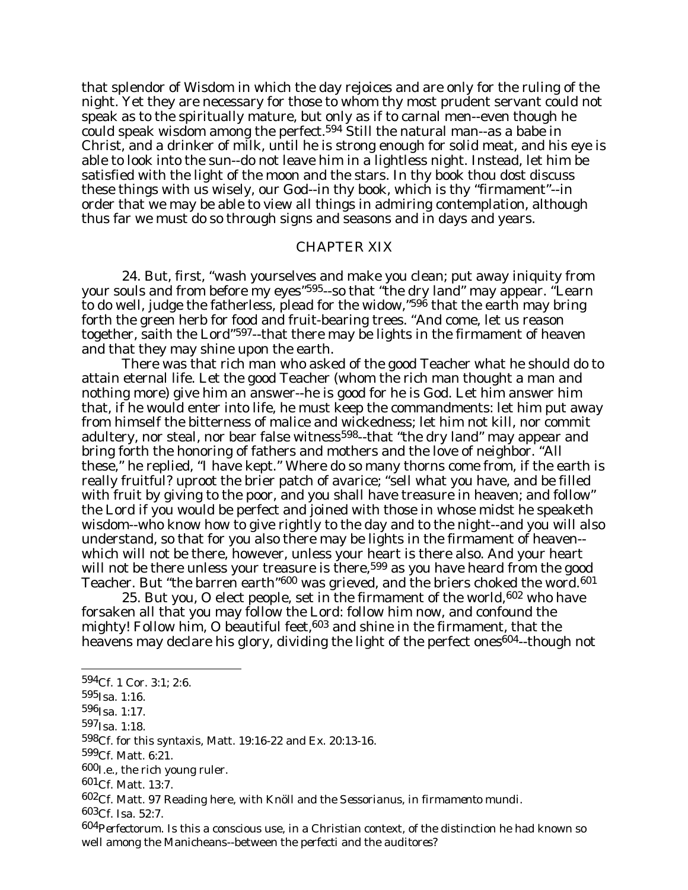that splendor of Wisdom in which the day rejoices and are only for the ruling of the night. Yet they are necessary for those to whom thy most prudent servant could not speak as to the spiritually mature, but only as if to carnal men--even though he could speak wisdom among the perfect.[594] Still the natural man--as a babe in Christ, and a drinker of milk, until he is strong enough for solid meat, and his eye is able to look into the sun--do not leave him in a lightless night. Instead, let him be satisfied with the light of the moon and the stars. In thy book thou dost discuss these things with us wisely, our God--in thy book, which is thy "firmament"--in order that we may be able to view all things in admiring contemplation, although thus far we must do so through signs and seasons and in days and years.

## CHAPTER XIX

24. But, first, "wash yourselves and make you clean; put away iniquity from your souls and from before my eyes"[595]--so that "the dry land" may appear. "Learn to do well, judge the fatherless, plead for the widow,"[596] that the earth may bring forth the green herb for food and fruit-bearing trees. "And come, let us reason together, saith the Lord"[597]--that there may be lights in the firmament of heaven and that they may shine upon the earth.

There was that rich man who asked of the good Teacher what he should do to attain eternal life. Let the good Teacher (whom the rich man thought a man and nothing more) give him an answer--he is good for he is God. Let him answer him that, if he would enter into life, he must keep the commandments: let him put away from himself the bitterness of malice and wickedness; let him not kill, nor commit adultery, nor steal, nor bear false witness[598]--that "the dry land" may appear and bring forth the honoring of fathers and mothers and the love of neighbor. "All these," he replied, "I have kept." Where do so many thorns come from, if the earth is really fruitful? uproot the brier patch of avarice; "sell what you have, and be filled with fruit by giving to the poor, and you shall have treasure in heaven; and follow" the Lord if you would be perfect and joined with those in whose midst he speaketh wisdom--who know how to give rightly to the day and to the night--and you will also understand, so that for you also there may be lights in the firmament of heaven--which will not be there, however, unless your heart is there also. And your heart will not be there unless your treasure is there,[599] as you have heard from the good Teacher. But "the barren earth"[600] was grieved, and the briers choked the word.[601]

25. But you, O elect people, set in the firmament of the world,[602] who have forsaken all that you may follow the Lord: follow him now, and confound the mighty! Follow him, O beautiful feet,[603] and shine in the firmament, that the heavens may declare his glory, dividing the light of the perfect ones[604]--though not

---

594 Cf. 1 Cor. 3:1; 2:6.

595 Isa. 1:16.

596 Isa. 1:17.

597 Isa. 1:18.

598 Cf. for this syntaxis, Matt. 19:16-22 and Ex. 20:13-16.

599 Cf. Matt. 6:21.

600 I.e., the rich young ruler.

601 Cf. Matt. 13:7.

602 Cf. Matt. 97 Reading here, with Knöll and the *Sessorianus*, *in firmamento mundi*.

603 Cf. Isa. 52:7.

604 *Perfectorum*. Is this a conscious use, in a Christian context, of the distinction he had known so well among the Manicheans--between the *perfecti* and the *auditores*?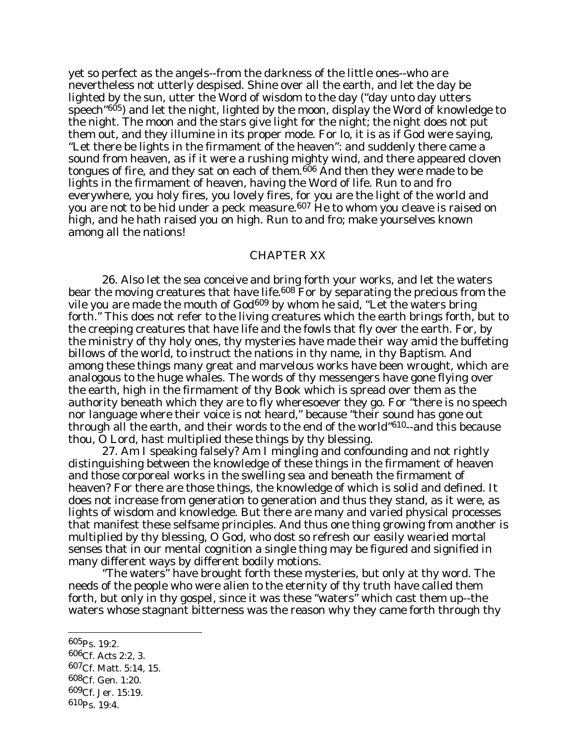yet so perfect as the angels--from the darkness of the little ones--who are nevertheless not utterly despised. Shine over all the earth, and let the day be lighted by the sun, utter the Word of wisdom to the day ("day unto day utters speech"[605]) and let the night, lighted by the moon, display the Word of knowledge to the night. The moon and the stars give light for the night; the night does not put them out, and they illumine in its proper mode. For lo, it is as if God were saying, "Let there be lights in the firmament of the heaven": and suddenly there came a sound from heaven, as if it were a rushing mighty wind, and there appeared cloven tongues of fire, and they sat on each of them.[606] And then they were made to be lights in the firmament of heaven, having the Word of life. Run to and fro everywhere, you holy fires, you lovely fires, for you are the light of the world and you are not to be hid under a peck measure.[607] He to whom you cleave is raised on high, and he hath raised you on high. Run to and fro; make yourselves known among all the nations!

## CHAPTER XX

26. Also let the sea conceive and bring forth your works, and let the waters bear the moving creatures that have life.[608] For by separating the precious from the vile you are made the mouth of God[609] by whom he said, "Let the waters bring forth." This does not refer to the living creatures which the earth brings forth, but to the creeping creatures that have life and the fowls that fly over the earth. For, by the ministry of thy holy ones, thy mysteries have made their way amid the buffeting billows of the world, to instruct the nations in thy name, in thy Baptism. And among these things many great and marvelous works have been wrought, which are analogous to the huge whales. The words of thy messengers have gone flying over the earth, high in the firmament of thy Book which is spread over them as the authority beneath which they are to fly wheresoever they go. For "there is no speech nor language where their voice is not heard," because "their sound has gone out through all the earth, and their words to the end of the world"[610]--and this because thou, O Lord, hast multiplied these things by thy blessing.

27. Am I speaking falsely? Am I mingling and confounding and not rightly distinguishing between the knowledge of these things in the firmament of heaven and those corporeal works in the swelling sea and beneath the firmament of heaven? For there are those things, the knowledge of which is solid and defined. It does not increase from generation to generation and thus they stand, as it were, as lights of wisdom and knowledge. But there are many and varied physical processes that manifest these selfsame principles. And thus one thing growing from another is multiplied by thy blessing, O God, who dost so refresh our easily wearied mortal senses that in our mental cognition a single thing may be figured and signified in many different ways by different bodily motions.

"The waters" have brought forth these mysteries, but only at thy word. The needs of the people who were alien to the eternity of thy truth have called them forth, but only in thy gospel, since it was these "waters" which cast them up--the waters whose stagnant bitterness was the reason why they came forth through thy

---

605 Ps. 19:2.

606 Cf. Acts 2:2, 3.

607 Cf. Matt. 5:14, 15.

608 Cf. Gen. 1:20.

609 Cf. Jer. 15:19.

610 Ps. 19:4.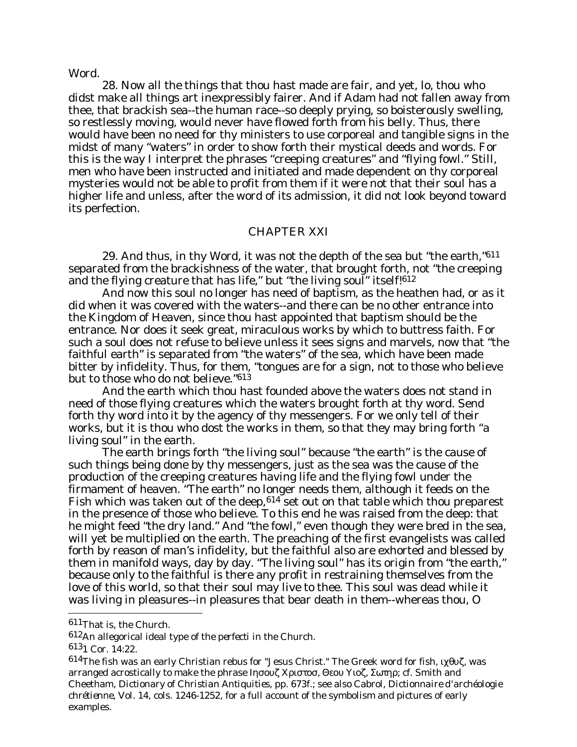Word.

28. Now all the things that thou hast made are fair, and yet, lo, thou who didst make all things art inexpressibly fairer. And if Adam had not fallen away from thee, that brackish sea--the human race--so deeply prying, so boisterously swelling, so restlessly moving, would never have flowed forth from his belly. Thus, there would have been no need for thy ministers to use corporeal and tangible signs in the midst of many "waters" in order to show forth their mystical deeds and words. For this is the way I interpret the phrases "creeping creatures" and "flying fowl." Still, men who have been instructed and initiated and made dependent on thy corporeal mysteries would not be able to profit from them if it were not that their soul has a higher life and unless, after the word of its admission, it did not look beyond toward its perfection.

## CHAPTER XXI

29. And thus, in thy Word, it was not the depth of the sea but "the earth,"[611] separated from the brackishness of the water, that brought forth, not "the creeping and the flying creature that has life," but "the living soul" itself![612]

And now this soul no longer has need of baptism, as the heathen had, or as it did when it was covered with the waters--and there can be no other entrance into the Kingdom of Heaven, since thou hast appointed that baptism should be the entrance. Nor does it seek great, miraculous works by which to buttress faith. For such a soul does not refuse to believe unless it sees signs and marvels, now that "the faithful earth" is separated from "the waters" of the sea, which have been made bitter by infidelity. Thus, for them, "tongues are for a sign, not to those who believe but to those who do not believe."[613]

And the earth which thou hast founded above the waters does not stand in need of those flying creatures which the waters brought forth at thy word. Send forth thy word into it by the agency of thy messengers. For we only tell of their works, but it is thou who dost the works in them, so that they may bring forth "a living soul" in the earth.

The earth brings forth "the living soul" because "the earth" is the cause of such things being done by thy messengers, just as the sea was the cause of the production of the creeping creatures having life and the flying fowl under the firmament of heaven. "The earth" no longer needs them, although it feeds on the Fish which was taken out of the deep,[614] set out on that table which thou preparest in the presence of those who believe. To this end he was raised from the deep: that he might feed "the dry land." And "the fowl," even though they were bred in the sea, will yet be multiplied on the earth. The preaching of the first evangelists was called forth by reason of man's infidelity, but the faithful also are exhorted and blessed by them in manifold ways, day by day. "The living soul" has its origin from "the earth," because only to the faithful is there any profit in restraining themselves from the love of this world, so that their soul may live to thee. This soul was dead while it was living in pleasures--in pleasures that bear death in them--whereas thou, O

---

[611] That is, the Church.

[612] An allegorical ideal type of the *perfecti* in the Church.

[613] 1 Cor. 14:22.

[614] The fish was an early Christian rebus for "Jesus Christ." The Greek word for fish, ιχθυζ, was arranged acrostically to make the phrase Ιησουζ Χριστοσ, Θεου Υιοζ, Σωτηρ; cf. Smith and Cheetham, *Dictionary of Christian Antiquities*, pp. 673f.; see also Cabrol, *Dictionnaire d'archéologie chrétienne*, Vol. 14, cols. 1246-1252, for a full account of the symbolism and pictures of early examples.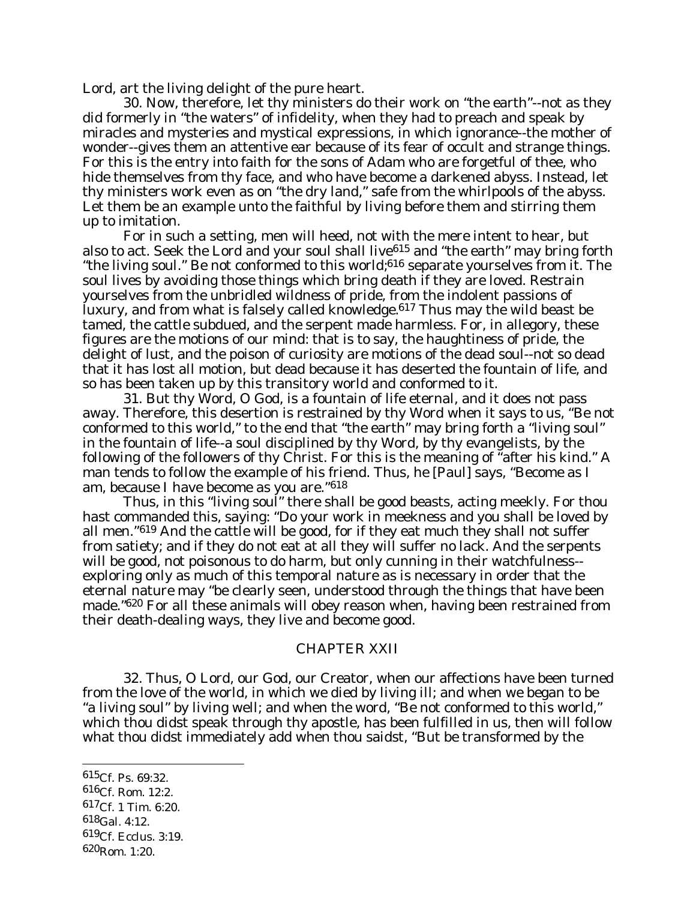Lord, art the living delight of the pure heart.

30. Now, therefore, let thy ministers do their work on "the earth"--not as they did formerly in "the waters" of infidelity, when they had to preach and speak by miracles and mysteries and mystical expressions, in which ignorance--the mother of wonder--gives them an attentive ear because of its fear of occult and strange things. For this is the entry into faith for the sons of Adam who are forgetful of thee, who hide themselves from thy face, and who have become a darkened abyss. Instead, let thy ministers work even as on "the dry land," safe from the whirlpools of the abyss. Let them be an example unto the faithful by living before them and stirring them up to imitation.

For in such a setting, men will heed, not with the mere intent to hear, but also to act. Seek the Lord and your soul shall live[615] and "the earth" may bring forth "the living soul." Be not conformed to this world;[616] separate yourselves from it. The soul lives by avoiding those things which bring death if they are loved. Restrain yourselves from the unbridled wildness of pride, from the indolent passions of luxury, and from what is falsely called knowledge.[617] Thus may the wild beast be tamed, the cattle subdued, and the serpent made harmless. For, in allegory, these figures are the motions of our mind: that is to say, the haughtiness of pride, the delight of lust, and the poison of curiosity are motions of the dead soul--not so dead that it has lost all motion, but dead because it has deserted the fountain of life, and so has been taken up by this transitory world and conformed to it.

31. But thy Word, O God, is a fountain of life eternal, and it does not pass away. Therefore, this desertion is restrained by thy Word when it says to us, "Be not conformed to this world," to the end that "the earth" may bring forth a "living soul" in the fountain of life--a soul disciplined by thy Word, by thy evangelists, by the following of the followers of thy Christ. For this is the meaning of "after his kind." A man tends to follow the example of his friend. Thus, he [Paul] says, "Become as I am, because I have become as you are."[618]

Thus, in this "living soul" there shall be good beasts, acting meekly. For thou hast commanded this, saying: "Do your work in meekness and you shall be loved by all men."[619] And the cattle will be good, for if they eat much they shall not suffer from satiety; and if they do not eat at all they will suffer no lack. And the serpents will be good, not poisonous to do harm, but only cunning in their watchfulness--exploring only as much of this temporal nature as is necessary in order that the eternal nature may "be clearly seen, understood through the things that have been made."[620] For all these animals will obey reason when, having been restrained from their death-dealing ways, they live and become good.

## CHAPTER XXII

32. Thus, O Lord, our God, our Creator, when our affections have been turned from the love of the world, in which we died by living ill; and when we began to be "a living soul" by living well; and when the word, "Be not conformed to this world," which thou didst speak through thy apostle, has been fulfilled in us, then will follow what thou didst immediately add when thou saidst, "But be transformed by the

---

[615] Cf. Ps. 69:32.
[616] Cf. Rom. 12:2.
[617] Cf. 1 Tim. 6:20.
[618] Gal. 4:12.
[619] Cf. Ecclus. 3:19.
[620] Rom. 1:20.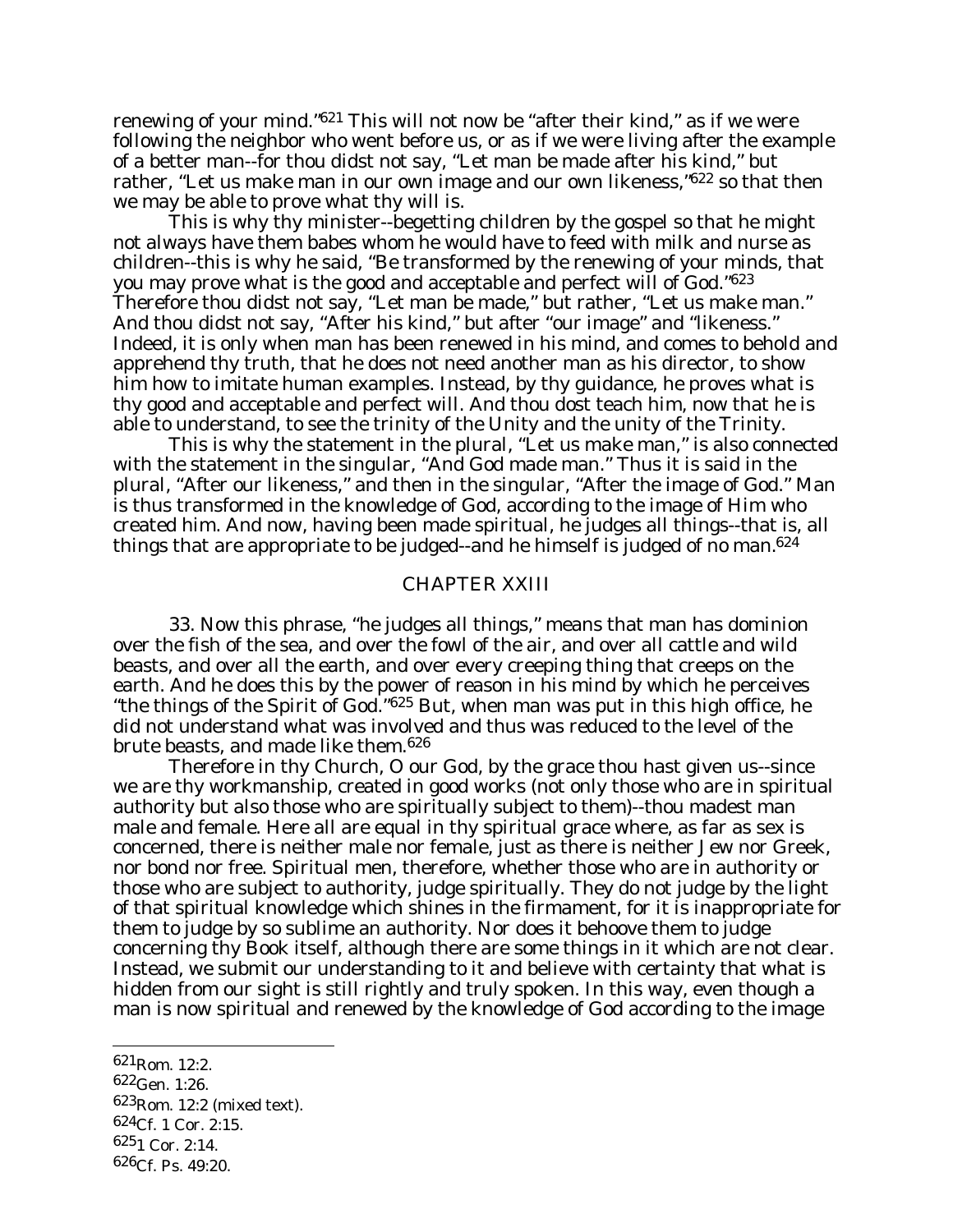renewing of your mind."[621] This will not now be "after their kind," as if we were following the neighbor who went before us, or as if we were living after the example of a better man--for thou didst not say, "Let man be made after his kind," but rather, "Let us make man in our own image and our own likeness,"[622] so that then we may be able to prove what thy will is.

This is why thy minister--begetting children by the gospel so that he might not always have them babes whom he would have to feed with milk and nurse as children--this is why he said, "Be transformed by the renewing of your minds, that you may prove what is the good and acceptable and perfect will of God."[623] Therefore thou didst not say, "Let man be made," but rather, "Let us make man." And thou didst not say, "After his kind," but after "our image" and "likeness." Indeed, it is only when man has been renewed in his mind, and comes to behold and apprehend thy truth, that he does not need another man as his director, to show him how to imitate human examples. Instead, by thy guidance, he proves what is thy good and acceptable and perfect will. And thou dost teach him, now that he is able to understand, to see the trinity of the Unity and the unity of the Trinity.

This is why the statement in the plural, "Let us make man," is also connected with the statement in the singular, "And God made man." Thus it is said in the plural, "After our likeness," and then in the singular, "After the image of God." Man is thus transformed in the knowledge of God, according to the image of Him who created him. And now, having been made spiritual, he judges all things--that is, all things that are appropriate to be judged--and he himself is judged of no man.[624]

## CHAPTER XXIII

33. Now this phrase, "he judges all things," means that man has dominion over the fish of the sea, and over the fowl of the air, and over all cattle and wild beasts, and over all the earth, and over every creeping thing that creeps on the earth. And he does this by the power of reason in his mind by which he perceives "the things of the Spirit of God."[625] But, when man was put in this high office, he did not understand what was involved and thus was reduced to the level of the brute beasts, and made like them.[626]

Therefore in thy Church, O our God, by the grace thou hast given us--since we are thy workmanship, created in good works (not only those who are in spiritual authority but also those who are spiritually subject to them)--thou madest man male and female. Here all are equal in thy spiritual grace where, as far as sex is concerned, there is neither male nor female, just as there is neither Jew nor Greek, nor bond nor free. Spiritual men, therefore, whether those who are in authority or those who are subject to authority, judge spiritually. They do not judge by the light of that spiritual knowledge which shines in the firmament, for it is inappropriate for them to judge by so sublime an authority. Nor does it behoove them to judge concerning thy Book itself, although there are some things in it which are not clear. Instead, we submit our understanding to it and believe with certainty that what is hidden from our sight is still rightly and truly spoken. In this way, even though a man is now spiritual and renewed by the knowledge of God according to the image

---

[621] Rom. 12:2.

[622] Gen. 1:26.

[623] Rom. 12:2 (mixed text).

[624] Cf. 1 Cor. 2:15.

[625] 1 Cor. 2:14.

[626] Cf. Ps. 49:20.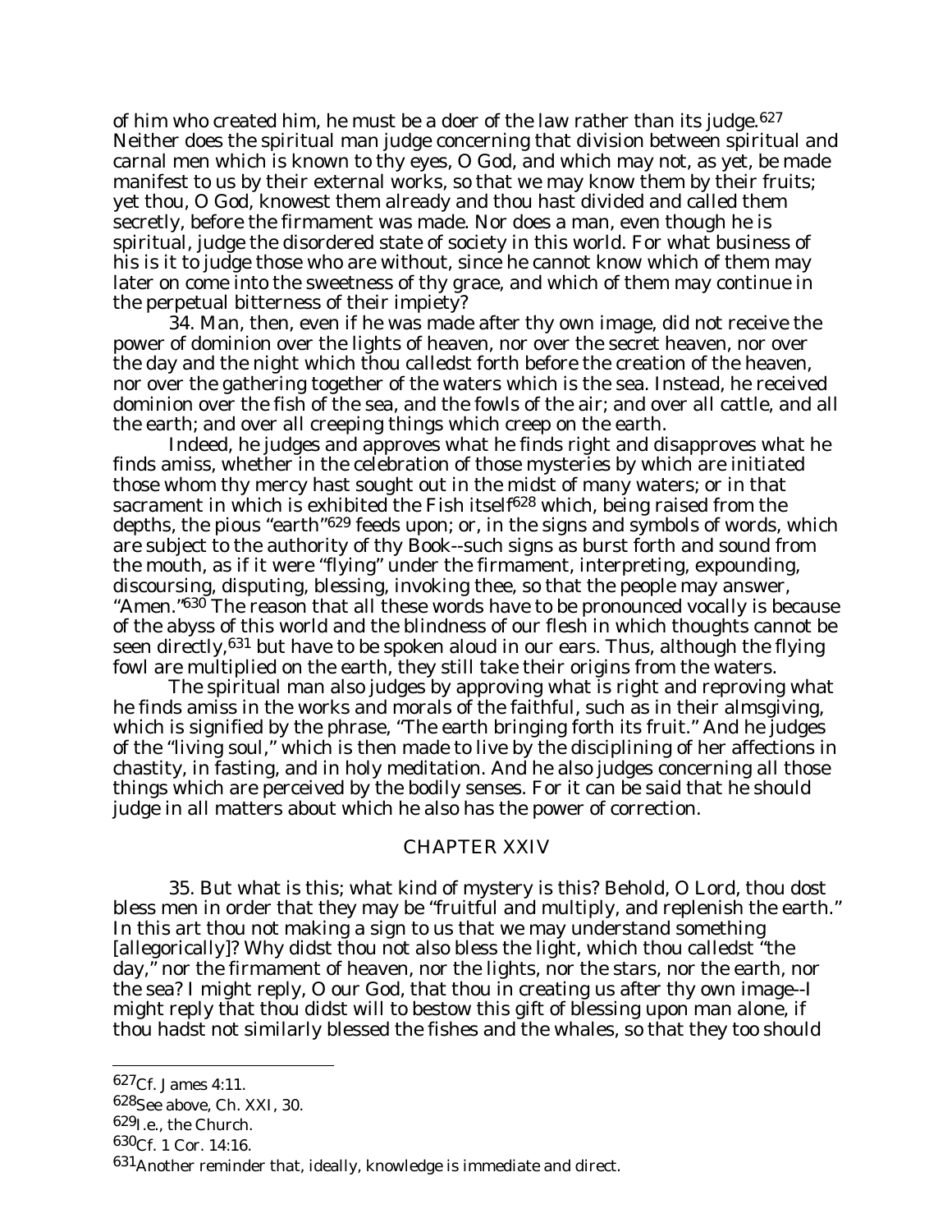of him who created him, he must be a doer of the law rather than its judge.[627] Neither does the spiritual man judge concerning that division between spiritual and carnal men which is known to thy eyes, O God, and which may not, as yet, be made manifest to us by their external works, so that we may know them by their fruits; yet thou, O God, knowest them already and thou hast divided and called them secretly, before the firmament was made. Nor does a man, even though he is spiritual, judge the disordered state of society in this world. For what business of his is it to judge those who are without, since he cannot know which of them may later on come into the sweetness of thy grace, and which of them may continue in the perpetual bitterness of their impiety?

34. Man, then, even if he was made after thy own image, did not receive the power of dominion over the lights of heaven, nor over the secret heaven, nor over the day and the night which thou calledst forth before the creation of the heaven, nor over the gathering together of the waters which is the sea. Instead, he received dominion over the fish of the sea, and the fowls of the air; and over all cattle, and all the earth; and over all creeping things which creep on the earth.

Indeed, he judges and approves what he finds right and disapproves what he finds amiss, whether in the celebration of those mysteries by which are initiated those whom thy mercy hast sought out in the midst of many waters; or in that sacrament in which is exhibited the Fish itself[628] which, being raised from the depths, the pious "earth"[629] feeds upon; or, in the signs and symbols of words, which are subject to the authority of thy Book--such signs as burst forth and sound from the mouth, as if it were "flying" under the firmament, interpreting, expounding, discoursing, disputing, blessing, invoking thee, so that the people may answer, "Amen."[630] The reason that all these words have to be pronounced vocally is because of the abyss of this world and the blindness of our flesh in which thoughts cannot be seen directly,[631] but have to be spoken aloud in our ears. Thus, although the flying fowl are multiplied on the earth, they still take their origins from the waters.

The spiritual man also judges by approving what is right and reproving what he finds amiss in the works and morals of the faithful, such as in their almsgiving, which is signified by the phrase, "The earth bringing forth its fruit." And he judges of the "living soul," which is then made to live by the disciplining of her affections in chastity, in fasting, and in holy meditation. And he also judges concerning all those things which are perceived by the bodily senses. For it can be said that he should judge in all matters about which he also has the power of correction.

## CHAPTER XXIV

35. But what is this; what kind of mystery is this? Behold, O Lord, thou dost bless men in order that they may be "fruitful and multiply, and replenish the earth." In this art thou not making a sign to us that we may understand something [allegorically]? Why didst thou not also bless the light, which thou calledst "the day," nor the firmament of heaven, nor the lights, nor the stars, nor the earth, nor the sea? I might reply, O our God, that thou in creating us after thy own image--I might reply that thou didst will to bestow this gift of blessing upon man alone, if thou hadst not similarly blessed the fishes and the whales, so that they too should

---

[627] Cf. James 4:11.

[628] See above, Ch. XXI, 30.

[629] I.e., the Church.

[630] Cf. 1 Cor. 14:16.

[631] Another reminder that, ideally, knowledge is immediate and direct.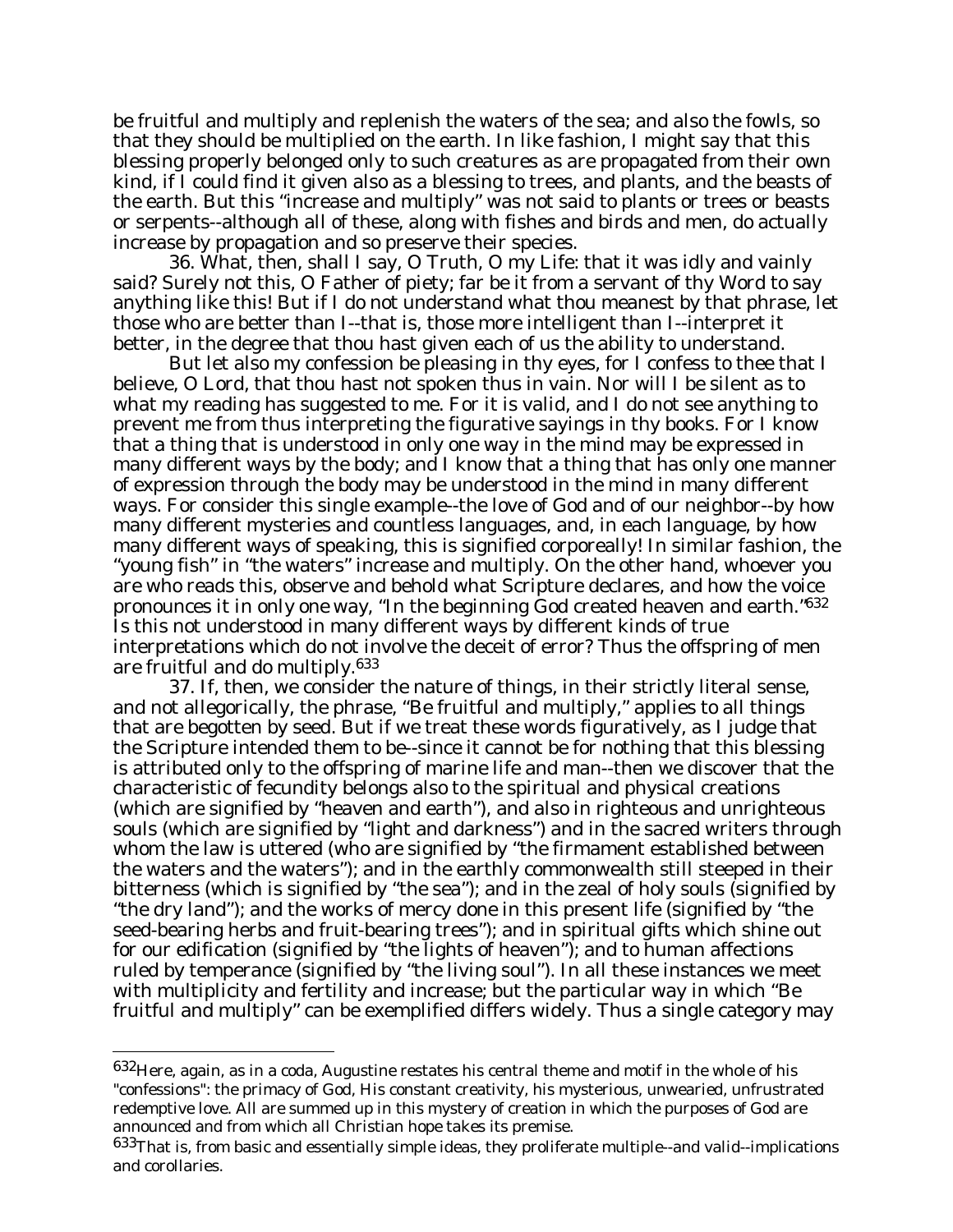be fruitful and multiply and replenish the waters of the sea; and also the fowls, so that they should be multiplied on the earth. In like fashion, I might say that this blessing properly belonged only to such creatures as are propagated from their own kind, if I could find it given also as a blessing to trees, and plants, and the beasts of the earth. But this "increase and multiply" was not said to plants or trees or beasts or serpents--although all of these, along with fishes and birds and men, do actually increase by propagation and so preserve their species.

36. What, then, shall I say, O Truth, O my Life: that it was idly and vainly said? Surely not this, O Father of piety; far be it from a servant of thy Word to say anything like this! But if I do not understand what thou meanest by that phrase, let those who are better than I--that is, those more intelligent than I--interpret it better, in the degree that thou hast given each of us the ability to understand.

But let also my confession be pleasing in thy eyes, for I confess to thee that I believe, O Lord, that thou hast not spoken thus in vain. Nor will I be silent as to what my reading has suggested to me. For it is valid, and I do not see anything to prevent me from thus interpreting the figurative sayings in thy books. For I know that a thing that is understood in only one way in the mind may be expressed in many different ways by the body; and I know that a thing that has only one manner of expression through the body may be understood in the mind in many different ways. For consider this single example--the love of God and of our neighbor--by how many different mysteries and countless languages, and, in each language, by how many different ways of speaking, this is signified corporeally! In similar fashion, the "young fish" in "the waters" increase and multiply. On the other hand, whoever you are who reads this, observe and behold what Scripture declares, and how the voice pronounces it in only one way, "In the beginning God created heaven and earth."[632] Is this not understood in many different ways by different kinds of true interpretations which do not involve the deceit of error? Thus the offspring of men are fruitful and do multiply.[633]

37. If, then, we consider the nature of things, in their strictly literal sense, and not allegorically, the phrase, "Be fruitful and multiply," applies to all things that are begotten by seed. But if we treat these words figuratively, as I judge that the Scripture intended them to be--since it cannot be for nothing that this blessing is attributed only to the offspring of marine life and man--then we discover that the characteristic of fecundity belongs also to the spiritual and physical creations (which are signified by "heaven and earth"), and also in righteous and unrighteous souls (which are signified by "light and darkness") and in the sacred writers through whom the law is uttered (who are signified by "the firmament established between the waters and the waters"); and in the earthly commonwealth still steeped in their bitterness (which is signified by "the sea"); and in the zeal of holy souls (signified by "the dry land"); and the works of mercy done in this present life (signified by "the seed-bearing herbs and fruit-bearing trees"); and in spiritual gifts which shine out for our edification (signified by "the lights of heaven"); and to human affections ruled by temperance (signified by "the living soul"). In all these instances we meet with multiplicity and fertility and increase; but the particular way in which "Be fruitful and multiply" can be exemplified differs widely. Thus a single category may

---

[632] Here, again, as in a coda, Augustine restates his central theme and motif in the whole of his "confessions": the primacy of God, His constant creativity, his mysterious, unwearied, unfrustrated redemptive love. All are summed up in this mystery of creation in which the purposes of God are announced and from which all Christian hope takes its premise.

[633] That is, from basic and essentially simple ideas, they proliferate multiple--and valid--implications and corollaries.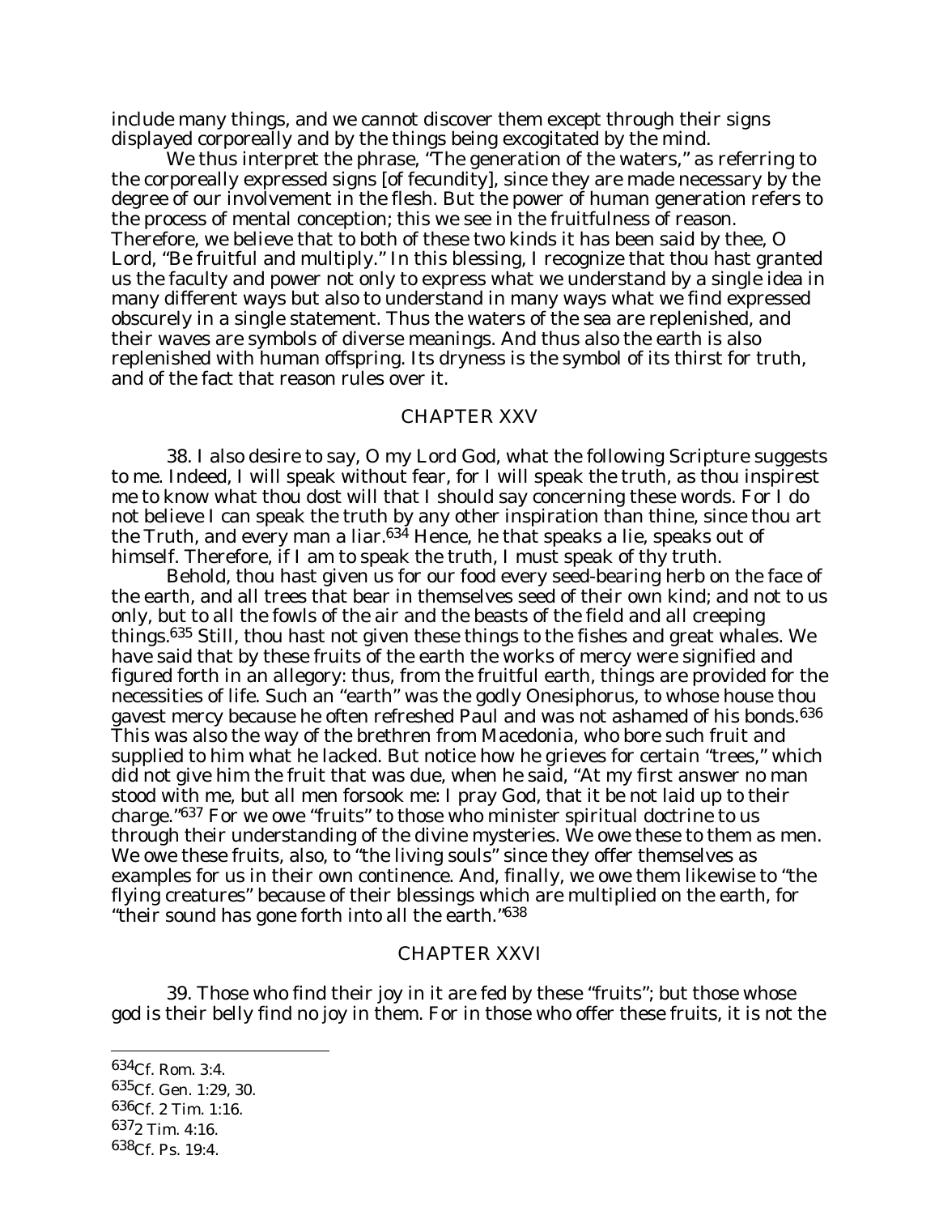include many things, and we cannot discover them except through their signs displayed corporeally and by the things being excogitated by the mind.

We thus interpret the phrase, "The generation of the waters," as referring to the corporeally expressed signs [of fecundity], since they are made necessary by the degree of our involvement in the flesh. But the power of human generation refers to the process of mental conception; this we see in the fruitfulness of reason. Therefore, we believe that to both of these two kinds it has been said by thee, O Lord, "Be fruitful and multiply." In this blessing, I recognize that thou hast granted us the faculty and power not only to express what we understand by a single idea in many different ways but also to understand in many ways what we find expressed obscurely in a single statement. Thus the waters of the sea are replenished, and their waves are symbols of diverse meanings. And thus also the earth is also replenished with human offspring. Its dryness is the symbol of its thirst for truth, and of the fact that reason rules over it.

## CHAPTER XXV

38. I also desire to say, O my Lord God, what the following Scripture suggests to me. Indeed, I will speak without fear, for I will speak the truth, as thou inspirest me to know what thou dost will that I should say concerning these words. For I do not believe I can speak the truth by any other inspiration than thine, since thou art the Truth, and every man a liar.[634] Hence, he that speaks a lie, speaks out of himself. Therefore, if I am to speak the truth, I must speak of thy truth.

Behold, thou hast given us for our food every seed-bearing herb on the face of the earth, and all trees that bear in themselves seed of their own kind; and not to us only, but to all the fowls of the air and the beasts of the field and all creeping things.[635] Still, thou hast not given these things to the fishes and great whales. We have said that by these fruits of the earth the works of mercy were signified and figured forth in an allegory: thus, from the fruitful earth, things are provided for the necessities of life. Such an "earth" was the godly Onesiphorus, to whose house thou gavest mercy because he often refreshed Paul and was not ashamed of his bonds.[636] This was also the way of the brethren from Macedonia, who bore such fruit and supplied to him what he lacked. But notice how he grieves for certain "trees," which did not give him the fruit that was due, when he said, "At my first answer no man stood with me, but all men forsook me: I pray God, that it be not laid up to their charge."[637] For we owe "fruits" to those who minister spiritual doctrine to us through their understanding of the divine mysteries. We owe these to them as men. We owe these fruits, also, to "the living souls" since they offer themselves as examples for us in their own continence. And, finally, we owe them likewise to "the flying creatures" because of their blessings which are multiplied on the earth, for "their sound has gone forth into all the earth."[638]

## CHAPTER XXVI

39. Those who find their joy in it are fed by these "fruits"; but those whose god is their belly find no joy in them. For in those who offer these fruits, it is not the

---

[634] Cf. Rom. 3:4.
[635] Cf. Gen. 1:29, 30.
[636] Cf. 2 Tim. 1:16.
[637] 2 Tim. 4:16.
[638] Cf. Ps. 19:4.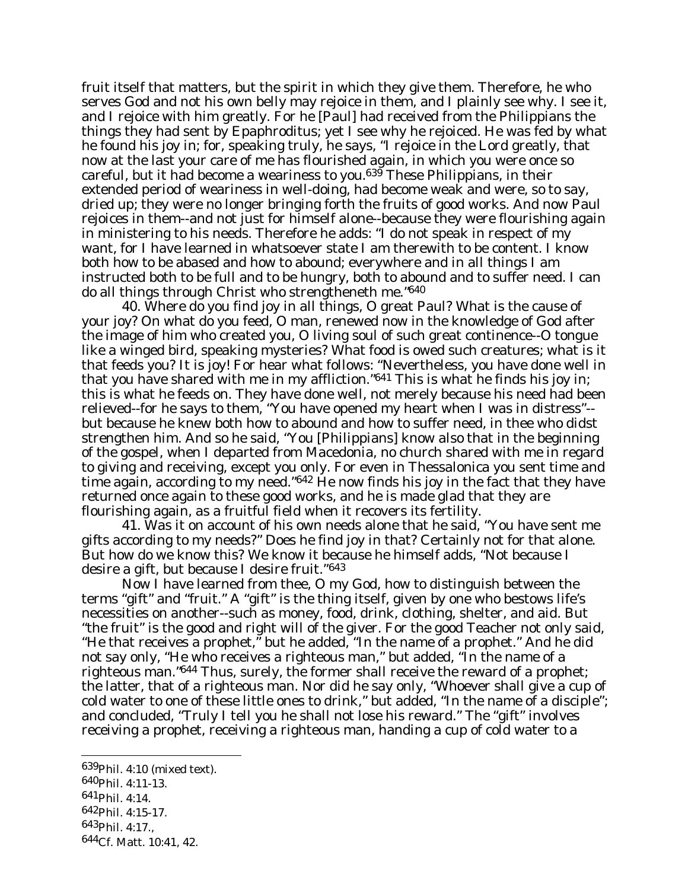fruit itself that matters, but the spirit in which they give them. Therefore, he who serves God and not his own belly may rejoice in them, and I plainly see why. I see it, and I rejoice with him greatly. For he [Paul] had received from the Philippians the things they had sent by Epaphroditus; yet I see why he rejoiced. He was fed by what he found his joy in; for, speaking truly, he says, "I rejoice in the Lord greatly, that now at the last your care of me has flourished again, in which you were once so careful, but it had become a weariness to you.[639] These Philippians, in their extended period of weariness in well-doing, had become weak and were, so to say, dried up; they were no longer bringing forth the fruits of good works. And now Paul rejoices in them--and not just for himself alone--because they were flourishing again in ministering to his needs. Therefore he adds: "I do not speak in respect of my want, for I have learned in whatsoever state I am therewith to be content. I know both how to be abased and how to abound; everywhere and in all things I am instructed both to be full and to be hungry, both to abound and to suffer need. I can do all things through Christ who strengtheneth me."[640]

40. Where do you find joy in all things, O great Paul? What is the cause of your joy? On what do you feed, O man, renewed now in the knowledge of God after the image of him who created you, O living soul of such great continence--O tongue like a winged bird, speaking mysteries? What food is owed such creatures; what is it that feeds you? It is joy! For hear what follows: "Nevertheless, you have done well in that you have shared with me in my affliction."[641] This is what he finds his joy in; this is what he feeds on. They have done well, not merely because his need had been relieved--for he says to them, "You have opened my heart when I was in distress"--but because he knew both how to abound and how to suffer need, in thee who didst strengthen him. And so he said, "You [Philippians] know also that in the beginning of the gospel, when I departed from Macedonia, no church shared with me in regard to giving and receiving, except you only. For even in Thessalonica you sent time and time again, according to my need."[642] He now finds his joy in the fact that they have returned once again to these good works, and he is made glad that they are flourishing again, as a fruitful field when it recovers its fertility.

41. Was it on account of his own needs alone that he said, "You have sent me gifts according to my needs?" Does he find joy in that? Certainly not for that alone. But how do we know this? We know it because he himself adds, "Not because I desire a gift, but because I desire fruit."[643]

Now I have learned from thee, O my God, how to distinguish between the terms "gift" and "fruit." A "gift" is the thing itself, given by one who bestows life's necessities on another--such as money, food, drink, clothing, shelter, and aid. But "the fruit" is the good and right will of the giver. For the good Teacher not only said, "He that receives a prophet," but he added, "In the name of a prophet." And he did not say only, "He who receives a righteous man," but added, "In the name of a righteous man."[644] Thus, surely, the former shall receive the reward of a prophet; the latter, that of a righteous man. Nor did he say only, "Whoever shall give a cup of cold water to one of these little ones to drink," but added, "In the name of a disciple"; and concluded, "Truly I tell you he shall not lose his reward." The "gift" involves receiving a prophet, receiving a righteous man, handing a cup of cold water to a

---

[639] Phil. 4:10 (mixed text).

[640] Phil. 4:11-13.

[641] Phil. 4:14.

[642] Phil. 4:15-17.

[643] Phil. 4:17.,

[644] Cf. Matt. 10:41, 42.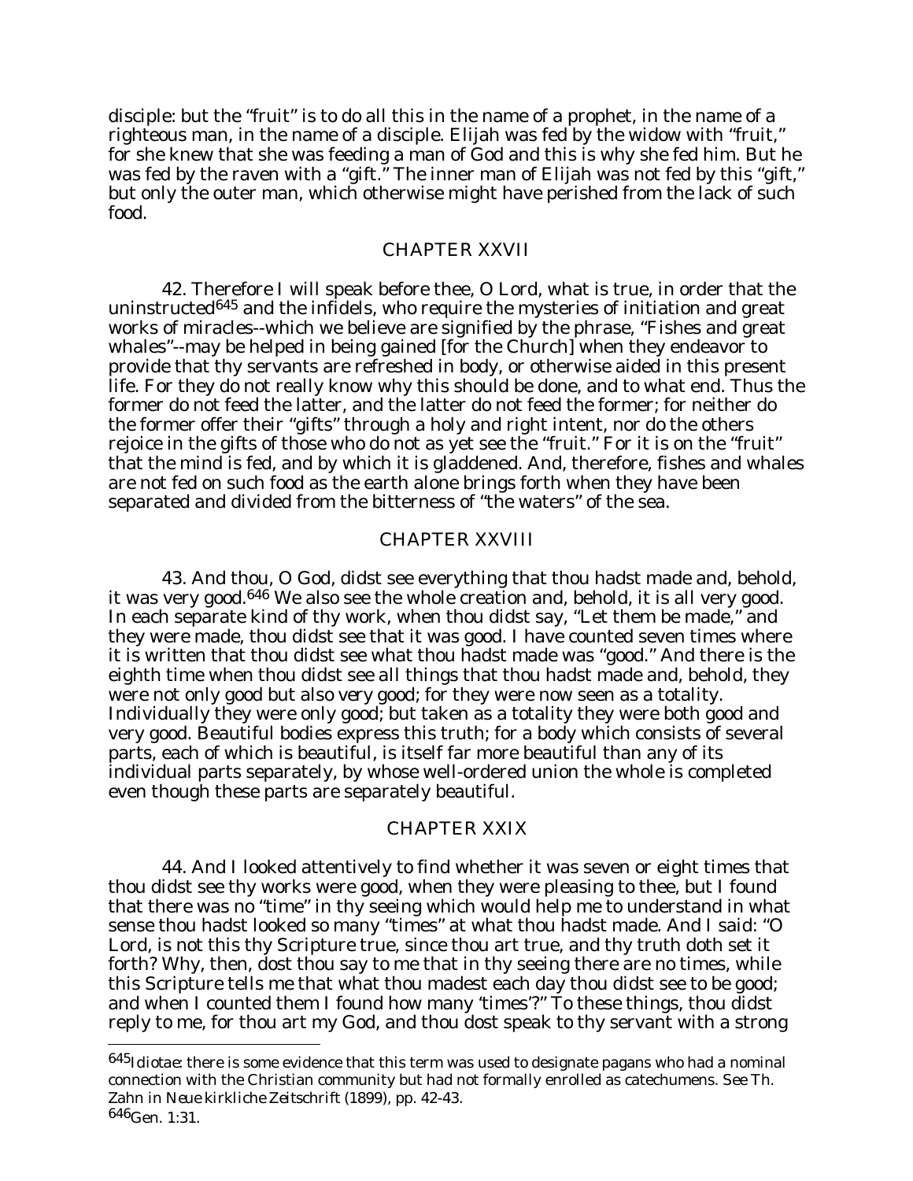disciple: but the "fruit" is to do all this in the name of a prophet, in the name of a righteous man, in the name of a disciple. Elijah was fed by the widow with "fruit," for she knew that she was feeding a man of God and this is why she fed him. But he was fed by the raven with a "gift." The inner man of Elijah was not fed by this "gift," but only the outer man, which otherwise might have perished from the lack of such food.

## CHAPTER XXVII

42. Therefore I will speak before thee, O Lord, what is true, in order that the uninstructed[645] and the infidels, who require the mysteries of initiation and great works of miracles--which we believe are signified by the phrase, "Fishes and great whales"--may be helped in being gained [for the Church] when they endeavor to provide that thy servants are refreshed in body, or otherwise aided in this present life. For they do not really know why this should be done, and to what end. Thus the former do not feed the latter, and the latter do not feed the former; for neither do the former offer their "gifts" through a holy and right intent, nor do the others rejoice in the gifts of those who do not as yet see the "fruit." For it is on the "fruit" that the mind is fed, and by which it is gladdened. And, therefore, fishes and whales are not fed on such food as the earth alone brings forth when they have been separated and divided from the bitterness of "the waters" of the sea.

## CHAPTER XXVIII

43. And thou, O God, didst see everything that thou hadst made and, behold, it was very good.[646] We also see the whole creation and, behold, it is all very good. In each separate kind of thy work, when thou didst say, "Let them be made," and they were made, thou didst see that it was good. I have counted seven times where it is written that thou didst see what thou hadst made was "good." And there is the eighth time when thou didst see all things that thou hadst made and, behold, they were not only good but also very good; for they were now seen as a totality. Individually they were only good; but taken as a totality they were both good and very good. Beautiful bodies express this truth; for a body which consists of several parts, each of which is beautiful, is itself far more beautiful than any of its individual parts separately, by whose well-ordered union the whole is completed even though these parts are separately beautiful.

## CHAPTER XXIX

44. And I looked attentively to find whether it was seven or eight times that thou didst see thy works were good, when they were pleasing to thee, but I found that there was no "time" in thy seeing which would help me to understand in what sense thou hadst looked so many "times" at what thou hadst made. And I said: "O Lord, is not this thy Scripture true, since thou art true, and thy truth doth set it forth? Why, then, dost thou say to me that in thy seeing there are no times, while this Scripture tells me that what thou madest each day thou didst see to be good; and when I counted them I found how many 'times'?" To these things, thou didst reply to me, for thou art my God, and thou dost speak to thy servant with a strong

---

[645] *Idiotae*: there is some evidence that this term was used to designate pagans who had a nominal connection with the Christian community but had not formally enrolled as catechumens. See Th. Zahn in *Neue kirkliche Zeitschrift* (1899), pp. 42-43.

[646] Gen. 1:31.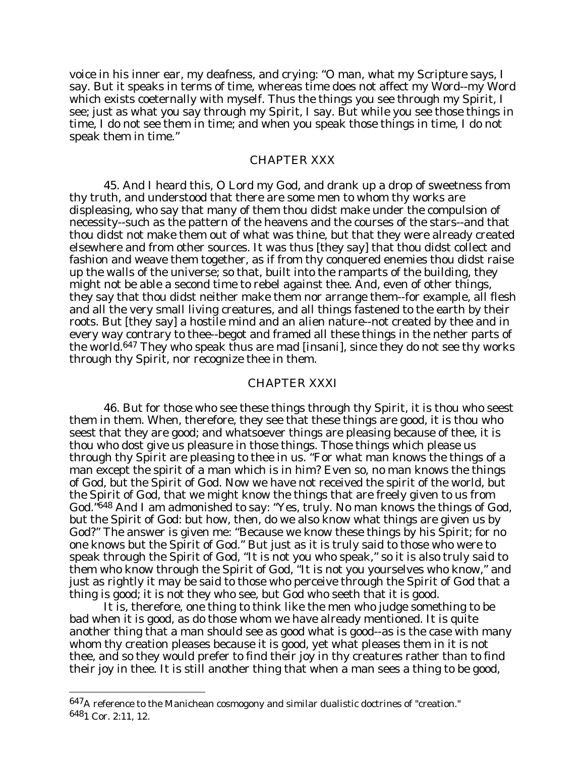voice in his inner ear, my deafness, and crying: "O man, what my Scripture says, I say. But it speaks in terms of time, whereas time does not affect my Word--my Word which exists coeternally with myself. Thus the things you see through my Spirit, I see; just as what you say through my Spirit, I say. But while you see those things in time, I do not see them in time; and when you speak those things in time, I do not speak them in time."

## CHAPTER XXX

45. And I heard this, O Lord my God, and drank up a drop of sweetness from thy truth, and understood that there are some men to whom thy works are displeasing, who say that many of them thou didst make under the compulsion of necessity--such as the pattern of the heavens and the courses of the stars--and that thou didst not make them out of what was thine, but that they were already created elsewhere and from other sources. It was thus [they say] that thou didst collect and fashion and weave them together, as if from thy conquered enemies thou didst raise up the walls of the universe; so that, built into the ramparts of the building, they might not be able a second time to rebel against thee. And, even of other things, they say that thou didst neither make them nor arrange them--for example, all flesh and all the very small living creatures, and all things fastened to the earth by their roots. But [they say] a hostile mind and an alien nature--not created by thee and in every way contrary to thee--begot and framed all these things in the nether parts of the world.[647] They who speak thus are mad [*insani*], since they do not see thy works through thy Spirit, nor recognize thee in them.

## CHAPTER XXXI

46. But for those who see these things through thy Spirit, it is thou who seest them in them. When, therefore, they see that these things are good, it is thou who seest that they are good; and whatsoever things are pleasing because of thee, it is thou who dost give us pleasure in those things. Those things which please us through thy Spirit are pleasing to thee in us. "For what man knows the things of a man except the spirit of a man which is in him? Even so, no man knows the things of God, but the Spirit of God. Now we have not received the spirit of the world, but the Spirit of God, that we might know the things that are freely given to us from God."[648] And I am admonished to say: "Yes, truly. No man knows the things of God, but the Spirit of God: but how, then, do we also know what things are given us by God?" The answer is given me: "Because we know these things by his Spirit; for no one knows but the Spirit of God." But just as it is truly said to those who were to speak through the Spirit of God, "It is not you who speak," so it is also truly said to them who know through the Spirit of God, "It is not you yourselves who know," and just as rightly it may be said to those who perceive through the Spirit of God that a thing is good; it is not they who see, but God who seeth that it is good.

It is, therefore, one thing to think like the men who judge something to be bad when it is good, as do those whom we have already mentioned. It is quite another thing that a man should see as good what is good--as is the case with many whom thy creation pleases because it is good, yet what pleases them in it is not thee, and so they would prefer to find their joy in thy creatures rather than to find their joy in thee. It is still another thing that when a man sees a thing to be good,

---

[647] A reference to the Manichean cosmogony and similar dualistic doctrines of "creation."

[648] 1 Cor. 2:11, 12.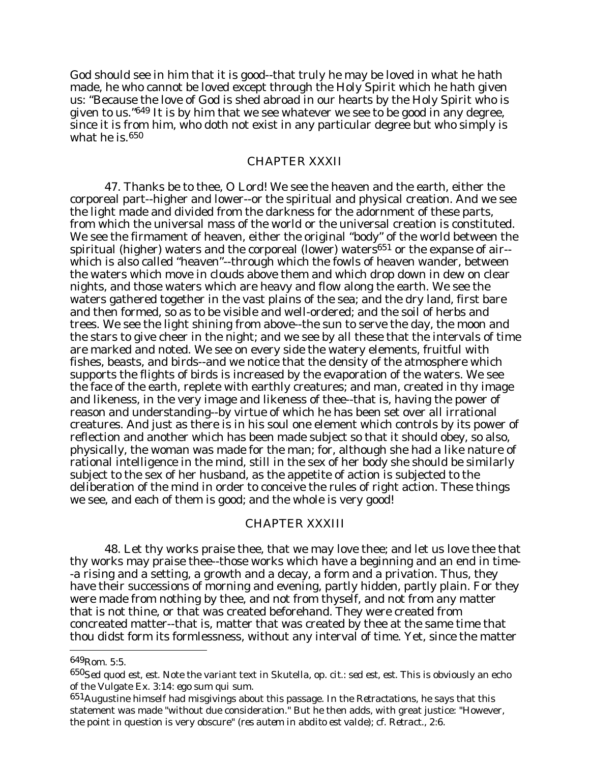God should see in him that it is good--that truly he may be loved in what he hath made, he who cannot be loved except through the Holy Spirit which he hath given us: "Because the love of God is shed abroad in our hearts by the Holy Spirit who is given to us."[649] It is by him that we see whatever we see to be good in any degree, since it is from him, who doth not exist in any particular degree but who simply is what he is.[650]

## CHAPTER XXXII

47. Thanks be to thee, O Lord! We see the heaven and the earth, either the corporeal part--higher and lower--or the spiritual and physical creation. And we see the light made and divided from the darkness for the adornment of these parts, from which the universal mass of the world or the universal creation is constituted. We see the firmament of heaven, either the original "body" of the world between the spiritual (higher) waters and the corporeal (lower) waters[651] or the expanse of air--which is also called "heaven"--through which the fowls of heaven wander, between the waters which move in clouds above them and which drop down in dew on clear nights, and those waters which are heavy and flow along the earth. We see the waters gathered together in the vast plains of the sea; and the dry land, first bare and then formed, so as to be visible and well-ordered; and the soil of herbs and trees. We see the light shining from above--the sun to serve the day, the moon and the stars to give cheer in the night; and we see by all these that the intervals of time are marked and noted. We see on every side the watery elements, fruitful with fishes, beasts, and birds--and we notice that the density of the atmosphere which supports the flights of birds is increased by the evaporation of the waters. We see the face of the earth, replete with earthly creatures; and man, created in thy image and likeness, in the very image and likeness of thee--that is, having the power of reason and understanding--by virtue of which he has been set over all irrational creatures. And just as there is in his soul one element which controls by its power of reflection and another which has been made subject so that it should obey, so also, physically, the woman was made for the man; for, although she had a like nature of rational intelligence in the mind, still in the sex of her body she should be similarly subject to the sex of her husband, as the appetite of action is subjected to the deliberation of the mind in order to conceive the rules of right action. These things we see, and each of them is good; and the whole is very good!

## CHAPTER XXXIII

48. Let thy works praise thee, that we may love thee; and let us love thee that thy works may praise thee--those works which have a beginning and an end in time--a rising and a setting, a growth and a decay, a form and a privation. Thus, they have their successions of morning and evening, partly hidden, partly plain. For they were made from nothing by thee, and not from thyself, and not from any matter that is not thine, or that was created beforehand. They were created from concreated matter--that is, matter that was created by thee at the same time that thou didst form its formlessness, without any interval of time. Yet, since the matter

---

[649] Rom. 5:5.

[650] *Sed quod est, est.* Note the variant text in Skutella, *op. cit.*: *sed est, est.* This is obviously an echo of the Vulgate Ex. 3:14: *ego sum qui sum.*

[651] Augustine himself had misgivings about this passage. In the *Retractations*, he says that this statement was made "without due consideration." But he then adds, with great justice: "However, the point in question is very obscure" (*res autem in abdito est valde*); cf. *Retract.*, 2:6.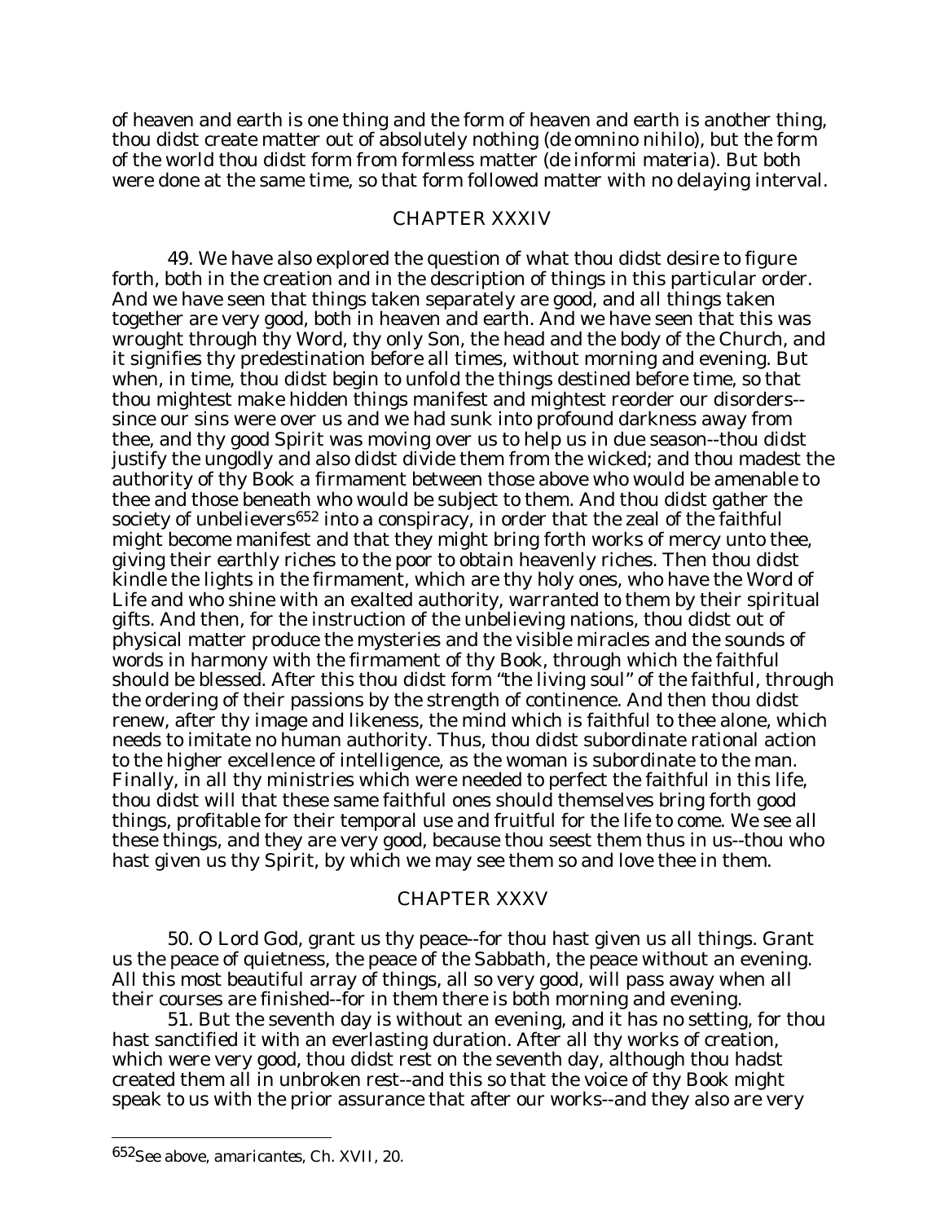of heaven and earth is one thing and the form of heaven and earth is another thing, thou didst create matter out of absolutely nothing (*de omnino nihilo*), but the form of the world thou didst form from formless matter (*de informi materia*). But both were done at the same time, so that form followed matter with no delaying interval.

## CHAPTER XXXIV

49. We have also explored the question of what thou didst desire to figure forth, both in the creation and in the description of things in this particular order. And we have seen that things taken separately are good, and all things taken together are very good, both in heaven and earth. And we have seen that this was wrought through thy Word, thy only Son, the head and the body of the Church, and it signifies thy predestination before all times, without morning and evening. But when, in time, thou didst begin to unfold the things destined before time, so that thou mightest make hidden things manifest and mightest reorder our disorders--since our sins were over us and we had sunk into profound darkness away from thee, and thy good Spirit was moving over us to help us in due season--thou didst justify the ungodly and also didst divide them from the wicked; and thou madest the authority of thy Book a firmament between those above who would be amenable to thee and those beneath who would be subject to them. And thou didst gather the society of unbelievers[652] into a conspiracy, in order that the zeal of the faithful might become manifest and that they might bring forth works of mercy unto thee, giving their earthly riches to the poor to obtain heavenly riches. Then thou didst kindle the lights in the firmament, which are thy holy ones, who have the Word of Life and who shine with an exalted authority, warranted to them by their spiritual gifts. And then, for the instruction of the unbelieving nations, thou didst out of physical matter produce the mysteries and the visible miracles and the sounds of words in harmony with the firmament of thy Book, through which the faithful should be blessed. After this thou didst form "the living soul" of the faithful, through the ordering of their passions by the strength of continence. And then thou didst renew, after thy image and likeness, the mind which is faithful to thee alone, which needs to imitate no human authority. Thus, thou didst subordinate rational action to the higher excellence of intelligence, as the woman is subordinate to the man. Finally, in all thy ministries which were needed to perfect the faithful in this life, thou didst will that these same faithful ones should themselves bring forth good things, profitable for their temporal use and fruitful for the life to come. We see all these things, and they are very good, because thou seest them thus in us--thou who hast given us thy Spirit, by which we may see them so and love thee in them.

## CHAPTER XXXV

50. O Lord God, grant us thy peace--for thou hast given us all things. Grant us the peace of quietness, the peace of the Sabbath, the peace without an evening. All this most beautiful array of things, all so very good, will pass away when all their courses are finished--for in them there is both morning and evening.

51. But the seventh day is without an evening, and it has no setting, for thou hast sanctified it with an everlasting duration. After all thy works of creation, which were very good, thou didst rest on the seventh day, although thou hadst created them all in unbroken rest--and this so that the voice of thy Book might speak to us with the prior assurance that after our works--and they also are very

---

[652] See above, *amaricantes*, Ch. XVII, 20.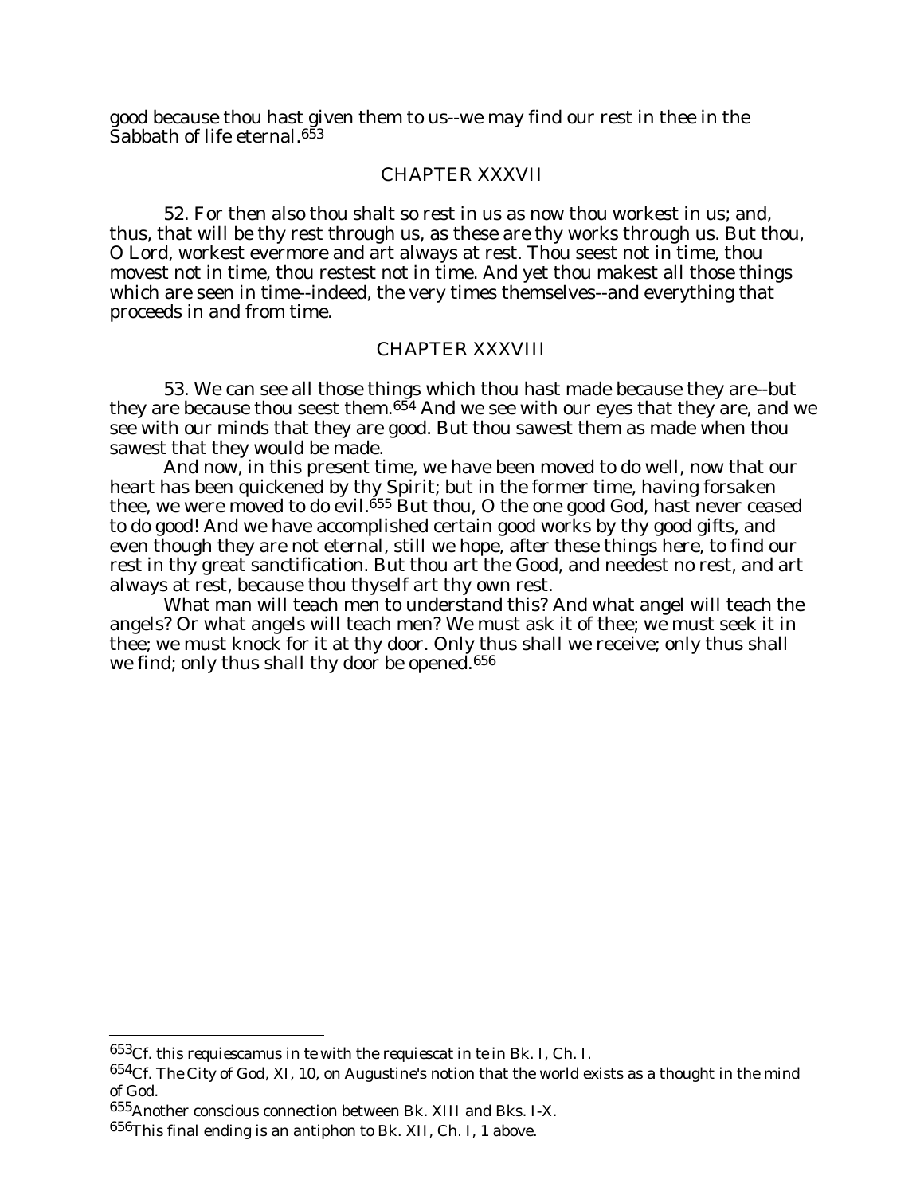good because thou hast given them to us--we may find our rest in thee in the Sabbath of life eternal.[653]

## CHAPTER XXXVII

52. For then also thou shalt so rest in us as now thou workest in us; and, thus, that will be thy rest through us, as these are thy works through us. But thou, O Lord, workest evermore and art always at rest. Thou seest not in time, thou movest not in time, thou restest not in time. And yet thou makest all those things which are seen in time--indeed, the very times themselves--and everything that proceeds in and from time.

## CHAPTER XXXVIII

53. We can see all those things which thou hast made because they are--but they are because thou seest them.[654] And we see with our eyes that they are, and we see with our minds that they are good. But thou sawest them as made when thou sawest that they would be made.

And now, in this present time, we have been moved to do well, now that our heart has been quickened by thy Spirit; but in the former time, having forsaken thee, we were moved to do evil.[655] But thou, O the one good God, hast never ceased to do good! And we have accomplished certain good works by thy good gifts, and even though they are not eternal, still we hope, after these things here, to find our rest in thy great sanctification. But thou art the Good, and needest no rest, and art always at rest, because thou thyself art thy own rest.

What man will teach men to understand this? And what angel will teach the angels? Or what angels will teach men? We must ask it of thee; we must seek it in thee; we must knock for it at thy door. Only thus shall we receive; only thus shall we find; only thus shall thy door be opened.[656]

---

[653] Cf. this *requiescamus in te* with the *requiescat in te* in Bk. I, Ch. I.

[654] Cf. *The City of God*, XI, 10, on Augustine's notion that the world exists as a thought in the mind of God.

[655] Another conscious connection between Bk. XIII and Bks. I-X.

[656] This final ending is an antiphon to Bk. XII, Ch. I, 1 above.